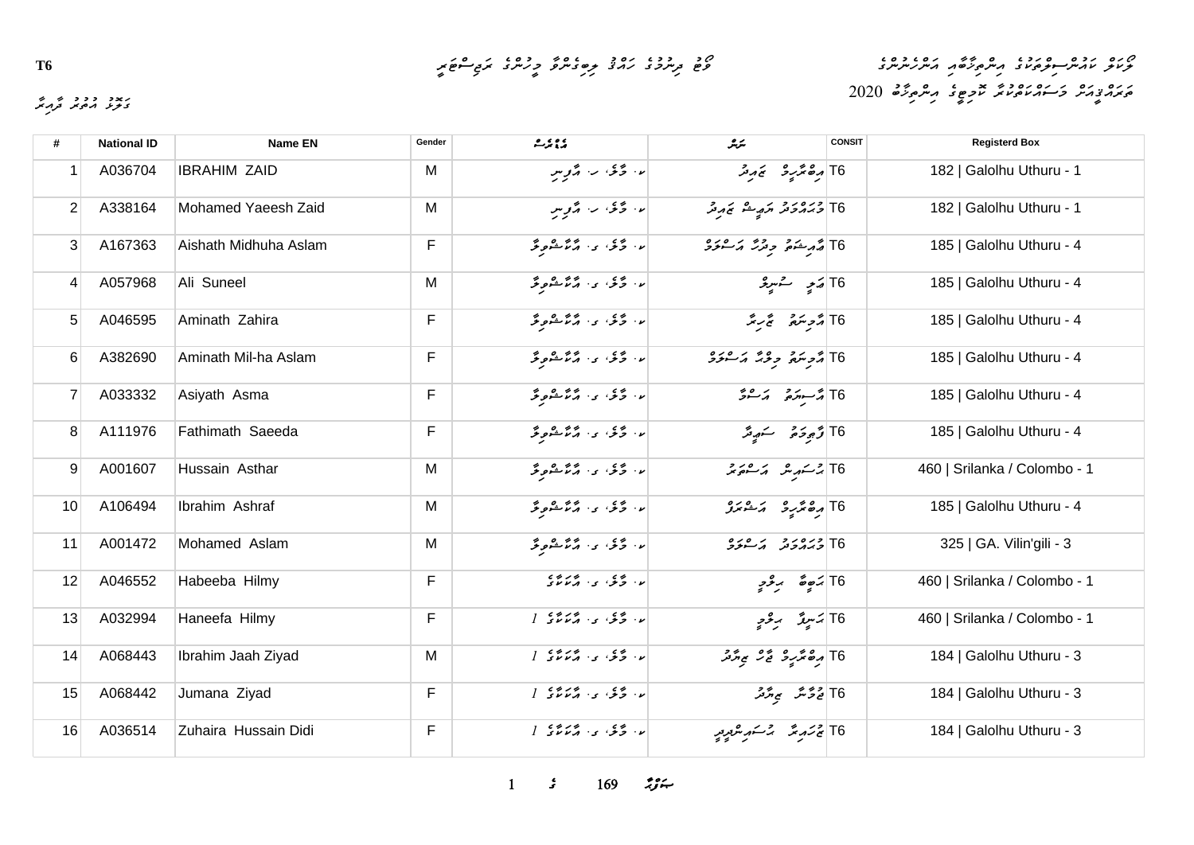ޕާލަމެންޓް އިންތިޚާބު 2020 ގެ ވޯޓު ލާނެ ފަރާތްތަކުގެ ލިސްޓު

ގެލޮޅު އުތުރު

| # | National ID | Name EN | Gender | ގެ އެޑްރެސް | ނަން | CONSIT | Registerd Box |
|---|---|---|---|---|---|---|---|
| 1 | A036704 | IBRAHIM ZAID | M | ކ. މާލެ، ހ. ޒާވިޔާ | އިބްރާހީމް ޒައިދު | T6 | 182 \| Galolhu Uthuru - 1 |
| 2 | A338164 | Mohamed Yaeesh Zaid | M | ކ. މާލެ، ހ. ޒާވިޔާ | މުޙައްމަދު ޔަޢީޝް ޒައިދު | T6 | 182 \| Galolhu Uthuru - 1 |
| 3 | A167363 | Aishath Midhuha Aslam | F | ކ. މާލެ، ގ. އާމާސްކޮލާ | އާއިޝަތު މިދުޙާ އަސްލަމް | T6 | 185 \| Galolhu Uthuru - 4 |
| 4 | A057968 | Ali Suneel | M | ކ. މާލެ، ގ. އާމާސްކޮލާ | އަލީ ސުނީލް | T6 | 185 \| Galolhu Uthuru - 4 |
| 5 | A046595 | Aminath Zahira | F | ކ. މާލެ، ގ. އާމާސްކޮލާ | އާމިނަތު ޒާހިރާ | T6 | 185 \| Galolhu Uthuru - 4 |
| 6 | A382690 | Aminath Mil-ha Aslam | F | ކ. މާލެ، ގ. އާމާސްކޮލާ | އާމިނަތު މިލްހާ އަސްލަމް | T6 | 185 \| Galolhu Uthuru - 4 |
| 7 | A033332 | Asiyath Asma | F | ކ. މާލެ، ގ. އާމާސްކޮލާ | އާސިޔަތު އަސްމާ | T6 | 185 \| Galolhu Uthuru - 4 |
| 8 | A111976 | Fathimath Saeeda | F | ކ. މާލެ، ގ. އާމާސްކޮލާ | ފާތިމަތު ސަޢީދާ | T6 | 185 \| Galolhu Uthuru - 4 |
| 9 | A001607 | Hussain Asthar | M | ކ. މާލެ، ގ. އާމާސްކޮލާ | ހުސައިން އަސްތަރު | T6 | 460 \| Srilanka / Colombo - 1 |
| 10 | A106494 | Ibrahim Ashraf | M | ކ. މާލެ، ގ. އާމާސްކޮލާ | އިބްރާހީމް އަޝްރަފް | T6 | 185 \| Galolhu Uthuru - 4 |
| 11 | A001472 | Mohamed Aslam | M | ކ. މާލެ، ގ. އާމާސްކޮލާ | މުޙައްމަދު އަސްލަމް | T6 | 325 \| GA. Vilin'gili - 3 |
| 12 | A046552 | Habeeba Hilmy | F | ކ. މާލެ، ގ. އާމާކޮށި | ހަބީބާ ހިލްމީ | T6 | 460 \| Srilanka / Colombo - 1 |
| 13 | A032994 | Haneefa Hilmy | F | ކ. މާލެ، ގ. އާމާކޮށި 1 | ހަނީފާ ހިލްމީ | T6 | 460 \| Srilanka / Colombo - 1 |
| 14 | A068443 | Ibrahim Jaah Ziyad | M | ކ. މާލެ، ގ. އާމާކޮށި 1 | އިބްރާހީމް ޖާހް ޒިޔާދު | T6 | 184 \| Galolhu Uthuru - 3 |
| 15 | A068442 | Jumana Ziyad | F | ކ. މާލެ، ގ. އާމާކޮށި 1 | ޖުމާނާ ޒިޔާދު | T6 | 184 \| Galolhu Uthuru - 3 |
| 16 | A036514 | Zuhaira Hussain Didi | F | ކ. މާލެ، ގ. އާމާކޮށި 1 | ޒުހައިރާ ހުސައިންދީދީ | T6 | 184 \| Galolhu Uthuru - 3 |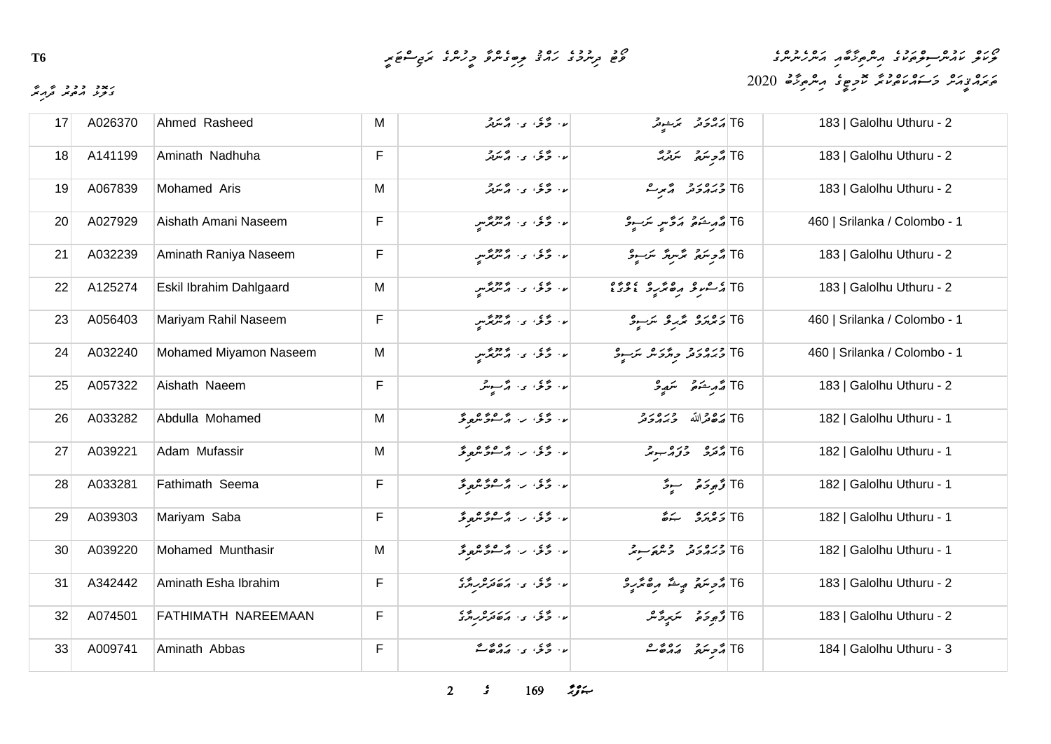| 17 | A026370 | Ahmed Rasheed | M | ޅ. މާލެ، ގ. އާނަދު | T6 އަޙްމަދު ރަޝީދު | 183 \| Galolhu Uthuru - 2 |
|---|---|---|---|---|---|---|
| 18 | A141199 | Aminath Nadhuha | F | ޅ. މާލެ، ގ. އާނަދު | T6 އާމިނަތު ނަދުހާ | 183 \| Galolhu Uthuru - 2 |
| 19 | A067839 | Mohamed Aris | M | ޅ. މާލެ، ގ. އާނަދު | T6 މުޙައްމަދު އާރިސް | 183 \| Galolhu Uthuru - 2 |
| 20 | A027929 | Aishath Amani Naseem | F | ޅ. މާލެ، ގ. އާނަންދާނި | T6 އާއިޝަތު އަމާނީ ނަސީމް | 460 \| Srilanka / Colombo - 1 |
| 21 | A032239 | Aminath Raniya Naseem | F | ޅ. މާލެ، ގ. އާނަންދާނި | T6 އާމިނަތު ރާނިޔާ ނަސީމް | 183 \| Galolhu Uthuru - 2 |
| 22 | A125274 | Eskil Ibrahim Dahlgaard | M | ޅ. މާލެ، ގ. އާނަންދާނި | T6 އެސްކިލް އިބްރާހީމް ޑާލްގާޑް | 183 \| Galolhu Uthuru - 2 |
| 23 | A056403 | Mariyam Rahil Naseem | F | ޅ. މާލެ، ގ. އާނަންދާނި | T6 މަރިޔަމް ރާހިލް ނަސީމް | 460 \| Srilanka / Colombo - 1 |
| 24 | A032240 | Mohamed Miyamon Naseem | M | ޅ. މާލެ، ގ. އާނަންދާނި | T6 މުޙައްމަދު މިޔާމަން ނަސީމް | 460 \| Srilanka / Colombo - 1 |
| 25 | A057322 | Aishath Naeem | F | ޅ. މާލެ، ގ. އާސިން | T6 އާއިޝަތު ނައީމް | 183 \| Galolhu Uthuru - 2 |
| 26 | A033282 | Abdulla Mohamed | M | ޅ. މާލެ، ހ. އާސްމާނީވާ | T6 އަބްދުﷲ މުޙައްމަދު | 182 \| Galolhu Uthuru - 1 |
| 27 | A039221 | Adam Mufassir | M | ޅ. މާލެ، ހ. އާސްމާނީވާ | T6 އާދަމް މުފައްސިރު | 182 \| Galolhu Uthuru - 1 |
| 28 | A033281 | Fathimath Seema | F | ޅ. މާލެ، ހ. އާސްމާނީވާ | T6 ފާތިމަތު ސީމާ | 182 \| Galolhu Uthuru - 1 |
| 29 | A039303 | Mariyam Saba | F | ޅ. މާލެ، ހ. އާސްމާނީވާ | T6 މަރިޔަމް ސަބާ | 182 \| Galolhu Uthuru - 1 |
| 30 | A039220 | Mohamed Munthasir | M | ޅ. މާލެ، ހ. އާސްމާނީވާ | T6 މުޙައްމަދު މުންތަސިރު | 182 \| Galolhu Uthuru - 1 |
| 31 | A342442 | Aminath Esha Ibrahim | F | ޅ. މާލެ، ގ. އަބަދަހުރިއްޔާ | T6 އާމިނަތު އީޝާ އިބްރާހީމް | 183 \| Galolhu Uthuru - 2 |
| 32 | A074501 | FATHIMATH NAREEMAAN | F | ޅ. މާލެ، ގ. އަބަދަހުރިއްޔާ | T6 ފާތިމަތު ނަރީމާން | 183 \| Galolhu Uthuru - 2 |
| 33 | A009741 | Aminath Abbas | F | ޅ. މާލެ، ގ. އައްބާސް | T6 އާމިނަތު އައްބާސް | 184 \| Galolhu Uthuru - 3 |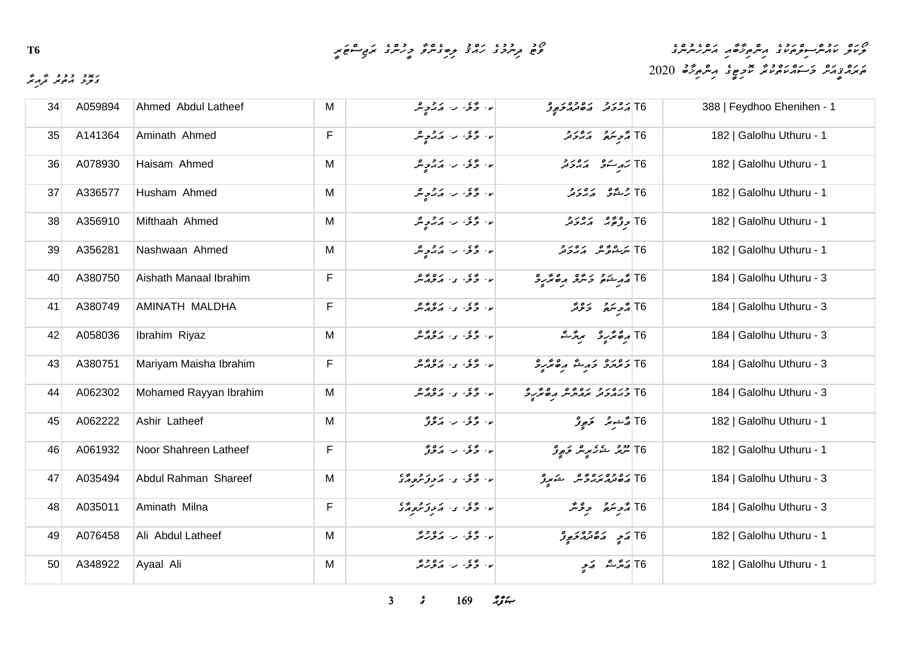| 34 | A059894 | Ahmed Abdul Latheef | M | ޅ. މާޅ، ހ. އަރުތިން | T6 އަހްމަދު އަބްދުއްލަތީފު | 388 \| Feydhoo Ehenihen - 1 |
|---|---|---|---|---|---|---|
| 35 | A141364 | Aminath Ahmed | F | ޅ. މާޅ، ހ. އަރުތިން | T6 އާމިނަތު އަހްމަދު | 182 \| Galolhu Uthuru - 1 |
| 36 | A078930 | Haisam Ahmed | M | ޅ. މާޅ، ހ. އަރުތިން | T6 ހައިސަމް އަހްމަދު | 182 \| Galolhu Uthuru - 1 |
| 37 | A336577 | Husham Ahmed | M | ޅ. މާޅ، ހ. އަރުތިން | T6 ހުޝާމް އަހްމަދު | 182 \| Galolhu Uthuru - 1 |
| 38 | A356910 | Mifthaah Ahmed | M | ޅ. މާޅ، ހ. އަރުތިން | T6 މިފްތާހް އަހްމަދު | 182 \| Galolhu Uthuru - 1 |
| 39 | A356281 | Nashwaan Ahmed | M | ޅ. މާޅ، ހ. އަރުތިން | T6 ނަޝްވާން އަހްމަދު | 182 \| Galolhu Uthuru - 1 |
| 40 | A380750 | Aishath Manaal Ibrahim | F | ޅ. މާޅ، ގ. އަލްމާސް | T6 އާއިޝަތު މަނާލް އިބްރާހީމް | 184 \| Galolhu Uthuru - 3 |
| 41 | A380749 | AMINATH MALDHA | F | ޅ. މާޅ، ގ. އަލްމާސް | T6 އާމިނަތު މަލްދާ | 184 \| Galolhu Uthuru - 3 |
| 42 | A058036 | Ibrahim Riyaz | M | ޅ. މާޅ، ގ. އަލްމާސް | T6 އިބްރާހީމް ރިޔާޒް | 184 \| Galolhu Uthuru - 3 |
| 43 | A380751 | Mariyam Maisha Ibrahim | F | ޅ. މާޅ، ގ. އަލްމާސް | T6 މަރިޔަމް މައިޝާ އިބްރާހީމް | 184 \| Galolhu Uthuru - 3 |
| 44 | A062302 | Mohamed Rayyan Ibrahim | M | ޅ. މާޅ، ގ. އަލްމާސް | T6 މުހައްމަދު ރައްޔާން އިބްރާހީމް | 184 \| Galolhu Uthuru - 3 |
| 45 | A062222 | Ashir Latheef | M | ޅ. މާޅ، ހ. އަލްފާ | T6 އާޝިރު ލަތީފު | 182 \| Galolhu Uthuru - 1 |
| 46 | A061932 | Noor Shahreen Latheef | F | ޅ. މާޅ، ހ. އަލްފާ | T6 ނޫރު ޝަހްރީން ލަތީފު | 182 \| Galolhu Uthuru - 1 |
| 47 | A035494 | Abdul Rahman Shareef | M | ޅ. މާޅ، ގ. އަރިފަރުވާއްގެ | T6 އަބްދުއްރަޙްމާން ޝަރީފު | 184 \| Galolhu Uthuru - 3 |
| 48 | A035011 | Aminath Milna | F | ޅ. މާޅ، ގ. އަރިފަރުވާއްގެ | T6 އާމިނަތު މިލްނާ | 184 \| Galolhu Uthuru - 3 |
| 49 | A076458 | Ali Abdul Latheef | M | ޅ. މާޅ، ހ. އަލްހުރާ | T6 އަލީ އަބްދުއްލަތީފު | 182 \| Galolhu Uthuru - 1 |
| 50 | A348922 | Ayaal Ali | M | ޅ. މާޅ، ހ. އަލްހުރާ | T6 އަޔާލް އަލީ | 182 \| Galolhu Uthuru - 1 |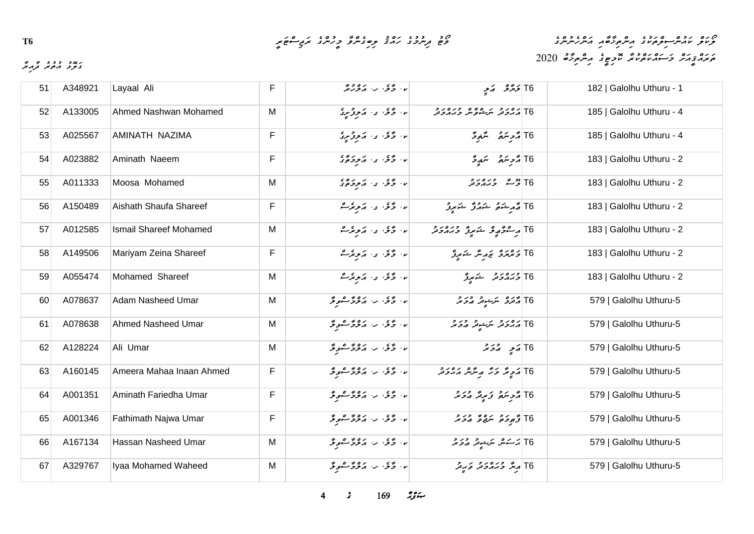| 51 | A348921 | Layaal Ali | F | ، ، ވާލީ، ރ. އަވެރުން | T6 ލަޔާލް  އަލި | 182 \| Galolhu Uthuru - 1 |
|---|---|---|---|---|---|---|
| 52 | A133005 | Ahmed Nashwan Mohamed | M | ، ، ވާލީ، ގ. އަލިވިލާ | T6 އަޙްމަދު ނަޝްވާން މުޙައްމަދު | 185 \| Galolhu Uthuru - 4 |
| 53 | A025567 | AMINATH NAZIMA | F | ، ، ވާލީ، ގ. އަލިވިލާ | T6 އާމިނަތު  ނާޒިމާ | 185 \| Galolhu Uthuru - 4 |
| 54 | A023882 | Aminath Naeem | F | ، ، ވާލީ، ގ. އަލިމަތާ | T6 އާމިނަތު  ނައީމް | 183 \| Galolhu Uthuru - 2 |
| 55 | A011333 | Moosa Mohamed | M | ، ، ވާލީ، ގ. އަލިމަތާ | T6 މޫސާ  މުޙައްމަދު | 183 \| Galolhu Uthuru - 2 |
| 56 | A150489 | Aishath Shaufa Shareef | F | ، ، ވާލީ، ގ. އަލިރަށް | T6 އާއިޝަތު ޝައުފާ ޝަރީފް | 183 \| Galolhu Uthuru - 2 |
| 57 | A012585 | Ismail Shareef Mohamed | M | ، ، ވާލީ، ގ. އަލިރަށް | T6 އިސްމާއީލް ޝަރީފް މުޙައްމަދު | 183 \| Galolhu Uthuru - 2 |
| 58 | A149506 | Mariyam Zeina Shareef | F | ، ، ވާލީ، ގ. އަލިރަށް | T6 މަރިޔަމް ޒެއިނާ ޝަރީފް | 183 \| Galolhu Uthuru - 2 |
| 59 | A055474 | Mohamed Shareef | M | ، ، ވާލީ، ގ. އަލިރަށް | T6 މުޙައްމަދު  ޝަރީފް | 183 \| Galolhu Uthuru - 2 |
| 60 | A078637 | Adam Nasheed Umar | M | ، ، ވާލީ، ރ. އަލްފާސްވިލާ | T6 އާދަމް ނަޝީދު އުމަރު | 579 \| Galolhu Uthuru-5 |
| 61 | A078638 | Ahmed Nasheed Umar | M | ، ، ވާލީ، ރ. އަލްފާސްވިލާ | T6 އަޙްމަދު ނަޝީދު އުމަރު | 579 \| Galolhu Uthuru-5 |
| 62 | A128224 | Ali Umar | M | ، ، ވާލީ، ރ. އަލްފާސްވިލާ | T6 އަލި  އުމަރު | 579 \| Galolhu Uthuru-5 |
| 63 | A160145 | Ameera Mahaa Inaan Ahmed | F | ، ، ވާލީ، ރ. އަލްފާސްވިލާ | T6 އަމީރާ މަހާ އިނާން އަޙްމަދު | 579 \| Galolhu Uthuru-5 |
| 64 | A001351 | Aminath Fariedha Umar | F | ، ، ވާލީ، ރ. އަލްފާސްވިލާ | T6 އާމިނަތު ފަރީދާ އުމަރު | 579 \| Galolhu Uthuru-5 |
| 65 | A001346 | Fathimath Najwa Umar | F | ، ، ވާލީ، ރ. އަލްފާސްވިލާ | T6 ފާތިމަތު ނަޖްވާ އުމަރު | 579 \| Galolhu Uthuru-5 |
| 66 | A167134 | Hassan Nasheed Umar | M | ، ، ވާލީ، ރ. އަލްފާސްވިލާ | T6 ޙަސަން ނަޝީދު އުމަރު | 579 \| Galolhu Uthuru-5 |
| 67 | A329767 | Iyaa Mohamed Waheed | M | ، ، ވާލީ، ރ. އަލްފާސްވިލާ | T6 އިޔާ މުޙައްމަދު ވަޙީދު | 579 \| Galolhu Uthuru-5 |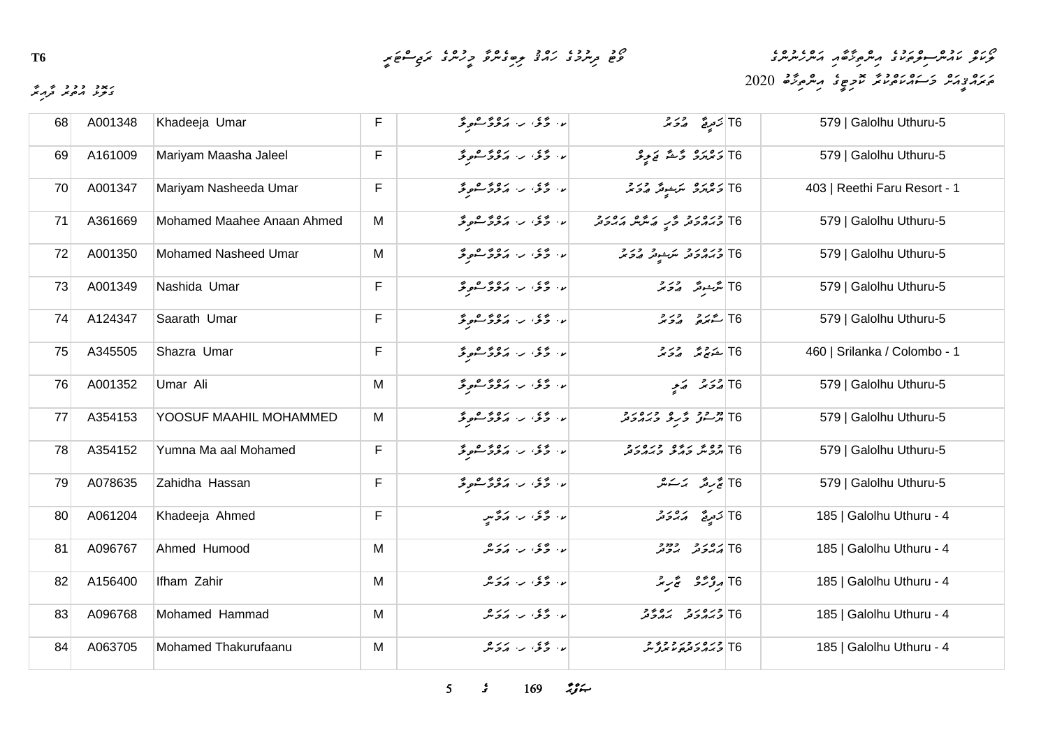| 68 | A001348 | Khadeeja Umar | F | ށ. މާޅޮ، ހ. އަލިވާސްޓާ | T6 ޚަދީޖާ ޢުމަރު | 579 \| Galolhu Uthuru-5 |
|---|---|---|---|---|---|---|
| 69 | A161009 | Mariyam Maasha Jaleel | F | ށ. މާޅޮ، ހ. އަލިވާސްޓާ | T6 މަރިޔަމް މާޝާ ޖަލީލް | 579 \| Galolhu Uthuru-5 |
| 70 | A001347 | Mariyam Nasheeda Umar | F | ށ. މާޅޮ، ހ. އަލިވާސްޓާ | T6 މަރިޔަމް ނަޝީދާ ޢުމަރު | 403 \| Reethi Faru Resort - 1 |
| 71 | A361669 | Mohamed Maahee Anaan Ahmed | M | ށ. މާޅޮ، ހ. އަލިވާސްޓާ | T6 މުޙައްމަދު މާހީ އަނާން އަޙްމަދު | 579 \| Galolhu Uthuru-5 |
| 72 | A001350 | Mohamed Nasheed Umar | M | ށ. މާޅޮ، ހ. އަލިވާސްޓާ | T6 މުޙައްމަދު ނަޝީދު ޢުމަރު | 579 \| Galolhu Uthuru-5 |
| 73 | A001349 | Nashida Umar | F | ށ. މާޅޮ، ހ. އަލިވާސްޓާ | T6 ނާޝިދާ ޢުމަރު | 579 \| Galolhu Uthuru-5 |
| 74 | A124347 | Saarath Umar | F | ށ. މާޅޮ، ހ. އަލިވާސްޓާ | T6 ސާރަތު ޢުމަރު | 579 \| Galolhu Uthuru-5 |
| 75 | A345505 | Shazra Umar | F | ށ. މާޅޮ، ހ. އަލިވާސްޓާ | T6 ޝަޒްރާ ޢުމަރު | 460 \| Srilanka / Colombo - 1 |
| 76 | A001352 | Umar Ali | M | ށ. މާޅޮ، ހ. އަލިވާސްޓާ | T6 ޢުމަރު ޢަލި | 579 \| Galolhu Uthuru-5 |
| 77 | A354153 | YOOSUF MAAHIL MOHAMMED | M | ށ. މާޅޮ، ހ. އަލިވާސްޓާ | T6 ޔޫސުފު މާހިލް މުޙައްމަދު | 579 \| Galolhu Uthuru-5 |
| 78 | A354152 | Yumna Ma aal Mohamed | F | ށ. މާޅޮ، ހ. އަލިވާސްޓާ | T6 ޔުމްނާ މައާލް މުޙައްމަދު | 579 \| Galolhu Uthuru-5 |
| 79 | A078635 | Zahidha Hassan | F | ށ. މާޅޮ، ހ. އަލިވާސްޓާ | T6 ޒާހިދާ ޙަސަން | 579 \| Galolhu Uthuru-5 |
| 80 | A061204 | Khadeeja Ahmed | F | ށ. މާޅޮ، ހ. އަމާނީ | T6 ޚަދީޖާ އަޙްމަދު | 185 \| Galolhu Uthuru - 4 |
| 81 | A096767 | Ahmed Humood | M | ށ. މާޅޮ، ހ. އަމަން | T6 އަޙްމަދު ޙުމޫދު | 185 \| Galolhu Uthuru - 4 |
| 82 | A156400 | Ifham Zahir | M | ށ. މާޅޮ، ހ. އަމަން | T6 އިފްހާމް ޒާހިރު | 185 \| Galolhu Uthuru - 4 |
| 83 | A096768 | Mohamed Hammad | M | ށ. މާޅޮ، ހ. އަމަން | T6 މުޙައްމަދު ޙައްމާދު | 185 \| Galolhu Uthuru - 4 |
| 84 | A063705 | Mohamed Thakurufaanu | M | ށ. މާޅޮ، ހ. އަމަން | T6 މުޙައްމަދުތަކުރުފާނު | 185 \| Galolhu Uthuru - 4 |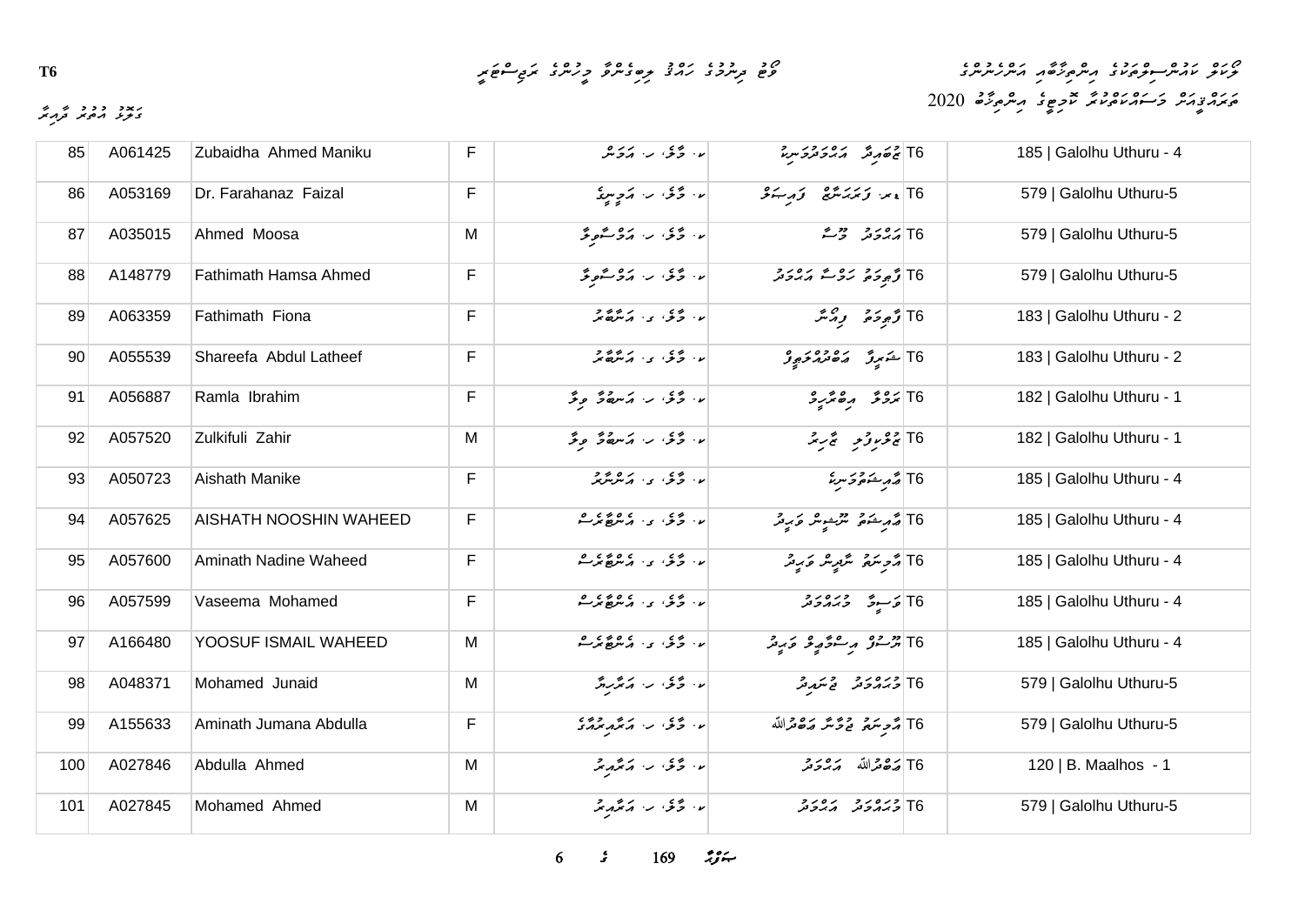| 85 | A061425 | Zubaidha Ahmed Maniku | F | ށ. ގޯލް، ނ. އަރަން | T6 ޒުބައިދާ އަހުމަދުމަނިކު | 185 \| Galolhu Uthuru - 4 |
|---|---|---|---|---|---|---|
| 86 | A053169 | Dr. Farahanaz Faizal | F | ށ. ގޯލް، ނ. އަލިނީ | T6 ޑރ. ފަރަހަނާޒް ފައިޒަލް | 579 \| Galolhu Uthuru-5 |
| 87 | A035015 | Ahmed Moosa | M | ށ. ގޯލް، ނ. އަލްސަވިލާ | T6 އަހުމަދު މޫސާ | 579 \| Galolhu Uthuru-5 |
| 88 | A148779 | Fathimath Hamsa Ahmed | F | ށ. ގޯލް، ނ. އަލްސަވިލާ | T6 ފާތިމަތު ހަމްސާ އަހުމަދު | 579 \| Galolhu Uthuru-5 |
| 89 | A063359 | Fathimath Fiona | F | ށ. ގޯލް، ގ. އަންބާރު | T6 ފާތިމަތު ފިއޯނާ | 183 \| Galolhu Uthuru - 2 |
| 90 | A055539 | Shareefa Abdul Latheef | F | ށ. ގޯލް، ގ. އަންބާރު | T6 ޝަރީފާ އަބްދުއްލަޠީފް | 183 \| Galolhu Uthuru - 2 |
| 91 | A056887 | Ramla Ibrahim | F | ށ. ގޯލް، ނ. އަސްރަފާ ވިލާ | T6 ރަމްލާ އިބްރާހީމް | 182 \| Galolhu Uthuru - 1 |
| 92 | A057520 | Zulkifuli Zahir | M | ށ. ގޯލް، ނ. އަސްރަފާ ވިލާ | T6 ޒުލްކިފުލީ ޒާހިރު | 182 \| Galolhu Uthuru - 1 |
| 93 | A050723 | Aishath Manike | F | ށ. ގޯލް، ގ. އަންނާރު | T6 އާއިޝަތުމަނިކެ | 185 \| Galolhu Uthuru - 4 |
| 94 | A057625 | AISHATH NOOSHIN WAHEED | F | ށ. ގޯލް، ގ. އެންޖެރަސް | T6 އާއިޝަތު ނޫޝިން ވަހީދު | 185 \| Galolhu Uthuru - 4 |
| 95 | A057600 | Aminath Nadine Waheed | F | ށ. ގޯލް، ގ. އެންޖެރަސް | T6 އާމިނަތު ނާދީން ވަހީދު | 185 \| Galolhu Uthuru - 4 |
| 96 | A057599 | Vaseema Mohamed | F | ށ. ގޯލް، ގ. އެންޖެރަސް | T6 ވަސީމާ މުހައްމަދު | 185 \| Galolhu Uthuru - 4 |
| 97 | A166480 | YOOSUF ISMAIL WAHEED | M | ށ. ގޯލް، ގ. އެންޖެރަސް | T6 ޔޫސުފް އިސްމާއިލް ވަހީދު | 185 \| Galolhu Uthuru - 4 |
| 98 | A048371 | Mohamed Junaid | M | ށ. ގޯލް، ނ. އަނާރާ | T6 މުހައްމަދު ޖުނައިދު | 579 \| Galolhu Uthuru-5 |
| 99 | A155633 | Aminath Jumana Abdulla | F | ށ. ގޯލް، ނ. އަނާރިދުމާގެ | T6 އާމިނަތު ޖުމާނާ އަބްދުﷲ | 579 \| Galolhu Uthuru-5 |
| 100 | A027846 | Abdulla Ahmed | M | ށ. ގޯލް، ނ. އަނާރިރު | T6 އަބްދުﷲ އަހުމަދު | 120 \| B. Maalhos - 1 |
| 101 | A027845 | Mohamed Ahmed | M | ށ. ގޯލް، ނ. އަނާރިރު | T6 މުހައްމަދު އަހުމަދު | 579 \| Galolhu Uthuru-5 |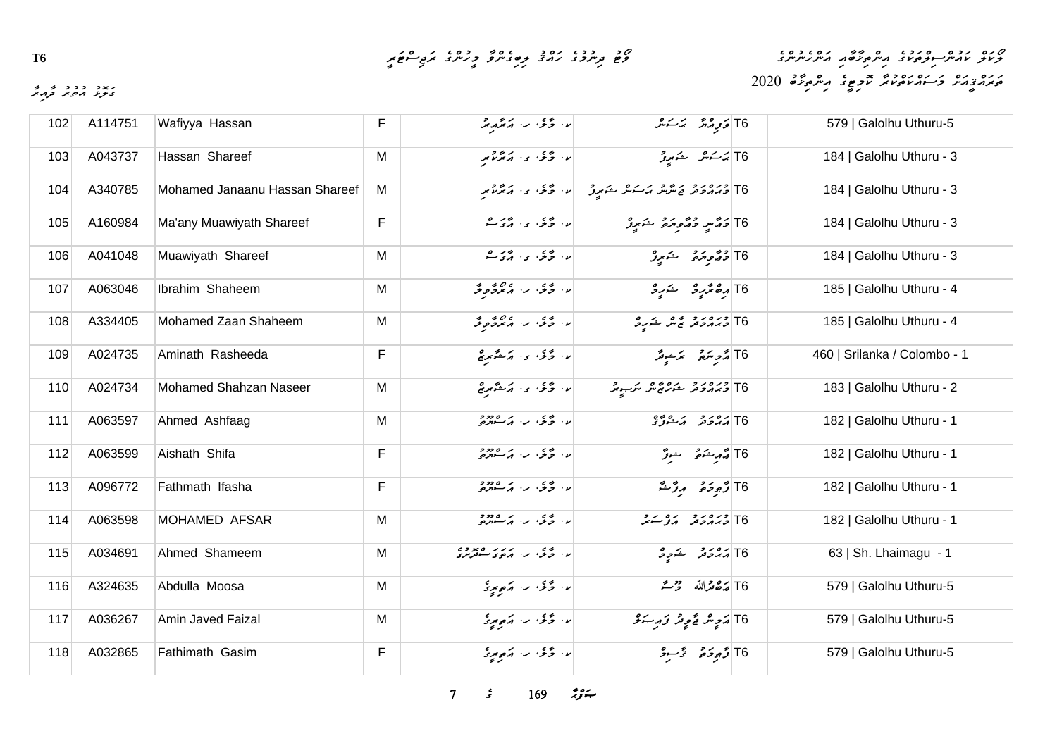| 102 | A114751 | Wafiyya Hassan | F | ނ. ގާދޫ، ރ. އަރާއިރާ | T6 | ވަފިއްޔާ ހަސަން | 579 \| Galolhu Uthuru-5 |
|---|---|---|---|---|---|---|---|
| 103 | A043737 | Hassan Shareef | M | ނ. ގާދޫ، ޏ. އަރާމާރ | T6 | ހަސަން ޝަރީފު | 184 \| Galolhu Uthuru - 3 |
| 104 | A340785 | Mohamed Janaanu Hassan Shareef | M | ނ. ގާދޫ، ޏ. އަރާމާރ | T6 | މުހައްމަދު ޖަނާނު ހަސަން ޝަރީފު | 184 \| Galolhu Uthuru - 3 |
| 105 | A160984 | Ma'any Muawiyath Shareef | F | ނ. ގާދޫ، ޏ. އާގަސް | T6 | މައާނީ މުއާވިޔަތު ޝަރީފު | 184 \| Galolhu Uthuru - 3 |
| 106 | A041048 | Muawiyath Shareef | M | ނ. ގާދޫ، ޏ. އާގަސް | T6 | މުއާވިޔަތު ޝަރީފު | 184 \| Galolhu Uthuru - 3 |
| 107 | A063046 | Ibrahim Shaheem | M | ނ. ގާދޫ، ރ. އެންގާވިލާ | T6 | އިބްރާހީމް ޝަހީމް | 185 \| Galolhu Uthuru - 4 |
| 108 | A334405 | Mohamed Zaan Shaheem | M | ނ. ގާދޫ، ރ. އެންގާވިލާ | T6 | މުހައްމަދު ޒާން ޝަހީމް | 185 \| Galolhu Uthuru - 4 |
| 109 | A024735 | Aminath Rasheeda | F | ނ. ގާދޫ، ޏ. އަސްލަމިޖ | T6 | އާމިނަތު ރަޝީދާ | 460 \| Srilanka / Colombo - 1 |
| 110 | A024734 | Mohamed Shahzan Naseer | M | ނ. ގާދޫ، ޏ. އަސްލަމިޖ | T6 | މުހައްމަދު ޝަހްޒާން ނަސީރު | 183 \| Galolhu Uthuru - 2 |
| 111 | A063597 | Ahmed Ashfaag | M | ނ. ގާދޫ، ރ. އަސްރޫމް | T6 | އަހްމަދު އަޝްފާގު | 182 \| Galolhu Uthuru - 1 |
| 112 | A063599 | Aishath Shifa | F | ނ. ގާދޫ، ރ. އަސްރޫމް | T6 | އާއިޝަތު ޝިފާ | 182 \| Galolhu Uthuru - 1 |
| 113 | A096772 | Fathmath Ifasha | F | ނ. ގާދޫ، ރ. އަސްރޫމް | T6 | ފާތިމަތު އިފާޝާ | 182 \| Galolhu Uthuru - 1 |
| 114 | A063598 | MOHAMED AFSAR | M | ނ. ގާދޫ، ރ. އަސްރޫމް | T6 | މުހައްމަދު އަފްސަރު | 182 \| Galolhu Uthuru - 1 |
| 115 | A034691 | Ahmed Shameem | M | ނ. ގާދޫ، ރ. އަތޮޅުސްޓޫޑިޔޯ | T6 | އަހްމަދު ޝަމީމް | 63 \| Sh. Lhaimagu - 1 |
| 116 | A324635 | Abdulla Moosa | M | ނ. ގާދޫ، ރ. އަލިމީދު | T6 | އަބްދުﷲ މޫސާ | 579 \| Galolhu Uthuru-5 |
| 117 | A036267 | Amin Javed Faizal | M | ނ. ގާދޫ، ރ. އަލިމީދު | T6 | އަމީން ޖާވިދު ފައިސަލް | 579 \| Galolhu Uthuru-5 |
| 118 | A032865 | Fathimath Gasim | F | ނ. ގާދޫ، ރ. އަލިމީދު | T6 | ފާތިމަތު ޤާސިމް | 579 \| Galolhu Uthuru-5 |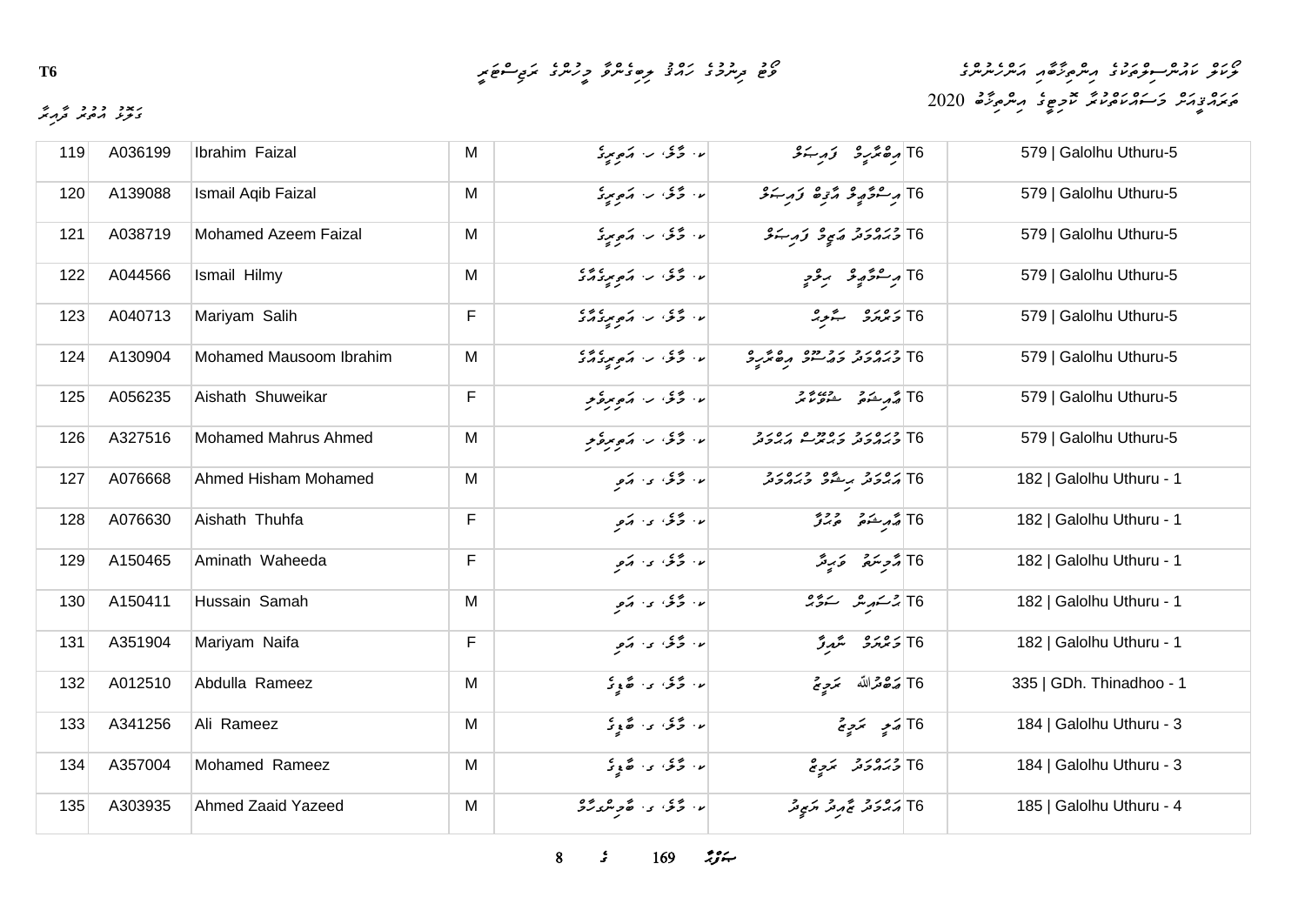| 119 | A036199 | Ibrahim Faizal | M | ކ. ގާލޮ، ކ. އަލިވިލާ | T6 އިބްރާހީމް ފައިސަލް | 579 \| Galolhu Uthuru-5 |
|---|---|---|---|---|---|---|
| 120 | A139088 | Ismail Aqib Faizal | M | ކ. ގާލޮ، ކ. އަލިވިލާ | T6 އިސްމާއީލް އާޤިބް ފައިސަލް | 579 \| Galolhu Uthuru-5 |
| 121 | A038719 | Mohamed Azeem Faizal | M | ކ. ގާލޮ، ކ. އަލިވިލާ | T6 މުޙައްމަދު އަޒީމް ފައިސަލް | 579 \| Galolhu Uthuru-5 |
| 122 | A044566 | Ismail Hilmy | M | ކ. ގާލޮ، ކ. އަލިވިލާގެ | T6 އިސްމާއީލް ހިލްމީ | 579 \| Galolhu Uthuru-5 |
| 123 | A040713 | Mariyam Salih | F | ކ. ގާލޮ، ކ. އަލިވިލާގެ | T6 މަރިޔަމް ސާލިހު | 579 \| Galolhu Uthuru-5 |
| 124 | A130904 | Mohamed Mausoom Ibrahim | M | ކ. ގާލޮ، ކ. އަލިވިލާގެ | T6 މުޙައްމަދު މައުޞޫމް އިބްރާހީމް | 579 \| Galolhu Uthuru-5 |
| 125 | A056235 | Aishath Shuweikar | F | ކ. ގާލޮ، ކ. އަލިވިލާވިލާ | T6 އާއިޝަތު ޝުވައިކާރު | 579 \| Galolhu Uthuru-5 |
| 126 | A327516 | Mohamed Mahrus Ahmed | M | ކ. ގާލޮ، ކ. އަލިވިލާވިލާ | T6 މުޙައްމަދު މަޙްރޫސް އަޙްމަދު | 579 \| Galolhu Uthuru-5 |
| 127 | A076668 | Ahmed Hisham Mohamed | M | ކ. ގާލޮ، ގ. އަލި | T6 އަޙްމަދު ހިޝާމް މުޙައްމަދު | 182 \| Galolhu Uthuru - 1 |
| 128 | A076630 | Aishath Thuhfa | F | ކ. ގާލޮ، ގ. އަލި | T6 އާއިޝަތު ތުޙްފާ | 182 \| Galolhu Uthuru - 1 |
| 129 | A150465 | Aminath Waheeda | F | ކ. ގާލޮ، ގ. އަލި | T6 އާމިނަތު ވަޙީދާ | 182 \| Galolhu Uthuru - 1 |
| 130 | A150411 | Hussain Samah | M | ކ. ގާލޮ، ގ. އަލި | T6 ޙުސައިން ސަމާޙު | 182 \| Galolhu Uthuru - 1 |
| 131 | A351904 | Mariyam Naifa | F | ކ. ގާލޮ، ގ. އަލި | T6 މަރިޔަމް ނާއިފާ | 182 \| Galolhu Uthuru - 1 |
| 132 | A012510 | Abdulla Rameez | M | ކ. ގާލޮ، ގ. ބާލީގެ | T6 އަބްދުﷲ ރަމީޒު | 335 \| GDh. Thinadhoo - 1 |
| 133 | A341256 | Ali Rameez | M | ކ. ގާލޮ، ގ. ބާލީގެ | T6 އަލީ ރަމީޒު | 184 \| Galolhu Uthuru - 3 |
| 134 | A357004 | Mohamed Rameez | M | ކ. ގާލޮ، ގ. ބާލީގެ | T6 މުޙައްމަދު ރަމީޒު | 184 \| Galolhu Uthuru - 3 |
| 135 | A303935 | Ahmed Zaaid Yazeed | M | ކ. ގާލޮ، ގ. ބާރިންގެހާ | T6 އަޙްމަދު ޒާއިދު ޔަޒީދު | 185 \| Galolhu Uthuru - 4 |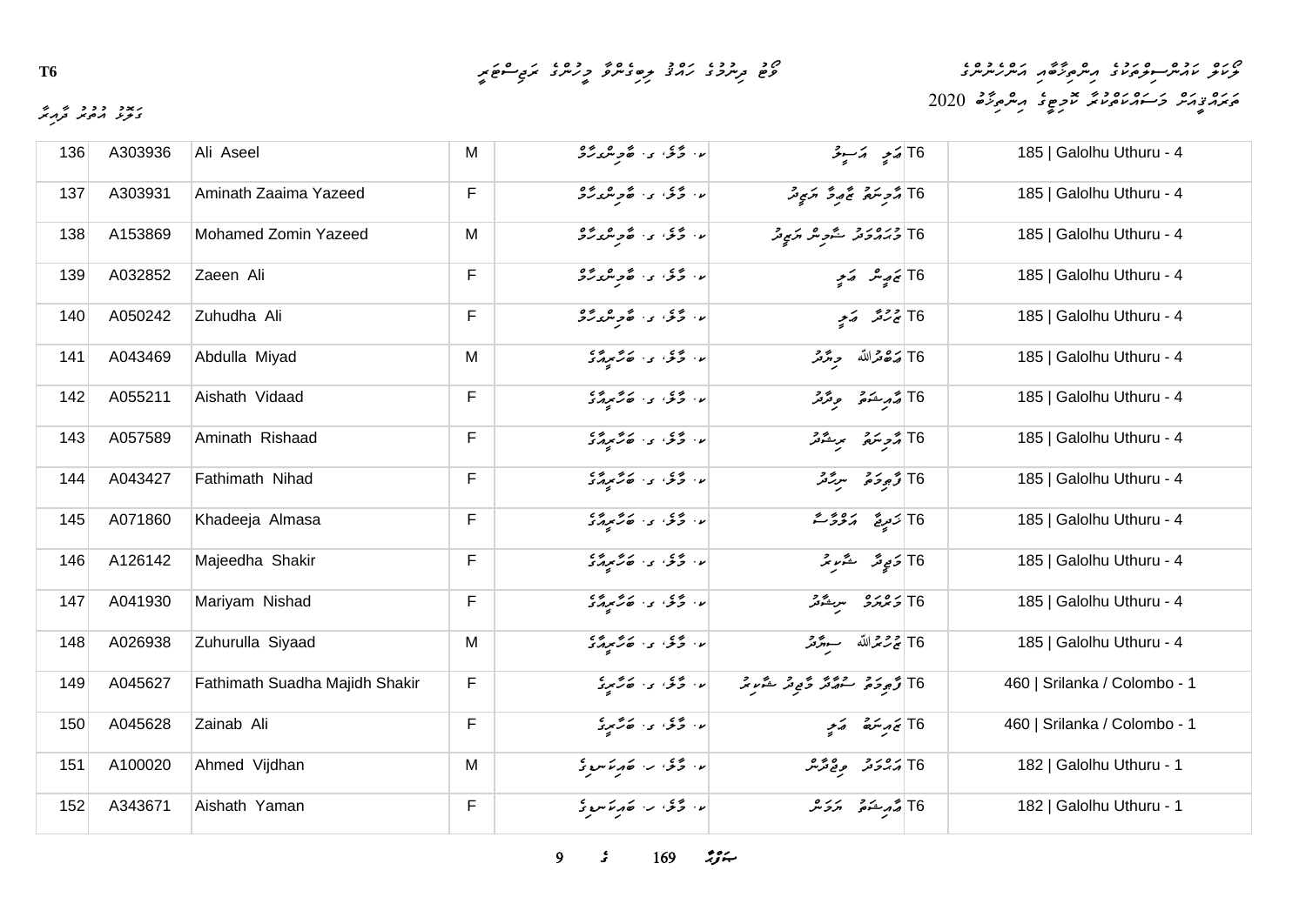| 136 | A303936 | Ali Aseel | M | ނ. މާލެ، ގ. ބާލިންގުމާގެ | T6 | 185 \| Galolhu Uthuru - 4 |
|---|---|---|---|---|---|---|
| 137 | A303931 | Aminath Zaaima Yazeed | F | ނ. މާލެ، ގ. ބާލިންގުމާގެ | T6 | 185 \| Galolhu Uthuru - 4 |
| 138 | A153869 | Mohamed Zomin Yazeed | M | ނ. މާލެ، ގ. ބާލިންގުމާގެ | T6 | 185 \| Galolhu Uthuru - 4 |
| 139 | A032852 | Zaeen Ali | F | ނ. މާލެ، ގ. ބާލިންގުމާގެ | T6 | 185 \| Galolhu Uthuru - 4 |
| 140 | A050242 | Zuhudha Ali | F | ނ. މާލެ، ގ. ބާލިންގުމާގެ | T6 | 185 \| Galolhu Uthuru - 4 |
| 141 | A043469 | Abdulla Miyad | M | ނ. މާލެ، ގ. ބަހާރީމާގެ | T6 | 185 \| Galolhu Uthuru - 4 |
| 142 | A055211 | Aishath Vidaad | F | ނ. މާލެ، ގ. ބަހާރީމާގެ | T6 | 185 \| Galolhu Uthuru - 4 |
| 143 | A057589 | Aminath Rishaad | F | ނ. މާލެ، ގ. ބަހާރީމާގެ | T6 | 185 \| Galolhu Uthuru - 4 |
| 144 | A043427 | Fathimath Nihad | F | ނ. މާލެ، ގ. ބަހާރީމާގެ | T6 | 185 \| Galolhu Uthuru - 4 |
| 145 | A071860 | Khadeeja Almasa | F | ނ. މާލެ، ގ. ބަހާރީމާގެ | T6 | 185 \| Galolhu Uthuru - 4 |
| 146 | A126142 | Majeedha Shakir | F | ނ. މާލެ، ގ. ބަހާރީމާގެ | T6 | 185 \| Galolhu Uthuru - 4 |
| 147 | A041930 | Mariyam Nishad | F | ނ. މާލެ، ގ. ބަހާރީމާގެ | T6 | 185 \| Galolhu Uthuru - 4 |
| 148 | A026938 | Zuhurulla Siyaad | M | ނ. މާލެ، ގ. ބަހާރީމާގެ | T6 | 185 \| Galolhu Uthuru - 4 |
| 149 | A045627 | Fathimath Suadha Majidh Shakir | F | ނ. މާލެ، ގ. ބަހާރީގެ | T6 | 460 \| Srilanka / Colombo - 1 |
| 150 | A045628 | Zainab Ali | F | ނ. މާލެ، ގ. ބަހާރީގެ | T6 | 460 \| Srilanka / Colombo - 1 |
| 151 | A100020 | Ahmed Vijdhan | M | ނ. މާލެ، ހ. ބައިޝަކީވިގެ | T6 | 182 \| Galolhu Uthuru - 1 |
| 152 | A343671 | Aishath Yaman | F | ނ. މާލެ، ހ. ބައިޝަކީވިގެ | T6 | 182 \| Galolhu Uthuru - 1 |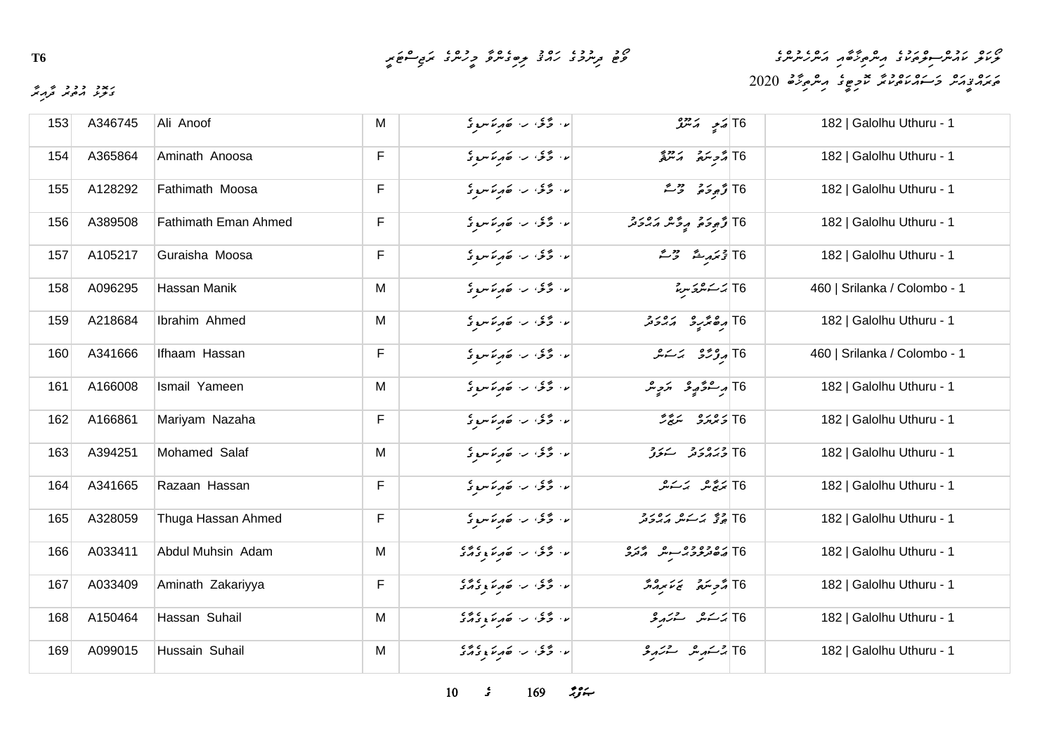| 153 | A346745 | Ali Anoof | M | ށ. މާޅ، ރ. ބަރިކާސިވިގެ | T6 އަލީ އަނޫފް | 182 \| Galolhu Uthuru - 1 |
|---|---|---|---|---|---|---|
| 154 | A365864 | Aminath Anoosa | F | ށ. މާޅ، ރ. ބަރިކާސިވިގެ | T6 އާމިނަތު އަނޫސާ | 182 \| Galolhu Uthuru - 1 |
| 155 | A128292 | Fathimath Moosa | F | ށ. މާޅ، ރ. ބަރިކާސިވިގެ | T6 ފާތިމަތު މޫސާ | 182 \| Galolhu Uthuru - 1 |
| 156 | A389508 | Fathimath Eman Ahmed | F | ށ. މާޅ، ރ. ބަރިކާސިވިގެ | T6 ފާތިމަތު އީމާން އަހުމަދު | 182 \| Galolhu Uthuru - 1 |
| 157 | A105217 | Guraisha Moosa | F | ށ. މާޅ، ރ. ބަރިކާސިވިގެ | T6 ގުރައިޝާ މޫސާ | 182 \| Galolhu Uthuru - 1 |
| 158 | A096295 | Hassan Manik | M | ށ. މާޅ، ރ. ބަރިކާސިވިގެ | T6 ހަސަންމަނިކު | 460 \| Srilanka / Colombo - 1 |
| 159 | A218684 | Ibrahim Ahmed | M | ށ. މާޅ، ރ. ބަރިކާސިވިގެ | T6 އިބްރާހީމް އަހުމަދު | 182 \| Galolhu Uthuru - 1 |
| 160 | A341666 | Ifhaam Hassan | F | ށ. މާޅ، ރ. ބަރިކާސިވިގެ | T6 އިފްހާމް ހަސަން | 460 \| Srilanka / Colombo - 1 |
| 161 | A166008 | Ismail Yameen | M | ށ. މާޅ، ރ. ބަރިކާސިވިގެ | T6 އިސްމާޢީލް ޔަމީން | 182 \| Galolhu Uthuru - 1 |
| 162 | A166861 | Mariyam Nazaha | F | ށ. މާޅ، ރ. ބަރިކާސިވިގެ | T6 މަރިޔަމް ނަޒާހާ | 182 \| Galolhu Uthuru - 1 |
| 163 | A394251 | Mohamed Salaf | M | ށ. މާޅ، ރ. ބަރިކާސިވިގެ | T6 މުހައްމަދު ސަލަފު | 182 \| Galolhu Uthuru - 1 |
| 164 | A341665 | Razaan Hassan | F | ށ. މާޅ، ރ. ބަރިކާސިވިގެ | T6 ރަޒާން ހަސަން | 182 \| Galolhu Uthuru - 1 |
| 165 | A328059 | Thuga Hassan Ahmed | F | ށ. މާޅ، ރ. ބަރިކާސިވިގެ | T6 ތުގާ ހަސަން އަހުމަދު | 182 \| Galolhu Uthuru - 1 |
| 166 | A033411 | Abdul Muhsin Adam | M | ށ. މާޅ، ރ. ބަރިކާގެމާގެ | T6 އަބްދުލްމުހްސިން އާދަމް | 182 \| Galolhu Uthuru - 1 |
| 167 | A033409 | Aminath Zakariyya | F | ށ. މާޅ، ރ. ބަރިކާގެމާގެ | T6 އާމިނަތު ޒަކަރިއްޔާ | 182 \| Galolhu Uthuru - 1 |
| 168 | A150464 | Hassan Suhail | M | ށ. މާޅ، ރ. ބަރިކާގެމާގެ | T6 ހަސަން ސުހައިލް | 182 \| Galolhu Uthuru - 1 |
| 169 | A099015 | Hussain Suhail | M | ށ. މާޅ، ރ. ބަރިކާގެމާގެ | T6 ހުސައިން ސުހައިލް | 182 \| Galolhu Uthuru - 1 |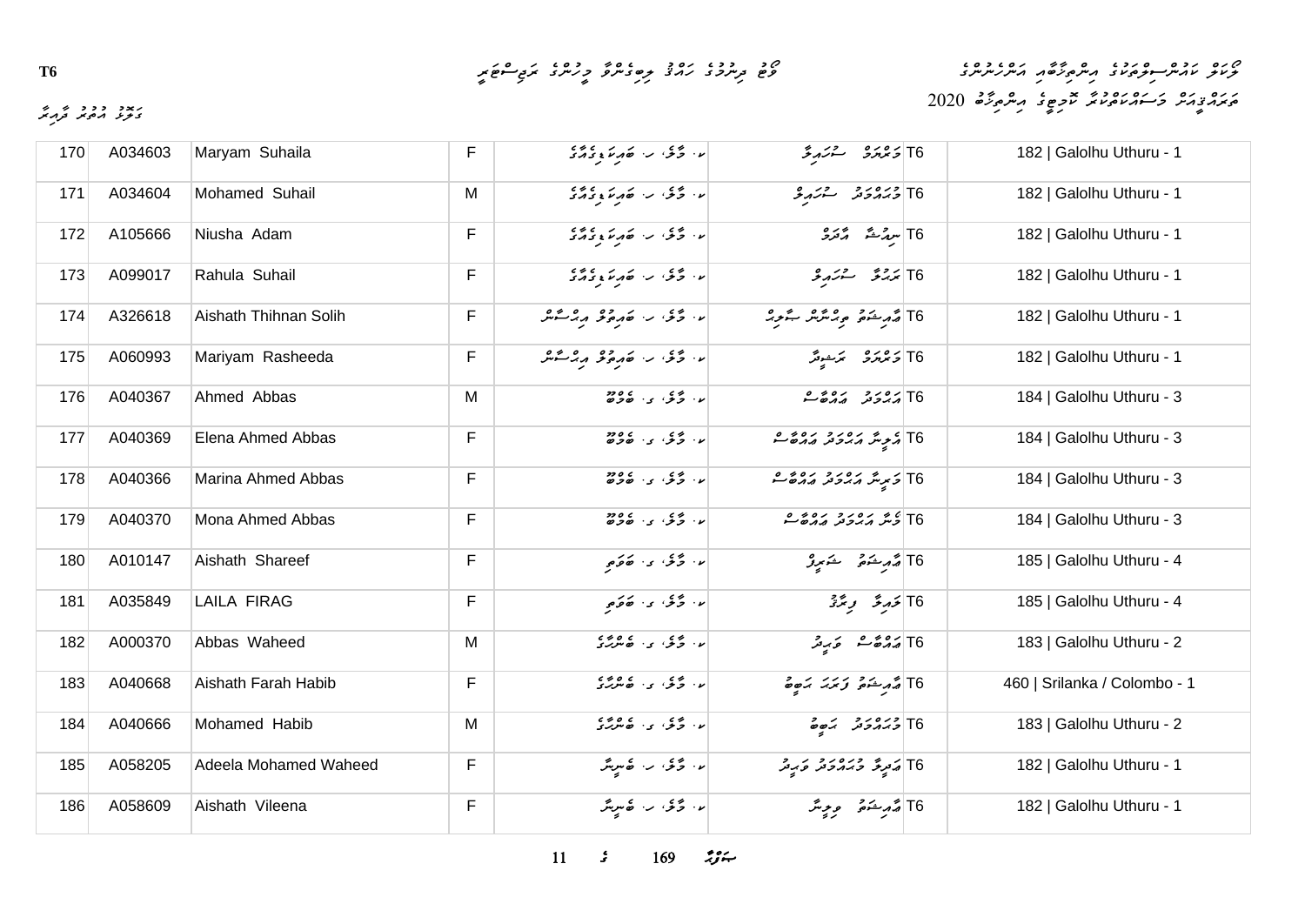| 170 | A034603 | Maryam Suhaila | F | ڑ، ގާލޮ، ހ، ބޮރުކެވޭދާ | T6 މަރްޔަމް ސުހައިލާ | 182 \| Galolhu Uthuru - 1 |
|---|---|---|---|---|---|---|
| 171 | A034604 | Mohamed Suhail | M | ڑ، ގާލޮ، ހ، ބޮރުކެވޭދާ | T6 މުޙައްމަދު ސުހައިލް | 182 \| Galolhu Uthuru - 1 |
| 172 | A105666 | Niusha Adam | F | ڑ، ގާލޮ، ހ، ބޮރުކެވޭދާ | T6 ނިއުޝާ އާދަމް | 182 \| Galolhu Uthuru - 1 |
| 173 | A099017 | Rahula Suhail | F | ڑ، ގާލޮ، ހ، ބޮރުކެވޭދާ | T6 ރާހުލާ ސުހައިލް | 182 \| Galolhu Uthuru - 1 |
| 174 | A326618 | Aishath Thihnan Solih | F | ڑ، ގާލޮ، ހ، ބޮއިވުޑް އިރުސާން | T6 އާއިޝަތު ތިހުނާން ޞާލިހު | 182 \| Galolhu Uthuru - 1 |
| 175 | A060993 | Mariyam Rasheeda | F | ڑ، ގާލޮ، ހ، ބޮއިވުޑް އިރުސާން | T6 މަރިޔަމް ރަޝީދާ | 182 \| Galolhu Uthuru - 1 |
| 176 | A040367 | Ahmed Abbas | M | ڑ، ގާލޮ، ގ، ބުލޫ | T6 އަހްމަދު އައްބާސް | 184 \| Galolhu Uthuru - 3 |
| 177 | A040369 | Elena Ahmed Abbas | F | ڑ، ގާލޮ، ގ، ބުލޫ | T6 އެލީނާ އަހްމަދު އައްބާސް | 184 \| Galolhu Uthuru - 3 |
| 178 | A040366 | Marina Ahmed Abbas | F | ڑ، ގާލޮ، ގ، ބުލޫ | T6 މަރީނާ އަހްމަދު އައްބާސް | 184 \| Galolhu Uthuru - 3 |
| 179 | A040370 | Mona Ahmed Abbas | F | ڑ، ގާލޮ، ގ، ބުލޫ | T6 މޯނާ އަހްމަދު އައްބާސް | 184 \| Galolhu Uthuru - 3 |
| 180 | A010147 | Aishath Shareef | F | ڑ، ގާލޮ، ގ، ބަވަރު | T6 އާއިޝަތު ޝަރީފް | 185 \| Galolhu Uthuru - 4 |
| 181 | A035849 | LAILA FIRAG | F | ڑ، ގާލޮ، ގ، ބަވަރު | T6 ލައިލާ ފިރާގް | 185 \| Galolhu Uthuru - 4 |
| 182 | A000370 | Abbas Waheed | M | ڑ، ގާލޮ، ގ، ބޮންގަލޯ | T6 އައްބާސް ވަހީދު | 183 \| Galolhu Uthuru - 2 |
| 183 | A040668 | Aishath Farah Habib | F | ڑ، ގާލޮ، ގ، ބޮންގަލޯ | T6 އާއިޝަތު ފަރަހް ހަބީބް | 460 \| Srilanka / Colombo - 1 |
| 184 | A040666 | Mohamed Habib | M | ڑ، ގާލޮ، ގ، ބޮންގަލޯ | T6 މުޙައްމަދު ހަބީބް | 183 \| Galolhu Uthuru - 2 |
| 185 | A058205 | Adeela Mohamed Waheed | F | ڑ، ގާލޮ، ހ، ބޮނިޓާ | T6 އަދީލާ މުޙައްމަދު ވަހީދު | 182 \| Galolhu Uthuru - 1 |
| 186 | A058609 | Aishath Vileena | F | ڑ، ގާލޮ، ހ، ބޮނިޓާ | T6 އާއިޝަތު ވިލީނާ | 182 \| Galolhu Uthuru - 1 |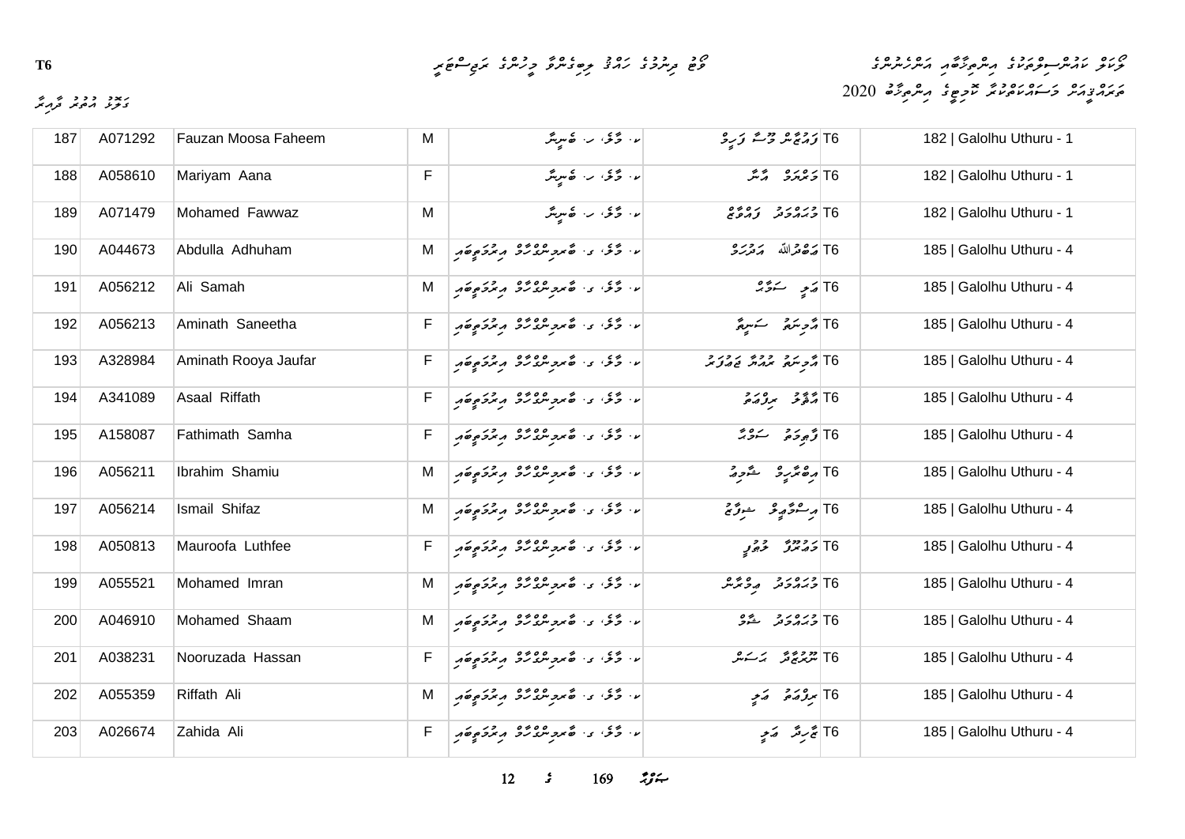| 187 | A071292 | Fauzan Moosa Faheem | M | ރ. މާލެ، ހ. ބެރިންބ | T6 ފައުޒާން މޫސާ ފަހީމް | 182 \| Galolhu Uthuru - 1 |
|---|---|---|---|---|---|---|
| 188 | A058610 | Mariyam Aana | F | ރ. މާލެ، ހ. ބެރިންބ | T6 މަރިޔަމް އާނާ | 182 \| Galolhu Uthuru - 1 |
| 189 | A071479 | Mohamed Fawwaz | M | ރ. މާލެ، ހ. ބެރިންބ | T6 މުހައްމަދު ފައްވާޒް | 182 \| Galolhu Uthuru - 1 |
| 190 | A044673 | Abdulla Adhuham | M | ރ. މާލެ، ގ. ބާރިވިންޓާރވ އިރުމަތީބައި | T6 އަބްދުﷲ އަދުހަމް | 185 \| Galolhu Uthuru - 4 |
| 191 | A056212 | Ali Samah | M | ރ. މާލެ، ގ. ބާރިވިންޓާރވ އިރުމަތީބައި | T6 އަލި ސަމާޙް | 185 \| Galolhu Uthuru - 4 |
| 192 | A056213 | Aminath Saneetha | F | ރ. މާލެ، ގ. ބާރިވިންޓާރވ އިރުމަތީބައި | T6 އާމިނަތު ސަނީތާ | 185 \| Galolhu Uthuru - 4 |
| 193 | A328984 | Aminath Rooya Jaufar | F | ރ. މާލެ، ގ. ބާރިވިންޓާރވ އިރުމަތީބައި | T6 އާމިނަތު ރޫޔާ ޖައުފަރު | 185 \| Galolhu Uthuru - 4 |
| 194 | A341089 | Asaal Riffath | F | ރ. މާލެ، ގ. ބާރިވިންޓާރވ އިރުމަތީބައި | T6 އަސާލް ރިފްއަތު | 185 \| Galolhu Uthuru - 4 |
| 195 | A158087 | Fathimath Samha | F | ރ. މާލެ، ގ. ބާރިވިންޓާރވ އިރުމަތީބައި | T6 ފާތިމަތު ސަމްހާ | 185 \| Galolhu Uthuru - 4 |
| 196 | A056211 | Ibrahim Shamiu | M | ރ. މާލެ، ގ. ބާރިވިންޓާރވ އިރުމަތީބައި | T6 އިބްރާހިމް ޝާމިއު | 185 \| Galolhu Uthuru - 4 |
| 197 | A056214 | Ismail Shifaz | M | ރ. މާލެ، ގ. ބާރިވިންޓާރވ އިރުމަތީބައި | T6 އިސްމާއިލް ޝިފާޒް | 185 \| Galolhu Uthuru - 4 |
| 198 | A050813 | Mauroofa Luthfee | F | ރ. މާލެ، ގ. ބާރިވިންޓާރވ އިރުމަތީބައި | T6 މައުރޫފާ ލުތުފީ | 185 \| Galolhu Uthuru - 4 |
| 199 | A055521 | Mohamed Imran | M | ރ. މާލެ، ގ. ބާރިވިންޓާރވ އިރުމަތީބައި | T6 މުހައްމަދު އިމްރާން | 185 \| Galolhu Uthuru - 4 |
| 200 | A046910 | Mohamed Shaam | M | ރ. މާލެ، ގ. ބާރިވިންޓާރވ އިރުމަތީބައި | T6 މުހައްމަދު ޝާމް | 185 \| Galolhu Uthuru - 4 |
| 201 | A038231 | Nooruzada Hassan | F | ރ. މާލެ، ގ. ބާރިވިންޓާރވ އިރުމަތީބައި | T6 ނޫރުޒާދާ ހަސަން | 185 \| Galolhu Uthuru - 4 |
| 202 | A055359 | Riffath Ali | M | ރ. މާލެ، ގ. ބާރިވިންޓާރވ އިރުމަތީބައި | T6 ރިފްއަތު އަލި | 185 \| Galolhu Uthuru - 4 |
| 203 | A026674 | Zahida Ali | F | ރ. މާލެ، ގ. ބާރިވިންޓާރވ އިރުމަތީބައި | T6 ޒާހިދާ އަލި | 185 \| Galolhu Uthuru - 4 |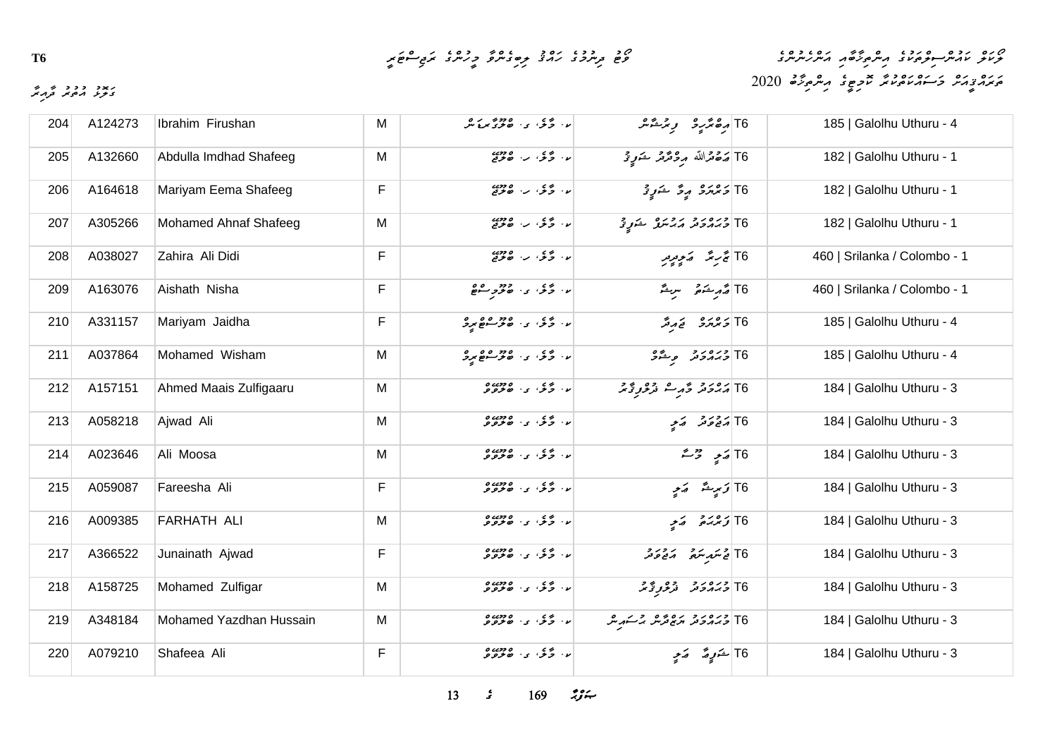| 204 | A124273 | Ibrahim Firushan | M | ޅ. މާލެ، ގ. ބޯގަމްބިލަން | T6  އިބްރާހީމް ފިރުޝާން | 185 \| Galolhu Uthuru - 4 |
|---|---|---|---|---|---|---|
| 205 | A132660 | Abdulla Imdhad Shafeeg | M | ޅ. މާލެ، ހ. ބޯޅަ | T6 އަބްދުاللہ އިމްދާދު ޝަފީގު | 182 \| Galolhu Uthuru - 1 |
| 206 | A164618 | Mariyam Eema Shafeeg | F | ޅ. މާލެ، ހ. ބޯޅަ | T6 މަރިޔަމް އީމާ ޝަފީގު | 182 \| Galolhu Uthuru - 1 |
| 207 | A305266 | Mohamed Ahnaf Shafeeg | M | ޅ. މާލެ، ހ. ބޯޅަ | T6 މުހައްމަދު އަޙްނަފް ޝަފީގު | 182 \| Galolhu Uthuru - 1 |
| 208 | A038027 | Zahira Ali Didi | F | ޅ. މާލެ، ހ. ބޯޅަ | T6 ޒާހިރާ އަލިދީދީ | 460 \| Srilanka / Colombo - 1 |
| 209 | A163076 | Aishath Nisha | F | ޅ. މާލެ، ގ. ބޯދުރުސްޓް | T6 އާއިޝަތު ނިޝާ | 460 \| Srilanka / Colombo - 1 |
| 210 | A331157 | Mariyam Jaidha | F | ޅ. މާލެ، ގ. ބޯރަސްބިރުވާ | T6 މަރިޔަމް ޖައިދާ | 185 \| Galolhu Uthuru - 4 |
| 211 | A037864 | Mohamed Wisham | M | ޅ. މާލެ، ގ. ބޯރަސްބިރުވާ | T6 މުހައްމަދު ވިޝާމް | 185 \| Galolhu Uthuru - 4 |
| 212 | A157151 | Ahmed Maais Zulfigaaru | M | ޅ. މާލެ، ގ. ބޯރުގޯ | T6 އަޙްމަދު މާއިސް ޒުލްފިޤާރު | 184 \| Galolhu Uthuru - 3 |
| 213 | A058218 | Ajwad Ali | M | ޅ. މާލެ، ގ. ބޯރުގޯ | T6 އަޖްވަދު އަލި | 184 \| Galolhu Uthuru - 3 |
| 214 | A023646 | Ali Moosa | M | ޅ. މާލެ، ގ. ބޯރުގޯ | T6 އަލި މޫސާ | 184 \| Galolhu Uthuru - 3 |
| 215 | A059087 | Fareesha Ali | F | ޅ. މާލެ، ގ. ބޯރުގޯ | T6 ފަރީޝާ އަލި | 184 \| Galolhu Uthuru - 3 |
| 216 | A009385 | FARHATH ALI | M | ޅ. މާލެ، ގ. ބޯރުގޯ | T6 ފަރްހަތު އަލި | 184 \| Galolhu Uthuru - 3 |
| 217 | A366522 | Junainath Ajwad | F | ޅ. މާލެ، ގ. ބޯރުގޯ | T6 ޖުނައިނަތު އަޖްވަދު | 184 \| Galolhu Uthuru - 3 |
| 218 | A158725 | Mohamed Zulfigar | M | ޅ. މާލެ، ގ. ބޯރުގޯ | T6 މުހައްމަދު ޒުލްފިޤާރު | 184 \| Galolhu Uthuru - 3 |
| 219 | A348184 | Mohamed Yazdhan Hussain | M | ޅ. މާލެ، ގ. ބޯރުގޯ | T6 މުހައްމަދު ޔަޒްދާން ހުސައިން | 184 \| Galolhu Uthuru - 3 |
| 220 | A079210 | Shafeea Ali | F | ޅ. މާލެ، ގ. ބޯރުގޯ | T6 ޝަފީއާ އަލި | 184 \| Galolhu Uthuru - 3 |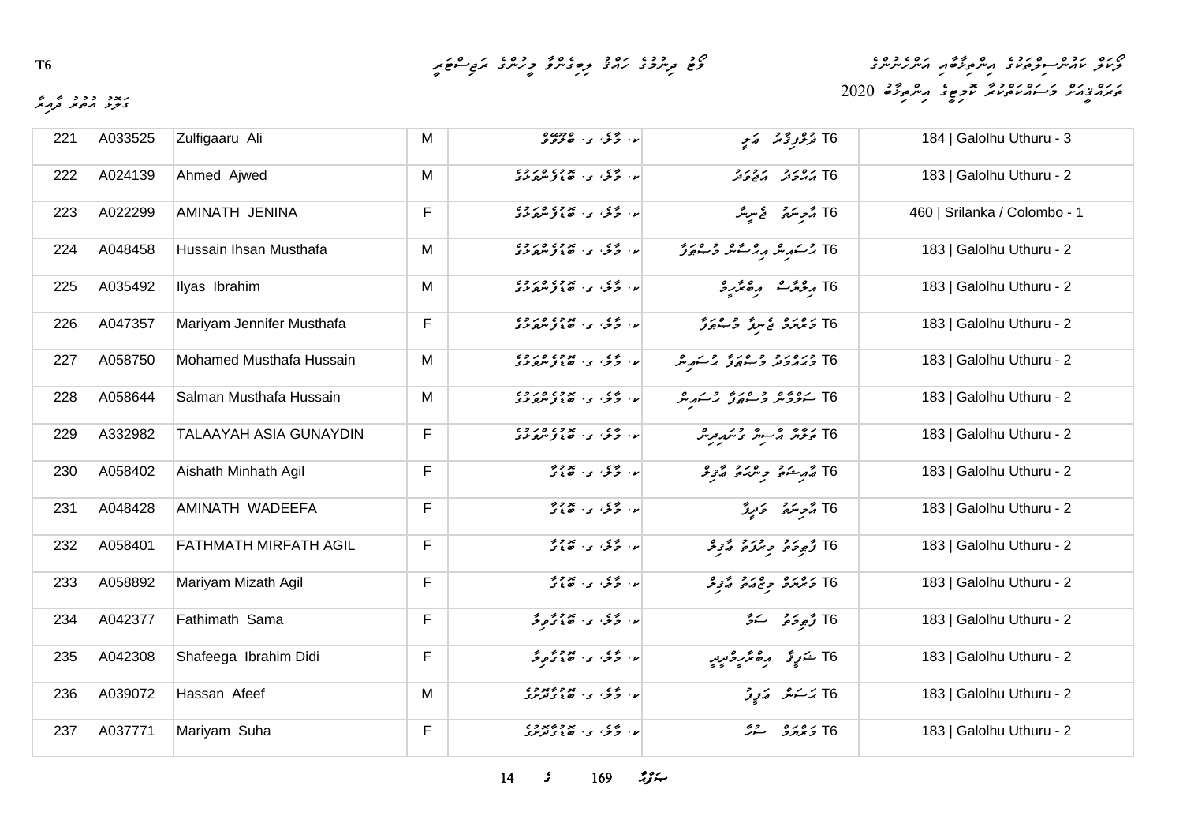| 221 | A033525 | Zulfigaaru Ali | M | ، وَگ، ی، ھوووو | T6 ترمورتر کر | 184 \| Galolhu Uthuru - 3 |
|---|---|---|---|---|---|---|
| 222 | A024139 | Ahmed Ajwed | M | ، وَگ، ی، ھوومرونری | T6 پرورو پروپور | 183 \| Galolhu Uthuru - 2 |
| 223 | A022299 | AMINATH JENINA | F | ، وَگ، ی، ھوومرونری | T6 مُرِسَمْ فِيسِرِسٌ | 460 \| Srilanka / Colombo - 1 |
| 224 | A048458 | Hussain Ihsan Musthafa | M | ، وَگ، ی، ھوومرونری | T6 بُرْسَہرِ سَرْ رِبْرُسَّسْ وَسْبِوَّ | 183 \| Galolhu Uthuru - 2 |
| 225 | A035492 | Ilyas Ibrahim | M | ، وَگ، ی، ھوومرونری | T6 رِمُحَرْبِ رِہِمَّرِ رُّ | 183 \| Galolhu Uthuru - 2 |
| 226 | A047357 | Mariyam Jennifer Musthafa | F | ، وَگ، ی، ھوومرونری | T6 وَمَعْدَد فِی سِرْدُ وَ سِبْوَّ | 183 \| Galolhu Uthuru - 2 |
| 227 | A058750 | Mohamed Musthafa Hussain | M | ، وَگ، ی، ھوومرونری | T6 وَبَرْمُرْدُ وَ سِبْوَّ بُرْسَہرِ سَرْ | 183 \| Galolhu Uthuru - 2 |
| 228 | A058644 | Salman Musthafa Hussain | M | ، وَگ، ی، ھوومرونری | T6 سَعْوَّسْ وَ سِبْوَّ بُرْسَہرِ سَرْ | 183 \| Galolhu Uthuru - 2 |
| 229 | A332982 | TALAAYAH ASIA GUNAYDIN | F | ، وَگ، ی، ھوومرونری | T6 مَوَّمَّ مُ سِہرِ دُ سَہرِ دِرِسْ | 183 \| Galolhu Uthuru - 2 |
| 230 | A058402 | Aishath Minhath Agil | F | ، وَگ، ی، ھوو | T6 مُہرِسَّمْ وِسْرَمْ مُّتِوْ | 183 \| Galolhu Uthuru - 2 |
| 231 | A048428 | AMINATH WADEEFA | F | ، وَگ، ی، ھوو | T6 مُّحِرَسَمْ وَمِرِوَّ | 183 \| Galolhu Uthuru - 2 |
| 232 | A058401 | FATHMATH MIRFATH AGIL | F | ، وَگ، ی، ھوو | T6 وَّجِوَمْ وِبْرُوَمْ مُّتِوْ | 183 \| Galolhu Uthuru - 2 |
| 233 | A058892 | Mariyam Mizath Agil | F | ، وَگ، ی، ھوو | T6 وَمَعْدَد وِجَہرَمْ مُّتِوْ | 183 \| Galolhu Uthuru - 2 |
| 234 | A042377 | Fathimath Sama | F | ، وَگ، ی، ھوووِگ | T6 وَّجِوَمْ سَوَّ | 183 \| Galolhu Uthuru - 2 |
| 235 | A042308 | Shafeega Ibrahim Didi | F | ، وَگ، ی، ھوووِگ | T6 سَوِیِّ رِہِمَّرِ وْمِرِیِرِ | 183 \| Galolhu Uthuru - 2 |
| 236 | A039072 | Hassan Afeef | M | ، وَگ، ی، ھووورِرُی | T6 بَرَسَسْ مَرِوْ | 183 \| Galolhu Uthuru - 2 |
| 237 | A037771 | Mariyam Suha | F | ، وَگ، ی، ھووورِرُی | T6 وَمَعْدَد سُرُّ | 183 \| Galolhu Uthuru - 2 |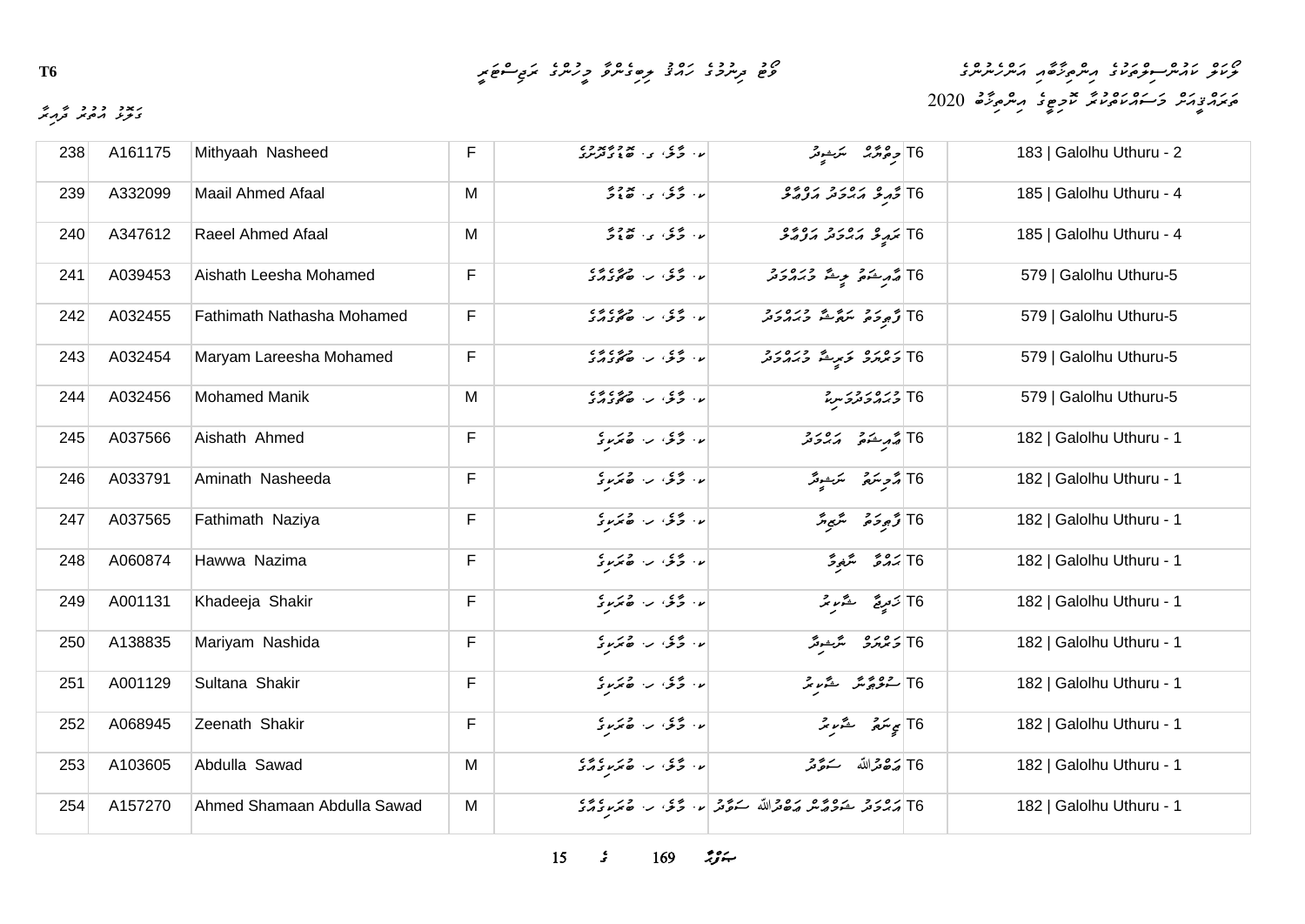| 238 | A161175 | Mithyaah Nasheed | F | ގ. މާލެ، ގ. ބުރުމާގެ | T6 މިތްޔާހް ނަޝީދު | 183 \| Galolhu Uthuru - 2 |
|---|---|---|---|---|---|---|
| 239 | A332099 | Maail Ahmed Afaal | M | ގ. މާލެ، ގ. ބުރުމާ | T6 މާއިލް އަޙްމަދު އަފްޢާލް | 185 \| Galolhu Uthuru - 4 |
| 240 | A347612 | Raeel Ahmed Afaal | M | ގ. މާލެ، ގ. ބުރުމާ | T6 ރައީލް އަޙްމަދު އަފްޢާލް | 185 \| Galolhu Uthuru - 4 |
| 241 | A039453 | Aishath Leesha Mohamed | F | ގ. މާލެ، ހ. ބޮޑުގެއާގެ | T6 އާއިޝަތު ލީޝާ މުޙައްމަދު | 579 \| Galolhu Uthuru-5 |
| 242 | A032455 | Fathimath Nathasha Mohamed | F | ގ. މާލެ، ހ. ބޮޑުގެއާގެ | T6 ފާތިމަތު ނަތާޝާ މުޙައްމަދު | 579 \| Galolhu Uthuru-5 |
| 243 | A032454 | Maryam Lareesha Mohamed | F | ގ. މާލެ، ހ. ބޮޑުގެއާގެ | T6 މަރްޔަމް ލަރީޝާ މުޙައްމަދު | 579 \| Galolhu Uthuru-5 |
| 244 | A032456 | Mohamed Manik | M | ގ. މާލެ، ހ. ބޮޑުގެއާގެ | T6 މުޙައްމަދުމަނިކު | 579 \| Galolhu Uthuru-5 |
| 245 | A037566 | Aishath Ahmed | F | ގ. މާލެ، ހ. ބަރަށުގެ | T6 އާއިޝަތު އަޙްމަދު | 182 \| Galolhu Uthuru - 1 |
| 246 | A033791 | Aminath Nasheeda | F | ގ. މާލެ، ހ. ބަރަށުގެ | T6 އާމިނަތު ނަޝީދާ | 182 \| Galolhu Uthuru - 1 |
| 247 | A037565 | Fathimath Naziya | F | ގ. މާލެ، ހ. ބަރަށުގެ | T6 ފާތިމަތު ނާޒިޔާ | 182 \| Galolhu Uthuru - 1 |
| 248 | A060874 | Hawwa Nazima | F | ގ. މާލެ، ހ. ބަރަށުގެ | T6 ހައްވާ ނާޒިމާ | 182 \| Galolhu Uthuru - 1 |
| 249 | A001131 | Khadeeja Shakir | F | ގ. މާލެ، ހ. ބަރަށުގެ | T6 ޚަދީޖާ ޝާކިރު | 182 \| Galolhu Uthuru - 1 |
| 250 | A138835 | Mariyam Nashida | F | ގ. މާލެ، ހ. ބަރަށުގެ | T6 މަރިޔަމް ނާޝިދާ | 182 \| Galolhu Uthuru - 1 |
| 251 | A001129 | Sultana Shakir | F | ގ. މާލެ، ހ. ބަރަށުގެ | T6 ސުލްޠާނާ ޝާކިރު | 182 \| Galolhu Uthuru - 1 |
| 252 | A068945 | Zeenath Shakir | F | ގ. މާލެ، ހ. ބަރަށުގެ | T6 ޒީނަތު ޝާކިރު | 182 \| Galolhu Uthuru - 1 |
| 253 | A103605 | Abdulla Sawad | M | ގ. މާލެ، ހ. ބަރަށުގެއާގެ | T6 އަބްދުﷲ ސަވާދު | 182 \| Galolhu Uthuru - 1 |
| 254 | A157270 | Ahmed Shamaan Abdulla Sawad | M | ގ. މާލެ، ހ. ބަރަށުގެއާގެ | T6 އަޙްމަދު ޝަމްޢާން އަބްދުﷲ ސަވާދު | 182 \| Galolhu Uthuru - 1 |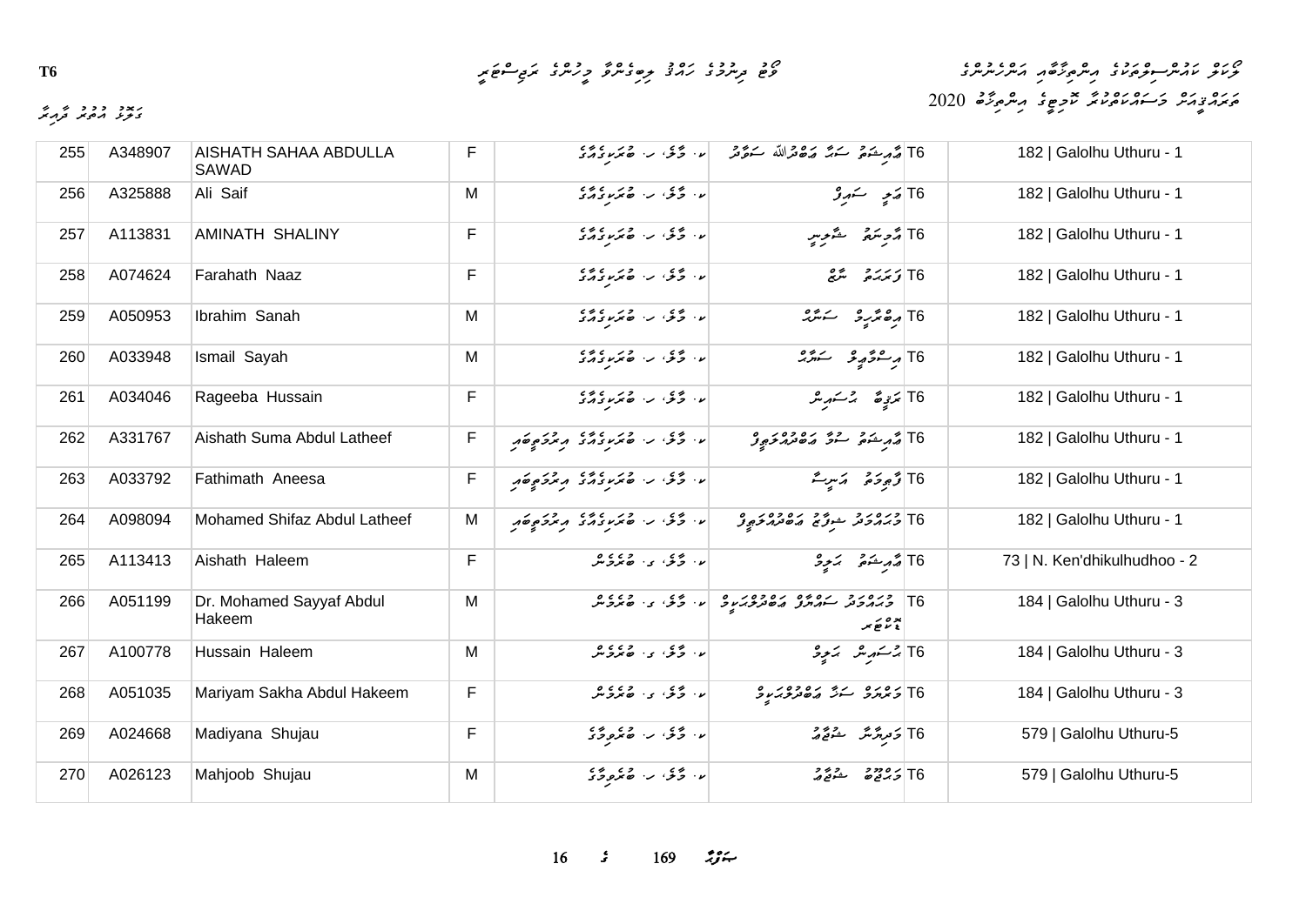| 255 | A348907 | AISHATH SAHAA ABDULLA SAWAD | F | ގ. ގޯލް، ހ. ބުރުނިމާގެ | T6 | 182 \| Galolhu Uthuru - 1 |
|---|---|---|---|---|---|---|
| 256 | A325888 | Ali Saif | M | ގ. ގޯލް، ހ. ބުރުނިމާގެ | T6 | 182 \| Galolhu Uthuru - 1 |
| 257 | A113831 | AMINATH SHALINY | F | ގ. ގޯލް، ހ. ބުރުނިމާގެ | T6 | 182 \| Galolhu Uthuru - 1 |
| 258 | A074624 | Farahath Naaz | F | ގ. ގޯލް، ހ. ބުރުނިމާގެ | T6 | 182 \| Galolhu Uthuru - 1 |
| 259 | A050953 | Ibrahim Sanah | M | ގ. ގޯލް، ހ. ބުރުނިމާގެ | T6 | 182 \| Galolhu Uthuru - 1 |
| 260 | A033948 | Ismail Sayah | M | ގ. ގޯލް، ހ. ބުރުނިމާގެ | T6 | 182 \| Galolhu Uthuru - 1 |
| 261 | A034046 | Rageeba Hussain | F | ގ. ގޯލް، ހ. ބުރުނިމާގެ | T6 | 182 \| Galolhu Uthuru - 1 |
| 262 | A331767 | Aishath Suma Abdul Latheef | F | ގ. ގޯލް، ހ. ބުރުނިމާގެ އިރުމަތިބައި | T6 | 182 \| Galolhu Uthuru - 1 |
| 263 | A033792 | Fathimath Aneesa | F | ގ. ގޯލް، ހ. ބުރުނިމާގެ އިރުމަތިބައި | T6 | 182 \| Galolhu Uthuru - 1 |
| 264 | A098094 | Mohamed Shifaz Abdul Latheef | M | ގ. ގޯލް، ހ. ބުރުނިމާގެ އިރުމަތިބައި | T6 | 182 \| Galolhu Uthuru - 1 |
| 265 | A113413 | Aishath Haleem | F | ގ. ގޯލް، ގ. ބުރުގެން | T6 | 73 \| N. Ken'dhikulhudhoo - 2 |
| 266 | A051199 | Dr. Mohamed Sayyaf Abdul Hakeem | M | ގ. ގޯލް، ގ. ބުރުގެން | T6 | 184 \| Galolhu Uthuru - 3 |
| 267 | A100778 | Hussain Haleem | M | ގ. ގޯލް، ގ. ބުރުގެން | T6 | 184 \| Galolhu Uthuru - 3 |
| 268 | A051035 | Mariyam Sakha Abdul Hakeem | F | ގ. ގޯލް، ގ. ބުރުގެން | T6 | 184 \| Galolhu Uthuru - 3 |
| 269 | A024668 | Madiyana Shujau | F | ގ. ގޯލް، ހ. ބުރުވިގޭ | T6 | 579 \| Galolhu Uthuru-5 |
| 270 | A026123 | Mahjoob Shujau | M | ގ. ގޯލް، ހ. ބުރުވިގޭ | T6 | 579 \| Galolhu Uthuru-5 |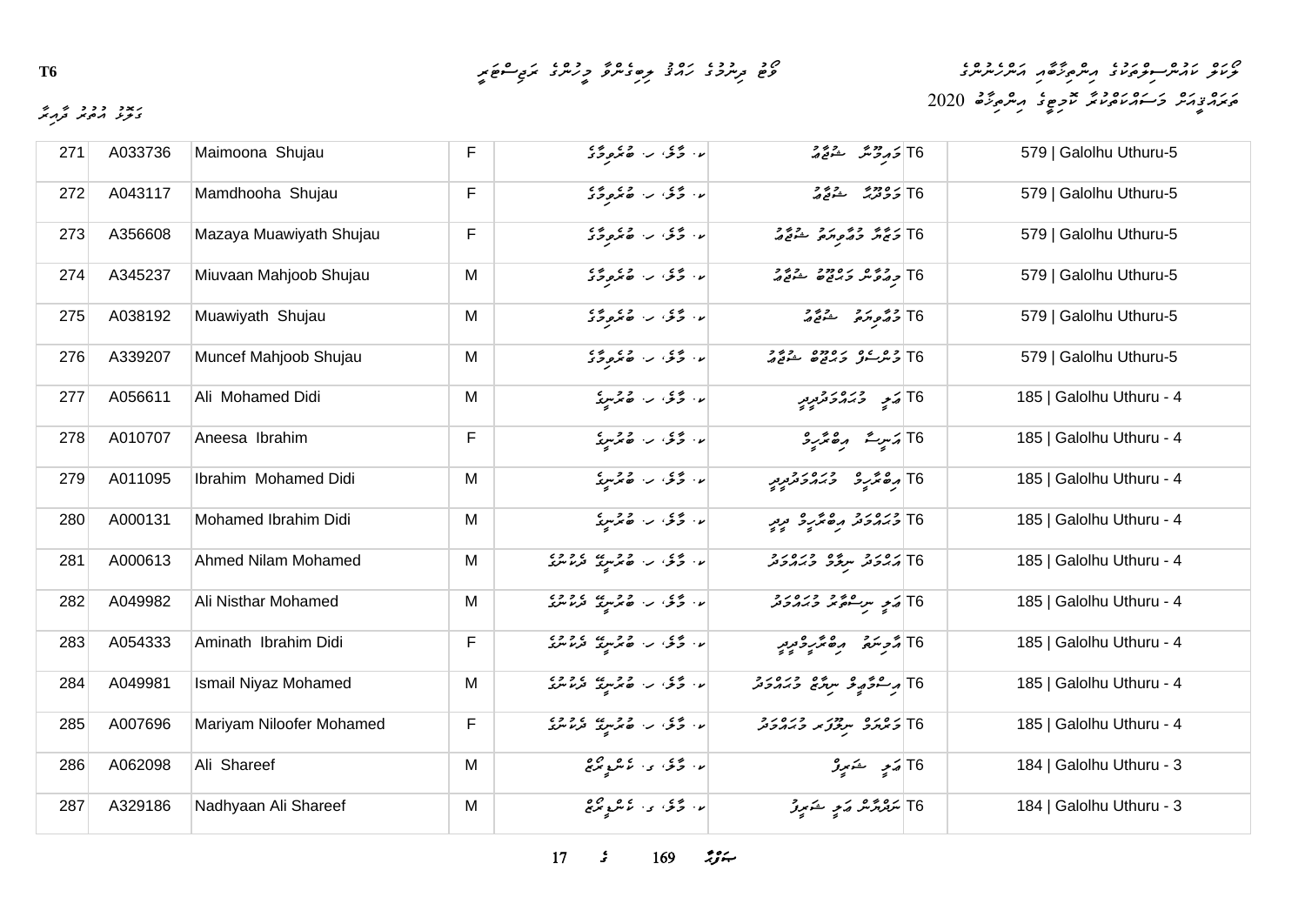| 271 | A033736 | Maimoona Shujau | F | ، گ ئ ، س ، ڞ ئر و د ی | T6 ئ ہ ژ ش شُ ق ر | 579 \| Galolhu Uthuru-5 |
|---|---|---|---|---|---|---|
| 272 | A043117 | Mamdhooha Shujau | F | ، گ ئ ، س ، ڞ ئر و د ی | T6 ئ ہ ژ ش شُ ق ر | 579 \| Galolhu Uthuru-5 |
| 273 | A356608 | Mazaya Muawiyath Shujau | F | ، گ ئ ، س ، ڞ ئر و د ی | T6 | 579 \| Galolhu Uthuru-5 |
| 274 | A345237 | Miuvaan Mahjoob Shujau | M | ، گ ئ ، س ، ڞ ئر و د ی | T6 | 579 \| Galolhu Uthuru-5 |
| 275 | A038192 | Muawiyath Shujau | M | ، گ ئ ، س ، ڞ ئر و د ی | T6 | 579 \| Galolhu Uthuru-5 |
| 276 | A339207 | Muncef Mahjoob Shujau | M | ، گ ئ ، س ، ڞ ئر و د ی | T6 | 579 \| Galolhu Uthuru-5 |
| 277 | A056611 | Ali Mohamed Didi | M | | T6 | 185 \| Galolhu Uthuru - 4 |
| 278 | A010707 | Aneesa Ibrahim | F | | T6 | 185 \| Galolhu Uthuru - 4 |
| 279 | A011095 | Ibrahim Mohamed Didi | M | | T6 | 185 \| Galolhu Uthuru - 4 |
| 280 | A000131 | Mohamed Ibrahim Didi | M | | T6 | 185 \| Galolhu Uthuru - 4 |
| 281 | A000613 | Ahmed Nilam Mohamed | M | | T6 | 185 \| Galolhu Uthuru - 4 |
| 282 | A049982 | Ali Nisthar Mohamed | M | | T6 | 185 \| Galolhu Uthuru - 4 |
| 283 | A054333 | Aminath Ibrahim Didi | F | | T6 | 185 \| Galolhu Uthuru - 4 |
| 284 | A049981 | Ismail Niyaz Mohamed | M | | T6 | 185 \| Galolhu Uthuru - 4 |
| 285 | A007696 | Mariyam Niloofer Mohamed | F | | T6 | 185 \| Galolhu Uthuru - 4 |
| 286 | A062098 | Ali Shareef | M | | T6 | 184 \| Galolhu Uthuru - 3 |
| 287 | A329186 | Nadhyaan Ali Shareef | M | | T6 | 184 \| Galolhu Uthuru - 3 |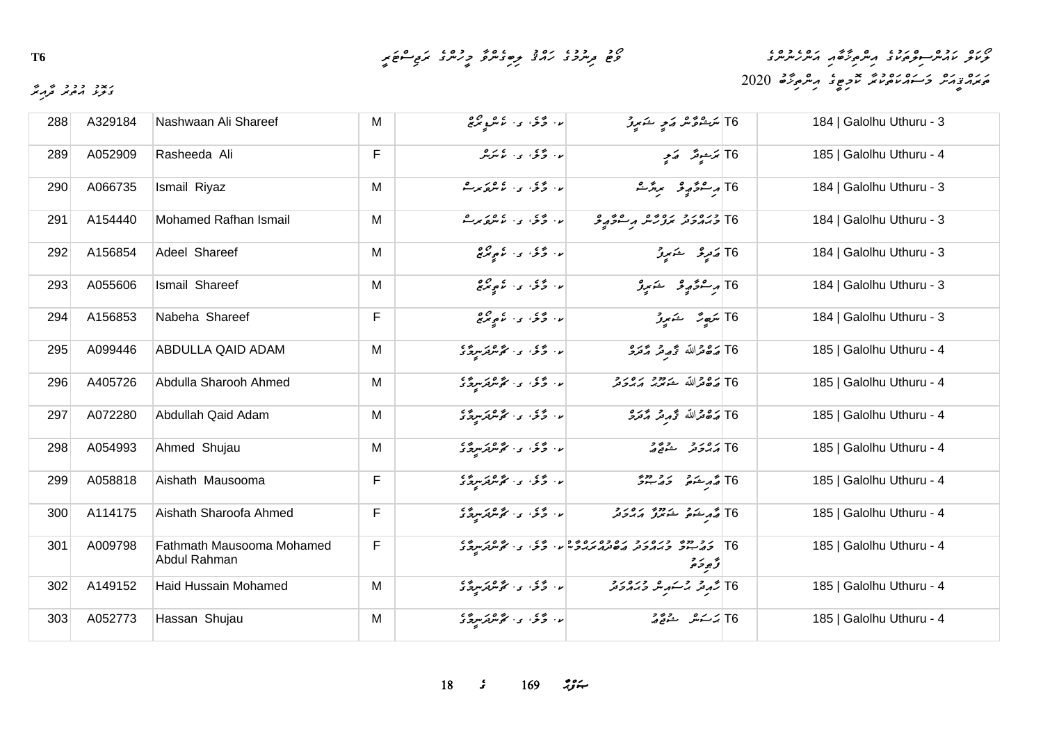| 288 | A329184 | Nashwaan Ali Shareef | M | ، ގާ، ގ. ގ. ގސޮށިޢި | T6 ނަޝްވާން އަލީ ޝަރީފް | 184 \| Galolhu Uthuru - 3 |
|---|---|---|---|---|---|---|
| 289 | A052909 | Rasheeda Ali | F | ، ގާ، ގ. ގ. ގނަން | T6 ރަޝީދާ އަލީ | 185 \| Galolhu Uthuru - 4 |
| 290 | A066735 | Ismail Riyaz | M | ، ގާ، ގ. ގ. ގސޮގުރުސް | T6 އިސްމާއީލް ރިޔާޒް | 184 \| Galolhu Uthuru - 3 |
| 291 | A154440 | Mohamed Rafhan Ismail | M | ، ގާ، ގ. ގ. ގސޮގުރުސް | T6 މުހައްމަދު ރަފްހާން އިސްމާއީލް | 184 \| Galolhu Uthuru - 3 |
| 292 | A156854 | Adeel Shareef | M | ، ގާ، ގ. ގ. ގޮއިޙިޢި | T6 އަދީލް ޝަރީފް | 184 \| Galolhu Uthuru - 3 |
| 293 | A055606 | Ismail Shareef | M | ، ގާ، ގ. ގ. ގޮއިޙިޢި | T6 އިސްމާއީލް ޝަރީފް | 184 \| Galolhu Uthuru - 3 |
| 294 | A156853 | Nabeha Shareef | F | ، ގާ، ގ. ގ. ގޮއިޙިޢި | T6 ނަބީހާ ޝަރީފް | 184 \| Galolhu Uthuru - 3 |
| 295 | A099446 | ABDULLA QAID ADAM | M | ، ގާ، ގ. ޤޮސްތަނިވާގެ | T6 އަބްދުﷲ ޤާއިދު އާދަމް | 185 \| Galolhu Uthuru - 4 |
| 296 | A405726 | Abdulla Sharooh Ahmed | M | ، ގާ، ގ. ޤޮސްތަނިވާގެ | T6 އަބްދުﷲ ޝަރޫހު އަހުމަދު | 185 \| Galolhu Uthuru - 4 |
| 297 | A072280 | Abdullah Qaid Adam | M | ، ގާ، ގ. ޤޮސްތަނިވާގެ | T6 އަބްދުﷲ ޤާއިދު އާދަމް | 185 \| Galolhu Uthuru - 4 |
| 298 | A054993 | Ahmed Shujau | M | ، ގާ، ގ. ޤޮސްތަނިވާގެ | T6 އަހުމަދު ޝުޖާޢު | 185 \| Galolhu Uthuru - 4 |
| 299 | A058818 | Aishath Mausooma | F | ، ގާ، ގ. ޤޮސްތަނިވާގެ | T6 އާއިޝަތު މައުސޫމާ | 185 \| Galolhu Uthuru - 4 |
| 300 | A114175 | Aishath Sharoofa Ahmed | F | ، ގާ، ގ. ޤޮސްތަނިވާގެ | T6 އާއިޝަތު ޝަރޫފާ އަހުމަދު | 185 \| Galolhu Uthuru - 4 |
| 301 | A009798 | Fathmath Mausooma Mohamed Abdul Rahman | F | ، ގާ، ގ. ޤޮސްތަނިވާގެ | T6 މައުސޫމާ މުހައްމަދު އަބްދުއްރަހްމާން ފާތިމަތު | 185 \| Galolhu Uthuru - 4 |
| 302 | A149152 | Haid Hussain Mohamed | M | ، ގާ، ގ. ޤޮސްތަނިވާގެ | T6 ހާއިދު ހުސައިން މުހައްމަދު | 185 \| Galolhu Uthuru - 4 |
| 303 | A052773 | Hassan Shujau | M | ، ގާ، ގ. ޤޮސްތަނިވާގެ | T6 ހަސަން ޝުޖާޢު | 185 \| Galolhu Uthuru - 4 |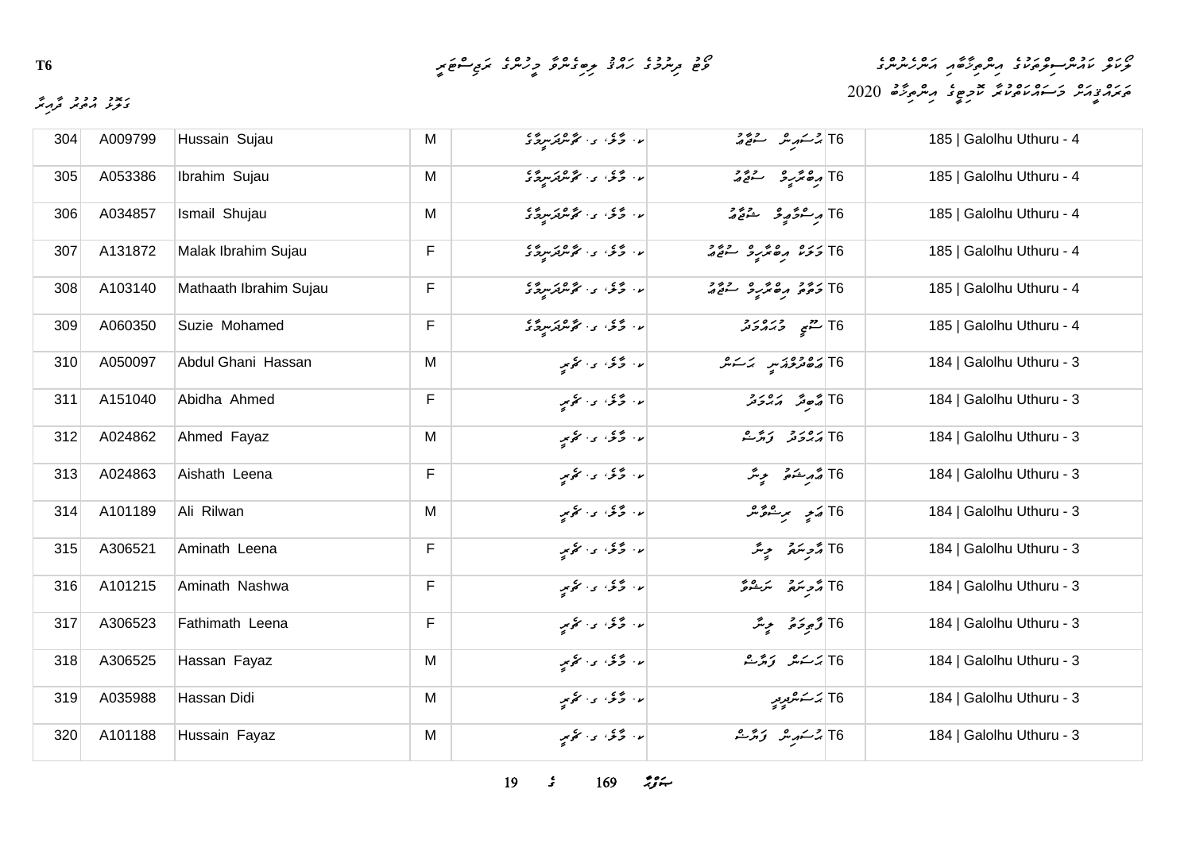| 304 | A009799 | Hussain Sujau | M | ށ. ގޯލް، ގ. ރޯޒްނަރީވާގެ | T6 ހުސައިން ސުޖާއު | 185 \| Galolhu Uthuru - 4 |
|---|---|---|---|---|---|---|
| 305 | A053386 | Ibrahim Sujau | M | ށ. ގޯލް، ގ. ރޯޒްނަރީވާގެ | T6 އިބްރާހީމް ސުޖާއު | 185 \| Galolhu Uthuru - 4 |
| 306 | A034857 | Ismail Shujau | M | ށ. ގޯލް، ގ. ރޯޒްނަރީވާގެ | T6 އިސްމާއީލް ޝުޖާއު | 185 \| Galolhu Uthuru - 4 |
| 307 | A131872 | Malak Ibrahim Sujau | F | ށ. ގޯލް، ގ. ރޯޒްނަރީވާގެ | T6 މަލަކް އިބްރާހީމް ސުޖާއު | 185 \| Galolhu Uthuru - 4 |
| 308 | A103140 | Mathaath Ibrahim Sujau | F | ށ. ގޯލް، ގ. ރޯޒްނަރީވާގެ | T6 މަޠާތް އިބްރާހީމް ސުޖާއު | 185 \| Galolhu Uthuru - 4 |
| 309 | A060350 | Suzie Mohamed | F | ށ. ގޯލް، ގ. ރޯޒްނަރީވާގެ | T6 ސޫޒީ މުހައްމަދު | 185 \| Galolhu Uthuru - 4 |
| 310 | A050097 | Abdul Ghani Hassan | M | ށ. ގޯލް، ގ. ރޯޒީ | T6 އަބްދުލްޣަނީ ހަސަން | 184 \| Galolhu Uthuru - 3 |
| 311 | A151040 | Abidha Ahmed | F | ށ. ގޯލް، ގ. ރޯޒީ | T6 އާބިދާ އަހްމަދު | 184 \| Galolhu Uthuru - 3 |
| 312 | A024862 | Ahmed Fayaz | M | ށ. ގޯލް، ގ. ރޯޒީ | T6 އަހްމަދު ފައްޔާޒް | 184 \| Galolhu Uthuru - 3 |
| 313 | A024863 | Aishath Leena | F | ށ. ގޯލް، ގ. ރޯޒީ | T6 އާއިޝަތު ލީނާ | 184 \| Galolhu Uthuru - 3 |
| 314 | A101189 | Ali Rilwan | M | ށ. ގޯލް، ގ. ރޯޒީ | T6 އަލީ ރިލްވާން | 184 \| Galolhu Uthuru - 3 |
| 315 | A306521 | Aminath Leena | F | ށ. ގޯލް، ގ. ރޯޒީ | T6 އާމިނަތު ލީނާ | 184 \| Galolhu Uthuru - 3 |
| 316 | A101215 | Aminath Nashwa | F | ށ. ގޯލް، ގ. ރޯޒީ | T6 އާމިނަތު ނަޝްވާ | 184 \| Galolhu Uthuru - 3 |
| 317 | A306523 | Fathimath Leena | F | ށ. ގޯލް، ގ. ރޯޒީ | T6 ފާތިމަތު ލީނާ | 184 \| Galolhu Uthuru - 3 |
| 318 | A306525 | Hassan Fayaz | M | ށ. ގޯލް، ގ. ރޯޒީ | T6 ހަސަން ފައްޔާޒް | 184 \| Galolhu Uthuru - 3 |
| 319 | A035988 | Hassan Didi | M | ށ. ގޯލް، ގ. ރޯޒީ | T6 ހަސަންދީދީ | 184 \| Galolhu Uthuru - 3 |
| 320 | A101188 | Hussain Fayaz | M | ށ. ގޯލް، ގ. ރޯޒީ | T6 ހުސައިން ފައްޔާޒް | 184 \| Galolhu Uthuru - 3 |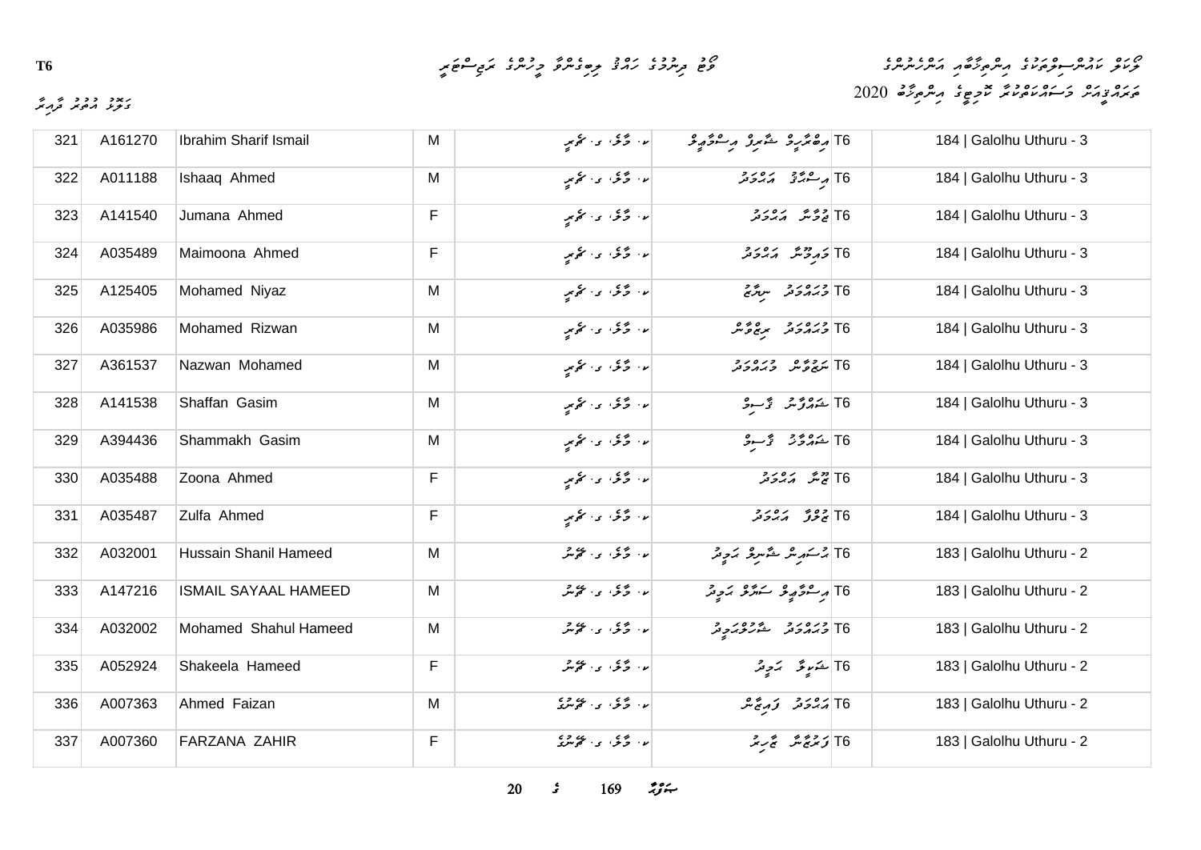| 321 | A161270 | Ibrahim Sharif Ismail | M | ޅ. މާލެ، ގ. ރޯޒަރީ | T6 ރިސްމުހަޒާރު ސަރީފު އިސްމާޢީލު | 184 \| Galolhu Uthuru - 3 |
|---|---|---|---|---|---|---|
| 322 | A011188 | Ishaaq Ahmed | M | ޅ. މާލެ، ގ. ރޯޒަރީ | T6 އިސްހާޤު އަޙްމަދު | 184 \| Galolhu Uthuru - 3 |
| 323 | A141540 | Jumana Ahmed | F | ޅ. މާލެ، ގ. ރޯޒަރީ | T6 ޖުމާނާ އަޙްމަދު | 184 \| Galolhu Uthuru - 3 |
| 324 | A035489 | Maimoona Ahmed | F | ޅ. މާލެ، ގ. ރޯޒަރީ | T6 މައިމޫނާ އަޙްމަދު | 184 \| Galolhu Uthuru - 3 |
| 325 | A125405 | Mohamed Niyaz | M | ޅ. މާލެ، ގ. ރޯޒަރީ | T6 މުޙައްމަދު ނިޔާޒު | 184 \| Galolhu Uthuru - 3 |
| 326 | A035986 | Mohamed Rizwan | M | ޅ. މާލެ، ގ. ރޯޒަރީ | T6 މުޙައްމަދު ރިޟްވާން | 184 \| Galolhu Uthuru - 3 |
| 327 | A361537 | Nazwan Mohamed | M | ޅ. މާލެ، ގ. ރޯޒަރީ | T6 ނަޒްވާން މުޙައްމަދު | 184 \| Galolhu Uthuru - 3 |
| 328 | A141538 | Shaffan Gasim | M | ޅ. މާލެ، ގ. ރޯޒަރީ | T6 ޝައްފާން ޤާސިމު | 184 \| Galolhu Uthuru - 3 |
| 329 | A394436 | Shammakh Gasim | M | ޅ. މާލެ، ގ. ރޯޒަރީ | T6 ޝައްމާޚު ޤާސިމު | 184 \| Galolhu Uthuru - 3 |
| 330 | A035488 | Zoona Ahmed | F | ޅ. މާލެ، ގ. ރޯޒަރީ | T6 ޒޫނާ އަޙްމަދު | 184 \| Galolhu Uthuru - 3 |
| 331 | A035487 | Zulfa Ahmed | F | ޅ. މާލެ، ގ. ރޯޒަރީ | T6 ޒުލްފާ އަޙްމަދު | 184 \| Galolhu Uthuru - 3 |
| 332 | A032001 | Hussain Shanil Hameed | M | ޅ. މާލެ، ގ. ރޯޝަން | T6 ހުސައިން ޝާނިލް ހަމީދު | 183 \| Galolhu Uthuru - 2 |
| 333 | A147216 | ISMAIL SAYAAL HAMEED | M | ޅ. މާލެ، ގ. ރޯޝަން | T6 އިސްމާޢީލް ސަޔާލް ހަމީދު | 183 \| Galolhu Uthuru - 2 |
| 334 | A032002 | Mohamed Shahul Hameed | M | ޅ. މާލެ، ގ. ރޯޝަން | T6 މުޙައްމަދު ޝާހުލްހަމީދު | 183 \| Galolhu Uthuru - 2 |
| 335 | A052924 | Shakeela Hameed | F | ޅ. މާލެ، ގ. ރޯޝަން | T6 ޝަކީލާ ހަމީދު | 183 \| Galolhu Uthuru - 2 |
| 336 | A007363 | Ahmed Faizan | M | ޅ. މާލެ، ގ. ރޯޝަނީ | T6 އަޙްމަދު ފައިޒާން | 183 \| Galolhu Uthuru - 2 |
| 337 | A007360 | FARZANA ZAHIR | F | ޅ. މާލެ، ގ. ރޯޝަނީ | T6 ފަރްޒާނާ ޒާހިރު | 183 \| Galolhu Uthuru - 2 |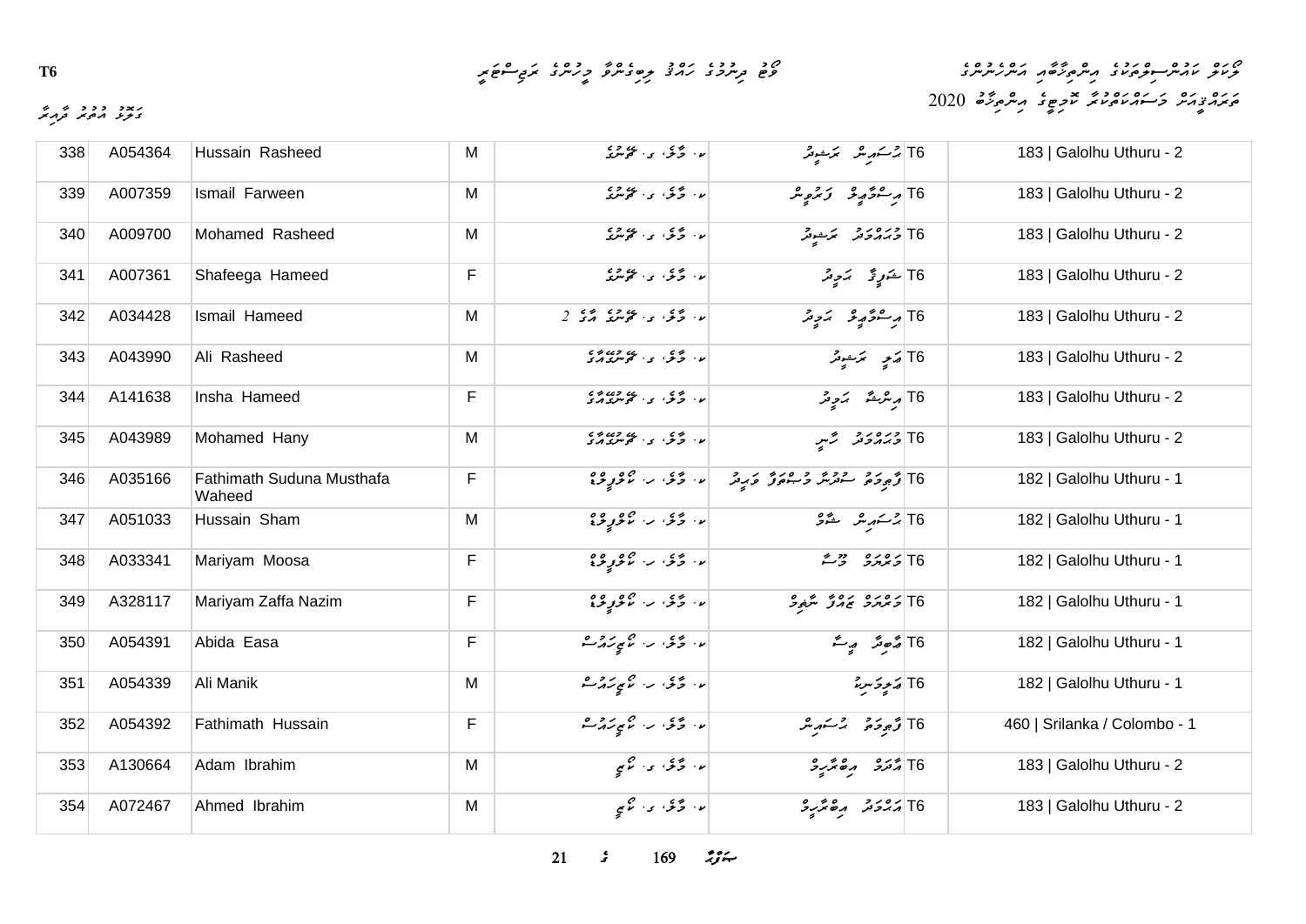| 338 | A054364 | Hussain Rasheed | M | ށ. މާޅ, ގ. ތޯރަސް | T6 ޙުސައިން ރަޝީދު | 183 \| Galolhu Uthuru - 2 |
|---|---|---|---|---|---|---|
| 339 | A007359 | Ismail Farween | M | ށ. މާޅ, ގ. ތޯރަސް | T6 އިސްމާޢީލް ފަރްވީން | 183 \| Galolhu Uthuru - 2 |
| 340 | A009700 | Mohamed Rasheed | M | ށ. މާޅ, ގ. ތޯރަސް | T6 މުޙައްމަދު ރަޝީދު | 183 \| Galolhu Uthuru - 2 |
| 341 | A007361 | Shafeega Hameed | F | ށ. މާޅ, ގ. ތޯރަސް | T6 ޝަފީގާ ހަމީދު | 183 \| Galolhu Uthuru - 2 |
| 342 | A034428 | Ismail Hameed | M | ށ. މާޅ, ގ. ތޯރަސް އޮގ 2 | T6 އިސްމާޢީލް ހަމީދު | 183 \| Galolhu Uthuru - 2 |
| 343 | A043990 | Ali Rasheed | M | ށ. މާޅ, ގ. ތޯރަސްއޮގ | T6 އަލި ރަޝީދު | 183 \| Galolhu Uthuru - 2 |
| 344 | A141638 | Insha Hameed | F | ށ. މާޅ, ގ. ތޯރަސްއޮގ | T6 އިންޝާ ހަމީދު | 183 \| Galolhu Uthuru - 2 |
| 345 | A043989 | Mohamed Hany | M | ށ. މާޅ, ގ. ތޯރަސްއޮގ | T6 މުޙައްމަދު ހާނީ | 183 \| Galolhu Uthuru - 2 |
| 346 | A035166 | Fathimath Suduna Musthafa Waheed | F | ށ. މާޅ, ރ. ކޮލިލީޒް | T6 ފާތިމަތު ސުދުނާ މުސްތަފާ ވަޙީދު | 182 \| Galolhu Uthuru - 1 |
| 347 | A051033 | Hussain Sham | M | ށ. މާޅ, ރ. ކޮލިލީޒް | T6 ޙުސައިން ޝާމް | 182 \| Galolhu Uthuru - 1 |
| 348 | A033341 | Mariyam Moosa | F | ށ. މާޅ, ރ. ކޮލިލީޒް | T6 މަރިޔަމް މޫސާ | 182 \| Galolhu Uthuru - 1 |
| 349 | A328117 | Mariyam Zaffa Nazim | F | ށ. މާޅ, ރ. ކޮލިލީޒް | T6 މަރިޔަމް ޒައްފާ ނާޒިމް | 182 \| Galolhu Uthuru - 1 |
| 350 | A054391 | Abida Easa | F | ށ. މާޅ, ރ. ކޮޅިހައުސް | T6 އާބިދާ ޢީސާ | 182 \| Galolhu Uthuru - 1 |
| 351 | A054339 | Ali Manik | M | ށ. މާޅ, ރ. ކޮޅިހައުސް | T6 އަލިމަނިކު | 182 \| Galolhu Uthuru - 1 |
| 352 | A054392 | Fathimath Hussain | F | ށ. މާޅ, ރ. ކޮޅިހައުސް | T6 ފާތިމަތު ޙުސައިން | 460 \| Srilanka / Colombo - 1 |
| 353 | A130664 | Adam Ibrahim | M | ށ. މާޅ, ގ. ކޮޅި | T6 އާދަމް އިބްރާހީމް | 183 \| Galolhu Uthuru - 2 |
| 354 | A072467 | Ahmed Ibrahim | M | ށ. މާޅ, ގ. ކޮޅި | T6 އަޙްމަދު އިބްރާހީމް | 183 \| Galolhu Uthuru - 2 |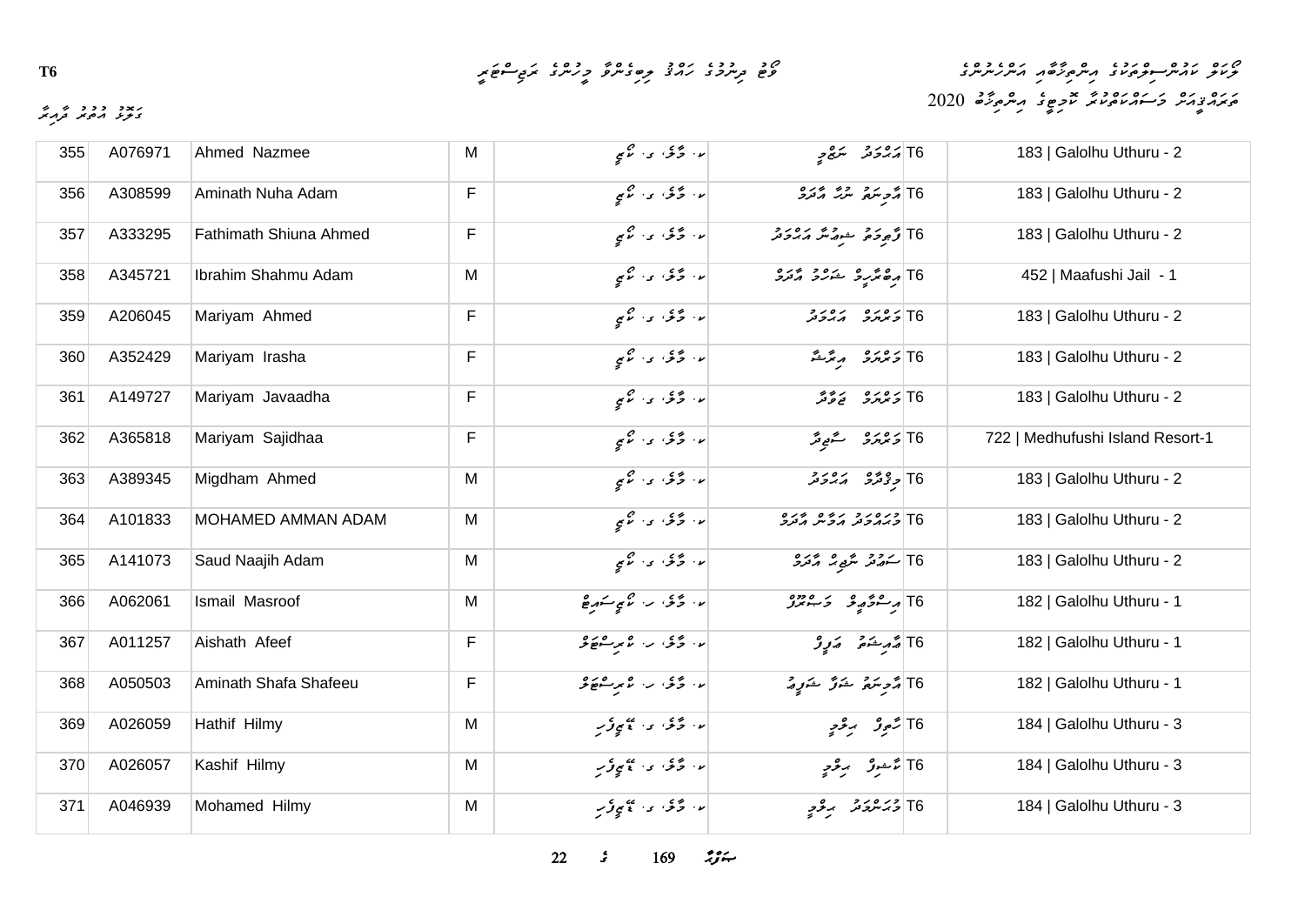| 355 | A076971 | Ahmed Nazmee | M | ، ގާލޮ، ގ، ކެޔޮ | T6 އަޙްމަދު ނަޒްމީ | 183 \| Galolhu Uthuru - 2 |
|---|---|---|---|---|---|---|
| 356 | A308599 | Aminath Nuha Adam | F | ، ގާލޮ، ގ، ކެޔޮ | T6 އާމިނަތު ނުހާ އާދަމް | 183 \| Galolhu Uthuru - 2 |
| 357 | A333295 | Fathimath Shiuna Ahmed | F | ، ގާލޮ، ގ، ކެޔޮ | T6 ފާތިމަތު ޝިޢުނާ އަޙްމަދު | 183 \| Galolhu Uthuru - 2 |
| 358 | A345721 | Ibrahim Shahmu Adam | M | ، ގާލޮ، ގ، ކެޔޮ | T6 އިބްރާހިމް ޝަހްމު އާދަމް | 452 \| Maafushi Jail - 1 |
| 359 | A206045 | Mariyam Ahmed | F | ، ގާލޮ، ގ، ކެޔޮ | T6 މަރިޔަމް އަޙްމަދު | 183 \| Galolhu Uthuru - 2 |
| 360 | A352429 | Mariyam Irasha | F | ، ގާލޮ، ގ، ކެޔޮ | T6 މަރިޔަމް އިރާޝާ | 183 \| Galolhu Uthuru - 2 |
| 361 | A149727 | Mariyam Javaadha | F | ، ގާލޮ، ގ، ކެޔޮ | T6 މަރިޔަމް ޖަވާދާ | 183 \| Galolhu Uthuru - 2 |
| 362 | A365818 | Mariyam Sajidhaa | F | ، ގާލޮ، ގ، ކެޔޮ | T6 މަރިޔަމް ސާޖިދާ | 722 \| Medhufushi Island Resort-1 |
| 363 | A389345 | Migdham Ahmed | M | ، ގާލޮ، ގ، ކެޔޮ | T6 މިގްދާމް އަޙްމަދު | 183 \| Galolhu Uthuru - 2 |
| 364 | A101833 | MOHAMED AMMAN ADAM | M | ، ގާލޮ، ގ، ކެޔޮ | T6 މުޙައްމަދު އައްމާން އާދަމް | 183 \| Galolhu Uthuru - 2 |
| 365 | A141073 | Saud Naajih Adam | M | ، ގާލޮ، ގ، ކެޔޮ | T6 ސަޢުދު ނާޖިހް އާދަމް | 183 \| Galolhu Uthuru - 2 |
| 366 | A062061 | Ismail Masroof | M | ، ގާލޮ، ރ، ކެޔޮސަރިޖް | T6 އިސްމާޢީލް މަސްރޫފް | 182 \| Galolhu Uthuru - 1 |
| 367 | A011257 | Aishath Afeef | F | ، ގާލޮ، ރ، ކެރިސްޓަލް | T6 އާއިޝަތު އަފީފް | 182 \| Galolhu Uthuru - 1 |
| 368 | A050503 | Aminath Shafa Shafeeu | F | ، ގާލޮ، ރ، ކެރިސްޓަލް | T6 އާމިނަތު ޝަފާ ޝަފީޢު | 182 \| Galolhu Uthuru - 1 |
| 369 | A026059 | Hathif Hilmy | M | ، ގާލޮ، ގ، ކޯޕިވެރި | T6 ހާތިފް ހިލްމީ | 184 \| Galolhu Uthuru - 3 |
| 370 | A026057 | Kashif Hilmy | M | ، ގާލޮ، ގ، ކޯޕިވެރި | T6 ކާޝިފް ހިލްމީ | 184 \| Galolhu Uthuru - 3 |
| 371 | A046939 | Mohamed Hilmy | M | ، ގާލޮ، ގ، ކޯޕިވެރި | T6 މުޙައްމަދު ހިލްމީ | 184 \| Galolhu Uthuru - 3 |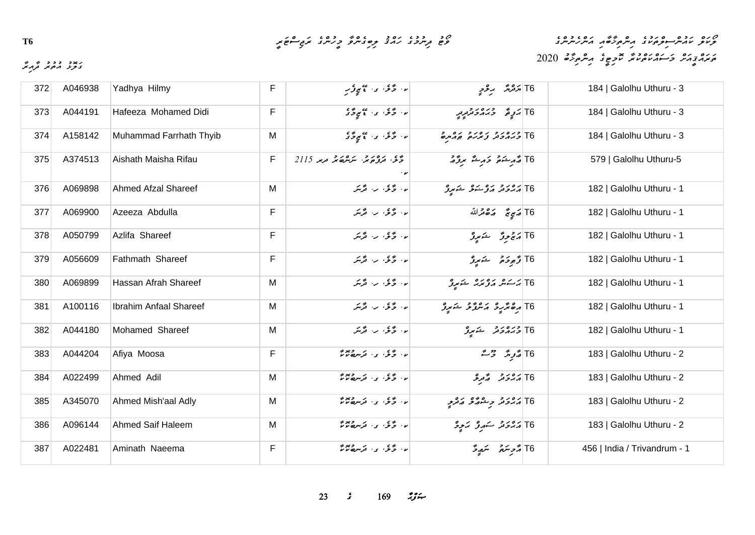| 372 | A046938 | Yadhya Hilmy | F | ކ. މާލެ، ގ. ބޮކުޅާރު | T6 ޔަދްޔާ ހިލްމީ | 184 \| Galolhu Uthuru - 3 |
|---|---|---|---|---|---|---|
| 373 | A044191 | Hafeeza Mohamed Didi | F | ކ. މާލެ، ގ. ބޮކުޅާރުގެ | T6 ހަފީޒާ މުހައްމަދުދީދީ | 184 \| Galolhu Uthuru - 3 |
| 374 | A158142 | Muhammad Farrhath Thyib | M | ކ. މާލެ، ގ. ބޮކުޅާރުގެ | T6 މުހައްމަދު ފަރްހަތު ތައްޔިބު | 184 \| Galolhu Uthuru - 3 |
| 375 | A374513 | Aishath Maisha Rifau | F | މާލެ، ދަރުމަވަންތަ ހިނގުން ރޫމް 2115 | T6 އާއިޝަތު މައިޝާ ރިފާއު | 579 \| Galolhu Uthuru-5 |
| 376 | A069898 | Ahmed Afzal Shareef | M | ކ. މާލެ، ހ. ދޫނި | T6 އަހުމަދު އަފްޒަލް ޝަރީފް | 182 \| Galolhu Uthuru - 1 |
| 377 | A069900 | Azeeza Abdulla | F | ކ. މާލެ، ހ. ދޫނި | T6 އަޒީޒާ އަބްދުﷲ | 182 \| Galolhu Uthuru - 1 |
| 378 | A050799 | Azlifa Shareef | F | ކ. މާލެ، ހ. ދޫނި | T6 އަޒްލިފާ ޝަރީފް | 182 \| Galolhu Uthuru - 1 |
| 379 | A056609 | Fathmath Shareef | F | ކ. މާލެ، ހ. ދޫނި | T6 ފާތިމަތު ޝަރީފް | 182 \| Galolhu Uthuru - 1 |
| 380 | A069899 | Hassan Afrah Shareef | M | ކ. މާލެ، ހ. ދޫނި | T6 ހަސަން އަފްރާހް ޝަރީފް | 182 \| Galolhu Uthuru - 1 |
| 381 | A100116 | Ibrahim Anfaal Shareef | M | ކ. މާލެ، ހ. ދޫނި | T6 އިބްރާހީމް އަންފާލް ޝަރީފް | 182 \| Galolhu Uthuru - 1 |
| 382 | A044180 | Mohamed Shareef | M | ކ. މާލެ، ހ. ދޫނި | T6 މުހައްމަދު ޝަރީފް | 182 \| Galolhu Uthuru - 1 |
| 383 | A044204 | Afiya Moosa | F | ކ. މާލެ، ގ. ދަނބުގަސްދޮށް | T6 އާފިޔާ މޫސާ | 183 \| Galolhu Uthuru - 2 |
| 384 | A022499 | Ahmed Adil | M | ކ. މާލެ، ގ. ދަނބުގަސްދޮށް | T6 އަހުމަދު އާދިލް | 183 \| Galolhu Uthuru - 2 |
| 385 | A345070 | Ahmed Mish'aal Adly | M | ކ. މާލެ، ގ. ދަނބުގަސްދޮށް | T6 އަހުމަދު މިޝްއާލް އަދްލީ | 183 \| Galolhu Uthuru - 2 |
| 386 | A096144 | Ahmed Saif Haleem | M | ކ. މާލެ، ގ. ދަނބުގަސްދޮށް | T6 އަހުމަދު ސައިފް ހަލީމް | 183 \| Galolhu Uthuru - 2 |
| 387 | A022481 | Aminath Naeema | F | ކ. މާލެ، ގ. ދަނބުގަސްދޮށް | T6 އާމިނަތު ނައީމާ | 456 \| India / Trivandrum - 1 |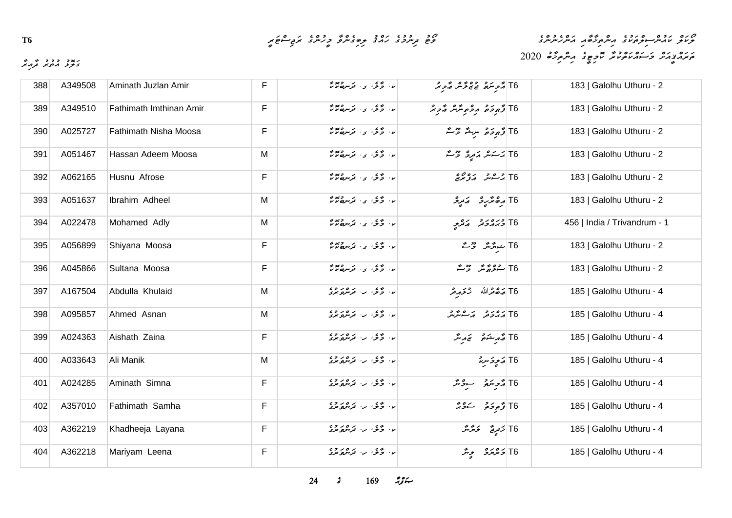| 388 | A349508 | Aminath Juzlan Amir | F | ށ. މާލެ، ގ. ދަނބިދޫގޭ | T6 އާމިނަތު ޖުޒްލާން އާމިރު | 183 \| Galolhu Uthuru - 2 |
|---|---|---|---|---|---|---|
| 389 | A349510 | Fathimath Imthinan Amir | F | ށ. މާލެ، ގ. ދަނބިދޫގޭ | T6 ފާތިމަތު އިމްތިނާން އާމިރު | 183 \| Galolhu Uthuru - 2 |
| 390 | A025727 | Fathimath Nisha Moosa | F | ށ. މާލެ، ގ. ދަނބިދޫގޭ | T6 ފާތިމަތު ނިޝާ މޫސާ | 183 \| Galolhu Uthuru - 2 |
| 391 | A051467 | Hassan Adeem Moosa | M | ށ. މާލެ، ގ. ދަނބިދޫގޭ | T6 ހަސަން އަދީމް މޫސާ | 183 \| Galolhu Uthuru - 2 |
| 392 | A062165 | Husnu Afrose | F | ށ. މާލެ، ގ. ދަނބިދޫގޭ | T6 ހުސްނު އަފްރޯޒް | 183 \| Galolhu Uthuru - 2 |
| 393 | A051637 | Ibrahim Adheel | M | ށ. މާލެ، ގ. ދަނބިދޫގޭ | T6 އިބްރާހީމް އަދީލް | 183 \| Galolhu Uthuru - 2 |
| 394 | A022478 | Mohamed Adly | M | ށ. މާލެ، ގ. ދަނބިދޫގޭ | T6 މުހައްމަދު އަދްލީ | 456 \| India / Trivandrum - 1 |
| 395 | A056899 | Shiyana Moosa | F | ށ. މާލެ، ގ. ދަނބިދޫގޭ | T6 ޝިޔާނާ މޫސާ | 183 \| Galolhu Uthuru - 2 |
| 396 | A045866 | Sultana Moosa | F | ށ. މާލެ، ގ. ދަނބިދޫގޭ | T6 ސުލްޠާނާ މޫސާ | 183 \| Galolhu Uthuru - 2 |
| 397 | A167504 | Abdulla Khulaid | M | ށ. މާލެ، ހ. ދަރުމަވަންތަ | T6 އަބްދުﷲ ހުލައިދު | 185 \| Galolhu Uthuru - 4 |
| 398 | A095857 | Ahmed Asnan | M | ށ. މާލެ، ހ. ދަރުމަވަންތަ | T6 އަހްމަދު އަސްނާން | 185 \| Galolhu Uthuru - 4 |
| 399 | A024363 | Aishath Zaina | F | ށ. މާލެ، ހ. ދަރުމަވަންތަ | T6 އާއިޝަތު ޒައިނާ | 185 \| Galolhu Uthuru - 4 |
| 400 | A033643 | Ali Manik | M | ށ. މާލެ، ހ. ދަރުމަވަންތަ | T6 އަލިމަނިކު | 185 \| Galolhu Uthuru - 4 |
| 401 | A024285 | Aminath Simna | F | ށ. މާލެ، ހ. ދަރުމަވަންތަ | T6 އާމިނަތު ސިމްނާ | 185 \| Galolhu Uthuru - 4 |
| 402 | A357010 | Fathimath Samha | F | ށ. މާލެ، ހ. ދަރުމަވަންތަ | T6 ފާތިމަތު ސަމްހާ | 185 \| Galolhu Uthuru - 4 |
| 403 | A362219 | Khadheeja Layana | F | ށ. މާލެ، ހ. ދަރުމަވަންތަ | T6 ޚަދީޖާ ލަޔާނާ | 185 \| Galolhu Uthuru - 4 |
| 404 | A362218 | Mariyam Leena | F | ށ. މާލެ، ހ. ދަރުމަވަންތަ | T6 މަރިޔަމް ލީނާ | 185 \| Galolhu Uthuru - 4 |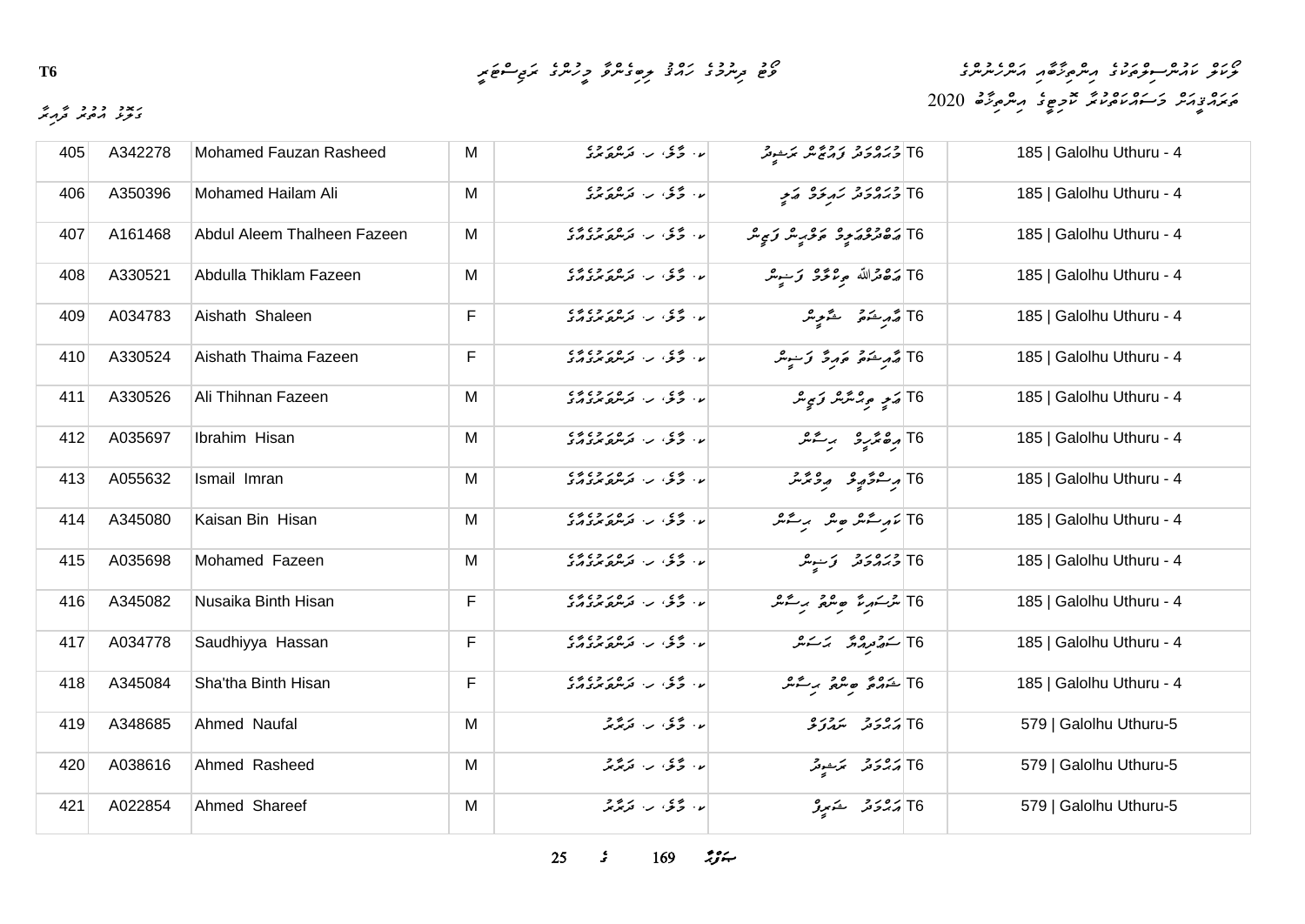| 405 | A342278 | Mohamed Fauzan Rasheed | M | ޅ. ގާދޫ، ހ. ދަރުންބަރީ | T6 މުހައްމަދު ފައުޒާން ރަޝީދު | 185 \| Galolhu Uthuru - 4 |
|---|---|---|---|---|---|---|
| 406 | A350396 | Mohamed Hailam Ali | M | ޅ. ގާދޫ، ހ. ދަރުންބަރީ | T6 މުހައްމަދު ހައިލަމް ޢަލީ | 185 \| Galolhu Uthuru - 4 |
| 407 | A161468 | Abdul Aleem Thalheen Fazeen | M | ޅ. ގާދޫ، ހ. ދަރުންބަރުގެއާގެ | T6 އަބްދުލްޢަލީމް ތަލްހީން ފަޒީން | 185 \| Galolhu Uthuru - 4 |
| 408 | A330521 | Abdulla Thiklam Fazeen | M | ޅ. ގާދޫ، ހ. ދަރުންބަރުގެއާގެ | T6 އަބްދުﷲ ތިކްލާމް ފަޒީން | 185 \| Galolhu Uthuru - 4 |
| 409 | A034783 | Aishath Shaleen | F | ޅ. ގާދޫ، ހ. ދަރުންބަރުގެއާގެ | T6 އާއިޝަތު ޝާލީން | 185 \| Galolhu Uthuru - 4 |
| 410 | A330524 | Aishath Thaima Fazeen | F | ޅ. ގާދޫ، ހ. ދަރުންބަރުގެއާގެ | T6 އާއިޝަތު ތައިމާ ފަޒީން | 185 \| Galolhu Uthuru - 4 |
| 411 | A330526 | Ali Thihnan Fazeen | M | ޅ. ގާދޫ، ހ. ދަރުންބަރުގެއާގެ | T6 ޢަލީ ތިހްނާން ފަޒީން | 185 \| Galolhu Uthuru - 4 |
| 412 | A035697 | Ibrahim Hisan | M | ޅ. ގާދޫ، ހ. ދަރުންބަރުގެއާގެ | T6 އިބްރާހީމް ހިސާން | 185 \| Galolhu Uthuru - 4 |
| 413 | A055632 | Ismail Imran | M | ޅ. ގާދޫ، ހ. ދަރުންބަރުގެއާގެ | T6 އިސްމާޢީލް އިމްރާން | 185 \| Galolhu Uthuru - 4 |
| 414 | A345080 | Kaisan Bin Hisan | M | ޅ. ގާދޫ، ހ. ދަރުންބަރުގެއާގެ | T6 ކައިސާން ބިން ހިސާން | 185 \| Galolhu Uthuru - 4 |
| 415 | A035698 | Mohamed Fazeen | M | ޅ. ގާދޫ، ހ. ދަރުންބަރުގެއާގެ | T6 މުހައްމަދު ފަޒީން | 185 \| Galolhu Uthuru - 4 |
| 416 | A345082 | Nusaika Binth Hisan | F | ޅ. ގާދޫ، ހ. ދަރުންބަރުގެއާގެ | T6 ނުސައިކާ ބިންތު ހިސާން | 185 \| Galolhu Uthuru - 4 |
| 417 | A034778 | Saudhiyya Hassan | F | ޅ. ގާދޫ، ހ. ދަރުންބަރުގެއާގެ | T6 ސައުދިއްޔާ ހަސަން | 185 \| Galolhu Uthuru - 4 |
| 418 | A345084 | Sha'tha Binth Hisan | F | ޅ. ގާދޫ، ހ. ދަރުންބަރުގެއާގެ | T6 ޝަޢްތާ ބިންތު ހިސާން | 185 \| Galolhu Uthuru - 4 |
| 419 | A348685 | Ahmed Naufal | M | ޅ. ގާދޫ، ހ. ދަރަދަރު | T6 އަހްމަދު ނައުފަލް | 579 \| Galolhu Uthuru-5 |
| 420 | A038616 | Ahmed Rasheed | M | ޅ. ގާދޫ، ހ. ދަރަދަރު | T6 އަހްމަދު ރަޝީދު | 579 \| Galolhu Uthuru-5 |
| 421 | A022854 | Ahmed Shareef | M | ޅ. ގާދޫ، ހ. ދަރަދަރު | T6 އަހްމަދު ޝަރީފް | 579 \| Galolhu Uthuru-5 |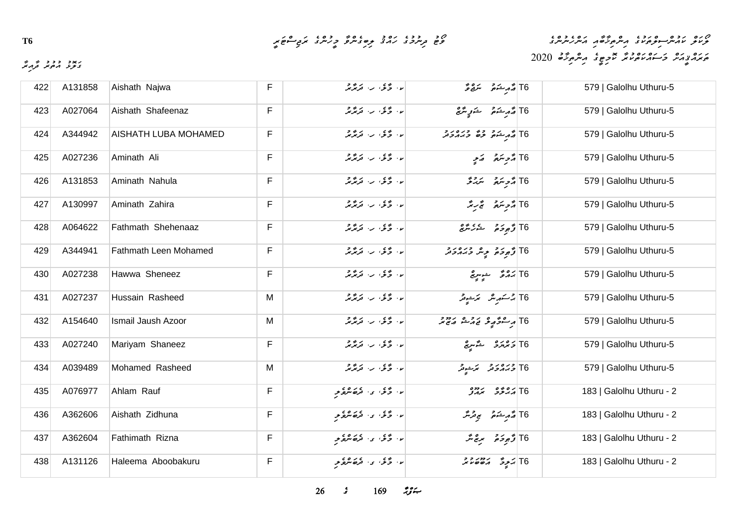| 422 | A131858 | Aishath Najwa | F | ގ. މާލެ، ހ. ދަރަންރު | T6 އާއިޝަތު ނަޖްވާ | 579 \| Galolhu Uthuru-5 |
|---|---|---|---|---|---|---|
| 423 | A027064 | Aishath Shafeenaz | F | ގ. މާލެ، ހ. ދަރަންރު | T6 އާއިޝަތު ޝަފީނާޒް | 579 \| Galolhu Uthuru-5 |
| 424 | A344942 | AISHATH LUBA MOHAMED | F | ގ. މާލެ، ހ. ދަރަންރު | T6 އާއިޝަތު ލުބާ މުހައްމަދު | 579 \| Galolhu Uthuru-5 |
| 425 | A027236 | Aminath Ali | F | ގ. މާލެ، ހ. ދަރަންރު | T6 އާމިނަތު އަލި | 579 \| Galolhu Uthuru-5 |
| 426 | A131853 | Aminath Nahula | F | ގ. މާލެ، ހ. ދަރަންރު | T6 އާމިނަތު ނަހުލާ | 579 \| Galolhu Uthuru-5 |
| 427 | A130997 | Aminath Zahira | F | ގ. މާލެ، ހ. ދަރަންރު | T6 އާމިނަތު ޒާހިރާ | 579 \| Galolhu Uthuru-5 |
| 428 | A064622 | Fathmath Shehenaaz | F | ގ. މާލެ، ހ. ދަރަންރު | T6 ފާތިމަތު ޝެހެނާޒް | 579 \| Galolhu Uthuru-5 |
| 429 | A344941 | Fathmath Leen Mohamed | F | ގ. މާލެ، ހ. ދަރަންރު | T6 ފާތިމަތު ލީން މުހައްމަދު | 579 \| Galolhu Uthuru-5 |
| 430 | A027238 | Hawwa Sheneez | F | ގ. މާލެ، ހ. ދަރަންރު | T6 ހައްވާ ޝެނީޒް | 579 \| Galolhu Uthuru-5 |
| 431 | A027237 | Hussain Rasheed | M | ގ. މާލެ، ހ. ދަރަންރު | T6 ހުސައިން ރަޝީދު | 579 \| Galolhu Uthuru-5 |
| 432 | A154640 | Ismail Jaush Azoor | M | ގ. މާލެ، ހ. ދަރަންރު | T6 އިސްމާއީލް ޖައުޝް އަޒޫރު | 579 \| Galolhu Uthuru-5 |
| 433 | A027240 | Mariyam Shaneez | F | ގ. މާލެ، ހ. ދަރަންރު | T6 މަރިޔަމް ޝަނީޒް | 579 \| Galolhu Uthuru-5 |
| 434 | A039489 | Mohamed Rasheed | M | ގ. މާލެ، ހ. ދަރަންރު | T6 މުހައްމަދު ރަޝީދު | 579 \| Galolhu Uthuru-5 |
| 435 | A076977 | Ahlam Rauf | F | ގ. މާލެ، ގ. ދެހަނދުވަރި | T6 އަހްލާމް ރައޫފް | 183 \| Galolhu Uthuru - 2 |
| 436 | A362606 | Aishath Zidhuna | F | ގ. މާލެ، ގ. ދެހަނދުވަރި | T6 އާއިޝަތު ޒިދުނާ | 183 \| Galolhu Uthuru - 2 |
| 437 | A362604 | Fathimath Rizna | F | ގ. މާލެ، ގ. ދެހަނދުވަރި | T6 ފާތިމަތު ރިޒްނާ | 183 \| Galolhu Uthuru - 2 |
| 438 | A131126 | Haleema Aboobakuru | F | ގ. މާލެ، ގ. ދެހަނދުވަރި | T6 ހަލީމާ އަބޫބަކުރު | 183 \| Galolhu Uthuru - 2 |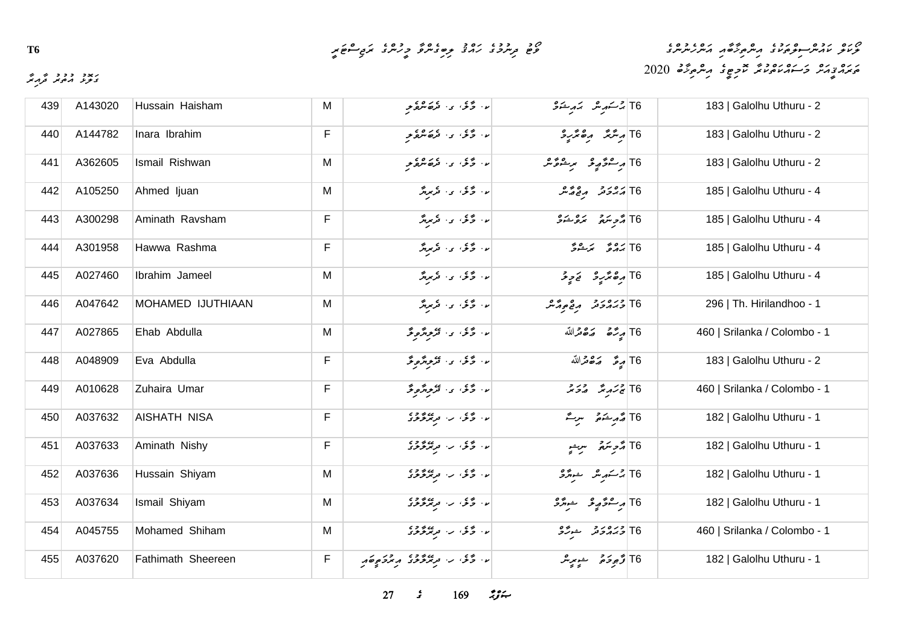| 439 | A143020 | Hussain Haisham | M | ށ. މާލް، ގ. ދޮރަހެރުވާ | T6 ޙުސައިން ހައިޝަމް | 183 \| Galolhu Uthuru - 2 |
|---|---|---|---|---|---|---|
| 440 | A144782 | Inara Ibrahim | F | ށ. މާލް، ގ. ދޮރަހެރުވާ | T6 އިނާރާ އިބްރާހީމް | 183 \| Galolhu Uthuru - 2 |
| 441 | A362605 | Ismail Rishwan | M | ށ. މާލް، ގ. ދޮރަހެރުވާ | T6 އިސްމާއީލް ރިޝްވާން | 183 \| Galolhu Uthuru - 2 |
| 442 | A105250 | Ahmed Ijuan | M | ށ. މާލް، ގ. ދޮނިރާ | T6 އަޙްމަދު އިޖުއާން | 185 \| Galolhu Uthuru - 4 |
| 443 | A300298 | Aminath Ravsham | F | ށ. މާލް، ގ. ދޮނިރާ | T6 އާމިނަތު ރަވްޝަމް | 185 \| Galolhu Uthuru - 4 |
| 444 | A301958 | Hawwa Rashma | F | ށ. މާލް، ގ. ދޮނިރާ | T6 ހައްވާ ރަޝްމާ | 185 \| Galolhu Uthuru - 4 |
| 445 | A027460 | Ibrahim Jameel | M | ށ. މާލް، ގ. ދޮނިރާ | T6 އިބްރާހީމް ޖަމީލް | 185 \| Galolhu Uthuru - 4 |
| 446 | A047642 | MOHAMED IJUTHIAAN | M | ށ. މާލް، ގ. ދޮނިރާ | T6 މުޙައްމަދު އިޖުތިޔާން | 296 \| Th. Hirilandhoo - 1 |
| 447 | A027865 | Ehab Abdulla | M | ށ. މާލް، ގ. ދޮލިދާލިމާ | T6 އީހާބް އަބްދުﷲ | 460 \| Srilanka / Colombo - 1 |
| 448 | A048909 | Eva Abdulla | F | ށ. މާލް، ގ. ދޮލިދާލިމާ | T6 އީވާ އަބްދުﷲ | 183 \| Galolhu Uthuru - 2 |
| 449 | A010628 | Zuhaira Umar | F | ށ. މާލް، ގ. ދޮލިދާލިމާ | T6 ޒުހައިރާ ޢުމަރު | 460 \| Srilanka / Colombo - 1 |
| 450 | A037632 | AISHATH NISA | F | ށ. މާލް، ހ. ދިރާގުވާގެ | T6 އާއިޝަތު ނިސާ | 182 \| Galolhu Uthuru - 1 |
| 451 | A037633 | Aminath Nishy | F | ށ. މާލް، ހ. ދިރާގުވާގެ | T6 އާމިނަތު ނިޝީ | 182 \| Galolhu Uthuru - 1 |
| 452 | A037636 | Hussain Shiyam | M | ށ. މާލް، ހ. ދިރާގުވާގެ | T6 ޙުސައިން ޝިޔާމް | 182 \| Galolhu Uthuru - 1 |
| 453 | A037634 | Ismail Shiyam | M | ށ. މާލް، ހ. ދިރާގުވާގެ | T6 އިސްމާއީލް ޝިޔާމް | 182 \| Galolhu Uthuru - 1 |
| 454 | A045755 | Mohamed Shiham | M | ށ. މާލް، ހ. ދިރާގުވާގެ | T6 މުޙައްމަދު ޝިހާމް | 460 \| Srilanka / Colombo - 1 |
| 455 | A037620 | Fathimath Sheereen | F | ށ. މާލް، ހ. ދިރާގުވާގެ އިންޓަރިބަރި | T6 ފާތިމަތު ޝީރީން | 182 \| Galolhu Uthuru - 1 |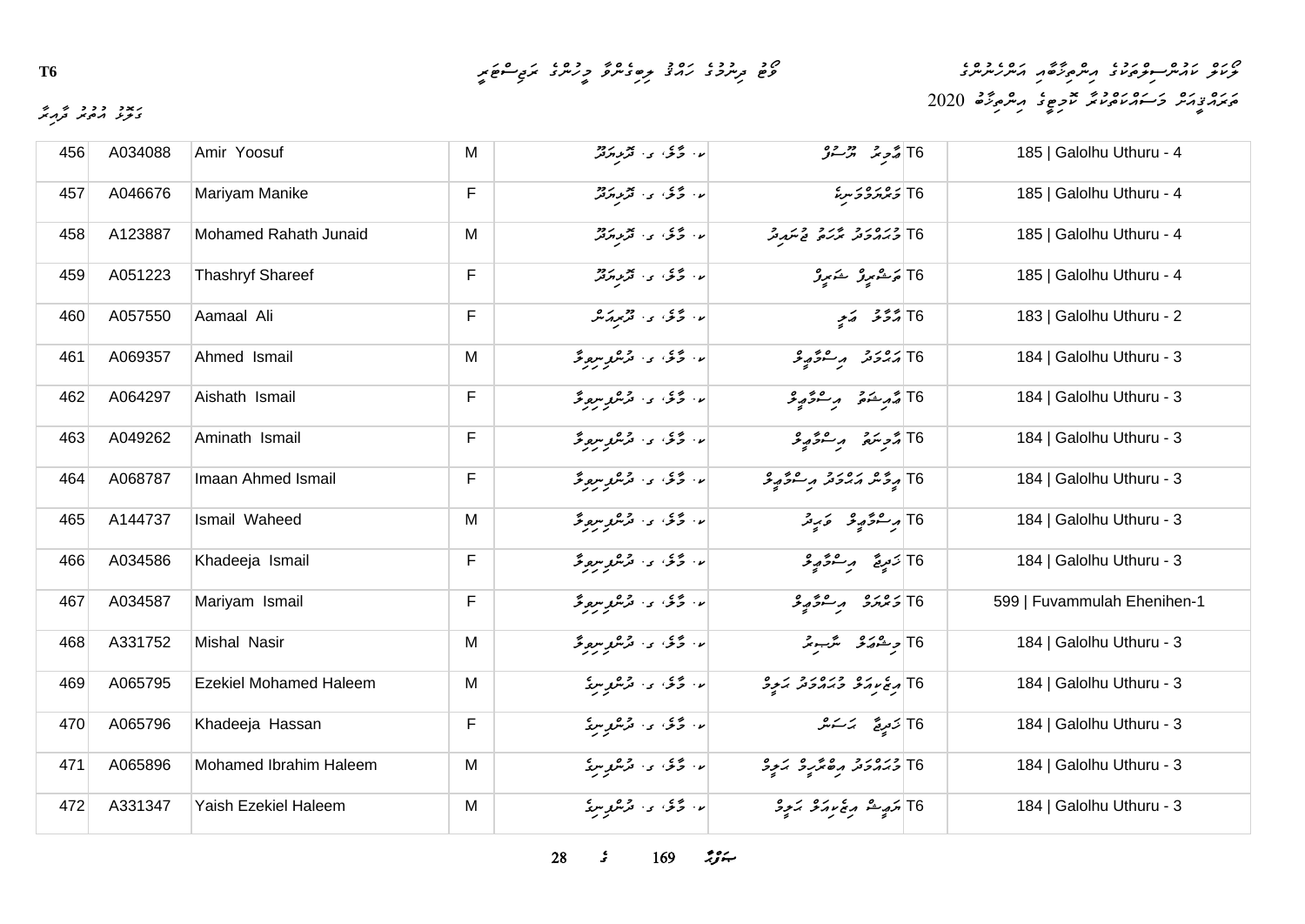| 456 | A034088 | Amir Yoosuf | M | ކ. މާލެ، ގ. ދޫދިރަށު | T6 އާމިރު ޔޫސުފު | 185 \| Galolhu Uthuru - 4 |
|---|---|---|---|---|---|---|
| 457 | A046676 | Mariyam Manike | F | ކ. މާލެ، ގ. ދޫދިރަށު | T6 މަރިޔަމްމަނިކެ | 185 \| Galolhu Uthuru - 4 |
| 458 | A123887 | Mohamed Rahath Junaid | M | ކ. މާލެ، ގ. ދޫދިރަށު | T6 މުޙައްމަދު ރާޙަތު ޖުނައިދު | 185 \| Galolhu Uthuru - 4 |
| 459 | A051223 | Thashryf Shareef | F | ކ. މާލެ، ގ. ދޫދިރަށު | T6 ތަޝްރީފު ޝަރީފު | 185 \| Galolhu Uthuru - 4 |
| 460 | A057550 | Aamaal Ali | F | ކ. މާލެ، ގ. ދޫރިއަން | T6 އާމާލު ޢަލި | 183 \| Galolhu Uthuru - 2 |
| 461 | A069357 | Ahmed Ismail | M | ކ. މާލެ، ގ. ދަންވިނިވާ | T6 އަޙްމަދު އިސްމާޢީލު | 184 \| Galolhu Uthuru - 3 |
| 462 | A064297 | Aishath Ismail | F | ކ. މާލެ، ގ. ދަންވިނިވާ | T6 އާއިޝަތު އިސްމާޢީލު | 184 \| Galolhu Uthuru - 3 |
| 463 | A049262 | Aminath Ismail | F | ކ. މާލެ، ގ. ދަންވިނިވާ | T6 އާމިނަތު އިސްމާޢީލު | 184 \| Galolhu Uthuru - 3 |
| 464 | A068787 | Imaan Ahmed Ismail | F | ކ. މާލެ، ގ. ދަންވިނިވާ | T6 އީމާން އަޙްމަދު އިސްމާޢީލު | 184 \| Galolhu Uthuru - 3 |
| 465 | A144737 | Ismail Waheed | M | ކ. މާލެ، ގ. ދަންވިނިވާ | T6 އިސްމާޢީލު ވަޙީދު | 184 \| Galolhu Uthuru - 3 |
| 466 | A034586 | Khadeeja Ismail | F | ކ. މާލެ، ގ. ދަންވިނިވާ | T6 ޚަދީޖާ އިސްމާޢީލު | 184 \| Galolhu Uthuru - 3 |
| 467 | A034587 | Mariyam Ismail | F | ކ. މާލެ، ގ. ދަންވިނިވާ | T6 މަރިޔަމް އިސްމާޢީލު | 599 \| Fuvammulah Ehenihen-1 |
| 468 | A331752 | Mishal Nasir | M | ކ. މާލެ، ގ. ދަންވިނިވާ | T6 މިޝްއަލް ނާސިރު | 184 \| Galolhu Uthuru - 3 |
| 469 | A065795 | Ezekiel Mohamed Haleem | M | ކ. މާލެ، ގ. ދަންވިނިގެ | T6 އިޒެކިއަލް މުޙައްމަދު ޙަލީމް | 184 \| Galolhu Uthuru - 3 |
| 470 | A065796 | Khadeeja Hassan | F | ކ. މާލެ، ގ. ދަންވިނިގެ | T6 ޚަދީޖާ ޙަސަން | 184 \| Galolhu Uthuru - 3 |
| 471 | A065896 | Mohamed Ibrahim Haleem | M | ކ. މާލެ، ގ. ދަންވިނިގެ | T6 މުޙައްމަދު އިބްރާހީމް ޙަލީމް | 184 \| Galolhu Uthuru - 3 |
| 472 | A331347 | Yaish Ezekiel Haleem | M | ކ. މާލެ، ގ. ދަންވިނިގެ | T6 ޔައިޝް އިޒެކިއަލް ޙަލީމް | 184 \| Galolhu Uthuru - 3 |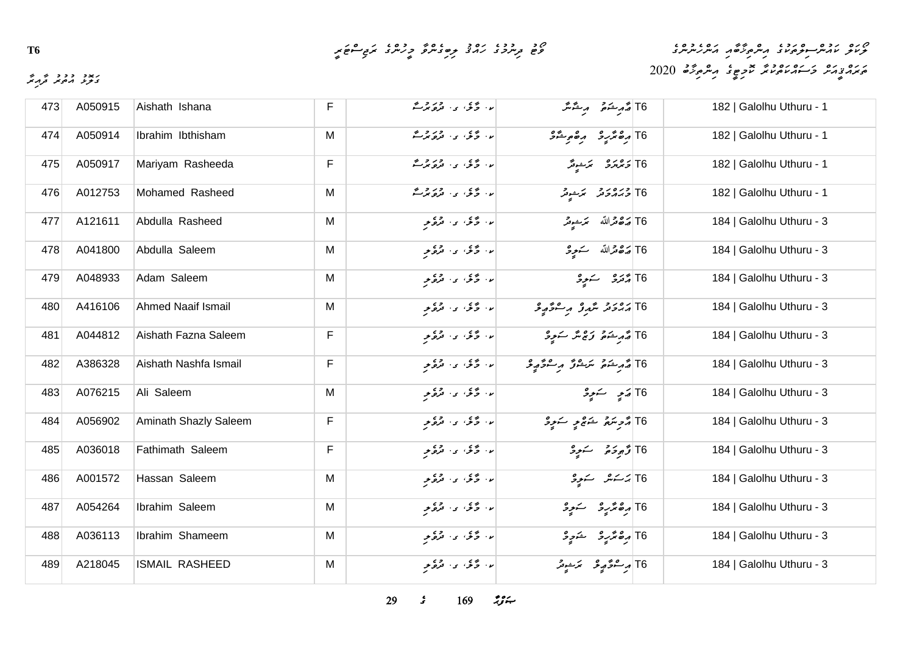| 473 | A050915 | Aishath Ishana | F | ށ. މާޅ، ގ. ދަރަދަސް | T6 އާއިޝަތު އިޝާނާ | 182 \| Galolhu Uthuru - 1 |
|---|---|---|---|---|---|---|
| 474 | A050914 | Ibrahim Ibthisham | M | ށ. މާޅ، ގ. ދަރަދަސް | T6 އިބްރާހީމް އިބްތިޝާމް | 182 \| Galolhu Uthuru - 1 |
| 475 | A050917 | Mariyam Rasheeda | F | ށ. މާޅ، ގ. ދަރަދަސް | T6 މަރިޔަމް ރަޝީދާ | 182 \| Galolhu Uthuru - 1 |
| 476 | A012753 | Mohamed Rasheed | M | ށ. މާޅ، ގ. ދަރަދަސް | T6 މުހައްމަދު ރަޝީދު | 182 \| Galolhu Uthuru - 1 |
| 477 | A121611 | Abdulla Rasheed | M | ށ. މާޅ، ގ. ދޫވެލި | T6 އަބްދުﷲ ރަޝީދު | 184 \| Galolhu Uthuru - 3 |
| 478 | A041800 | Abdulla Saleem | M | ށ. މާޅ، ގ. ދޫވެލި | T6 އަބްދުﷲ ސަލީމް | 184 \| Galolhu Uthuru - 3 |
| 479 | A048933 | Adam Saleem | M | ށ. މާޅ، ގ. ދޫވެލި | T6 އާދަމް ސަލީމް | 184 \| Galolhu Uthuru - 3 |
| 480 | A416106 | Ahmed Naaif Ismail | M | ށ. މާޅ، ގ. ދޫވެލި | T6 އަހުމަދު ނާއިފް އިސްމާއީލް | 184 \| Galolhu Uthuru - 3 |
| 481 | A044812 | Aishath Fazna Saleem | F | ށ. މާޅ، ގ. ދޫވެލި | T6 އާއިޝަތު ފަޒްނާ ސަލީމް | 184 \| Galolhu Uthuru - 3 |
| 482 | A386328 | Aishath Nashfa Ismail | F | ށ. މާޅ، ގ. ދޫވެލި | T6 އާއިޝަތު ނަޝްފާ އިސްމާއީލް | 184 \| Galolhu Uthuru - 3 |
| 483 | A076215 | Ali Saleem | M | ށ. މާޅ، ގ. ދޫވެލި | T6 އަލީ ސަލީމް | 184 \| Galolhu Uthuru - 3 |
| 484 | A056902 | Aminath Shazly Saleem | F | ށ. މާޅ، ގ. ދޫވެލި | T6 އާމިނަތު ޝަޒްލީ ސަލީމް | 184 \| Galolhu Uthuru - 3 |
| 485 | A036018 | Fathimath Saleem | F | ށ. މާޅ، ގ. ދޫވެލި | T6 ފާތިމަތު ސަލީމް | 184 \| Galolhu Uthuru - 3 |
| 486 | A001572 | Hassan Saleem | M | ށ. މާޅ، ގ. ދޫވެލި | T6 ހަސަން ސަލީމް | 184 \| Galolhu Uthuru - 3 |
| 487 | A054264 | Ibrahim Saleem | M | ށ. މާޅ، ގ. ދޫވެލި | T6 އިބްރާހީމް ސަލީމް | 184 \| Galolhu Uthuru - 3 |
| 488 | A036113 | Ibrahim Shameem | M | ށ. މާޅ، ގ. ދޫވެލި | T6 އިބްރާހީމް ޝަމީމް | 184 \| Galolhu Uthuru - 3 |
| 489 | A218045 | ISMAIL RASHEED | M | ށ. މާޅ، ގ. ދޫވެލި | T6 އިސްމާއީލް ރަޝީދު | 184 \| Galolhu Uthuru - 3 |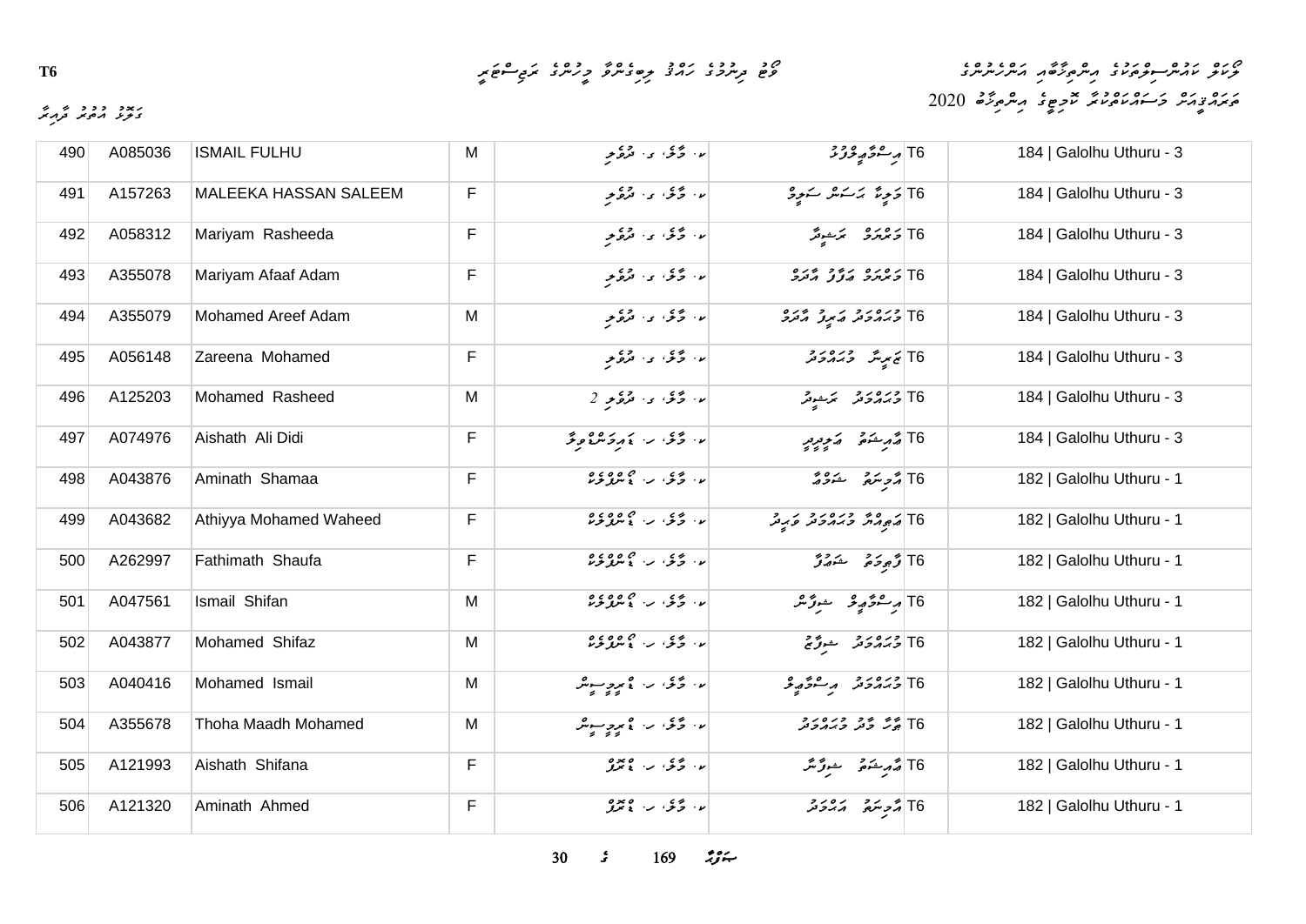| 490 | A085036 | ISMAIL FULHU | M | ށ. ގާލު، ގ. ދޫވެލި | T6 އިސްމާޢީލުފުޅު | 184 \| Galolhu Uthuru - 3 |
|---|---|---|---|---|---|---|
| 491 | A157263 | MALEEKA HASSAN SALEEM | F | ށ. ގާލު، ގ. ދޫވެލި | T6 މަލީކާ ޙަސަން ސަލީމް | 184 \| Galolhu Uthuru - 3 |
| 492 | A058312 | Mariyam Rasheeda | F | ށ. ގާލު، ގ. ދޫވެލި | T6 މަރިޔަމް ރަޝީދާ | 184 \| Galolhu Uthuru - 3 |
| 493 | A355078 | Mariyam Afaaf Adam | F | ށ. ގާލު، ގ. ދޫވެލި | T6 މަރިޔަމް އަފާފް އާދަމް | 184 \| Galolhu Uthuru - 3 |
| 494 | A355079 | Mohamed Areef Adam | M | ށ. ގާލު، ގ. ދޫވެލި | T6 މުޙައްމަދު އަރީފް އާދަމް | 184 \| Galolhu Uthuru - 3 |
| 495 | A056148 | Zareena Mohamed | F | ށ. ގާލު، ގ. ދޫވެލި | T6 ޒަރީނާ މުޙައްމަދު | 184 \| Galolhu Uthuru - 3 |
| 496 | A125203 | Mohamed Rasheed | M | ށ. ގާލު، ގ. ދޫވެލި 2 | T6 މުޙައްމަދު ރަޝީދު | 184 \| Galolhu Uthuru - 3 |
| 497 | A074976 | Aishath Ali Didi | F | ށ. ގާލު، ސ. ޖައިމަންޒިލްވިލާ | T6 އާއިޝަތު އަލީދީދީ | 184 \| Galolhu Uthuru - 3 |
| 498 | A043876 | Aminath Shamaa | F | ށ. ގާލު، ސ. ޖަނބުވެހި | T6 އާމިނަތު ޝަމާއު | 182 \| Galolhu Uthuru - 1 |
| 499 | A043682 | Athiyya Mohamed Waheed | F | ށ. ގާލު، ސ. ޖަނބުވެހި | T6 އަތިއްޔާ މުޙައްމަދު ވަޙީދު | 182 \| Galolhu Uthuru - 1 |
| 500 | A262997 | Fathimath Shaufa | F | ށ. ގާލު، ސ. ޖަނބުވެހި | T6 ފާތިމަތު ޝައުފާ | 182 \| Galolhu Uthuru - 1 |
| 501 | A047561 | Ismail Shifan | M | ށ. ގާލު، ސ. ޖަނބުވެހި | T6 އިސްމާޢީލް ޝިފާން | 182 \| Galolhu Uthuru - 1 |
| 502 | A043877 | Mohamed Shifaz | M | ށ. ގާލު، ސ. ޖަނބުވެހި | T6 މުޙައްމަދު ޝިފާޒް | 182 \| Galolhu Uthuru - 1 |
| 503 | A040416 | Mohamed Ismail | M | ށ. ގާލު، ސ. ޖެރީސްޓަން | T6 މުޙައްމަދު އިސްމާޢީލް | 182 \| Galolhu Uthuru - 1 |
| 504 | A355678 | Thoha Maadh Mohamed | M | ށ. ގާލު، ސ. ޖެރީސްޓަން | T6 ޠޯހާ މާދު މުޙައްމަދު | 182 \| Galolhu Uthuru - 1 |
| 505 | A121993 | Aishath Shifana | F | ށ. ގާލު، ސ. ޖެނޯ | T6 އާއިޝަތު ޝިފާނާ | 182 \| Galolhu Uthuru - 1 |
| 506 | A121320 | Aminath Ahmed | F | ށ. ގާލު، ސ. ޖެނޯ | T6 އާމިނަތު އަޙްމަދު | 182 \| Galolhu Uthuru - 1 |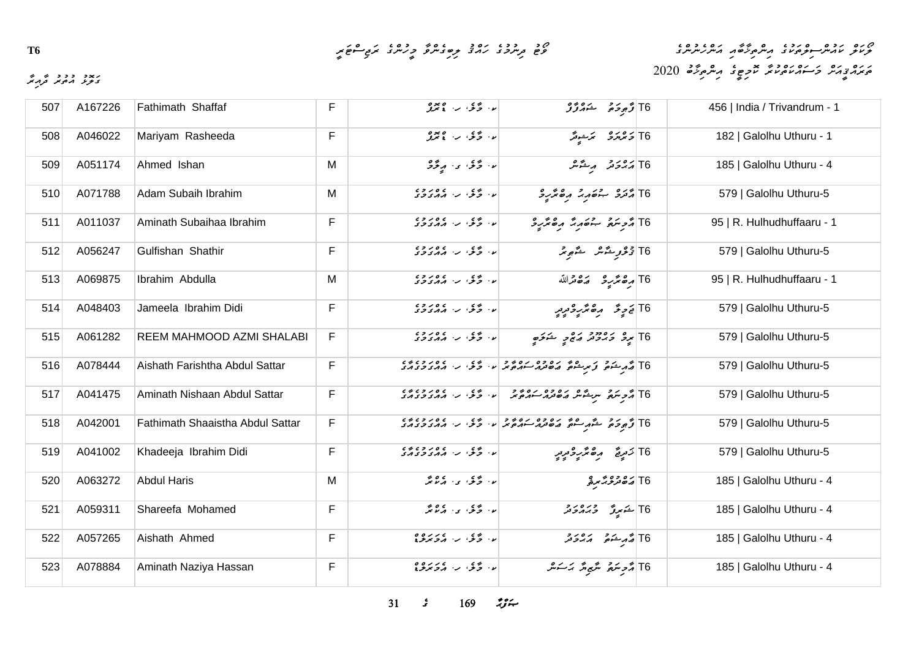| 507 | A167226 | Fathimath Shaffaf | F | ، وًگ، ر، ، ؟بعو | T6 وُجوِحَمُ شَمْرُوُوْ | 456 \| India / Trivandrum - 1 |
|---|---|---|---|---|---|---|
| 508 | A046022 | Mariyam Rasheeda | F | ، وًگ، ر، ، ؟بعو | T6 وَبْرْمَرْدْ بَرَشِيمَّرُ | 182 \| Galolhu Uthuru - 1 |
| 509 | A051174 | Ahmed Ishan | M | ، وًگ، ى، مِرِوُّدْ | T6 مَرْدَوَتْرُ مِرِشَّمْرُ | 185 \| Galolhu Uthuru - 4 |
| 510 | A071788 | Adam Subaih Ibrahim | M | ، وًگ، ر، مِرْرَوَدُ | T6 مُرْمَرْدُ سْوَرِبُرُ مِرْھُمُرِدْ | 579 \| Galolhu Uthuru-5 |
| 511 | A011037 | Aminath Subaihaa Ibrahim | F | ، وًگ، ر، مِرْرَوَدُ | T6 مُرْحِسَرَمْ سْوَرِبُرْ مِرْھُمُرِدْ | 95 \| R. Hulhudhuffaaru - 1 |
| 512 | A056247 | Gulfishan Shathir | F | ، وًگ، ر، مِرْرَوَدُ | T6 وُوُوُرِشَّمْرُ شَّمُوِبِرُ | 579 \| Galolhu Uthuru-5 |
| 513 | A069875 | Ibrahim Abdulla | M | ، وًگ، ر، مِرْرَوَدُ | T6 مِرْھُمُرِدْ مَرْھْتْرُاللّٰہ | 95 \| R. Hulhudhuffaaru - 1 |
| 514 | A048403 | Jameela Ibrahim Didi | F | ، وًگ، ر، مِرْرَوَدُ | T6 قَحِوِتَّر مِرْھُمُرِدْمِرِمِرِ | 579 \| Galolhu Uthuru-5 |
| 515 | A061282 | REEM MAHMOOD AZMI SHALABI | F | ، وًگ، ر، مِرْرَوَدُ | T6 مِرِدْ وَبْرُدُوْتْرُ مَرْجُوِ شْوَوَهِ | 579 \| Galolhu Uthuru-5 |
| 516 | A078444 | Aishath Farishtha Abdul Sattar | F | ، وًگ، ر، مِرْرَوَدُوُمُرُ | T6 مُرْمِرْشَمْ وَمِرِشْمُ مَرْھْتْرُمْ سْمَرْمُرُ | 579 \| Galolhu Uthuru-5 |
| 517 | A041475 | Aminath Nishaan Abdul Sattar | F | ، وًگ، ر، مِرْرَوَدُوُمُرُ | T6 مُرْحِسَرَمْ سِرِشَّمْرُ مَرْھْتْرُمْ سْمَرْمُرُ | 579 \| Galolhu Uthuru-5 |
| 518 | A042001 | Fathimath Shaaistha Abdul Sattar | F | ، وًگ، ر، مِرْرَوَدُوُمُرُ | T6 وُجوِحَمُ شَمْرِسْمُ مَرْھْتْرُمْ سْمَرْمُرُ | 579 \| Galolhu Uthuru-5 |
| 519 | A041002 | Khadeeja Ibrahim Didi | F | ، وًگ، ر، مِرْرَوَدُوُمُرُ | T6 زَمِرِقٌ مِرْھُمُرِدْمِرِمِرِ | 579 \| Galolhu Uthuru-5 |
| 520 | A063272 | Abdul Haris | M | ، وًگ، ى، مُرْمُرْ | T6 مَرْھْتْرُوُمُرِوْ | 185 \| Galolhu Uthuru - 4 |
| 521 | A059311 | Shareefa Mohamed | F | ، وًگ، ى، مُرْمُرْ | T6 شَمَرِوٌ وِرَمْرَوَتْرُ | 185 \| Galolhu Uthuru - 4 |
| 522 | A057265 | Aishath Ahmed | F | ، وًگ، ر، مُرْوَبَرُوُ | T6 مُرْمِرْشَمْ مَرْدَوَتْرُ | 185 \| Galolhu Uthuru - 4 |
| 523 | A078884 | Aminath Naziya Hassan | F | ، وًگ، ر، مُرْوَبَرُوُ | T6 مُرْحِسَرَمْ سُرْمِرُ بَرْسَمْرُ | 185 \| Galolhu Uthuru - 4 |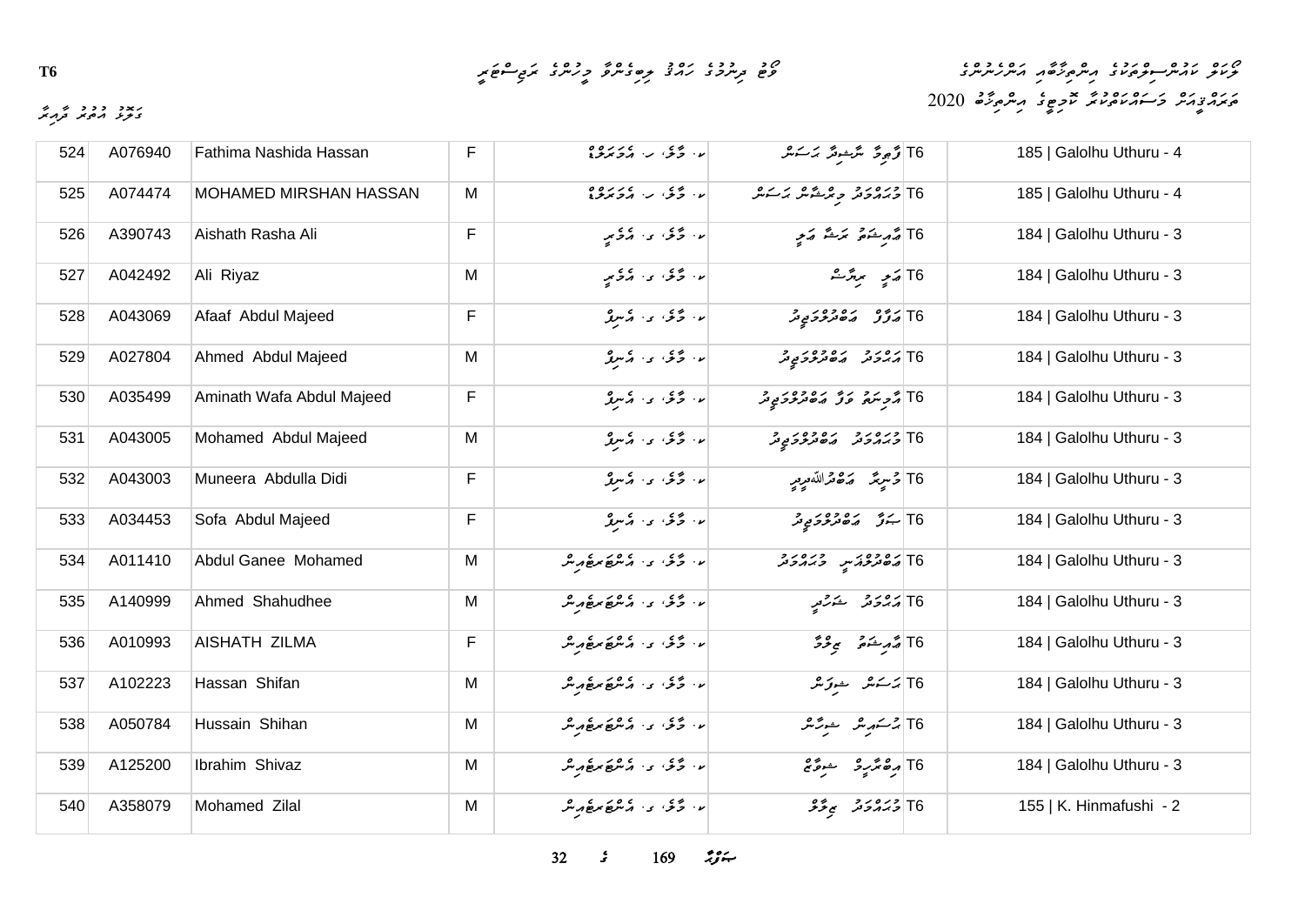| 524 | A076940 | Fathima Nashida Hassan | F | ބ. މާލޯ، ހ. އަމަރަވާގެ | T6 ފާތިމާ ނާޝިދާ ޙަސަން | 185 \| Galolhu Uthuru - 4 |
|---|---|---|---|---|---|---|
| 525 | A074474 | MOHAMED MIRSHAN HASSAN | M | ބ. މާލޯ، ހ. އަމަރަވާގެ | T6 މުޙައްމަދު މިރްޝާން ޙަސަން | 185 \| Galolhu Uthuru - 4 |
| 526 | A390743 | Aishath Rasha Ali | F | ބ. މާލޯ، ގ. އެވެރީ | T6 އާއިޝަތު ރަޝާ ޢަލީ | 184 \| Galolhu Uthuru - 3 |
| 527 | A042492 | Ali Riyaz | M | ބ. މާލޯ، ގ. އެވެރީ | T6 ޢަލީ ރިޔާޒް | 184 \| Galolhu Uthuru - 3 |
| 528 | A043069 | Afaaf Abdul Majeed | F | ބ. މާލޯ، ގ. އާސިލް | T6 އަފާފް ޢަބްދުލްމަޖީދު | 184 \| Galolhu Uthuru - 3 |
| 529 | A027804 | Ahmed Abdul Majeed | M | ބ. މާލޯ، ގ. އާސިލް | T6 އަޙްމަދު ޢަބްދުލްމަޖީދު | 184 \| Galolhu Uthuru - 3 |
| 530 | A035499 | Aminath Wafa Abdul Majeed | F | ބ. މާލޯ، ގ. އާސިލް | T6 އާމިނަތު ވަފާ ޢަބްދުލްމަޖީދު | 184 \| Galolhu Uthuru - 3 |
| 531 | A043005 | Mohamed Abdul Majeed | M | ބ. މާލޯ، ގ. އާސިލް | T6 މުޙައްމަދު ޢަބްދުލްމަޖީދު | 184 \| Galolhu Uthuru - 3 |
| 532 | A043003 | Muneera Abdulla Didi | F | ބ. މާލޯ، ގ. އާސިލް | T6 މުނީރާ ޢަބްދުﷲދީދީ | 184 \| Galolhu Uthuru - 3 |
| 533 | A034453 | Sofa Abdul Majeed | F | ބ. މާލޯ، ގ. އާސިލް | T6 ސޯފާ ޢަބްދުލްމަޖީދު | 184 \| Galolhu Uthuru - 3 |
| 534 | A011410 | Abdul Ganee Mohamed | M | ބ. މާލޯ، ގ. އަންބަރުބެއިން | T6 ޢަބްދުލްޣަނީ މުޙައްމަދު | 184 \| Galolhu Uthuru - 3 |
| 535 | A140999 | Ahmed Shahudhee | M | ބ. މާލޯ، ގ. އަންބަރުބެއިން | T6 އަޙްމަދު ޝަހުދީ | 184 \| Galolhu Uthuru - 3 |
| 536 | A010993 | AISHATH ZILMA | F | ބ. މާލޯ، ގ. އަންބަރުބެއިން | T6 އާއިޝަތު ޒިލްމާ | 184 \| Galolhu Uthuru - 3 |
| 537 | A102223 | Hassan Shifan | M | ބ. މާލޯ، ގ. އަންބަރުބެއިން | T6 ޙަސަން ޝިފާން | 184 \| Galolhu Uthuru - 3 |
| 538 | A050784 | Hussain Shihan | M | ބ. މާލޯ، ގ. އަންބަރުބެއިން | T6 ޙުސައިން ޝިހާން | 184 \| Galolhu Uthuru - 3 |
| 539 | A125200 | Ibrahim Shivaz | M | ބ. މާލޯ، ގ. އަންބަރުބެއިން | T6 އިބްރާހީމް ޝިވާޒް | 184 \| Galolhu Uthuru - 3 |
| 540 | A358079 | Mohamed Zilal | M | ބ. މާލޯ، ގ. އަންބަރުބެއިން | T6 މުޙައްމަދު ޒިލާލް | 155 \| K. Hinmafushi - 2 |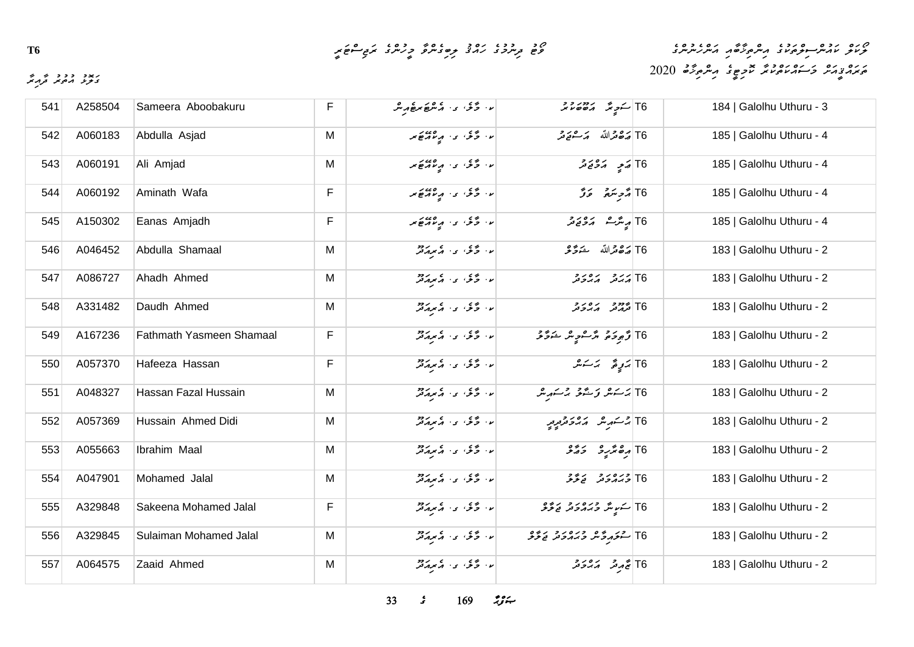| 541 | A258504 | Sameera Aboobakuru | F | ށ. މާރަ. ގ. އަންބަރުގެއިރު | T6 ސަމީރާ އަބޫބަކުރު | 184 \| Galolhu Uthuru - 3 |
|---|---|---|---|---|---|---|
| 542 | A060183 | Abdulla Asjad | M | ށ. މާރަ. ގ. އިބްހާޒަރު | T6 އަބްދުﷲ އަސްޖަދު | 185 \| Galolhu Uthuru - 4 |
| 543 | A060191 | Ali Amjad | M | ށ. މާރަ. ގ. އިބްހާޒަރު | T6 އަލީ އަމްޖަދު | 185 \| Galolhu Uthuru - 4 |
| 544 | A060192 | Aminath Wafa | F | ށ. މާރަ. ގ. އިބްހާޒަރު | T6 އާމިނަތު ވަފާ | 185 \| Galolhu Uthuru - 4 |
| 545 | A150302 | Eanas Amjadh | F | ށ. މާރަ. ގ. އިބްހާޒަރު | T6 އީނާސް އަމްޖަދު | 185 \| Galolhu Uthuru - 4 |
| 546 | A046452 | Abdulla Shamaal | M | ށ. މާރަ. ގ. އަރިކަދު | T6 އަބްދުﷲ ޝަމާލު | 183 \| Galolhu Uthuru - 2 |
| 547 | A086727 | Ahadh Ahmed | M | ށ. މާރަ. ގ. އަރިކަދު | T6 އަހަދު އަޙްމަދު | 183 \| Galolhu Uthuru - 2 |
| 548 | A331482 | Daudh Ahmed | M | ށ. މާރަ. ގ. އަރިކަދު | T6 ދާއޫދު އަޙްމަދު | 183 \| Galolhu Uthuru - 2 |
| 549 | A167236 | Fathmath Yasmeen Shamaal | F | ށ. މާރަ. ގ. އަރިކަދު | T6 ފާތިމަތު ޔާސްމީން ޝަމާލު | 183 \| Galolhu Uthuru - 2 |
| 550 | A057370 | Hafeeza Hassan | F | ށ. މާރަ. ގ. އަރިކަދު | T6 ހަފީޒާ ހަސަން | 183 \| Galolhu Uthuru - 2 |
| 551 | A048327 | Hassan Fazal Hussain | M | ށ. މާރަ. ގ. އަރިކަދު | T6 ހަސަން ފަޟަލް ހުސައިން | 183 \| Galolhu Uthuru - 2 |
| 552 | A057369 | Hussain Ahmed Didi | M | ށ. މާރަ. ގ. އަރިކަދު | T6 ހުސައިން އަޙްމަދުދީދީ | 183 \| Galolhu Uthuru - 2 |
| 553 | A055663 | Ibrahim Maal | M | ށ. މާރަ. ގ. އަރިކަދު | T6 އިބްރާހީމް މާއާލު | 183 \| Galolhu Uthuru - 2 |
| 554 | A047901 | Mohamed Jalal | M | ށ. މާރަ. ގ. އަރިކަދު | T6 މުޙައްމަދު ޖަލާލު | 183 \| Galolhu Uthuru - 2 |
| 555 | A329848 | Sakeena Mohamed Jalal | F | ށ. މާރަ. ގ. އަރިކަދު | T6 ސަކީނާ މުޙައްމަދު ޖަލާލު | 183 \| Galolhu Uthuru - 2 |
| 556 | A329845 | Sulaiman Mohamed Jalal | M | ށ. މާރަ. ގ. އަރިކަދު | T6 ސުލައިމާން މުޙައްމަދު ޖަލާލު | 183 \| Galolhu Uthuru - 2 |
| 557 | A064575 | Zaaid Ahmed | M | ށ. މާރަ. ގ. އަރިކަދު | T6 ޒާއިދު އަޙްމަދު | 183 \| Galolhu Uthuru - 2 |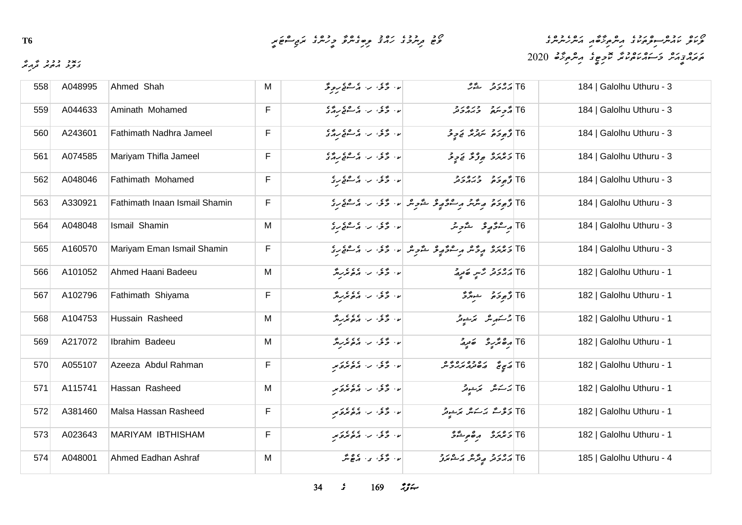| 558 | A048995 | Ahmed Shah | M | ށ. މާޅ، ހ. އަސްމާހަވާ | T6 އަޙްމަދު ޝާހް | 184 \| Galolhu Uthuru - 3 |
|---|---|---|---|---|---|---|
| 559 | A044633 | Aminath Mohamed | F | ށ. މާޅ، ހ. އަސްމާހަވާ | T6 އާމިނަތު މުޙައްމަދު | 184 \| Galolhu Uthuru - 3 |
| 560 | A243601 | Fathimath Nadhra Jameel | F | ށ. މާޅ، ހ. އަސްމާހަވާ | T6 ފާތިމަތު ނަދުރާ ޖަމީލް | 184 \| Galolhu Uthuru - 3 |
| 561 | A074585 | Mariyam Thifla Jameel | F | ށ. މާޅ، ހ. އަސްމާހަވާ | T6 މަރިޔަމް ތިފްލާ ޖަމީލް | 184 \| Galolhu Uthuru - 3 |
| 562 | A048046 | Fathimath Mohamed | F | ށ. މާޅ، ހ. އަސްމާހަވާ | T6 ފާތިމަތު މުޙައްމަދު | 184 \| Galolhu Uthuru - 3 |
| 563 | A330921 | Fathimath Inaan Ismail Shamin | F | ށ. މާޅ، ހ. އަސްމާހަވާ | T6 ފާތިމަތު އިނާން އިސްމާޢީލް ޝާމިން | 184 \| Galolhu Uthuru - 3 |
| 564 | A048048 | Ismail Shamin | M | ށ. މާޅ، ހ. އަސްމާހަވާ | T6 އިސްމާޢީލް ޝާމިން | 184 \| Galolhu Uthuru - 3 |
| 565 | A160570 | Mariyam Eman Ismail Shamin | F | ށ. މާޅ، ހ. އަސްމާހަވާ | T6 މަރިޔަމް އީމާން އިސްމާޢީލް ޝާމިން | 184 \| Galolhu Uthuru - 3 |
| 566 | A101052 | Ahmed Haani Badeeu | M | ށ. މާޅ، ހ. އޮބޯރީނާ | T6 އަޙްމަދު ހާނީ ބަދީއު | 182 \| Galolhu Uthuru - 1 |
| 567 | A102796 | Fathimath Shiyama | F | ށ. މާޅ، ހ. އޮބޯރީނާ | T6 ފާތިމަތު ޝިޔާމާ | 182 \| Galolhu Uthuru - 1 |
| 568 | A104753 | Hussain Rasheed | M | ށ. މާޅ، ހ. އޮބޯރީނާ | T6 ހުސައިން ރަޝީދު | 182 \| Galolhu Uthuru - 1 |
| 569 | A217072 | Ibrahim Badeeu | M | ށ. މާޅ، ހ. އޮބޯރީނާ | T6 އިބްރާހީމް ބަދީއު | 182 \| Galolhu Uthuru - 1 |
| 570 | A055107 | Azeeza Abdul Rahman | F | ށ. މާޅ، ހ. އޮބޯރޯޒަ | T6 އަޒީޒާ އަބްދުއްރަޙްމާން | 182 \| Galolhu Uthuru - 1 |
| 571 | A115741 | Hassan Rasheed | M | ށ. މާޅ، ހ. އޮބޯރޯޒަ | T6 ހަސަން ރަޝީދު | 182 \| Galolhu Uthuru - 1 |
| 572 | A381460 | Malsa Hassan Rasheed | F | ށ. މާޅ، ހ. އޮބޯރޯޒަ | T6 މަލްސާ ހަސަން ރަޝީދު | 182 \| Galolhu Uthuru - 1 |
| 573 | A023643 | MARIYAM IBTHISHAM | F | ށ. މާޅ، ހ. އޮބޯރޯޒަ | T6 މަރިޔަމް އިބްތިޝާމް | 182 \| Galolhu Uthuru - 1 |
| 574 | A048001 | Ahmed Eadhan Ashraf | M | ށ. މާޅ، ގ. އެޖެން | T6 އަޙްމަދު އީދަން އަޝްރަފް | 185 \| Galolhu Uthuru - 4 |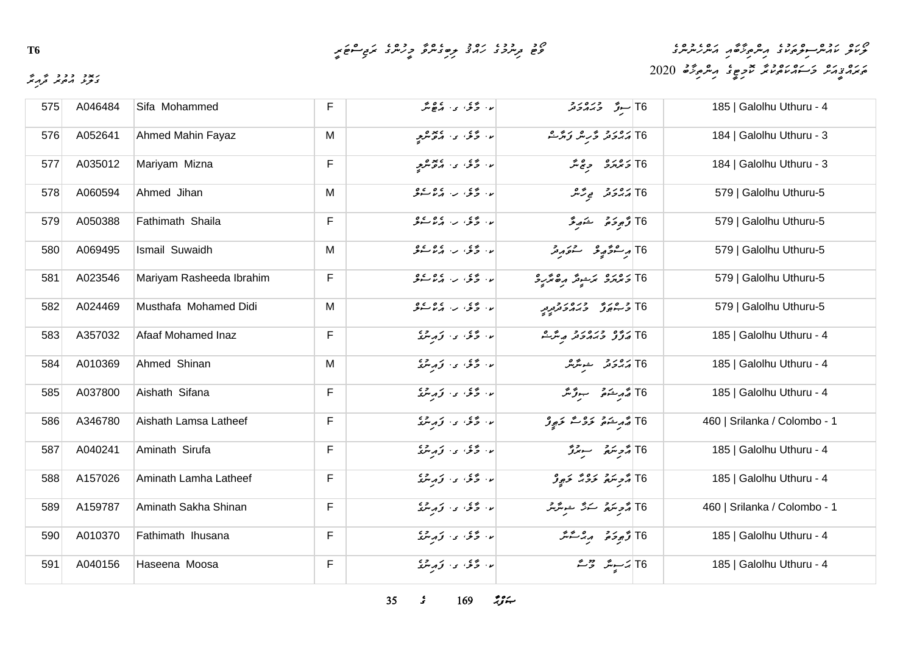| 575 | A046484 | Sifa Mohammed | F | ،، ގާލޮ، ގ، އާޒޫނާ | T6 ސިފާ މުހައްމަދު | 185 \| Galolhu Uthuru - 4 |
|---|---|---|---|---|---|---|
| 576 | A052641 | Ahmed Mahin Fayaz | M | ،، ގާލޮ، ގ، އަލޯނުދީ | T6 އަހުމަދު މާހިން ފައްޔާޒު | 184 \| Galolhu Uthuru - 3 |
| 577 | A035012 | Mariyam Mizna | F | ،، ގާލޮ، ގ، އަލޯނުދީ | T6 މަރިޔަމް މިޒްނާ | 184 \| Galolhu Uthuru - 3 |
| 578 | A060594 | Ahmed Jihan | M | ،، ގާލޮ، ހ، އެއްކަސްޓަލް | T6 އަހުމަދު ޖިހާން | 579 \| Galolhu Uthuru-5 |
| 579 | A050388 | Fathimath Shaila | F | ،، ގާލޮ، ހ، އެއްކަސްޓަލް | T6 ފާތިމަތު ޝާއިލާ | 579 \| Galolhu Uthuru-5 |
| 580 | A069495 | Ismail Suwaidh | M | ،، ގާލޮ، ހ، އެއްކަސްޓަލް | T6 އިސްމާއީލް ސުވައިދު | 579 \| Galolhu Uthuru-5 |
| 581 | A023546 | Mariyam Rasheeda Ibrahim | F | ،، ގާލޮ، ހ، އެއްކަސްޓަލް | T6 މަރިޔަމް ރަޝީދާ އިބްރާހީމް | 579 \| Galolhu Uthuru-5 |
| 582 | A024469 | Musthafa Mohamed Didi | M | ،، ގާލޮ، ހ، އެއްކަސްޓަލް | T6 މުސްތަފާ މުހައްމަދުދީދީ | 579 \| Galolhu Uthuru-5 |
| 583 | A357032 | Afaaf Mohamed Inaz | F | ،، ގާލޮ، ގ، ވައިނާގެ | T6 އަފާފް މުހައްމަދު އިނާޒް | 185 \| Galolhu Uthuru - 4 |
| 584 | A010369 | Ahmed Shinan | M | ،، ގާލޮ، ގ، ވައިނާގެ | T6 އަހުމަދު ޝިނާން | 185 \| Galolhu Uthuru - 4 |
| 585 | A037800 | Aishath Sifana | F | ،، ގާލޮ، ގ، ވައިނާގެ | T6 އާއިޝަތު ސިފާނާ | 185 \| Galolhu Uthuru - 4 |
| 586 | A346780 | Aishath Lamsa Latheef | F | ،، ގާލޮ، ގ، ވައިނާގެ | T6 އާއިޝަތު ލަމްސާ ލަތީފު | 460 \| Srilanka / Colombo - 1 |
| 587 | A040241 | Aminath Sirufa | F | ،، ގާލޮ، ގ، ވައިނާގެ | T6 އާމިނަތު ސިރުފާ | 185 \| Galolhu Uthuru - 4 |
| 588 | A157026 | Aminath Lamha Latheef | F | ،، ގާލޮ، ގ، ވައިނާގެ | T6 އާމިނަތު ލަމްހާ ލަތީފު | 185 \| Galolhu Uthuru - 4 |
| 589 | A159787 | Aminath Sakha Shinan | F | ،، ގާލޮ، ގ، ވައިނާގެ | T6 އާމިނަތު ސަޚާ ޝިނާން | 460 \| Srilanka / Colombo - 1 |
| 590 | A010370 | Fathimath Ihusana | F | ،، ގާލޮ، ގ، ވައިނާގެ | T6 ފާތިމަތު އިހުސާނާ | 185 \| Galolhu Uthuru - 4 |
| 591 | A040156 | Haseena Moosa | F | ،، ގާލޮ، ގ، ވައިނާގެ | T6 ހަސީނާ މޫސާ | 185 \| Galolhu Uthuru - 4 |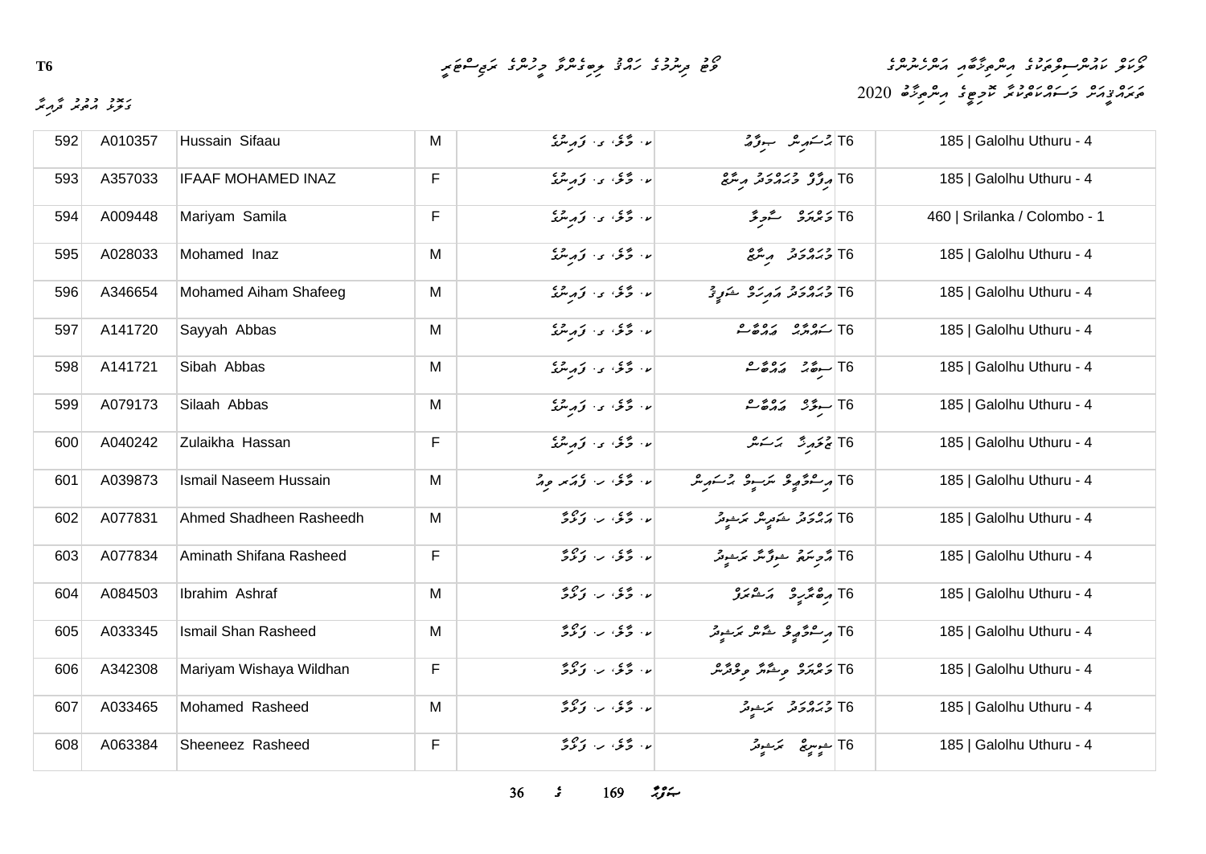| 592 | A010357 | Hussain Sifaau | M | ލ. ގާދޫ، ގ. ފައިނުގެ | T6 ޙުސައިން ސިފާއު | 185 \| Galolhu Uthuru - 4 |
|---|---|---|---|---|---|---|
| 593 | A357033 | IFAAF MOHAMED INAZ | F | ލ. ގާދޫ، ގ. ފައިނުގެ | T6 އިފާފް މުޙައްމަދު އިނާޒް | 185 \| Galolhu Uthuru - 4 |
| 594 | A009448 | Mariyam Samila | F | ލ. ގާދޫ، ގ. ފައިނުގެ | T6 މަރިޔަމް ސާމިލާ | 460 \| Srilanka / Colombo - 1 |
| 595 | A028033 | Mohamed Inaz | M | ލ. ގާދޫ، ގ. ފައިނުގެ | T6 މުޙައްމަދު އިނާޒް | 185 \| Galolhu Uthuru - 4 |
| 596 | A346654 | Mohamed Aiham Shafeeg | M | ލ. ގާދޫ، ގ. ފައިނުގެ | T6 މުޙައްމަދު އައިހަމް ޝަފީގު | 185 \| Galolhu Uthuru - 4 |
| 597 | A141720 | Sayyah Abbas | M | ލ. ގާދޫ، ގ. ފައިނުގެ | T6 ސައްޔާހު އައްބާސް | 185 \| Galolhu Uthuru - 4 |
| 598 | A141721 | Sibah Abbas | M | ލ. ގާދޫ، ގ. ފައިނުގެ | T6 ސިބާހު އައްބާސް | 185 \| Galolhu Uthuru - 4 |
| 599 | A079173 | Silaah Abbas | M | ލ. ގާދޫ، ގ. ފައިނުގެ | T6 ސިލާހު އައްބާސް | 185 \| Galolhu Uthuru - 4 |
| 600 | A040242 | Zulaikha Hassan | F | ލ. ގާދޫ، ގ. ފައިނުގެ | T6 ޒުލައިޚާ ޙަސަން | 185 \| Galolhu Uthuru - 4 |
| 601 | A039873 | Ismail Naseem Hussain | M | ލ. ގާދޫ، ހ. ފެހިރަށް ވިއު | T6 އިސްމާޢީލް ނަސީމް ޙުސައިން | 185 \| Galolhu Uthuru - 4 |
| 602 | A077831 | Ahmed Shadheen Rasheedh | M | ލ. ގާދޫ، ހ. ފަޅުގާ | T6 އަޙްމަދު ޝަދީން ރަޝީދު | 185 \| Galolhu Uthuru - 4 |
| 603 | A077834 | Aminath Shifana Rasheed | F | ލ. ގާދޫ، ހ. ފަޅުގާ | T6 އާމިނަތު ޝިފާނާ ރަޝީދު | 185 \| Galolhu Uthuru - 4 |
| 604 | A084503 | Ibrahim Ashraf | M | ލ. ގާދޫ، ހ. ފަޅުގާ | T6 އިބްރާހީމް އަޝްރަފް | 185 \| Galolhu Uthuru - 4 |
| 605 | A033345 | Ismail Shan Rasheed | M | ލ. ގާދޫ، ހ. ފަޅުގާ | T6 އިސްމާޢީލް ޝާން ރަޝީދު | 185 \| Galolhu Uthuru - 4 |
| 606 | A342308 | Mariyam Wishaya Wildhan | F | ލ. ގާދޫ، ހ. ފަޅުގާ | T6 މަރިޔަމް ވިޝާޔާ ވިލްދާން | 185 \| Galolhu Uthuru - 4 |
| 607 | A033465 | Mohamed Rasheed | M | ލ. ގާދޫ، ހ. ފަޅުގާ | T6 މުޙައްމަދު ރަޝީދު | 185 \| Galolhu Uthuru - 4 |
| 608 | A063384 | Sheeneez Rasheed | F | ލ. ގާދޫ، ހ. ފަޅުގާ | T6 ޝީނީޒް ރަޝީދު | 185 \| Galolhu Uthuru - 4 |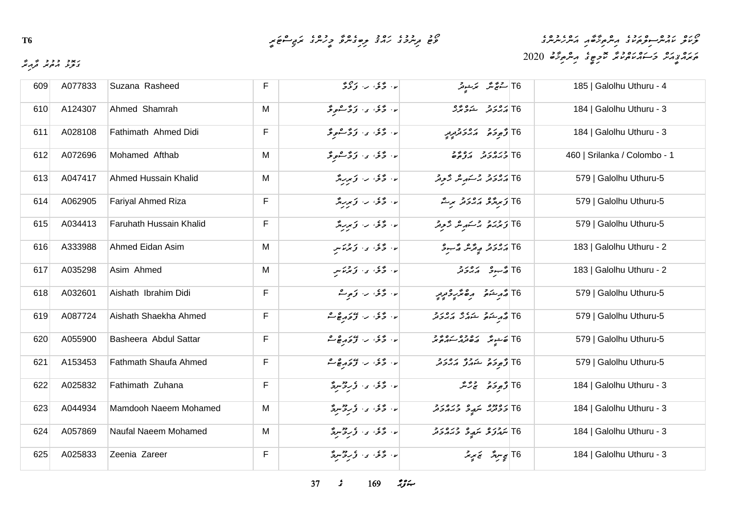| 609 | A077833 | Suzana Rasheed | F | ކ. މާލެ، ސ. ފަރުމާ | T6 | ސުޒާނާ ރަޝީދު | 185 \| Galolhu Uthuru - 4 |
|---|---|---|---|---|---|---|---|
| 610 | A124307 | Ahmed Shamrah | M | ކ. މާލެ، ގ. ފަހާސްނާ | T6 | އަހުމަދު ޝަމްރާހު | 184 \| Galolhu Uthuru - 3 |
| 611 | A028108 | Fathimath Ahmed Didi | F | ކ. މާލެ، ގ. ފަހާސްނާ | T6 | ފާތިމަތު އަހުމަދުދީދީ | 184 \| Galolhu Uthuru - 3 |
| 612 | A072696 | Mohamed Afthab | M | ކ. މާލެ، ގ. ފަހާސްނާ | T6 | މުޙައްމަދު އަފްތާބު | 460 \| Srilanka / Colombo - 1 |
| 613 | A047417 | Ahmed Hussain Khalid | M | ކ. މާލެ، ސ. ފަރިވަރު | T6 | އަހުމަދު ހުސައިން ޚާލިދު | 579 \| Galolhu Uthuru-5 |
| 614 | A062905 | Fariyal Ahmed Riza | F | ކ. މާލެ، ސ. ފަރިވަރު | T6 | ފަރިޔާލް އަހުމަދު ރިޟާ | 579 \| Galolhu Uthuru-5 |
| 615 | A034413 | Faruhath Hussain Khalid | F | ކ. މާލެ، ސ. ފަރިވަރު | T6 | ފަރުހަތު ހުސައިން ޚާލިދު | 579 \| Galolhu Uthuru-5 |
| 616 | A333988 | Ahmed Eidan Asim | M | ކ. މާލެ، ގ. ފަރުމަސް | T6 | އަހުމަދު އީދާން އާސިމް | 183 \| Galolhu Uthuru - 2 |
| 617 | A035298 | Asim Ahmed | M | ކ. މާލެ، ގ. ފަރުމަސް | T6 | އާސިމް އަހުމަދު | 183 \| Galolhu Uthuru - 2 |
| 618 | A032601 | Aishath Ibrahim Didi | F | ކ. މާލެ، ސ. ފަލިސް | T6 | އާއިޝަތު އިބްރާހީމްދީދީ | 579 \| Galolhu Uthuru-5 |
| 619 | A087724 | Aishath Shaekha Ahmed | F | ކ. މާލެ، ސ. ފޮނިއެބުސް | T6 | އާއިޝަތު ޝައިޚާ އަހުމަދު | 579 \| Galolhu Uthuru-5 |
| 620 | A055900 | Basheera Abdul Sattar | F | ކ. މާލެ، ސ. ފޮނިއެބުސް | T6 | ބަޝީރާ އަބްދުއްސައްތާރު | 579 \| Galolhu Uthuru-5 |
| 621 | A153453 | Fathmath Shaufa Ahmed | F | ކ. މާލެ، ސ. ފޮނިއެބުސް | T6 | ފާތިމަތު ޝައުފާ އަހުމަދު | 579 \| Galolhu Uthuru-5 |
| 622 | A025832 | Fathimath Zuhana | F | ކ. މާލެ، ގ. ފިހާލުސިނާ | T6 | ފާތިމަތު ޒުހާނާ | 184 \| Galolhu Uthuru - 3 |
| 623 | A044934 | Mamdooh Naeem Mohamed | M | ކ. މާލެ، ގ. ފިހާލުސިނާ | T6 | މަމްދޫހު ނައީމް މުޙައްމަދު | 184 \| Galolhu Uthuru - 3 |
| 624 | A057869 | Naufal Naeem Mohamed | M | ކ. މާލެ، ގ. ފިހާލުސިނާ | T6 | ނައުފަލް ނައީމް މުޙައްމަދު | 184 \| Galolhu Uthuru - 3 |
| 625 | A025833 | Zeenia Zareer | F | ކ. މާލެ، ގ. ފިހާލުސިނާ | T6 | ޒީނިއާ ޒަރީރު | 184 \| Galolhu Uthuru - 3 |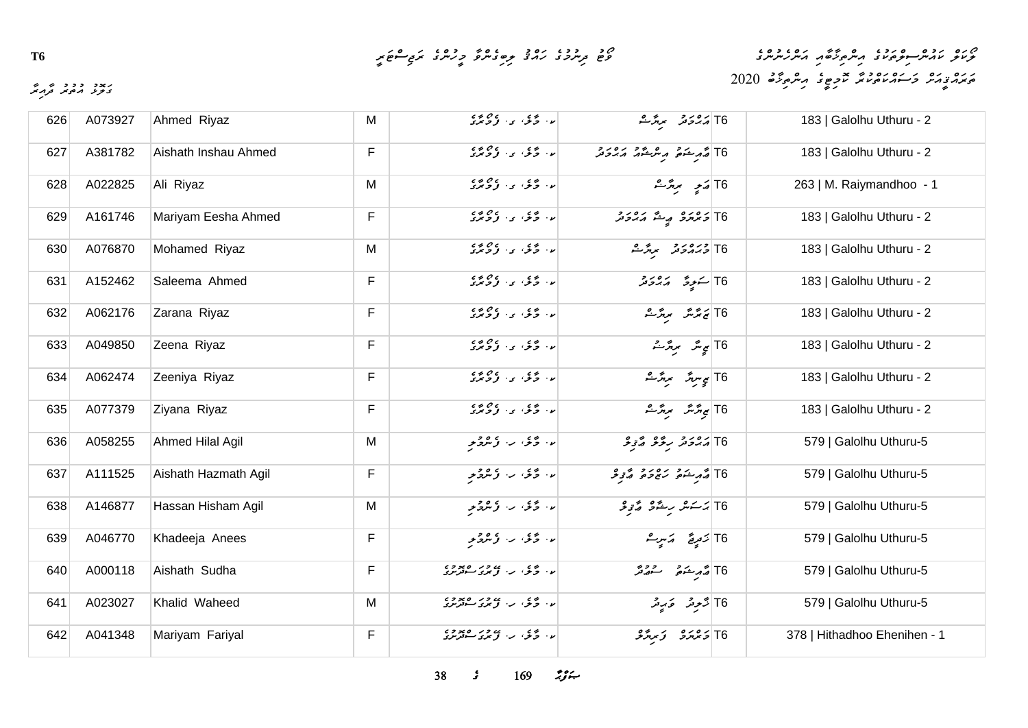| 626 | A073927 | Ahmed Riyaz | M | ﻻ. ގާލޯ، ގ. ފެހިރުގެ | T6 އަހުމަދު ރިޔާޒް | 183 \| Galolhu Uthuru - 2 |
|---|---|---|---|---|---|---|
| 627 | A381782 | Aishath Inshau Ahmed | F | ﻻ. ގާލޯ، ގ. ފެހިރުގެ | T6 އާއިޝަތު އިންޝާއު އަހުމަދު | 183 \| Galolhu Uthuru - 2 |
| 628 | A022825 | Ali Riyaz | M | ﻻ. ގާލޯ، ގ. ފެހިރުގެ | T6 އަލި ރިޔާޒް | 263 \| M. Raiymandhoo - 1 |
| 629 | A161746 | Mariyam Eesha Ahmed | F | ﻻ. ގާލޯ، ގ. ފެހިރުގެ | T6 މަރިޔަމް އީޝާ އަހުމަދު | 183 \| Galolhu Uthuru - 2 |
| 630 | A076870 | Mohamed Riyaz | M | ﻻ. ގާލޯ، ގ. ފެހިރުގެ | T6 މުހައްމަދު ރިޔާޒް | 183 \| Galolhu Uthuru - 2 |
| 631 | A152462 | Saleema Ahmed | F | ﻻ. ގާލޯ، ގ. ފެހިރުގެ | T6 ސަލީމާ އަހުމަދު | 183 \| Galolhu Uthuru - 2 |
| 632 | A062176 | Zarana Riyaz | F | ﻻ. ގާލޯ، ގ. ފެހިރުގެ | T6 ޒަރާނާ ރިޔާޒް | 183 \| Galolhu Uthuru - 2 |
| 633 | A049850 | Zeena Riyaz | F | ﻻ. ގާލޯ، ގ. ފެހިރުގެ | T6 ޒީނާ ރިޔާޒް | 183 \| Galolhu Uthuru - 2 |
| 634 | A062474 | Zeeniya Riyaz | F | ﻻ. ގާލޯ، ގ. ފެހިރުގެ | T6 ޒީނިޔާ ރިޔާޒް | 183 \| Galolhu Uthuru - 2 |
| 635 | A077379 | Ziyana Riyaz | F | ﻻ. ގާލޯ، ގ. ފެހިރުގެ | T6 ޒިޔާނާ ރިޔާޒް | 183 \| Galolhu Uthuru - 2 |
| 636 | A058255 | Ahmed Hilal Agil | M | ﻻ. ގާލޯ، ރ. ފެންމާލި | T6 އަހުމަދު ހިލާލް އާގިލް | 579 \| Galolhu Uthuru-5 |
| 637 | A111525 | Aishath Hazmath Agil | F | ﻻ. ގާލޯ، ރ. ފެންމާލި | T6 އާއިޝަތު ހަޒްމަތު އާގިލް | 579 \| Galolhu Uthuru-5 |
| 638 | A146877 | Hassan Hisham Agil | M | ﻻ. ގާލޯ، ރ. ފެންމާލި | T6 ހަސަން ހިޝާމް އާގިލް | 579 \| Galolhu Uthuru-5 |
| 639 | A046770 | Khadeeja Anees | F | ﻻ. ގާލޯ، ރ. ފެންމާލި | T6 ޚަދީޖާ އަނީސް | 579 \| Galolhu Uthuru-5 |
| 640 | A000118 | Aishath Sudha | F | ﻻ. ގާލޯ، ރ. ފެހިރަށްސުރުރު | T6 އާއިޝަތު ސުއްދާ | 579 \| Galolhu Uthuru-5 |
| 641 | A023027 | Khalid Waheed | M | ﻻ. ގާލޯ، ރ. ފެހިރަށްސުރުރު | T6 ޚާލިދު ވަހީދު | 579 \| Galolhu Uthuru-5 |
| 642 | A041348 | Mariyam Fariyal | F | ﻻ. ގާލޯ، ރ. ފެހިރަށްސުރުރު | T6 މަރިޔަމް ފަރިޔާލް | 378 \| Hithadhoo Ehenihen - 1 |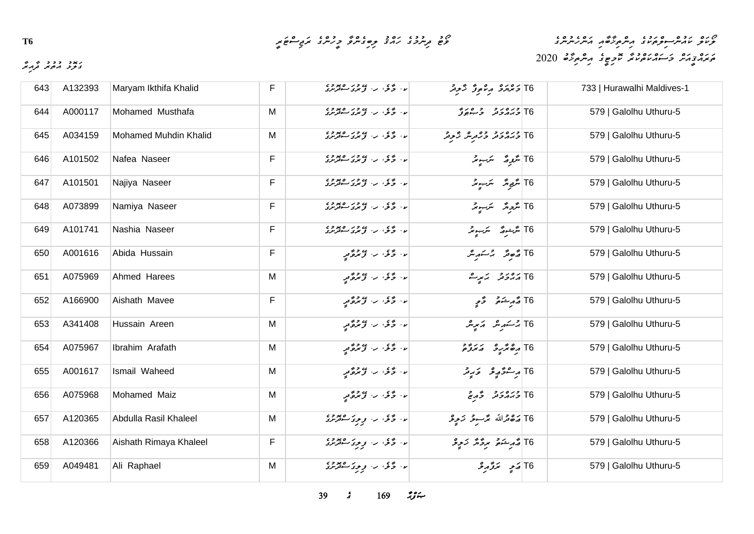| 643 | A132393 | Maryam Ikthifa Khalid | F | ނ. މާލެ، ހ. ފާރަގަސްދޫގެ | T6 މަރްޔަމް އިޚްތިފާ ޚާލިދު | 733 \| Hurawalhi Maldives-1 |
|---|---|---|---|---|---|---|
| 644 | A000117 | Mohamed Musthafa | M | ނ. މާލެ، ހ. ފާރަގަސްދޫގެ | T6 މުޙައްމަދު މުސްތަފާ | 579 \| Galolhu Uthuru-5 |
| 645 | A034159 | Mohamed Muhdin Khalid | M | ނ. މާލެ، ހ. ފާރަގަސްދޫގެ | T6 މުޙައްމަދު މުހްދިން ޚާލިދު | 579 \| Galolhu Uthuru-5 |
| 646 | A101502 | Nafea Naseer | F | ނ. މާލެ، ހ. ފާރަގަސްދޫގެ | T6 ނާފިއާ ނަސީރު | 579 \| Galolhu Uthuru-5 |
| 647 | A101501 | Najiya Naseer | F | ނ. މާލެ، ހ. ފާރަގަސްދޫގެ | T6 ނާޖިޔާ ނަސީރު | 579 \| Galolhu Uthuru-5 |
| 648 | A073899 | Namiya Naseer | F | ނ. މާލެ، ހ. ފާރަގަސްދޫގެ | T6 ނާމިޔާ ނަސީރު | 579 \| Galolhu Uthuru-5 |
| 649 | A101741 | Nashia Naseer | F | ނ. މާލެ، ހ. ފާރަގަސްދޫގެ | T6 ނާޝިއާ ނަސީރު | 579 \| Galolhu Uthuru-5 |
| 650 | A001616 | Abida Hussain | F | ނ. މާލެ، ހ. ފާރަމާދި | T6 އާބިދާ ހުސައިން | 579 \| Galolhu Uthuru-5 |
| 651 | A075969 | Ahmed Harees | M | ނ. މާލެ، ހ. ފާރަމާދި | T6 އަހުމަދު ހަރީސް | 579 \| Galolhu Uthuru-5 |
| 652 | A166900 | Aishath Mavee | F | ނ. މާލެ، ހ. ފާރަމާދި | T6 އާއިޝަތު މާވީ | 579 \| Galolhu Uthuru-5 |
| 653 | A341408 | Hussain Areen | M | ނ. މާލެ، ހ. ފާރަމާދި | T6 ހުސައިން އަރީން | 579 \| Galolhu Uthuru-5 |
| 654 | A075967 | Ibrahim Arafath | M | ނ. މާލެ، ހ. ފާރަމާދި | T6 އިބްރާހީމް އަރަފާތު | 579 \| Galolhu Uthuru-5 |
| 655 | A001617 | Ismail Waheed | M | ނ. މާލެ، ހ. ފާރަމާދި | T6 އިސްމާއީލް ވަހީދު | 579 \| Galolhu Uthuru-5 |
| 656 | A075968 | Mohamed Maiz | M | ނ. މާލެ، ހ. ފާރަމާދި | T6 މުޙައްމަދު މާއިޒް | 579 \| Galolhu Uthuru-5 |
| 657 | A120365 | Abdulla Rasil Khaleel | M | ނ. މާލެ، ހ. ފިނިފެންމާގެ | T6 އަބްދުﷲ ރާސިލް ޚަލީލް | 579 \| Galolhu Uthuru-5 |
| 658 | A120366 | Aishath Rimaya Khaleel | F | ނ. މާލެ، ހ. ފިނިފެންމާގެ | T6 އާއިޝަތު ރިމާޔާ ޚަލީލް | 579 \| Galolhu Uthuru-5 |
| 659 | A049481 | Ali Raphael | M | ނ. މާލެ، ހ. ފިނިފެންމާގެ | T6 އަލި ރަފާއީލް | 579 \| Galolhu Uthuru-5 |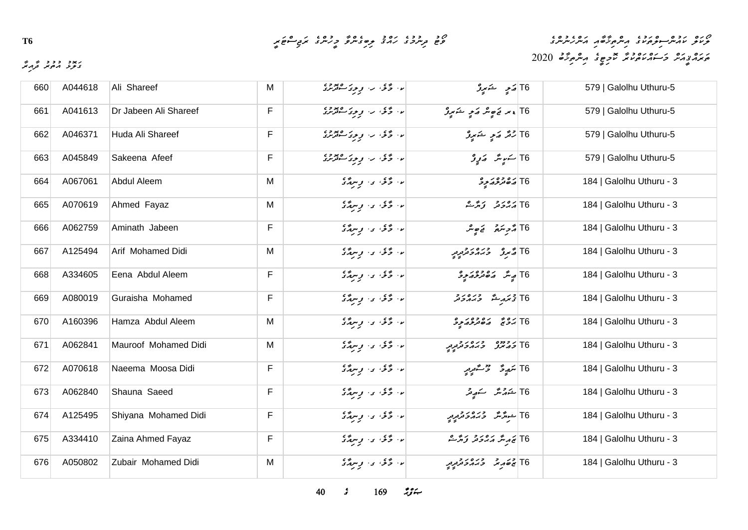| 660 | A044618 | Ali Shareef | M | ށ. މާޅޮ، ރ. ވިލިގަސްދޮށުގެ | T6 ޢަލީ ޝަރީފު | 579 \| Galolhu Uthuru-5 |
|---|---|---|---|---|---|---|
| 661 | A041613 | Dr Jabeen Ali Shareef | F | ށ. މާޅޮ، ރ. ވިލިގަސްދޮށުގެ | T6 ޑރ ޖަބީން ޢަލީ ޝަރީފު | 579 \| Galolhu Uthuru-5 |
| 662 | A046371 | Huda Ali Shareef | F | ށ. މާޅޮ، ރ. ވިލިގަސްދޮށުގެ | T6 ހުދާ ޢަލީ ޝަރީފު | 579 \| Galolhu Uthuru-5 |
| 663 | A045849 | Sakeena Afeef | F | ށ. މާޅޮ، ރ. ވިލިގަސްދޮށުގެ | T6 ސަކީނާ ޢަފީފު | 579 \| Galolhu Uthuru-5 |
| 664 | A067061 | Abdul Aleem | M | ށ. މާޅޮ، ގ. ވިނިއާގެ | T6 ޢަބްދުލްޢަލީމް | 184 \| Galolhu Uthuru - 3 |
| 665 | A070619 | Ahmed Fayaz | M | ށ. މާޅޮ، ގ. ވިނިއާގެ | T6 އަހުމަދު ފައްޔާޒު | 184 \| Galolhu Uthuru - 3 |
| 666 | A062759 | Aminath Jabeen | F | ށ. މާޅޮ، ގ. ވިނިއާގެ | T6 އާމިނަތު ޖަބީން | 184 \| Galolhu Uthuru - 3 |
| 667 | A125494 | Arif Mohamed Didi | M | ށ. މާޅޮ، ގ. ވިނިއާގެ | T6 އާރިފު މުހައްމަދުދީދީ | 184 \| Galolhu Uthuru - 3 |
| 668 | A334605 | Eena Abdul Aleem | F | ށ. މާޅޮ، ގ. ވިނިއާގެ | T6 އީނާ ޢަބްދުލްޢަލީމް | 184 \| Galolhu Uthuru - 3 |
| 669 | A080019 | Guraisha Mohamed | F | ށ. މާޅޮ، ގ. ވިނިއާގެ | T6 ގުރައިޝާ މުހައްމަދު | 184 \| Galolhu Uthuru - 3 |
| 670 | A160396 | Hamza Abdul Aleem | M | ށ. މާޅޮ، ގ. ވިނިއާގެ | T6 ހަމްޒާ ޢަބްދުލްޢަލީމް | 184 \| Galolhu Uthuru - 3 |
| 671 | A062841 | Mauroof Mohamed Didi | M | ށ. މާޅޮ، ގ. ވިނިއާގެ | T6 މައުރޫފު މުހައްމަދުދީދީ | 184 \| Galolhu Uthuru - 3 |
| 672 | A070618 | Naeema Moosa Didi | F | ށ. މާޅޮ، ގ. ވިނިއާގެ | T6 ނައީމާ މޫސާދީދީ | 184 \| Galolhu Uthuru - 3 |
| 673 | A062840 | Shauna Saeed | F | ށ. މާޅޮ، ގ. ވިނިއާގެ | T6 ޝައުނާ ސައީދު | 184 \| Galolhu Uthuru - 3 |
| 674 | A125495 | Shiyana Mohamed Didi | F | ށ. މާޅޮ، ގ. ވިނިއާގެ | T6 ޝިޔާނާ މުހައްމަދުދީދީ | 184 \| Galolhu Uthuru - 3 |
| 675 | A334410 | Zaina Ahmed Fayaz | F | ށ. މާޅޮ، ގ. ވިނިއާގެ | T6 ޒައިނާ އަހުމަދު ފައްޔާޒު | 184 \| Galolhu Uthuru - 3 |
| 676 | A050802 | Zubair Mohamed Didi | M | ށ. މާޅޮ، ގ. ވިނިއާގެ | T6 ޒުބައިރު މުހައްމަދުދީދީ | 184 \| Galolhu Uthuru - 3 |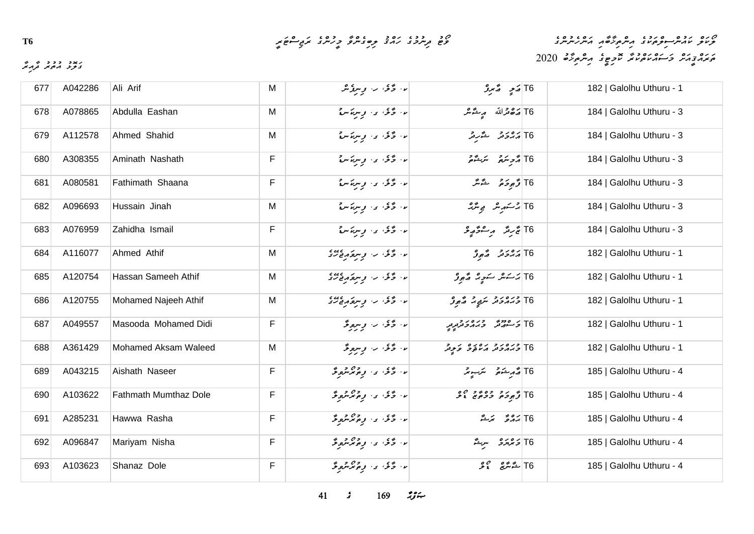| 677 | A042286 | Ali Arif | M | ށ. މާލެ، ހ. ވިނިފުށ | T6 | 182 \| Galolhu Uthuru - 1 |
|---|---|---|---|---|---|---|
| 678 | A078865 | Abdulla Eashan | M | ށ. މާލެ، ގ. ވިނަރަސް | T6 | 184 \| Galolhu Uthuru - 3 |
| 679 | A112578 | Ahmed Shahid | M | ށ. މާލެ، ގ. ވިނަރަސް | T6 | 184 \| Galolhu Uthuru - 3 |
| 680 | A308355 | Aminath Nashath | F | ށ. މާލެ، ގ. ވިނަރަސް | T6 | 184 \| Galolhu Uthuru - 3 |
| 681 | A080581 | Fathimath Shaana | F | ށ. މާލެ، ގ. ވިނަރަސް | T6 | 184 \| Galolhu Uthuru - 3 |
| 682 | A096693 | Hussain Jinah | M | ށ. މާލެ، ގ. ވިނަރަސް | T6 | 184 \| Galolhu Uthuru - 3 |
| 683 | A076959 | Zahidha Ismail | F | ށ. މާލެ، ގ. ވިނަރަސް | T6 | 184 \| Galolhu Uthuru - 3 |
| 684 | A116077 | Ahmed Athif | M | ށ. މާލެ، ހ. ވިނިޔަވިލާގެ | T6 | 182 \| Galolhu Uthuru - 1 |
| 685 | A120754 | Hassan Sameeh Athif | M | ށ. މާލެ، ހ. ވިނިޔަވިލާގެ | T6 | 182 \| Galolhu Uthuru - 1 |
| 686 | A120755 | Mohamed Najeeh Athif | M | ށ. މާލެ، ހ. ވިނިޔަވިލާގެ | T6 | 182 \| Galolhu Uthuru - 1 |
| 687 | A049557 | Masooda Mohamed Didi | F | ށ. މާލެ، ހ. ވިނިވާ | T6 | 182 \| Galolhu Uthuru - 1 |
| 688 | A361429 | Mohamed Aksam Waleed | M | ށ. މާލެ، ހ. ވިނިވާ | T6 | 182 \| Galolhu Uthuru - 1 |
| 689 | A043215 | Aishath Naseer | F | ށ. މާލެ، ގ. ވިލުރެސްޓޯވާ | T6 | 185 \| Galolhu Uthuru - 4 |
| 690 | A103622 | Fathmath Mumthaz Dole | F | ށ. މާލެ، ގ. ވިލުރެސްޓޯވާ | T6 | 185 \| Galolhu Uthuru - 4 |
| 691 | A285231 | Hawwa Rasha | F | ށ. މާލެ، ގ. ވިލުރެސްޓޯވާ | T6 | 185 \| Galolhu Uthuru - 4 |
| 692 | A096847 | Mariyam Nisha | F | ށ. މާލެ، ގ. ވިލުރެސްޓޯވާ | T6 | 185 \| Galolhu Uthuru - 4 |
| 693 | A103623 | Shanaz Dole | F | ށ. މާލެ، ގ. ވިލުރެސްޓޯވާ | T6 | 185 \| Galolhu Uthuru - 4 |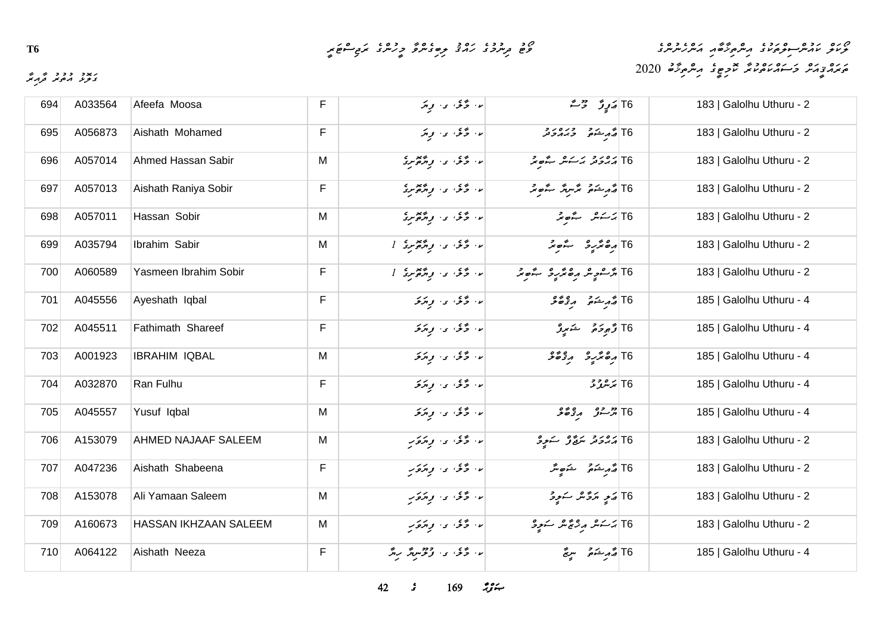| 694 | A033564 | Afeefa Moosa | F | ، وَگَوْ، ی، وِیَرَ | T6 ړَوِرٌ ژُگَّ | 183 \| Galolhu Uthuru - 2 |
|---|---|---|---|---|---|---|
| 695 | A056873 | Aishath Mohamed | F | ، وَگَوْ، ی، وِیَرَ | T6 مَّہِرِشَوْ دِرَرْدِرْ | 183 \| Galolhu Uthuru - 2 |
| 696 | A057014 | Ahmed Hassan Sabir | M | ، وَگَوْ، ی، وِرْشْوْرِی | T6 رَبْرُدَرْ بَرَسَرْ سِتْوِیْرْ | 183 \| Galolhu Uthuru - 2 |
| 697 | A057013 | Aishath Raniya Sobir | F | ، وَگَوْ، ی، وِرْشْوْرِی | T6 مَّہِرِشَوْ تَرْسِرِرَّ سِتْوِیْرْ | 183 \| Galolhu Uthuru - 2 |
| 698 | A057011 | Hassan Sobir | M | ، وَگَوْ، ی، وِرْشْوْرِی | T6 بَرَسَرْ سِتْوِیْرْ | 183 \| Galolhu Uthuru - 2 |
| 699 | A035794 | Ibrahim Sabir | M | ، وَگَوْ، ی، وِرْشْوْرِی 1 | T6 رِهْ بَرْرِدْ سِتْوِیْرْ | 183 \| Galolhu Uthuru - 2 |
| 700 | A060589 | Yasmeen Ibrahim Sobir | F | ، وَگَوْ، ی، وِرْشْوْرِی 1 | T6 مَرْسْوِسْ رِهْ بَرْرِدْ سِتْوِیْرْ | 183 \| Galolhu Uthuru - 2 |
| 701 | A045556 | Ayeshath Iqbal | F | ، وَگَوْ، ی، وِیَرَ | T6 مَّہِرِشَوْ رِدِّهَوْ | 185 \| Galolhu Uthuru - 4 |
| 702 | A045511 | Fathimath Shareef | F | ، وَگَوْ، ی، وِیَرَ | T6 وَّجِوَرْهْ شَہِرِوْ | 185 \| Galolhu Uthuru - 4 |
| 703 | A001923 | IBRAHIM IQBAL | M | ، وَگَوْ، ی، وِیَرَ | T6 رِهْ بَرْرِدْ رِدِّهَوْ | 185 \| Galolhu Uthuru - 4 |
| 704 | A032870 | Ran Fulhu | F | ، وَگَوْ، ی، وِیَرَ | T6 بَرْسْوْ دْ | 185 \| Galolhu Uthuru - 4 |
| 705 | A045557 | Yusuf Iqbal | M | ، وَگَوْ، ی، وِیَرَ | T6 بْرْسْوْ رِدِّهَوْ | 185 \| Galolhu Uthuru - 4 |
| 706 | A153079 | AHMED NAJAAF SALEEM | M | ، وَگَوْ، ی، وِیَرَوَرِ | T6 رَبْرُدَرْ سَرَّوْ سَوِرْ | 183 \| Galolhu Uthuru - 2 |
| 707 | A047236 | Aishath Shabeena | F | ، وَگَوْ، ی، وِیَرَوَرِ | T6 مَّہِرِشَوْ شَهِسَّ | 183 \| Galolhu Uthuru - 2 |
| 708 | A153078 | Ali Yamaan Saleem | M | ، وَگَوْ، ی، وِیَرَوَرِ | T6 رَمِ مَرَّسْ سَوِرْ | 183 \| Galolhu Uthuru - 2 |
| 709 | A160673 | HASSAN IKHZAAN SALEEM | M | ، وَگَوْ، ی، وِیَرَوَرِ | T6 بَرَسَرْ رِرْجَسْ سَوِرْ | 183 \| Galolhu Uthuru - 2 |
| 710 | A064122 | Aishath Neeza | F | ، وَگَوْ، ی، وْگْرِسِرْ رِرْ | T6 مَّہِرِشَوْ سِرِجَّ | 185 \| Galolhu Uthuru - 4 |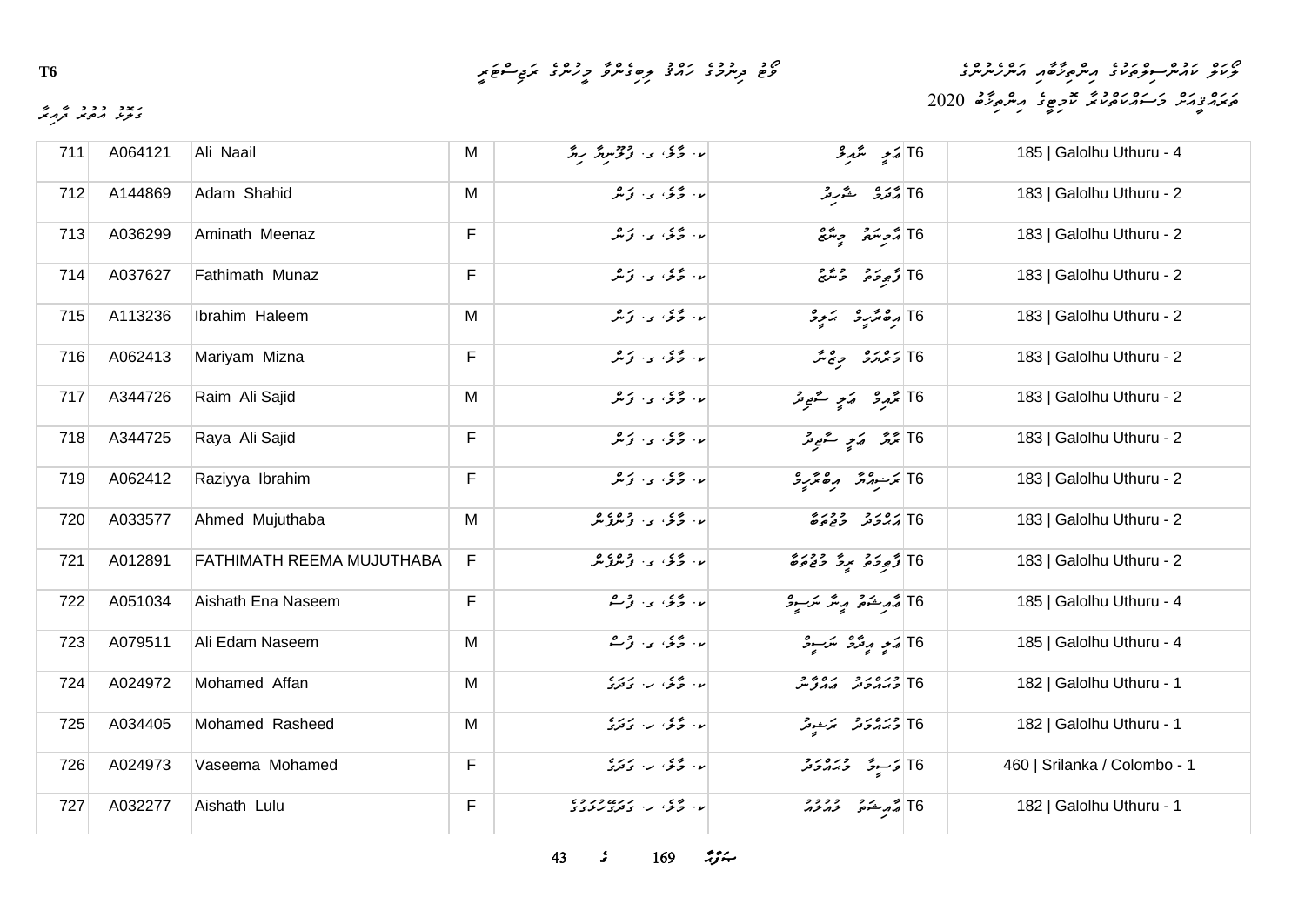| 711 | A064121 | Ali Naail | M | ކ. މާލެ، ގ. ފުލާނީ ހިލާ | T6 | 185 \| Galolhu Uthuru - 4 |
|---|---|---|---|---|---|---|
| 712 | A144869 | Adam Shahid | M | ކ. މާލެ، ގ. ފަން | T6 | 183 \| Galolhu Uthuru - 2 |
| 713 | A036299 | Aminath Meenaz | F | ކ. މާލެ، ގ. ފަން | T6 | 183 \| Galolhu Uthuru - 2 |
| 714 | A037627 | Fathimath Munaz | F | ކ. މާލެ، ގ. ފަން | T6 | 183 \| Galolhu Uthuru - 2 |
| 715 | A113236 | Ibrahim Haleem | M | ކ. މާލެ، ގ. ފަން | T6 | 183 \| Galolhu Uthuru - 2 |
| 716 | A062413 | Mariyam Mizna | F | ކ. މާލެ، ގ. ފަން | T6 | 183 \| Galolhu Uthuru - 2 |
| 717 | A344726 | Raim Ali Sajid | M | ކ. މާލެ، ގ. ފަން | T6 | 183 \| Galolhu Uthuru - 2 |
| 718 | A344725 | Raya Ali Sajid | F | ކ. މާލެ، ގ. ފަން | T6 | 183 \| Galolhu Uthuru - 2 |
| 719 | A062412 | Raziyya Ibrahim | F | ކ. މާލެ، ގ. ފަން | T6 | 183 \| Galolhu Uthuru - 2 |
| 720 | A033577 | Ahmed Mujuthaba | M | ކ. މާލެ، ގ. ފުލުފުށްސަން | T6 | 183 \| Galolhu Uthuru - 2 |
| 721 | A012891 | FATHIMATH REEMA MUJUTHABA | F | ކ. މާލެ، ގ. ފުލުފުށްސަން | T6 | 183 \| Galolhu Uthuru - 2 |
| 722 | A051034 | Aishath Ena Naseem | F | ކ. މާލެ، ގ. ފުސް | T6 | 185 \| Galolhu Uthuru - 4 |
| 723 | A079511 | Ali Edam Naseem | M | ކ. މާލެ، ގ. ފުސް | T6 | 185 \| Galolhu Uthuru - 4 |
| 724 | A024972 | Mohamed Affan | M | ކ. މާލެ، ހ. ގަދަރަ | T6 | 182 \| Galolhu Uthuru - 1 |
| 725 | A034405 | Mohamed Rasheed | M | ކ. މާލެ، ހ. ގަދަރަ | T6 | 182 \| Galolhu Uthuru - 1 |
| 726 | A024973 | Vaseema Mohamed | F | ކ. މާލެ، ހ. ގަދަރަ | T6 | 460 \| Srilanka / Colombo - 1 |
| 727 | A032277 | Aishath Lulu | F | ކ. މާލެ، ހ. ގަދަރަގުޅަލާގެ | T6 | 182 \| Galolhu Uthuru - 1 |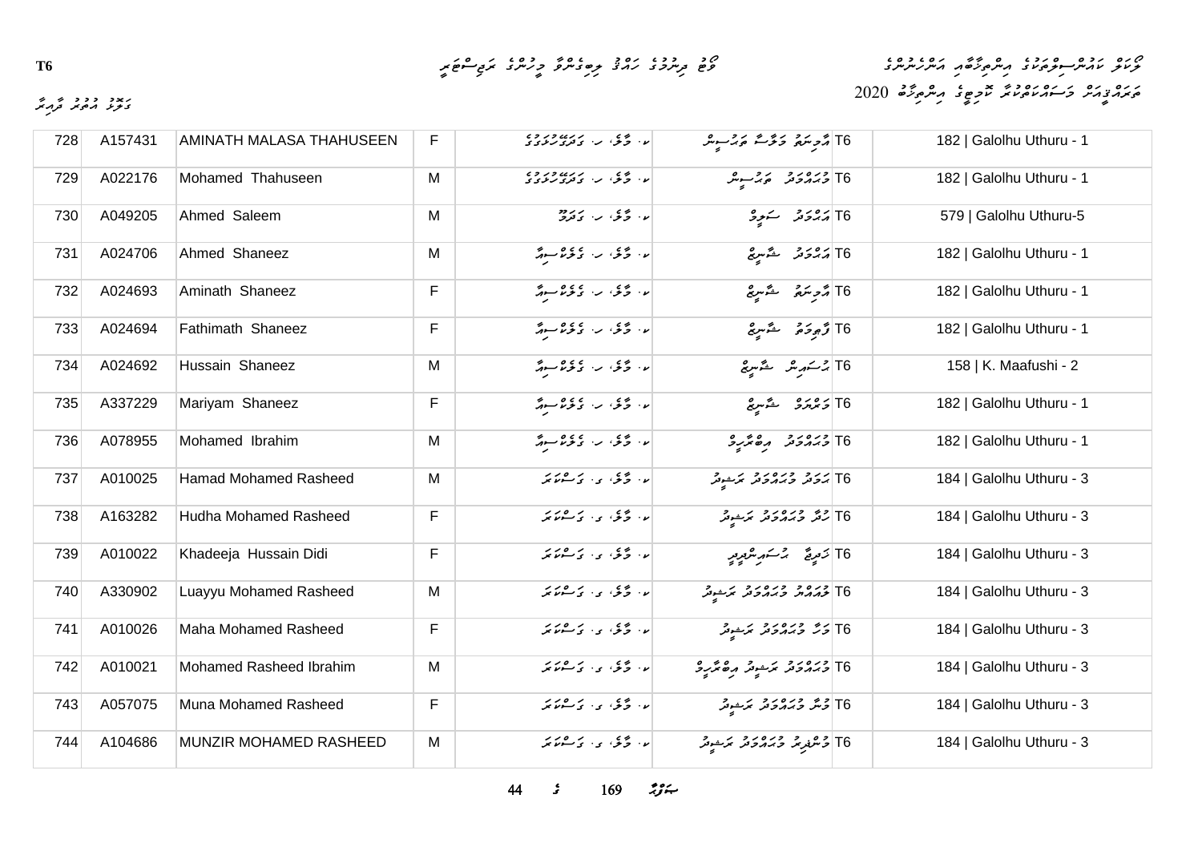| 728 | A157431 | AMINATH MALASA THAHUSEEN | F | ނ. މާލެ، ހ. ގަދަރަށުގެ | T6 އާމިނަތު މަލާސާ ތަހުސީން | 182 \| Galolhu Uthuru - 1 |
|---|---|---|---|---|---|---|
| 729 | A022176 | Mohamed Thahuseen | M | ނ. މާލެ، ހ. ގަދަރަށުގެ | T6 މުހައްމަދު ތަހުސީން | 182 \| Galolhu Uthuru - 1 |
| 730 | A049205 | Ahmed Saleem | M | ނ. މާލެ، ހ. ގަދަރު | T6 އަހްމަދު ސަލީމް | 579 \| Galolhu Uthuru-5 |
| 731 | A024706 | Ahmed Shaneez | M | ނ. މާލެ، ހ. ގުލްފާމް | T6 އަހްމަދު ޝާނީޒް | 182 \| Galolhu Uthuru - 1 |
| 732 | A024693 | Aminath Shaneez | F | ނ. މާލެ، ހ. ގުލްފާމް | T6 އާމިނަތު ޝާނީޒް | 182 \| Galolhu Uthuru - 1 |
| 733 | A024694 | Fathimath Shaneez | F | ނ. މާލެ، ހ. ގުލްފާމް | T6 ފާތިމަތު ޝާނީޒް | 182 \| Galolhu Uthuru - 1 |
| 734 | A024692 | Hussain Shaneez | M | ނ. މާލެ، ހ. ގުލްފާމް | T6 ހުސައިން ޝާނީޒް | 158 \| K. Maafushi - 2 |
| 735 | A337229 | Mariyam Shaneez | F | ނ. މާލެ، ހ. ގުލްފާމް | T6 މަރިޔަމް ޝާނީޒް | 182 \| Galolhu Uthuru - 1 |
| 736 | A078955 | Mohamed Ibrahim | M | ނ. މާލެ، ހ. ގުލްފާމް | T6 މުހައްމަދު އިބްރާހީމް | 182 \| Galolhu Uthuru - 1 |
| 737 | A010025 | Hamad Mohamed Rasheed | M | ނ. މާލެ، ގ. ގަސްތަނަ | T6 ހަމަދު މުހައްމަދު ރަޝީދު | 184 \| Galolhu Uthuru - 3 |
| 738 | A163282 | Hudha Mohamed Rasheed | F | ނ. މާލެ، ގ. ގަސްތަނަ | T6 ހުދާ މުހައްމަދު ރަޝީދު | 184 \| Galolhu Uthuru - 3 |
| 739 | A010022 | Khadeeja Hussain Didi | F | ނ. މާލެ، ގ. ގަސްތަނަ | T6 ޚަދީޖާ ހުސައިންދީދީ | 184 \| Galolhu Uthuru - 3 |
| 740 | A330902 | Luayyu Mohamed Rasheed | M | ނ. މާލެ، ގ. ގަސްތަނަ | T6 ލުއައްޔު މުހައްމަދު ރަޝީދު | 184 \| Galolhu Uthuru - 3 |
| 741 | A010026 | Maha Mohamed Rasheed | F | ނ. މާލެ، ގ. ގަސްތަނަ | T6 މަހާ މުހައްމަދު ރަޝީދު | 184 \| Galolhu Uthuru - 3 |
| 742 | A010021 | Mohamed Rasheed Ibrahim | M | ނ. މާލެ، ގ. ގަސްތަނަ | T6 މުހައްމަދު ރަޝީދު އިބްރާހީމް | 184 \| Galolhu Uthuru - 3 |
| 743 | A057075 | Muna Mohamed Rasheed | F | ނ. މާލެ، ގ. ގަސްތަނަ | T6 މުނާ މުހައްމަދު ރަޝީދު | 184 \| Galolhu Uthuru - 3 |
| 744 | A104686 | MUNZIR MOHAMED RASHEED | M | ނ. މާލެ، ގ. ގަސްތަނަ | T6 މުންޒިރު މުހައްމަދު ރަޝީދު | 184 \| Galolhu Uthuru - 3 |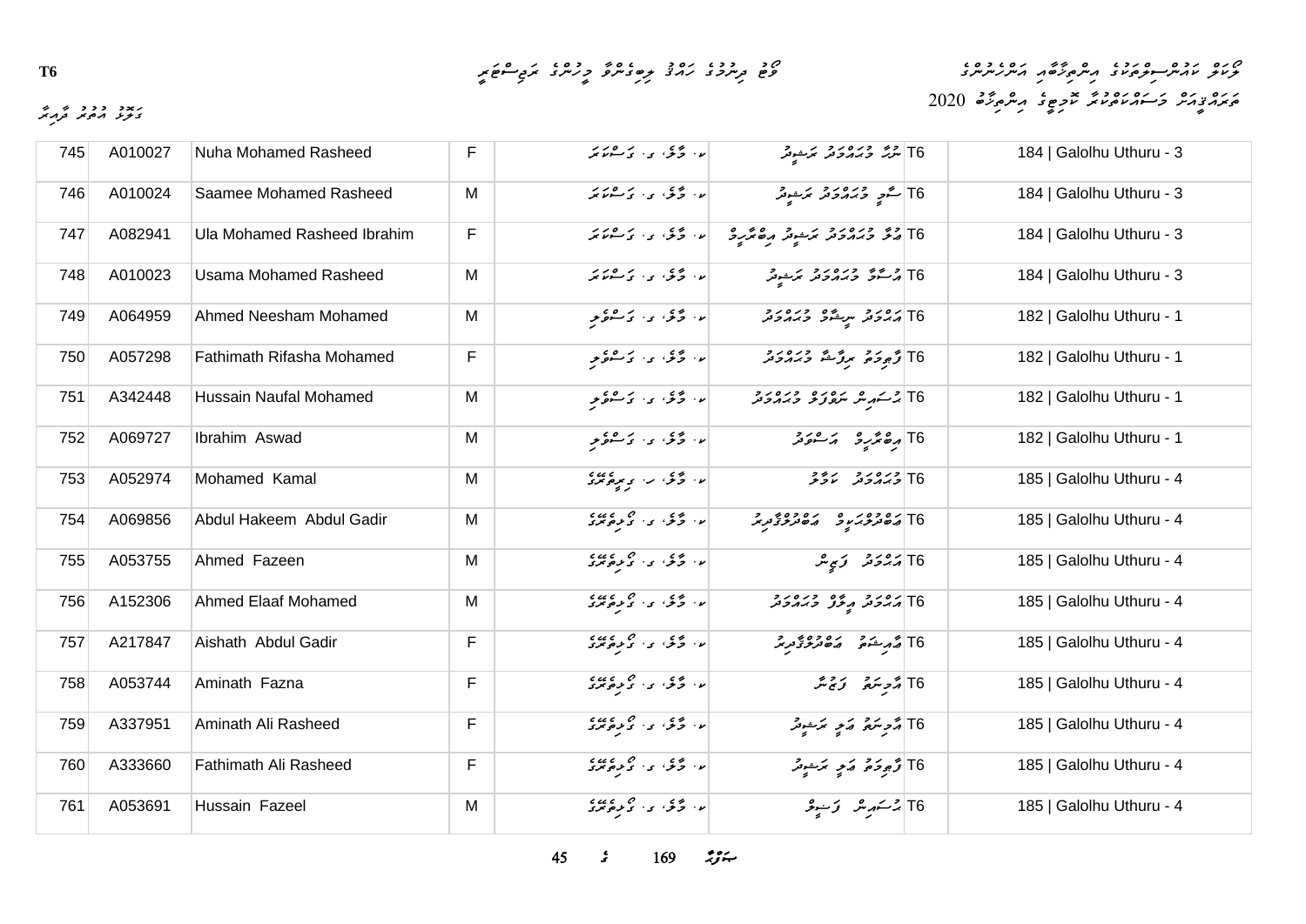| 745 | A010027 | Nuha Mohamed Rasheed | F | ے· ڏگ، ي· ڪَ ڪ ڏڪ | T6 ترنگ وبرورو برشونر | 184 \| Galolhu Uthuru - 3 |
|---|---|---|---|---|---|---|
| 746 | A010024 | Saamee Mohamed Rasheed | M | ے· ڏگ، ي· ڪَ ڪ ڏڪ | T6 ستمبر وبرورو برشونر | 184 \| Galolhu Uthuru - 3 |
| 747 | A082941 | Ula Mohamed Rasheed Ibrahim | F | ے· ڏگ، ي· ڪَ ڪ ڏڪ | T6 مرگ وبرورو برشونر مرھترپرو | 184 \| Galolhu Uthuru - 3 |
| 748 | A010023 | Usama Mohamed Rasheed | M | ے· ڏگ، ي· ڪَ ڪ ڏڪ | T6 مرسگو وبرورو برشونر | 184 \| Galolhu Uthuru - 3 |
| 749 | A064959 | Ahmed Neesham Mohamed | M | ے· ڏگ، ي· ڪَ ڪو ح | T6 مربروتر سرشگو وبرورو | 182 \| Galolhu Uthuru - 1 |
| 750 | A057298 | Fathimath Rifasha Mohamed | F | ے· ڏگ، ي· ڪَ ڪو ح | T6 ژوپروتو برژشگ وبرورو | 182 \| Galolhu Uthuru - 1 |
| 751 | A342448 | Hussain Naufal Mohamed | M | ے· ڏگ، ي· ڪَ ڪو ح | T6 برستمبر سرورو وبرورو | 182 \| Galolhu Uthuru - 1 |
| 752 | A069727 | Ibrahim Aswad | M | ے· ڏگ، ي· ڪَ ڪو ح | T6 مرھترپرو مرسوتر | 182 \| Galolhu Uthuru - 1 |
| 753 | A052974 | Mohamed Kamal | M | ے· ڏگ، ب· ويرھ ترى | T6 وبرورو ترو | 185 \| Galolhu Uthuru - 4 |
| 754 | A069856 | Abdul Hakeem Abdul Gadir | M | ے· ڏگ، ي· ڪوھ ترى | T6 مرھترورپرو مرھترورترپر | 185 \| Galolhu Uthuru - 4 |
| 755 | A053755 | Ahmed Fazeen | M | ے· ڏگ، ي· ڪوھ ترى | T6 مربروتر تريپر | 185 \| Galolhu Uthuru - 4 |
| 756 | A152306 | Ahmed Elaaf Mohamed | M | ے· ڏگ، ي· ڪوھ ترى | T6 مربروتر مرگو وبرورو | 185 \| Galolhu Uthuru - 4 |
| 757 | A217847 | Aishath Abdul Gadir | F | ے· ڏگ، ي· ڪوھ ترى | T6 مرشتو مرھترورترپر | 185 \| Galolhu Uthuru - 4 |
| 758 | A053744 | Aminath Fazna | F | ے· ڏگ، ي· ڪوھ ترى | T6 مرچسرو تريپر | 185 \| Galolhu Uthuru - 4 |
| 759 | A337951 | Aminath Ali Rasheed | F | ے· ڏگ، ي· ڪوھ ترى | T6 مرچسرو مرو برشونر | 185 \| Galolhu Uthuru - 4 |
| 760 | A333660 | Fathimath Ali Rasheed | F | ے· ڏگ، ي· ڪوھ ترى | T6 ژوپروتو مرو برشونر | 185 \| Galolhu Uthuru - 4 |
| 761 | A053691 | Hussain Fazeel | M | ے· ڏگ، ي· ڪوھ ترى | T6 برستمبر ترسیو | 185 \| Galolhu Uthuru - 4 |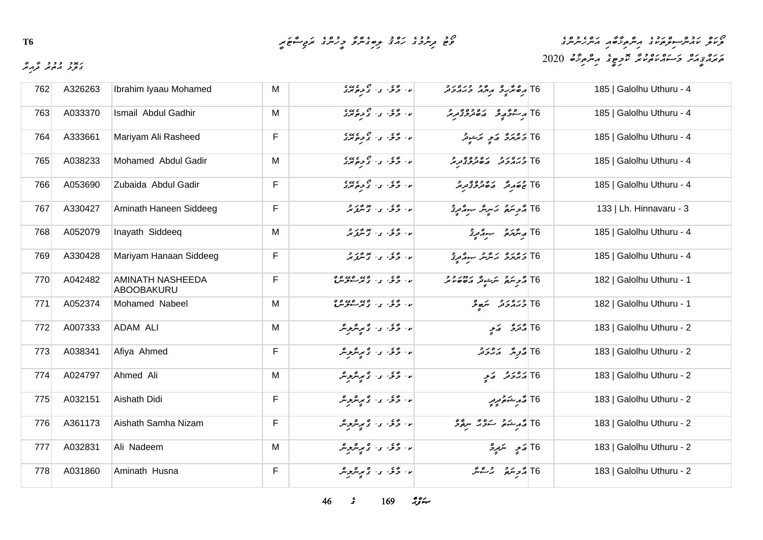| 762 | A326263 | Ibrahim Iyaau Mohamed | M | ކ. މާލެ، ގ. ގުލިޖަށަ | T6 ޢިބްރާހީމް ޢިޔާޢު މުޙައްމަދު | 185 \| Galolhu Uthuru - 4 |
|---|---|---|---|---|---|---|
| 763 | A033370 | Ismail Abdul Gadhir | M | ކ. މާލެ، ގ. ގުލިޖަށަ | T6 އިސްމާޢީލް ޢަބްދުލްޤާދިރު | 185 \| Galolhu Uthuru - 4 |
| 764 | A333661 | Mariyam Ali Rasheed | F | ކ. މާލެ، ގ. ގުލިޖަށަ | T6 މަރިޔަމް ޢަލީ ރަޝީދު | 185 \| Galolhu Uthuru - 4 |
| 765 | A038233 | Mohamed Abdul Gadir | M | ކ. މާލެ، ގ. ގުލިޖަށަ | T6 މުޙައްމަދު ޢަބްދުލްޤާދިރު | 185 \| Galolhu Uthuru - 4 |
| 766 | A053690 | Zubaida Abdul Gadir | F | ކ. މާލެ، ގ. ގުލިޖަށަ | T6 ޒުބައިދާ ޢަބްދުލްޤާދިރު | 185 \| Galolhu Uthuru - 4 |
| 767 | A330427 | Aminath Haneen Siddeeg | F | ކ. މާލެ، ގ. ގޯސްފަރ | T6 އާމިނަތު ހަނީން ސިއްދީގު | 133 \| Lh. Hinnavaru - 3 |
| 768 | A052079 | Inayath Siddeeq | M | ކ. މާލެ، ގ. ގޯސްފަރ | T6 ޢިނާޔަތު ސިއްދީގު | 185 \| Galolhu Uthuru - 4 |
| 769 | A330428 | Mariyam Hanaan Siddeeg | F | ކ. މާލެ، ގ. ގޯސްފަރ | T6 މަރިޔަމް ހަނާން ސިއްދީގު | 185 \| Galolhu Uthuru - 4 |
| 770 | A042482 | AMINATH NASHEEDA ABOOBAKURU | F | ކ. މާލެ، ގ. ގުރޭސްވިލާ | T6 އާމިނަތު ނަޝީދާ އަބޫބަކުރު | 182 \| Galolhu Uthuru - 1 |
| 771 | A052374 | Mohamed Nabeel | M | ކ. މާލެ، ގ. ގުރޭސްވިލާ | T6 މުޙައްމަދު ނަބީލް | 182 \| Galolhu Uthuru - 1 |
| 772 | A007333 | ADAM ALI | M | ކ. މާލެ، ގ. ގްރީންލިން | T6 އާދަމް ޢަލީ | 183 \| Galolhu Uthuru - 2 |
| 773 | A038341 | Afiya Ahmed | F | ކ. މާލެ، ގ. ގްރީންލިން | T6 އާފިޔާ އަޙްމަދު | 183 \| Galolhu Uthuru - 2 |
| 774 | A024797 | Ahmed Ali | M | ކ. މާލެ، ގ. ގްރީންލިން | T6 އަޙްމަދު ޢަލީ | 183 \| Galolhu Uthuru - 2 |
| 775 | A032151 | Aishath Didi | F | ކ. މާލެ، ގ. ގްރީންލިން | T6 އާއިޝަތުދީދީ | 183 \| Galolhu Uthuru - 2 |
| 776 | A361173 | Aishath Samha Nizam | F | ކ. މާލެ، ގ. ގްރީންލިން | T6 އާއިޝަތު ސަމްހާ ނިޒާމް | 183 \| Galolhu Uthuru - 2 |
| 777 | A032831 | Ali Nadeem | M | ކ. މާލެ، ގ. ގްރީންލިން | T6 ޢަލީ ނަދީމް | 183 \| Galolhu Uthuru - 2 |
| 778 | A031860 | Aminath Husna | F | ކ. މާލެ، ގ. ގްރީންލިން | T6 އާމިނަތު ހުސްނާ | 183 \| Galolhu Uthuru - 2 |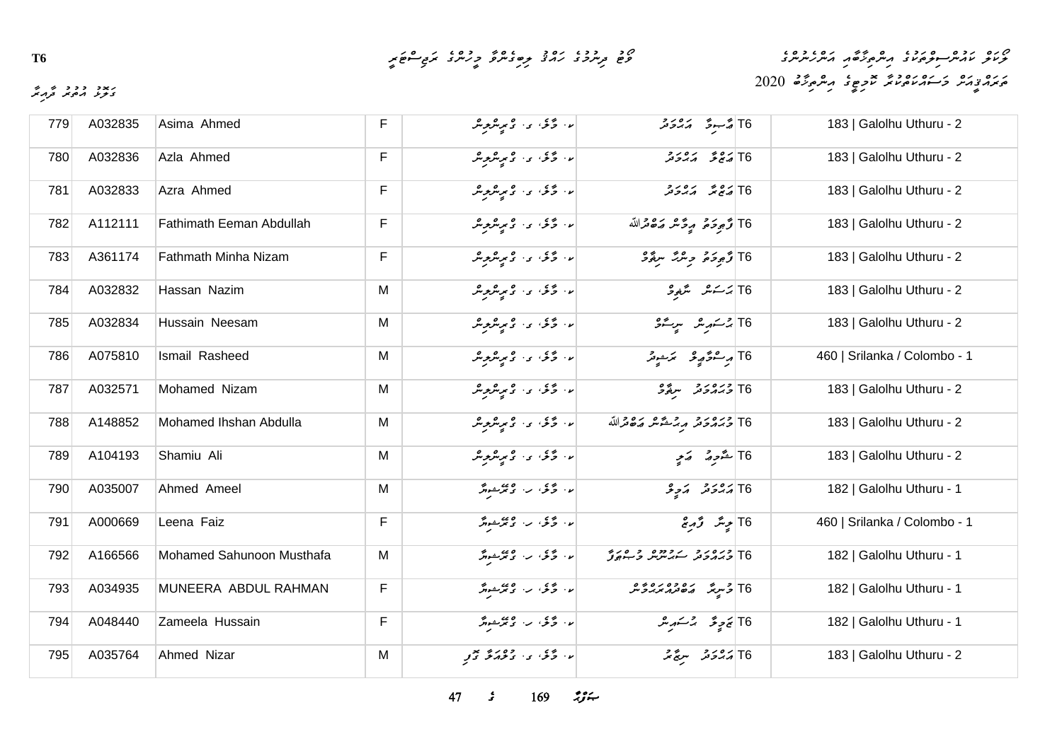| 779 | A032835 | Asima Ahmed | F | ކ. މާލެ، ގ. މެރިންރީން | T6 އާސިމާ އަހުމަދު | 183 \| Galolhu Uthuru - 2 |
|---|---|---|---|---|---|---|
| 780 | A032836 | Azla Ahmed | F | ކ. މާލެ، ގ. މެރިންރީން | T6 އަޒްލާ އަހުމަދު | 183 \| Galolhu Uthuru - 2 |
| 781 | A032833 | Azra Ahmed | F | ކ. މާލެ، ގ. މެރިންރީން | T6 އަޒްރާ އަހުމަދު | 183 \| Galolhu Uthuru - 2 |
| 782 | A112111 | Fathimath Eeman Abdullah | F | ކ. މާލެ، ގ. މެރިންރީން | T6 ފާތިމަތު އީމާން އަބްދުﷲ | 183 \| Galolhu Uthuru - 2 |
| 783 | A361174 | Fathmath Minha Nizam | F | ކ. މާލެ، ގ. މެރިންރީން | T6 ފާތިމަތު މިންހާ ނިޒާމް | 183 \| Galolhu Uthuru - 2 |
| 784 | A032832 | Hassan Nazim | M | ކ. މާލެ، ގ. މެރިންރީން | T6 ހަސަން ނާޒިމް | 183 \| Galolhu Uthuru - 2 |
| 785 | A032834 | Hussain Neesam | M | ކ. މާލެ، ގ. މެރިންރީން | T6 ހުސައިން ނީސާމް | 183 \| Galolhu Uthuru - 2 |
| 786 | A075810 | Ismail Rasheed | M | ކ. މާލެ، ގ. މެރިންރީން | T6 އިސްމާއީލް ރަޝީދު | 460 \| Srilanka / Colombo - 1 |
| 787 | A032571 | Mohamed Nizam | M | ކ. މާލެ، ގ. މެރިންރީން | T6 މުހައްމަދު ނިޒާމް | 183 \| Galolhu Uthuru - 2 |
| 788 | A148852 | Mohamed Ihshan Abdulla | M | ކ. މާލެ، ގ. މެރިންރީން | T6 މުހައްމަދު އިޙްސާން އަބްދުﷲ | 183 \| Galolhu Uthuru - 2 |
| 789 | A104193 | Shamiu Ali | M | ކ. މާލެ، ގ. މެރިންރީން | T6 ޝާމިޢު އަލި | 183 \| Galolhu Uthuru - 2 |
| 790 | A035007 | Ahmed Ameel | M | ކ. މާލެ، ހ. މެރޫޝިޔާ | T6 އަހުމަދު އަމީލް | 182 \| Galolhu Uthuru - 1 |
| 791 | A000669 | Leena Faiz | F | ކ. މާލެ، ހ. މެރޫޝިޔާ | T6 ލީނާ ފާއިޒް | 460 \| Srilanka / Colombo - 1 |
| 792 | A166566 | Mohamed Sahunoon Musthafa | M | ކ. މާލެ، ހ. މެރޫޝިޔާ | T6 މުހައްމަދު ސަހުނޫން މުސްތަފާ | 182 \| Galolhu Uthuru - 1 |
| 793 | A034935 | MUNEERA ABDUL RAHMAN | F | ކ. މާލެ، ހ. މެރޫޝިޔާ | T6 މުނީރާ އަބްދުއްރަޙްމާން | 182 \| Galolhu Uthuru - 1 |
| 794 | A048440 | Zameela Hussain | F | ކ. މާލެ، ހ. މެރޫޝިޔާ | T6 ޒަމީލާ ހުސައިން | 182 \| Galolhu Uthuru - 1 |
| 795 | A035764 | Ahmed Nizar | M | ކ. މާލެ، ގ. މެޑެއަރާ ގެ | T6 އަހުމަދު ނިޒާރު | 183 \| Galolhu Uthuru - 2 |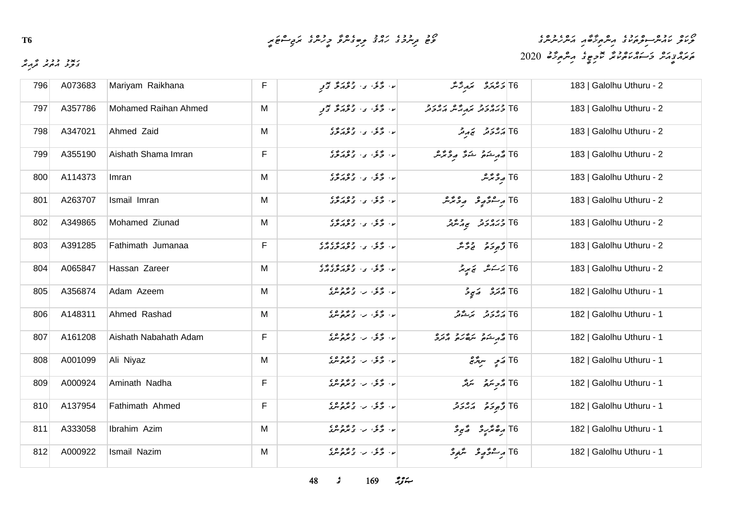| 796 | A073683 | Mariyam Raikhana | F | ނ. މާލެ، ގ. މުރާއީލް ގޭ | ވަރިޔަމް ރައިހާނާ T6 | 183 \| Galolhu Uthuru - 2 |
|---|---|---|---|---|---|---|
| 797 | A357786 | Mohamed Raihan Ahmed | M | ނ. މާލެ، ގ. މުރާއީލް ގޭ | މުހައްމަދު ރައިހާން އަހްމަދު T6 | 183 \| Galolhu Uthuru - 2 |
| 798 | A347021 | Ahmed Zaid | M | ނ. މާލެ، ގ. މުރައްގާ | އަހްމަދު ޒައިދު T6 | 183 \| Galolhu Uthuru - 2 |
| 799 | A355190 | Aishath Shama Imran | F | ނ. މާލެ، ގ. މުރައްގާ | އާއިޝަތު ޝަމާ އިމްރާން T6 | 183 \| Galolhu Uthuru - 2 |
| 800 | A114373 | Imran | M | ނ. މާލެ، ގ. މުރައްގާ | އިމްރާން T6 | 183 \| Galolhu Uthuru - 2 |
| 801 | A263707 | Ismail Imran | M | ނ. މާލެ، ގ. މުރައްގާ | އިސްމާއީލް އިމްރާން T6 | 183 \| Galolhu Uthuru - 2 |
| 802 | A349865 | Mohamed Ziunad | M | ނ. މާލެ، ގ. މުރައްގާ | މުހައްމަދު ޒިއުނާދު T6 | 183 \| Galolhu Uthuru - 2 |
| 803 | A391285 | Fathimath Jumanaa | F | ނ. މާލެ، ގ. މުރައްގާގެއާގެ | ފާތިމަތު ޖުމާނާ T6 | 183 \| Galolhu Uthuru - 2 |
| 804 | A065847 | Hassan Zareer | M | ނ. މާލެ، ގ. މުރައްގާގެއާގެ | ހަސަން ޒަރީރު T6 | 183 \| Galolhu Uthuru - 2 |
| 805 | A356874 | Adam Azeem | M | ނ. މާލެ، ހ. މުރާތުންގެ | އާދަމް އަޒީމް T6 | 182 \| Galolhu Uthuru - 1 |
| 806 | A148311 | Ahmed Rashad | M | ނ. މާލެ، ހ. މުރާތުންގެ | އަހްމަދު ރަޝާދު T6 | 182 \| Galolhu Uthuru - 1 |
| 807 | A161208 | Aishath Nabahath Adam | F | ނ. މާލެ، ހ. މުރާތުންގެ | އާއިޝަތު ނަބާހަތު އާދަމް T6 | 182 \| Galolhu Uthuru - 1 |
| 808 | A001099 | Ali Niyaz | M | ނ. މާލެ، ހ. މުރާތުންގެ | އަލި ނިޔާޒު T6 | 182 \| Galolhu Uthuru - 1 |
| 809 | A000924 | Aminath Nadha | F | ނ. މާލެ، ހ. މުރާތުންގެ | އާމިނަތު ނަދާ T6 | 182 \| Galolhu Uthuru - 1 |
| 810 | A137954 | Fathimath Ahmed | F | ނ. މާލެ، ހ. މުރާތުންގެ | ފާތިމަތު އަހްމަދު T6 | 182 \| Galolhu Uthuru - 1 |
| 811 | A333058 | Ibrahim Azim | M | ނ. މާލެ، ހ. މުރާތުންގެ | އިބްރާހީމް އާޒިމް T6 | 182 \| Galolhu Uthuru - 1 |
| 812 | A000922 | Ismail Nazim | M | ނ. މާލެ، ހ. މުރާތުންގެ | އިސްމާއީލް ނާޒިމް T6 | 182 \| Galolhu Uthuru - 1 |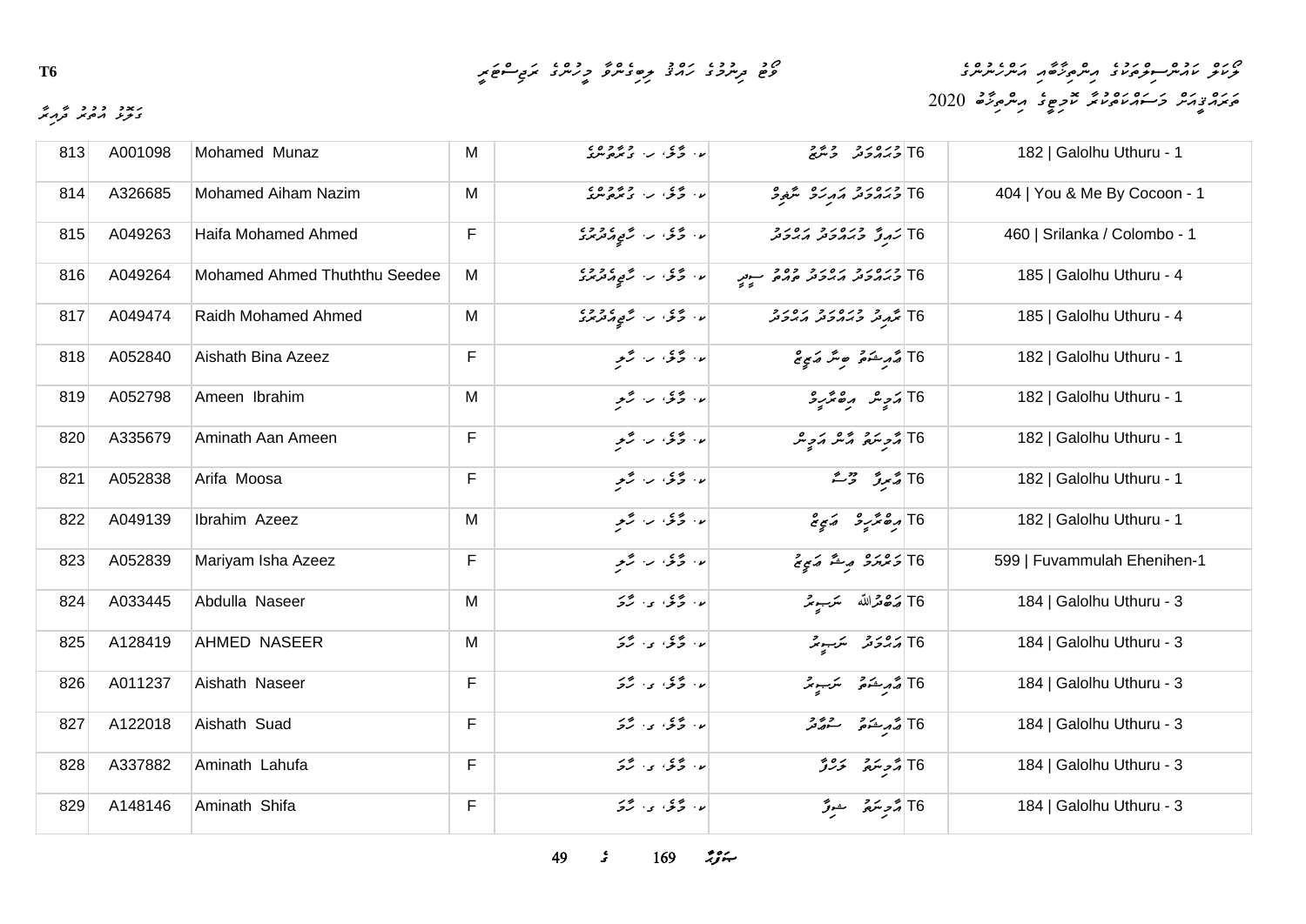| 813 | A001098 | Mohamed Munaz | M | ށ. ގޯލި، ހ. ގުރުވަރު | T6 މުހައްމަދު މުނާޒު | 182 \| Galolhu Uthuru - 1 |
|---|---|---|---|---|---|---|
| 814 | A326685 | Mohamed Aiham Nazim | M | ށ. ގޯލި، ހ. ގުރުވަރު | T6 މުހައްމަދު އައިހަމް ނާޒިމް | 404 \| You & Me By Cocoon - 1 |
| 815 | A049263 | Haifa Mohamed Ahmed | F | ށ. ގޯލި، ހ. ހާޖީއާދުރާ | T6 ހައިފާ މުހައްމަދު އަހުމަދު | 460 \| Srilanka / Colombo - 1 |
| 816 | A049264 | Mohamed Ahmed Thuththu Seedee | M | ށ. ގޯލި، ހ. ހާޖީއާދުރާ | T6 މުހައްމަދު އަހުމަދު ތުއްތު ސީދީ | 185 \| Galolhu Uthuru - 4 |
| 817 | A049474 | Raidh Mohamed Ahmed | M | ށ. ގޯލި، ހ. ހާޖީއާދުރާ | T6 ރާއިދު މުހައްމަދު އަހުމަދު | 185 \| Galolhu Uthuru - 4 |
| 818 | A052840 | Aishath Bina Azeez | F | ށ. ގޯލި، ހ. ހާލި | T6 އައިޝަތު ބީނާ އަޒީޒު | 182 \| Galolhu Uthuru - 1 |
| 819 | A052798 | Ameen Ibrahim | M | ށ. ގޯލި، ހ. ހާލި | T6 އަމީން އިބްރާހީމް | 182 \| Galolhu Uthuru - 1 |
| 820 | A335679 | Aminath Aan Ameen | F | ށ. ގޯލި، ހ. ހާލި | T6 އާމިނަތު އާން އަމީން | 182 \| Galolhu Uthuru - 1 |
| 821 | A052838 | Arifa Moosa | F | ށ. ގޯލި، ހ. ހާލި | T6 އާރިފާ މޫސާ | 182 \| Galolhu Uthuru - 1 |
| 822 | A049139 | Ibrahim Azeez | M | ށ. ގޯލި، ހ. ހާލި | T6 އިބްރާހީމް އަޒީޒު | 182 \| Galolhu Uthuru - 1 |
| 823 | A052839 | Mariyam Isha Azeez | F | ށ. ގޯލި، ހ. ހާލި | T6 މަރިޔަމް އީޝާ އަޒީޒު | 599 \| Fuvammulah Ehenihen-1 |
| 824 | A033445 | Abdulla Naseer | M | ށ. ގޯލި، ގ. ހާމަ | T6 އަބްދުﷲ ނަސީރު | 184 \| Galolhu Uthuru - 3 |
| 825 | A128419 | AHMED NASEER | M | ށ. ގޯލި، ގ. ހާމަ | T6 އަހުމަދު ނަސީރު | 184 \| Galolhu Uthuru - 3 |
| 826 | A011237 | Aishath Naseer | F | ށ. ގޯލި، ގ. ހާމަ | T6 އައިޝަތު ނަސީރު | 184 \| Galolhu Uthuru - 3 |
| 827 | A122018 | Aishath Suad | F | ށ. ގޯލި، ގ. ހާމަ | T6 އައިޝަތު ސުޢާދު | 184 \| Galolhu Uthuru - 3 |
| 828 | A337882 | Aminath Lahufa | F | ށ. ގޯލި، ގ. ހާމަ | T6 އާމިނަތު ލަހުފާ | 184 \| Galolhu Uthuru - 3 |
| 829 | A148146 | Aminath Shifa | F | ށ. ގޯލި، ގ. ހާމަ | T6 އާމިނަތު ޝިފާ | 184 \| Galolhu Uthuru - 3 |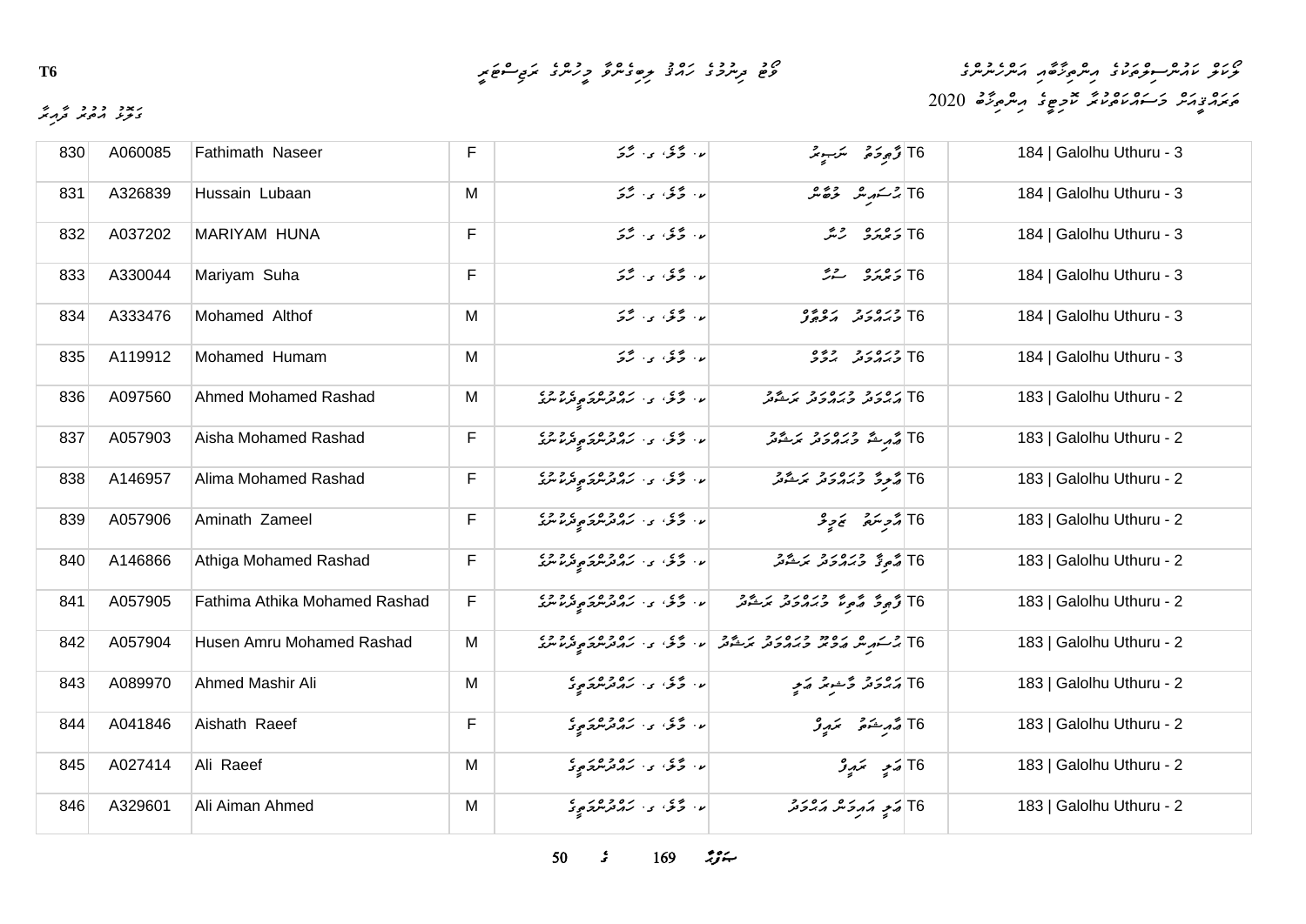| 830 | A060085 | Fathimath Naseer | F | ޅ. ގާދޫ، ގ. ހާދޫ | T6 ފާތިމަތު ނަސީރު | 184 \| Galolhu Uthuru - 3 |
|---|---|---|---|---|---|---|
| 831 | A326839 | Hussain Lubaan | M | ޅ. ގާދޫ، ގ. ހާދޫ | T6 ހުސައިން ލުބާން | 184 \| Galolhu Uthuru - 3 |
| 832 | A037202 | MARIYAM HUNA | F | ޅ. ގާދޫ، ގ. ހާދޫ | T6 މަރިޔަމް ހުނާ | 184 \| Galolhu Uthuru - 3 |
| 833 | A330044 | Mariyam Suha | F | ޅ. ގާދޫ، ގ. ހާދޫ | T6 މަރިޔަމް ސުހާ | 184 \| Galolhu Uthuru - 3 |
| 834 | A333476 | Mohamed Althof | M | ޅ. ގާދޫ، ގ. ހާދޫ | T6 މުހައްމަދު އަލްތޯފް | 184 \| Galolhu Uthuru - 3 |
| 835 | A119912 | Mohamed Humam | M | ޅ. ގާދޫ، ގ. ހާދޫ | T6 މުހައްމަދު ހުމާމް | 184 \| Galolhu Uthuru - 3 |
| 836 | A097560 | Ahmed Mohamed Rashad | M | ޅ. ގާދޫ، ގ. ހައުދަންވަލީގެ ދަށުގެ | T6 އަހްމަދު މުހައްމަދު ރަޝާދު | 183 \| Galolhu Uthuru - 2 |
| 837 | A057903 | Aisha Mohamed Rashad | F | ޅ. ގާދޫ، ގ. ހައުދަންވަލީގެ ދަށުގެ | T6 އާއިޝާ މުހައްމަދު ރަޝާދު | 183 \| Galolhu Uthuru - 2 |
| 838 | A146957 | Alima Mohamed Rashad | F | ޅ. ގާދޫ، ގ. ހައުދަންވަލީގެ ދަށުގެ | T6 އާލިމާ މުހައްމަދު ރަޝާދު | 183 \| Galolhu Uthuru - 2 |
| 839 | A057906 | Aminath Zameel | F | ޅ. ގާދޫ، ގ. ހައުދަންވަލީގެ ދަށުގެ | T6 އާމިނަތު ޒަމީލް | 183 \| Galolhu Uthuru - 2 |
| 840 | A146866 | Athiga Mohamed Rashad | F | ޅ. ގާދޫ، ގ. ހައުދަންވަލީގެ ދަށުގެ | T6 އާތިގާ މުހައްމަދު ރަޝާދު | 183 \| Galolhu Uthuru - 2 |
| 841 | A057905 | Fathima Athika Mohamed Rashad | F | ޅ. ގާދޫ، ގ. ހައުދަންވަލީގެ ދަށުގެ | T6 ފާތިމާ އާތިކާ މުހައްމަދު ރަޝާދު | 183 \| Galolhu Uthuru - 2 |
| 842 | A057904 | Husen Amru Mohamed Rashad | M | ޅ. ގާދޫ، ގ. ހައުދަންވަލީގެ ދަށުގެ | T6 ހުސައިން އަމްރު މުހައްމަދު ރަޝާދު | 183 \| Galolhu Uthuru - 2 |
| 843 | A089970 | Ahmed Mashir Ali | M | ޅ. ގާދޫ، ގ. ހައުދަންވަލީގެ | T6 އަހްމަދު މާޝިރު އަލީ | 183 \| Galolhu Uthuru - 2 |
| 844 | A041846 | Aishath Raeef | F | ޅ. ގާދޫ، ގ. ހައުދަންވަލީގެ | T6 އާއިޝަތު ރައީފް | 183 \| Galolhu Uthuru - 2 |
| 845 | A027414 | Ali Raeef | M | ޅ. ގާދޫ، ގ. ހައުދަންވަލީގެ | T6 އަލީ ރައީފް | 183 \| Galolhu Uthuru - 2 |
| 846 | A329601 | Ali Aiman Ahmed | M | ޅ. ގާދޫ، ގ. ހައުދަންވަލީގެ | T6 އަލީ އައިމަން އަހްމަދު | 183 \| Galolhu Uthuru - 2 |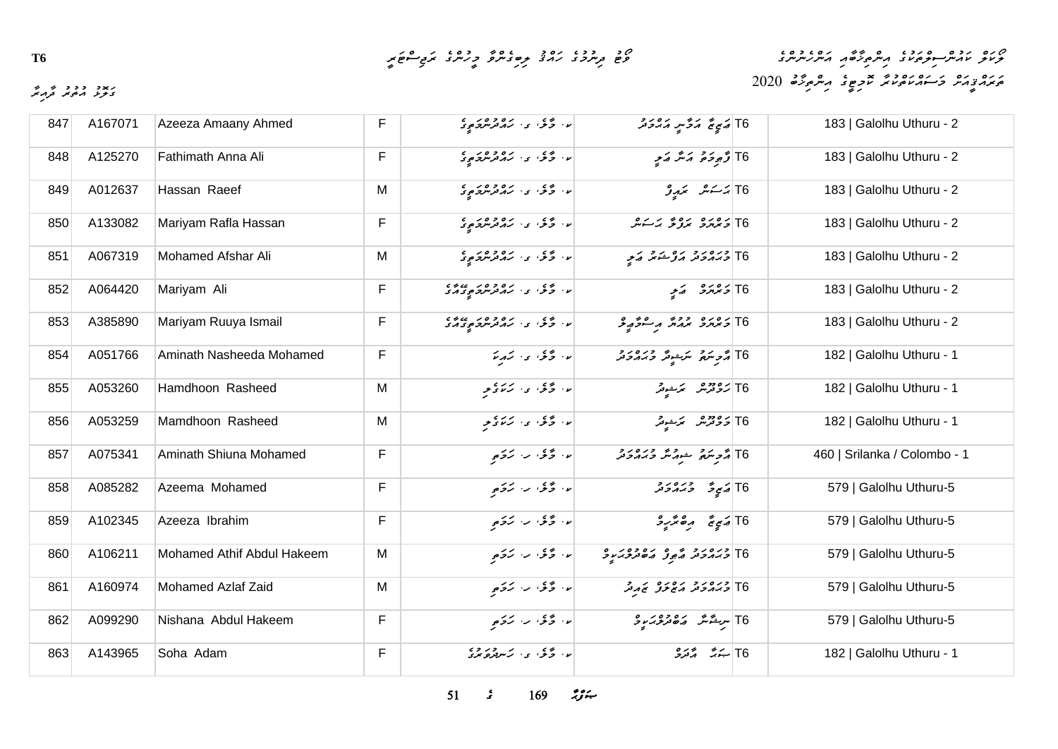| 847 | A167071 | Azeeza Amaany Ahmed | F | ލ. މާވ، ގ. ހުޅުދޫރުމާވޭގެ | T6 އަޒީޒާ އަމާނީ އަޙްމަދު | 183 \| Galolhu Uthuru - 2 |
|---|---|---|---|---|---|---|
| 848 | A125270 | Fathimath Anna Ali | F | ލ. މާވ، ގ. ހުޅުދޫރުމާވޭގެ | T6 ފާތިމަތު އަންނާ އަލި | 183 \| Galolhu Uthuru - 2 |
| 849 | A012637 | Hassan Raeef | M | ލ. މާވ، ގ. ހުޅުދޫރުމާވޭގެ | T6 ހަސަން ރައީފު | 183 \| Galolhu Uthuru - 2 |
| 850 | A133082 | Mariyam Rafla Hassan | F | ލ. މާވ، ގ. ހުޅުދޫރުމާވޭގެ | T6 މަރިޔަމް ރަފްލާ ހަސަން | 183 \| Galolhu Uthuru - 2 |
| 851 | A067319 | Mohamed Afshar Ali | M | ލ. މާވ، ގ. ހުޅުދޫރުމާވޭގެ | T6 މުހައްމަދު އަފްޝަރު އަލި | 183 \| Galolhu Uthuru - 2 |
| 852 | A064420 | Mariyam Ali | F | ލ. މާވ، ގ. ހުޅުދޫރުމާވޭގެއާގެ | T6 މަރިޔަމް އަލި | 183 \| Galolhu Uthuru - 2 |
| 853 | A385890 | Mariyam Ruuya Ismail | F | ލ. މާވ، ގ. ހުޅުދޫރުމާވޭގެއާގެ | T6 މަރިޔަމް ރުޢުޔާ އިސްމާޢީލް | 183 \| Galolhu Uthuru - 2 |
| 854 | A051766 | Aminath Nasheeda Mohamed | F | ލ. މާވ، ގ. ހަރީ | T6 އާމިނަތު ނަޝީދާ މުހައްމަދު | 182 \| Galolhu Uthuru - 1 |
| 855 | A053260 | Hamdhoon Rasheed | M | ލ. މާވ، ގ. ހަނަގެ | T6 ހަމްދޫން ރަޝީދު | 182 \| Galolhu Uthuru - 1 |
| 856 | A053259 | Mamdhoon Rasheed | M | ލ. މާވ، ގ. ހަނަގެ | T6 މަމްދޫން ރަޝީދު | 182 \| Galolhu Uthuru - 1 |
| 857 | A075341 | Aminath Shiuna Mohamed | F | ލ. މާވ، ސ. ހަމަ | T6 އާމިނަތު ޝިއުނާ މުހައްމަދު | 460 \| Srilanka / Colombo - 1 |
| 858 | A085282 | Azeema Mohamed | F | ލ. މާވ، ސ. ހަމަ | T6 އަޒީމާ މުހައްމަދު | 579 \| Galolhu Uthuru-5 |
| 859 | A102345 | Azeeza Ibrahim | F | ލ. މާވ، ސ. ހަމަ | T6 އަޒީޒާ އިބްރާހިމް | 579 \| Galolhu Uthuru-5 |
| 860 | A106211 | Mohamed Athif Abdul Hakeem | M | ލ. މާވ، ސ. ހަމަ | T6 މުހައްމަދު އާތިފް އަބްދުލްހަކީމް | 579 \| Galolhu Uthuru-5 |
| 861 | A160974 | Mohamed Azlaf Zaid | M | ލ. މާވ، ސ. ހަމަ | T6 މުހައްމަދު އަޒްލަފް ޒައިދު | 579 \| Galolhu Uthuru-5 |
| 862 | A099290 | Nishana Abdul Hakeem | F | ލ. މާވ، ސ. ހަމަ | T6 ނިޝާނާ އަބްދުލްހަކީމް | 579 \| Galolhu Uthuru-5 |
| 863 | A143965 | Soha Adam | F | ލ. މާވ، ގ. ހަސްދޫވަރީ | T6 ސޯހާ އާދަމް | 182 \| Galolhu Uthuru - 1 |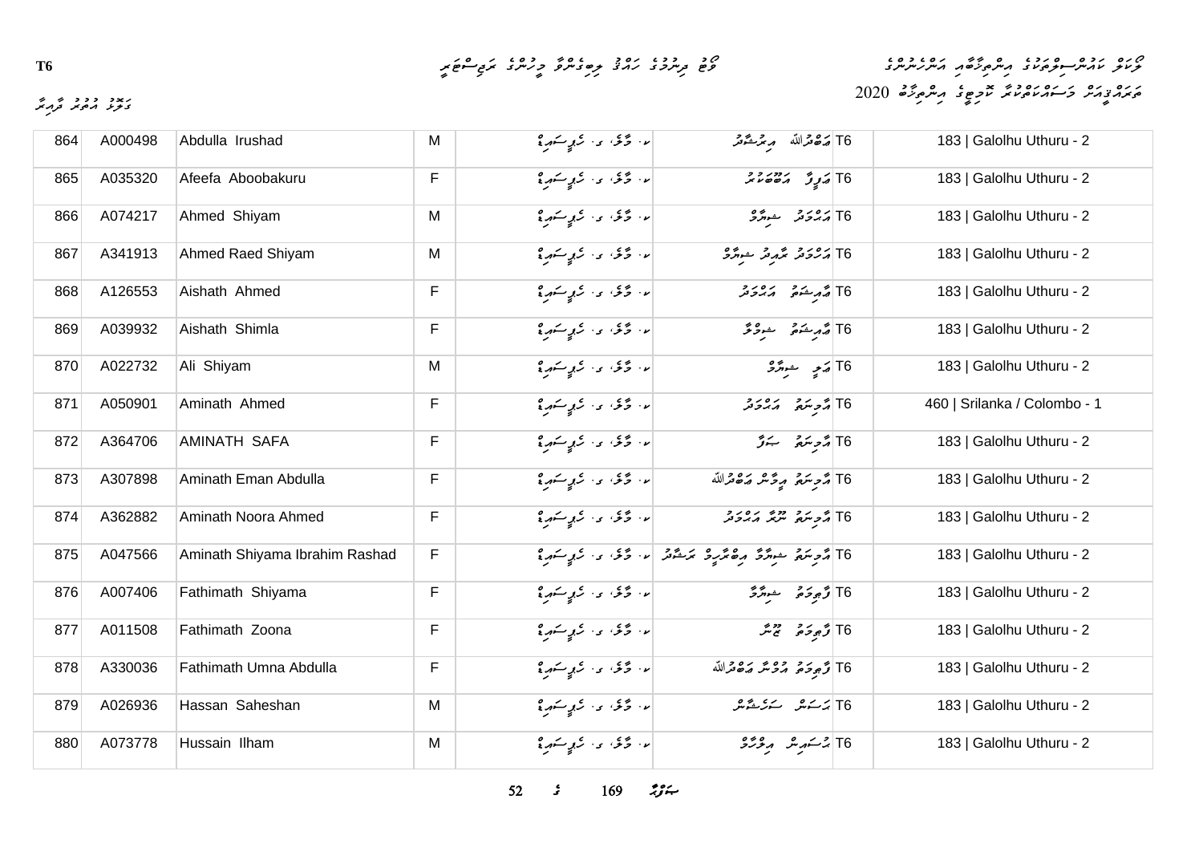| 864 | A000498 | Abdulla Irushad | M | ނ. މާލެ، ގ. ގެލިސަރޯ | T6 އަބްދުﷲ އިރުޝާދު | 183 \| Galolhu Uthuru - 2 |
|---|---|---|---|---|---|---|
| 865 | A035320 | Afeefa Aboobakuru | F | ނ. މާލެ، ގ. ގެލިސަރޯ | T6 އަފީފާ އަބޫބަކުރު | 183 \| Galolhu Uthuru - 2 |
| 866 | A074217 | Ahmed Shiyam | M | ނ. މާލެ، ގ. ގެލިސަރޯ | T6 އަޙްމަދު ޝިޔާމް | 183 \| Galolhu Uthuru - 2 |
| 867 | A341913 | Ahmed Raed Shiyam | M | ނ. މާލެ، ގ. ގެލިސަރޯ | T6 އަޙްމަދު ރާއިދު ޝިޔާމް | 183 \| Galolhu Uthuru - 2 |
| 868 | A126553 | Aishath Ahmed | F | ނ. މާލެ، ގ. ގެލިސަރޯ | T6 އާއިޝަތު އަޙްމަދު | 183 \| Galolhu Uthuru - 2 |
| 869 | A039932 | Aishath Shimla | F | ނ. މާލެ، ގ. ގެލިސަރޯ | T6 އާއިޝަތު ޝިމްލާ | 183 \| Galolhu Uthuru - 2 |
| 870 | A022732 | Ali Shiyam | M | ނ. މާލެ، ގ. ގެލިސަރޯ | T6 އަލި ޝިޔާމް | 183 \| Galolhu Uthuru - 2 |
| 871 | A050901 | Aminath Ahmed | F | ނ. މާލެ، ގ. ގެލިސަރޯ | T6 އާމިނަތު އަޙްމަދު | 460 \| Srilanka / Colombo - 1 |
| 872 | A364706 | AMINATH SAFA | F | ނ. މާލެ، ގ. ގެލިސަރޯ | T6 އާމިނަތު ސަފާ | 183 \| Galolhu Uthuru - 2 |
| 873 | A307898 | Aminath Eman Abdulla | F | ނ. މާލެ، ގ. ގެލިސަރޯ | T6 އާމިނަތު އީމާން އަބްދުﷲ | 183 \| Galolhu Uthuru - 2 |
| 874 | A362882 | Aminath Noora Ahmed | F | ނ. މާލެ، ގ. ގެލިސަރޯ | T6 އާމިނަތު ނޫރާ އަޙްމަދު | 183 \| Galolhu Uthuru - 2 |
| 875 | A047566 | Aminath Shiyama Ibrahim Rashad | F | ނ. މާލެ، ގ. ގެލިސަރޯ | T6 އާމިނަތު ޝިޔާމާ އިބްރާހިމް ރަޝާދު | 183 \| Galolhu Uthuru - 2 |
| 876 | A007406 | Fathimath Shiyama | F | ނ. މާލެ، ގ. ގެލިސަރޯ | T6 ފާތިމަތު ޝިޔާމާ | 183 \| Galolhu Uthuru - 2 |
| 877 | A011508 | Fathimath Zoona | F | ނ. މާލެ، ގ. ގެލިސަރޯ | T6 ފާތިމަތު ޒޫނާ | 183 \| Galolhu Uthuru - 2 |
| 878 | A330036 | Fathimath Umna Abdulla | F | ނ. މާލެ، ގ. ގެލިސަރޯ | T6 ފާތިމަތު އުމްނާ އަބްދުﷲ | 183 \| Galolhu Uthuru - 2 |
| 879 | A026936 | Hassan Saheshan | M | ނ. މާލެ، ގ. ގެލިސަރޯ | T6 ހަސަން ސަހޭޝާން | 183 \| Galolhu Uthuru - 2 |
| 880 | A073778 | Hussain Ilham | M | ނ. މާލެ، ގ. ގެލިސަރޯ | T6 ހުސައިން އިލްހާމް | 183 \| Galolhu Uthuru - 2 |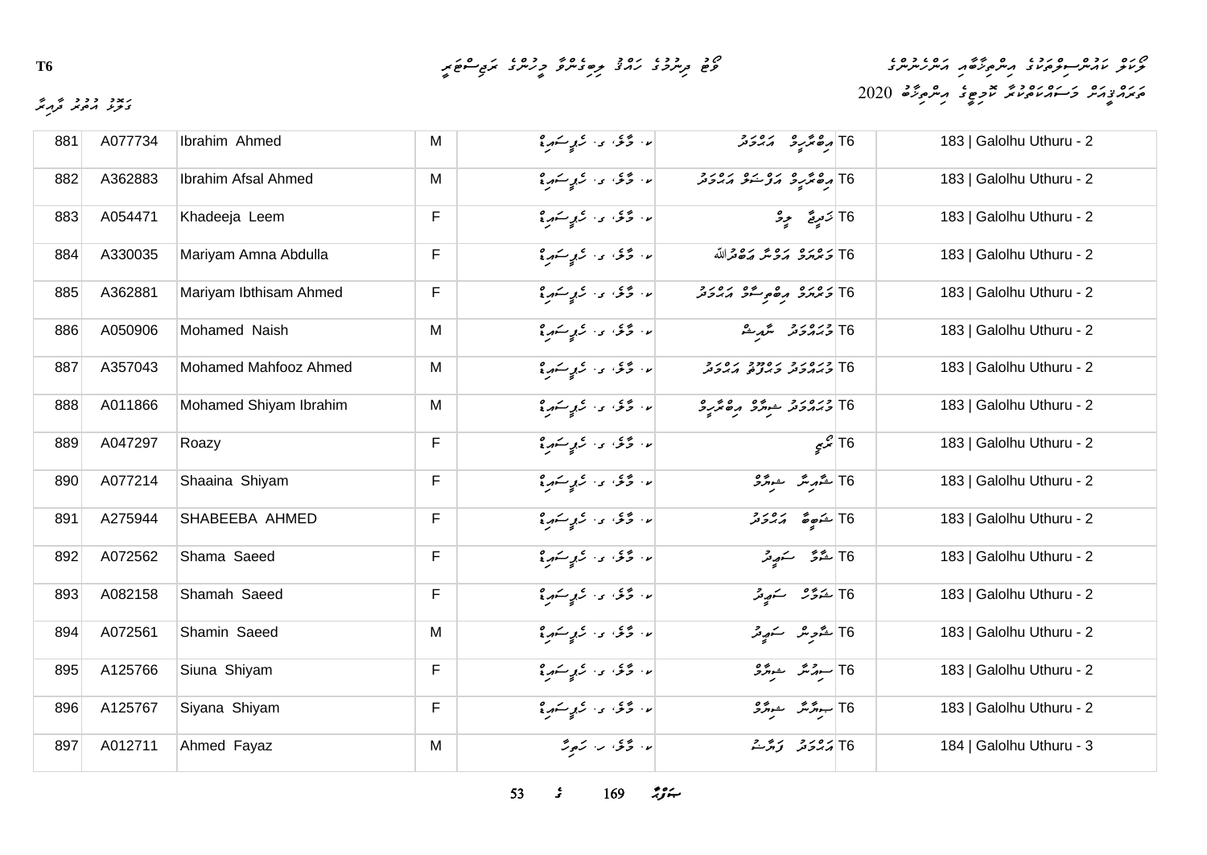| 881 | A077734 | Ibrahim Ahmed | M | ރ. މާކި، ގ. ގެޔިސަރީ | T6 ޢިބްރާހީމް އަޙްމަދު | 183 \| Galolhu Uthuru - 2 |
|---|---|---|---|---|---|---|
| 882 | A362883 | Ibrahim Afsal Ahmed | M | ރ. މާކި، ގ. ގެޔިސަރީ | T6 ޢިބްރާހީމް އަފްސަލް އަޙްމަދު | 183 \| Galolhu Uthuru - 2 |
| 883 | A054471 | Khadeeja Leem | F | ރ. މާކި، ގ. ގެޔިސަރީ | T6 ޚަދީޖާ ލީމް | 183 \| Galolhu Uthuru - 2 |
| 884 | A330035 | Mariyam Amna Abdulla | F | ރ. މާކި، ގ. ގެޔިސަރީ | T6 މަރިޔަމް އަމްނާ އަބްދުﷲ | 183 \| Galolhu Uthuru - 2 |
| 885 | A362881 | Mariyam Ibthisam Ahmed | F | ރ. މާކި، ގ. ގެޔިސަރީ | T6 މަރިޔަމް އިބްތިސާމް އަޙްމަދު | 183 \| Galolhu Uthuru - 2 |
| 886 | A050906 | Mohamed Naish | M | ރ. މާކި، ގ. ގެޔިސަރީ | T6 މުޙައްމަދު ނާއިޝް | 183 \| Galolhu Uthuru - 2 |
| 887 | A357043 | Mohamed Mahfooz Ahmed | M | ރ. މާކި، ގ. ގެޔިސަރީ | T6 މުޙައްމަދު މަޙްފޫޡު އަޙްމަދު | 183 \| Galolhu Uthuru - 2 |
| 888 | A011866 | Mohamed Shiyam Ibrahim | M | ރ. މާކި، ގ. ގެޔިސަރީ | T6 މުޙައްމަދު ޝިޔާމް އިބްރާހީމް | 183 \| Galolhu Uthuru - 2 |
| 889 | A047297 | Roazy | F | ރ. މާކި، ގ. ގެޔިސަރީ | T6 ރޯޒީ | 183 \| Galolhu Uthuru - 2 |
| 890 | A077214 | Shaaina Shiyam | F | ރ. މާކި، ގ. ގެޔިސަރީ | T6 ޝާއިނާ ޝިޔާމް | 183 \| Galolhu Uthuru - 2 |
| 891 | A275944 | SHABEEBA AHMED | F | ރ. މާކި، ގ. ގެޔިސަރީ | T6 ޝަބީބާ އަޙްމަދު | 183 \| Galolhu Uthuru - 2 |
| 892 | A072562 | Shama Saeed | F | ރ. މާކި، ގ. ގެޔިސަރީ | T6 ޝަމާ ސަޢީދު | 183 \| Galolhu Uthuru - 2 |
| 893 | A082158 | Shamah Saeed | F | ރ. މާކި، ގ. ގެޔިސަރީ | T6 ޝަމާޙް ސަޢީދު | 183 \| Galolhu Uthuru - 2 |
| 894 | A072561 | Shamin Saeed | M | ރ. މާކި، ގ. ގެޔިސަރީ | T6 ޝާމިން ސަޢީދު | 183 \| Galolhu Uthuru - 2 |
| 895 | A125766 | Siuna Shiyam | F | ރ. މާކި، ގ. ގެޔިސަރީ | T6 ސިއުނާ ޝިޔާމް | 183 \| Galolhu Uthuru - 2 |
| 896 | A125767 | Siyana Shiyam | F | ރ. މާކި، ގ. ގެޔިސަރީ | T6 ސިޔާނާ ޝިޔާމް | 183 \| Galolhu Uthuru - 2 |
| 897 | A012711 | Ahmed Fayaz | M | ރ. މާކި، ހ. ހަވިރާ | T6 އަޙްމަދު ފައްޔާޟް | 184 \| Galolhu Uthuru - 3 |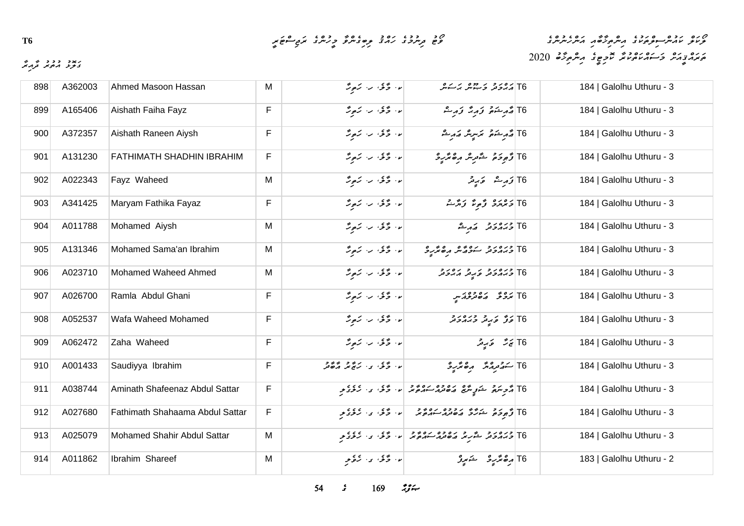| 898 | A362003 | Ahmed Masoon Hassan | M | ءِ. ڱَڴ، ر. ڪَعِرٌ | T6 ټرچڪُرُ ڏَ ڪِهُ ڪَ ڪَ ش | 184 \| Galolhu Uthuru - 3 |
|---|---|---|---|---|---|---|
| 899 | A165406 | Aishath Faiha Fayz | F | ءِ. ڱَڴ، ر. ڪَعِرٌ | T6 ڇَّرڪَةُ ڙَرِرُّ ڙَرِرُڪ | 184 \| Galolhu Uthuru - 3 |
| 900 | A372357 | Aishath Raneen Aiysh | F | ءِ. ڱَڴ، ر. ڪَعِرٌ | T6 ڇَّرڪَةُ ڀَرِبِرِ ڇَرِڪ | 184 \| Galolhu Uthuru - 3 |
| 901 | A131230 | FATHIMATH SHADHIN IBRAHIM | F | ءِ. ڱَڴ، ر. ڪَعِرٌ | T6 ڙُّهِوَهُ ڪَّپِرِ ڀڄَّگرِڊ | 184 \| Galolhu Uthuru - 3 |
| 902 | A022343 | Fayz Waheed | M | ءِ. ڱَڴ، ر. ڪَعِرٌ | T6 ڙَرِڪ وَبِرُ | 184 \| Galolhu Uthuru - 3 |
| 903 | A341425 | Maryam Fathika Fayaz | F | ءِ. ڱَڴ، ر. ڪَعِرٌ | T6 ڙِڪَبرُڌ ڙُّهِئَ ڙَڀَّڪ | 184 \| Galolhu Uthuru - 3 |
| 904 | A011788 | Mohamed Aiysh | M | ءِ. ڱَڴ، ر. ڪَعِرٌ | T6 ڙِبَرڙَڌ ڇَرِڪ | 184 \| Galolhu Uthuru - 3 |
| 905 | A131346 | Mohamed Sama'an Ibrahim | M | ءِ. ڱَڴ، ر. ڪَعِرٌ | T6 ڙِبَرڙَڌ ڪَڙرُّڙ ڀڄَّگرِڊ | 184 \| Galolhu Uthuru - 3 |
| 906 | A023710 | Mohamed Waheed Ahmed | M | ءِ. ڱَڴ، ر. ڪَعِرٌ | T6 ڙِبَرڙَڌ وَبِرُ ټرچڪُرُ | 184 \| Galolhu Uthuru - 3 |
| 907 | A026700 | Ramla Abdul Ghani | F | ءِ. ڱَڴ، ر. ڪَعِرٌ | T6 بَرڙُڱ ټڦَرُڪَبرِ | 184 \| Galolhu Uthuru - 3 |
| 908 | A052537 | Wafa Waheed Mohamed | F | ءِ. ڱَڴ، ر. ڪَعِرٌ | T6 ڪَڙَ وَبِرُ ڙِبَرڙَڌ | 184 \| Galolhu Uthuru - 3 |
| 909 | A062472 | Zaha Waheed | F | ءِ. ڱَڴ، ر. ڪَعِرٌ | T6 ڀَرُّ وَبِرُ | 184 \| Galolhu Uthuru - 3 |
| 910 | A001433 | Saudiyya Ibrahim | F | ءِ. ڱَڴ، ي. ڪَڀَ بَر ټڦَڌ | T6 ڪَڙڌبرڙرِ ڀڄَّگرِڊ | 184 \| Galolhu Uthuru - 3 |
| 911 | A038744 | Aminath Shafeenaz Abdul Sattar | F | ءِ. ڱَڴ، ي. ڪَڱڱڪ | T6 ڇَّڙِبرِه ڪَڙِبرُڇ ټڦُرُڙڪَڙرُّڦَبر | 184 \| Galolhu Uthuru - 3 |
| 912 | A027680 | Fathimath Shahaama Abdul Sattar | F | ءِ. ڱَڴ، ي. ڪَڱڱڪ | T6 ڙُّهِوَهُ ڪَرُّڱ ټڦُرُڙڪَڙرُّڦَبر | 184 \| Galolhu Uthuru - 3 |
| 913 | A025079 | Mohamed Shahir Abdul Sattar | M | ءِ. ڱَڴ، ي. ڪَڱڱڪ | T6 ڙِبَرڙَڌ ڪَّرِبر ټڦُرُڙڪَڙرُّڦَبر | 184 \| Galolhu Uthuru - 3 |
| 914 | A011862 | Ibrahim Shareef | M | ءِ. ڱَڴ، ي. ڪَڱڪ | T6 ڀڄَّگرِڊ ڪَبرِڙ | 183 \| Galolhu Uthuru - 2 |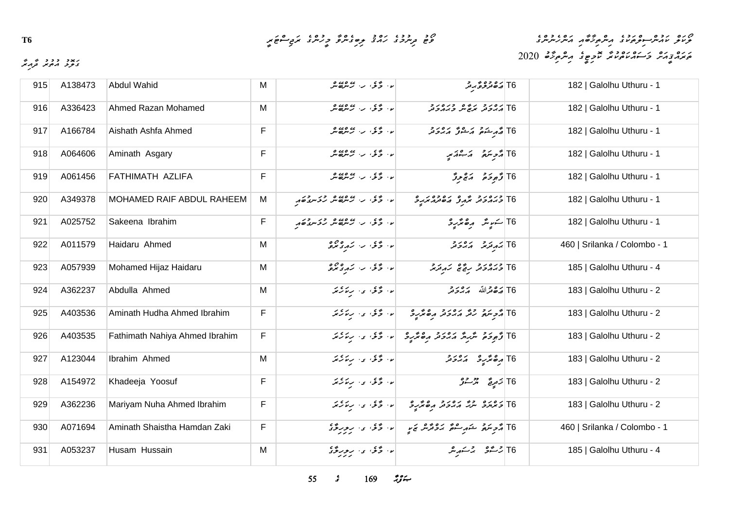| 915 | A138473 | Abdul Wahid | M | ޅ. ގާލޮ، ރ. ރޯނުބޯނު | T6 އަބްދުލްވާހިދު | 182 \| Galolhu Uthuru - 1 |
|---|---|---|---|---|---|---|
| 916 | A336423 | Ahmed Razan Mohamed | M | ޅ. ގާލޮ، ރ. ރޯނުބޯނު | T6 އަޙްމަދު ރަޒާން މުޙައްމަދު | 182 \| Galolhu Uthuru - 1 |
| 917 | A166784 | Aishath Ashfa Ahmed | F | ޅ. ގާލޮ، ރ. ރޯނުބޯނު | T6 އާއިޝަތު އަޝްފާ އަޙްމަދު | 182 \| Galolhu Uthuru - 1 |
| 918 | A064606 | Aminath Asgary | F | ޅ. ގާލޮ، ރ. ރޯނުބޯނު | T6 އާމިނަތު އަސްގަރީ | 182 \| Galolhu Uthuru - 1 |
| 919 | A061456 | FATHIMATH AZLIFA | F | ޅ. ގާލޮ، ރ. ރޯނުބޯނު | T6 ފާތިމަތު އަޒްލިފާ | 182 \| Galolhu Uthuru - 1 |
| 920 | A349378 | MOHAMED RAIF ABDUL RAHEEM | M | ޅ. ގާލޮ، ރ. ރޯނުބޯނު ހުޅަނގުބައި | T6 މުޙައްމަދު ރާއިފް އަބްދުއްރަޙީމް | 182 \| Galolhu Uthuru - 1 |
| 921 | A025752 | Sakeena Ibrahim | F | ޅ. ގާލޮ، ރ. ރޯނުބޯނު ހުޅަނގުބައި | T6 ސަކީނާ އިބްރާހީމް | 182 \| Galolhu Uthuru - 1 |
| 922 | A011579 | Haidaru Ahmed | M | ޅ. ގާލޮ، ރ. ހައިވްރޯޒް | T6 ހައިދަރު އަޙްމަދު | 460 \| Srilanka / Colombo - 1 |
| 923 | A057939 | Mohamed Hijaz Haidaru | M | ޅ. ގާލޮ، ރ. ހައިވްރޯޒް | T6 މުޙައްމަދު ހިޖާޒް ހައިދަރު | 185 \| Galolhu Uthuru - 4 |
| 924 | A362237 | Abdulla Ahmed | M | ޅ. ގާލޮ، ގ. ހިޔާގަނަ | T6 އަބްދުﷲ އަޙްމަދު | 183 \| Galolhu Uthuru - 2 |
| 925 | A403536 | Aminath Hudha Ahmed Ibrahim | F | ޅ. ގާލޮ، ގ. ހިޔާގަނަ | T6 އާމިނަތު ހުދާ އަޙްމަދު އިބްރާހީމް | 183 \| Galolhu Uthuru - 2 |
| 926 | A403535 | Fathimath Nahiya Ahmed Ibrahim | F | ޅ. ގާލޮ، ގ. ހިޔާގަނަ | T6 ފާތިމަތު ނާހިޔާ އަޙްމަދު އިބްރާހީމް | 183 \| Galolhu Uthuru - 2 |
| 927 | A123044 | Ibrahim Ahmed | M | ޅ. ގާލޮ، ގ. ހިޔާގަނަ | T6 އިބްރާހީމް އަޙްމަދު | 183 \| Galolhu Uthuru - 2 |
| 928 | A154972 | Khadeeja Yoosuf | F | ޅ. ގާލޮ، ގ. ހިޔާގަނަ | T6 ޚަދީޖާ ޔޫސުފް | 183 \| Galolhu Uthuru - 2 |
| 929 | A362236 | Mariyam Nuha Ahmed Ibrahim | F | ޅ. ގާލޮ، ގ. ހިޔާގަނަ | T6 މަރިޔަމް ނުހާ އަޙްމަދު އިބްރާހީމް | 183 \| Galolhu Uthuru - 2 |
| 930 | A071694 | Aminath Shaistha Hamdan Zaki | F | ޅ. ގާލޮ، ގ. ހިލިހިލާގެ | T6 އާމިނަތު ޝައިސްތާ ހަމްދާން ޒަކީ | 460 \| Srilanka / Colombo - 1 |
| 931 | A053237 | Husam Hussain | M | ޅ. ގާލޮ، ގ. ހިލިހިލާގެ | T6 ހުސާމް ހުސައިން | 185 \| Galolhu Uthuru - 4 |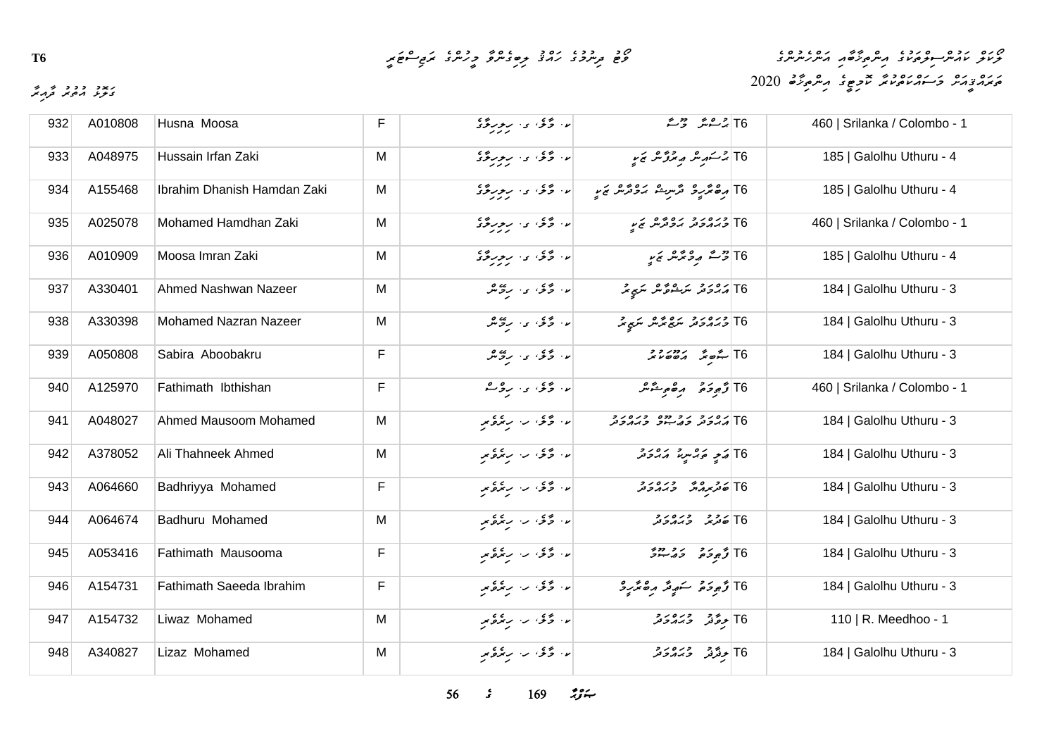| 932 | A010808 | Husna Moosa | F | ށ. މާރަ، ގ. ހިލިހިލާގެ | T6 ހުސްނާ މޫސާ | 460 \| Srilanka / Colombo - 1 |
|---|---|---|---|---|---|---|
| 933 | A048975 | Hussain Irfan Zaki | M | ށ. މާރަ، ގ. ހިލިހިލާގެ | T6 ހުސައިން އިރުފާން ޒަކީ | 185 \| Galolhu Uthuru - 4 |
| 934 | A155468 | Ibrahim Dhanish Hamdan Zaki | M | ށ. މާރަ، ގ. ހިލިހިލާގެ | T6 އިބްރާހީމް ދާނިޝް ހަމްދާން ޒަކީ | 185 \| Galolhu Uthuru - 4 |
| 935 | A025078 | Mohamed Hamdhan Zaki | M | ށ. މާރަ، ގ. ހިލިހިލާގެ | T6 މުހައްމަދު ހަމްދާން ޒަކީ | 460 \| Srilanka / Colombo - 1 |
| 936 | A010909 | Moosa Imran Zaki | M | ށ. މާރަ، ގ. ހިލިހިލާގެ | T6 މޫސާ އިމްރާން ޒަކީ | 185 \| Galolhu Uthuru - 4 |
| 937 | A330401 | Ahmed Nashwan Nazeer | M | ށ. މާރަ، ގ. ހިޔާން | T6 އަހުމަދު ނަޝްވާން ނަޒީރު | 184 \| Galolhu Uthuru - 3 |
| 938 | A330398 | Mohamed Nazran Nazeer | M | ށ. މާރަ، ގ. ހިޔާން | T6 މުހައްމަދު ނަޒްރާން ނަޒީރު | 184 \| Galolhu Uthuru - 3 |
| 939 | A050808 | Sabira Aboobakru | F | ށ. މާރަ، ގ. ހިޔާން | T6 ސާބިރާ އަބޫބަކުރު | 184 \| Galolhu Uthuru - 3 |
| 940 | A125970 | Fathimath Ibthishan | F | ށ. މާރަ، ގ. ހިލުސް | T6 ފާތިމަތު އިބްތިޝާން | 460 \| Srilanka / Colombo - 1 |
| 941 | A048027 | Ahmed Mausoom Mohamed | M | ށ. މާރަ، ނ. ހިރުގަނ | T6 އަހުމަދު މައުސޫމް މުހައްމަދު | 184 \| Galolhu Uthuru - 3 |
| 942 | A378052 | Ali Thahneek Ahmed | M | ށ. މާރަ، ނ. ހިރުގަނ | T6 އަލި ތަހްނީކު އަހުމަދު | 184 \| Galolhu Uthuru - 3 |
| 943 | A064660 | Badhriyya Mohamed | F | ށ. މާރަ، ނ. ހިރުގަނ | T6 ބަދުރިއްޔާ މުހައްމަދު | 184 \| Galolhu Uthuru - 3 |
| 944 | A064674 | Badhuru Mohamed | M | ށ. މާރަ، ނ. ހިރުގަނ | T6 ބަދުރު މުހައްމަދު | 184 \| Galolhu Uthuru - 3 |
| 945 | A053416 | Fathimath Mausooma | F | ށ. މާރަ، ނ. ހިރުގަނ | T6 ފާތިމަތު މައުސޫމާ | 184 \| Galolhu Uthuru - 3 |
| 946 | A154731 | Fathimath Saeeda Ibrahim | F | ށ. މާރަ، ނ. ހިރުގަނ | T6 ފާތިމަތު ސައީދާ އިބްރާހީމް | 184 \| Galolhu Uthuru - 3 |
| 947 | A154732 | Liwaz Mohamed | M | ށ. މާރަ، ނ. ހިރުގަނ | T6 ލިވާޒު މުހައްމަދު | 110 \| R. Meedhoo - 1 |
| 948 | A340827 | Lizaz Mohamed | M | ށ. މާރަ، ނ. ހިރުގަނ | T6 ލިޒާޒު މުހައްމަދު | 184 \| Galolhu Uthuru - 3 |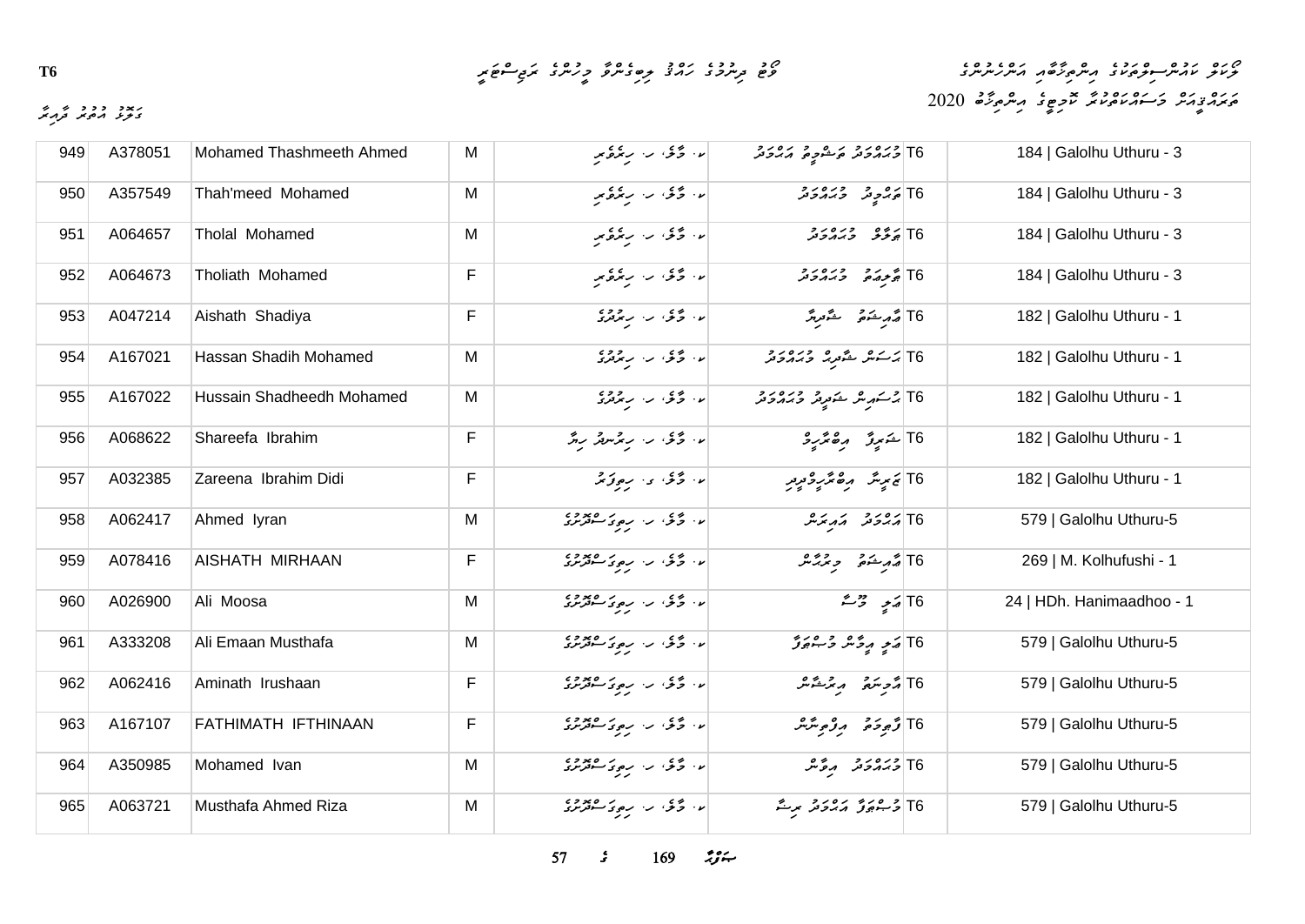| 949 | A378051 | Mohamed Thashmeeth Ahmed | M | ރ. މާލެ، ހ. ހިރުވެރި | T6 | 184 \| Galolhu Uthuru - 3 |
|---|---|---|---|---|---|---|
| 950 | A357549 | Thah'meed Mohamed | M | ރ. މާލެ، ހ. ހިރުވެރި | T6 | 184 \| Galolhu Uthuru - 3 |
| 951 | A064657 | Tholal Mohamed | M | ރ. މާލެ، ހ. ހިރުވެރި | T6 | 184 \| Galolhu Uthuru - 3 |
| 952 | A064673 | Tholiath Mohamed | F | ރ. މާލެ، ހ. ހިރުވެރި | T6 | 184 \| Galolhu Uthuru - 3 |
| 953 | A047214 | Aishath Shadiya | F | ރ. މާލެ، ހ. ހިރުދުގެ | T6 | 182 \| Galolhu Uthuru - 1 |
| 954 | A167021 | Hassan Shadih Mohamed | M | ރ. މާލެ، ހ. ހިރުދުގެ | T6 | 182 \| Galolhu Uthuru - 1 |
| 955 | A167022 | Hussain Shadheedh Mohamed | M | ރ. މާލެ، ހ. ހިރުދުގެ | T6 | 182 \| Galolhu Uthuru - 1 |
| 956 | A068622 | Shareefa Ibrahim | F | ރ. މާލެ، ހ. ހިރުސިދު ހިޔާ | T6 | 182 \| Galolhu Uthuru - 1 |
| 957 | A032385 | Zareena Ibrahim Didi | F | ރ. މާލެ، ގ. ހިތިފަތް | T6 | 182 \| Galolhu Uthuru - 1 |
| 958 | A062417 | Ahmed Iyran | M | ރ. މާލެ، ހ. ހިތިފަސްފޯރުގެ | T6 | 579 \| Galolhu Uthuru-5 |
| 959 | A078416 | AISHATH MIRHAAN | F | ރ. މާލެ، ހ. ހިތިފަސްފޯރުގެ | T6 | 269 \| M. Kolhufushi - 1 |
| 960 | A026900 | Ali Moosa | M | ރ. މާލެ، ހ. ހިތިފަސްފޯރުގެ | T6 | 24 \| HDh. Hanimaadhoo - 1 |
| 961 | A333208 | Ali Emaan Musthafa | M | ރ. މާލެ، ހ. ހިތިފަސްފޯރުގެ | T6 | 579 \| Galolhu Uthuru-5 |
| 962 | A062416 | Aminath Irushaan | F | ރ. މާލެ، ހ. ހިތިފަސްފޯރުގެ | T6 | 579 \| Galolhu Uthuru-5 |
| 963 | A167107 | FATHIMATH IFTHINAAN | F | ރ. މާލެ، ހ. ހިތިފަސްފޯރުގެ | T6 | 579 \| Galolhu Uthuru-5 |
| 964 | A350985 | Mohamed Ivan | M | ރ. މާލެ، ހ. ހިތިފަސްފޯރުގެ | T6 | 579 \| Galolhu Uthuru-5 |
| 965 | A063721 | Musthafa Ahmed Riza | M | ރ. މާލެ، ހ. ހިތިފަސްފޯރުގެ | T6 | 579 \| Galolhu Uthuru-5 |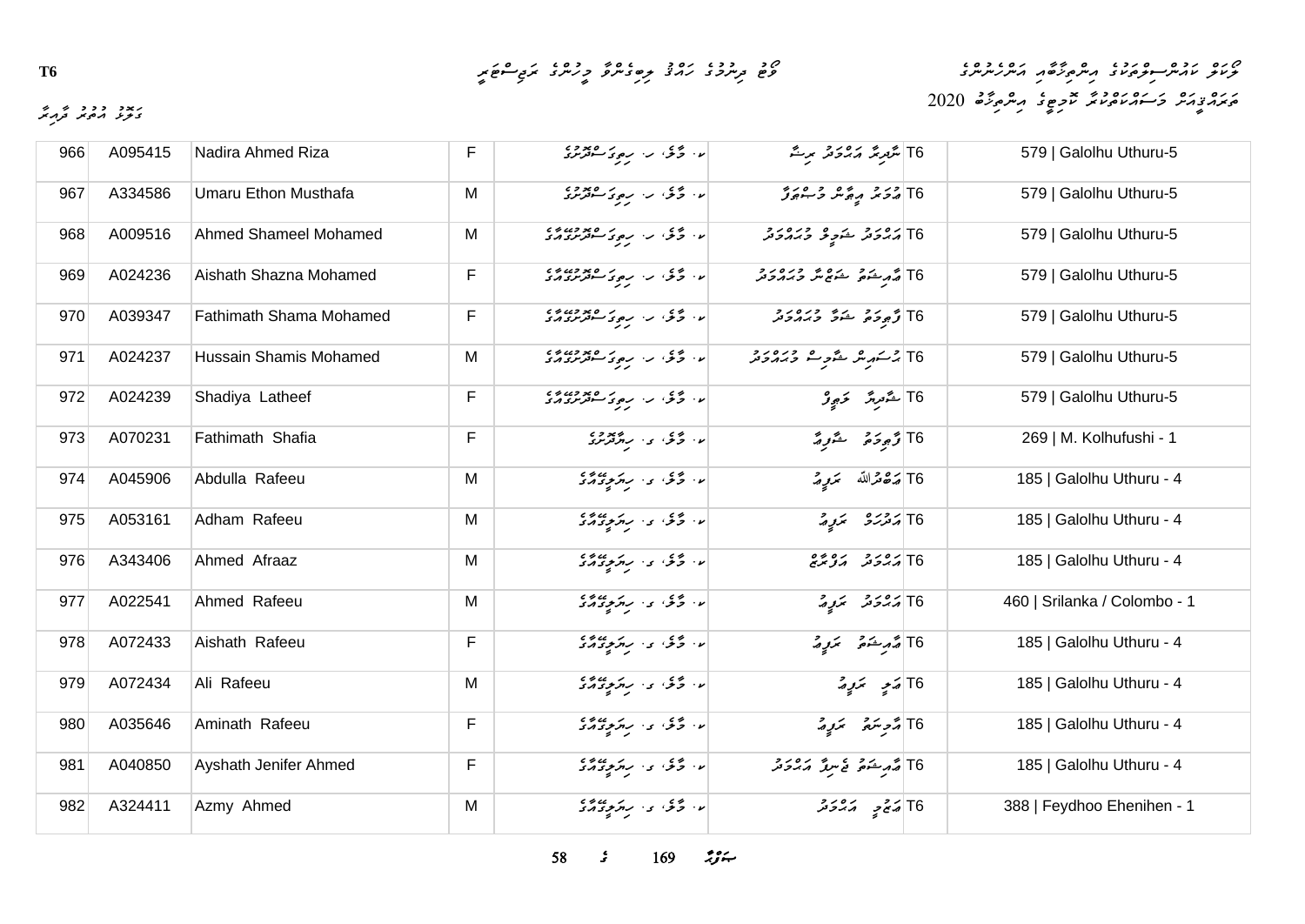| 966 | A095415 | Nadira Ahmed Riza | F | ކ. މާލެ، ހ. ހިތިގަސްދޮށުގެ | T6 ނާދިރާ އަޙްމަދު ރިޒާ | 579 \| Galolhu Uthuru-5 |
|---|---|---|---|---|---|---|
| 967 | A334586 | Umaru Ethon Musthafa | M | ކ. މާލެ، ހ. ހިތިގަސްދޮށުގެ | T6 އުމަރު އީތޮން މުސްތަފާ | 579 \| Galolhu Uthuru-5 |
| 968 | A009516 | Ahmed Shameel Mohamed | M | ކ. މާލެ، ހ. ހިތިގަސްދޮށުގުޅީގެ | T6 އަޙްމަދު ޝަމީލް މުޙައްމަދު | 579 \| Galolhu Uthuru-5 |
| 969 | A024236 | Aishath Shazna Mohamed | F | ކ. މާލެ، ހ. ހިތިގަސްދޮށުގުޅީގެ | T6 އާއިޝަތު ޝަޒްނާ މުޙައްމަދު | 579 \| Galolhu Uthuru-5 |
| 970 | A039347 | Fathimath Shama Mohamed | F | ކ. މާލެ، ހ. ހިތިގަސްދޮށުގުޅީގެ | T6 ފާތިމަތު ޝަމާ މުޙައްމަދު | 579 \| Galolhu Uthuru-5 |
| 971 | A024237 | Hussain Shamis Mohamed | M | ކ. މާލެ، ހ. ހިތިގަސްދޮށުގުޅީގެ | T6 ޙުސައިން ޝާމިސް މުޙައްމަދު | 579 \| Galolhu Uthuru-5 |
| 972 | A024239 | Shadiya Latheef | F | ކ. މާލެ، ހ. ހިތިގަސްދޮށުގުޅީގެ | T6 ޝާދިޔާ ލަޠީފް | 579 \| Galolhu Uthuru-5 |
| 973 | A070231 | Fathimath Shafia | F | ކ. މާލެ، ގ. ހިޔާދޫގެ | T6 ފާތިމަތު ޝާފިޔާ | 269 \| M. Kolhufushi - 1 |
| 974 | A045906 | Abdulla Rafeeu | M | ކ. މާލެ، ގ. ހިރަފުށިމާގެ | T6 އަބްދުﷲ ރަފީޢު | 185 \| Galolhu Uthuru - 4 |
| 975 | A053161 | Adham Rafeeu | M | ކ. މާލެ، ގ. ހިރަފުށިމާގެ | T6 އަދުހަމް ރަފީޢު | 185 \| Galolhu Uthuru - 4 |
| 976 | A343406 | Ahmed Afraaz | M | ކ. މާލެ، ގ. ހިރަފުށިމާގެ | T6 އަޙްމަދު އަފްރާޒް | 185 \| Galolhu Uthuru - 4 |
| 977 | A022541 | Ahmed Rafeeu | M | ކ. މާލެ، ގ. ހިރަފުށިމާގެ | T6 އަޙްމަދު ރަފީޢު | 460 \| Srilanka / Colombo - 1 |
| 978 | A072433 | Aishath Rafeeu | F | ކ. މާލެ، ގ. ހިރަފުށިމާގެ | T6 އާއިޝަތު ރަފީޢު | 185 \| Galolhu Uthuru - 4 |
| 979 | A072434 | Ali Rafeeu | M | ކ. މާލެ، ގ. ހިރަފުށިމާގެ | T6 އަލީ ރަފީޢު | 185 \| Galolhu Uthuru - 4 |
| 980 | A035646 | Aminath Rafeeu | F | ކ. މާލެ، ގ. ހިރަފުށިމާގެ | T6 އާމިނަތު ރަފީޢު | 185 \| Galolhu Uthuru - 4 |
| 981 | A040850 | Ayshath Jenifer Ahmed | F | ކ. މާލެ، ގ. ހިރަފުށިމާގެ | T6 އާއިޝަތު ޖެނީފާ އަޙްމަދު | 185 \| Galolhu Uthuru - 4 |
| 982 | A324411 | Azmy Ahmed | M | ކ. މާލެ، ގ. ހިރަފުށިމާގެ | T6 އަޒްމީ އަޙްމަދު | 388 \| Feydhoo Ehenihen - 1 |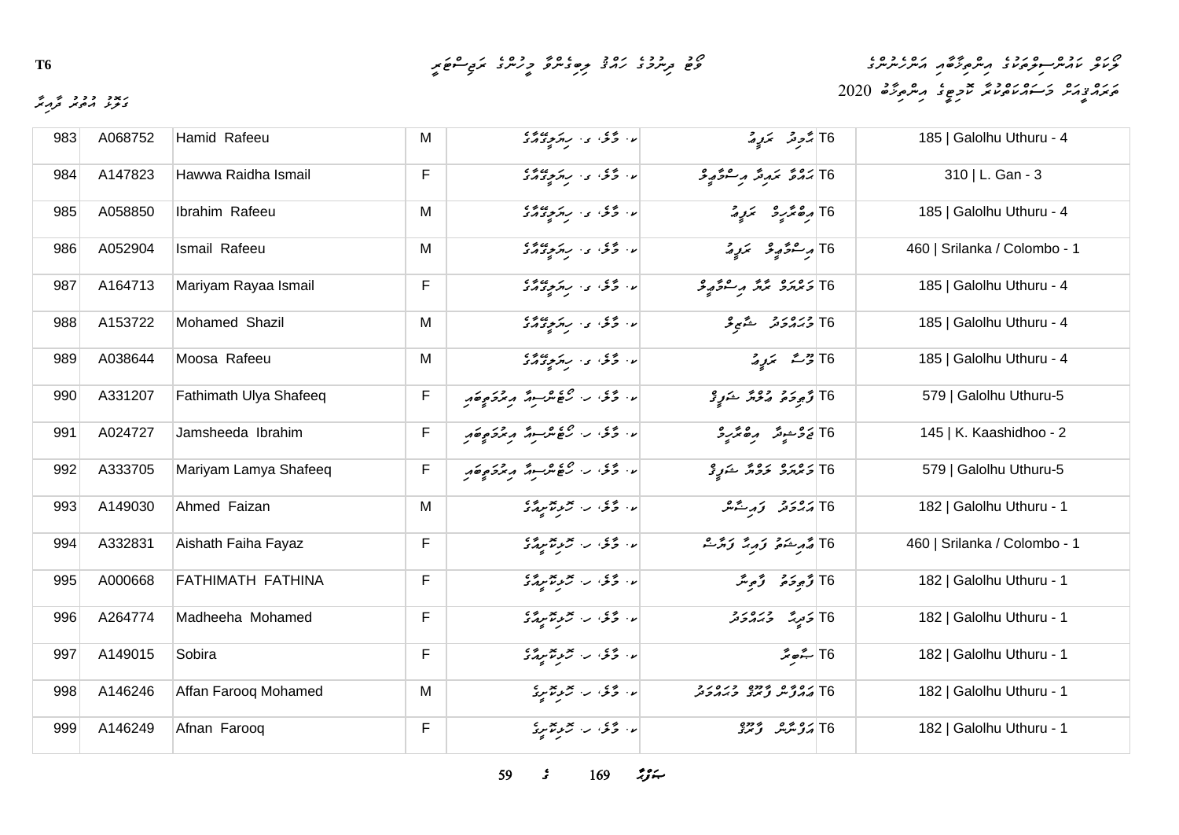| 983 | A068752 | Hamid Rafeeu | M | ށ. މާރަ، ގ. ހިރަފީގެއްގެ | T6 ހާމިދު ރަފީޢު | 185 \| Galolhu Uthuru - 4 |
|---|---|---|---|---|---|---|
| 984 | A147823 | Hawwa Raidha Ismail | F | ށ. މާރަ، ގ. ހިރަފީގެއްގެ | T6 ހައްވާ ރައިދާ އިސްމާޢީލް | 310 \| L. Gan - 3 |
| 985 | A058850 | Ibrahim Rafeeu | M | ށ. މާރަ، ގ. ހިރަފީގެއްގެ | T6 އިބްރާހިމް ރަފީޢު | 185 \| Galolhu Uthuru - 4 |
| 986 | A052904 | Ismail Rafeeu | M | ށ. މާރަ، ގ. ހިރަފީގެއްގެ | T6 އިސްމާޢީލް ރަފީޢު | 460 \| Srilanka / Colombo - 1 |
| 987 | A164713 | Mariyam Rayaa Ismail | F | ށ. މާރަ، ގ. ހިރަފީގެއްގެ | T6 މަރިޔަމް ރާޔާ އިސްމާޢީލް | 185 \| Galolhu Uthuru - 4 |
| 988 | A153722 | Mohamed Shazil | M | ށ. މާރަ، ގ. ހިރަފީގެއްގެ | T6 މުހައްމަދު ޝާޒިލް | 185 \| Galolhu Uthuru - 4 |
| 989 | A038644 | Moosa Rafeeu | M | ށ. މާރަ، ގ. ހިރަފީގެއްގެ | T6 މޫސާ ރަފީޢު | 185 \| Galolhu Uthuru - 4 |
| 990 | A331207 | Fathimath Ulya Shafeeq | F | ށ. މާރަ، ރ. ރޯޒްނަސީމް އިންޓަރނޭޝަނަލް | T6 ފާތިމަތު އުލްޔާ ޝަފީޤު | 579 \| Galolhu Uthuru-5 |
| 991 | A024727 | Jamsheeda Ibrahim | F | ށ. މާރަ، ރ. ރޯޒްނަސީމް އިންޓަރނޭޝަނަލް | T6 ޖަމްޝީދާ އިބްރާހިމް | 145 \| K. Kaashidhoo - 2 |
| 992 | A333705 | Mariyam Lamya Shafeeq | F | ށ. މާރަ، ރ. ރޯޒްނަސީމް އިންޓަރނޭޝަނަލް | T6 މަރިޔަމް ލަމްޔާ ޝަފީޤު | 579 \| Galolhu Uthuru-5 |
| 993 | A149030 | Ahmed Faizan | M | ށ. މާރަ، ރ. ރޯދިރާހިޔާގެ | T6 އަހުމަދު ފައިޒާން | 182 \| Galolhu Uthuru - 1 |
| 994 | A332831 | Aishath Faiha Fayaz | F | ށ. މާރަ، ރ. ރޯދިރާހިޔާގެ | T6 އައިޝަތު ފައިހާ ފައްޔާޒް | 460 \| Srilanka / Colombo - 1 |
| 995 | A000668 | FATHIMATH FATHINA | F | ށ. މާރަ، ރ. ރޯދިރާހިޔާގެ | T6 ފާތިމަތު ފާތިނާ | 182 \| Galolhu Uthuru - 1 |
| 996 | A264774 | Madheeha Mohamed | F | ށ. މާރަ، ރ. ރޯދިރާހިޔާގެ | T6 މަދީހާ މުހައްމަދު | 182 \| Galolhu Uthuru - 1 |
| 997 | A149015 | Sobira | F | ށ. މާރަ، ރ. ރޯދިރާހިޔާގެ | T6 ޞާބިރާ | 182 \| Galolhu Uthuru - 1 |
| 998 | A146246 | Affan Farooq Mohamed | M | ށ. މާރަ، ރ. ރޯދިރާހިގެ | T6 އައްފާން ފާރޫޤު މުހައްމަދު | 182 \| Galolhu Uthuru - 1 |
| 999 | A146249 | Afnan Farooq | F | ށ. މާރަ، ރ. ރޯދިރާހިގެ | T6 އަފްނާން ފާރޫޤު | 182 \| Galolhu Uthuru - 1 |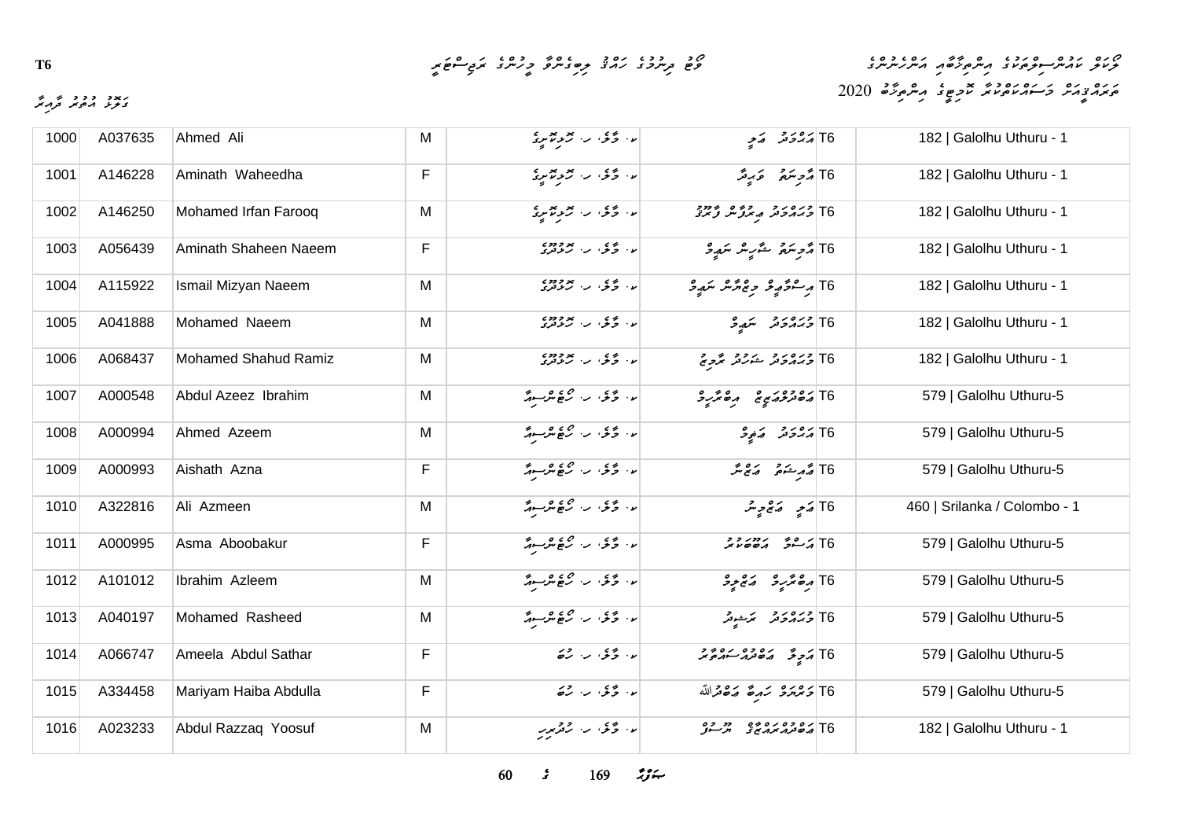| 1000 | A037635 | Ahmed Ali | M | ކ. މާލެ، ހ. ރޯދިޔާގީގެ | T6 އަހުމަދު އަލީ | 182 \| Galolhu Uthuru - 1 |
|---|---|---|---|---|---|---|
| 1001 | A146228 | Aminath Waheedha | F | ކ. މާލެ، ހ. ރޯދިޔާގީގެ | T6 އާމިނަތު ވަހީދާ | 182 \| Galolhu Uthuru - 1 |
| 1002 | A146250 | Mohamed Irfan Farooq | M | ކ. މާލެ، ހ. ރޯދިޔާގީގެ | T6 މުހައްމަދު އިރުފާން ފާރޫގު | 182 \| Galolhu Uthuru - 1 |
| 1003 | A056439 | Aminath Shaheen Naeem | F | ކ. މާލެ، ހ. ރޯޒުރީގެ | T6 އާމިނަތު ޝަހީން ނައީމް | 182 \| Galolhu Uthuru - 1 |
| 1004 | A115922 | Ismail Mizyan Naeem | M | ކ. މާލެ، ހ. ރޯޒުރީގެ | T6 އިސްމާއީލް މިޒްޔާން ނައީމް | 182 \| Galolhu Uthuru - 1 |
| 1005 | A041888 | Mohamed Naeem | M | ކ. މާލެ، ހ. ރޯޒުރީގެ | T6 މުހައްމަދު ނައީމް | 182 \| Galolhu Uthuru - 1 |
| 1006 | A068437 | Mohamed Shahud Ramiz | M | ކ. މާލެ، ހ. ރޯޒުރީގެ | T6 މުހައްމަދު ޝަހުދު ރާމިޒް | 182 \| Galolhu Uthuru - 1 |
| 1007 | A000548 | Abdul Azeez Ibrahim | M | ކ. މާލެ، ހ. ރޯޒްނަސީމާ | T6 އަބްދުލްޢަޒީޒް އިބްރާހީމް | 579 \| Galolhu Uthuru-5 |
| 1008 | A000994 | Ahmed Azeem | M | ކ. މާލެ، ހ. ރޯޒްނަސީމާ | T6 އަހުމަދު އަޒީމް | 579 \| Galolhu Uthuru-5 |
| 1009 | A000993 | Aishath Azna | F | ކ. މާލެ، ހ. ރޯޒްނަސީމާ | T6 އާއިޝަތު އަޒްނާ | 579 \| Galolhu Uthuru-5 |
| 1010 | A322816 | Ali Azmeen | M | ކ. މާލެ، ހ. ރޯޒްނަސީމާ | T6 އަލީ އަޒްމީން | 460 \| Srilanka / Colombo - 1 |
| 1011 | A000995 | Asma Aboobakur | F | ކ. މާލެ، ހ. ރޯޒްނަސީމާ | T6 އަސްމާ އަބޫބަކުރު | 579 \| Galolhu Uthuru-5 |
| 1012 | A101012 | Ibrahim Azleem | M | ކ. މާލެ، ހ. ރޯޒްނަސީމާ | T6 އިބްރާހީމް އަޒްލީމް | 579 \| Galolhu Uthuru-5 |
| 1013 | A040197 | Mohamed Rasheed | M | ކ. މާލެ، ހ. ރޯޒްނަސީމާ | T6 މުހައްމަދު ރަޝީދު | 579 \| Galolhu Uthuru-5 |
| 1014 | A066747 | Ameela Abdul Sathar | F | ކ. މާލެ، ހ. ރޯޒާ | T6 އަމީލާ އަބްދުއްސައްތާރު | 579 \| Galolhu Uthuru-5 |
| 1015 | A334458 | Mariyam Haiba Abdulla | F | ކ. މާލެ، ހ. ރޯޒާ | T6 މަރިޔަމް ހައިބާ އަބްދުﷲ | 579 \| Galolhu Uthuru-5 |
| 1016 | A023233 | Abdul Razzaq Yoosuf | M | ކ. މާލެ، ހ. ރޯދުރިރި | T6 އަބްދުއްރައްޒާގު ޔޫސުފު | 182 \| Galolhu Uthuru - 1 |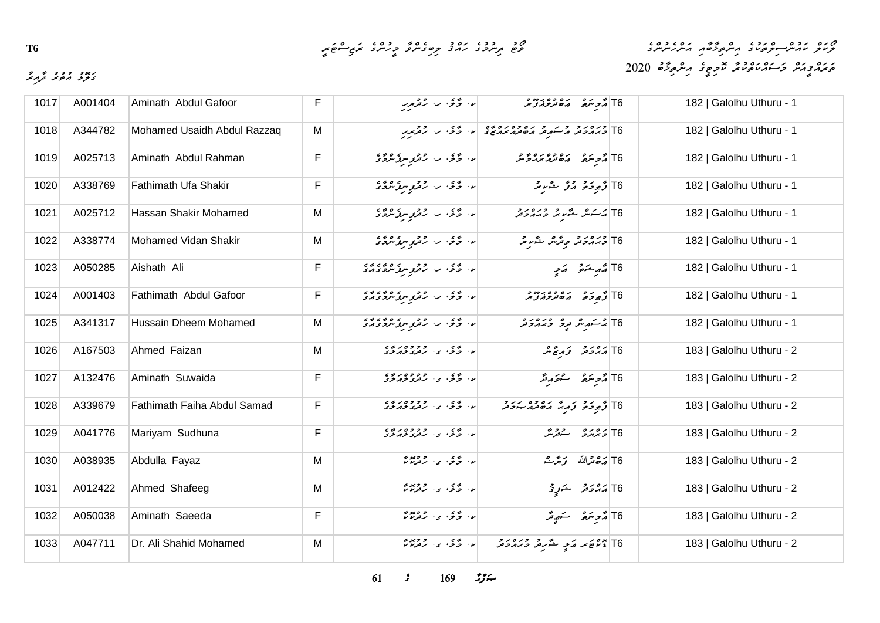| 1017 | A001404 | Aminath Abdul Gafoor | F | ށ. މާލެ، ނ. ހުޅުދޫ | T6 އާމިނަތު އަބްދުލްޣަފޫރު | 182 \| Galolhu Uthuru - 1 |
|---|---|---|---|---|---|---|
| 1018 | A344782 | Mohamed Usaidh Abdul Razzaq | M | ށ. މާލެ، ނ. ހުޅުދޫ | T6 މުޙައްމަދު އުސައިދު އަބްދުއްރައްޒާޤު | 182 \| Galolhu Uthuru - 1 |
| 1019 | A025713 | Aminath Abdul Rahman | F | ށ. މާލެ، ނ. ހުޅުދޫ | T6 އާމިނަތު އަބްދުއްރަޙްމާން | 182 \| Galolhu Uthuru - 1 |
| 1020 | A338769 | Fathimath Ufa Shakir | F | ށ. މާލެ، ނ. ހުޅުދޫ | T6 ފާތިމަތު އުފާ ޝާކިރު | 182 \| Galolhu Uthuru - 1 |
| 1021 | A025712 | Hassan Shakir Mohamed | M | ށ. މާލެ، ނ. ހުޅުދޫ | T6 ހަސަން ޝާކިރު މުޙައްމަދު | 182 \| Galolhu Uthuru - 1 |
| 1022 | A338774 | Mohamed Vidan Shakir | M | ށ. މާލެ، ނ. ހުޅުދޫ | T6 މުޙައްމަދު ވިދާން ޝާކިރު | 182 \| Galolhu Uthuru - 1 |
| 1023 | A050285 | Aishath Ali | F | ށ. މާލެ، ނ. ހުޅުދޫ | T6 އާއިޝަތު އަލީ | 182 \| Galolhu Uthuru - 1 |
| 1024 | A001403 | Fathimath Abdul Gafoor | F | ށ. މާލެ، ނ. ހުޅުދޫ | T6 ފާތިމަތު އަބްދުލްޣަފޫރު | 182 \| Galolhu Uthuru - 1 |
| 1025 | A341317 | Hussain Dheem Mohamed | M | ށ. މާލެ، ނ. ހުޅުދޫ | T6 ހުސައިން ދީމް މުޙައްމަދު | 182 \| Galolhu Uthuru - 1 |
| 1026 | A167503 | Ahmed Faizan | M | ށ. މާލެ، ގ. ހުދުމާގެ | T6 އަޙްމަދު ފައިޒާން | 183 \| Galolhu Uthuru - 2 |
| 1027 | A132476 | Aminath Suwaida | F | ށ. މާލެ، ގ. ހުދުމާގެ | T6 އާމިނަތު ސުވައިދާ | 183 \| Galolhu Uthuru - 2 |
| 1028 | A339679 | Fathimath Faiha Abdul Samad | F | ށ. މާލެ، ގ. ހުދުމާގެ | T6 ފާތިމަތު ފައިހާ އަބްދުއްސަމަދު | 183 \| Galolhu Uthuru - 2 |
| 1029 | A041776 | Mariyam Sudhuna | F | ށ. މާލެ، ގ. ހުދުމާގެ | T6 މަރިޔަމް ސުދުނާ | 183 \| Galolhu Uthuru - 2 |
| 1030 | A038935 | Abdulla Fayaz | M | ށ. މާލެ، ގ. ހުދުނާ | T6 އަބްދުﷲ ފައްޔާޒު | 183 \| Galolhu Uthuru - 2 |
| 1031 | A012422 | Ahmed Shafeeg | M | ށ. މާލެ، ގ. ހުދުނާ | T6 އަޙްމަދު ޝަފީގު | 183 \| Galolhu Uthuru - 2 |
| 1032 | A050038 | Aminath Saeeda | F | ށ. މާލެ، ގ. ހުދުނާ | T6 އާމިނަތު ސަޢީދާ | 183 \| Galolhu Uthuru - 2 |
| 1033 | A047711 | Dr. Ali Shahid Mohamed | M | ށ. މާލެ، ގ. ހުދުނާ | T6 ޑޮކްޓަރ އަލީ ޝާހިދު މުޙައްމަދު | 183 \| Galolhu Uthuru - 2 |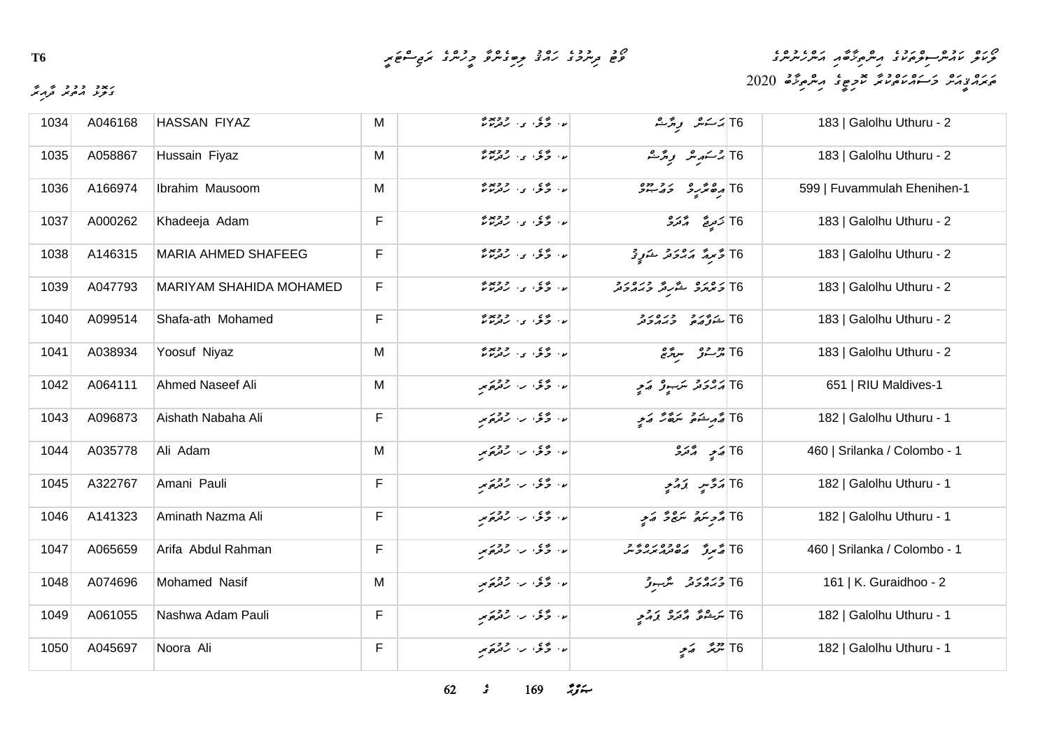| 1034 | A046168 | HASSAN FIYAZ | M | ءِ· ݿَحْ، ءِ· رُقْرِيْرُ | T6 بَرَسَسْ وِبِّرْ ‌ | 183 \| Galolhu Uthuru - 2 |
|---|---|---|---|---|---|---|
| 1035 | A058867 | Hussain Fiyaz | M | ءِ· ݿَحْ، ءِ· رُقْرِيْرُ | T6 بُرْسَمْرِ مْر وِبِّرْ ‌ | 183 \| Galolhu Uthuru - 2 |
| 1036 | A166974 | Ibrahim Mausoom | M | ءِ· ݿَحْ، ءِ· رُقْرِيْرُ | T6 مِرْصَمْرِرْ دَمُسُوْ | 599 \| Fuvammulah Ehenihen-1 |
| 1037 | A000262 | Khadeeja Adam | F | ءِ· ݿَحْ، ءِ· رُقْرِيْرُ | T6 زَمِرِجَّ مُرْتَرْدْ | 183 \| Galolhu Uthuru - 2 |
| 1038 | A146315 | MARIA AHMED SHAFEEG | F | ءِ· ݿَحْ، ءِ· رُقْرِيْرُ | T6 دَّمِرِ مَرْدَتْر شَرِرِدْ | 183 \| Galolhu Uthuru - 2 |
| 1039 | A047793 | MARIYAM SHAHIDA MOHAMED | F | ءِ· ݿَحْ، ءِ· رُقْرِيْرُ | T6 دَمْرَرْدْ شَرِمَّ دْرَمْدَتْر | 183 \| Galolhu Uthuru - 2 |
| 1040 | A099514 | Shafa-ath Mohamed | F | ءِ· ݿَحْ، ءِ· رُقْرِيْرُ | T6 شَرَّدَمْ دْرَمْدَتْر | 183 \| Galolhu Uthuru - 2 |
| 1041 | A038934 | Yoosuf Niyaz | M | ءِ· ݿَحْ، ءِ· رُقْرِيْرُ | T6 مَرْسُوْ سِرِّجْ | 183 \| Galolhu Uthuru - 2 |
| 1042 | A064111 | Ahmed Naseef Ali | M | ءِ· ݿَحْ، ر· رُقْرِمَر | T6 مَرْدَتْر سَرَسِوْ مَرِ | 651 \| RIU Maldives-1 |
| 1043 | A096873 | Aishath Nabaha Ali | F | ءِ· ݿَحْ، ر· رُقْرِمَر | T6 مَّرِشَمْ سَرَصَّرْ مَرِ | 182 \| Galolhu Uthuru - 1 |
| 1044 | A035778 | Ali Adam | M | ءِ· ݿَحْ، ر· رُقْرِمَر | T6 مَرِ مُرْتَرْدْ | 460 \| Srilanka / Colombo - 1 |
| 1045 | A322767 | Amani Pauli | F | ءِ· ݿَحْ، ر· رُقْرِمَر | T6 مَرَّسِ بَرْمْرِ | 182 \| Galolhu Uthuru - 1 |
| 1046 | A141323 | Aminath Nazma Ali | F | ءِ· ݿَحْ، ر· رُقْرِمَر | T6 مَّحِسَمْ سَرَجْدَّ مَرِ | 182 \| Galolhu Uthuru - 1 |
| 1047 | A065659 | Arifa Abdul Rahman | F | ءِ· ݿَحْ، ر· رُقْرِمَر | T6 مَّمِرِزْ مَرَصْرْمَرَبَرْدَسْ | 460 \| Srilanka / Colombo - 1 |
| 1048 | A074696 | Mohamed Nasif | M | ءِ· ݿَحْ، ر· رُقْرِمَر | T6 دْرَمْدَتْر سَّرَسِوْ | 161 \| K. Guraidhoo - 2 |
| 1049 | A061055 | Nashwa Adam Pauli | F | ءِ· ݿَحْ، ر· رُقْرِمَر | T6 سَرَشْرَّ مُرْتَرْدْ بَرْمْرِ | 182 \| Galolhu Uthuru - 1 |
| 1050 | A045697 | Noora Ali | F | ءِ· ݿَحْ، ر· رُقْرِمَر | T6 سْرَمَّر مَرِ | 182 \| Galolhu Uthuru - 1 |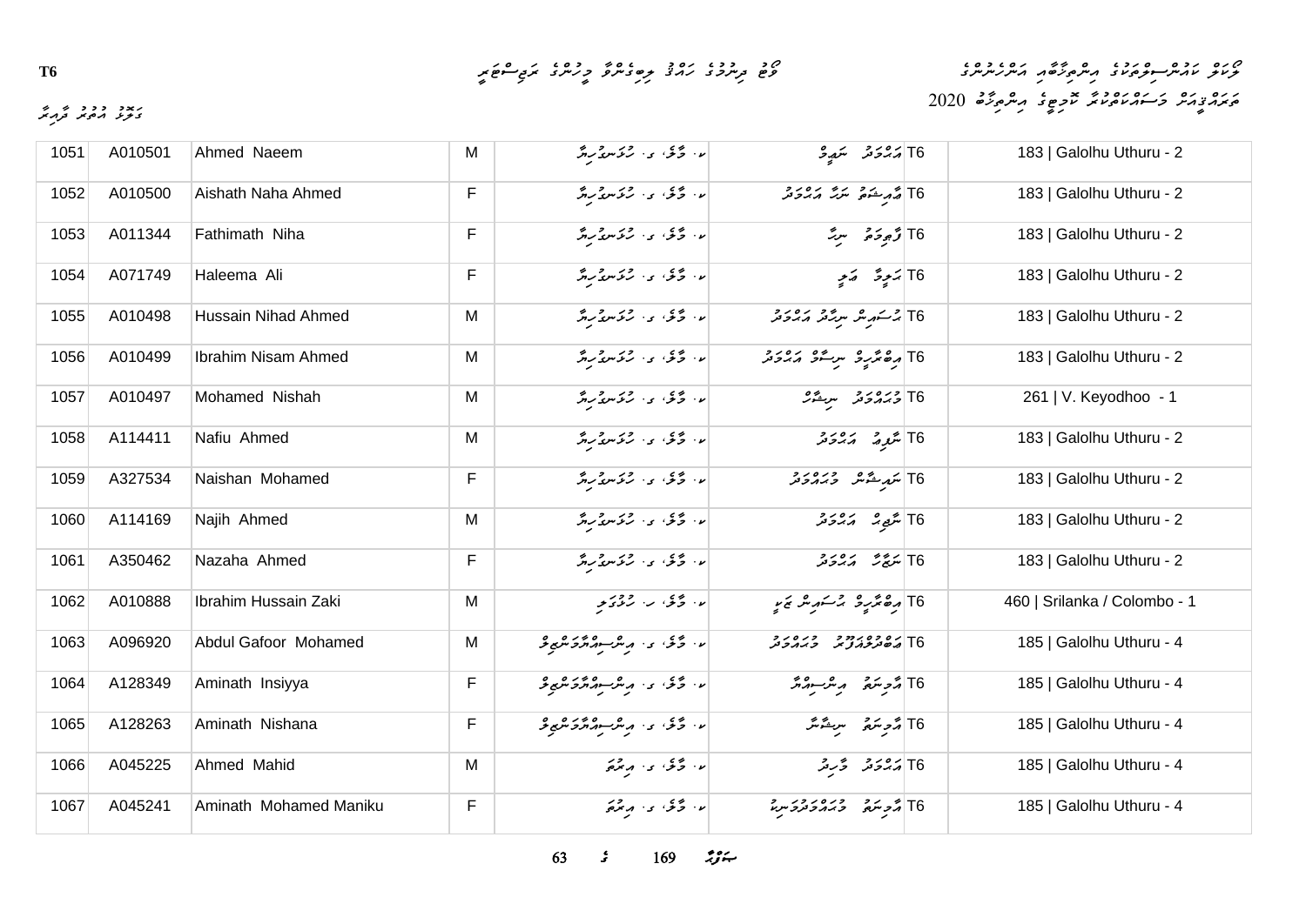| 1051 | A010501 | Ahmed Naeem | M | ށ. މާޅޮ، ގ. ހުޅަނގުރިޔާ | T6 އަޙްމަދު ނަޢީމް | 183 \| Galolhu Uthuru - 2 |
|---|---|---|---|---|---|---|
| 1052 | A010500 | Aishath Naha Ahmed | F | ށ. މާޅޮ، ގ. ހުޅަނގުރިޔާ | T6 އާއިޝަތު ނަހާ އަޙްމަދު | 183 \| Galolhu Uthuru - 2 |
| 1053 | A011344 | Fathimath Niha | F | ށ. މާޅޮ، ގ. ހުޅަނގުރިޔާ | T6 ފާތިމަތު ނިހާ | 183 \| Galolhu Uthuru - 2 |
| 1054 | A071749 | Haleema Ali | F | ށ. މާޅޮ، ގ. ހުޅަނގުރިޔާ | T6 ހަލީމާ ޢަލީ | 183 \| Galolhu Uthuru - 2 |
| 1055 | A010498 | Hussain Nihad Ahmed | M | ށ. މާޅޮ، ގ. ހުޅަނގުރިޔާ | T6 ޙުސައިން ނިހާދު އަޙްމަދު | 183 \| Galolhu Uthuru - 2 |
| 1056 | A010499 | Ibrahim Nisam Ahmed | M | ށ. މާޅޮ، ގ. ހުޅަނގުރިޔާ | T6 އިބްރާހީމް ނިސާމް އަޙްމަދު | 183 \| Galolhu Uthuru - 2 |
| 1057 | A010497 | Mohamed Nishah | M | ށ. މާޅޮ، ގ. ހުޅަނގުރިޔާ | T6 މުޙައްމަދު ނިޝާހް | 261 \| V. Keyodhoo - 1 |
| 1058 | A114411 | Nafiu Ahmed | M | ށ. މާޅޮ، ގ. ހުޅަނގުރިޔާ | T6 ނާފިޢު އަޙްމަދު | 183 \| Galolhu Uthuru - 2 |
| 1059 | A327534 | Naishan Mohamed | F | ށ. މާޅޮ، ގ. ހުޅަނގުރިޔާ | T6 ނައިޝާން މުޙައްމަދު | 183 \| Galolhu Uthuru - 2 |
| 1060 | A114169 | Najih Ahmed | M | ށ. މާޅޮ، ގ. ހުޅަނގުރިޔާ | T6 ނާޖިހު އަޙްމަދު | 183 \| Galolhu Uthuru - 2 |
| 1061 | A350462 | Nazaha Ahmed | F | ށ. މާޅޮ، ގ. ހުޅަނގުރިޔާ | T6 ނަޒާހާ އަޙްމަދު | 183 \| Galolhu Uthuru - 2 |
| 1062 | A010888 | Ibrahim Hussain Zaki | M | ށ. މާޅޮ، ހ. ހުޅުމަލެ | T6 އިބްރާހީމް ޙުސައިން ޒަކީ | 460 \| Srilanka / Colombo - 1 |
| 1063 | A096920 | Abdul Gafoor Mohamed | M | ށ. މާޅޮ، ގ. އިންސިޔާއްޒަރާންޓީވީ | T6 އަބްދުލްޣަފޫރު މުޙައްމަދު | 185 \| Galolhu Uthuru - 4 |
| 1064 | A128349 | Aminath Insiyya | F | ށ. މާޅޮ، ގ. އިންސިޔާއްޒަރާންޓީވީ | T6 އާމިނަތު އިންސިއްޔާ | 185 \| Galolhu Uthuru - 4 |
| 1065 | A128263 | Aminath Nishana | F | ށ. މާޅޮ، ގ. އިންސިޔާއްޒަރާންޓީވީ | T6 އާމިނަތު ނިޝާނާ | 185 \| Galolhu Uthuru - 4 |
| 1066 | A045225 | Ahmed Mahid | M | ށ. މާޅޮ، ގ. އިރުމަ | T6 އަޙްމަދު މާހިދު | 185 \| Galolhu Uthuru - 4 |
| 1067 | A045241 | Aminath Mohamed Maniku | F | ށ. މާޅޮ، ގ. އިރުމަ | T6 އާމިނަތު މުޙައްމަދުމަނިކު | 185 \| Galolhu Uthuru - 4 |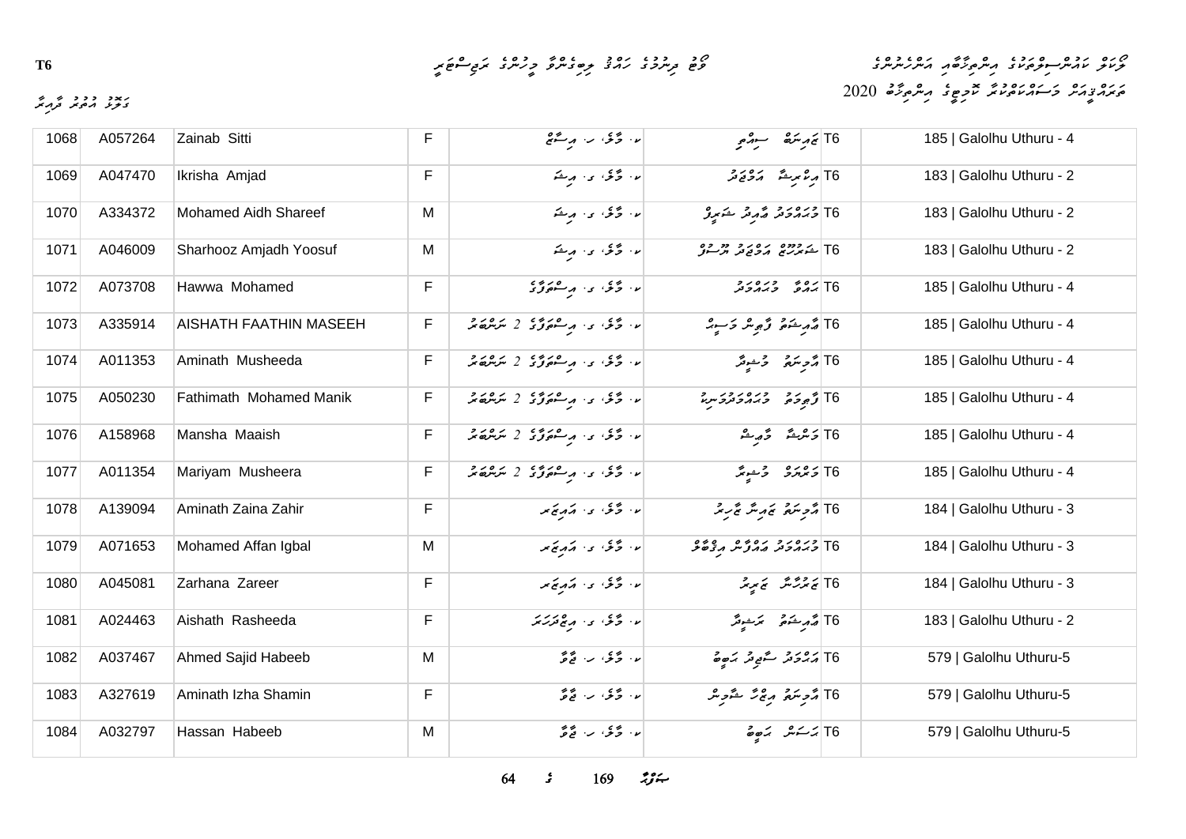| 1068 | A057264 | Zainab Sitti | F | ކ. މާލެ، ހ. އިސްޓޯ | T6 ޒައިނަބް ސިއްތި | 185 \| Galolhu Uthuru - 4 |
|---|---|---|---|---|---|---|
| 1069 | A047470 | Ikrisha Amjad | F | ކ. މާލެ، ގ. އިޝަ | T6 އިކްރިޝާ އަމްޖަދު | 183 \| Galolhu Uthuru - 2 |
| 1070 | A334372 | Mohamed Aidh Shareef | M | ކ. މާލެ، ގ. އިޝަ | T6 މުހައްމަދު އާއިދު ޝަރީފު | 183 \| Galolhu Uthuru - 2 |
| 1071 | A046009 | Sharhooz Amjadh Yoosuf | M | ކ. މާލެ، ގ. އިޝަ | T6 ޝަރްހޫޒް އަމްޖަދު ޔޫސުފު | 183 \| Galolhu Uthuru - 2 |
| 1072 | A073708 | Hawwa Mohamed | F | ކ. މާލެ، ގ. އިސްތަވާގެ | T6 ހައްވާ މުހައްމަދު | 185 \| Galolhu Uthuru - 4 |
| 1073 | A335914 | AISHATH FAATHIN MASEEH | F | ކ. މާލެ، ގ. އިސްތަވާގެ 2 ނަންބަރު | T6 އާއިޝަތު ފާތިން މަސީހު | 185 \| Galolhu Uthuru - 4 |
| 1074 | A011353 | Aminath Musheeda | F | ކ. މާލެ، ގ. އިސްތަވާގެ 2 ނަންބަރު | T6 އާމިނަތު މުޝީދާ | 185 \| Galolhu Uthuru - 4 |
| 1075 | A050230 | Fathimath Mohamed Manik | F | ކ. މާލެ، ގ. އިސްތަވާގެ 2 ނަންބަރު | T6 ފާތިމަތު މުހައްމަދުމަނިކު | 185 \| Galolhu Uthuru - 4 |
| 1076 | A158968 | Mansha Maaish | F | ކ. މާލެ، ގ. އިސްތަވާގެ 2 ނަންބަރު | T6 މަންޝާ މާއިޝް | 185 \| Galolhu Uthuru - 4 |
| 1077 | A011354 | Mariyam Musheera | F | ކ. މާލެ، ގ. އިސްތަވާގެ 2 ނަންބަރު | T6 މަރިޔަމް މުޝީރާ | 185 \| Galolhu Uthuru - 4 |
| 1078 | A139094 | Aminath Zaina Zahir | F | ކ. މާލެ، ގ. އައިޖަރ | T6 އާމިނަތު ޒައިނާ ޒާހިރު | 184 \| Galolhu Uthuru - 3 |
| 1079 | A071653 | Mohamed Affan Igbal | M | ކ. މާލެ، ގ. އައިޖަރ | T6 މުހައްމަދު އައްފާން އިގްބާލް | 184 \| Galolhu Uthuru - 3 |
| 1080 | A045081 | Zarhana Zareer | F | ކ. މާލެ، ގ. އައިޖަރ | T6 ޒަރްހާނާ ޒަރީރު | 184 \| Galolhu Uthuru - 3 |
| 1081 | A024463 | Aishath Rasheeda | F | ކ. މާލެ، ގ. އިޖްދަހަރ | T6 އާއިޝަތު ރަޝީދާ | 183 \| Galolhu Uthuru - 2 |
| 1082 | A037467 | Ahmed Sajid Habeeb | M | ކ. މާލެ، ހ. ޖާގާ | T6 އަހްމަދު ސާޖިދު ހަބީބު | 579 \| Galolhu Uthuru-5 |
| 1083 | A327619 | Aminath Izha Shamin | F | ކ. މާލެ، ހ. ޖާގާ | T6 އާމިނަތު އިޒާ ޝާމިން | 579 \| Galolhu Uthuru-5 |
| 1084 | A032797 | Hassan Habeeb | M | ކ. މާލެ، ހ. ޖާގާ | T6 ހަސަން ހަބީބު | 579 \| Galolhu Uthuru-5 |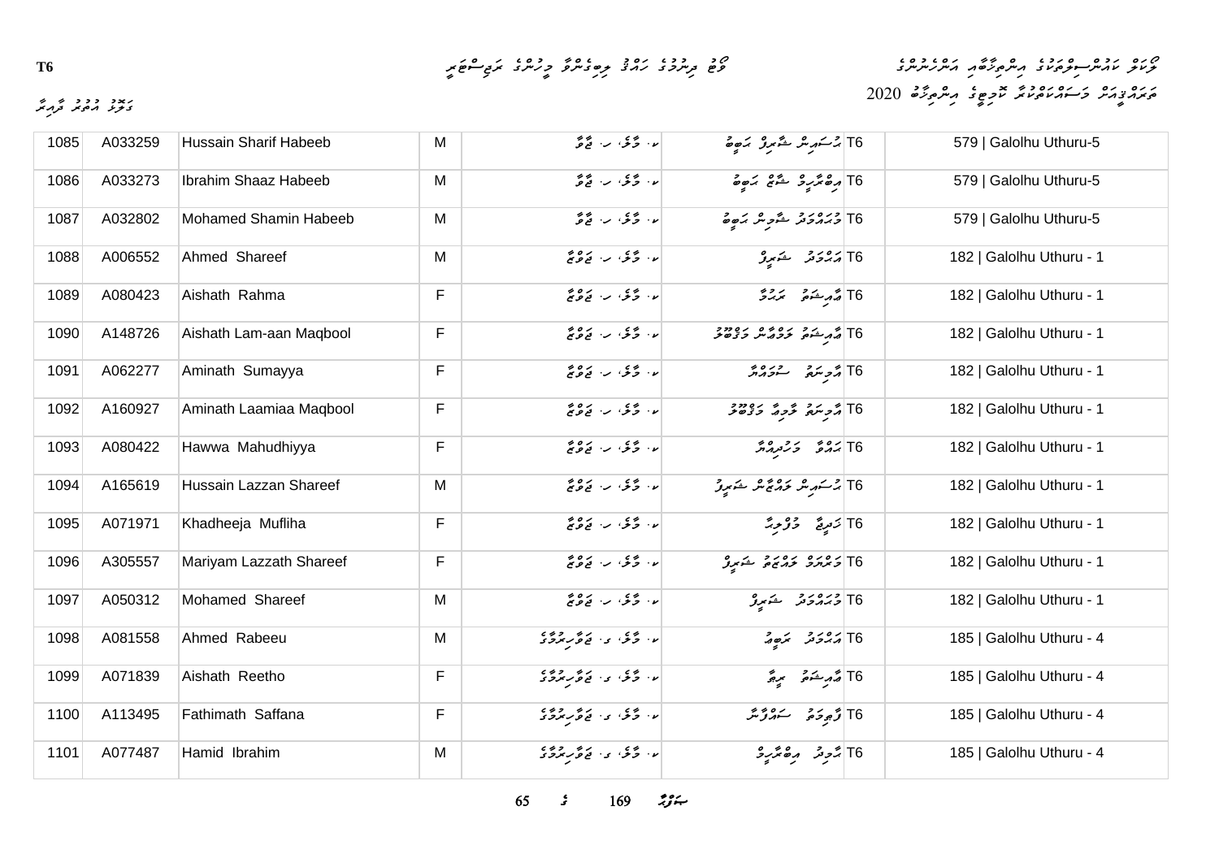| 1085 | A033259 | Hussain Sharif Habeeb | M | ޅ. ގާލޯ، ސ. ޗޮޓާ | T6 ހުސައިން ޝަރީފް ހަބީބު | 579 \| Galolhu Uthuru-5 |
|---|---|---|---|---|---|---|
| 1086 | A033273 | Ibrahim Shaaz Habeeb | M | ޅ. ގާލޯ، ސ. ޗޮޓާ | T6 އިބްރާހީމް ޝާޒް ހަބީބު | 579 \| Galolhu Uthuru-5 |
| 1087 | A032802 | Mohamed Shamin Habeeb | M | ޅ. ގާލޯ، ސ. ޗޮޓާ | T6 މުހައްމަދު ޝާމިން ހަބީބު | 579 \| Galolhu Uthuru-5 |
| 1088 | A006552 | Ahmed Shareef | M | ޅ. ގާލޯ، ސ. ޗަވޮޗް | T6 އަހްމަދު ޝަރީފު | 182 \| Galolhu Uthuru - 1 |
| 1089 | A080423 | Aishath Rahma | F | ޅ. ގާލޯ، ސ. ޗަވޮޗް | T6 އާއިޝަތު ރަޙްމާ | 182 \| Galolhu Uthuru - 1 |
| 1090 | A148726 | Aishath Lam-aan Maqbool | F | ޅ. ގާލޯ، ސ. ޗަވޮޗް | T6 އާއިޝަތު ލަމްއާން މަޤްބޫލު | 182 \| Galolhu Uthuru - 1 |
| 1091 | A062277 | Aminath Sumayya | F | ޅ. ގާލޯ، ސ. ޗަވޮޗް | T6 އާމިނަތު ސުމައްޔާ | 182 \| Galolhu Uthuru - 1 |
| 1092 | A160927 | Aminath Laamiaa Maqbool | F | ޅ. ގާލޯ، ސ. ޗަވޮޗް | T6 އާމިނަތު ލާމިއާ މަޤްބޫލު | 182 \| Galolhu Uthuru - 1 |
| 1093 | A080422 | Hawwa Mahudhiyya | F | ޅ. ގާލޯ، ސ. ޗަވޮޗް | T6 ހައްވާ މަހުދިއްޔާ | 182 \| Galolhu Uthuru - 1 |
| 1094 | A165619 | Hussain Lazzan Shareef | M | ޅ. ގާލޯ، ސ. ޗަވޮޗް | T6 ހުސައިން ލައްޒާން ޝަރީފު | 182 \| Galolhu Uthuru - 1 |
| 1095 | A071971 | Khadheeja Mufliha | F | ޅ. ގާލޯ، ސ. ޗަވޮޗް | T6 ޚަދީޖާ މުފްލިހާ | 182 \| Galolhu Uthuru - 1 |
| 1096 | A305557 | Mariyam Lazzath Shareef | F | ޅ. ގާލޯ، ސ. ޗަވޮޗް | T6 މަރިޔަމް ލައްޒަތު ޝަރީފު | 182 \| Galolhu Uthuru - 1 |
| 1097 | A050312 | Mohamed Shareef | M | ޅ. ގާލޯ، ސ. ޗަވޮޗް | T6 މުހައްމަދު ޝަރީފު | 182 \| Galolhu Uthuru - 1 |
| 1098 | A081558 | Ahmed Rabeeu | M | ޅ. ގާލޯ، ގ. ޗަވާރިދުގޭ | T6 އަހްމަދު ރަބީޢު | 185 \| Galolhu Uthuru - 4 |
| 1099 | A071839 | Aishath Reetho | F | ޅ. ގާލޯ، ގ. ޗަވާރިދުގޭ | T6 އާއިޝަތު ރީތޯ | 185 \| Galolhu Uthuru - 4 |
| 1100 | A113495 | Fathimath Saffana | F | ޅ. ގާލޯ، ގ. ޗަވާރިދުގޭ | T6 ފާތިމަތު ސައްފާނާ | 185 \| Galolhu Uthuru - 4 |
| 1101 | A077487 | Hamid Ibrahim | M | ޅ. ގާލޯ، ގ. ޗަވާރިދުގޭ | T6 ހާމިދު އިބްރާހީމް | 185 \| Galolhu Uthuru - 4 |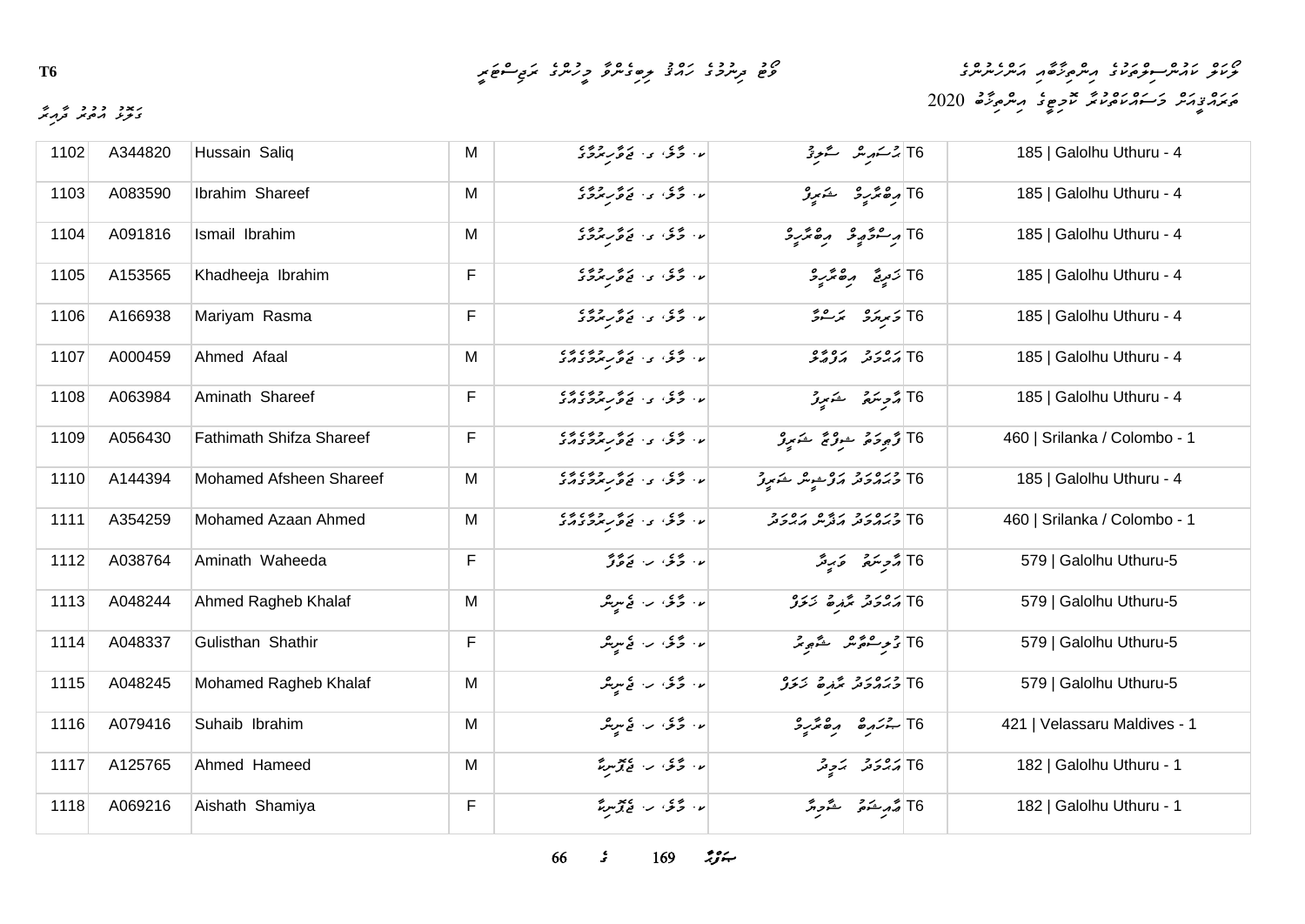| 1102 | A344820 | Hussain Saliq | M | ،، ژَگَ، ءِ، ڠَوَّرِ بِرُدَّۀُ | T6 بُرْسَمِرِ شَرْ سُتَّوِقُ | 185 \| Galolhu Uthuru - 4 |
|---|---|---|---|---|---|---|
| 1103 | A083590 | Ibrahim Shareef | M | ،، ژَگَ، ءِ، ڠَوَّرِ بِرُدَّۀُ | T6 مِرْھُمَّرِدُ شَمَیْرُ | 185 \| Galolhu Uthuru - 4 |
| 1104 | A091816 | Ismail Ibrahim | M | ،، ژَگَ، ءِ، ڠَوَّرِ بِرُدَّۀُ | T6 مِرْ شْوَّمِرِ وُ مِرْھُمَّرِدُ | 185 \| Galolhu Uthuru - 4 |
| 1105 | A153565 | Khadheeja Ibrahim | F | ،، ژَگَ، ءِ، ڠَوَّرِ بِرُدَّۀُ | T6 زَمِرِجَّ مِرْھُمَّرِدُ | 185 \| Galolhu Uthuru - 4 |
| 1106 | A166938 | Mariyam Rasma | F | ،، ژَگَ، ءِ، ڠَوَّرِ بِرُدَّۀُ | T6 دَبِرِ مَرُدُ بَرَ شْوَّ | 185 \| Galolhu Uthuru - 4 |
| 1107 | A000459 | Ahmed Afaal | M | ،، ژَگَ، ءِ، ڠَوَّرِ بِرُدَّۀُ ءَ مُرَ | T6 مَرْدَدَ تَرُ مَرُ وُ مُرْ مُحْرُ | 185 \| Galolhu Uthuru - 4 |
| 1108 | A063984 | Aminath Shareef | F | ،، ژَگَ، ءِ، ڠَوَّرِ بِرُدَّۀُ ءَ مُرَ | T6 مُرَّحِ سَمَعُ شَمَیْرُ | 185 \| Galolhu Uthuru - 4 |
| 1109 | A056430 | Fathimath Shifza Shareef | F | ،، ژَگَ، ءِ، ڠَوَّرِ بِرُدَّۀُ ءَ مُرَ | T6 وَّجِوَدَ مُ شِوِّرِ چَّ شَمَیْرُ | 460 \| Srilanka / Colombo - 1 |
| 1110 | A144394 | Mohamed Afsheen Shareef | M | ،، ژَگَ، ءِ، ڠَوَّرِ بِرُدَّۀُ ءَ مُرَ | T6 دِ بَرُ مُرَدَ تَرُ مَرُ وُ شِوِ بِرُ شَمَیْرُ | 185 \| Galolhu Uthuru - 4 |
| 1111 | A354259 | Mohamed Azaan Ahmed | M | ،، ژَگَ، ءِ، ڠَوَّرِ بِرُدَّۀُ ءَ مُرَ | T6 دِ بَرُ مُرَدَ تَرُ مَرُ تَرُ شْ مَرْ دَ تَرُ | 460 \| Srilanka / Colombo - 1 |
| 1112 | A038764 | Aminath Waheeda | F | ،، ژَگَ، ر، ڠَوَّرُ | T6 مُرَّحِ سَمَعُ وَبِرِ تَرُ | 579 \| Galolhu Uthuru-5 |
| 1113 | A048244 | Ahmed Ragheb Khalaf | M | ،، ژَگَ، ر، ڠِ سِرِ شْرُ | T6 مَرْدَدَ تَرُ بَرَّ رِ ھُ زَ دَ وُ | 579 \| Galolhu Uthuru-5 |
| 1114 | A048337 | Gulisthan Shathir | F | ،، ژَگَ، ر، ڠِ سِرِ شْرُ | T6 ژُ وِ شْوَّ شْرُ شْوَّ ھِ بَرُ | 579 \| Galolhu Uthuru-5 |
| 1115 | A048245 | Mohamed Ragheb Khalaf | M | ،، ژَگَ، ر، ڠِ سِرِ شْرُ | T6 دِ بَرُ مُرَدَ تَرُ بَرَّ رِ ھُ زَ دَ وُ | 579 \| Galolhu Uthuru-5 |
| 1116 | A079416 | Suhaib Ibrahim | M | ،، ژَگَ، ر، ڠِ سِرِ شْرُ | T6 سِرْ تَرَ مِرْ ھُ مِرْھُمَّرِدُ | 421 \| Velassaru Maldives - 1 |
| 1117 | A125765 | Ahmed Hameed | M | ،، ژَگَ، ر، ڠِ تَرُّ سِرِ بَرُ | T6 مَرْدَدَ تَرُ بَرَ دِ تَرُ | 182 \| Galolhu Uthuru - 1 |
| 1118 | A069216 | Aishath Shamiya | F | ،، ژَگَ، ر، ڠِ تَرُّ سِرِ بَرُ | T6 مُرْ مِرْ شْوَ مُ شْوَّ دِ مَرُ | 182 \| Galolhu Uthuru - 1 |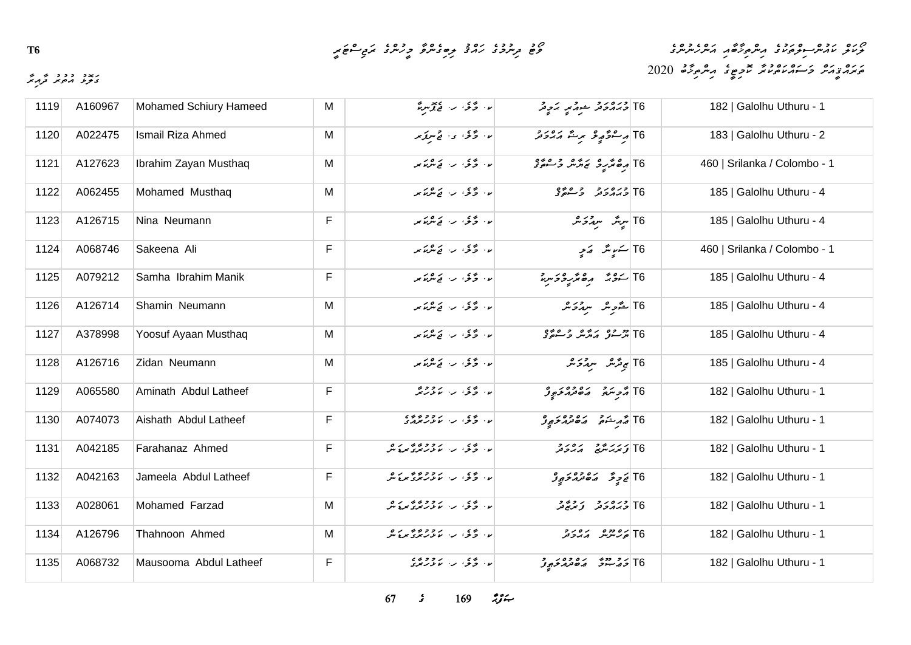| 1119 | A160967 | Mohamed Schiury Hameed | M | ރ. މާލެ، ހ. ޖަވާހިރާ | T6 މުހައްމަދު ޝިއުރީ ހަމީދު | 182 \| Galolhu Uthuru - 1 |
|---|---|---|---|---|---|---|
| 1120 | A022475 | Ismail Riza Ahmed | M | ރ. މާލެ، ގ. ޗާނދަނީ | T6 އިސްމާޢީލް ރިޟާ އަޙްމަދު | 183 \| Galolhu Uthuru - 2 |
| 1121 | A127623 | Ibrahim Zayan Musthaq | M | ރ. މާލެ، ހ. ޖަންނަތު | T6 އިބްރާހީމް ޒަޔާން މުސްތާޤު | 460 \| Srilanka / Colombo - 1 |
| 1122 | A062455 | Mohamed Musthaq | M | ރ. މާލެ، ހ. ޖަންނަތު | T6 މުހައްމަދު މުސްތާޤު | 185 \| Galolhu Uthuru - 4 |
| 1123 | A126715 | Nina Neumann | F | ރ. މާލެ، ހ. ޖަންނަތު | T6 ނީނާ ނިއުމަން | 185 \| Galolhu Uthuru - 4 |
| 1124 | A068746 | Sakeena Ali | F | ރ. މާލެ، ހ. ޖަންނަތު | T6 ސަކީނާ ޢަލީ | 460 \| Srilanka / Colombo - 1 |
| 1125 | A079212 | Samha Ibrahim Manik | F | ރ. މާލެ، ހ. ޖަންނަތު | T6 ސަމްހާ އިބްރާހީމްމަނިކު | 185 \| Galolhu Uthuru - 4 |
| 1126 | A126714 | Shamin Neumann | M | ރ. މާލެ، ހ. ޖަންނަތު | T6 ޝާމިން ނިއުމަން | 185 \| Galolhu Uthuru - 4 |
| 1127 | A378998 | Yoosuf Ayaan Musthaq | M | ރ. މާލެ، ހ. ޖަންނަތު | T6 ޔޫސުފް އަޔާން މުސްތާޤު | 185 \| Galolhu Uthuru - 4 |
| 1128 | A126716 | Zidan Neumann | M | ރ. މާލެ، ހ. ޖަންނަތު | T6 ޒިދާން ނިއުމަން | 185 \| Galolhu Uthuru - 4 |
| 1129 | A065580 | Aminath Abdul Latheef | F | ރ. މާލެ، ހ. ކަވުރުނާ | T6 އާމިނަތު އަބްދުލްލަޠީފު | 182 \| Galolhu Uthuru - 1 |
| 1130 | A074073 | Aishath Abdul Latheef | F | ރ. މާލެ، ހ. ކަވުރުނާގެ | T6 އާއިޝަތު އަބްދުލްލަޠީފު | 182 \| Galolhu Uthuru - 1 |
| 1131 | A042185 | Farahanaz Ahmed | F | ރ. މާލެ، ހ. ކަވުރުނާގެއަށް | T6 ފަރަހަނާޒް އަޙްމަދު | 182 \| Galolhu Uthuru - 1 |
| 1132 | A042163 | Jameela Abdul Latheef | F | ރ. މާލެ، ހ. ކަވުރުނާގެއަށް | T6 ޖަމީލާ އަބްދުލްލަޠީފު | 182 \| Galolhu Uthuru - 1 |
| 1133 | A028061 | Mohamed Farzad | M | ރ. މާލެ، ހ. ކަވުރުނާގެއަށް | T6 މުހައްމަދު ފަރުޒާދު | 182 \| Galolhu Uthuru - 1 |
| 1134 | A126796 | Thahnoon Ahmed | M | ރ. މާލެ، ހ. ކަވުރުނާގެއަށް | T6 ތަހްނޫން އަޙްމަދު | 182 \| Galolhu Uthuru - 1 |
| 1135 | A068732 | Mausooma Abdul Latheef | F | ރ. މާލެ، ހ. ކަވުރުނާގެ | T6 މައުޞޫމާ އަބްދުލްލަޠީފު | 182 \| Galolhu Uthuru - 1 |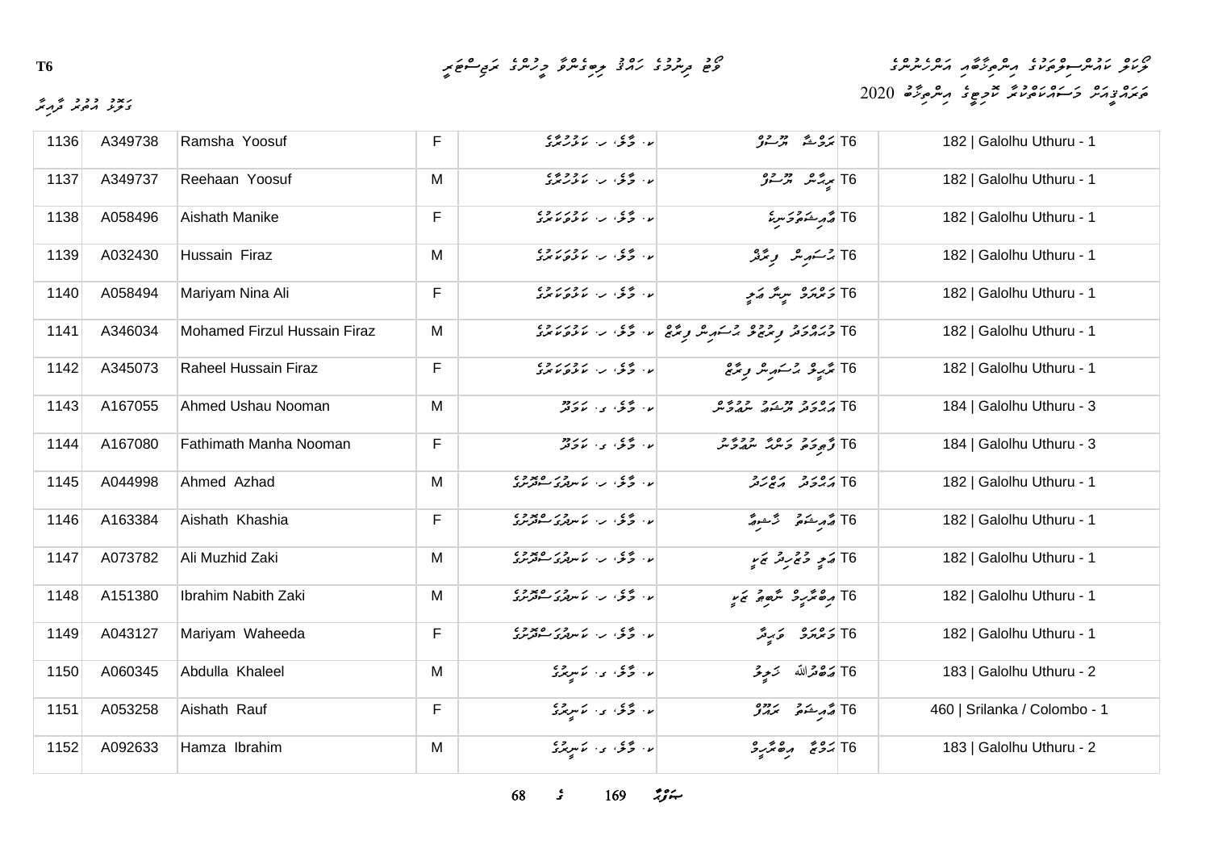| 1136 | A349738 | Ramsha Yoosuf | F | ކ. މާލެ، ހ. ކަވުރުރެގެ | T6 ރަމްޝާ  ޔޫސުފް | 182 \| Galolhu Uthuru - 1 |
|---|---|---|---|---|---|---|
| 1137 | A349737 | Reehaan Yoosuf | M | ކ. މާލެ، ހ. ކަވުރުރެގެ | T6 ރީހާން  ޔޫސުފް | 182 \| Galolhu Uthuru - 1 |
| 1138 | A058496 | Aishath Manike | F | ކ. މާލެ، ހ. ކަވުރުމަތިގެ | T6 އާއިޝަތުމަނިކެ | 182 \| Galolhu Uthuru - 1 |
| 1139 | A032430 | Hussain Firaz | M | ކ. މާލެ، ހ. ކަވުރުމަތިގެ | T6 ހުސައިން  ފިރާޒް | 182 \| Galolhu Uthuru - 1 |
| 1140 | A058494 | Mariyam Nina Ali | F | ކ. މާލެ، ހ. ކަވުރުމަތިގެ | T6 މަރިޔަމް ނީނާ އަލީ | 182 \| Galolhu Uthuru - 1 |
| 1141 | A346034 | Mohamed Firzul Hussain Firaz | M | ކ. މާލެ، ހ. ކަވުރުމަތިގެ | T6 މުހައްމަދު ފިރުޒުލް ހުސައިން ފިރާޒް | 182 \| Galolhu Uthuru - 1 |
| 1142 | A345073 | Raheel Hussain Firaz | F | ކ. މާލެ، ހ. ކަވުރުމަތިގެ | T6 ރަހީލް ހުސައިން ފިރާޒް | 182 \| Galolhu Uthuru - 1 |
| 1143 | A167055 | Ahmed Ushau Nooman | M | ކ. މާލެ، ގ. ކަމަރު | T6 އަހުމަދު އުޝާއު ނުއުމާން | 184 \| Galolhu Uthuru - 3 |
| 1144 | A167080 | Fathimath Manha Nooman | F | ކ. މާލެ، ގ. ކަމަރު | T6 ފާތިމަތު މަންހާ ނުއުމާން | 184 \| Galolhu Uthuru - 3 |
| 1145 | A044998 | Ahmed Azhad | M | ކ. މާލެ، ހ. ކަނިދުރު ސޮއަރުގެ | T6 އަހުމަދު  އަޒްހަދު | 182 \| Galolhu Uthuru - 1 |
| 1146 | A163384 | Aishath Khashia | F | ކ. މާލެ، ހ. ކަނިދުރު ސޮއަރުގެ | T6 އާއިޝަތު  ޚާޝިޢާ | 182 \| Galolhu Uthuru - 1 |
| 1147 | A073782 | Ali Muzhid Zaki | M | ކ. މާލެ، ހ. ކަނިދުރު ސޮއަރުގެ | T6 އަލީ މުޒްހިދު ޒަކީ | 182 \| Galolhu Uthuru - 1 |
| 1148 | A151380 | Ibrahim Nabith Zaki | M | ކ. މާލެ، ހ. ކަނިދުރު ސޮއަރުގެ | T6 އިބްރާހީމް ނާބިތު ޒަކީ | 182 \| Galolhu Uthuru - 1 |
| 1149 | A043127 | Mariyam Waheeda | F | ކ. މާލެ، ހ. ކަނިދުރު ސޮއަރުގެ | T6 މަރިޔަމް  ވަހީދާ | 182 \| Galolhu Uthuru - 1 |
| 1150 | A060345 | Abdulla Khaleel | M | ކ. މާލެ، ގ. ކަނިރުގެ | T6 އަބްދުﷲ  ޚަލީލް | 183 \| Galolhu Uthuru - 2 |
| 1151 | A053258 | Aishath Rauf | F | ކ. މާލެ، ގ. ކަނިރުގެ | T6 އާއިޝަތު  ރައޫފު | 460 \| Srilanka / Colombo - 1 |
| 1152 | A092633 | Hamza Ibrahim | M | ކ. މާލެ، ގ. ކަނިރުގެ | T6 ހަމްޒާ  އިބްރާހީމް | 183 \| Galolhu Uthuru - 2 |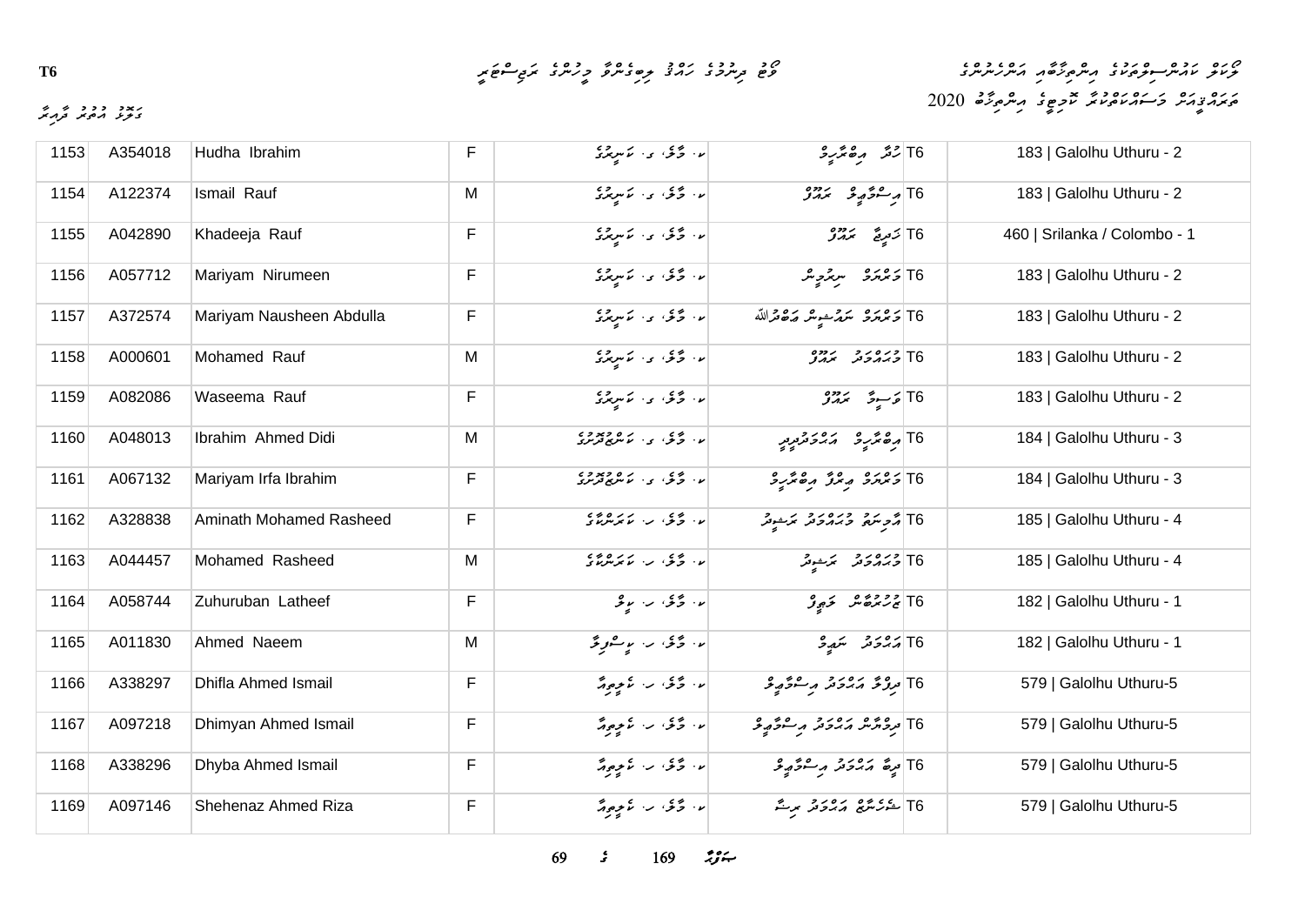| 1153 | A354018 | Hudha Ibrahim | F | ށ. ގޮޅި، ގ. ކަނިރީގެ | T6 ހުދާ އިބްރާހީމް | 183 \| Galolhu Uthuru - 2 |
|---|---|---|---|---|---|---|
| 1154 | A122374 | Ismail Rauf | M | ށ. ގޮޅި، ގ. ކަނިރީގެ | T6 އިސްމާޢީލް ރައުފް | 183 \| Galolhu Uthuru - 2 |
| 1155 | A042890 | Khadeeja Rauf | F | ށ. ގޮޅި، ގ. ކަނިރީގެ | T6 ޚަދީޖާ ރައުފް | 460 \| Srilanka / Colombo - 1 |
| 1156 | A057712 | Mariyam Nirumeen | F | ށ. ގޮޅި، ގ. ކަނިރީގެ | T6 މަރިޔަމް ނިރުމީން | 183 \| Galolhu Uthuru - 2 |
| 1157 | A372574 | Mariyam Nausheen Abdulla | F | ށ. ގޮޅި، ގ. ކަނިރީގެ | T6 މަރިޔަމް ނައުޝީން އަބްދުﷲ | 183 \| Galolhu Uthuru - 2 |
| 1158 | A000601 | Mohamed Rauf | M | ށ. ގޮޅި، ގ. ކަނިރީގެ | T6 މުހައްމަދު ރައުފް | 183 \| Galolhu Uthuru - 2 |
| 1159 | A082086 | Waseema Rauf | F | ށ. ގޮޅި، ގ. ކަނިރީގެ | T6 ވަސީމާ ރައުފް | 183 \| Galolhu Uthuru - 2 |
| 1160 | A048013 | Ibrahim Ahmed Didi | M | ށ. ގޮޅި، ގ. ކަނޮޅުދޫގެ | T6 އިބްރާހީމް އަޙްމަދުދީދީ | 184 \| Galolhu Uthuru - 3 |
| 1161 | A067132 | Mariyam Irfa Ibrahim | F | ށ. ގޮޅި، ގ. ކަނޮޅުދޫގެ | T6 މަރިޔަމް އިރްފާ އިބްރާހީމް | 184 \| Galolhu Uthuru - 3 |
| 1162 | A328838 | Aminath Mohamed Rasheed | F | ށ. ގޮޅި، ހ. ކަނަރދާގެ | T6 އާމިނަތު މުހައްމަދު ރަޝީދު | 185 \| Galolhu Uthuru - 4 |
| 1163 | A044457 | Mohamed Rasheed | M | ށ. ގޮޅި، ހ. ކަނަރދާގެ | T6 މުހައްމަދު ރަޝީދު | 185 \| Galolhu Uthuru - 4 |
| 1164 | A058744 | Zuhuruban Latheef | F | ށ. ގޮޅި، ހ. ކިލާ | T6 ޒުހުރުބާން ލަޠީފް | 182 \| Galolhu Uthuru - 1 |
| 1165 | A011830 | Ahmed Naeem | M | ށ. ގޮޅި، ހ. ކިސްލިވާ | T6 އަޙްމަދު ނަޢީމް | 182 \| Galolhu Uthuru - 1 |
| 1166 | A338297 | Dhifla Ahmed Ismail | F | ށ. ގޮޅި، ހ. ކޮލިލިއާ | T6 ދިފްލާ އަޙްމަދު އިސްމާޢީލް | 579 \| Galolhu Uthuru-5 |
| 1167 | A097218 | Dhimyan Ahmed Ismail | F | ށ. ގޮޅި، ހ. ކޮލިލިއާ | T6 ދިމްޔާން އަޙްމަދު އިސްމާޢީލް | 579 \| Galolhu Uthuru-5 |
| 1168 | A338296 | Dhyba Ahmed Ismail | F | ށ. ގޮޅި، ހ. ކޮލިލިއާ | T6 ދިބާ އަޙްމަދު އިސްމާޢީލް | 579 \| Galolhu Uthuru-5 |
| 1169 | A097146 | Shehenaz Ahmed Riza | F | ށ. ގޮޅި، ހ. ކޮލިލިއާ | T6 ޝެހެނާޒް އަޙްމަދު ރިޟާ | 579 \| Galolhu Uthuru-5 |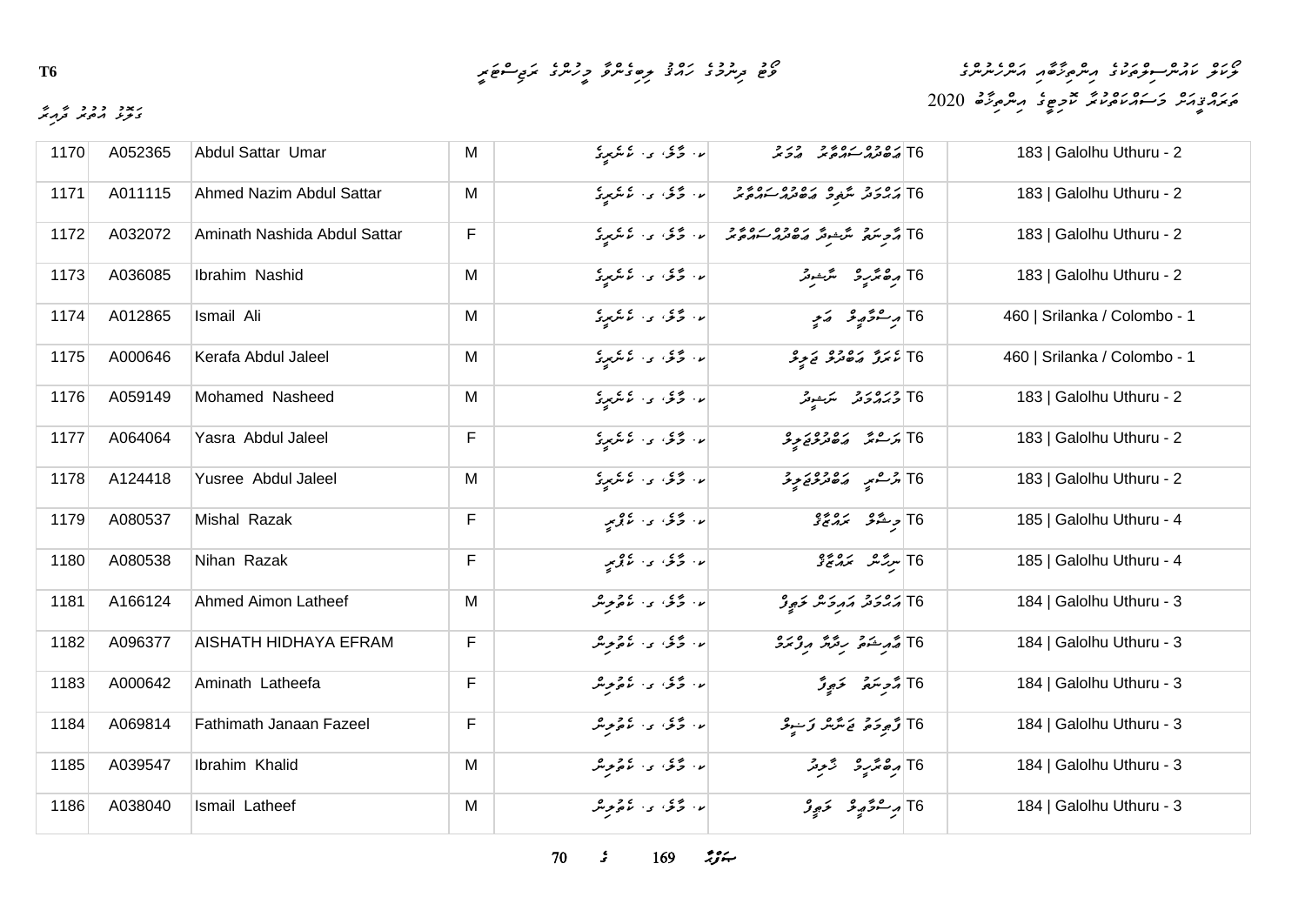| 1170 | A052365 | Abdul Sattar Umar | M | ،، ڤ ڤ، ى، ، ئاشرى | T6 ﺍﺑﺪﺍﻟﺴﺘﺎﺭ ﻋﻤﺮ | 183 \| Galolhu Uthuru - 2 |
|---|---|---|---|---|---|---|
| 1171 | A011115 | Ahmed Nazim Abdul Sattar | M | ،، ڤ ڤ، ى، ، ئاشرى | T6 | 183 \| Galolhu Uthuru - 2 |
| 1172 | A032072 | Aminath Nashida Abdul Sattar | F | ،، ڤ ڤ، ى، ، ئاشرى | T6 | 183 \| Galolhu Uthuru - 2 |
| 1173 | A036085 | Ibrahim Nashid | M | ،، ڤ ڤ، ى، ، ئاشرى | T6 | 183 \| Galolhu Uthuru - 2 |
| 1174 | A012865 | Ismail Ali | M | ،، ڤ ڤ، ى، ، ئاشرى | T6 | 460 \| Srilanka / Colombo - 1 |
| 1175 | A000646 | Kerafa Abdul Jaleel | M | ،، ڤ ڤ، ى، ، ئاشرى | T6 | 460 \| Srilanka / Colombo - 1 |
| 1176 | A059149 | Mohamed Nasheed | M | ،، ڤ ڤ، ى، ، ئاشرى | T6 | 183 \| Galolhu Uthuru - 2 |
| 1177 | A064064 | Yasra Abdul Jaleel | F | ،، ڤ ڤ، ى، ، ئاشرى | T6 | 183 \| Galolhu Uthuru - 2 |
| 1178 | A124418 | Yusree Abdul Jaleel | M | ،، ڤ ڤ، ى، ، ئاشرى | T6 | 183 \| Galolhu Uthuru - 2 |
| 1179 | A080537 | Mishal Razak | F | ،، ڤ ڤ، ى، ، ئاۋمر | T6 | 185 \| Galolhu Uthuru - 4 |
| 1180 | A080538 | Nihan Razak | F | ،، ڤ ڤ، ى، ، ئاۋمر | T6 | 185 \| Galolhu Uthuru - 4 |
| 1181 | A166124 | Ahmed Aimon Latheef | M | ،، ڤ ڤ، ى، ، ئاھوش | T6 | 184 \| Galolhu Uthuru - 3 |
| 1182 | A096377 | AISHATH HIDHAYA EFRAM | F | ،، ڤ ڤ، ى، ، ئاھوش | T6 | 184 \| Galolhu Uthuru - 3 |
| 1183 | A000642 | Aminath Latheefa | F | ،، ڤ ڤ، ى، ، ئاھوش | T6 | 184 \| Galolhu Uthuru - 3 |
| 1184 | A069814 | Fathimath Janaan Fazeel | F | ،، ڤ ڤ، ى، ، ئاھوش | T6 | 184 \| Galolhu Uthuru - 3 |
| 1185 | A039547 | Ibrahim Khalid | M | ،، ڤ ڤ، ى، ، ئاھوش | T6 | 184 \| Galolhu Uthuru - 3 |
| 1186 | A038040 | Ismail Latheef | M | ،، ڤ ڤ، ى، ، ئاھوش | T6 | 184 \| Galolhu Uthuru - 3 |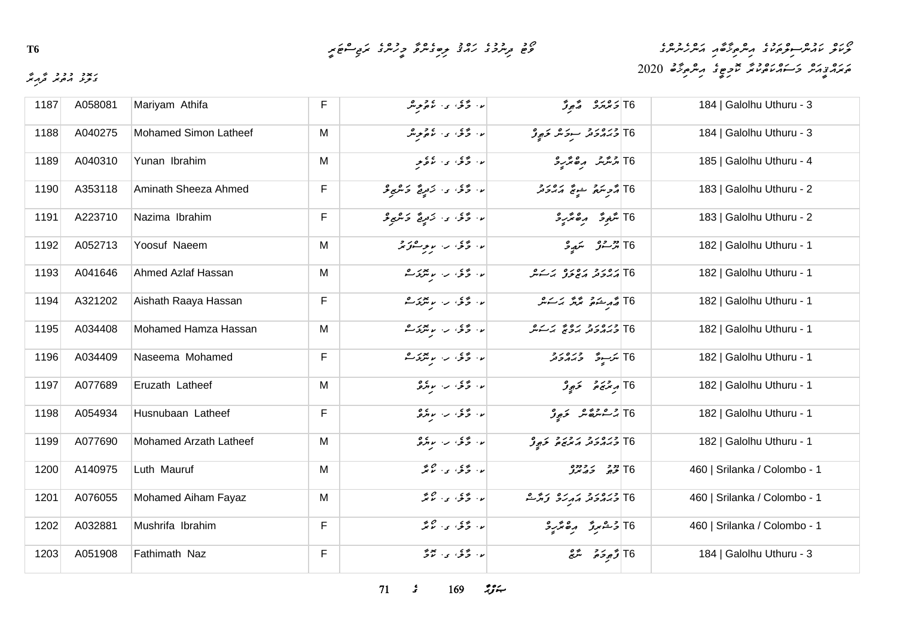| 1187 | A058081 | Mariyam Athifa | F | ، وَّتَوُّ، ى، عَوُّدِعْر | T6 وَعْمَرُوُ مُّجوِرَّ | 184 \| Galolhu Uthuru - 3 |
|---|---|---|---|---|---|---|
| 1188 | A040275 | Mohamed Simon Latheef | M | ، وَّتَوُّ، ى، عَوُّدِعْر | T6 وَبَرُوُوَدْ سِوَمْر وَبِوْ | 184 \| Galolhu Uthuru - 3 |
| 1189 | A040310 | Yunan Ibrahim | M | ، وَّتَوُّ، ى، عَوُّو | T6 مَرْمَرْ مِنْصَمَّرِوْ | 185 \| Galolhu Uthuru - 4 |
| 1190 | A353118 | Aminath Sheeza Ahmed | F | ، وَّتَوُّ، ى، رَمِرِجِّ وَمْرِعِوْ | T6 مَّحِسَمْ شِيجَّ مَرْدَوَدْ | 183 \| Galolhu Uthuru - 2 |
| 1191 | A223710 | Nazima Ibrahim | F | ، وَّتَوُّ، ى، رَمِرِجِّ وَمْرِعِوْ | T6 سُّهِرَّ مِنْصَمَّرِوْ | 183 \| Galolhu Uthuru - 2 |
| 1192 | A052713 | Yoosuf Naeem | M | ، وَّتَوُّ، ر، بِوِسْوَمَرْ | T6 مَرْسِّرْ سَمِرْدْ | 182 \| Galolhu Uthuru - 1 |
| 1193 | A041646 | Ahmed Azlaf Hassan | M | ، وَّتَوُّ، ر، بِعْرَرَسْ | T6 مَرْدَوَدْ مَرْجُوُوْ بَرَسَمْ | 182 \| Galolhu Uthuru - 1 |
| 1194 | A321202 | Aishath Raaya Hassan | F | ، وَّتَوُّ، ر، بِعْرَرَسْ | T6 مَّمِشَمْ مَرَّ بَرَسَمْ | 182 \| Galolhu Uthuru - 1 |
| 1195 | A034408 | Mohamed Hamza Hassan | M | ، وَّتَوُّ، ر، بِعْرَرَسْ | T6 وَبَرُوُوَدْ بَرُوْجَّ بَرَسَمْ | 182 \| Galolhu Uthuru - 1 |
| 1196 | A034409 | Naseema Mohamed | F | ، وَّتَوُّ، ر، بِعْرَرَسْ | T6 سَرَسِوَّ وَبَرُوُوَدْ | 182 \| Galolhu Uthuru - 1 |
| 1197 | A077689 | Eruzath Latheef | M | ، وَّتَوُّ، ر، بِعْرُوْ | T6 مِرْبَرْجِمْ وَبِوْ | 182 \| Galolhu Uthuru - 1 |
| 1198 | A054934 | Husnubaan Latheef | F | ، وَّتَوُّ، ر، بِعْرُوْ | T6 بَرْسْمُرْصَّمْر وَبِوْ | 182 \| Galolhu Uthuru - 1 |
| 1199 | A077690 | Mohamed Arzath Latheef | M | ، وَّتَوُّ، ر، بِعْرُوْ | T6 وَبَرُوُوَدْ مَرْبَرْجِمْ وَبِوْ | 182 \| Galolhu Uthuru - 1 |
| 1200 | A140975 | Luth Mauruf | M | ، وَّتَوُّ، ى، عَمَّرْ | T6 وُجْ وَمَرْوُ | 460 \| Srilanka / Colombo - 1 |
| 1201 | A076055 | Mohamed Aiham Fayaz | M | ، وَّتَوُّ، ى، عَمَّرْ | T6 وَبَرُوُوَدْ مَمِرَدْ وَمَّرْسْ | 460 \| Srilanka / Colombo - 1 |
| 1202 | A032881 | Mushrifa Ibrahim | F | ، وَّتَوُّ، ى، عَمَّرْ | T6 وُشْمِرَّ مِنْصَمَّرِوْ | 460 \| Srilanka / Colombo - 1 |
| 1203 | A051908 | Fathimath Naz | F | ، وَّتَوُّ، ى، عَمَّرْ | T6 وَّجِوَمْ سَّمْ | 184 \| Galolhu Uthuru - 3 |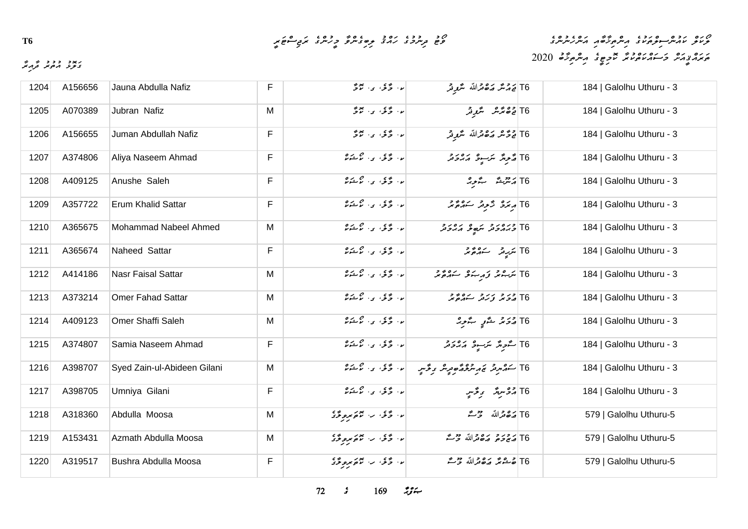| 1204 | A156656 | Jauna Abdulla Nafiz | F | ء. ޗާލާ، ޮ. ޅަގާ | T6 ޖައުނާ އަބްދުﷲ ނާފިޒު | 184 \| Galolhu Uthuru - 3 |
|---|---|---|---|---|---|---|
| 1205 | A070389 | Jubran Nafiz | M | ء. ޗާލާ، ޮ. ޅަގާ | T6 ޖުބްރާން ނާފިޒު | 184 \| Galolhu Uthuru - 3 |
| 1206 | A156655 | Juman Abdullah Nafiz | F | ء. ޗާލާ، ޮ. ޅަގާ | T6 ޖުމާން އަބްދުﷲ ނާފިޒު | 184 \| Galolhu Uthuru - 3 |
| 1207 | A374806 | Aliya Naseem Ahmad | F | ء. ޗާލާ، ޮ. ގެސްޓަން | T6 އާލިޔާ ނަސީމް އަޙްމަދު | 184 \| Galolhu Uthuru - 3 |
| 1208 | A409125 | Anushe Saleh | F | ء. ޗާލާ، ޮ. ގެސްޓަން | T6 އަނުޝޭ ސާލިޙް | 184 \| Galolhu Uthuru - 3 |
| 1209 | A357722 | Erum Khalid Sattar | F | ء. ޗާލާ، ޮ. ގެސްޓަން | T6 އިރަމް ޚާލިދު ސައްތާރު | 184 \| Galolhu Uthuru - 3 |
| 1210 | A365675 | Mohammad Nabeel Ahmed | M | ء. ޗާލާ، ޮ. ގެސްޓަން | T6 މުޙައްމަދު ނަބީލް އަޙްމަދު | 184 \| Galolhu Uthuru - 3 |
| 1211 | A365674 | Naheed Sattar | F | ء. ޗާލާ، ޮ. ގެސްޓަން | T6 ނަހީދު ސައްތާރު | 184 \| Galolhu Uthuru - 3 |
| 1212 | A414186 | Nasr Faisal Sattar | M | ء. ޗާލާ، ޮ. ގެސްޓަން | T6 ނަސްރު ފައިސަލް ސައްތާރު | 184 \| Galolhu Uthuru - 3 |
| 1213 | A373214 | Omer Fahad Sattar | M | ء. ޗާލާ، ޮ. ގެސްޓަން | T6 އުމަރު ފަހަދު ސައްތާރު | 184 \| Galolhu Uthuru - 3 |
| 1214 | A409123 | Omer Shaffi Saleh | M | ء. ޗާލާ، ޮ. ގެސްޓަން | T6 އުމަރު ޝާފީ ސާލިޙް | 184 \| Galolhu Uthuru - 3 |
| 1215 | A374807 | Samia Naseem Ahmad | F | ء. ޗާލާ، ޮ. ގެސްޓަން | T6 ސާމިޔާ ނަސީމް އަޙްމަދު | 184 \| Galolhu Uthuru - 3 |
| 1216 | A398707 | Syed Zain-ul-Abideen Gilani | M | ء. ޗާލާ، ޮ. ގެސްޓަން | T6 ސައްޔިދު ޒައިނުލްއާބިދީން ގިލާނީ | 184 \| Galolhu Uthuru - 3 |
| 1217 | A398705 | Umniya Gilani | F | ء. ޗާލާ، ޮ. ގެސްޓަން | T6 އުމްނިޔާ ގިލާނީ | 184 \| Galolhu Uthuru - 3 |
| 1218 | A318360 | Abdulla Moosa | M | ء. ޗާލާ، ރ. ގުލްމަރިވާގެ | T6 އަބްދުﷲ މޫސާ | 579 \| Galolhu Uthuru-5 |
| 1219 | A153431 | Azmath Abdulla Moosa | M | ء. ޗާލާ، ރ. ގުލްމަރިވާގެ | T6 އަޒުމަތު އަބްދުﷲ މޫސާ | 579 \| Galolhu Uthuru-5 |
| 1220 | A319517 | Bushra Abdulla Moosa | F | ء. ޗާލާ، ރ. ގުލްމަރިވާގެ | T6 ބުޝްރާ އަބްދުﷲ މޫސާ | 579 \| Galolhu Uthuru-5 |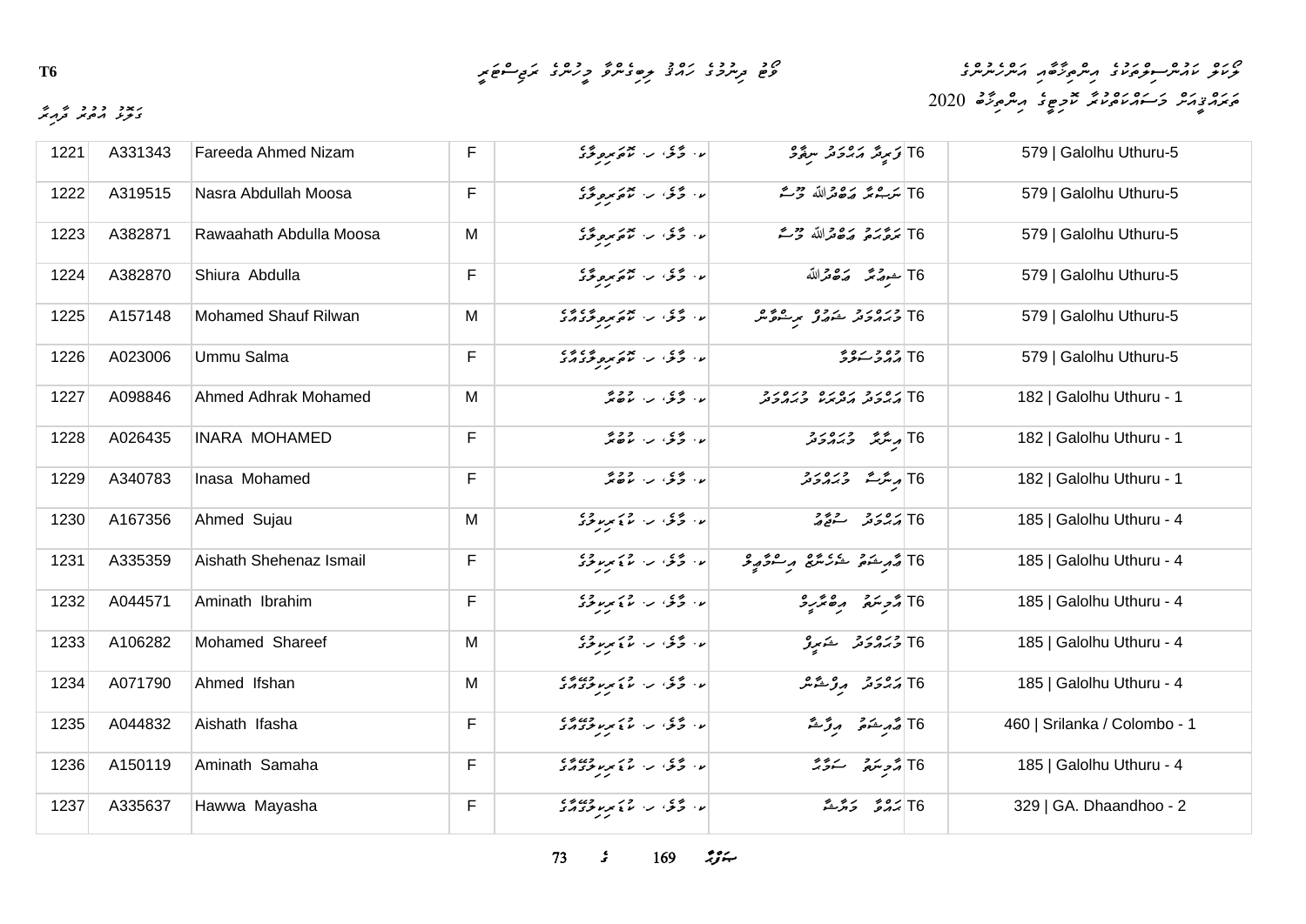| 1221 | A331343 | Fareeda Ahmed Nizam | F | ، ގާލޮ، ހ. ކޮކާނީރުވާދީ | T6 ފަރީދާ އަހުމަދު ނިޒާމް | 579 \| Galolhu Uthuru-5 |
|---|---|---|---|---|---|---|
| 1222 | A319515 | Nasra Abdullah Moosa | F | ، ގާލޮ، ހ. ކޮކާނީރުވާދީ | T6 ނަސްރާ އަބްދުﷲ މޫސާ | 579 \| Galolhu Uthuru-5 |
| 1223 | A382871 | Rawaahath Abdulla Moosa | M | ، ގާލޮ، ހ. ކޮކާނީރުވާދީ | T6 ރަވާހަތު އަބްދުﷲ މޫސާ | 579 \| Galolhu Uthuru-5 |
| 1224 | A382870 | Shiura Abdulla | F | ، ގާލޮ، ހ. ކޮކާނީރުވާދީ | T6 ޝިއުރާ އަބްދުﷲ | 579 \| Galolhu Uthuru-5 |
| 1225 | A157148 | Mohamed Shauf Rilwan | M | ، ގާލޮ، ހ. ކޮކާނީރުވާދީއާގެ | T6 މުހައްމަދު ޝައުފު ރިލްވާން | 579 \| Galolhu Uthuru-5 |
| 1226 | A023006 | Ummu Salma | F | ، ގާލޮ، ހ. ކޮކާނީރުވާދީއާގެ | T6 އުއްމު ސަލްމާ | 579 \| Galolhu Uthuru-5 |
| 1227 | A098846 | Ahmed Adhrak Mohamed | M | ، ގާލޮ، ހ. ކޮބީރު | T6 އަހުމަދު އަދުރަކު މުހައްމަދު | 182 \| Galolhu Uthuru - 1 |
| 1228 | A026435 | INARA MOHAMED | F | ، ގާލޮ، ހ. ކޮބީރު | T6 އިނާރާ މުހައްމަދު | 182 \| Galolhu Uthuru - 1 |
| 1229 | A340783 | Inasa Mohamed | F | ، ގާލޮ، ހ. ކޮބީރު | T6 އިނާސާ މުހައްމަދު | 182 \| Galolhu Uthuru - 1 |
| 1230 | A167356 | Ahmed Sujau | M | ، ގާލޮ، ހ. ކޮޅުނިރުވާދީ | T6 އަހުމަދު ސުޖާއު | 185 \| Galolhu Uthuru - 4 |
| 1231 | A335359 | Aishath Shehenaz Ismail | F | ، ގާލޮ، ހ. ކޮޅުނިރުވާދީ | T6 އާއިޝަތު ޝެހެނާޒް އިސްމާއީލް | 185 \| Galolhu Uthuru - 4 |
| 1232 | A044571 | Aminath Ibrahim | F | ، ގާލޮ، ހ. ކޮޅުނިރުވާދީ | T6 އާމިނަތު އިބްރާހީމް | 185 \| Galolhu Uthuru - 4 |
| 1233 | A106282 | Mohamed Shareef | M | ، ގާލޮ، ހ. ކޮޅުނިރުވާދީ | T6 މުހައްމަދު ޝަރީފް | 185 \| Galolhu Uthuru - 4 |
| 1234 | A071790 | Ahmed Ifshan | M | ، ގާލޮ، ހ. ކޮޅުނިރުވާދީއާގެ | T6 އަހުމަދު އިފްޝާން | 185 \| Galolhu Uthuru - 4 |
| 1235 | A044832 | Aishath Ifasha | F | ، ގާލޮ، ހ. ކޮޅުނިރުވާދީއާގެ | T6 އާއިޝަތު އިފާޝާ | 460 \| Srilanka / Colombo - 1 |
| 1236 | A150119 | Aminath Samaha | F | ، ގާލޮ، ހ. ކޮޅުނިރުވާދީއާގެ | T6 އާމިނަތު ސަމާހާ | 185 \| Galolhu Uthuru - 4 |
| 1237 | A335637 | Hawwa Mayasha | F | ، ގާލޮ، ހ. ކޮޅުނިރުވާދީއާގެ | T6 ހައްވާ މަޔާޝާ | 329 \| GA. Dhaandhoo - 2 |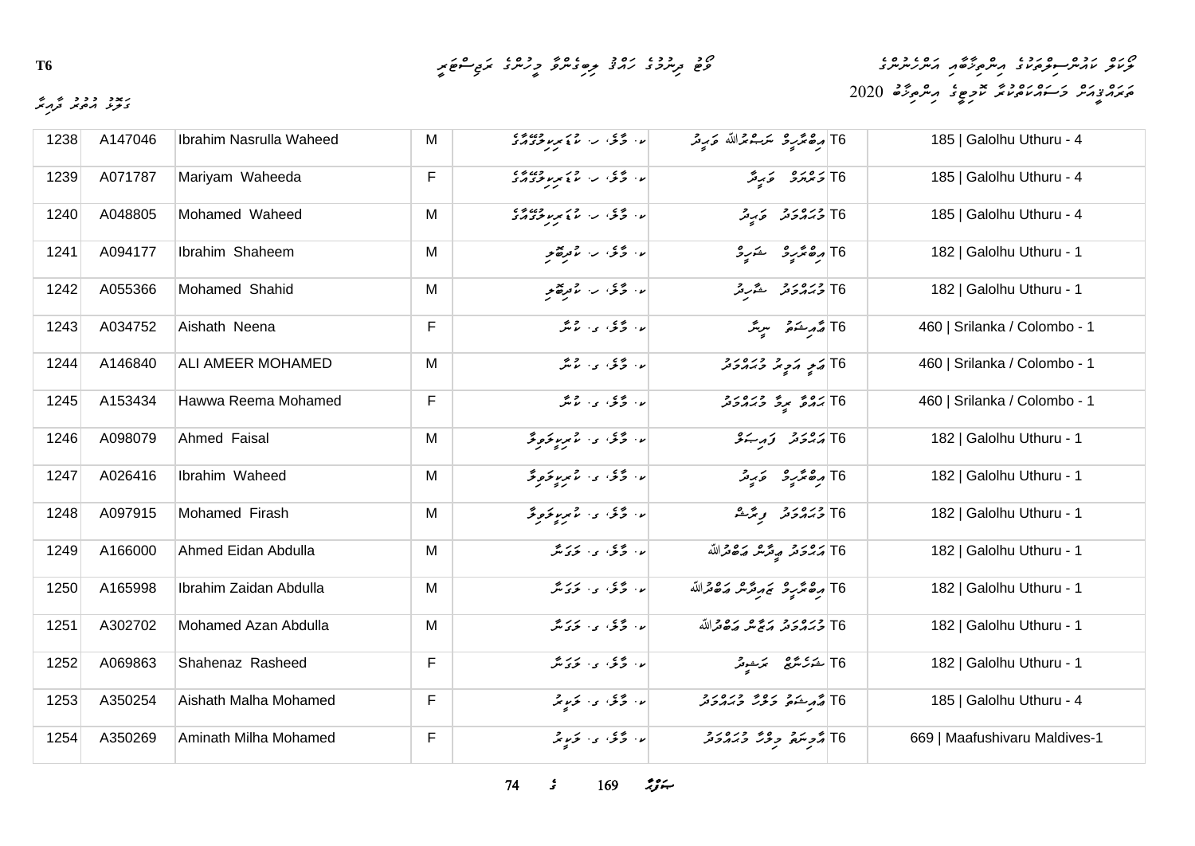| 1238 | A147046 | Ibrahim Nasrulla Waheed | M | ، د ، ، ، ، ، ، ، | T6 ﺑﺮﻫﻴﻢ ﻧﺼﺮﺍﻟﻠﻪ ﻭﺣﻴﺪ | 185 \| Galolhu Uthuru - 4 |
|---|---|---|---|---|---|---|
| 1239 | A071787 | Mariyam Waheeda | F | ، د ، ، ، ، ، ، ، | T6 ﻣﺮﻳﻢ ﻭﺣﻴﺪﺓ | 185 \| Galolhu Uthuru - 4 |
| 1240 | A048805 | Mohamed Waheed | M | ، د ، ، ، ، ، ، ، | T6 ﻣﺤﻤﺪ ﻭﺣﻴﺪ | 185 \| Galolhu Uthuru - 4 |
| 1241 | A094177 | Ibrahim Shaheem | M | ، د ، ، ، ، | T6 ﺑﺮﻫﻴﻢ ﺷﻬﻴﻢ | 182 \| Galolhu Uthuru - 1 |
| 1242 | A055366 | Mohamed Shahid | M | ، د ، ، ، ، | T6 ﻣﺤﻤﺪ ﺷﺎﻫﺪ | 182 \| Galolhu Uthuru - 1 |
| 1243 | A034752 | Aishath Neena | F | ، د ، ، ، | T6 ﻋﺎﺋﺸﺔ ﻧﻴﻨﺎ | 460 \| Srilanka / Colombo - 1 |
| 1244 | A146840 | ALI AMEER MOHAMED | M | ، د ، ، ، | T6 ﻋﻠﻲ ﺃﻣﻴﺮ ﻣﺤﻤﺪ | 460 \| Srilanka / Colombo - 1 |
| 1245 | A153434 | Hawwa Reema Mohamed | F | ، د ، ، ، | T6 ﺣﻮﺍ ﺭﻳﻤﺎ ﻣﺤﻤﺪ | 460 \| Srilanka / Colombo - 1 |
| 1246 | A098079 | Ahmed Faisal | M | ، د ، ، ، ، | T6 ﺃﺣﻤﺪ ﻓﻴﺼﻞ | 182 \| Galolhu Uthuru - 1 |
| 1247 | A026416 | Ibrahim Waheed | M | ، د ، ، ، ، | T6 ﺑﺮﻫﻴﻢ ﻭﺣﻴﺪ | 182 \| Galolhu Uthuru - 1 |
| 1248 | A097915 | Mohamed Firash | M | ، د ، ، ، ، | T6 ﻣﺤﻤﺪ ﻓﺮﺍﺵ | 182 \| Galolhu Uthuru - 1 |
| 1249 | A166000 | Ahmed Eidan Abdulla | M | ، د ، ، ، | T6 ﺃﺣﻤﺪ ﻋﻴﺪﺍﻥ ﻋﺒﺪﺍﻟﻠﻪ | 182 \| Galolhu Uthuru - 1 |
| 1250 | A165998 | Ibrahim Zaidan Abdulla | M | ، د ، ، ، | T6 ﺑﺮﻫﻴﻢ ﺯﻳﺪﺍﻥ ﻋﺒﺪﺍﻟﻠﻪ | 182 \| Galolhu Uthuru - 1 |
| 1251 | A302702 | Mohamed Azan Abdulla | M | ، د ، ، ، | T6 ﻣﺤﻤﺪ ﺃﺫﺍﻥ ﻋﺒﺪﺍﻟﻠﻪ | 182 \| Galolhu Uthuru - 1 |
| 1252 | A069863 | Shahenaz Rasheed | F | ، د ، ، ، | T6 ﺷﺎﻫﻨﺎﺯ ﺭﺷﻴﺪ | 182 \| Galolhu Uthuru - 1 |
| 1253 | A350254 | Aishath Malha Mohamed | F | ، د ، ، ، | T6 ﻋﺎﺋﺸﺔ ﻣﻠﺤﺎ ﻣﺤﻤﺪ | 185 \| Galolhu Uthuru - 4 |
| 1254 | A350269 | Aminath Milha Mohamed | F | ، د ، ، ، | T6 ﺁﻣﻨﺔ ﻣﻠﺤﺎ ﻣﺤﻤﺪ | 669 \| Maafushivaru Maldives-1 |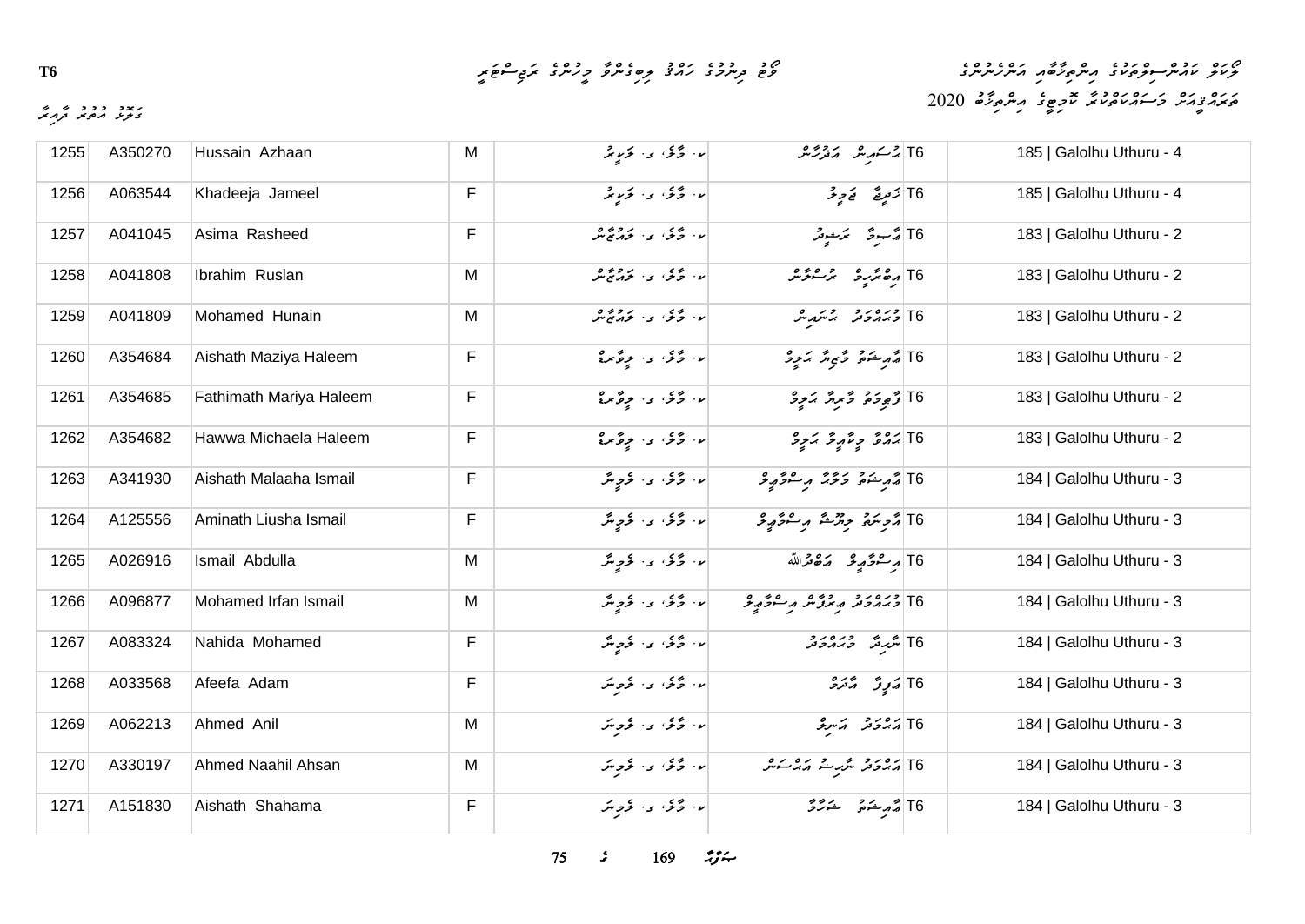| 1255 | A350270 | Hussain Azhaan | M | ել. ގާފު، ގ. ވަލިކު | T6 ހުސައިން އަޒްހާން | 185 \| Galolhu Uthuru - 4 |
|---|---|---|---|---|---|---|
| 1256 | A063544 | Khadeeja Jameel | F | ել. ގާފު، ގ. ވަލިކު | T6 ހަދީޖާ ޖަމީލް | 185 \| Galolhu Uthuru - 4 |
| 1257 | A041045 | Asima Rasheed | F | ել. ގާފު، ގ. ވަމުޖަން | T6 އާސިމާ ރަޝީދު | 183 \| Galolhu Uthuru - 2 |
| 1258 | A041808 | Ibrahim Ruslan | M | ել. ގާފު، ގ. ވަމުޖަން | T6 އިބްރާހީމް ރުސްލާން | 183 \| Galolhu Uthuru - 2 |
| 1259 | A041809 | Mohamed Hunain | M | ել. ގާފު، ގ. ވަމުޖަން | T6 މުހައްމަދު ހުނައިން | 183 \| Galolhu Uthuru - 2 |
| 1260 | A354684 | Aishath Maziya Haleem | F | ել. ގާފު، ގ. ލިލީރޯޒް | T6 އައިޝަތު މާޒިޔާ ހަލީމް | 183 \| Galolhu Uthuru - 2 |
| 1261 | A354685 | Fathimath Mariya Haleem | F | ել. ގާފު، ގ. ލިލީރޯޒް | T6 ފާތިމަތު މާރިޔާ ހަލީމް | 183 \| Galolhu Uthuru - 2 |
| 1262 | A354682 | Hawwa Michaela Haleem | F | ել. ގާފު، ގ. ލިލީރޯޒް | T6 ހައްވާ މިކާއިލާ ހަލީމް | 183 \| Galolhu Uthuru - 2 |
| 1263 | A341930 | Aishath Malaaha Ismail | F | ել. ގާފު، ގ. ވެލިނާ | T6 އައިޝަތު މަލާހާ އިސްމާއީލް | 184 \| Galolhu Uthuru - 3 |
| 1264 | A125556 | Aminath Liusha Ismail | F | ել. ގާފު، ގ. ވެލިނާ | T6 އާމިނަތު ލިއުޝާ އިސްމާއީލް | 184 \| Galolhu Uthuru - 3 |
| 1265 | A026916 | Ismail Abdulla | M | ել. ގާފު، ގ. ވެލިނާ | T6 އިސްމާއީލް އަބްދުﷲ | 184 \| Galolhu Uthuru - 3 |
| 1266 | A096877 | Mohamed Irfan Ismail | M | ել. ގާފު، ގ. ވެލިނާ | T6 މުހައްމަދު އިރުފާން އިސްމާއީލް | 184 \| Galolhu Uthuru - 3 |
| 1267 | A083324 | Nahida Mohamed | F | ել. ގާފު، ގ. ވެލިނާ | T6 ނާހިދާ މުހައްމަދު | 184 \| Galolhu Uthuru - 3 |
| 1268 | A033568 | Afeefa Adam | F | ել. ގާފު، ގ. ވެލިނަ | T6 އަފީފާ އާދަމް | 184 \| Galolhu Uthuru - 3 |
| 1269 | A062213 | Ahmed Anil | M | ել. ގާފު، ގ. ވެލިނަ | T6 އަހްމަދު އަނިލް | 184 \| Galolhu Uthuru - 3 |
| 1270 | A330197 | Ahmed Naahil Ahsan | M | ել. ގާފު، ގ. ވެލިނަ | T6 އަހްމަދު ނާހިލް އަހްސަން | 184 \| Galolhu Uthuru - 3 |
| 1271 | A151830 | Aishath Shahama | F | ել. ގާފު، ގ. ވެލިނަ | T6 އައިޝަތު ޝަހާމާ | 184 \| Galolhu Uthuru - 3 |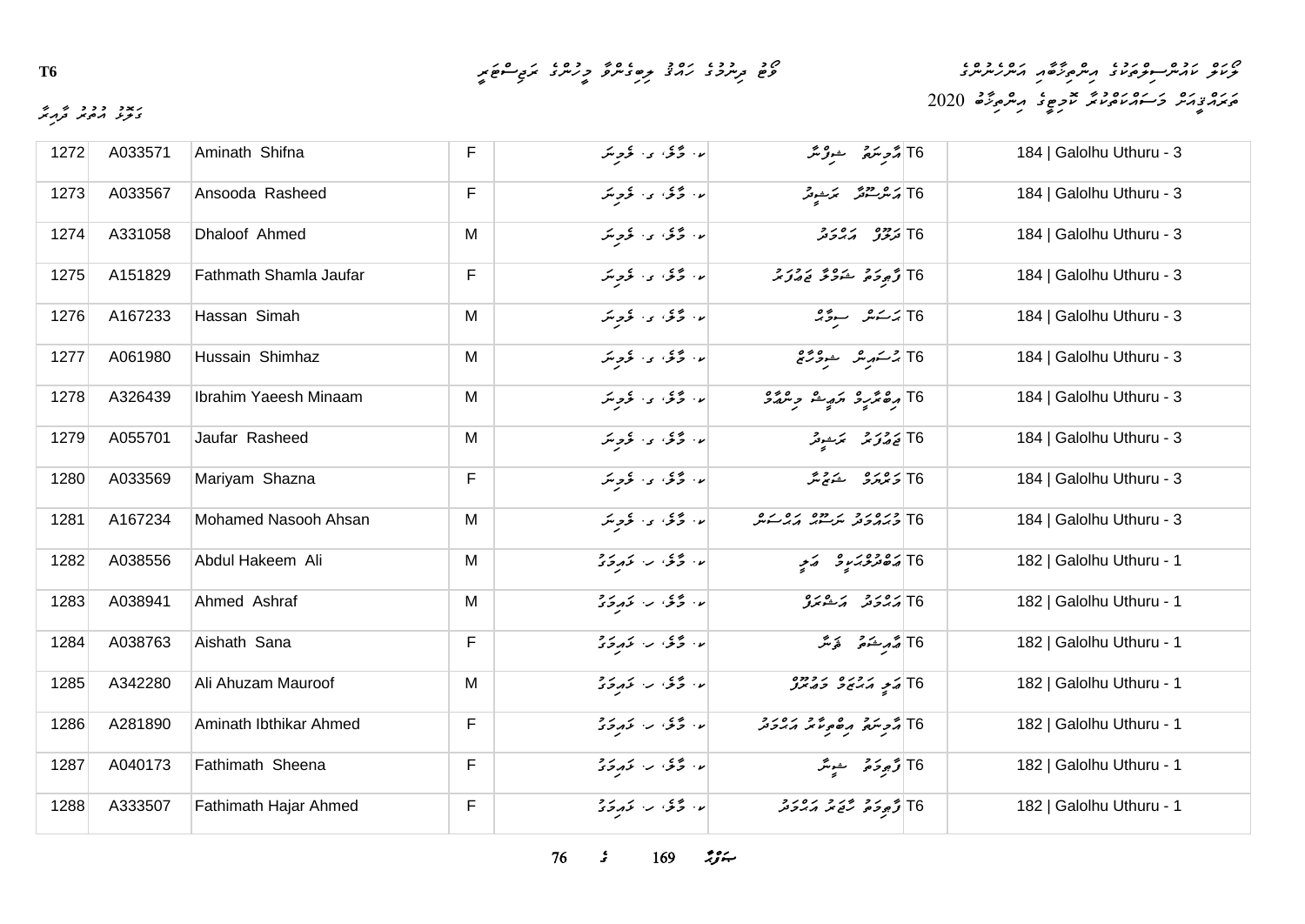| 1272 | A033571 | Aminath Shifna | F | ށ. މާޅޮ، ގ. ފެހިނާ | T6 އާމިނަތު ޝިފްނާ | 184 \| Galolhu Uthuru - 3 |
|---|---|---|---|---|---|---|
| 1273 | A033567 | Ansooda Rasheed | F | ށ. މާޅޮ، ގ. ފެހިނާ | T6 އަންސޫދާ ރަޝީދު | 184 \| Galolhu Uthuru - 3 |
| 1274 | A331058 | Dhaloof Ahmed | M | ށ. މާޅޮ، ގ. ފެހިނާ | T6 ދަލޫފް އަޙްމަދު | 184 \| Galolhu Uthuru - 3 |
| 1275 | A151829 | Fathmath Shamla Jaufar | F | ށ. މާޅޮ، ގ. ފެހިނާ | T6 ފާތިމަތު ޝަމްލާ ޖައުފަރު | 184 \| Galolhu Uthuru - 3 |
| 1276 | A167233 | Hassan Simah | M | ށ. މާޅޮ، ގ. ފެހިނާ | T6 ޙަސަން ސިމާޙް | 184 \| Galolhu Uthuru - 3 |
| 1277 | A061980 | Hussain Shimhaz | M | ށ. މާޅޮ، ގ. ފެހިނާ | T6 ޙުސައިން ޝިމްހާޒް | 184 \| Galolhu Uthuru - 3 |
| 1278 | A326439 | Ibrahim Yaeesh Minaam | M | ށ. މާޅޮ، ގ. ފެހިނާ | T6 އިބްރާހީމް ޔައީޝް މިނާމް | 184 \| Galolhu Uthuru - 3 |
| 1279 | A055701 | Jaufar Rasheed | M | ށ. މާޅޮ، ގ. ފެހިނާ | T6 ޖައުފަރު ރަޝީދު | 184 \| Galolhu Uthuru - 3 |
| 1280 | A033569 | Mariyam Shazna | F | ށ. މާޅޮ، ގ. ފެހިނާ | T6 މަރިޔަމް ޝަޒްނާ | 184 \| Galolhu Uthuru - 3 |
| 1281 | A167234 | Mohamed Nasooh Ahsan | M | ށ. މާޅޮ، ގ. ފެހިނާ | T6 މުޙައްމަދު ނަސޫޙް އަޙްސަން | 184 \| Galolhu Uthuru - 3 |
| 1282 | A038556 | Abdul Hakeem Ali | M | ށ. މާޅޮ، ސ. ޖަރީމާ | T6 އަބްދުލްޙަކީމް ޢަލީ | 182 \| Galolhu Uthuru - 1 |
| 1283 | A038941 | Ahmed Ashraf | M | ށ. މާޅޮ، ސ. ޖަރީމާ | T6 އަޙްމަދު އަޝްރަފް | 182 \| Galolhu Uthuru - 1 |
| 1284 | A038763 | Aishath Sana | F | ށ. މާޅޮ، ސ. ޖަރީމާ | T6 އާއިޝަތު ޞަނާ | 182 \| Galolhu Uthuru - 1 |
| 1285 | A342280 | Ali Ahuzam Mauroof | M | ށ. މާޅޮ، ސ. ޖަރީމާ | T6 ޢަލީ އަހުޒަމް މައުރޫފް | 182 \| Galolhu Uthuru - 1 |
| 1286 | A281890 | Aminath Ibthikar Ahmed | F | ށ. މާޅޮ، ސ. ޖަރީމާ | T6 އާމިނަތު އިބްތިކާރު އަޙްމަދު | 182 \| Galolhu Uthuru - 1 |
| 1287 | A040173 | Fathimath Sheena | F | ށ. މާޅޮ، ސ. ޖަރީމާ | T6 ފާތިމަތު ޝީނާ | 182 \| Galolhu Uthuru - 1 |
| 1288 | A333507 | Fathimath Hajar Ahmed | F | ށ. މާޅޮ، ސ. ޖަރީމާ | T6 ފާތިމަތު ހާޖަރު އަޙްމަދު | 182 \| Galolhu Uthuru - 1 |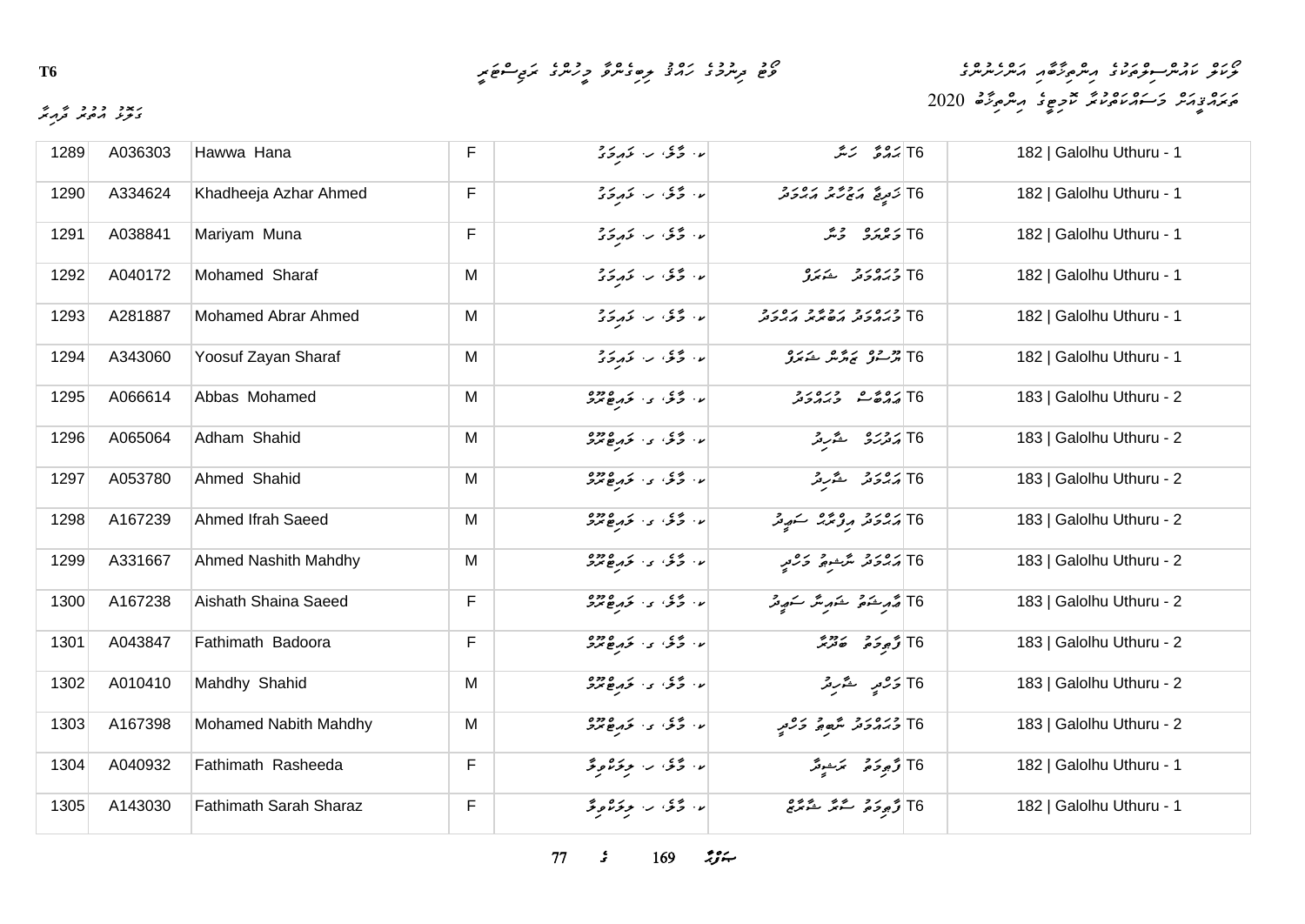| 1289 | A036303 | Hawwa Hana | F | ޅ. މާޅ، ރ. ދެއިމަގު | T6 ހައްވާ ހަނާ | 182 \| Galolhu Uthuru - 1 |
|---|---|---|---|---|---|---|
| 1290 | A334624 | Khadheeja Azhar Ahmed | F | ޅ. މާޅ، ރ. ދެއިމަގު | T6 ޚަދީޖާ އަޒްހަރު އަޙްމަދު | 182 \| Galolhu Uthuru - 1 |
| 1291 | A038841 | Mariyam Muna | F | ޅ. މާޅ، ރ. ދެއިމަގު | T6 މަރިޔަމް މުނާ | 182 \| Galolhu Uthuru - 1 |
| 1292 | A040172 | Mohamed Sharaf | M | ޅ. މާޅ، ރ. ދެއިމަގު | T6 މުޙައްމަދު ޝަރަފު | 182 \| Galolhu Uthuru - 1 |
| 1293 | A281887 | Mohamed Abrar Ahmed | M | ޅ. މާޅ، ރ. ދެއިމަގު | T6 މުޙައްމަދު އަބްރާރު އަޙްމަދު | 182 \| Galolhu Uthuru - 1 |
| 1294 | A343060 | Yoosuf Zayan Sharaf | M | ޅ. މާޅ، ރ. ދެއިމަގު | T6 ޔޫސުފު ޒަޔާން ޝަރަފު | 182 \| Galolhu Uthuru - 1 |
| 1295 | A066614 | Abbas Mohamed | M | ޅ. މާޅ، ގ. ދެއިބުރުވު | T6 އައްބާސް މުޙައްމަދު | 183 \| Galolhu Uthuru - 2 |
| 1296 | A065064 | Adham Shahid | M | ޅ. މާޅ، ގ. ދެއިބުރުވު | T6 އަދުހަމް ޝާހިދު | 183 \| Galolhu Uthuru - 2 |
| 1297 | A053780 | Ahmed Shahid | M | ޅ. މާޅ، ގ. ދެއިބުރުވު | T6 އަޙްމަދު ޝާހިދު | 183 \| Galolhu Uthuru - 2 |
| 1298 | A167239 | Ahmed Ifrah Saeed | M | ޅ. މާޅ، ގ. ދެއިބުރުވު | T6 އަޙްމަދު އިފްރާހް ސަޢީދު | 183 \| Galolhu Uthuru - 2 |
| 1299 | A331667 | Ahmed Nashith Mahdhy | M | ޅ. މާޅ، ގ. ދެއިބުރުވު | T6 އަޙްމަދު ނާޝިތު މަހްދީ | 183 \| Galolhu Uthuru - 2 |
| 1300 | A167238 | Aishath Shaina Saeed | F | ޅ. މާޅ، ގ. ދެއިބުރުވު | T6 އާއިޝަތު ޝައިނާ ސަޢީދު | 183 \| Galolhu Uthuru - 2 |
| 1301 | A043847 | Fathimath Badoora | F | ޅ. މާޅ، ގ. ދެއިބުރުވު | T6 ފާތިމަތު ބަދޫރާ | 183 \| Galolhu Uthuru - 2 |
| 1302 | A010410 | Mahdhy Shahid | M | ޅ. މާޅ، ގ. ދެއިބުރުވު | T6 މަހްދީ ޝާހިދު | 183 \| Galolhu Uthuru - 2 |
| 1303 | A167398 | Mohamed Nabith Mahdhy | M | ޅ. މާޅ، ގ. ދެއިބުރުވު | T6 މުޙައްމަދު ނާބިތު މަހްދީ | 183 \| Galolhu Uthuru - 2 |
| 1304 | A040932 | Fathimath Rasheeda | F | ޅ. މާޅ، ރ. ވިލާކޮޅު | T6 ފާތިމަތު ރަޝީދާ | 182 \| Galolhu Uthuru - 1 |
| 1305 | A143030 | Fathimath Sarah Sharaz | F | ޅ. މާޅ، ރ. ވިލާކޮޅު | T6 ފާތިމަތު ސާރާ ޝަރާޒު | 182 \| Galolhu Uthuru - 1 |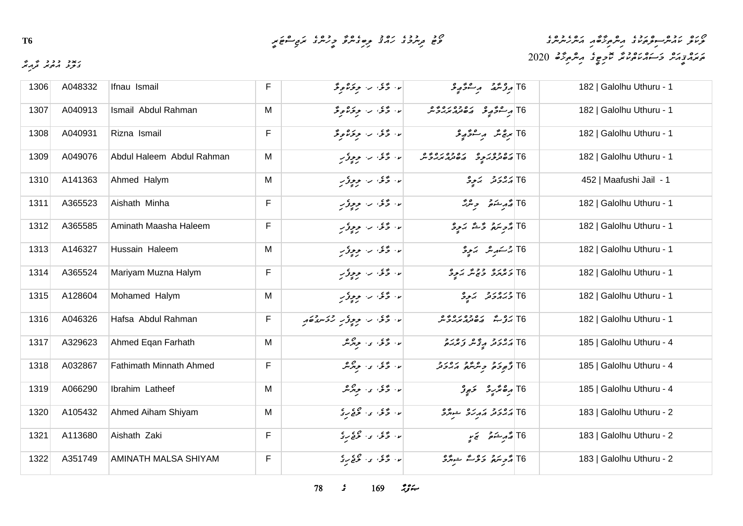| 1306 | A048332 | Ifnau Ismail | F | ކ. މާލެ، ހ. ތިލަފުށި | T6 އިފްނާއު އިސްމާޢީލް | 182 \| Galolhu Uthuru - 1 |
|---|---|---|---|---|---|---|
| 1307 | A040913 | Ismail Abdul Rahman | M | ކ. މާލެ، ހ. ތިލަފުށި | T6 އިސްމާޢީލް އަބްދުއްރަޙްމާން | 182 \| Galolhu Uthuru - 1 |
| 1308 | A040931 | Rizna Ismail | F | ކ. މާލެ، ހ. ތިލަފުށި | T6 ރިޒްނާ އިސްމާޢީލް | 182 \| Galolhu Uthuru - 1 |
| 1309 | A049076 | Abdul Haleem Abdul Rahman | M | ކ. މާލެ، ހ. ލިލީވިލާ | T6 އަބްދުލްޙަލީމް އަބްދުއްރަޙްމާން | 182 \| Galolhu Uthuru - 1 |
| 1310 | A141363 | Ahmed Halym | M | ކ. މާލެ، ހ. ލިލީވިލާ | T6 އަޙްމަދު ޙަލީމް | 452 \| Maafushi Jail - 1 |
| 1311 | A365523 | Aishath Minha | F | ކ. މާލެ، ހ. ލިލީވިލާ | T6 އާއިޝަތު މިންހާ | 182 \| Galolhu Uthuru - 1 |
| 1312 | A365585 | Aminath Maasha Haleem | F | ކ. މާލެ، ހ. ލިލީވިލާ | T6 އާމިނަތު މާޝާ ހަލީމް | 182 \| Galolhu Uthuru - 1 |
| 1313 | A146327 | Hussain Haleem | M | ކ. މާލެ، ހ. ލިލީވިލާ | T6 ހުސައިން ހަލީމް | 182 \| Galolhu Uthuru - 1 |
| 1314 | A365524 | Mariyam Muzna Halym | F | ކ. މާލެ، ހ. ލިލީވިލާ | T6 މަރިޔަމް މުޒްނާ ހަލީމް | 182 \| Galolhu Uthuru - 1 |
| 1315 | A128604 | Mohamed Halym | M | ކ. މާލެ، ހ. ލިލީވިލާ | T6 މުޙައްމަދު ހަލީމް | 182 \| Galolhu Uthuru - 1 |
| 1316 | A046326 | Hafsa Abdul Rahman | F | ކ. މާލެ، ހ. ލިލީވިލާ ހުޅަނގުބައި | T6 ހަފްޞާ އަބްދުއްރަޙްމާން | 182 \| Galolhu Uthuru - 1 |
| 1317 | A329623 | Ahmed Eqan Farhath | M | ކ. މާލެ، ގ. ލިލީން | T6 އަޙްމަދު އީޤާން ފަރުހަތު | 185 \| Galolhu Uthuru - 4 |
| 1318 | A032867 | Fathimath Minnath Ahmed | F | ކ. މާލެ، ގ. ލިލީން | T6 ފާތިމަތު މިންނަތު އަޙްމަދު | 185 \| Galolhu Uthuru - 4 |
| 1319 | A066290 | Ibrahim Latheef | M | ކ. މާލެ، ގ. ލިލީން | T6 އިބްރާހީމް ލަޠީފް | 185 \| Galolhu Uthuru - 4 |
| 1320 | A105432 | Ahmed Aiham Shiyam | M | ކ. މާލެ، ގ. ލޯޓަސްގެ | T6 އަޙްމަދު އައިހަމް ޝިޔާމް | 183 \| Galolhu Uthuru - 2 |
| 1321 | A113680 | Aishath Zaki | F | ކ. މާލެ، ގ. ލޯޓަސްގެ | T6 އާއިޝަތު ޒަކީ | 183 \| Galolhu Uthuru - 2 |
| 1322 | A351749 | AMINATH MALSA SHIYAM | F | ކ. މާލެ، ގ. ލޯޓަސްގެ | T6 އާމިނަތު މަލްސާ ޝިޔާމް | 183 \| Galolhu Uthuru - 2 |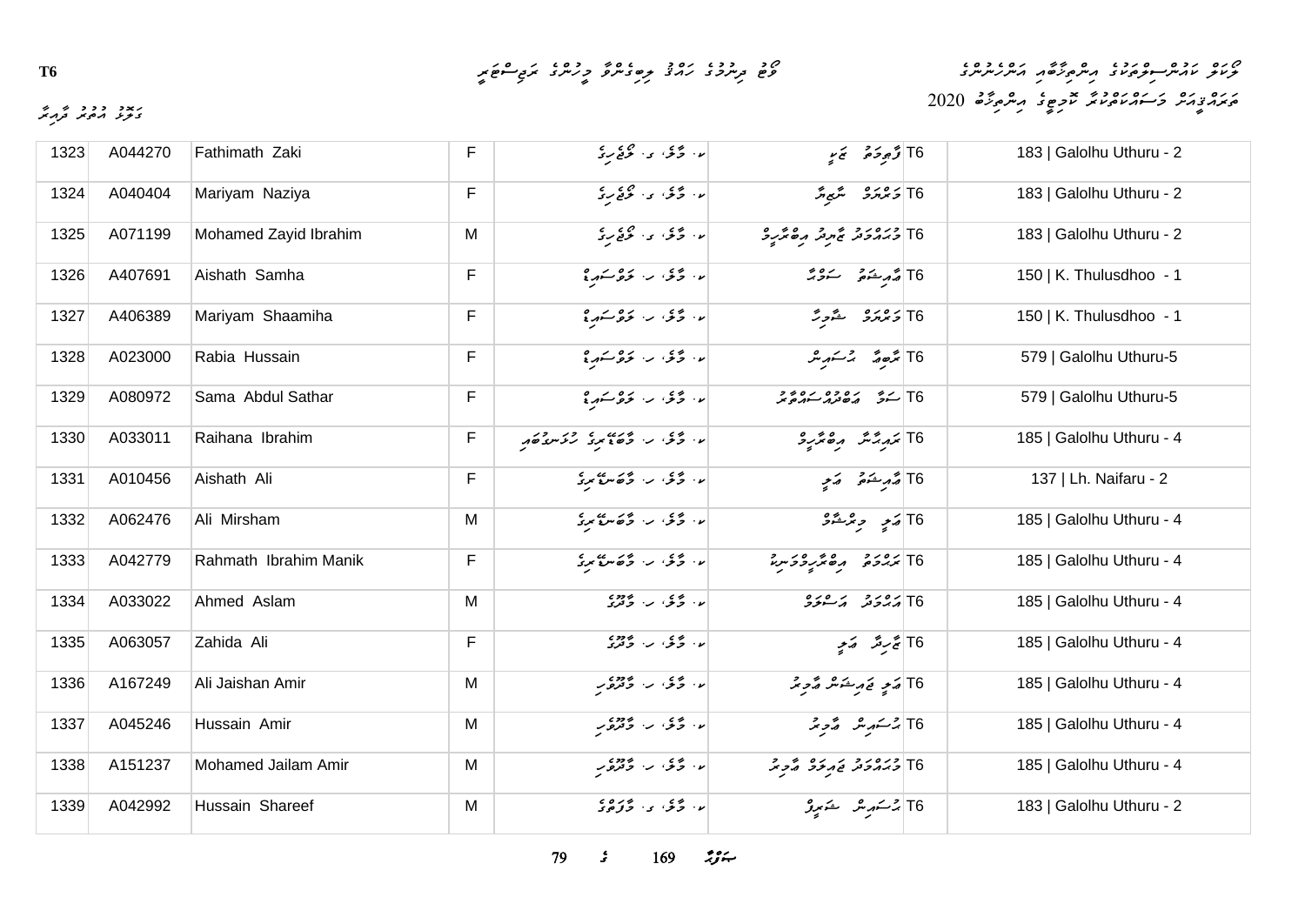| 1323 | A044270 | Fathimath Zaki | F | ، ގާފު، ގ. ރޮލެރިގު | T6 ފާތިމަތު ޒަކީ | 183 \| Galolhu Uthuru - 2 |
|---|---|---|---|---|---|---|
| 1324 | A040404 | Mariyam Naziya | F | ، ގާފު، ގ. ރޮލެރިގު | T6 މަރިޔަމް ނާޒިޔާ | 183 \| Galolhu Uthuru - 2 |
| 1325 | A071199 | Mohamed Zayid Ibrahim | M | ، ގާފު، ގ. ރޮލެރިގު | T6 މުޙައްމަދު ޒާޔިދު އިބްރާހީމް | 183 \| Galolhu Uthuru - 2 |
| 1326 | A407691 | Aishath Samha | F | ، ގާފު، ހ. ރަވޯސަރިޓު | T6 އާއިޝަތު ސަމްހާ | 150 \| K. Thulusdhoo - 1 |
| 1327 | A406389 | Mariyam Shaamiha | F | ، ގާފު، ހ. ރަވޯސަރިޓު | T6 މަރިޔަމް ޝާމިހާ | 150 \| K. Thulusdhoo - 1 |
| 1328 | A023000 | Rabia Hussain | F | ، ގާފު، ހ. ރަވޯސަރިޓު | T6 ރާބިޔާ ހުސައިން | 579 \| Galolhu Uthuru-5 |
| 1329 | A080972 | Sama Abdul Sathar | F | ، ގާފު، ހ. ރަވޯސަރިޓު | T6 ސަމާ އަބްދުލް ސައްތާރު | 579 \| Galolhu Uthuru-5 |
| 1330 | A033011 | Raihana Ibrahim | F | ، ގާފު، ހ. މާބަގީޗާގެ ހުޅަނގުބައި | T6 ރައިހާނާ އިބްރާހީމް | 185 \| Galolhu Uthuru - 4 |
| 1331 | A010456 | Aishath Ali | F | ، ގާފު، ހ. މާބަސްކީރިގެ | T6 އާއިޝަތު އަލީ | 137 \| Lh. Naifaru - 2 |
| 1332 | A062476 | Ali Mirsham | M | ، ގާފު، ހ. މާބަސްކީރިގެ | T6 އަލީ މިރްޝާމް | 185 \| Galolhu Uthuru - 4 |
| 1333 | A042779 | Rahmath Ibrahim Manik | F | ، ގާފު، ހ. މާބަސްކީރިގެ | T6 ރަޙްމަތު އިބްރާހީމްމަނިކު | 185 \| Galolhu Uthuru - 4 |
| 1334 | A033022 | Ahmed Aslam | M | ، ގާފު، ހ. މާދޫގެ | T6 އަޙްމަދު އަސްލަމް | 185 \| Galolhu Uthuru - 4 |
| 1335 | A063057 | Zahida Ali | F | ، ގާފު، ހ. މާދޫގެ | T6 ޒާހިދާ އަލީ | 185 \| Galolhu Uthuru - 4 |
| 1336 | A167249 | Ali Jaishan Amir | M | ، ގާފު، ހ. މާދޫގެ | T6 އަލީ ޖައިޝަން އާމިރު | 185 \| Galolhu Uthuru - 4 |
| 1337 | A045246 | Hussain Amir | M | ، ގާފު، ހ. މާދޫގެ | T6 ހުސައިން އާމިރު | 185 \| Galolhu Uthuru - 4 |
| 1338 | A151237 | Mohamed Jailam Amir | M | ، ގާފު، ހ. މާދޫގެ | T6 މުޙައްމަދު ޖައިލަމް އާމިރު | 185 \| Galolhu Uthuru - 4 |
| 1339 | A042992 | Hussain Shareef | M | ، ގާފު، ގ. މާވަތުގެ | T6 ހުސައިން ޝަރީފު | 183 \| Galolhu Uthuru - 2 |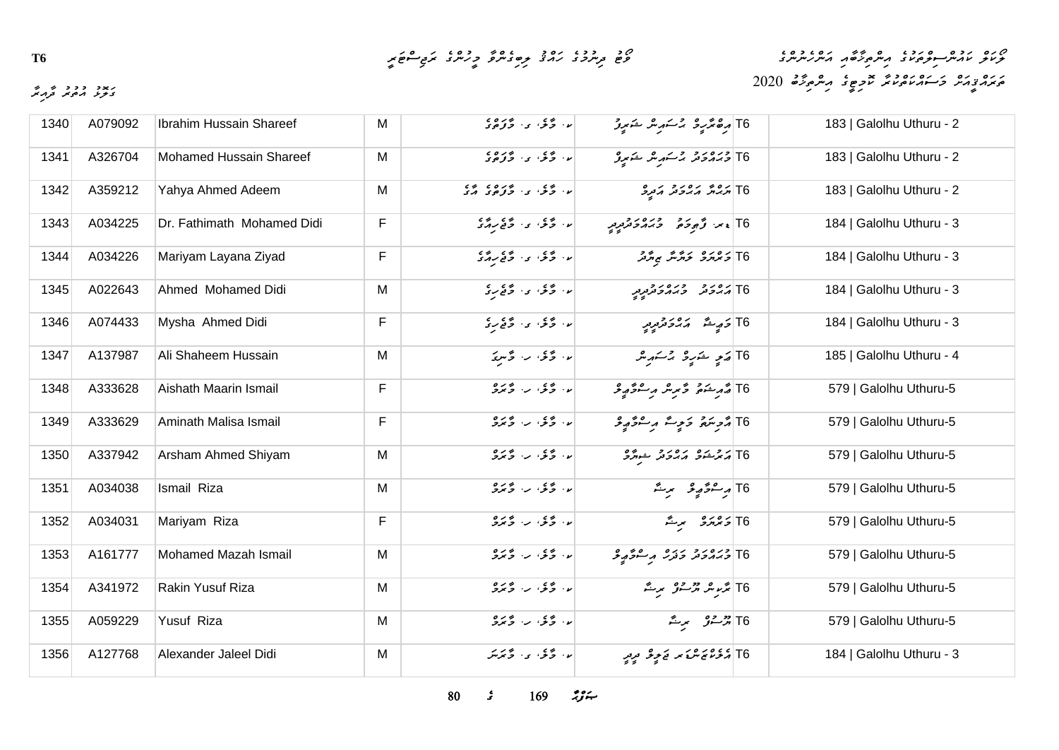| 1340 | A079092 | Ibrahim Hussain Shareef | M | ށ. މާޅ، ގ. މާފަތްގެ | T6 ރިބްރާހިމް ހުސައިން ޝަރީފް | 183 \| Galolhu Uthuru - 2 |
|---|---|---|---|---|---|---|
| 1341 | A326704 | Mohamed Hussain Shareef | M | ށ. މާޅ، ގ. މާފަތްގެ | T6 މުހައްމަދު ހުސައިން ޝަރީފް | 183 \| Galolhu Uthuru - 2 |
| 1342 | A359212 | Yahya Ahmed Adeem | M | ށ. މާޅ، ގ. މާފަތްގެ އާގެ | T6 ޔަޙްޔާ އަހުމަދު އަދީމް | 183 \| Galolhu Uthuru - 2 |
| 1343 | A034225 | Dr. Fathimath Mohamed Didi | F | ށ. މާޅ، ގ. މާޖެހިއާގެ | T6 ޑރ. ފާތިމަތު މުހައްމަދުދީދީ | 184 \| Galolhu Uthuru - 3 |
| 1344 | A034226 | Mariyam Layana Ziyad | F | ށ. މާޅ، ގ. މާޖެހިއާގެ | T6 މަރިޔަމް ލަޔާނާ ޒިޔާދު | 184 \| Galolhu Uthuru - 3 |
| 1345 | A022643 | Ahmed Mohamed Didi | M | ށ. މާޅ، ގ. މާޖެހިގެ | T6 އަހުމަދު މުހައްމަދުދީދީ | 184 \| Galolhu Uthuru - 3 |
| 1346 | A074433 | Mysha Ahmed Didi | F | ށ. މާޅ، ގ. މާޖެހިގެ | T6 މައިޝާ އަހުމަދުދީދީ | 184 \| Galolhu Uthuru - 3 |
| 1347 | A137987 | Ali Shaheem Hussain | M | ށ. މާޅ، ހ. މާނިގަ | T6 އަލި ޝަހީމް ހުސައިން | 185 \| Galolhu Uthuru - 4 |
| 1348 | A333628 | Aishath Maarin Ismail | F | ށ. މާޅ، ހ. މާރަމް | T6 އައިޝަތު މާރިން އިސްމާއީލް | 579 \| Galolhu Uthuru-5 |
| 1349 | A333629 | Aminath Malisa Ismail | F | ށ. މާޅ، ހ. މާރަމް | T6 އާމިނަތު މަލީސާ އިސްމާއީލް | 579 \| Galolhu Uthuru-5 |
| 1350 | A337942 | Arsham Ahmed Shiyam | M | ށ. މާޅ، ހ. މާރަމް | T6 އަރުޝަމް އަހުމަދު ޝިޔާމް | 579 \| Galolhu Uthuru-5 |
| 1351 | A034038 | Ismail Riza | M | ށ. މާޅ، ހ. މާރަމް | T6 އިސްމާއީލް ރިޟާ | 579 \| Galolhu Uthuru-5 |
| 1352 | A034031 | Mariyam Riza | F | ށ. މާޅ، ހ. މާރަމް | T6 މަރިޔަމް ރިޟާ | 579 \| Galolhu Uthuru-5 |
| 1353 | A161777 | Mohamed Mazah Ismail | M | ށ. މާޅ، ހ. މާރަމް | T6 މުހައްމަދު މަޒަހް އިސްމާއީލް | 579 \| Galolhu Uthuru-5 |
| 1354 | A341972 | Rakin Yusuf Riza | M | ށ. މާޅ، ހ. މާރަމް | T6 ރާކިން ޔޫސުފް ރިޟާ | 579 \| Galolhu Uthuru-5 |
| 1355 | A059229 | Yusuf Riza | M | ށ. މާޅ، ހ. މާރަމް | T6 ޔޫސުފް ރިޟާ | 579 \| Galolhu Uthuru-5 |
| 1356 | A127768 | Alexander Jaleel Didi | M | ށ. މާޅ، ގ. މާރަނަ | T6 އެލެގްޒެންޑަރ ޖަލީލް ދީދީ | 184 \| Galolhu Uthuru - 3 |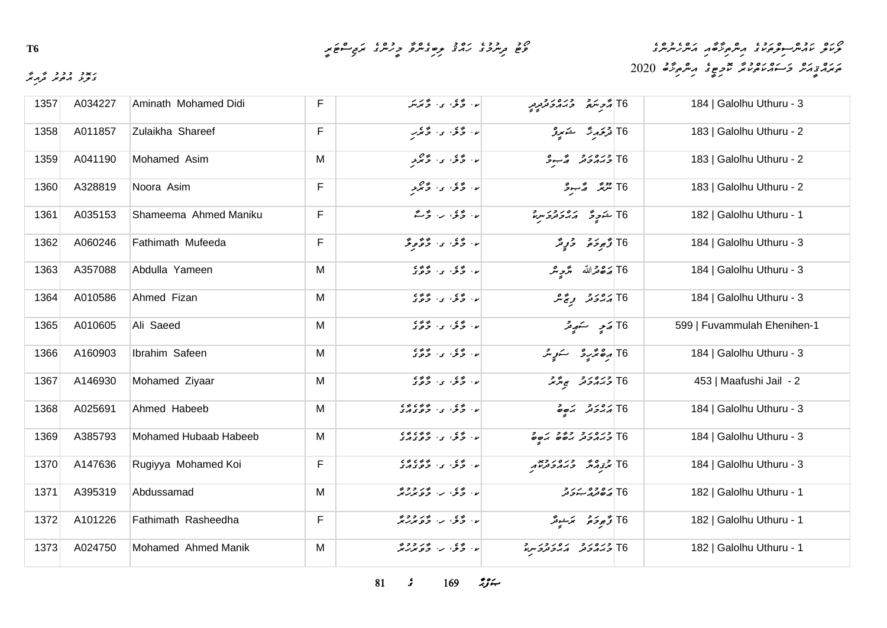| 1357 | A034227 | Aminath Mohamed Didi | F | ގ. މާލެ، ގ. މާރަސް | T6 އާމިނަތު މުޙައްމަދުދީދީ | 184 \| Galolhu Uthuru - 3 |
|---|---|---|---|---|---|---|
| 1358 | A011857 | Zulaikha Shareef | F | ގ. މާލެ، ގ. މާރޯ | T6 ޒުލައިޚާ ޝަރީފް | 183 \| Galolhu Uthuru - 2 |
| 1359 | A041190 | Mohamed Asim | M | ގ. މާލެ، ގ. މާރޯ | T6 މުޙައްމަދު އާސިމް | 183 \| Galolhu Uthuru - 2 |
| 1360 | A328819 | Noora Asim | F | ގ. މާލެ، ގ. މާރޯ | T6 ނޫރާ އާސިމް | 183 \| Galolhu Uthuru - 2 |
| 1361 | A035153 | Shameema Ahmed Maniku | F | ގ. މާލެ، ސ. މާސާ | T6 ޝަމީމާ އަޙްމަދުމަނިކު | 182 \| Galolhu Uthuru - 1 |
| 1362 | A060246 | Fathimath Mufeeda | F | ގ. މާލެ، ގ. މާފޮޅާ | T6 ފާތިމަތު މުފީދާ | 184 \| Galolhu Uthuru - 3 |
| 1363 | A357088 | Abdulla Yameen | M | ގ. މާލެ، ގ. މާވަގު | T6 އަބްދުﷲ ޔާމީން | 184 \| Galolhu Uthuru - 3 |
| 1364 | A010586 | Ahmed Fizan | M | ގ. މާލެ، ގ. މާވަގު | T6 އަޙްމަދު ފިޒާން | 184 \| Galolhu Uthuru - 3 |
| 1365 | A010605 | Ali Saeed | M | ގ. މާލެ، ގ. މާވަގު | T6 އަލި ސަޢީދު | 599 \| Fuvammulah Ehenihen-1 |
| 1366 | A160903 | Ibrahim Safeen | M | ގ. މާލެ، ގ. މާވަގު | T6 އިބްރާހީމް ސަފީން | 184 \| Galolhu Uthuru - 3 |
| 1367 | A146930 | Mohamed Ziyaar | M | ގ. މާލެ، ގ. މާވަގު | T6 މުޙައްމަދު ޒިޔާރު | 453 \| Maafushi Jail - 2 |
| 1368 | A025691 | Ahmed Habeeb | M | ގ. މާލެ، ގ. މާވަގުއާގެ | T6 އަޙްމަދު ހަބީބު | 184 \| Galolhu Uthuru - 3 |
| 1369 | A385793 | Mohamed Hubaab Habeeb | M | ގ. މާލެ، ގ. މާވަގުއާގެ | T6 މުޙައްމަދު ހުބާބް ހަބީބު | 184 \| Galolhu Uthuru - 3 |
| 1370 | A147636 | Rugiyya Mohamed Koi | F | ގ. މާލެ، ގ. މާވަގުއާގެ | T6 ރުގިއްޔާ މުޙައްމަދުކޮއި | 184 \| Galolhu Uthuru - 3 |
| 1371 | A395319 | Abdussamad | M | ގ. މާލެ، ސ. މާވަރުދުން | T6 އަބްދުއްސަމަދު | 182 \| Galolhu Uthuru - 1 |
| 1372 | A101226 | Fathimath Rasheedha | F | ގ. މާލެ، ސ. މާވަރުދުން | T6 ފާތިމަތު ރަޝީދާ | 182 \| Galolhu Uthuru - 1 |
| 1373 | A024750 | Mohamed Ahmed Manik | M | ގ. މާލެ، ސ. މާވަރުދުން | T6 މުޙައްމަދު އަޙްމަދުމަނިކު | 182 \| Galolhu Uthuru - 1 |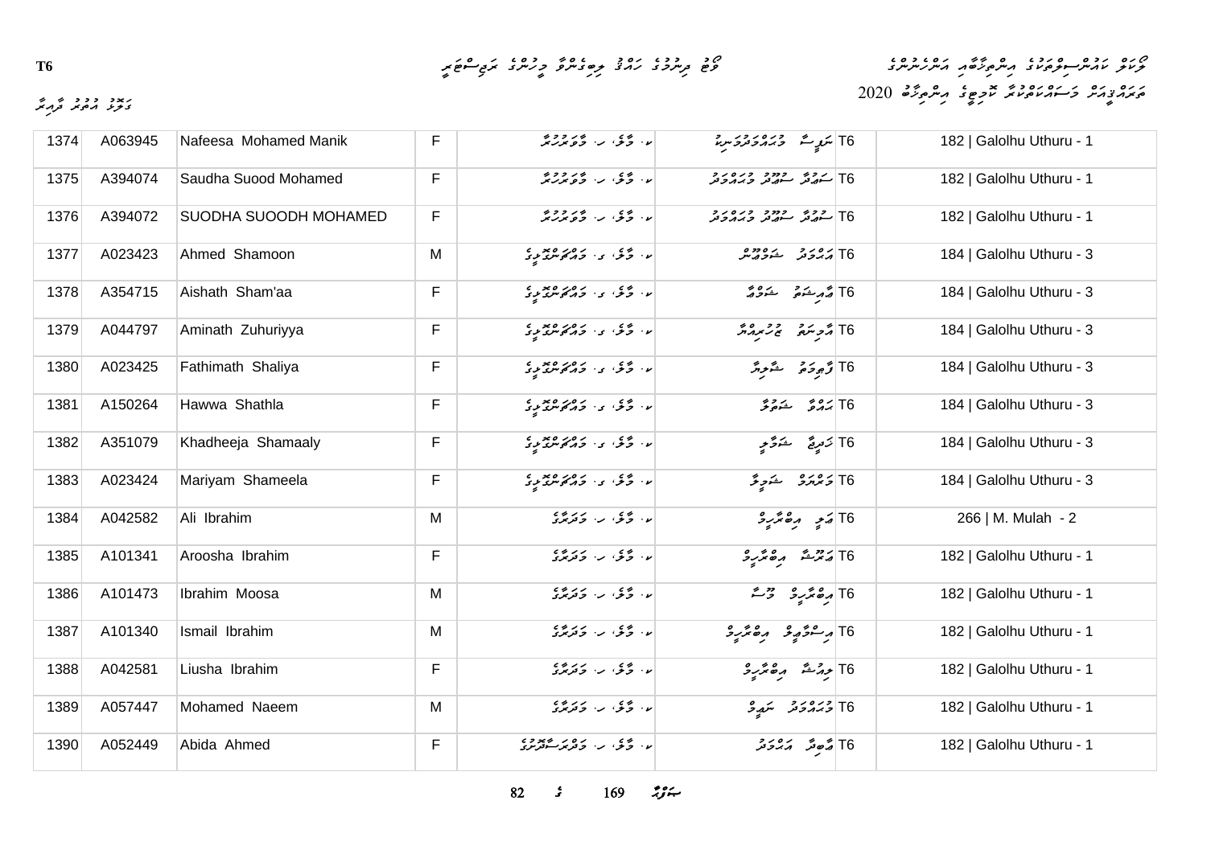| 1374 | A063945 | Nafeesa Mohamed Manik | F | ކ. ގާދޫ، ރ. މާވަރުދުން | T6 ނަފީސާ މުހައްމަދު މަނިކު | 182 \| Galolhu Uthuru - 1 |
|---|---|---|---|---|---|---|
| 1375 | A394074 | Saudha Suood Mohamed | F | ކ. ގާދޫ، ރ. މާވަރުދުން | T6 ސައުދާ ސުޢޫދު މުހައްމަދު | 182 \| Galolhu Uthuru - 1 |
| 1376 | A394072 | SUODHA SUOODH MOHAMED | F | ކ. ގާދޫ، ރ. މާވަރުދުން | T6 ސުޢޫދާ ސުޢޫދު މުހައްމަދު | 182 \| Galolhu Uthuru - 1 |
| 1377 | A023423 | Ahmed Shamoon | M | ކ. ގާދޫ، ގ. މައިހަރުނޫވިލާ | T6 އަހުމަދު ޝަމޫން | 184 \| Galolhu Uthuru - 3 |
| 1378 | A354715 | Aishath Sham'aa | F | ކ. ގާދޫ، ގ. މައިހަރުނޫވިލާ | T6 އާއިޝަތު ޝަމްޢާ | 184 \| Galolhu Uthuru - 3 |
| 1379 | A044797 | Aminath Zuhuriyya | F | ކ. ގާދޫ، ގ. މައިހަރުނޫވިލާ | T6 އާމިނަތު ޒުހުރިއްޔާ | 184 \| Galolhu Uthuru - 3 |
| 1380 | A023425 | Fathimath Shaliya | F | ކ. ގާދޫ، ގ. މައިހަރުނޫވިލާ | T6 ފާތިމަތު ޝާލިޔާ | 184 \| Galolhu Uthuru - 3 |
| 1381 | A150264 | Hawwa Shathla | F | ކ. ގާދޫ، ގ. މައިހަރުނޫވިލާ | T6 ހައްވާ ޝަތުލާ | 184 \| Galolhu Uthuru - 3 |
| 1382 | A351079 | Khadheeja Shamaaly | F | ކ. ގާދޫ، ގ. މައިހަރުނޫވިލާ | T6 ޚަދީޖާ ޝަމާލީ | 184 \| Galolhu Uthuru - 3 |
| 1383 | A023424 | Mariyam Shameela | F | ކ. ގާދޫ، ގ. މައިހަރުނޫވިލާ | T6 މަރިޔަމް ޝަމީލާ | 184 \| Galolhu Uthuru - 3 |
| 1384 | A042582 | Ali Ibrahim | M | ކ. ގާދޫ، ރ. މަދަރާ | T6 އަލި އިބްރާހީމް | 266 \| M. Mulah - 2 |
| 1385 | A101341 | Aroosha Ibrahim | F | ކ. ގާދޫ، ރ. މަދަރާ | T6 އަރޫޝާ އިބްރާހީމް | 182 \| Galolhu Uthuru - 1 |
| 1386 | A101473 | Ibrahim Moosa | M | ކ. ގާދޫ، ރ. މަދަރާ | T6 އިބްރާހީމް މޫސާ | 182 \| Galolhu Uthuru - 1 |
| 1387 | A101340 | Ismail Ibrahim | M | ކ. ގާދޫ، ރ. މަދަރާ | T6 އިސްމާޢީލް އިބްރާހީމް | 182 \| Galolhu Uthuru - 1 |
| 1388 | A042581 | Liusha Ibrahim | F | ކ. ގާދޫ، ރ. މަދަރާ | T6 ލިއުޝާ އިބްރާހީމް | 182 \| Galolhu Uthuru - 1 |
| 1389 | A057447 | Mohamed Naeem | M | ކ. ގާދޫ، ރ. މަދަރާ | T6 މުހައްމަދު ނައީމް | 182 \| Galolhu Uthuru - 1 |
| 1390 | A052449 | Abida Ahmed | F | ކ. ގާދޫ، ރ. މަދަރަސާދޫރު | T6 އާބިދާ އަހުމަދު | 182 \| Galolhu Uthuru - 1 |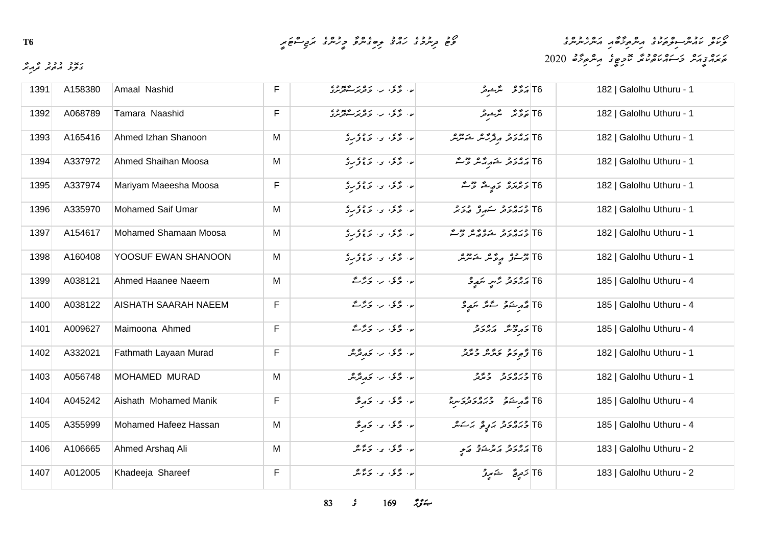| 1391 | A158380 | Amaal Nashid | F | ء· وٌوَ، ر· وَمْرَسَرْسُوْمَرْوَ | T6 مَرَّوْ سَرَّشِيمَ | 182 \| Galolhu Uthuru - 1 |
|---|---|---|---|---|---|---|
| 1392 | A068789 | Tamara Naashid | F | ء· وٌوَ، ر· وَمْرَسَرْسُوْمَرْوَ | T6 مُوَّمَّ سَرَّشِيمَ | 182 \| Galolhu Uthuru - 1 |
| 1393 | A165416 | Ahmed Izhan Shanoon | M | ء· وٌوَ، ى· وَجُووَرِی | T6 مَرْدَوْرُ مِرْمَرْ شَسْرْسْ | 182 \| Galolhu Uthuru - 1 |
| 1394 | A337972 | Ahmed Shaihan Moosa | M | ء· وٌوَ، ى· وَجُووَرِی | T6 مَرْدَوْرُ شَمِرَسْ وُسَّ | 182 \| Galolhu Uthuru - 1 |
| 1395 | A337974 | Mariyam Maeesha Moosa | F | ء· وٌوَ، ى· وَجُووَرِی | T6 وَبْرْمَرْوْ وَمِشَّ وُسَّ | 182 \| Galolhu Uthuru - 1 |
| 1396 | A335970 | Mohamed Saif Umar | M | ء· وٌوَ، ى· وَجُووَرِی | T6 وْبَرْمْدَوْرُ سَمِرْوْ مْدَوَرْ | 182 \| Galolhu Uthuru - 1 |
| 1397 | A154617 | Mohamed Shamaan Moosa | M | ء· وٌوَ، ى· وَجُووَرِی | T6 وْبَرْمْدَوْرُ شَوْمَرْسْ وُسَّ | 182 \| Galolhu Uthuru - 1 |
| 1398 | A160408 | YOOSUF EWAN SHANOON | M | ء· وٌوَ، ى· وَجُووَرِی | T6 مُرْسْوْ مِرْوَسْ شَسْرْسْ | 182 \| Galolhu Uthuru - 1 |
| 1399 | A038121 | Ahmed Haanee Naeem | M | ء· وٌوَ، ر· وَتْرَسَّ | T6 مَرْدَوْرُ رُّسِرِ سَمِرْوْ | 185 \| Galolhu Uthuru - 4 |
| 1400 | A038122 | AISHATH SAARAH NAEEM | F | ء· وٌوَ، ر· وَتْرَسَّ | T6 مَّرِشَوْمْ سَّمَرْ سَمِرْوْ | 185 \| Galolhu Uthuru - 4 |
| 1401 | A009627 | Maimoona Ahmed | F | ء· وٌوَ، ر· وَتْرَسَّ | T6 وَمِرْوُسَرْ مَرْدَوْرُ | 185 \| Galolhu Uthuru - 4 |
| 1402 | A332021 | Fathmath Layaan Murad | F | ء· وٌوَ، ر· وَمِرْمَرْسْ | T6 وَّجِوَمْ وَمَرْسْ وْمَرْمْ | 182 \| Galolhu Uthuru - 1 |
| 1403 | A056748 | MOHAMED MURAD | M | ء· وٌوَ، ر· وَمِرْمَرْسْ | T6 وْبَرْمْدَوْرُ وْمَرْمْ | 182 \| Galolhu Uthuru - 1 |
| 1404 | A045242 | Aishath Mohamed Manik | F | ء· وٌوَ، ى· وَمِرْوَّ | T6 مَّرِشَوْمْ وْبَرْمْدَوْرُوَسِرْ | 185 \| Galolhu Uthuru - 4 |
| 1405 | A355999 | Mohamed Hafeez Hassan | M | ء· وٌوَ، ى· وَمِرْوَّ | T6 وْبَرْمْدَوْرُ بَرِوِجْ بَرَسَسْ | 185 \| Galolhu Uthuru - 4 |
| 1406 | A106665 | Ahmed Arshaq Ali | M | ء· وٌوَ، ى· وَمَّسْ | T6 مَرْدَوْرُ مَرْشَوْ مَرِ | 183 \| Galolhu Uthuru - 2 |
| 1407 | A012005 | Khadeeja Shareef | F | ء· وٌوَ، ى· وَمَّسْ | T6 زَمِرِجَّ شَمِرِوْ | 183 \| Galolhu Uthuru - 2 |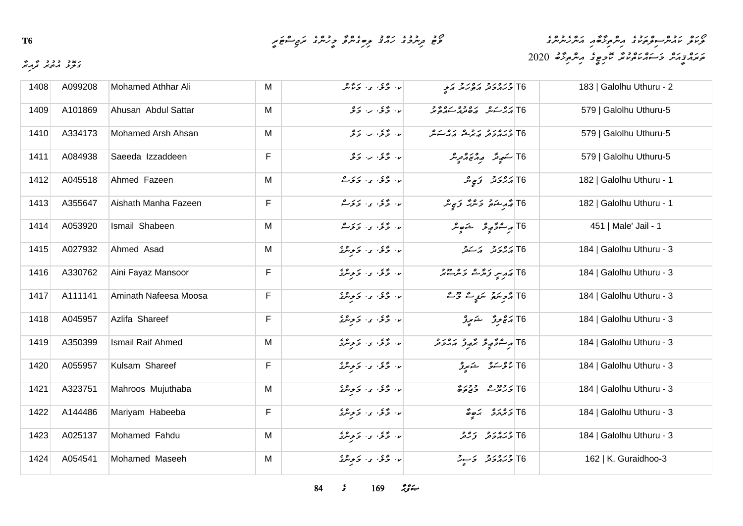| 1408 | A099208 | Mohamed Athhar Ali | M | ،، گ ځ، ی، ځنګړه | T6 ورەرو رەرو ړې | 183 \| Galolhu Uthuru - 2 |
|---|---|---|---|---|---|---|
| 1409 | A101869 | Ahusan Abdul Sattar | M | ،، گ ځ، ر، ځڅ | T6 ړېرسر ړه ده سره د | 579 \| Galolhu Uthuru-5 |
| 1410 | A334173 | Mohamed Arsh Ahsan | M | ،، گ ځ، ر، ځڅ | T6 ورەرو ړېرش ړېرسر | 579 \| Galolhu Uthuru-5 |
| 1411 | A084938 | Saeeda Izzaddeen | F | ،، گ ځ، ر، ځڅ | T6 سەپىر مەھمەترىس | 579 \| Galolhu Uthuru-5 |
| 1412 | A045518 | Ahmed Fazeen | M | ،، گ ځ، ی، ځنځر | T6 ړېرونر ترېږېر | 182 \| Galolhu Uthuru - 1 |
| 1413 | A355647 | Aishath Manha Fazeen | F | ،، گ ځ، ی، ځنځر | T6 مەرشەھ ترىرى ترېږىر | 182 \| Galolhu Uthuru - 1 |
| 1414 | A053920 | Ismail Shabeen | M | ،، گ ځ، ی، ځنځر | T6 مەسىرگەي شەھىر | 451 \| Male' Jail - 1 |
| 1415 | A027932 | Ahmed Asad | M | ،، گ ځ، ی، ځوسې | T6 ړېرونر ړسنر | 184 \| Galolhu Uthuru - 3 |
| 1416 | A330762 | Aini Fayaz Mansoor | F | ،، گ ځ، ی، ځوسې | T6 ړېرسر ترېژى ترسرسي | 184 \| Galolhu Uthuru - 3 |
| 1417 | A111141 | Aminath Nafeesa Moosa | F | ،، گ ځ، ی، ځوسې | T6 مەجىسى سَرپسە دىسە | 184 \| Galolhu Uthuru - 3 |
| 1418 | A045957 | Azlifa Shareef | F | ،، گ ځ، ی، ځوسې | T6 مەنجوتر ھەمپەر | 184 \| Galolhu Uthuru - 3 |
| 1419 | A350399 | Ismail Raif Ahmed | M | ،، گ ځ، ی، ځوسې | T6 مەسىرگەي بىمەنو مەبرونر | 184 \| Galolhu Uthuru - 3 |
| 1420 | A055957 | Kulsam Shareef | F | ،، گ ځ، ی، ځوسې | T6 ئوسىمو ھەمپەر | 184 \| Galolhu Uthuru - 3 |
| 1421 | A323751 | Mahroos Mujuthaba | M | ،، گ ځ، ی، ځوسې | T6 ترىرىر ترەرە | 184 \| Galolhu Uthuru - 3 |
| 1422 | A144486 | Mariyam Habeeba | F | ،، گ ځ، ی، ځوسې | T6 ترىرىرو رەھ | 184 \| Galolhu Uthuru - 3 |
| 1423 | A025137 | Mohamed Fahdu | M | ،، گ ځ، ی، ځوسې | T6 ورەرو ترىرتر | 184 \| Galolhu Uthuru - 3 |
| 1424 | A054541 | Mohamed Maseeh | M | ،، گ ځ، ی، ځوسې | T6 ورەرو ترسىر | 162 \| K. Guraidhoo-3 |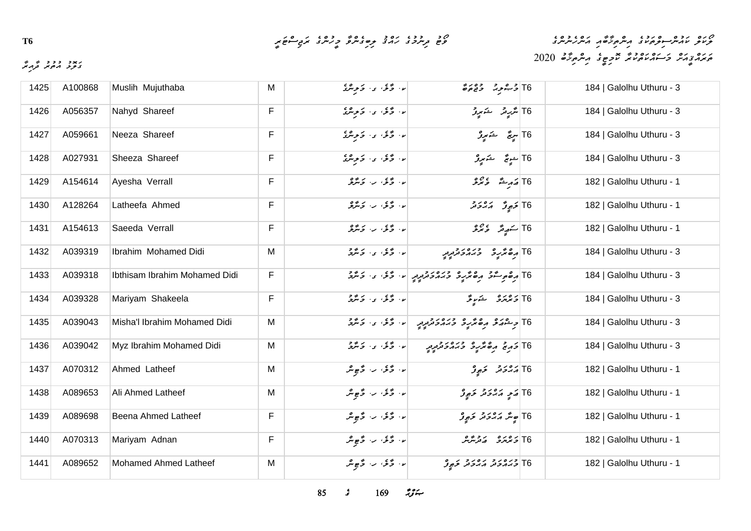| 1425 | A100868 | Muslih Mujuthaba | M | ﻻ، ﮔﯔ، ﯼ، ﻛَﻮِﺷْﻨُﮕ | T6 ﻭُﺳْﻠِﺢ ﻣُﺠْﺘَﺒَﺎ | 184 \| Galolhu Uthuru - 3 |
|---|---|---|---|---|---|---|
| 1426 | A056357 | Nahyd Shareef | F | ﻻ، ﮔﯔ، ﯼ، ﻛَﻮِﺷْﻨُﮕ | T6 ﻧَﺎﻫِﻴْﺪ ﺷَﺮِﻳْﻒ | 184 \| Galolhu Uthuru - 3 |
| 1427 | A059661 | Neeza Shareef | F | ﻻ، ﮔﯔ، ﯼ، ﻛَﻮِﺷْﻨُﮕ | T6 ﻧِﻴْﺰَﺍ ﺷَﺮِﻳْﻒ | 184 \| Galolhu Uthuru - 3 |
| 1428 | A027931 | Sheeza Shareef | F | ﻻ، ﮔﯔ، ﯼ، ﻛَﻮِﺷْﻨُﮕ | T6 ﺷِﻴْﺰَﺍ ﺷَﺮِﻳْﻒ | 184 \| Galolhu Uthuru - 3 |
| 1429 | A154614 | Ayesha Verrall | F | ﻻ، ﮔﯔ، ﺭ، ﻭَﺭَﺍﻝ | T6 ﺃَﻳِﺸَﺎ ﻭَﺭَﺍﻝ | 182 \| Galolhu Uthuru - 1 |
| 1430 | A128264 | Latheefa Ahmed | F | ﻻ، ﮔﯔ، ﺭ، ﻭَﺭَﺍﻝ | T6 ﻟَﻄِﻴْﻔَﺎ ﺃَﺣْﻤَﺪ | 182 \| Galolhu Uthuru - 1 |
| 1431 | A154613 | Saeeda Verrall | F | ﻻ، ﮔﯔ، ﺭ، ﻭَﺭَﺍﻝ | T6 ﺳَﻌِﻴْﺪَﺍ ﻭَﺭَﺍﻝ | 182 \| Galolhu Uthuru - 1 |
| 1432 | A039319 | Ibrahim Mohamed Didi | M | ﻻ، ﮔﯔ، ﯼ، ﻭَﺭُﺩ | T6 ﺇِﺑْﺮَﺍﻫِﻴْﻢ ﻣُﺤَﻤَّﺪ ﺩِﻳْﺪِﻱ | 184 \| Galolhu Uthuru - 3 |
| 1433 | A039318 | Ibthisam Ibrahim Mohamed Didi | F | ﻻ، ﮔﯔ، ﯼ، ﻭَﺭُﺩ | T6 ﺇِﺑْﺘِﺴَﺎﻡ ﺇِﺑْﺮَﺍﻫِﻴْﻢ ﻣُﺤَﻤَّﺪ ﺩِﻳْﺪِﻱ | 184 \| Galolhu Uthuru - 3 |
| 1434 | A039328 | Mariyam Shakeela | F | ﻻ، ﮔﯔ، ﯼ، ﻭَﺭُﺩ | T6 ﻣَﺮْﻳَﻢ ﺷَﻜِﻴْﻠَﺎ | 184 \| Galolhu Uthuru - 3 |
| 1435 | A039043 | Misha'l Ibrahim Mohamed Didi | M | ﻻ، ﮔﯔ، ﯼ، ﻭَﺭُﺩ | T6 ﻣِﺸْﻌَﻞ ﺇِﺑْﺮَﺍﻫِﻴْﻢ ﻣُﺤَﻤَّﺪ ﺩِﻳْﺪِﻱ | 184 \| Galolhu Uthuru - 3 |
| 1436 | A039042 | Myz Ibrahim Mohamed Didi | M | ﻻ، ﮔﯔ، ﯼ، ﻭَﺭُﺩ | T6 ﻣَﺎﻳِﺰ ﺇِﺑْﺮَﺍﻫِﻴْﻢ ﻣُﺤَﻤَّﺪ ﺩِﻳْﺪِﻱ | 184 \| Galolhu Uthuru - 3 |
| 1437 | A070312 | Ahmed Latheef | M | ﻻ، ﮔﯔ، ﺭ، ﻭَﮔِﻦ | T6 ﺃَﺣْﻤَﺪ ﻟَﻄِﻴْﻒ | 182 \| Galolhu Uthuru - 1 |
| 1438 | A089653 | Ali Ahmed Latheef | M | ﻻ، ﮔﯔ، ﺭ، ﻭَﮔِﻦ | T6 ﻋَﻠِﻲ ﺃَﺣْﻤَﺪ ﻟَﻄِﻴْﻒ | 182 \| Galolhu Uthuru - 1 |
| 1439 | A089698 | Beena Ahmed Latheef | F | ﻻ، ﮔﯔ، ﺭ، ﻭَﮔِﻦ | T6 ﺑِﻴْﻨَﺎ ﺃَﺣْﻤَﺪ ﻟَﻄِﻴْﻒ | 182 \| Galolhu Uthuru - 1 |
| 1440 | A070313 | Mariyam Adnan | F | ﻻ، ﮔﯔ، ﺭ، ﻭَﮔِﻦ | T6 ﻣَﺮْﻳَﻢ ﻋَﺪْﻧَﺎﻥ | 182 \| Galolhu Uthuru - 1 |
| 1441 | A089652 | Mohamed Ahmed Latheef | M | ﻻ، ﮔﯔ، ﺭ، ﻭَﮔِﻦ | T6 ﻣُﺤَﻤَّﺪ ﺃَﺣْﻤَﺪ ﻟَﻄِﻴْﻒ | 182 \| Galolhu Uthuru - 1 |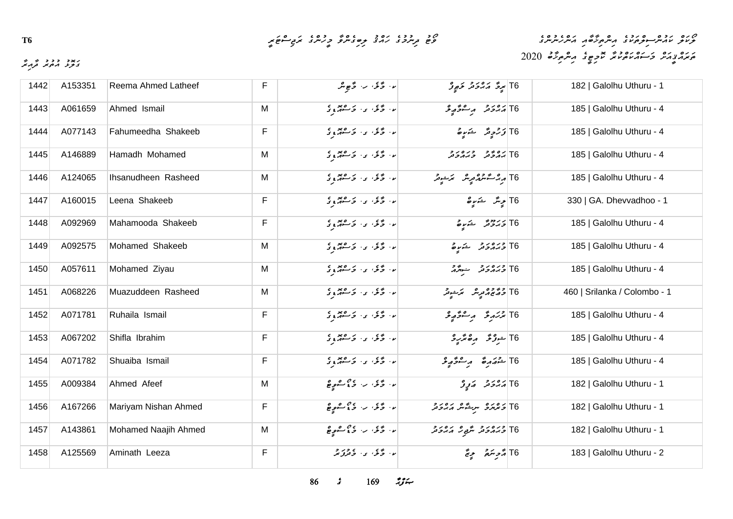| 1442 | A153351 | Reema Ahmed Latheef | F | ר. ڴڴ، ر. ڴڴڝڔ | T6 ﺑﺮﯨﺪ ﻣﺮﻣﺮﺩ ﻛﯩﺮﻭ | 182 \| Galolhu Uthuru - 1 |
|---|---|---|---|---|---|---|
| 1443 | A061659 | Ahmed Ismail | M | ر. ڴڴ، ی. ڴڛڴڴی | T6 ﻣﺮﺩﻭﺩ ﻣﺮﺳﻮﺩﻣﺮﻭ | 185 \| Galolhu Uthuru - 4 |
| 1444 | A077143 | Fahumeedha Shakeeb | F | ر. ڴڴ، ی. ڴڛڴڴی | T6 ﺗﻮﺭﺩﻭﺗﺮ ﺷﻤﺮﻭ | 185 \| Galolhu Uthuru - 4 |
| 1445 | A146889 | Hamadh Mohamed | M | ر. ڴڴ، ی. ڴڛڴڴی | T6 ﺑﺮﺩﻭﺗﺮ ﺩﺑﺮﻣﺮﺩ | 185 \| Galolhu Uthuru - 4 |
| 1446 | A124065 | Ihsanudheen Rasheed | M | ر. ڴڴ، ی. ڴڛڴڴی | T6 ﻣﺮﺑﺮﺳﻮﺗﺮﻣﺮﻣﺮﺑﺮ ﺑﺮﺷﻮﺗﺮ | 185 \| Galolhu Uthuru - 4 |
| 1447 | A160015 | Leena Shakeeb | F | ر. ڴڴ، ی. ڴڛڴڴی | T6 ﻣﺮﺑﺮ ﺷﻤﺮﻭ | 330 \| GA. Dhevvadhoo - 1 |
| 1448 | A092969 | Mahamooda Shakeeb | F | ر. ڴڴ، ی. ڴڛڴڴی | T6 ﺩﺑﺮﺩﺗﺮ ﺷﻤﺮﻭ | 185 \| Galolhu Uthuru - 4 |
| 1449 | A092575 | Mohamed Shakeeb | M | ر. ڴڴ، ی. ڴڛڴڴی | T6 ﺩﺑﺮﻣﺮﺩ ﺷﻤﺮﻭ | 185 \| Galolhu Uthuru - 4 |
| 1450 | A057611 | Mohamed Ziyau | M | ر. ڴڴ، ی. ڴڛڴڴی | T6 ﺩﺑﺮﻣﺮﺩ ﺳﻮﺗﺮﻣﺮ | 185 \| Galolhu Uthuru - 4 |
| 1451 | A068226 | Muazuddeen Rasheed | M | ر. ڴڴ، ی. ڴڛڴڴی | T6 ﺩﻣﺮﺗﺮﻣﺮﻣﺮﺑﺮ ﺑﺮﺷﻮﺗﺮ | 460 \| Srilanka / Colombo - 1 |
| 1452 | A071781 | Ruhaila Ismail | F | ر. ڴڴ، ی. ڴڛڴڴی | T6 ﺑﺮﺑﺮﻣﺮﻭ ﻣﺮﺳﻮﺩﻣﺮﻭ | 185 \| Galolhu Uthuru - 4 |
| 1453 | A067202 | Shifla Ibrahim | F | ر. ڴڴ، ی. ڴڛڴڴی | T6 ﺷﻮﺗﺮﻭ ﻣﺮﻣﺮﺑﺮﺩ | 185 \| Galolhu Uthuru - 4 |
| 1454 | A071782 | Shuaiba Ismail | F | ر. ڴڴ، ی. ڴڛڴڴی | T6 ﺷﻮﻣﺮﻣﺮﻣﺮ ﻣﺮﺳﻮﺩﻣﺮﻭ | 185 \| Galolhu Uthuru - 4 |
| 1455 | A009384 | Ahmed Afeef | M | ر. ڴڴ، ر. ڴڴڛڴڴ | T6 ﻣﺮﺩﻭﺩ ﻣﺮﻭﺗﺮ | 182 \| Galolhu Uthuru - 1 |
| 1456 | A167266 | Mariyam Nishan Ahmed | F | ر. ڴڴ، ر. ڴڴڛڴڴ | T6 ﺩﺑﺮﻣﺮﺩ ﺳﺮﺷﻮﺗﺮ ﻣﺮﺩﻭﺩ | 182 \| Galolhu Uthuru - 1 |
| 1457 | A143861 | Mohamed Naajih Ahmed | M | ر. ڴڴ، ر. ڴڴڛڴڴ | T6 ﺩﺑﺮﻣﺮﺩ ﺳﺮﻣﺮﺑﺮ ﻣﺮﺩﻭﺩ | 182 \| Galolhu Uthuru - 1 |
| 1458 | A125569 | Aminath Leeza | F | ر. ڴڴ، ی. ڴڴڴڴ | T6 ﻣﺮﺩﺑﺮﻣﺮ ﻣﺮﻣﺮ | 183 \| Galolhu Uthuru - 2 |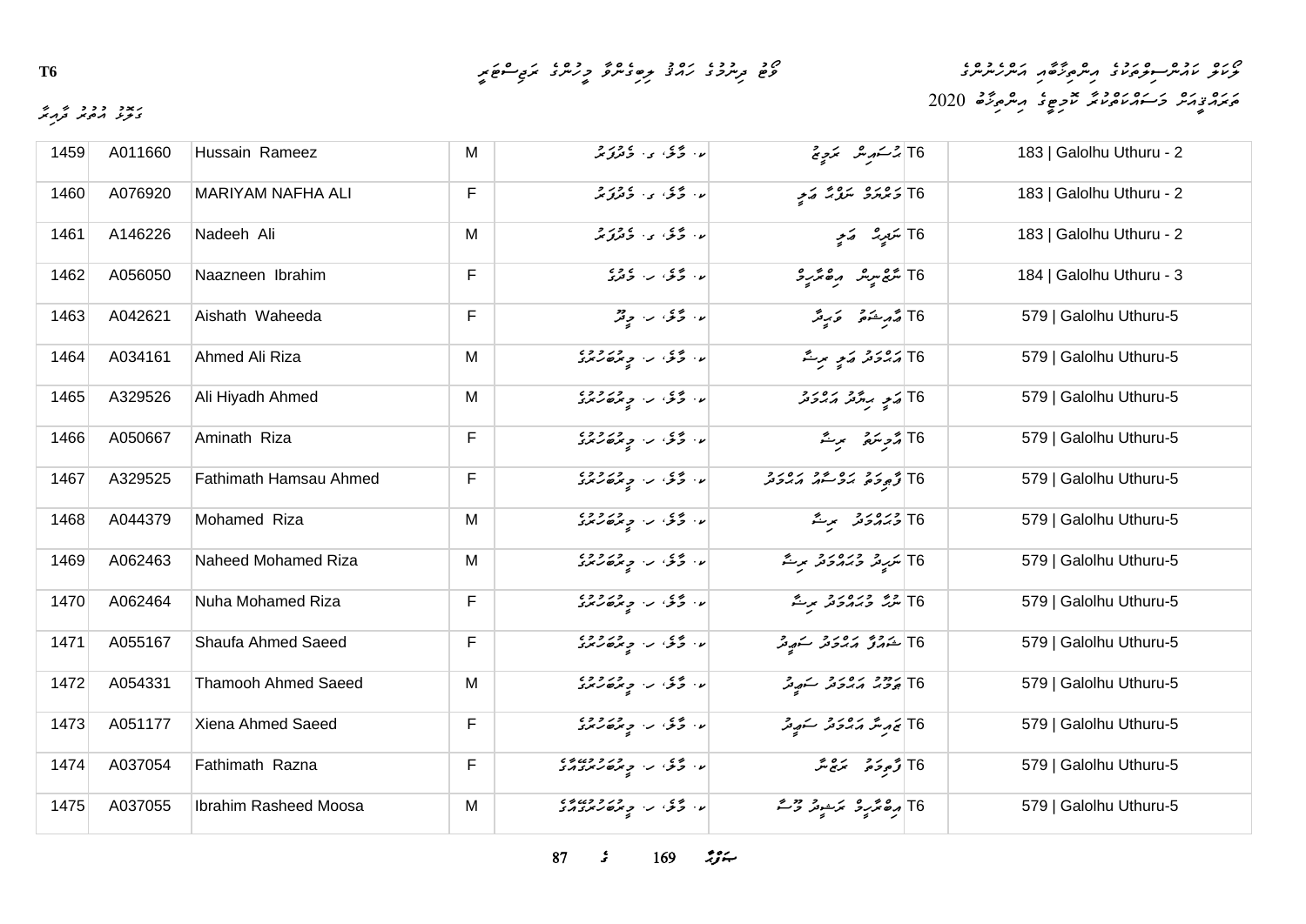| 1459 | A011660 | Hussain Rameez | M | ، ގާލޮ، ގ، ގުރޫދަރަ | T6 ޙުސައިން ރަމީޒު | 183 \| Galolhu Uthuru - 2 |
|---|---|---|---|---|---|---|
| 1460 | A076920 | MARIYAM NAFHA ALI | F | ، ގާލޮ، ގ، ގުރޫދަރަ | T6 މަރިޔަމް ނަފްހާ ޢަލީ | 183 \| Galolhu Uthuru - 2 |
| 1461 | A146226 | Nadeeh Ali | M | ، ގާލޮ، ގ، ގުރޫދަރަ | T6 ނަދީހު ޢަލީ | 183 \| Galolhu Uthuru - 2 |
| 1462 | A056050 | Naazneen Ibrahim | F | ، ގާލޮ، ސ، ގުރޫ | T6 ނާޒްނީން އިބްރާހީމް | 184 \| Galolhu Uthuru - 3 |
| 1463 | A042621 | Aishath Waheeda | F | ، ގާލޮ، ސ، ވިލާ | T6 އައިޝަތު ވަހީދާ | 579 \| Galolhu Uthuru-5 |
| 1464 | A034161 | Ahmed Ali Riza | M | ، ގާލޮ، ސ، ވިލާބަހާރު | T6 އަޙްމަދު ޢަލީ ރިޟާ | 579 \| Galolhu Uthuru-5 |
| 1465 | A329526 | Ali Hiyadh Ahmed | M | ، ގާލޮ، ސ، ވިލާބަހާރު | T6 ޢަލީ ހިޔާދު އަޙްމަދު | 579 \| Galolhu Uthuru-5 |
| 1466 | A050667 | Aminath Riza | F | ، ގާލޮ، ސ، ވިލާބަހާރު | T6 އާމިނަތު ރިޟާ | 579 \| Galolhu Uthuru-5 |
| 1467 | A329525 | Fathimath Hamsau Ahmed | F | ، ގާލޮ، ސ، ވިލާބަހާރު | T6 ފާތިމަތު ހަމްސާއު އަޙްމަދު | 579 \| Galolhu Uthuru-5 |
| 1468 | A044379 | Mohamed Riza | M | ، ގާލޮ، ސ، ވިލާބަހާރު | T6 މުޙައްމަދު ރިޟާ | 579 \| Galolhu Uthuru-5 |
| 1469 | A062463 | Naheed Mohamed Riza | M | ، ގާލޮ، ސ، ވިލާބަހާރު | T6 ނަހީދު މުޙައްމަދު ރިޟާ | 579 \| Galolhu Uthuru-5 |
| 1470 | A062464 | Nuha Mohamed Riza | F | ، ގާލޮ، ސ، ވިލާބަހާރު | T6 ނުހާ މުޙައްމަދު ރިޟާ | 579 \| Galolhu Uthuru-5 |
| 1471 | A055167 | Shaufa Ahmed Saeed | F | ، ގާލޮ، ސ، ވިލާބަހާރު | T6 ޝައުފާ އަޙްމަދު ސައީދު | 579 \| Galolhu Uthuru-5 |
| 1472 | A054331 | Thamooh Ahmed Saeed | M | ، ގާލޮ، ސ، ވިލާބަހާރު | T6 ޠަމޫޙު އަޙްމަދު ސައީދު | 579 \| Galolhu Uthuru-5 |
| 1473 | A051177 | Xiena Ahmed Saeed | F | ، ގާލޮ، ސ، ވިލާބަހާރު | T6 ޒިއިނާ އަޙްމަދު ސައީދު | 579 \| Galolhu Uthuru-5 |
| 1474 | A037054 | Fathimath Razna | F | ، ގާލޮ، ސ، ވިލާބަހާރުގެއަށް | T6 ފާތިމަތު ރަޒްނާ | 579 \| Galolhu Uthuru-5 |
| 1475 | A037055 | Ibrahim Rasheed Moosa | M | ، ގާލޮ، ސ، ވިލާބަހާރުގެއަށް | T6 އިބްރާހީމް ރަޝީދު މޫސާ | 579 \| Galolhu Uthuru-5 |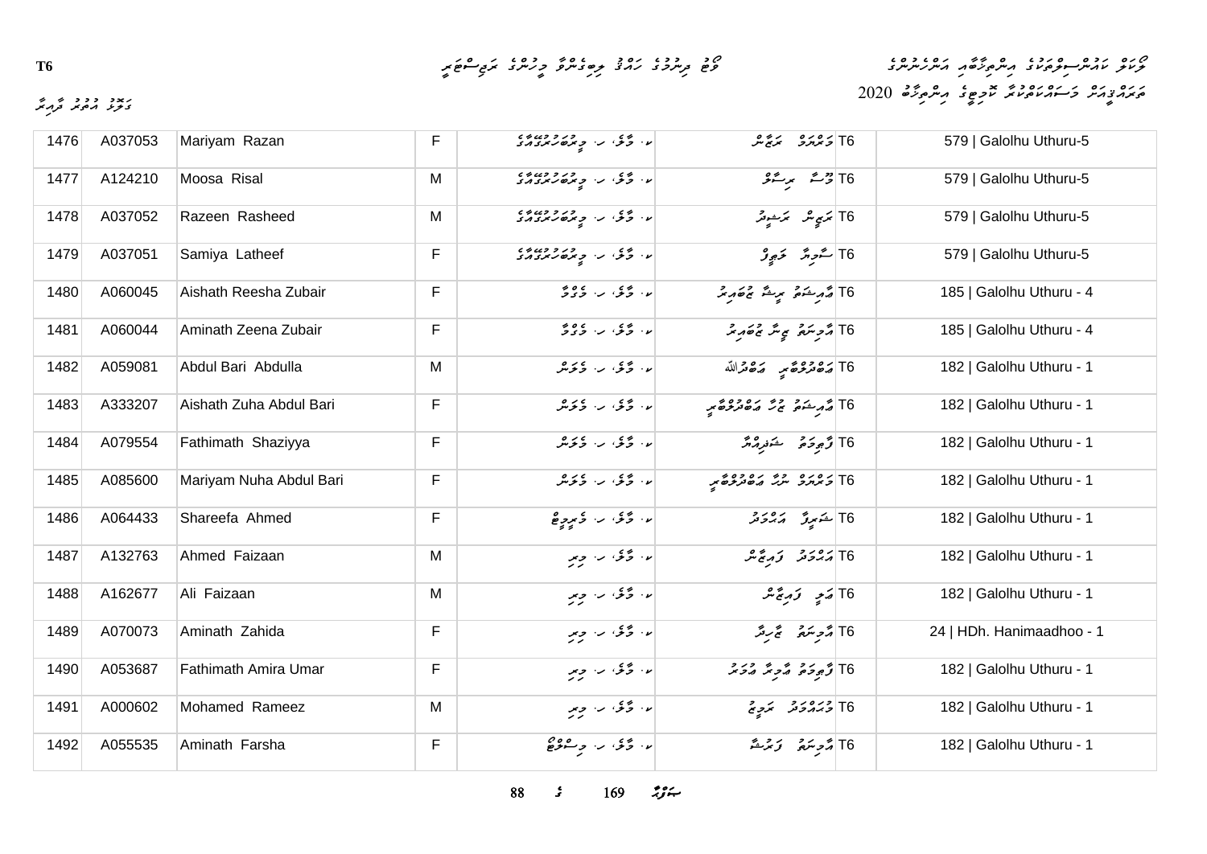| 1476 | A037053 | Mariyam Razan | F | ކ. މާލެ، ހ. ޖީޑަބްލިޔުބެރީސް | T6 މަރިޔަމް ރަޒާން | 579 \| Galolhu Uthuru-5 |
|---|---|---|---|---|---|---|
| 1477 | A124210 | Moosa Risal | M | ކ. މާލެ، ހ. ޖީޑަބްލިޔުބެރީސް | T6 މޫސާ ރިސާލް | 579 \| Galolhu Uthuru-5 |
| 1478 | A037052 | Razeen Rasheed | M | ކ. މާލެ، ހ. ޖީޑަބްލިޔުބެރީސް | T6 ރަޒީން ރަޝީދު | 579 \| Galolhu Uthuru-5 |
| 1479 | A037051 | Samiya Latheef | F | ކ. މާލެ، ހ. ޖީޑަބްލިޔުބެރީސް | T6 ސާމިޔާ ލަޠީފު | 579 \| Galolhu Uthuru-5 |
| 1480 | A060045 | Aishath Reesha Zubair | F | ކ. މާލެ، ހ. ގުލްމާ | T6 އާއިޝަތު ރީޝާ ޒުބައިރު | 185 \| Galolhu Uthuru - 4 |
| 1481 | A060044 | Aminath Zeena Zubair | F | ކ. މާލެ، ހ. ގުލްމާ | T6 އާމިނަތު ޒީނާ ޒުބައިރު | 185 \| Galolhu Uthuru - 4 |
| 1482 | A059081 | Abdul Bari Abdulla | M | ކ. މާލެ، ހ. ގުލަން | T6 އަބްދުލްބާރީ އަބްދުﷲ | 182 \| Galolhu Uthuru - 1 |
| 1483 | A333207 | Aishath Zuha Abdul Bari | F | ކ. މާލެ، ހ. ގުލަން | T6 އާއިޝަތު ޒުހާ އަބްދުލްބާރީ | 182 \| Galolhu Uthuru - 1 |
| 1484 | A079554 | Fathimath Shaziyya | F | ކ. މާލެ، ހ. ގުލަން | T6 ފާތިމަތު ޝާޒިއްޔާ | 182 \| Galolhu Uthuru - 1 |
| 1485 | A085600 | Mariyam Nuha Abdul Bari | F | ކ. މާލެ، ހ. ގުލަން | T6 މަރިޔަމް ނުހާ އަބްދުލްބާރީ | 182 \| Galolhu Uthuru - 1 |
| 1486 | A064433 | Shareefa Ahmed | F | ކ. މާލެ، ހ. ގުރީނިޗް | T6 ޝަރީފާ އަޙްމަދު | 182 \| Galolhu Uthuru - 1 |
| 1487 | A132763 | Ahmed Faizaan | M | ކ. މާލެ، ހ. ޖިނި | T6 އަޙްމަދު ފައިޒާން | 182 \| Galolhu Uthuru - 1 |
| 1488 | A162677 | Ali Faizaan | M | ކ. މާލެ، ހ. ޖިނި | T6 އަލި ފައިޒާން | 182 \| Galolhu Uthuru - 1 |
| 1489 | A070073 | Aminath Zahida | F | ކ. މާލެ، ހ. ޖިނި | T6 އާމިނަތު ޒާހިދާ | 24 \| HDh. Hanimaadhoo - 1 |
| 1490 | A053687 | Fathimath Amira Umar | F | ކ. މާލެ، ހ. ޖިނި | T6 ފާތިމަތު އާމިރާ އުމަރު | 182 \| Galolhu Uthuru - 1 |
| 1491 | A000602 | Mohamed Rameez | M | ކ. މާލެ، ހ. ޖިނި | T6 މުޙައްމަދު ރަމީޒު | 182 \| Galolhu Uthuru - 1 |
| 1492 | A055535 | Aminath Farsha | F | ކ. މާލެ، ހ. ޖިސްމިންޗް | T6 އާމިނަތު ފަރުޝާ | 182 \| Galolhu Uthuru - 1 |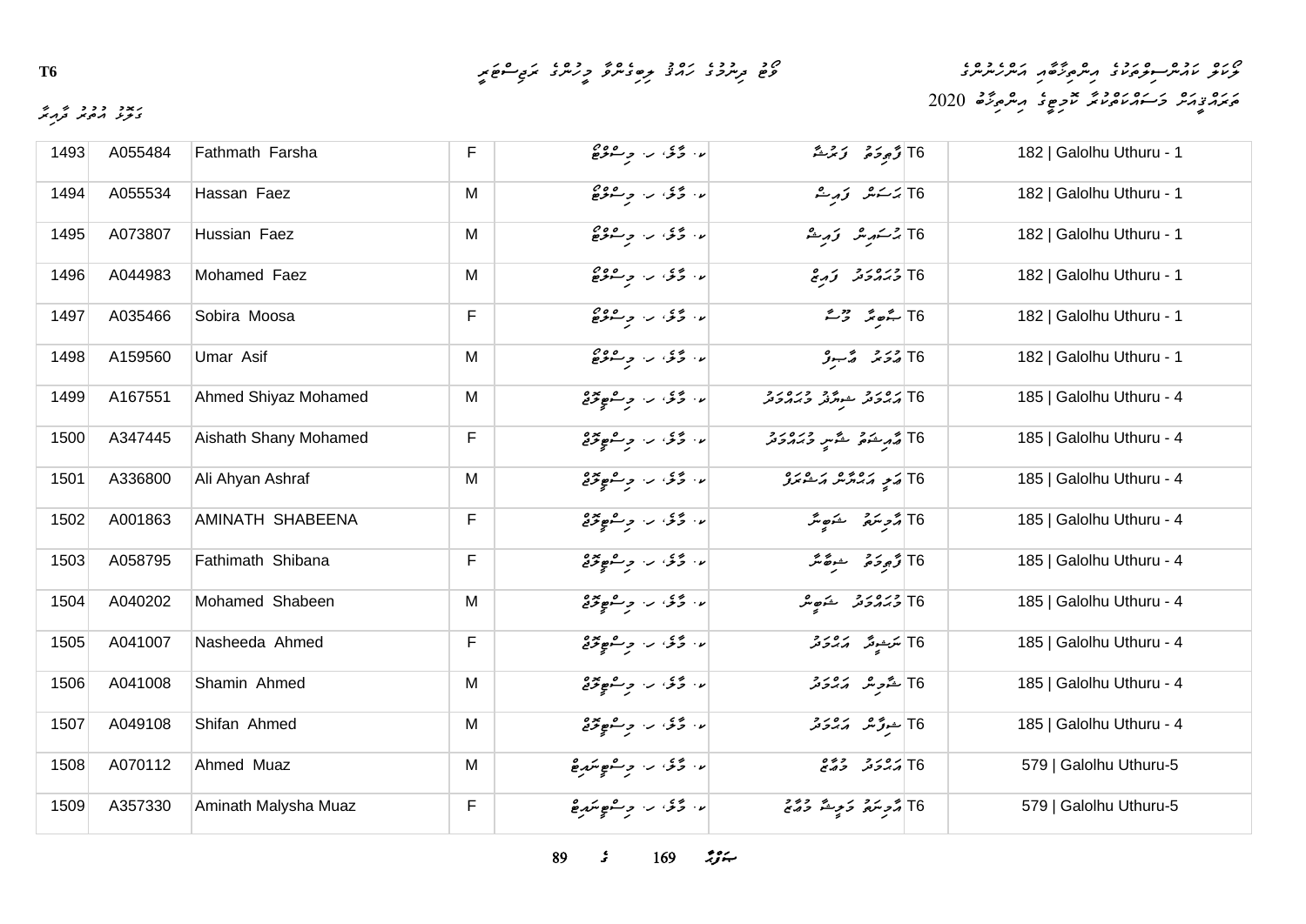| 1493 | A055484 | Fathmath Farsha | F | ﺭ. ﮔﻮ، ﺭ. ﻭﯨﺴﯩﻮﮔﻰ | T6 ﺯََﻬﻮِﺩَﻣﻰ ﺯَﺑﺮَﺷﺎ | 182 \| Galolhu Uthuru - 1 |
|---|---|---|---|---|---|---|
| 1494 | A055534 | Hassan Faez | M | ﺭ. ﮔﻮ، ﺭ. ﻭﯨﺴﯩﻮﮔﻰ | T6 ﺑَﺮَﺳَﻨ ﺯَﻣِﺸ | 182 \| Galolhu Uthuru - 1 |
| 1495 | A073807 | Hussian Faez | M | ﺭ. ﮔﻮ، ﺭ. ﻭﯨﺴﯩﻮﮔﻰ | T6 ﺑُﺴَﻬِﺮِﻧ ﺯَﻣِﺸ | 182 \| Galolhu Uthuru - 1 |
| 1496 | A044983 | Mohamed Faez | M | ﺭ. ﮔﻮ، ﺭ. ﻭﯨﺴﯩﻮﮔﻰ | T6 ﺩﯨﺒَﺮﻩﺩَﺑﺮ ﺯَﻣِﻎ | 182 \| Galolhu Uthuru - 1 |
| 1497 | A035466 | Sobira Moosa | F | ﺭ. ﮔﻮ، ﺭ. ﻭﯨﺴﯩﻮﮔﻰ | T6 ﺳُﻮﮬِﻧ ﺩﯨﺳ | 182 \| Galolhu Uthuru - 1 |
| 1498 | A159560 | Umar Asif | M | ﺭ. ﮔﻮ، ﺭ. ﻭﯨﺴﯩﻮﮔﻰ | T6 ﻣُﺩَﺑﺮ ﻣُﺴِﻮﻭ | 182 \| Galolhu Uthuru - 1 |
| 1499 | A167551 | Ahmed Shiyaz Mohamed | M | ﺭ. ﮔﻮ، ﺭ. ﻭﯨﺴﯩﻮﮬِﻮﮔﻰ | T6 ﻣَﺮﻩﺩَﺑﺮ ﺷِﻮﻣَﺰﺩ ﺩﯨﺒَﺮﻩﺩَﺑﺮ | 185 \| Galolhu Uthuru - 4 |
| 1500 | A347445 | Aishath Shany Mohamed | F | ﺭ. ﮔﻮ، ﺭ. ﻭﯨﺴﯩﻮﮬِﻮﮔﻰ | T6 ﻣُﻬِﺮﺷَﻮﻣ ﺷُﻬِﺲ ﺩﯨﺒَﺮﻩﺩَﺑﺮ | 185 \| Galolhu Uthuru - 4 |
| 1501 | A336800 | Ali Ahyan Ashraf | M | ﺭ. ﮔﻮ، ﺭ. ﻭﯨﺴﯩﻮﮬِﻮﮔﻰ | T6 ﻣَﻌِ ﻣَﺮﻩﺩَﺑﺮ ﻣَﺸﻪﻣَﺮﻭ | 185 \| Galolhu Uthuru - 4 |
| 1502 | A001863 | AMINATH SHABEENA | F | ﺭ. ﮔﻮ، ﺭ. ﻭﯨﺴﯩﻮﮬِﻮﮔﻰ | T6 ﻣُﺩِﺳَﻬِﻣ ﺷَﻬِﺼِﻧ | 185 \| Galolhu Uthuru - 4 |
| 1503 | A058795 | Fathimath Shibana | F | ﺭ. ﮔﻮ، ﺭ. ﻭﯨﺴﯩﻮﮬِﻮﮔﻰ | T6 ﺯََﻬﻮِﺩَﻣﻰ ﺷِﻮﮬُﻧ | 185 \| Galolhu Uthuru - 4 |
| 1504 | A040202 | Mohamed Shabeen | M | ﺭ. ﮔﻮ، ﺭ. ﻭﯨﺴﯩﻮﮬِﻮﮔﻰ | T6 ﺩﯨﺒَﺮﻩﺩَﺑﺮ ﺷَﻬِﺼِﻧ | 185 \| Galolhu Uthuru - 4 |
| 1505 | A041007 | Nasheeda Ahmed | F | ﺭ. ﮔﻮ، ﺭ. ﻭﯨﺴﯩﻮﮬِﻮﮔﻰ | T6 ﺳَﺮﺷِﻮﻣ ﻣَﺮﻩﺩَﺑﺮ | 185 \| Galolhu Uthuru - 4 |
| 1506 | A041008 | Shamin Ahmed | M | ﺭ. ﮔﻮ، ﺭ. ﻭﯨﺴﯩﻮﮬِﻮﮔﻰ | T6 ﺷُﻮِﻧ ﻣَﺮﻩﺩَﺑﺮ | 185 \| Galolhu Uthuru - 4 |
| 1507 | A049108 | Shifan Ahmed | M | ﺭ. ﮔﻮ، ﺭ. ﻭﯨﺴﯩﻮﮬِﻮﮔﻰ | T6 ﺷِﻮﺯُﻧ ﻣَﺮﻩﺩَﺑﺮ | 185 \| Galolhu Uthuru - 4 |
| 1508 | A070112 | Ahmed Muaz | M | ﺭ. ﮔﻮ، ﺭ. ﻭﯨﺴﯩﻮﮬِﻮﺳَﻤِﻎ | T6 ﻣَﺮﻩﺩَﺑﺮ ﺩُﻣُّﻎ | 579 \| Galolhu Uthuru-5 |
| 1509 | A357330 | Aminath Malysha Muaz | F | ﺭ. ﮔﻮ، ﺭ. ﻭﯨﺴﯩﻮﮬِﻮﺳَﻤِﻎ | T6 ﻣُﺩِﺳَﻬِﻣ ﺩَﻣِﺷُ ﺩُﻣُّﻎ | 579 \| Galolhu Uthuru-5 |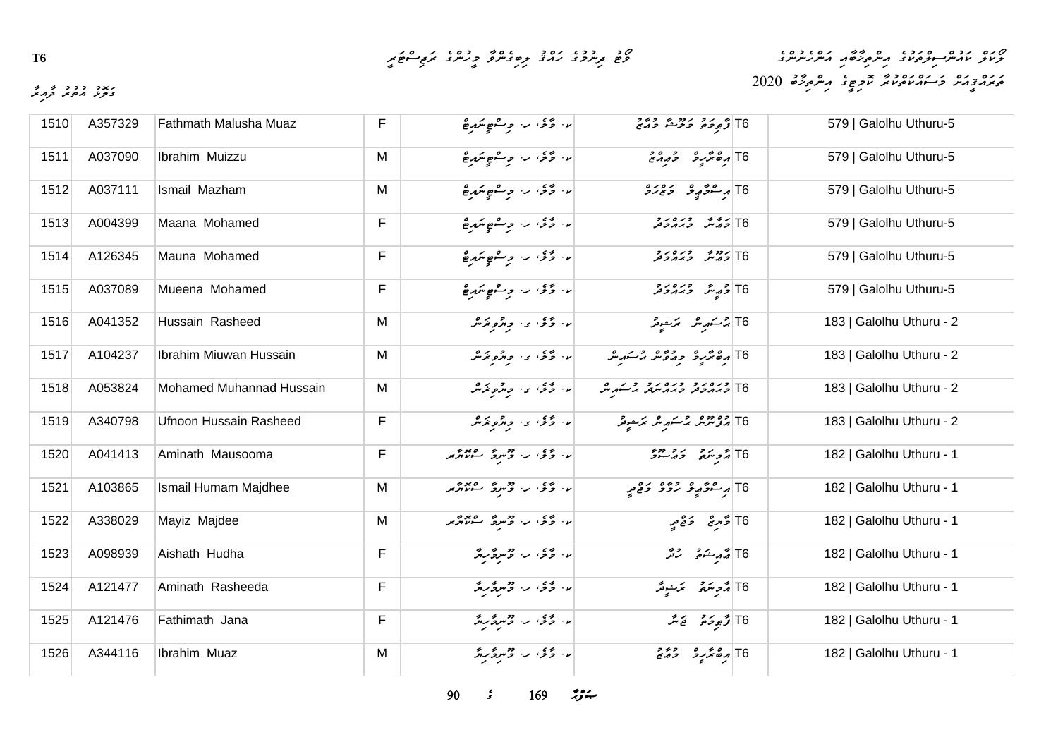| 1510 | A357329 | Fathmath Malusha Muaz | F | ށ. މާލ، ހ. މިސްތީނަރު | T6 ފާތިމަތު މަލޫޝާ މުއާޒު | 579 \| Galolhu Uthuru-5 |
|---|---|---|---|---|---|---|
| 1511 | A037090 | Ibrahim Muizzu | M | ށ. މާލ، ހ. މިސްތީނަރު | T6 އިބްރާހީމް މުޢިއްޒު | 579 \| Galolhu Uthuru-5 |
| 1512 | A037111 | Ismail Mazham | M | ށ. މާލ، ހ. މިސްތީނަރު | T6 އިސްމާޢީލް މަޒްހަމް | 579 \| Galolhu Uthuru-5 |
| 1513 | A004399 | Maana Mohamed | F | ށ. މާލ، ހ. މިސްތީނަރު | T6 މާނާ މުޙައްމަދު | 579 \| Galolhu Uthuru-5 |
| 1514 | A126345 | Mauna Mohamed | F | ށ. މާލ، ހ. މިސްތީނަރު | T6 މައުނާ މުޙައްމަދު | 579 \| Galolhu Uthuru-5 |
| 1515 | A037089 | Mueena Mohamed | F | ށ. މާލ، ހ. މިސްތީނަރު | T6 މުޢީނާ މުޙައްމަދު | 579 \| Galolhu Uthuru-5 |
| 1516 | A041352 | Hussain Rasheed | M | ށ. މާލ، ގ. މިއުރުވަރަން | T6 ހުސައިން ރަޝީދު | 183 \| Galolhu Uthuru - 2 |
| 1517 | A104237 | Ibrahim Miuwan Hussain | M | ށ. މާލ، ގ. މިއުރުވަރަން | T6 އިބްރާހީމް މިއުވާން ހުސައިން | 183 \| Galolhu Uthuru - 2 |
| 1518 | A053824 | Mohamed Muhannad Hussain | M | ށ. މާލ، ގ. މިއުރުވަރަން | T6 މުޙައްމަދު މުހަންނަދު ހުސައިން | 183 \| Galolhu Uthuru - 2 |
| 1519 | A340798 | Ufnoon Hussain Rasheed | F | ށ. މާލ، ގ. މިއުރުވަރަން | T6 އުފްނޫން ހުސައިން ރަޝީދު | 183 \| Galolhu Uthuru - 2 |
| 1520 | A041413 | Aminath Mausooma | F | ށ. މާލ، ހ. ފޫނިމާ ސޯސަންގަރ | T6 އާމިނަތު މައުސޫމާ | 182 \| Galolhu Uthuru - 1 |
| 1521 | A103865 | Ismail Humam Majdhee | M | ށ. މާލ، ހ. ފޫނިމާ ސޯސަންގަރ | T6 އިސްމާޢީލް ހުމާމް މަޖްދީ | 182 \| Galolhu Uthuru - 1 |
| 1522 | A338029 | Mayiz Majdee | M | ށ. މާލ، ހ. ފޫނިމާ ސޯސަންގަރ | T6 މާއިޒް މަޖްދީ | 182 \| Galolhu Uthuru - 1 |
| 1523 | A098939 | Aishath Hudha | F | ށ. މާލ، ހ. ފޫނިމާރިގާ | T6 އާއިޝަތު ހުދާ | 182 \| Galolhu Uthuru - 1 |
| 1524 | A121477 | Aminath Rasheeda | F | ށ. މާލ، ހ. ފޫނިމާރިގާ | T6 އާމިނަތު ރަޝީދާ | 182 \| Galolhu Uthuru - 1 |
| 1525 | A121476 | Fathimath Jana | F | ށ. މާލ، ހ. ފޫނިމާރިގާ | T6 ފާތިމަތު ޖަނާ | 182 \| Galolhu Uthuru - 1 |
| 1526 | A344116 | Ibrahim Muaz | M | ށ. މާލ، ހ. ފޫނިމާރިގާ | T6 އިބްރާހީމް މުއާޒު | 182 \| Galolhu Uthuru - 1 |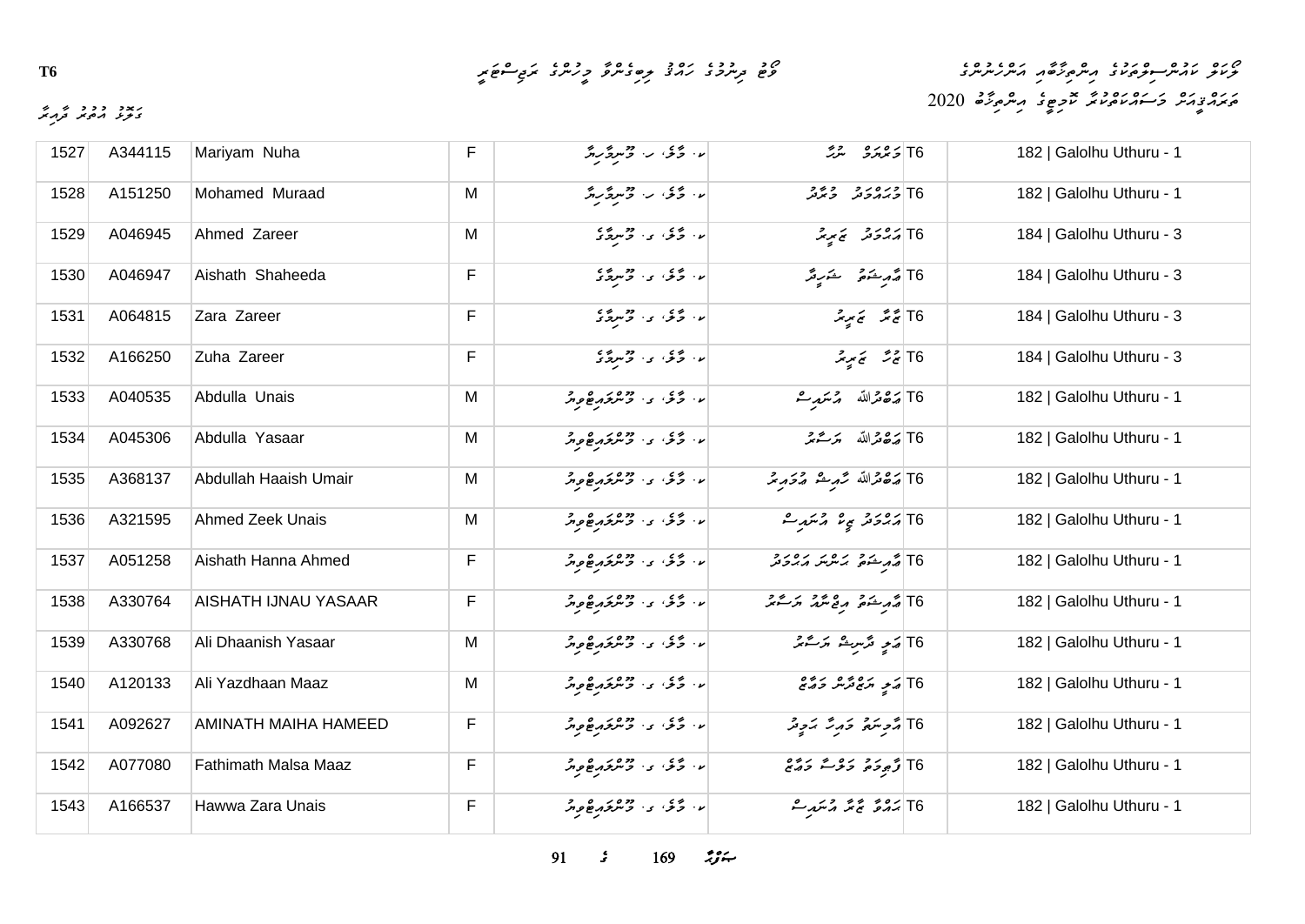| 1527 | A344115 | Mariyam Nuha | F | ١. گ گ، ر. ؤسرگرگ | T6 ئەمەرد مەر | 182 \| Galolhu Uthuru - 1 |
|---|---|---|---|---|---|---|
| 1528 | A151250 | Mohamed Muraad | M | ١. گ گ، ر. ؤسرگرگ | T6 ویرورو ویرو | 182 \| Galolhu Uthuru - 1 |
| 1529 | A046945 | Ahmed Zareer | M | ١. گ گ، ی. ؤسرگری | T6 پرورو ی پرید | 184 \| Galolhu Uthuru - 3 |
| 1530 | A046947 | Aishath Shaheeda | F | ١. گ گ، ی. ؤسرگری | T6 مەر شەھ شەرپەتر | 184 \| Galolhu Uthuru - 3 |
| 1531 | A064815 | Zara Zareer | F | ١. گ گ، ی. ؤسرگری | T6 ئج تر ئج پرید | 184 \| Galolhu Uthuru - 3 |
| 1532 | A166250 | Zuha Zareer | F | ١. گ گ، ی. ؤسرگری | T6 ئح ئر ئج پرید | 184 \| Galolhu Uthuru - 3 |
| 1533 | A040535 | Abdulla Unais | M | ١. گ گ، ی. ؤسرگرەھور | T6 ئەھەتراللە ئرسرەب | 182 \| Galolhu Uthuru - 1 |
| 1534 | A045306 | Abdulla Yasaar | M | ١. گ گ، ی. ؤسرگرەھور | T6 ئەھەتراللە ئرسگر | 182 \| Galolhu Uthuru - 1 |
| 1535 | A368137 | Abdullah Haaish Umair | M | ١. گ گ، ی. ؤسرگرەھور | T6 ئەھەتراللە ئرمەش ئروەبر | 182 \| Galolhu Uthuru - 1 |
| 1536 | A321595 | Ahmed Zeek Unais | M | ١. گ گ، ی. ؤسرگرەھور | T6 ئەرورو پی ئرسرەب | 182 \| Galolhu Uthuru - 1 |
| 1537 | A051258 | Aishath Hanna Ahmed | F | ١. گ گ، ی. ؤسرگرەھور | T6 ئەمەر شەھ ئەشرسر ئەرورو | 182 \| Galolhu Uthuru - 1 |
| 1538 | A330764 | AISHATH IJNAU YASAAR | F | ١. گ گ، ی. ؤسرگرەھور | T6 ئەمەر شەھ ئرجی سرمر ئرسگر | 182 \| Galolhu Uthuru - 1 |
| 1539 | A330768 | Ali Dhaanish Yasaar | M | ١. گ گ، ی. ؤسرگرەھور | T6 ئەمچ ئرسرب ئرسگر | 182 \| Galolhu Uthuru - 1 |
| 1540 | A120133 | Ali Yazdhaan Maaz | M | ١. گ گ، ی. ؤسرگرەھور | T6 ئەمچ ئرچترسر دەچ | 182 \| Galolhu Uthuru - 1 |
| 1541 | A092627 | AMINATH MAIHA HAMEED | F | ١. گ گ، ی. ؤسرگرەھور | T6 ئەمچ سرە دەرر ئردچر | 182 \| Galolhu Uthuru - 1 |
| 1542 | A077080 | Fathimath Malsa Maaz | F | ١. گ گ، ی. ؤسرگرەھور | T6 ئوچ دەر دەرگ دەچ | 182 \| Galolhu Uthuru - 1 |
| 1543 | A166537 | Hawwa Zara Unais | F | ١. گ گ، ی. ؤسرگرەھور | T6 ئەرو ئج تر ئرسرەب | 182 \| Galolhu Uthuru - 1 |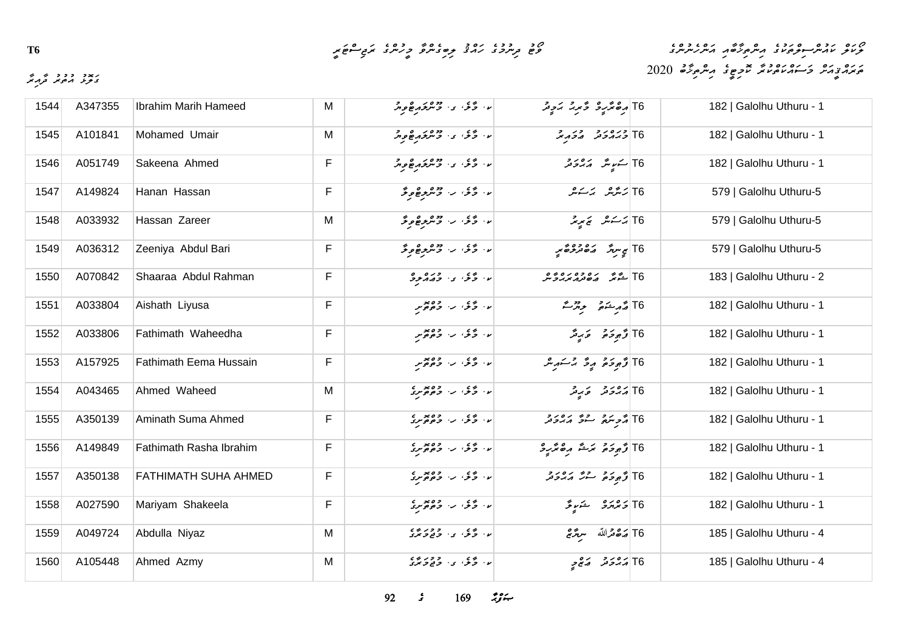| 1544 | A347355 | Ibrahim Marih Hameed | M | ب. گ. ى. ۋەترۇم ھورى | T6 ئ ھەتمۇرى ئ ھورى ئىرىپىر | 182 \| Galolhu Uthuru - 1 |
|---|---|---|---|---|---|---|
| 1545 | A101841 | Mohamed Umair | M | ب. گ. ى. ۋەترۇم ھورى | T6 ئ ئ ئ ئىرىپىر | 182 \| Galolhu Uthuru - 1 |
| 1546 | A051749 | Sakeena Ahmed | F | ب. گ. ى. ۋەترۇم ھورى | T6 سەپەتر ئ ئىرىپىر | 182 \| Galolhu Uthuru - 1 |
| 1547 | A149824 | Hanan Hassan | F | ب. گ. ر. ۋەترۇم ھورى | T6 ئ ئىرىپىر | 579 \| Galolhu Uthuru-5 |
| 1548 | A033932 | Hassan Zareer | M | ب. گ. ر. ۋەترۇم ھورى | T6 ئ ئىرىپىر | 579 \| Galolhu Uthuru-5 |
| 1549 | A036312 | Zeeniya Abdul Bari | F | ب. گ. ر. ۋەترۇم ھورى | T6 ئ ئىرىپىر | 579 \| Galolhu Uthuru-5 |
| 1550 | A070842 | Shaaraa Abdul Rahman | F | ب. گ. ى. ۋەترۇم ھورى | T6 ئ ئىرىپىر | 183 \| Galolhu Uthuru - 2 |
| 1551 | A033804 | Aishath Liyusa | F | ب. گ. ر. ۋەترۇم | T6 ئ ئىرىپىر | 182 \| Galolhu Uthuru - 1 |
| 1552 | A033806 | Fathimath Waheedha | F | ب. گ. ر. ۋەترۇم | T6 ئ ئىرىپىر | 182 \| Galolhu Uthuru - 1 |
| 1553 | A157925 | Fathimath Eema Hussain | F | ب. گ. ر. ۋەترۇم | T6 ئ ئىرىپىر | 182 \| Galolhu Uthuru - 1 |
| 1554 | A043465 | Ahmed Waheed | M | ب. گ. ر. ۋەترۇم | T6 ئ ئىرىپىر | 182 \| Galolhu Uthuru - 1 |
| 1555 | A350139 | Aminath Suma Ahmed | F | ب. گ. ر. ۋەترۇم | T6 ئ ئىرىپىر | 182 \| Galolhu Uthuru - 1 |
| 1556 | A149849 | Fathimath Rasha Ibrahim | F | ب. گ. ر. ۋەترۇم | T6 ئ ئىرىپىر | 182 \| Galolhu Uthuru - 1 |
| 1557 | A350138 | FATHIMATH SUHA AHMED | F | ب. گ. ر. ۋەترۇم | T6 ئ ئىرىپىر | 182 \| Galolhu Uthuru - 1 |
| 1558 | A027590 | Mariyam Shakeela | F | ب. گ. ر. ۋەترۇم | T6 ئ ئىرىپىر | 182 \| Galolhu Uthuru - 1 |
| 1559 | A049724 | Abdulla Niyaz | M | ب. گ. ى. ۋەترۇم | T6 ئ ئىرىپىر | 185 \| Galolhu Uthuru - 4 |
| 1560 | A105448 | Ahmed Azmy | M | ب. گ. ى. ۋەترۇم | T6 ئ ئىرىپىر | 185 \| Galolhu Uthuru - 4 |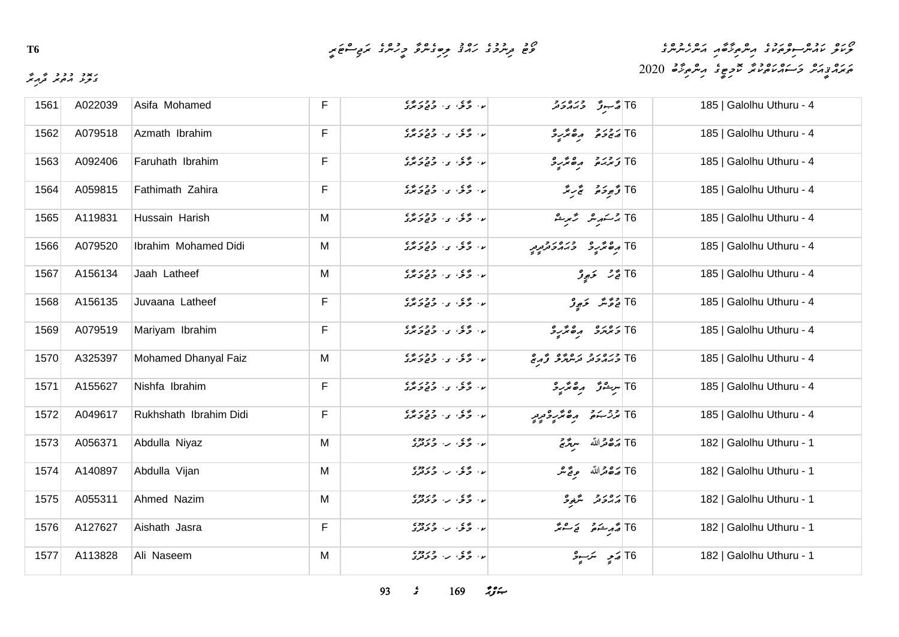| 1561 | A022039 | Asifa Mohamed | F | ޅ. ގާދޫ، ގ. މުޖުމަންޒާ | T6 އާސިފާ މުހައްމަދު | 185 \| Galolhu Uthuru - 4 |
|---|---|---|---|---|---|---|
| 1562 | A079518 | Azmath Ibrahim | F | ޅ. ގާދޫ، ގ. މުޖުމަންޒާ | T6 އަޒުމަތު އިބްރާހީމް | 185 \| Galolhu Uthuru - 4 |
| 1563 | A092406 | Faruhath Ibrahim | F | ޅ. ގާދޫ، ގ. މުޖުމަންޒާ | T6 ފަރުހަތު އިބްރާހީމް | 185 \| Galolhu Uthuru - 4 |
| 1564 | A059815 | Fathimath Zahira | F | ޅ. ގާދޫ، ގ. މުޖުމަންޒާ | T6 ފާތިމަތު ޒާހިރާ | 185 \| Galolhu Uthuru - 4 |
| 1565 | A119831 | Hussain Harish | M | ޅ. ގާދޫ، ގ. މުޖުމަންޒާ | T6 ހުސައިން ހާރިޝް | 185 \| Galolhu Uthuru - 4 |
| 1566 | A079520 | Ibrahim Mohamed Didi | M | ޅ. ގާދޫ، ގ. މުޖުމަންޒާ | T6 އިބްރާހީމް މުހައްމަދުދީދީ | 185 \| Galolhu Uthuru - 4 |
| 1567 | A156134 | Jaah Latheef | M | ޅ. ގާދޫ، ގ. މުޖުމަންޒާ | T6 ޖާހް ލަތީފް | 185 \| Galolhu Uthuru - 4 |
| 1568 | A156135 | Juvaana Latheef | F | ޅ. ގާދޫ، ގ. މުޖުމަންޒާ | T6 ޖުވާނާ ލަތީފް | 185 \| Galolhu Uthuru - 4 |
| 1569 | A079519 | Mariyam Ibrahim | F | ޅ. ގާދޫ، ގ. މުޖުމަންޒާ | T6 މަރިޔަމް އިބްރާހީމް | 185 \| Galolhu Uthuru - 4 |
| 1570 | A325397 | Mohamed Dhanyal Faiz | M | ޅ. ގާދޫ، ގ. މުޖުމަންޒާ | T6 މުހައްމަދު ދަންޔާލް ފާއިޒް | 185 \| Galolhu Uthuru - 4 |
| 1571 | A155627 | Nishfa Ibrahim | F | ޅ. ގާދޫ، ގ. މުޖުމަންޒާ | T6 ނިޝްފާ އިބްރާހީމް | 185 \| Galolhu Uthuru - 4 |
| 1572 | A049617 | Rukhshath Ibrahim Didi | F | ޅ. ގާދޫ، ގ. މުޖުމަންޒާ | T6 ރުޚްޝަތު އިބްރާހީމްދީދީ | 185 \| Galolhu Uthuru - 4 |
| 1573 | A056371 | Abdulla Niyaz | M | ޅ. ގާދޫ، ސ. މުލަދޫ | T6 އަބްދުﷲ ނިޔާޒް | 182 \| Galolhu Uthuru - 1 |
| 1574 | A140897 | Abdulla Vijan | M | ޅ. ގާދޫ، ސ. މުލަދޫ | T6 އަބްދުﷲ ވިޖާން | 182 \| Galolhu Uthuru - 1 |
| 1575 | A055311 | Ahmed Nazim | M | ޅ. ގާދޫ، ސ. މުލަދޫ | T6 އަޙްމަދު ނާޒިމް | 182 \| Galolhu Uthuru - 1 |
| 1576 | A127627 | Aishath Jasra | F | ޅ. ގާދޫ، ސ. މުލަދޫ | T6 އާއިޝަތު ޖަސްރާ | 182 \| Galolhu Uthuru - 1 |
| 1577 | A113828 | Ali Naseem | M | ޅ. ގާދޫ، ސ. މުލަދޫ | T6 އަލި ނަސީމް | 182 \| Galolhu Uthuru - 1 |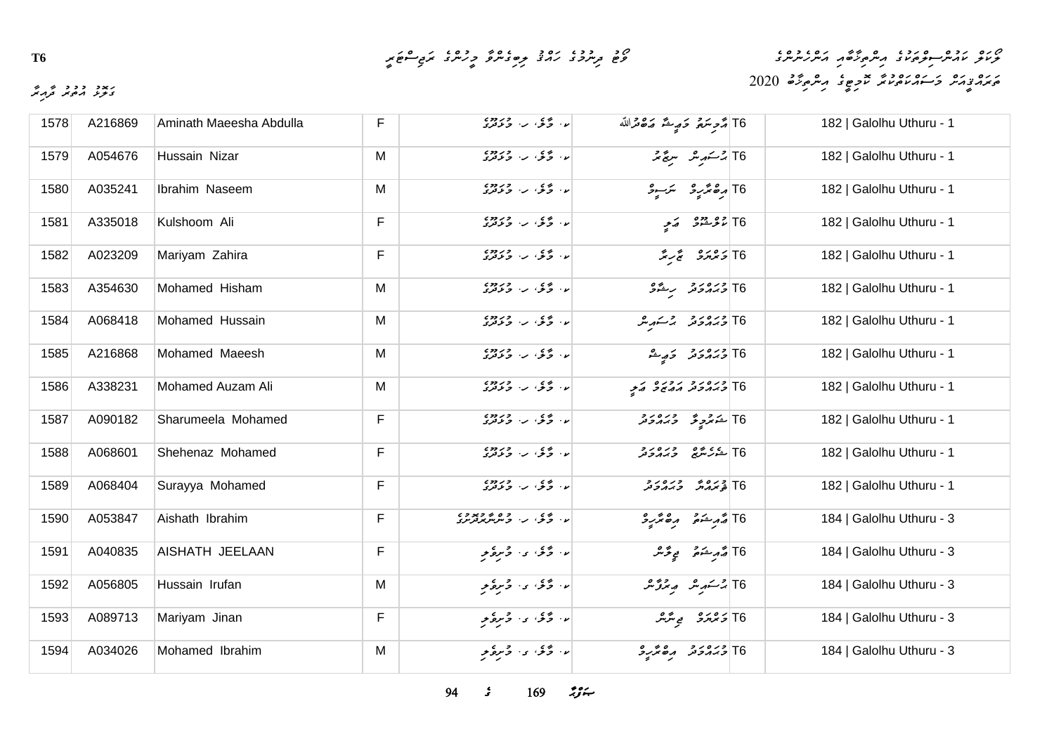| 1578 | A216869 | Aminath Maeesha Abdulla | F | ކ. މާލެ، ހ. މަކުނުދޫ | T6 އާމިނަތު މައީޝާ އަބްދުﷲ | 182 \| Galolhu Uthuru - 1 |
|---|---|---|---|---|---|---|
| 1579 | A054676 | Hussain Nizar | M | ކ. މާލެ، ހ. މަކުނުދޫ | T6 ހުސައިން ނިޒާރު | 182 \| Galolhu Uthuru - 1 |
| 1580 | A035241 | Ibrahim Naseem | M | ކ. މާލެ، ހ. މަކުނުދޫ | T6 އިބްރާހީމް ނަސީމް | 182 \| Galolhu Uthuru - 1 |
| 1581 | A335018 | Kulshoom Ali | F | ކ. މާލެ، ހ. މަކުނުދޫ | T6 ކުލްޝޫމް އަލި | 182 \| Galolhu Uthuru - 1 |
| 1582 | A023209 | Mariyam Zahira | F | ކ. މާލެ، ހ. މަކުނުދޫ | T6 މަރިޔަމް ޒާހިރާ | 182 \| Galolhu Uthuru - 1 |
| 1583 | A354630 | Mohamed Hisham | M | ކ. މާލެ، ހ. މަކުނުދޫ | T6 މުހައްމަދު ހިޝާމް | 182 \| Galolhu Uthuru - 1 |
| 1584 | A068418 | Mohamed Hussain | M | ކ. މާލެ، ހ. މަކުނުދޫ | T6 މުހައްމަދު ހުސައިން | 182 \| Galolhu Uthuru - 1 |
| 1585 | A216868 | Mohamed Maeesh | M | ކ. މާލެ، ހ. މަކުނުދޫ | T6 މުހައްމަދު މައީޝް | 182 \| Galolhu Uthuru - 1 |
| 1586 | A338231 | Mohamed Auzam Ali | M | ކ. މާލެ، ހ. މަކުނުދޫ | T6 މުހައްމަދު އައުޒަމް އަލި | 182 \| Galolhu Uthuru - 1 |
| 1587 | A090182 | Sharumeela Mohamed | F | ކ. މާލެ، ހ. މަކުނުދޫ | T6 ޝަރުމީލާ މުހައްމަދު | 182 \| Galolhu Uthuru - 1 |
| 1588 | A068601 | Shehenaz Mohamed | F | ކ. މާލެ، ހ. މަކުނުދޫ | T6 ޝެހެނާޒް މުހައްމަދު | 182 \| Galolhu Uthuru - 1 |
| 1589 | A068404 | Surayya Mohamed | F | ކ. މާލެ، ހ. މަކުނުދޫ | T6 ޘުރައްޔާ މުހައްމަދު | 182 \| Galolhu Uthuru - 1 |
| 1590 | A053847 | Aishath Ibrahim | F | ކ. މާލެ، ހ. މެންދުރުދޫ | T6 އާއިޝަތު އިބްރާހީމް | 184 \| Galolhu Uthuru - 3 |
| 1591 | A040835 | AISHATH JEELAAN | F | ކ. މާލެ، ގ. މިރުވާލި | T6 އާއިޝަތު ޖީލާން | 184 \| Galolhu Uthuru - 3 |
| 1592 | A056805 | Hussain Irufan | M | ކ. މާލެ، ގ. މިރުވާލި | T6 ހުސައިން އިރުފާން | 184 \| Galolhu Uthuru - 3 |
| 1593 | A089713 | Mariyam Jinan | F | ކ. މާލެ، ގ. މިރުވާލި | T6 މަރިޔަމް ޖިނާން | 184 \| Galolhu Uthuru - 3 |
| 1594 | A034026 | Mohamed Ibrahim | M | ކ. މާލެ، ގ. މިރުވާލި | T6 މުހައްމަދު އިބްރާހީމް | 184 \| Galolhu Uthuru - 3 |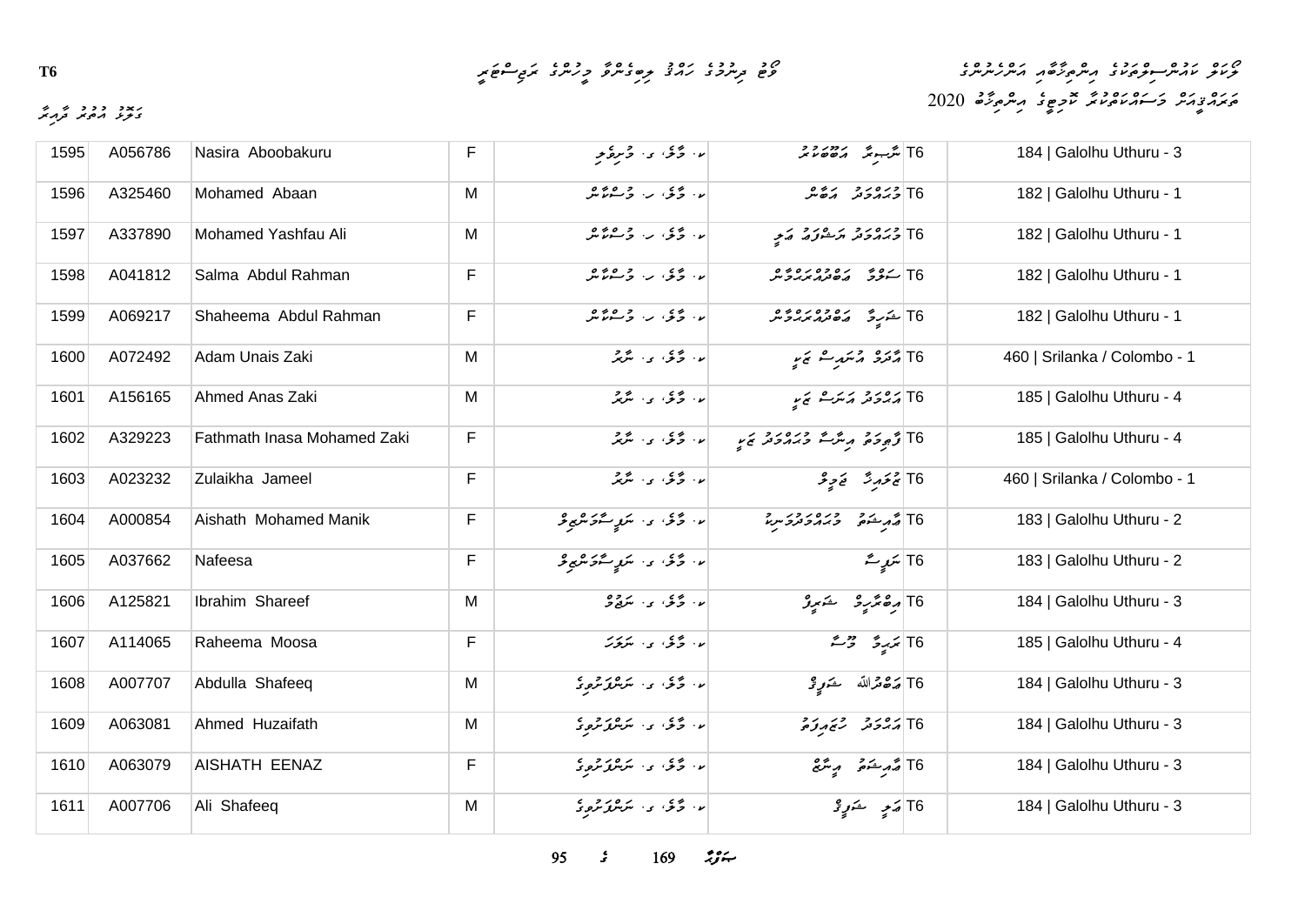| 1595 | A056786 | Nasira Aboobakuru | F | ،· ۇݣ، ى· ۇىرۇمۇ | T6 سَّرْسِعَّرَ دَرْجَرْهَرْمَرْ | 184 \| Galolhu Uthuru - 3 |
|---|---|---|---|---|---|---|
| 1596 | A325460 | Mohamed Abaan | M | ،· ۇݣ، ر· ۇسُمُدُمُرُ | T6 وُبَرُمْرُوَتْرُ رَمَّتْرُ | 182 \| Galolhu Uthuru - 1 |
| 1597 | A337890 | Mohamed Yashfau Ali | M | ،· ۇݣ، ر· ۇسُمُدُمُرُ | T6 وُبَرُمْرُوَتْرُ مَرْشُوَرُ رَمَجِ | 182 \| Galolhu Uthuru - 1 |
| 1598 | A041812 | Salma Abdul Rahman | F | ،· ۇݣ، ر· ۇسُمُدُمُرُ | T6 سَوْدَّ رَهْوُرْمَرْبَرُوْتْرُ | 182 \| Galolhu Uthuru - 1 |
| 1599 | A069217 | Shaheema Abdul Rahman | F | ،· ۇݣ، ر· ۇسُمُدُمُرُ | T6 شَرِدَّ رَهْوُرْمَرْبَرُوْتْرُ | 182 \| Galolhu Uthuru - 1 |
| 1600 | A072492 | Adam Unais Zaki | M | ،· ۇݣ، ى· ىرُبُرُ | T6 مُرْتَرُوْ مُرْسَمَرِسْ يَمِ | 460 \| Srilanka / Colombo - 1 |
| 1601 | A156165 | Ahmed Anas Zaki | M | ،· ۇݣ، ى· ىرُبُرُ | T6 مَرْوَتْرُ مَرْسْ يَمِ | 185 \| Galolhu Uthuru - 4 |
| 1602 | A329223 | Fathmath Inasa Mohamed Zaki | F | ،· ۇݣ، ى· ىرُبُرُ | T6 وُّجِرْوَمْ مِتَرْسَّ وُبَرُمْرُوَتْرُ يَمِ | 185 \| Galolhu Uthuru - 4 |
| 1603 | A023232 | Zulaikha Jameel | F | ،· ۇݣ، ى· ىرُبُرُ | T6 يُوَمِرِدَّ يَوِوْ | 460 \| Srilanka / Colombo - 1 |
| 1604 | A000854 | Aishath Mohamed Manik | F | ،· ۇݣ، ى· سَمِيسُوَسْرِوْ | T6 مُرْشَوْ وُبَرُمْرُوَتْرُوَسِرْ | 183 \| Galolhu Uthuru - 2 |
| 1605 | A037662 | Nafeesa | F | ،· ۇݣ، ى· سَمِيسُوَسْرِوْ | T6 سَمِيسَّ | 183 \| Galolhu Uthuru - 2 |
| 1606 | A125821 | Ibrahim Shareef | M | ،· ۇݣ، ى· سَرَجُوْ | T6 مِرْهُمَرِوْ شَمِرُوْ | 184 \| Galolhu Uthuru - 3 |
| 1607 | A114065 | Raheema Moosa | F | ،· ۇݣ، ى· سَرَوَرُ | T6 بَرِدَّ وُسَّ | 185 \| Galolhu Uthuru - 4 |
| 1608 | A007707 | Abdulla Shafeeq | M | ،· ۇݣ، ى· سَرْسُوَتْرِوِ | T6 مَرْهُمْرُاللّٰهُ شَوِيْ | 184 \| Galolhu Uthuru - 3 |
| 1609 | A063081 | Ahmed Huzaifath | M | ،· ۇݣ، ى· سَرْسُوَتْرِوِ | T6 مَرْوَتْرُ رُبَمِرُوَمْ | 184 \| Galolhu Uthuru - 3 |
| 1610 | A063079 | AISHATH EENAZ | F | ،· ۇݣ، ى· سَرْسُوَتْرِوِ | T6 مُرْشَوْ مِسَّيْ | 184 \| Galolhu Uthuru - 3 |
| 1611 | A007706 | Ali Shafeeq | M | ،· ۇݣ، ى· سَرْسُوَتْرِوِ | T6 مَجِ شَوِيْ | 184 \| Galolhu Uthuru - 3 |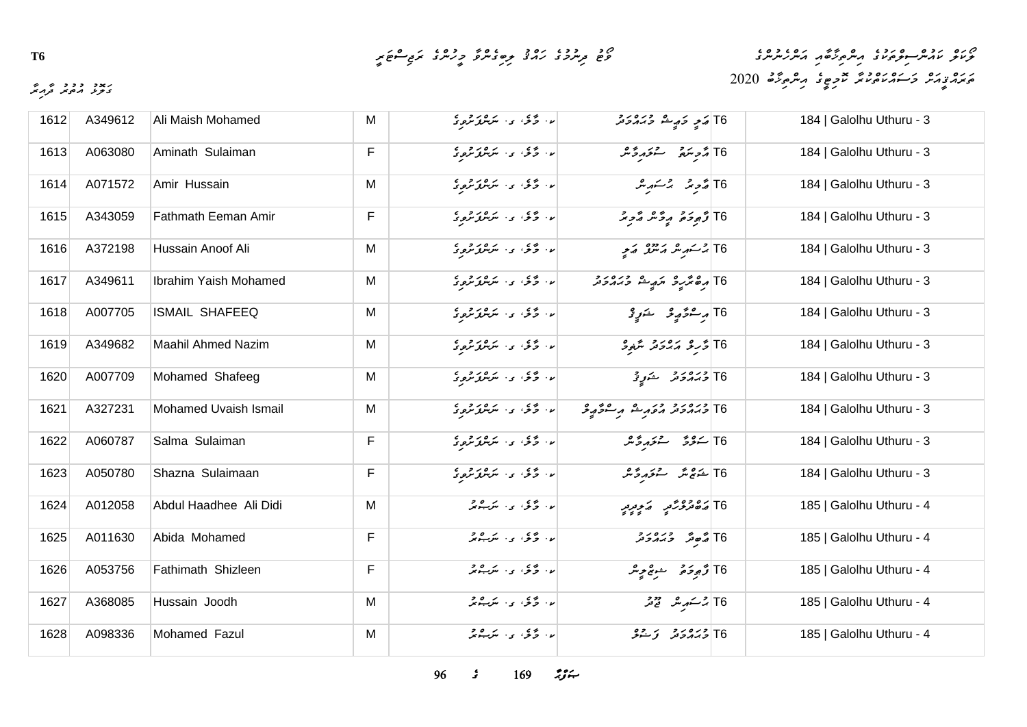| 1612 | A349612 | Ali Maish Mohamed | M | ކ. މާލެ، ގ. ނަންނޫނުގެ | T6 އަލީ މައިޝް މުޙައްމަދު | 184 \| Galolhu Uthuru - 3 |
|---|---|---|---|---|---|---|
| 1613 | A063080 | Aminath Sulaiman | F | ކ. މާލެ، ގ. ނަންނޫނުގެ | T6 އާމިނަތު ސުލައިމާން | 184 \| Galolhu Uthuru - 3 |
| 1614 | A071572 | Amir Hussain | M | ކ. މާލެ، ގ. ނަންނޫނުގެ | T6 އާމިރު ހުސައިން | 184 \| Galolhu Uthuru - 3 |
| 1615 | A343059 | Fathmath Eeman Amir | F | ކ. މާލެ، ގ. ނަންނޫނުގެ | T6 ފާތިމަތު އީމާން އާމިރު | 184 \| Galolhu Uthuru - 3 |
| 1616 | A372198 | Hussain Anoof Ali | M | ކ. މާލެ، ގ. ނަންނޫނުގެ | T6 ހުސައިން އަނޫފް އަލީ | 184 \| Galolhu Uthuru - 3 |
| 1617 | A349611 | Ibrahim Yaish Mohamed | M | ކ. މާލެ، ގ. ނަންނޫނުގެ | T6 އިބްރާހީމް ޔައިޝް މުޙައްމަދު | 184 \| Galolhu Uthuru - 3 |
| 1618 | A007705 | ISMAIL SHAFEEQ | M | ކ. މާލެ، ގ. ނަންނޫނުގެ | T6 އިސްމާއީލް ޝަފީޤު | 184 \| Galolhu Uthuru - 3 |
| 1619 | A349682 | Maahil Ahmed Nazim | M | ކ. މާލެ، ގ. ނަންނޫނުގެ | T6 މާހިލް އަޙްމަދު ނާޒިމް | 184 \| Galolhu Uthuru - 3 |
| 1620 | A007709 | Mohamed Shafeeg | M | ކ. މާލެ، ގ. ނަންނޫނުގެ | T6 މުޙައްމަދު ޝަފީޤު | 184 \| Galolhu Uthuru - 3 |
| 1621 | A327231 | Mohamed Uvaish Ismail | M | ކ. މާލެ، ގ. ނަންނޫނުގެ | T6 މުޙައްމަދު އުވައިސް އިސްމާއީލް | 184 \| Galolhu Uthuru - 3 |
| 1622 | A060787 | Salma Sulaiman | F | ކ. މާލެ، ގ. ނަންނޫނުގެ | T6 ސަލްމާ ސުލައިމާން | 184 \| Galolhu Uthuru - 3 |
| 1623 | A050780 | Shazna Sulaimaan | F | ކ. މާލެ، ގ. ނަންނޫނުގެ | T6 ޝަޒްނާ ސުލައިމާން | 184 \| Galolhu Uthuru - 3 |
| 1624 | A012058 | Abdul Haadhee Ali Didi | M | ކ. މާލެ، ގ. ނަސްރީނު | T6 އަބްދުލްހާދީ އަލީދީދީ | 185 \| Galolhu Uthuru - 4 |
| 1625 | A011630 | Abida Mohamed | F | ކ. މާލެ، ގ. ނަސްރީނު | T6 އާބިދާ މުޙައްމަދު | 185 \| Galolhu Uthuru - 4 |
| 1626 | A053756 | Fathimath Shizleen | F | ކ. މާލެ، ގ. ނަސްރީނު | T6 ފާތިމަތު ޝިޒްލީން | 185 \| Galolhu Uthuru - 4 |
| 1627 | A368085 | Hussain Joodh | M | ކ. މާލެ، ގ. ނަސްރީނު | T6 ހުސައިން ޖޫދު | 185 \| Galolhu Uthuru - 4 |
| 1628 | A098336 | Mohamed Fazul | M | ކ. މާލެ، ގ. ނަސްރީނު | T6 މުޙައްމަދު ފަޟުލު | 185 \| Galolhu Uthuru - 4 |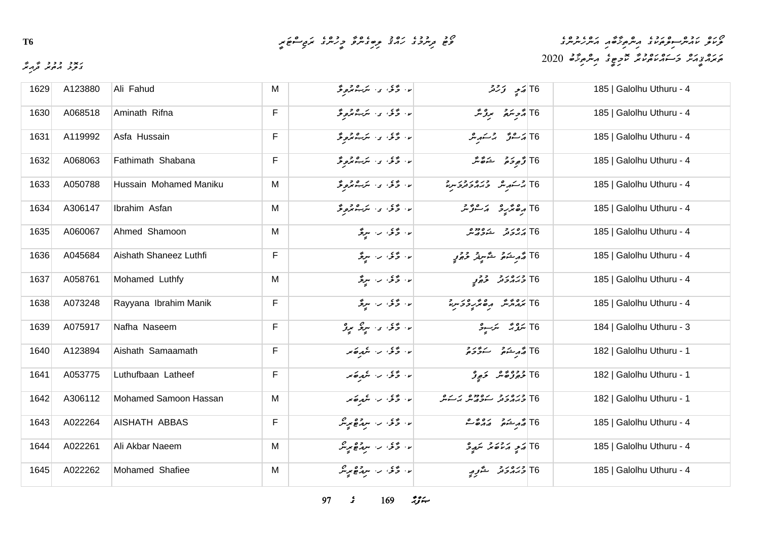| 1629 | A123880 | Ali Fahud | M | ، ގާލޮ، ގ. ނަރުގިސްމާގެ | T6 އަލި ފަހުދު | 185 \| Galolhu Uthuru - 4 |
|---|---|---|---|---|---|---|
| 1630 | A068518 | Aminath Rifna | F | ، ގާލޮ، ގ. ނަރުގިސްމާގެ | T6 އާމިނަތު ރިފްނާ | 185 \| Galolhu Uthuru - 4 |
| 1631 | A119992 | Asfa Hussain | F | ، ގާލޮ، ގ. ނަރުގިސްމާގެ | T6 އަސްފާ ހުސައިން | 185 \| Galolhu Uthuru - 4 |
| 1632 | A068063 | Fathimath Shabana | F | ، ގާލޮ، ގ. ނަރުގިސްމާގެ | T6 ފާތިމަތު ޝަބާނާ | 185 \| Galolhu Uthuru - 4 |
| 1633 | A050788 | Hussain Mohamed Maniku | M | ، ގާލޮ، ގ. ނަރުގިސްމާގެ | T6 ހުސައިން މުހައްމަދުމަނިކު | 185 \| Galolhu Uthuru - 4 |
| 1634 | A306147 | Ibrahim Asfan | M | ، ގާލޮ، ގ. ނަރުގިސްމާގެ | T6 އިބްރާހީމް އަސްފާން | 185 \| Galolhu Uthuru - 4 |
| 1635 | A060067 | Ahmed Shamoon | M | ، ގާލޮ، ހ. ސިލްވާ | T6 އަހްމަދު ޝަމޫން | 185 \| Galolhu Uthuru - 4 |
| 1636 | A045684 | Aishath Shaneez Luthfi | F | ، ގާލޮ، ހ. ސިލްވާ | T6 އާއިޝަތު ޝާނީޒު ލުތުފީ | 185 \| Galolhu Uthuru - 4 |
| 1637 | A058761 | Mohamed Luthfy | M | ، ގާލޮ، ހ. ސިލްވާ | T6 މުހައްމަދު ލުތުފީ | 185 \| Galolhu Uthuru - 4 |
| 1638 | A073248 | Rayyana Ibrahim Manik | F | ، ގާލޮ، ހ. ސިލްވާ | T6 ރައްޔާނާ އިބްރާހީމްމަނިކު | 185 \| Galolhu Uthuru - 4 |
| 1639 | A075917 | Nafha Naseem | F | ، ގާލޮ، ގ. ސިލްވަ ރިވާ | T6 ނަފްހާ ނަސީމް | 184 \| Galolhu Uthuru - 3 |
| 1640 | A123894 | Aishath Samaamath | F | ، ގާލޮ، ހ. ނޫރުބަރި | T6 އާއިޝަތު ސަމާމަތު | 182 \| Galolhu Uthuru - 1 |
| 1641 | A053775 | Luthufbaan Latheef | F | ، ގާލޮ، ހ. ނޫރުބަރި | T6 ލުތުފްބާން ލަތީފް | 182 \| Galolhu Uthuru - 1 |
| 1642 | A306112 | Mohamed Samoon Hassan | M | ، ގާލޮ، ހ. ނޫރުބަރި | T6 މުހައްމަދު ސަމޫން ހަސަން | 182 \| Galolhu Uthuru - 1 |
| 1643 | A022264 | AISHATH ABBAS | F | ، ގާލޮ، ހ. ސިލްވަރވިންގް | T6 އާއިޝަތު އައްބާސް | 185 \| Galolhu Uthuru - 4 |
| 1644 | A022261 | Ali Akbar Naeem | M | ، ގާލޮ، ހ. ސިލްވަރވިންގް | T6 އަލި އަކްބަރު ނަޢީމް | 185 \| Galolhu Uthuru - 4 |
| 1645 | A022262 | Mohamed Shafiee | M | ، ގާލޮ، ހ. ސިލްވަރވިންގް | T6 މުހައްމަދު ޝާފިޢީ | 185 \| Galolhu Uthuru - 4 |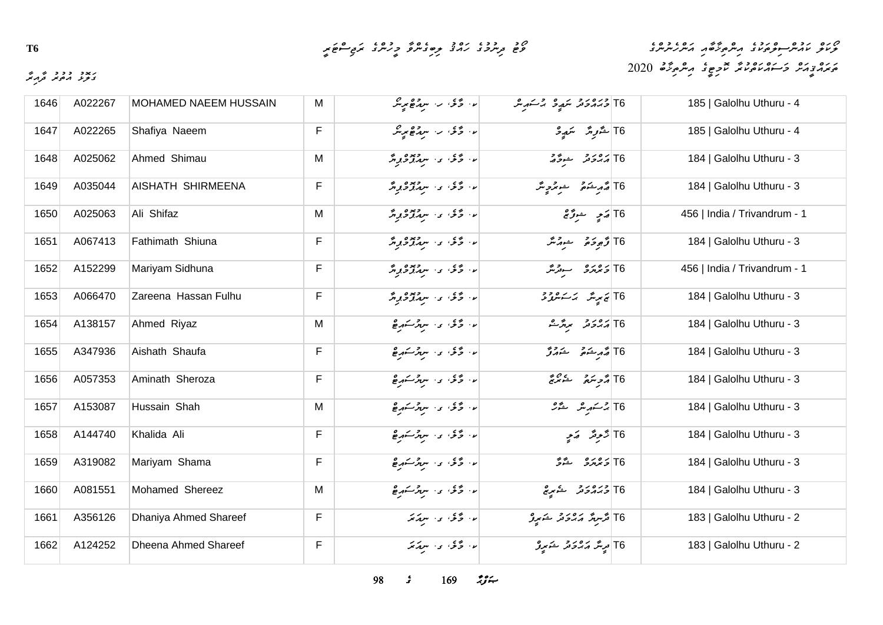| 1646 | A022267 | MOHAMED NAEEM HUSSAIN | M | ނ. މާވ، ރ. ސިދްޤީރިން | T6 މުހައްމަދު ނައީމް ހުސައިން | 185 \| Galolhu Uthuru - 4 |
|---|---|---|---|---|---|---|
| 1647 | A022265 | Shafiya Naeem | F | ނ. މާވ، ރ. ސިދްޤީރިން | T6 ޝާފިޔާ ނައީމް | 185 \| Galolhu Uthuru - 4 |
| 1648 | A025062 | Ahmed Shimau | M | ނ. މާވ، ގ. ސިއްޔާރުވިލާ | T6 އަހްމަދު ޝިމާއު | 184 \| Galolhu Uthuru - 3 |
| 1649 | A035044 | AISHATH SHIRMEENA | F | ނ. މާވ، ގ. ސިއްޔާރުވިލާ | T6 އާއިޝަތު ޝިރްމީނާ | 184 \| Galolhu Uthuru - 3 |
| 1650 | A025063 | Ali Shifaz | M | ނ. މާވ، ގ. ސިއްޔާރުވިލާ | T6 އަލި ޝިފާޒް | 456 \| India / Trivandrum - 1 |
| 1651 | A067413 | Fathimath Shiuna | F | ނ. މާވ، ގ. ސިއްޔާރުވިލާ | T6 ފާތިމަތު ޝިއުނާ | 184 \| Galolhu Uthuru - 3 |
| 1652 | A152299 | Mariyam Sidhuna | F | ނ. މާވ، ގ. ސިއްޔާރުވިލާ | T6 މަރިޔަމް ސިދުނާ | 456 \| India / Trivandrum - 1 |
| 1653 | A066470 | Zareena Hassan Fulhu | F | ނ. މާވ، ގ. ސިއްޔާރުވިލާ | T6 ޒަރީނާ ހަސަންފުޅު | 184 \| Galolhu Uthuru - 3 |
| 1654 | A138157 | Ahmed Riyaz | M | ނ. މާވ، ގ. ސިލްސަރިޖް | T6 އަހްމަދު ރިޔާޒް | 184 \| Galolhu Uthuru - 3 |
| 1655 | A347936 | Aishath Shaufa | F | ނ. މާވ، ގ. ސިލްސަރިޖް | T6 އާއިޝަތު ޝައުފާ | 184 \| Galolhu Uthuru - 3 |
| 1656 | A057353 | Aminath Sheroza | F | ނ. މާވ، ގ. ސިލްސަރިޖް | T6 އާމިނަތު ޝެރޯޒާ | 184 \| Galolhu Uthuru - 3 |
| 1657 | A153087 | Hussain Shah | M | ނ. މާވ، ގ. ސިލްސަރިޖް | T6 ހުސައިން ޝާހް | 184 \| Galolhu Uthuru - 3 |
| 1658 | A144740 | Khalida Ali | F | ނ. މާވ، ގ. ސިލްސަރިޖް | T6 ޚާލިދާ އަލި | 184 \| Galolhu Uthuru - 3 |
| 1659 | A319082 | Mariyam Shama | F | ނ. މާވ، ގ. ސިލްސަރިޖް | T6 މަރިޔަމް ޝަމާ | 184 \| Galolhu Uthuru - 3 |
| 1660 | A081551 | Mohamed Shereez | M | ނ. މާވ، ގ. ސިލްސަރިޖް | T6 މުހައްމަދު ޝެރީޒް | 184 \| Galolhu Uthuru - 3 |
| 1661 | A356126 | Dhaniya Ahmed Shareef | F | ނ. މާވ، ގ. ސިޔަނަ | T6 ދާނިޔާ އަހްމަދު ޝަރީފް | 183 \| Galolhu Uthuru - 2 |
| 1662 | A124252 | Dheena Ahmed Shareef | F | ނ. މާވ، ގ. ސިޔަނަ | T6 ދީނާ އަހްމަދު ޝަރީފް | 183 \| Galolhu Uthuru - 2 |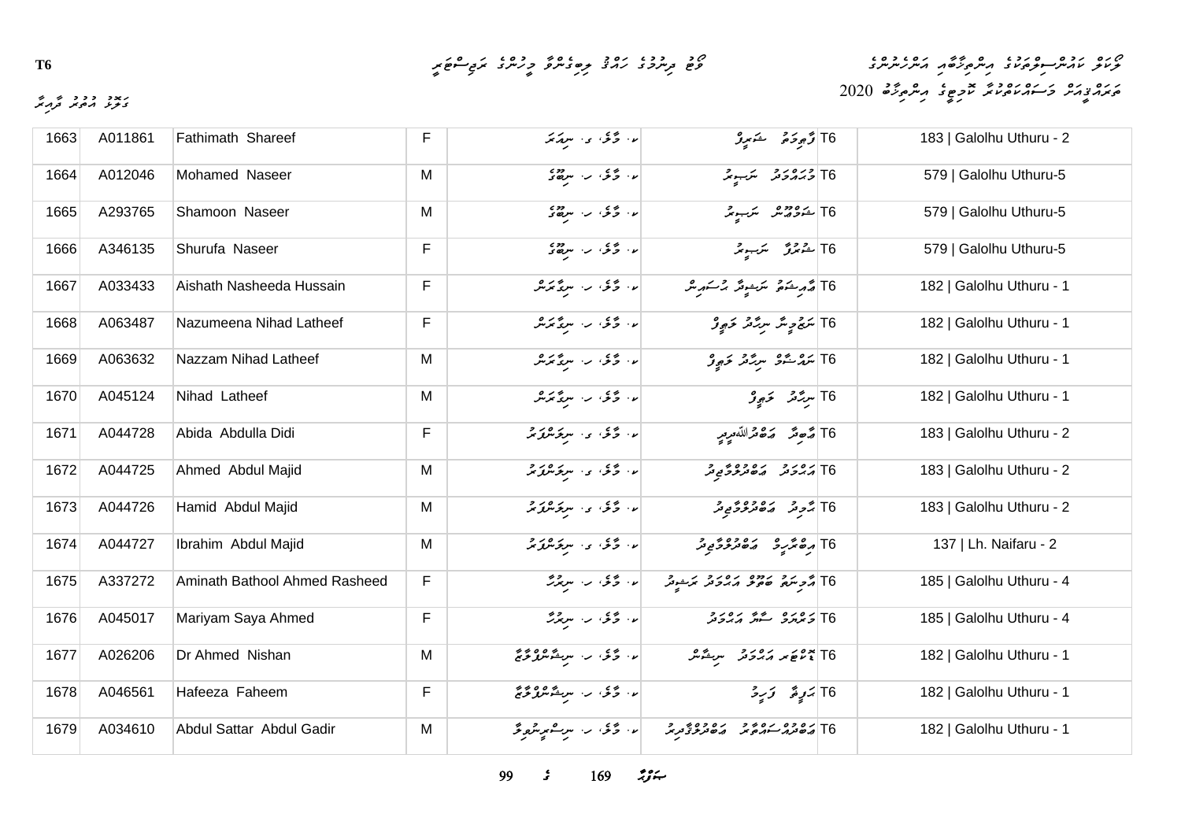| 1663 | A011861 | Fathimath Shareef | F | ށ. ގޮ، ގ. ސިއަރަ | T6 ފާތިމަތު ޝަރީފު | 183 \| Galolhu Uthuru - 2 |
|---|---|---|---|---|---|---|
| 1664 | A012046 | Mohamed Naseer | M | ށ. ގޮ، ހ. ސިޓީގެ | T6 މުހައްމަދު ނަސީރު | 579 \| Galolhu Uthuru-5 |
| 1665 | A293765 | Shamoon Naseer | M | ށ. ގޮ، ހ. ސިޓީގެ | T6 ޝަމޫނު ނަސީރު | 579 \| Galolhu Uthuru-5 |
| 1666 | A346135 | Shurufa Naseer | F | ށ. ގޮ، ހ. ސިޓީގެ | T6 ޝުރުފާ ނަސީރު | 579 \| Galolhu Uthuru-5 |
| 1667 | A033433 | Aishath Nasheeda Hussain | F | ށ. ގޮ، ހ. ސިލްވަރަން | T6 އާއިޝަތު ނަޝީދާ ހުސައިން | 182 \| Galolhu Uthuru - 1 |
| 1668 | A063487 | Nazumeena Nihad Latheef | F | ށ. ގޮ، ހ. ސިލްވަރަން | T6 ނަޒުމީނާ ނިހާދު ލަޠީފު | 182 \| Galolhu Uthuru - 1 |
| 1669 | A063632 | Nazzam Nihad Latheef | M | ށ. ގޮ، ހ. ސިލްވަރަން | T6 ނައްޒާމް ނިހާދު ލަޠީފު | 182 \| Galolhu Uthuru - 1 |
| 1670 | A045124 | Nihad Latheef | M | ށ. ގޮ، ހ. ސިލްވަރަން | T6 ނިހާދު ލަޠީފު | 182 \| Galolhu Uthuru - 1 |
| 1671 | A044728 | Abida Abdulla Didi | F | ށ. ގޮ، ގ. ސިލްވަރްވަރު | T6 އާބިދާ އަބްދުﷲދީދީ | 183 \| Galolhu Uthuru - 2 |
| 1672 | A044725 | Ahmed Abdul Majid | M | ށ. ގޮ، ގ. ސިލްވަރްވަރު | T6 އަޙްމަދު އަބްދުލްމާޖިދު | 183 \| Galolhu Uthuru - 2 |
| 1673 | A044726 | Hamid Abdul Majid | M | ށ. ގޮ، ގ. ސިލްވަރްވަރު | T6 ހާމިދު އަބްދުލްމާޖިދު | 183 \| Galolhu Uthuru - 2 |
| 1674 | A044727 | Ibrahim Abdul Majid | M | ށ. ގޮ، ގ. ސިލްވަރްވަރު | T6 އިބްރާހީމް އަބްދުލްމާޖިދު | 137 \| Lh. Naifaru - 2 |
| 1675 | A337272 | Aminath Bathool Ahmed Rasheed | F | ށ. ގޮ، ހ. ސިރިއު | T6 އާމިނަތު ބަތޫލް އަޙްމަދު ރަޝީދު | 185 \| Galolhu Uthuru - 4 |
| 1676 | A045017 | Mariyam Saya Ahmed | F | ށ. ގޮ، ހ. ސިރިއު | T6 މަރިޔަމް ސާޔާ އަޙްމަދު | 185 \| Galolhu Uthuru - 4 |
| 1677 | A026206 | Dr Ahmed Nishan | M | ށ. ގޮ، ހ. ސިޝާންވިލާ | T6 ޑޮކްޓަރ އަޙްމަދު ނިޝާން | 182 \| Galolhu Uthuru - 1 |
| 1678 | A046561 | Hafeeza Faheem | F | ށ. ގޮ، ހ. ސިޝާންވިލާ | T6 ހަފީޒާ ފަހީމް | 182 \| Galolhu Uthuru - 1 |
| 1679 | A034610 | Abdul Sattar Abdul Gadir | M | ށ. ގޮ، ހ. ސިސްޓަރސްވިލާ | T6 އަބްދުއްސައްތާރު އަބްދުލްޤާދިރު | 182 \| Galolhu Uthuru - 1 |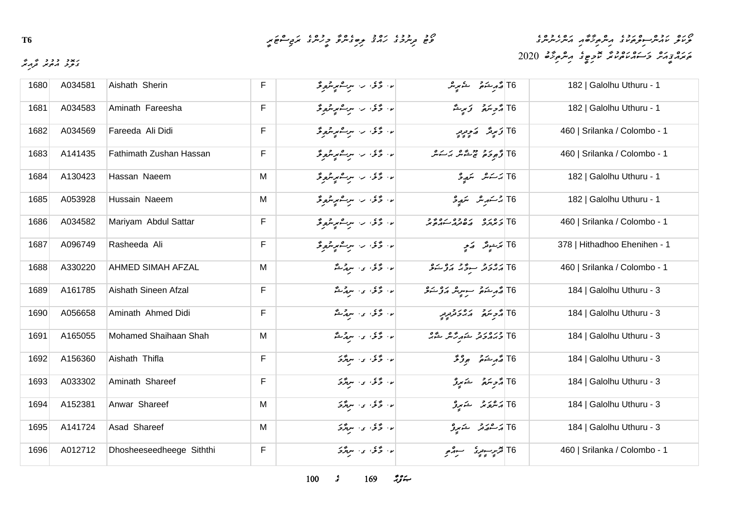| 1680 | A034581 | Aishath Sherin | F | ށ. މާޅޮ، ރ. ނިރުސްރީނިވާ | T6 އާއިޝަތު ޝެރިން | 182 \| Galolhu Uthuru - 1 |
|---|---|---|---|---|---|---|
| 1681 | A034583 | Aminath Fareesha | F | ށ. މާޅޮ، ރ. ނިރުސްރީނިވާ | T6 އާމިނަތު ފަރީޝާ | 182 \| Galolhu Uthuru - 1 |
| 1682 | A034569 | Fareeda Ali Didi | F | ށ. މާޅޮ، ރ. ނިރުސްރީނިވާ | T6 ފަރީދާ ޢަލީދީދީ | 460 \| Srilanka / Colombo - 1 |
| 1683 | A141435 | Fathimath Zushan Hassan | F | ށ. މާޅޮ، ރ. ނިރުސްރީނިވާ | T6 ފާތިމަތު ޒުޝާން ހަސަން | 460 \| Srilanka / Colombo - 1 |
| 1684 | A130423 | Hassan Naeem | M | ށ. މާޅޮ، ރ. ނިރުސްރީނިވާ | T6 ހަސަން ނަޢީމް | 182 \| Galolhu Uthuru - 1 |
| 1685 | A053928 | Hussain Naeem | M | ށ. މާޅޮ، ރ. ނިރުސްރީނިވާ | T6 ހުސައިން ނަޢީމް | 182 \| Galolhu Uthuru - 1 |
| 1686 | A034582 | Mariyam Abdul Sattar | F | ށ. މާޅޮ، ރ. ނިރުސްރީނިވާ | T6 މަރިޔަމް އަބްދުލްސައްތާރު | 460 \| Srilanka / Colombo - 1 |
| 1687 | A096749 | Rasheeda Ali | F | ށ. މާޅޮ، ރ. ނިރުސްރީނިވާ | T6 ރަޝީދާ ޢަލީ | 378 \| Hithadhoo Ehenihen - 1 |
| 1688 | A330220 | AHMED SIMAH AFZAL | M | ށ. މާޅޮ، ގ. ސިޔާޝާ | T6 އަޙްމަދު ސިމާހު އަފްޒަލް | 460 \| Srilanka / Colombo - 1 |
| 1689 | A161785 | Aishath Sineen Afzal | F | ށ. މާޅޮ، ގ. ސިޔާޝާ | T6 އާއިޝަތު ސިނީން އަފްޒަލް | 184 \| Galolhu Uthuru - 3 |
| 1690 | A056658 | Aminath Ahmed Didi | F | ށ. މާޅޮ، ގ. ސިޔާޝާ | T6 އާމިނަތު އަޙްމަދުދީދީ | 184 \| Galolhu Uthuru - 3 |
| 1691 | A165055 | Mohamed Shaihaan Shah | M | ށ. މާޅޮ، ގ. ސިޔާޝާ | T6 މުޙައްމަދު ޝަޔްހާން ޝާހް | 184 \| Galolhu Uthuru - 3 |
| 1692 | A156360 | Aishath Thifla | F | ށ. މާޅޮ، ގ. ސިޔާމަ | T6 އާއިޝަތު ތިފްލާ | 184 \| Galolhu Uthuru - 3 |
| 1693 | A033302 | Aminath Shareef | F | ށ. މާޅޮ، ގ. ސިޔާމަ | T6 އާމިނަތު ޝަރީފް | 184 \| Galolhu Uthuru - 3 |
| 1694 | A152381 | Anwar Shareef | M | ށ. މާޅޮ، ގ. ސިޔާމަ | T6 އަންވަރު ޝަރީފް | 184 \| Galolhu Uthuru - 3 |
| 1695 | A141724 | Asad Shareef | M | ށ. މާޅޮ، ގ. ސިޔާމަ | T6 އަސްޢަދު ޝަރީފް | 184 \| Galolhu Uthuru - 3 |
| 1696 | A012712 | Dhosheeseedheege Siththi | F | ށ. މާޅޮ، ގ. ސިޔާމަ | T6 ދޮށީސީދީގެ ސިއްތި | 460 \| Srilanka / Colombo - 1 |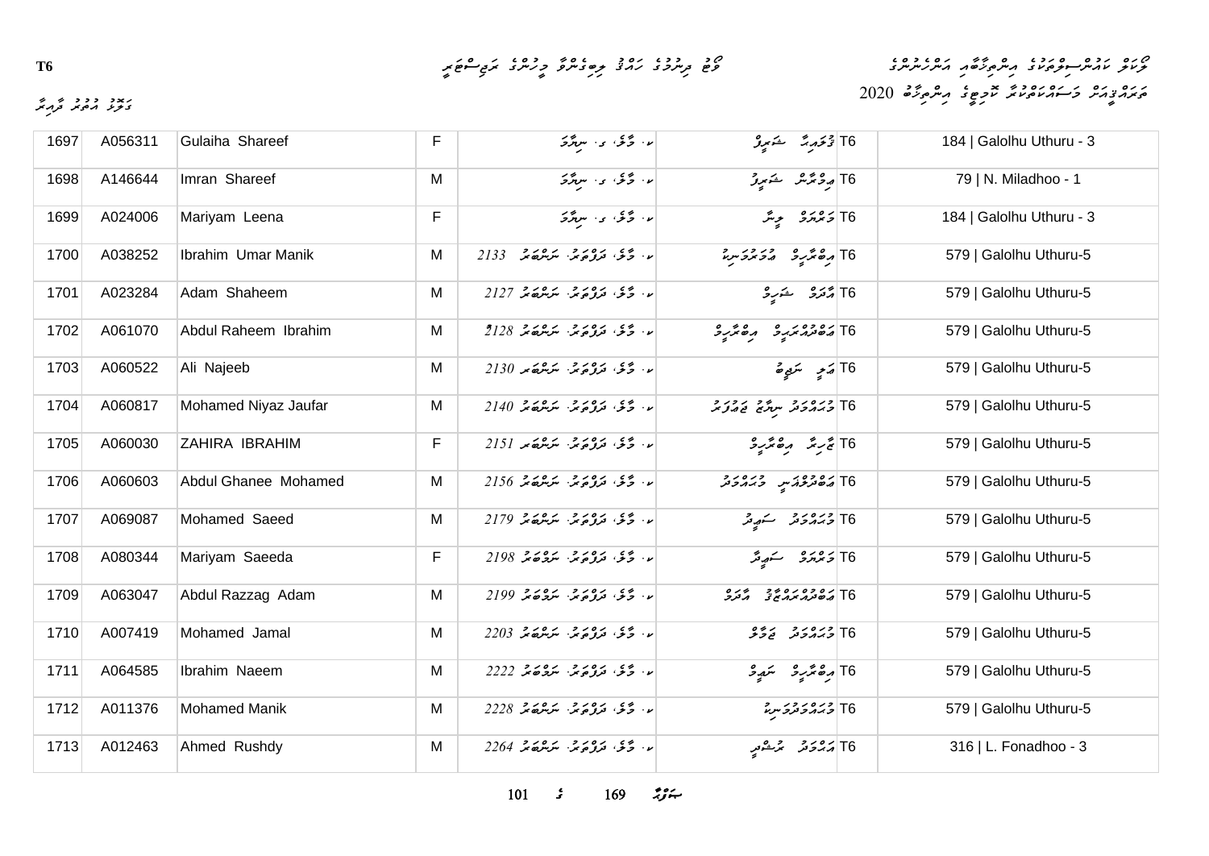| 1697 | A056311 | Gulaiha Shareef | F | ، ވާވް، ގ. ނިޔާމަ | T6 ގުލައިހާ ޝަރީފް | 184 \| Galolhu Uthuru - 3 |
|---|---|---|---|---|---|---|
| 1698 | A146644 | Imran Shareef | M | ، ވާވް، ގ. ނިޔާމަ | T6 އިމްރާން ޝަރީފް | 79 \| N. Miladhoo - 1 |
| 1699 | A024006 | Mariyam Leena | F | ، ވާވް، ގ. ނިޔާމަ | T6 މަރިޔަމް ލީނާ | 184 \| Galolhu Uthuru - 3 |
| 1700 | A038252 | Ibrahim Umar Manik | M | 2133 ، މާލެ، ދަރުބާރު، ނަންބަރު | T6 އިބްރާހީމް އުމަރުމަނިކު | 579 \| Galolhu Uthuru-5 |
| 1701 | A023284 | Adam Shaheem | M | 2127 ، މާލެ، ދަރުބާރު، ނަންބަރު | T6 އާދަމް ޝަހީމް | 579 \| Galolhu Uthuru-5 |
| 1702 | A061070 | Abdul Raheem Ibrahim | M | 2128 ، މާލެ، ދަރުބާރު، ނަންބަރު | T6 އަބްދުއްރަހީމް އިބްރާހީމް | 579 \| Galolhu Uthuru-5 |
| 1703 | A060522 | Ali Najeeb | M | 2130 ، މާލެ، ދަރުބާރު، ނަންބަރު | T6 އަލި ނަޖީބު | 579 \| Galolhu Uthuru-5 |
| 1704 | A060817 | Mohamed Niyaz Jaufar | M | 2140 ، މާލެ، ދަރުބާރު، ނަންބަރު | T6 މުހައްމަދު ނިޔާޒު ޖައުފަރު | 579 \| Galolhu Uthuru-5 |
| 1705 | A060030 | ZAHIRA IBRAHIM | F | 2151 ، މާލެ، ދަރުބާރު، ނަންބަރު | T6 ޒާހިރާ އިބްރާހީމް | 579 \| Galolhu Uthuru-5 |
| 1706 | A060603 | Abdul Ghanee Mohamed | M | 2156 ، މާލެ، ދަރުބާރު، ނަންބަރު | T6 އަބްދުލްޣަނީ މުހައްމަދު | 579 \| Galolhu Uthuru-5 |
| 1707 | A069087 | Mohamed Saeed | M | 2179 ، މާލެ، ދަރުބާރު، ނަންބަރު | T6 މުހައްމަދު ސައީދު | 579 \| Galolhu Uthuru-5 |
| 1708 | A080344 | Mariyam Saeeda | F | 2198 ، މާލެ، ދަރުބާރު، ނަންބަރު | T6 މަރިޔަމް ސައީދާ | 579 \| Galolhu Uthuru-5 |
| 1709 | A063047 | Abdul Razzag Adam | M | 2199 ، މާލެ، ދަރުބާރު، ނަންބަރު | T6 އަބްދުއްރައްޒާޤު އާދަމް | 579 \| Galolhu Uthuru-5 |
| 1710 | A007419 | Mohamed Jamal | M | 2203 ، މާލެ، ދަރުބާރު، ނަންބަރު | T6 މުހައްމަދު ޖަމާލް | 579 \| Galolhu Uthuru-5 |
| 1711 | A064585 | Ibrahim Naeem | M | 2222 ، މާލެ، ދަރުބާރު، ނަންބަރު | T6 އިބްރާހީމް ނައީމް | 579 \| Galolhu Uthuru-5 |
| 1712 | A011376 | Mohamed Manik | M | 2228 ، މާލެ، ދަރުބާރު، ނަންބަރު | T6 މުހައްމަދުމަނިކު | 579 \| Galolhu Uthuru-5 |
| 1713 | A012463 | Ahmed Rushdy | M | 2264 ، މާލެ، ދަރުބާރު، ނަންބަރު | T6 އަހްމަދު ރުޝްދީ | 316 \| L. Fonadhoo - 3 |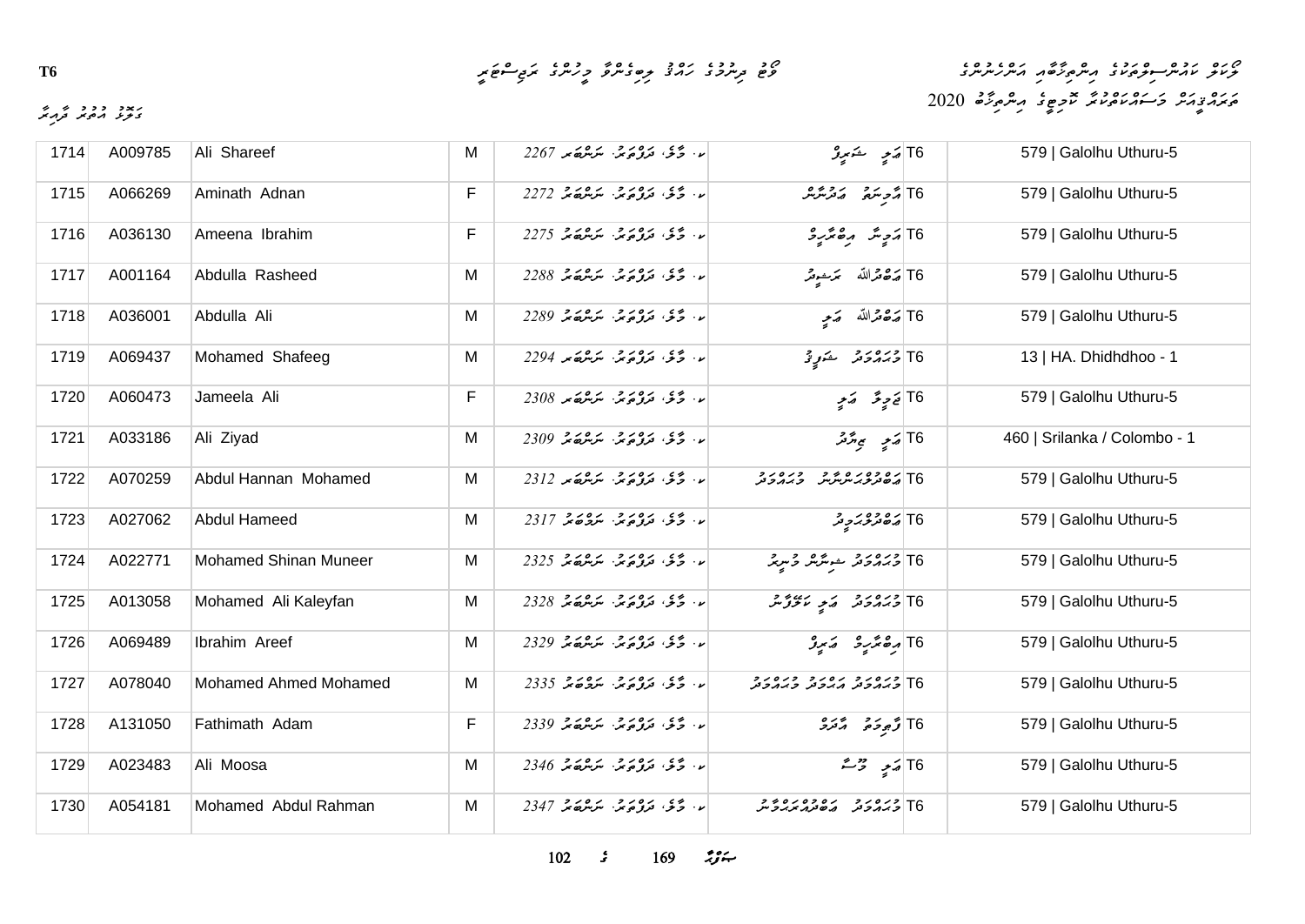| 1714 | A009785 | Ali Shareef | M | ގ. މާލެ، ދަރުމަވަނ. ސަންގަރ 2267 | T6 އަލީ ޝަރީފް | 579 \| Galolhu Uthuru-5 |
|---|---|---|---|---|---|---|
| 1715 | A066269 | Aminath Adnan | F | ގ. މާލެ، ދަރުމަވަނ. ސަންގަރ 2272 | T6 އާމިނަތު އަދުނާން | 579 \| Galolhu Uthuru-5 |
| 1716 | A036130 | Ameena Ibrahim | F | ގ. މާލެ، ދަރުމަވަނ. ސަންގަރ 2275 | T6 އަމީނާ އިބްރާހީމް | 579 \| Galolhu Uthuru-5 |
| 1717 | A001164 | Abdulla Rasheed | M | ގ. މާލެ، ދަރުމަވަނ. ސަންގަރ 2288 | T6 އަބްދުﷲ ރަޝީދު | 579 \| Galolhu Uthuru-5 |
| 1718 | A036001 | Abdulla Ali | M | ގ. މާލެ، ދަރުމަވަނ. ސަންގަރ 2289 | T6 އަބްދުﷲ އަލީ | 579 \| Galolhu Uthuru-5 |
| 1719 | A069437 | Mohamed Shafeeg | M | ގ. މާލެ، ދަރުމަވަނ. ސަންގަރ 2294 | T6 މުހައްމަދު ޝަފީގު | 13 \| HA. Dhidhdhoo - 1 |
| 1720 | A060473 | Jameela Ali | F | ގ. މާލެ، ދަރުމަވަނ. ސަންގަރ 2308 | T6 ޖަމީލާ އަލީ | 579 \| Galolhu Uthuru-5 |
| 1721 | A033186 | Ali Ziyad | M | ގ. މާލެ، ދަރުމަވަނ. ސަންގަރ 2309 | T6 އަލީ ޒިޔާދު | 460 \| Srilanka / Colombo - 1 |
| 1722 | A070259 | Abdul Hannan Mohamed | M | ގ. މާލެ، ދަރުމަވަނ. ސަންގަރ 2312 | T6 އަބްދުލްހަންނާން މުހައްމަދު | 579 \| Galolhu Uthuru-5 |
| 1723 | A027062 | Abdul Hameed | M | ގ. މާލެ، ދަރުމަވަނ. ސަންގަރ 2317 | T6 އަބްދުލްހަމީދު | 579 \| Galolhu Uthuru-5 |
| 1724 | A022771 | Mohamed Shinan Muneer | M | ގ. މާލެ، ދަރުމަވަނ. ސަންގަރ 2325 | T6 މުހައްމަދު ޝިނާން މުނީރު | 579 \| Galolhu Uthuru-5 |
| 1725 | A013058 | Mohamed Ali Kaleyfan | M | ގ. މާލެ، ދަރުމަވަނ. ސަންގަރ 2328 | T6 މުހައްމަދު އަލީ ކަލޭފާން | 579 \| Galolhu Uthuru-5 |
| 1726 | A069489 | Ibrahim Areef | M | ގ. މާލެ، ދަރުމަވަނ. ސަންގަރ 2329 | T6 އިބްރާހީމް އަރީފް | 579 \| Galolhu Uthuru-5 |
| 1727 | A078040 | Mohamed Ahmed Mohamed | M | ގ. މާލެ، ދަރުމަވަނ. ސަންގަރ 2335 | T6 މުހައްމަދު އަހްމަދު މުހައްމަދު | 579 \| Galolhu Uthuru-5 |
| 1728 | A131050 | Fathimath Adam | F | ގ. މާލެ، ދަރުމަވަނ. ސަންގަރ 2339 | T6 ފާތިމަތު އާދަމް | 579 \| Galolhu Uthuru-5 |
| 1729 | A023483 | Ali Moosa | M | ގ. މާލެ، ދަރުމަވަނ. ސަންގަރ 2346 | T6 އަލީ މޫސާ | 579 \| Galolhu Uthuru-5 |
| 1730 | A054181 | Mohamed Abdul Rahman | M | ގ. މާލެ، ދަރުމަވަނ. ސަންގަރ 2347 | T6 މުހައްމަދު އަބްދުއްރަހްމާން | 579 \| Galolhu Uthuru-5 |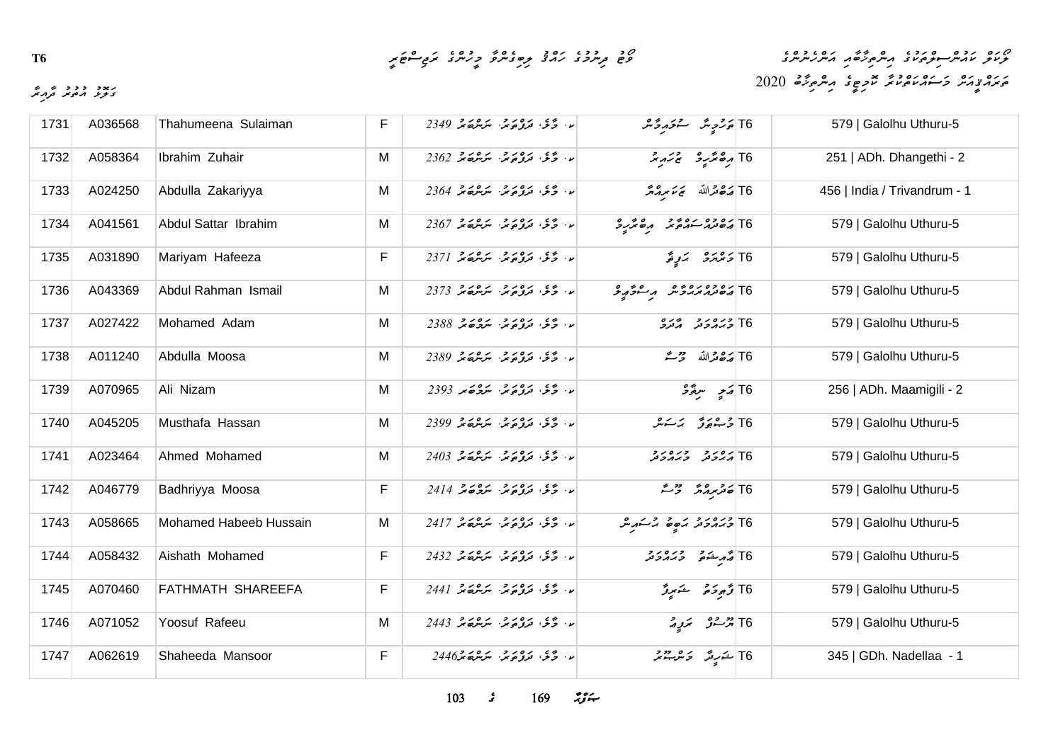| 1731 | A036568 | Thahumeena Sulaiman | F | ب· ݣَݣَ، ترؤُوَيز، سَرسْرَعَة 2349 | T6 ﻮَﺭْﺭِﻳﺮَ ﺳِﺠُﻮَﻣَﺮِّﻭَﺭ | 579 \| Galolhu Uthuru-5 |
|---|---|---|---|---|---|---|
| 1732 | A058364 | Ibrahim Zuhair | M | ب· ݣَݣَ، ترؤُوَيز، سَرسْرَعَة 2362 | T6 ﺭِﻫَﻤَّﺮِﺑُ ﺝُﺭَﻣِﺮ | 251 \| ADh. Dhangethi - 2 |
| 1733 | A024250 | Abdulla Zakariyya | M | ب· ݣَݣَ، ترؤُوَيز، سَرسْرَعَة 2364 | T6 ﻣَﻬْﻤَﻋﺮَﺍﻟﻠّﻪ ﻳَﺮَﻣَﺮِﻣَﻫَﺮ | 456 \| India / Trivandrum - 1 |
| 1734 | A041561 | Abdul Sattar Ibrahim | M | ب· ݣَݣَ، ترؤُوَيز، سَرسْرَعَة 2367 | T6 ﻣَﻬْﻤَﻋﺮَﻣَﺮِﻭِﺳَﻬَﻮَﺯ ﺭِﻫَﻤَّﺮِﺑُ | 579 \| Galolhu Uthuru-5 |
| 1735 | A031890 | Mariyam Hafeeza | F | ب· ݣَݣَ، ترؤُوَيز، سَرسْرَعَة 2371 | T6 ﻮَﻣْﻤَﺮَﺩ ﺮَﻳِﻮَ | 579 \| Galolhu Uthuru-5 |
| 1736 | A043369 | Abdul Rahman Ismail | M | ب· ݣَݣَ، ترؤُوَيز، سَرسْرَعَة 2373 | T6 ﻣَﻬْﻤَﻋﺮَﻣَﺮِﺑَﺮَﻭَﺭ ﺭِﺳْﺠَﻮَﺭِﻭ | 579 \| Galolhu Uthuru-5 |
| 1737 | A027422 | Mohamed Adam | M | ب· ݣَݣَ، ترؤُوَيز، سَرحَصَة 2388 | T6 ﻭَﺭَﻣَﺮَﻭَﺭ ﻣَﺮَﺭَﺩ | 579 \| Galolhu Uthuru-5 |
| 1738 | A011240 | Abdulla Moosa | M | ب· ݣَݣَ، ترؤُوَيز، سَرسْرَعَة 2389 | T6 ﻣَﻬْﻤَﻋﺮَﺍﻟﻠّﻪ ﻭَﺟَ | 579 \| Galolhu Uthuru-5 |
| 1739 | A070965 | Ali Nizam | M | ب· ݣَݣَ، ترؤُوَيز، سَرحَصَة 2393 | T6 ﻣَﺮِ ﺳِﻤَﻭَﺭ | 256 \| ADh. Maamigili - 2 |
| 1740 | A045205 | Musthafa Hassan | M | ب· ݣَݣَ، ترؤُوَيز، سَرسْرَعَة 2399 | T6 ﻭَﺳْﻬَﻮَﻭ ﺮَﺳَﺮَﺭ | 579 \| Galolhu Uthuru-5 |
| 1741 | A023464 | Ahmed Mohamed | M | ب· ݣَݣَ، ترؤُوَيز، سَرسْرَعَة 2403 | T6 ﻣَﺮَﻭَﺭَﺭ ﻭَﺭَﻣَﺮَﻭَﺭ | 579 \| Galolhu Uthuru-5 |
| 1742 | A046779 | Badhriyya Moosa | F | ب· ݣَݣَ، ترؤُوَيز، سَرحَصَة 2414 | T6 ﻫَﻤْﺮِﻣَﺮِﻣَﺮ ﻭَﺟَ | 579 \| Galolhu Uthuru-5 |
| 1743 | A058665 | Mohamed Habeeb Hussain | M | ب· ݣَݣَ، ترؤُوَيز، سَرسْرَعَة 2417 | T6 ﻭَﺭَﻣَﺮَﻭَﺭ ﺮَﻫِﻫ ﺮُﺳَﻮَﺭِﺭ | 579 \| Galolhu Uthuru-5 |
| 1744 | A058432 | Aishath Mohamed | F | ب· ݣَݣَ، ترؤُوَيز، سَرسْرَعَة 2432 | T6 ﻣَﺮِﺳَﻮَﻫ ﻭَﺭَﻣَﺮَﻭَﺭ | 579 \| Galolhu Uthuru-5 |
| 1745 | A070460 | FATHMATH SHAREEFA | F | ب· ݣَݣَ، ترؤُوَيز، سَرسْرَعَة 2441 | T6 ﻭَﻫِﻮَﻭَﻫ ﺳَﻮَﺮِﻭ | 579 \| Galolhu Uthuru-5 |
| 1746 | A071052 | Yoosuf Rafeeu | M | ب· ݣَݣَ، ترؤُوَيز، سَرسْرَعَة 2443 | T6 ﺭَﺳُﻭ ﺮَﻭِﻣَ | 579 \| Galolhu Uthuru-5 |
| 1747 | A062619 | Shaheeda Mansoor | F | ب· ݣَݣَ، ترؤُوَيز، سَرسْرَعَة2446 | T6 ﺳَﺮِﺭَ ﻭَﺭَﺳْﺮَﺭ | 345 \| GDh. Nadellaa - 1 |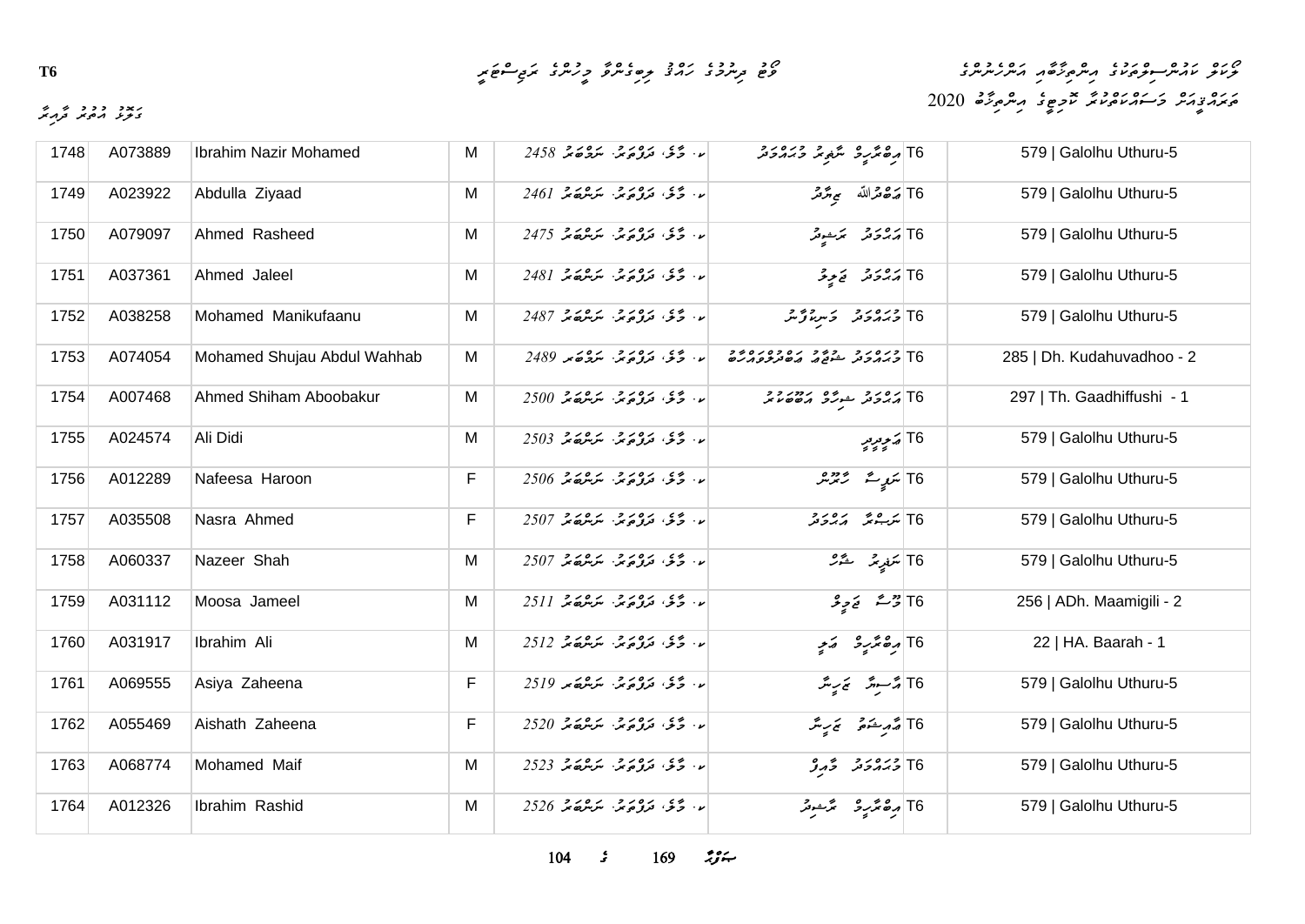| 1748 | A073889 | Ibrahim Nazir Mohamed | M | ر· دَّکَ، تَرَوْمُوَتَرُ. سَرْدَهُ مَرُ 2458 | T6 رِهِ مَرْرِدْ سَّمْعِ مِرْ دِيَرُمْدَ مَرْ | 579 \| Galolhu Uthuru-5 |
|---|---|---|---|---|---|---|
| 1749 | A023922 | Abdulla Ziyaad | M | ر· دَّکَ، تَرَوْمُوَتَرُ. سَرْسْرَهُ مَرُ 2461 | T6 رَهْ قَرْاللّه بِرِ مَرْ قَرْ | 579 \| Galolhu Uthuru-5 |
| 1750 | A079097 | Ahmed Rasheed | M | ر· دَّکَ، تَرَوْمُوَتَرُ. سَرْسْرَهُ مَرُ 2475 | T6 رَبْرُوَتَرُ بَرَشِيدَرُ | 579 \| Galolhu Uthuru-5 |
| 1751 | A037361 | Ahmed Jaleel | M | ر· دَّکَ، تَرَوْمُوَتَرُ. سَرْسْرَهُ مَرُ 2481 | T6 رَبْرُوَتَرُ يَحِيوُ | 579 \| Galolhu Uthuru-5 |
| 1752 | A038258 | Mohamed Manikufaanu | M | ر· دَّکَ، تَرَوْمُوَتَرُ. سَرْسْرَهُ مَرُ 2487 | T6 دِيَرُمْدَ مَرُ دَسِرِ مَرُ وَّ سَرُ | 579 \| Galolhu Uthuru-5 |
| 1753 | A074054 | Mohamed Shujau Abdul Wahhab | M | ر· دَّکَ، تَرَوْمُوَتَرُ. سَرْدَهُ سِرُ 2489 | T6 دِيَرُمْدَ مَرُ شْقَحَ مَرُ رَهْ مَرْ وَ مَرْ مَرُ صُ | 285 \| Dh. Kudahuvadhoo - 2 |
| 1754 | A007468 | Ahmed Shiham Aboobakur | M | ر· دَّکَ، تَرَوْمُوَتَرُ. سَرْسْرَهُ مَرُ 2500 | T6 رَبْرُوَتَرُ شِيرَّدُ رَحْدَهُ مَرُ | 297 \| Th. Gaadhiffushi - 1 |
| 1755 | A024574 | Ali Didi | M | ر· دَّکَ، تَرَوْمُوَتَرُ. سَرْسْرَهُ مَرُ 2503 | T6 رَحِ مِرِ مِرِ | 579 \| Galolhu Uthuru-5 |
| 1756 | A012289 | Nafeesa Haroon | F | ر· دَّکَ، تَرَوْمُوَتَرُ. سَرْسْرَهُ مَرُ 2506 | T6 سَرِرِ سَّ رَّ مَرْ سَرُ | 579 \| Galolhu Uthuru-5 |
| 1757 | A035508 | Nasra Ahmed | F | ر· دَّکَ، تَرَوْمُوَتَرُ. سَرْسْرَهُ مَرُ 2507 | T6 سَرَ سْرِ مَرُ رَبْرُوَتَرُ | 579 \| Galolhu Uthuru-5 |
| 1758 | A060337 | Nazeer Shah | M | ر· دَّکَ، تَرَوْمُوَتَرُ. سَرْسْرَهُ مَرُ 2507 | T6 سَرِ بِرُ شَرْ | 579 \| Galolhu Uthuru-5 |
| 1759 | A031112 | Moosa Jameel | M | ر· دَّکَ، تَرَوْمُوَتَرُ. سَرْسْرَهُ مَرُ 2511 | T6 وَ سَّ يَحِ وُ | 256 \| ADh. Maamigili - 2 |
| 1760 | A031917 | Ibrahim Ali | M | ر· دَّکَ، تَرَوْمُوَتَرُ. سَرْسْرَهُ مَرُ 2512 | T6 رِهِ مَرْرِدْ رَحِ | 22 \| HA. Baarah - 1 |
| 1761 | A069555 | Asiya Zaheena | F | ر· دَّکَ، تَرَوْمُوَتَرُ. سَرْسْرَهُ سِرُ 2519 | T6 رَّسِيرَّ يَرِ سَّ | 579 \| Galolhu Uthuru-5 |
| 1762 | A055469 | Aishath Zaheena | F | ر· دَّکَ، تَرَوْمُوَتَرُ. سَرْسْرَهُ مَرُ 2520 | T6 رَّمِ شَوَ يَرِ سَّ | 579 \| Galolhu Uthuru-5 |
| 1763 | A068774 | Mohamed Maif | M | ر· دَّکَ، تَرَوْمُوَتَرُ. سَرْسْرَهُ مَرُ 2523 | T6 دِيَرُمْدَ مَرُ دَّمِ وُ | 579 \| Galolhu Uthuru-5 |
| 1764 | A012326 | Ibrahim Rashid | M | ر· دَّکَ، تَرَوْمُوَتَرُ. سَرْسْرَهُ مَرُ 2526 | T6 رِهِ مَرْرِدْ مَرْشِيدَرُ | 579 \| Galolhu Uthuru-5 |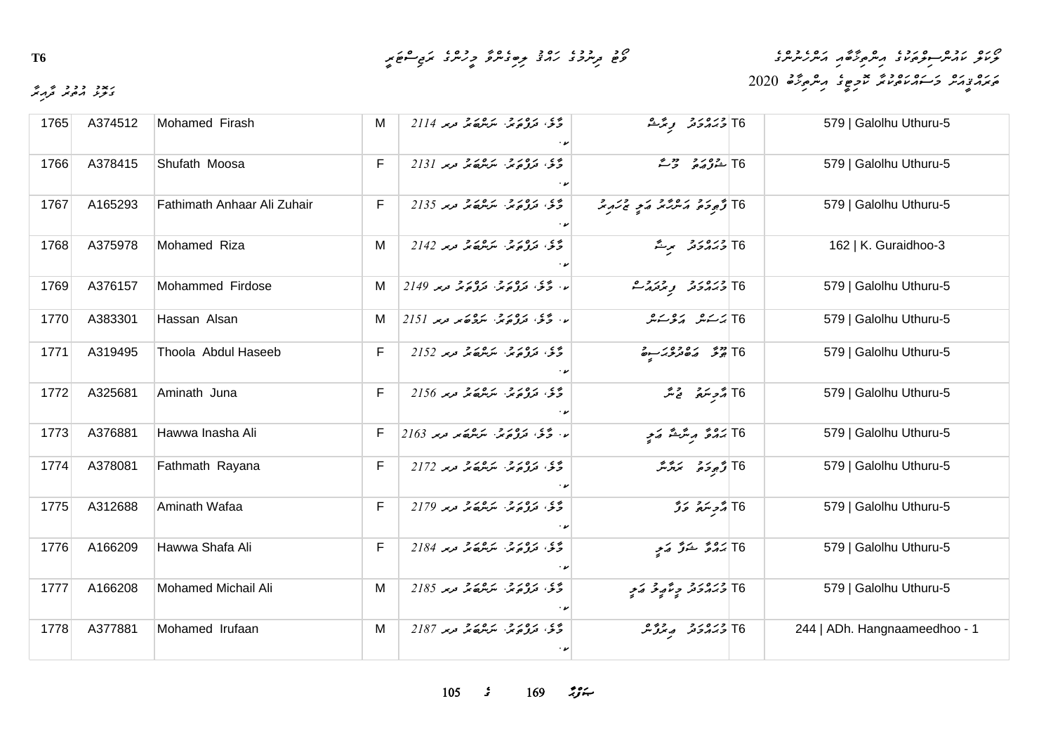| 1765 | A374512 | Mohamed Firash | M | ގާ، ދަޑުވަރު، ނަރުދަރަ ދިރީ 2114 | T6 ުމުހައްމަދު ފިރާޝް | 579 \| Galolhu Uthuru-5 |
|---|---|---|---|---|---|---|
| 1766 | A378415 | Shufath Moosa | F | ގާ، ދަޑުވަރު، ނަރުދަރަ ދިރީ 2131 | T6 ޝުފާތު މޫސާ | 579 \| Galolhu Uthuru-5 |
| 1767 | A165293 | Fathimath Anhaar Ali Zuhair | F | ގާ، ދަޑުވަރު، ނަރުދަރަ ދިރީ 2135 | T6 ފާތިމަތު އަންހާރު އަލީ ޒުހައިރު | 579 \| Galolhu Uthuru-5 |
| 1768 | A375978 | Mohamed Riza | M | ގާ، ދަޑުވަރު، ނަރުދަރަ ދިރީ 2142 | T6 މުހައްމަދު ރިޒާ | 162 \| K. Guraidhoo-3 |
| 1769 | A376157 | Mohammed Firdose | M | ގ، ގާ، ދަޑުވަރު، ދަޑުވަރު ދިރީ 2149 | T6 މުހައްމަދު ފިރުދައުސް | 579 \| Galolhu Uthuru-5 |
| 1770 | A383301 | Hassan Alsan | M | ގ، ގާ، ދަޑުވަރު، ނަރުދަރަ ދިރީ 2151 | T6 ހަސަން އަލްސަން | 579 \| Galolhu Uthuru-5 |
| 1771 | A319495 | Thoola Abdul Haseeb | F | ގާ، ދަޑުވަރު، ނަރުދަރަ ދިރީ 2152 | T6 ތޫލާ އަބްދުލްހަސީބު | 579 \| Galolhu Uthuru-5 |
| 1772 | A325681 | Aminath Juna | F | ގާ، ދަޑުވަރު، ނަރުދަރަ ދިރީ 2156 | T6 އާމިނަތު ޖުނާ | 579 \| Galolhu Uthuru-5 |
| 1773 | A376881 | Hawwa Inasha Ali | F | ގ، ގާ، ދަޑުވަރު، ނަރުދަރަ ދިރީ 2163 | T6 ހައްވާ އިނާޝާ އަލީ | 579 \| Galolhu Uthuru-5 |
| 1774 | A378081 | Fathmath Rayana | F | ގާ، ދަޑުވަރު، ނަރުދަރަ ދިރީ 2172 | T6 ފާތިމަތު ރަޔާނާ | 579 \| Galolhu Uthuru-5 |
| 1775 | A312688 | Aminath Wafaa | F | ގާ، ދަޑުވަރު، ނަރުދަރަ ދިރީ 2179 | T6 އާމިނަތު ވަފާ | 579 \| Galolhu Uthuru-5 |
| 1776 | A166209 | Hawwa Shafa Ali | F | ގާ، ދަޑުވަރު، ނަރުދަރަ ދިރީ 2184 | T6 ހައްވާ ޝަފާ އަލީ | 579 \| Galolhu Uthuru-5 |
| 1777 | A166208 | Mohamed Michail Ali | M | ގާ، ދަޑުވަރު، ނަރުދަރަ ދިރީ 2185 | T6 މުހައްމަދު މީކާއީލު އަލީ | 579 \| Galolhu Uthuru-5 |
| 1778 | A377881 | Mohamed Irufaan | M | ގާ، ދަޑުވަރު، ނަރުދަރަ ދިރީ 2187 | T6 މުހައްމަދު އިރުފާން | 244 \| ADh. Hangnaameedhoo - 1 |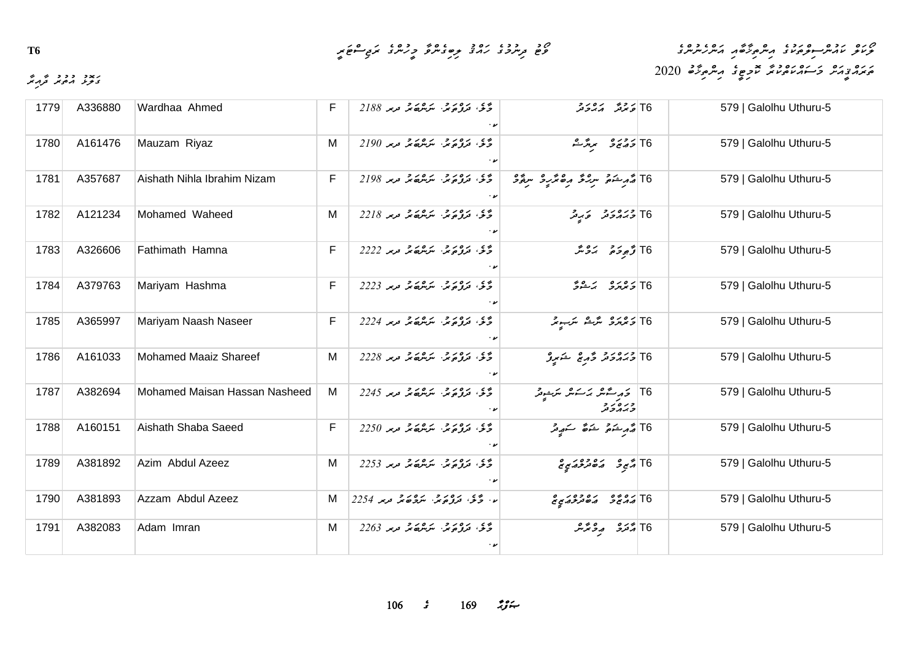| 1779 | A336880 | Wardhaa Ahmed | F | 2188 دَرَ، مَرْوَدَ، مَرْسُرْدَ مَرِ | T6 وَمَرْتَرُ مَرْدَدَمَرْ | 579 \| Galolhu Uthuru-5 |
|---|---|---|---|---|---|---|
| 1780 | A161476 | Mauzam Riyaz | M | 2190 دَرَ، مَرْوَدَ، مَرْسُرْدَ مَرِ | T6 دَمَرْجَ د مِرْمَرْتُہ | 579 \| Galolhu Uthuru-5 |
| 1781 | A357687 | Aishath Nihla Ibrahim Nizam | F | 2198 دَرَ، مَرْوَدَ، مَرْسُرْدَ مَرِ | T6 مُحَمِّدْشَمَ سِرْبَمْحَ مِرْهَمْرَدَ سِرْتَرَ | 579 \| Galolhu Uthuru-5 |
| 1782 | A121234 | Mohamed Waheed | M | 2218 دَرَ، مَرْوَدَ، مَرْسُرْدَ مَرِ | T6 دِبَرْهَ دَرْ دَرِيْتَرْ | 579 \| Galolhu Uthuru-5 |
| 1783 | A326606 | Fathimath Hamna | F | 2222 دَرَ، مَرْوَدَ، مَرْسُرْدَ مَرِ | T6 تُرْحِرِدَ مَرْدَمَر | 579 \| Galolhu Uthuru-5 |
| 1784 | A379763 | Mariyam Hashma | F | 2223 دَرَ، مَرْوَدَ، مَرْسُرْدَ مَرِ | T6 دَمَرْمَرْدَ مَرْشُدُّ | 579 \| Galolhu Uthuru-5 |
| 1785 | A365997 | Mariyam Naash Naseer | F | 2224 دَرَ، مَرْوَدَ، مَرْسُرْدَ مَرِ | T6 دَمَرْمَرْدَ سُرْشُہ سَرَسِبِرْ | 579 \| Galolhu Uthuru-5 |
| 1786 | A161033 | Mohamed Maaiz Shareef | M | 2228 دَرَ، مَرْوَدَ، مَرْسُرْدَ مَرِ | T6 دِبَرْهَ دَرْ دُرِمُ شَمَرِرْ | 579 \| Galolhu Uthuru-5 |
| 1787 | A382694 | Mohamed Maisan Hassan Nasheed | M | 2245 دَرَ، مَرْوَدَ، مَرْسُرْدَ مَرِ | T6 دَرِسُرْمَر بَرْسَدَر سَرَشِوِتَرْ دِبَرْهَ دَرْ | 579 \| Galolhu Uthuru-5 |
| 1788 | A160151 | Aishath Shaba Saeed | F | 2250 دَرَ، مَرْوَدَ، مَرْسُرْدَ مَرِ | T6 مُحَمِّدْشَمَ شَمَرَّ سَمَرِتَرْ | 579 \| Galolhu Uthuru-5 |
| 1789 | A381892 | Azim Abdul Azeez | M | 2253 دَرَ، مَرْوَدَ، مَرْسُرْدَ مَرِ | T6 مُرْبِرْدَ مُرْهُمَرْدُمُرَبِرِي | 579 \| Galolhu Uthuru-5 |
| 1790 | A381893 | Azzam Abdul Azeez | M | 2254 ر. دَرَ، مَرْوَدَ، مَرْسُرْدَ مَرِ | T6 مُرْدُمُّ مُرْهُمَرْدُمُرَبِرِي | 579 \| Galolhu Uthuru-5 |
| 1791 | A382083 | Adam Imran | M | 2263 دَرَ، مَرْوَدَ، مَرْسُرْدَ مَرِ | T6 مُرْمَرْدَ مِرْدُمَرْمَر | 579 \| Galolhu Uthuru-5 |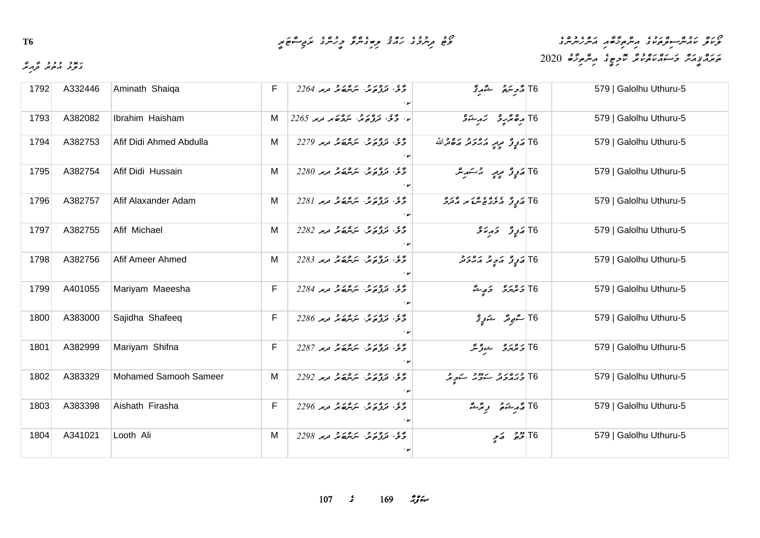| 1792 | A332446 | Aminath Shaiqa | F | ގާ، ދަރުމަދު. ނަންބަރު ދިރި 2264 | T6 އާމިނަތު ޝާއިގާ | 579 \| Galolhu Uthuru-5 |
|---|---|---|---|---|---|---|
| 1793 | A382082 | Ibrahim Haisham | M | ގާ، ދަރުމަދު. ނަންބަރު ދިރި 2265 | T6 އިބްރާހީމް ހައިޝަމް | 579 \| Galolhu Uthuru-5 |
| 1794 | A382753 | Afif Didi Ahmed Abdulla | M | ގާ، ދަރުމަދު. ނަންބަރު ދިރި 2279 | T6 އަފީފު ދީދީ އަހުމަދު އަބްދުالله | 579 \| Galolhu Uthuru-5 |
| 1795 | A382754 | Afif Didi Hussain | M | ގާ، ދަރުމަދު. ނަންބަރު ދިރި 2280 | T6 އަފީފު ދީދީ ހުސައިން | 579 \| Galolhu Uthuru-5 |
| 1796 | A382757 | Afif Alaxander Adam | M | ގާ، ދަރުމަދު. ނަންބަރު ދިރި 2281 | T6 އަފީފު އެލެކްޒެންޑަރ އާދަމް | 579 \| Galolhu Uthuru-5 |
| 1797 | A382755 | Afif Michael | M | ގާ، ދަރުމަދު. ނަންބަރު ދިރި 2282 | T6 އަފީފު މައިކަލް | 579 \| Galolhu Uthuru-5 |
| 1798 | A382756 | Afif Ameer Ahmed | M | ގާ، ދަރުމަދު. ނަންބަރު ދިރި 2283 | T6 އަފީފު އަމީރު އަހުމަދު | 579 \| Galolhu Uthuru-5 |
| 1799 | A401055 | Mariyam Maeesha | F | ގާ، ދަރުމަދު. ނަންބަރު ދިރި 2284 | T6 މަރިޔަމް މައީޝާ | 579 \| Galolhu Uthuru-5 |
| 1800 | A383000 | Sajidha Shafeeq | F | ގާ، ދަރުމަދު. ނަންބަރު ދިރި 2286 | T6 ސާޖިދާ ޝަފީގު | 579 \| Galolhu Uthuru-5 |
| 1801 | A382999 | Mariyam Shifna | F | ގާ، ދަރުމަދު. ނަންބަރު ދިރި 2287 | T6 މަރިޔަމް ޝިފްނާ | 579 \| Galolhu Uthuru-5 |
| 1802 | A383329 | Mohamed Samooh Sameer | M | ގާ، ދަރުމަދު. ނަންބަރު ދިރި 2292 | T6 މުޙައްމަދު ސަމޫޙު ސަމީރު | 579 \| Galolhu Uthuru-5 |
| 1803 | A383398 | Aishath Firasha | F | ގާ، ދަރުމަދު. ނަންބަރު ދިރި 2296 | T6 އާއިޝަތު ފިރާޝާ | 579 \| Galolhu Uthuru-5 |
| 1804 | A341021 | Looth Ali | M | ގާ، ދަރުމަދު. ނަންބަރު ދިރި 2298 | T6 ލޫތު އަލި | 579 \| Galolhu Uthuru-5 |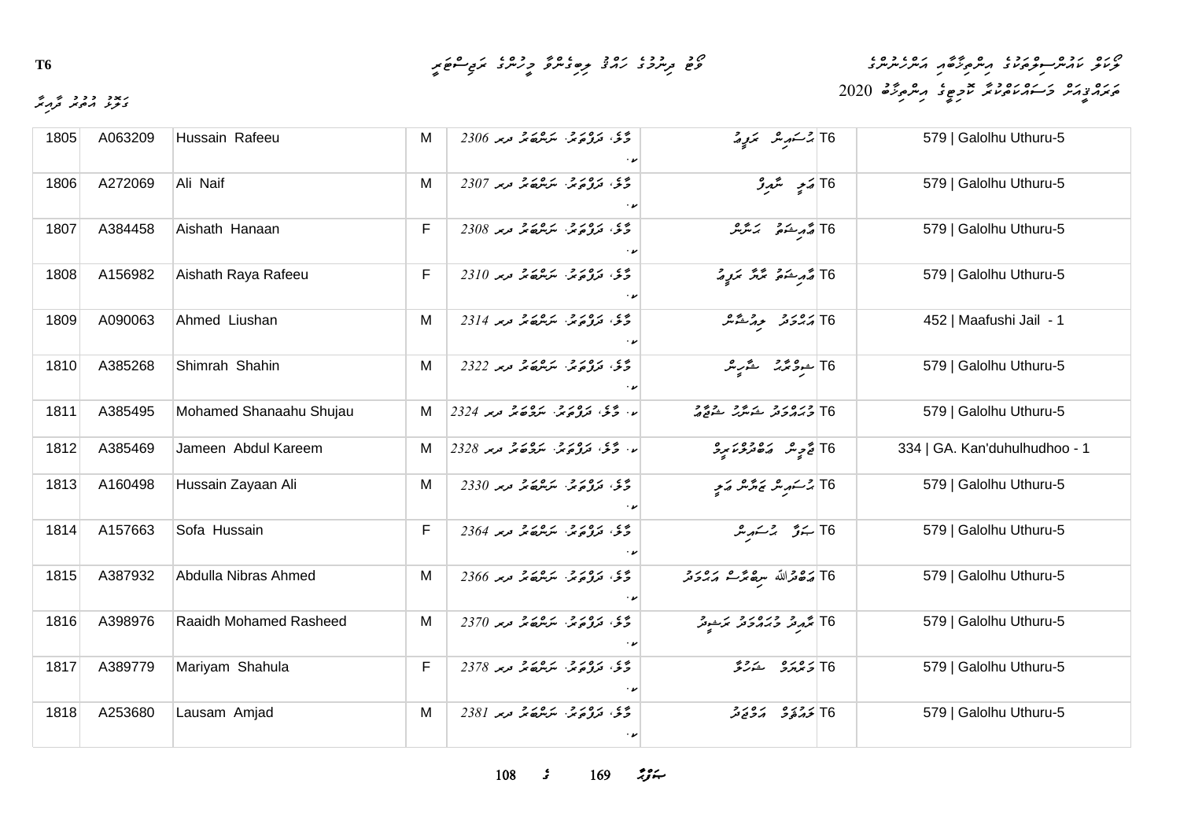| 1805 | A063209 | Hussain Rafeeu | M | 2306 ގ. ދަރުވަރު. ނަންބަރު ދިރ 2306 | T6 ޙުސައިން ރަފީއު | 579 \| Galolhu Uthuru-5 |
|---|---|---|---|---|---|---|
| 1806 | A272069 | Ali Naif | M | 2307 ގ. ދަރުވަރު. ނަންބަރު ދިރ 2307 | T6 އަލި ނާއިފް | 579 \| Galolhu Uthuru-5 |
| 1807 | A384458 | Aishath Hanaan | F | 2308 ގ. ދަރުވަރު. ނަންބަރު ދިރ 2308 | T6 އައިށަތު ހަނާން | 579 \| Galolhu Uthuru-5 |
| 1808 | A156982 | Aishath Raya Rafeeu | F | 2310 ގ. ދަރުވަރު. ނަންބަރު ދިރ 2310 | T6 އައިށަތު ރާޔާ ރަފީއު | 579 \| Galolhu Uthuru-5 |
| 1809 | A090063 | Ahmed Liushan | M | 2314 ގ. ދަރުވަރު. ނަންބަރު ދިރ 2314 | T6 އަހުމަދު ލިއުޝާން | 452 \| Maafushi Jail - 1 |
| 1810 | A385268 | Shimrah Shahin | M | 2322 ގ. ދަރުވަރު. ނަންބަރު ދިރ 2322 | T6 ޝިމްރާޙް ޝާހިން | 579 \| Galolhu Uthuru-5 |
| 1811 | A385495 | Mohamed Shanaahu Shujau | M | 2324 ގ. ދަރުވަރު. ނަންބަރު ދިރ 2324 | T6 މުޙައްމަދު ޝަނާހު ޝުޖާއު | 579 \| Galolhu Uthuru-5 |
| 1812 | A385469 | Jameen Abdul Kareem | M | 2328 ގ. ދަރުވަރު. ނަންބަރު ދިރ 2328 | T6 ޖަމީން އަބްދުލްކަރީމް | 334 \| GA. Kan'duhulhudhoo - 1 |
| 1813 | A160498 | Hussain Zayaan Ali | M | 2330 ގ. ދަރުވަރު. ނަންބަރު ދިރ 2330 | T6 ޙުސައިން ޒަޔާން އަލި | 579 \| Galolhu Uthuru-5 |
| 1814 | A157663 | Sofa Hussain | F | 2364 ގ. ދަރުވަރު. ނަންބަރު ދިރ 2364 | T6 ސޯފާ ޙުސައިން | 579 \| Galolhu Uthuru-5 |
| 1815 | A387932 | Abdulla Nibras Ahmed | M | 2366 ގ. ދަރުވަރު. ނަންބަރު ދިރ 2366 | T6 އަބްދުﷲ ނިބްރާސް އަހުމަދު | 579 \| Galolhu Uthuru-5 |
| 1816 | A398976 | Raaidh Mohamed Rasheed | M | 2370 ގ. ދަރުވަރު. ނަންބަރު ދިރ 2370 | T6 ރާއިދު މުޙައްމަދު ރަޝީދު | 579 \| Galolhu Uthuru-5 |
| 1817 | A389779 | Mariyam Shahula | F | 2378 ގ. ދަރުވަރު. ނަންބަރު ދިރ 2378 | T6 މަރިޔަމް ޝަހުލާ | 579 \| Galolhu Uthuru-5 |
| 1818 | A253680 | Lausam Amjad | M | 2381 ގ. ދަރުވަރު. ނަންބަރު ދިރ 2381 | T6 ލައުސަމް އަމްޖަދު | 579 \| Galolhu Uthuru-5 |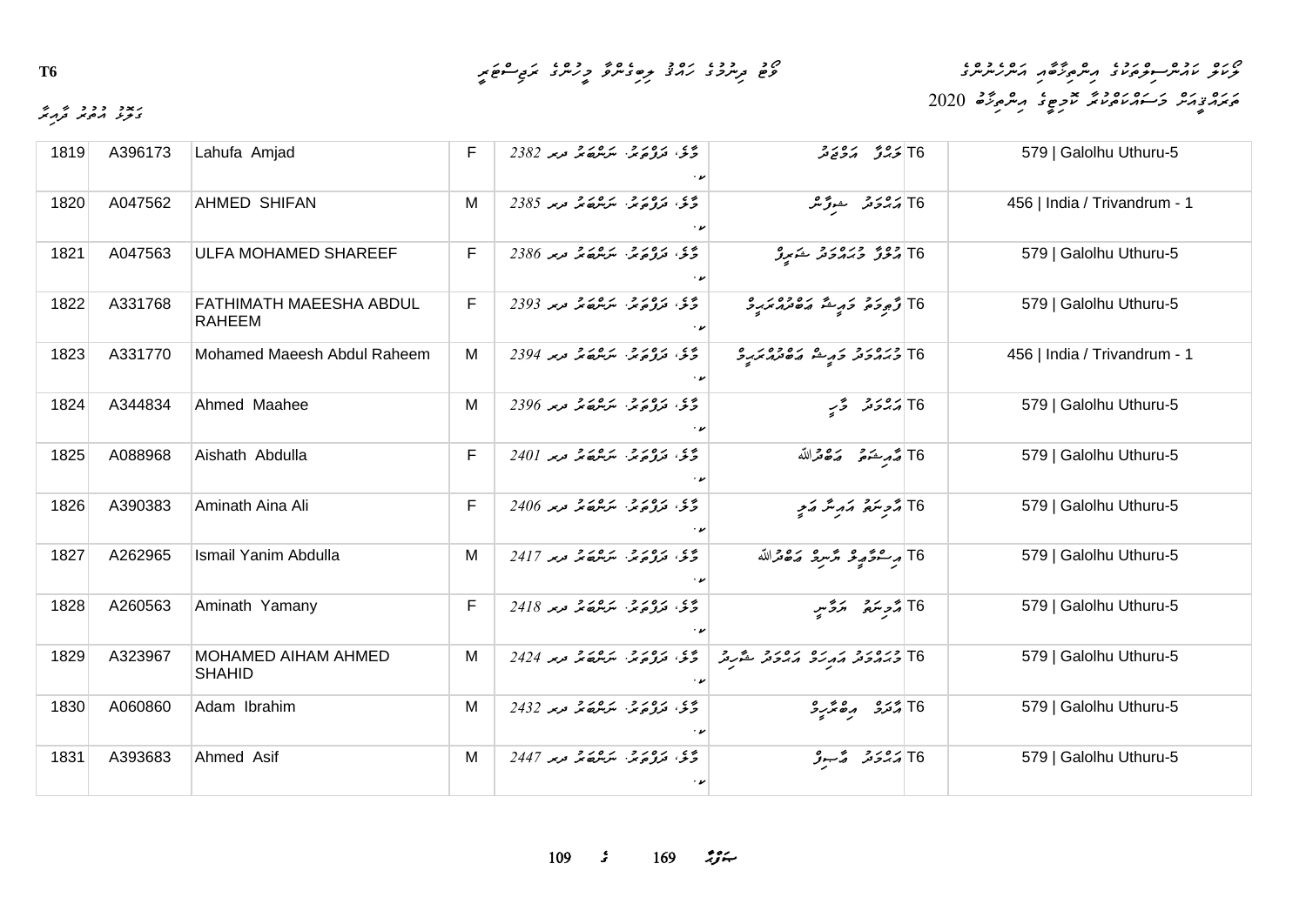| 1819 | A396173 | Lahufa Amjad | F | 2382 ގ.ގ. ދަޮވޮދަ. ނަރުބަޓު ދިރި | T6 ލަހުފާ އަމްޖަދު | 579 \| Galolhu Uthuru-5 |
|---|---|---|---|---|---|---|
| 1820 | A047562 | AHMED SHIFAN | M | 2385 ގ.ގ. ދަޮވޮދަ. ނަރުބަޓު ދިރި | T6 އަޙްމަދު ޝިފާން | 456 \| India / Trivandrum - 1 |
| 1821 | A047563 | ULFA MOHAMED SHAREEF | F | 2386 ގ.ގ. ދަޮވޮދަ. ނަރުބަޓު ދިރި | T6 އުލްފާ މުޙައްމަދު ޝަރީފު | 579 \| Galolhu Uthuru-5 |
| 1822 | A331768 | FATHIMATH MAEESHA ABDUL RAHEEM | F | 2393 ގ.ގ. ދަޮވޮދަ. ނަރުބަޓު ދިރި | T6 ފާތިމަތު މައީޝާ އަބްދުއްރަޙީމު | 579 \| Galolhu Uthuru-5 |
| 1823 | A331770 | Mohamed Maeesh Abdul Raheem | M | 2394 ގ.ގ. ދަޮވޮދަ. ނަރުބަޓު ދިރި | T6 މުޙައްމަދު މައީޝް އަބްދުއްރަޙީމު | 456 \| India / Trivandrum - 1 |
| 1824 | A344834 | Ahmed Maahee | M | 2396 ގ.ގ. ދަޮވޮދަ. ނަރުބަޓު ދިރި | T6 އަޙްމަދު މާހީ | 579 \| Galolhu Uthuru-5 |
| 1825 | A088968 | Aishath Abdulla | F | 2401 ގ.ގ. ދަޮވޮދަ. ނަރުބަޓު ދިރި | T6 އާއިޝަތު އަބްދުﷲ | 579 \| Galolhu Uthuru-5 |
| 1826 | A390383 | Aminath Aina Ali | F | 2406 ގ.ގ. ދަޮވޮދަ. ނަރުބަޓު ދިރި | T6 އާމިނަތު އައިނާ އަލި | 579 \| Galolhu Uthuru-5 |
| 1827 | A262965 | Ismail Yanim Abdulla | M | 2417 ގ.ގ. ދަޮވޮދަ. ނަރުބަޓު ދިރި | T6 އިސްމާޢީލް ޔާނިމް އަބްދުﷲ | 579 \| Galolhu Uthuru-5 |
| 1828 | A260563 | Aminath Yamany | F | 2418 ގ.ގ. ދަޮވޮދަ. ނަރުބަޓު ދިރި | T6 އާމިނަތު ޔަމާނީ | 579 \| Galolhu Uthuru-5 |
| 1829 | A323967 | MOHAMED AIHAM AHMED SHAHID | M | 2424 ގ.ގ. ދަޮވޮދަ. ނަރުބަޓު ދިރި | T6 މުޙައްމަދު އައިހަމް އަޙްމަދު ޝާހިދު | 579 \| Galolhu Uthuru-5 |
| 1830 | A060860 | Adam Ibrahim | M | 2432 ގ.ގ. ދަޮވޮދަ. ނަރުބަޓު ދިރި | T6 އާދަމް އިބްރާހީމް | 579 \| Galolhu Uthuru-5 |
| 1831 | A393683 | Ahmed Asif | M | 2447 ގ.ގ. ދަޮވޮދަ. ނަރުބަޓު ދިރި | T6 އަޙްމަދު އާސިފު | 579 \| Galolhu Uthuru-5 |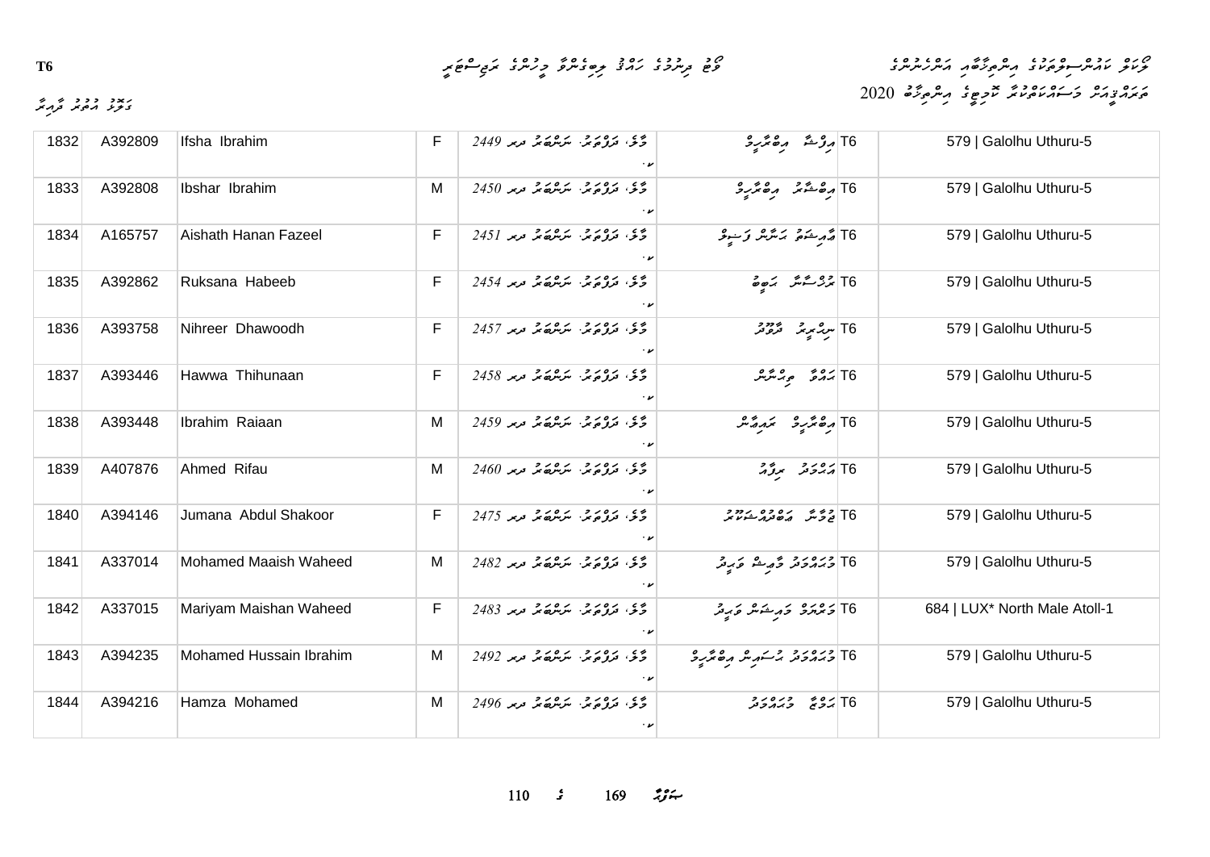| 1832 | A392809 | Ifsha Ibrahim | F | 2449 ގ.ދ. ތަމްތާޔު. ނަރިތާޔާ ދިރ 2449 | T6 ޢިފްޝާ ޢިބްރާހީމް | 579 \| Galolhu Uthuru-5 |
|---|---|---|---|---|---|---|
| 1833 | A392808 | Ibshar Ibrahim | M | 2450 | T6 ޢިބްޝާރު ޢިބްރާހީމް | 579 \| Galolhu Uthuru-5 |
| 1834 | A165757 | Aishath Hanan Fazeel | F | 2451 | T6 ޢާއިޝަތު ހަނާން ފަޒީލް | 579 \| Galolhu Uthuru-5 |
| 1835 | A392862 | Ruksana Habeeb | F | 2454 | T6 ރުކްސާނާ ހަބީބު | 579 \| Galolhu Uthuru-5 |
| 1836 | A393758 | Nihreer Dhawoodh | F | 2457 | T6 ނިހްރީރު ދާއޫދު | 579 \| Galolhu Uthuru-5 |
| 1837 | A393446 | Hawwa Thihunaan | F | 2458 | T6 ހައްވާ ތިހުނާން | 579 \| Galolhu Uthuru-5 |
| 1838 | A393448 | Ibrahim Raiaan | M | 2459 | T6 ޢިބްރާހީމް ރައިއާން | 579 \| Galolhu Uthuru-5 |
| 1839 | A407876 | Ahmed Rifau | M | 2460 | T6 އަޙްމަދު ރިފާއު | 579 \| Galolhu Uthuru-5 |
| 1840 | A394146 | Jumana Abdul Shakoor | F | 2475 | T6 ޖުމާނާ ޢަބްދުލްޝަކޫރު | 579 \| Galolhu Uthuru-5 |
| 1841 | A337014 | Mohamed Maaish Waheed | M | 2482 | T6 މުޙައްމަދު މާއިޝް ވަޙީދު | 579 \| Galolhu Uthuru-5 |
| 1842 | A337015 | Mariyam Maishan Waheed | F | 2483 | T6 މަރިޔަމް މައިޝަން ވަޙީދު | 684 \| LUX* North Male Atoll-1 |
| 1843 | A394235 | Mohamed Hussain Ibrahim | M | 2492 | T6 މުޙައްމަދު ޙުސައިން ޢިބްރާހީމް | 579 \| Galolhu Uthuru-5 |
| 1844 | A394216 | Hamza Mohamed | M | 2496 | T6 ހަމްޒާ މުޙައްމަދު | 579 \| Galolhu Uthuru-5 |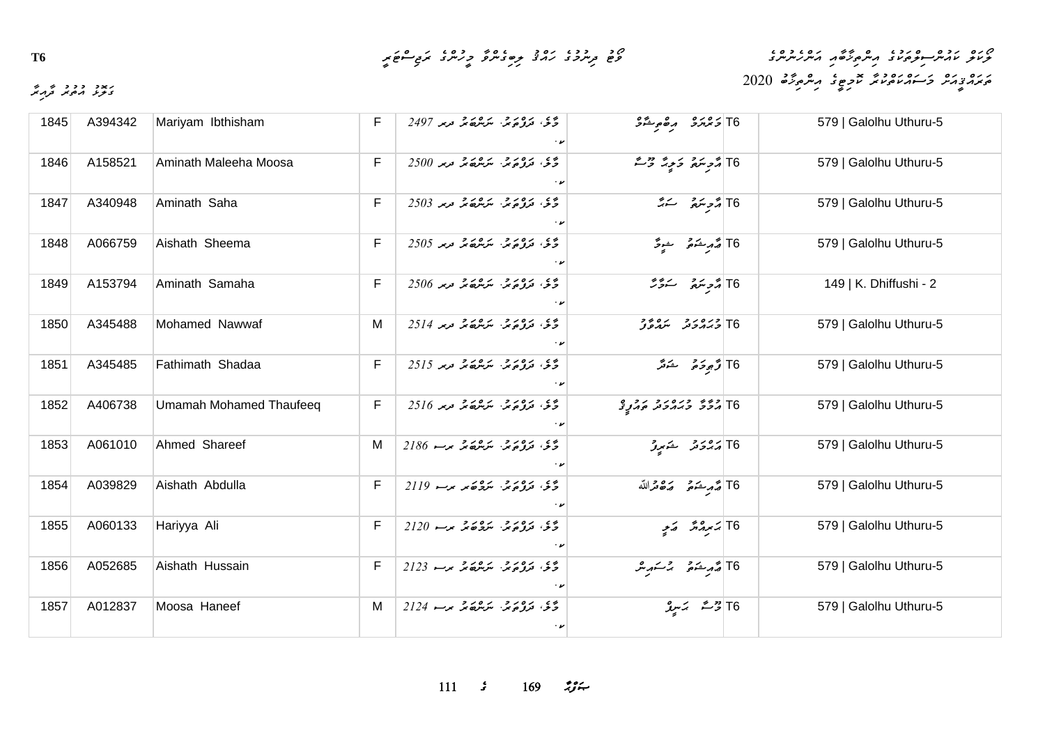| 1845 | A394342 | Mariyam Ibthisham | F | ގާ، ދަޅުވަރު. ނަންބަރު ދިރ 2497 ، | T6 ވަރަރަވ ރިބުތިޝާމް | 579 \| Galolhu Uthuru-5 |
|---|---|---|---|---|---|---|
| 1846 | A158521 | Aminath Maleeha Moosa | F | ގާ، ދަޅުވަރު. ނަންބަރު ދިރ 2500 ، | T6 އާމިނަތު މަލީހާ މޫސާ | 579 \| Galolhu Uthuru-5 |
| 1847 | A340948 | Aminath Saha | F | ގާ، ދަޅުވަރު. ނަންބަރު ދިރ 2503 ، | T6 އާމިނަތު ސަހާ | 579 \| Galolhu Uthuru-5 |
| 1848 | A066759 | Aishath Sheema | F | ގާ، ދަޅުވަރު. ނަންބަރު ދިރ 2505 ، | T6 އާއިޝަތު ޝީމާ | 579 \| Galolhu Uthuru-5 |
| 1849 | A153794 | Aminath Samaha | F | ގާ، ދަޅުވަރު. ނަންބަރު ދިރ 2506 ، | T6 އާމިނަތު ސަމާހާ | 149 \| K. Dhiffushi - 2 |
| 1850 | A345488 | Mohamed Nawwaf | M | ގާ، ދަޅުވަރު. ނަންބަރު ދިރ 2514 ، | T6 މުހައްމަދު ނައްވާފް | 579 \| Galolhu Uthuru-5 |
| 1851 | A345485 | Fathimath Shadaa | F | ގާ، ދަޅުވަރު. ނަންބަރު ދިރ 2515 ، | T6 ފާތިމަތު ޝަދާ | 579 \| Galolhu Uthuru-5 |
| 1852 | A406738 | Umamah Mohamed Thaufeeq | F | ގާ، ދަޅުވަރު. ނަންބަރު ދިރ 2516 ، | T6 އުމާމާ މުހައްމަދު ތައުފީޤް | 579 \| Galolhu Uthuru-5 |
| 1853 | A061010 | Ahmed Shareef | M | ގާ، ދަޅުވަރު. ނަންބަރު ރސ 2186 ، | T6 އަހްމަދު ޝަރީފު | 579 \| Galolhu Uthuru-5 |
| 1854 | A039829 | Aishath Abdulla | F | ގާ، ދަޅުވަރު. ނަންބަރު ރސ 2119 ، | T6 އާއިޝަތު އަބްދުﷲ | 579 \| Galolhu Uthuru-5 |
| 1855 | A060133 | Hariyya Ali | F | ގާ، ދަޅުވަރު. ނަންބަރު ރސ 2120 ، | T6 ހަރިއްޔާ އަލި | 579 \| Galolhu Uthuru-5 |
| 1856 | A052685 | Aishath Hussain | F | ގާ، ދަޅުވަރު. ނަންބަރު ރސ 2123 ، | T6 އާއިޝަތު ހުސައިން | 579 \| Galolhu Uthuru-5 |
| 1857 | A012837 | Moosa Haneef | M | ގާ، ދަޅުވަރު. ނަންބަރު ރސ 2124 ، | T6 މޫސާ ހަނީފު | 579 \| Galolhu Uthuru-5 |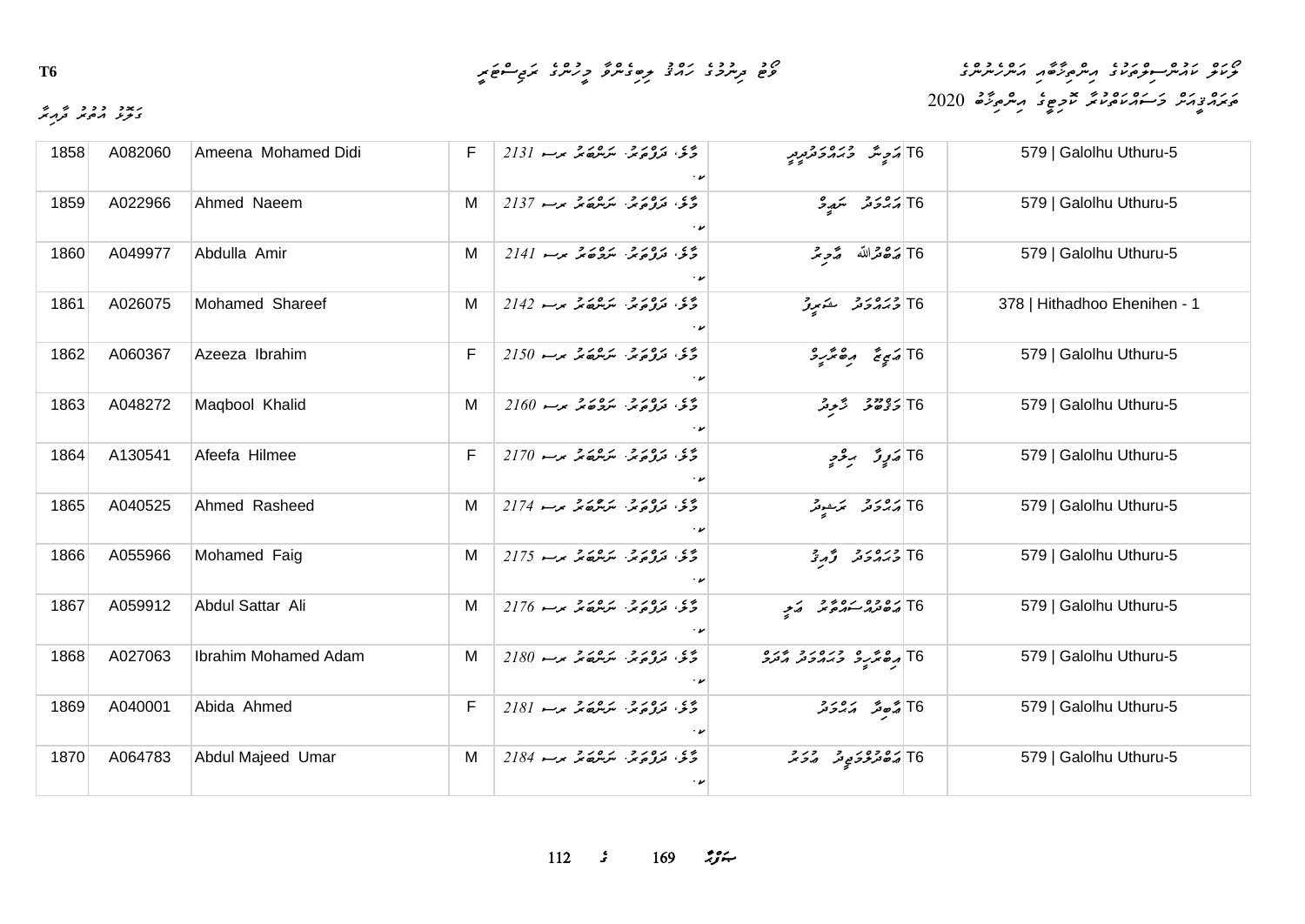| 1858 | A082060 | Ameena Mohamed Didi | F | ގާފު، ދަރަނބޫދޫ، ނަންބަރު 2131 ، | T6 އަމީނާ މުހައްމަދުދީދީ | 579 \| Galolhu Uthuru-5 |
|---|---|---|---|---|---|---|
| 1859 | A022966 | Ahmed Naeem | M | ގާފު، ދަރަނބޫދޫ، ނަންބަރު 2137 ، | T6 އަހްމަދު ނައީމް | 579 \| Galolhu Uthuru-5 |
| 1860 | A049977 | Abdulla Amir | M | ގާފު، ދަރަނބޫދޫ، ނަންބަރު 2141 ، | T6 އަބްދުﷲ އާމިރު | 579 \| Galolhu Uthuru-5 |
| 1861 | A026075 | Mohamed Shareef | M | ގާފު، ދަރަނބޫދޫ، ނަންބަރު 2142 ، | T6 މުހައްމަދު ޝަރީފު | 378 \| Hithadhoo Ehenihen - 1 |
| 1862 | A060367 | Azeeza Ibrahim | F | ގާފު، ދަރަނބޫދޫ، ނަންބަރު 2150 ، | T6 އަޒީޒާ އިބްރާހީމް | 579 \| Galolhu Uthuru-5 |
| 1863 | A048272 | Maqbool Khalid | M | ގާފު، ދަރަނބޫދޫ، ނަންބަރު 2160 ، | T6 މަޤްބޫލު ޚާލިދު | 579 \| Galolhu Uthuru-5 |
| 1864 | A130541 | Afeefa Hilmee | F | ގާފު، ދަރަނބޫދޫ، ނަންބަރު 2170 ، | T6 އަފީފާ ހިލްމީ | 579 \| Galolhu Uthuru-5 |
| 1865 | A040525 | Ahmed Rasheed | M | ގާފު، ދަރަނބޫދޫ، ނަންބަރު 2174 ، | T6 އަހްމަދު ރަޝީދު | 579 \| Galolhu Uthuru-5 |
| 1866 | A055966 | Mohamed Faig | M | ގާފު، ދަރަނބޫދޫ، ނަންބަރު 2175 ، | T6 މުހައްމަދު ފާއިޤު | 579 \| Galolhu Uthuru-5 |
| 1867 | A059912 | Abdul Sattar Ali | M | ގާފު، ދަރަނބޫދޫ، ނަންބަރު 2176 ، | T6 އަބްދުއްސައްތާރު އަލީ | 579 \| Galolhu Uthuru-5 |
| 1868 | A027063 | Ibrahim Mohamed Adam | M | ގާފު، ދަރަނބޫދޫ، ނަންބަރު 2180 ، | T6 އިބްރާހީމް މުހައްމަދު އާދަމް | 579 \| Galolhu Uthuru-5 |
| 1869 | A040001 | Abida Ahmed | F | ގާފު، ދަރަނބޫދޫ، ނަންބަރު 2181 ، | T6 އާބިދާ އަހްމަދު | 579 \| Galolhu Uthuru-5 |
| 1870 | A064783 | Abdul Majeed Umar | M | ގާފު، ދަރަނބޫދޫ، ނަންބަރު 2184 ، | T6 އަބްދުލްމަޖީދު އުމަރު | 579 \| Galolhu Uthuru-5 |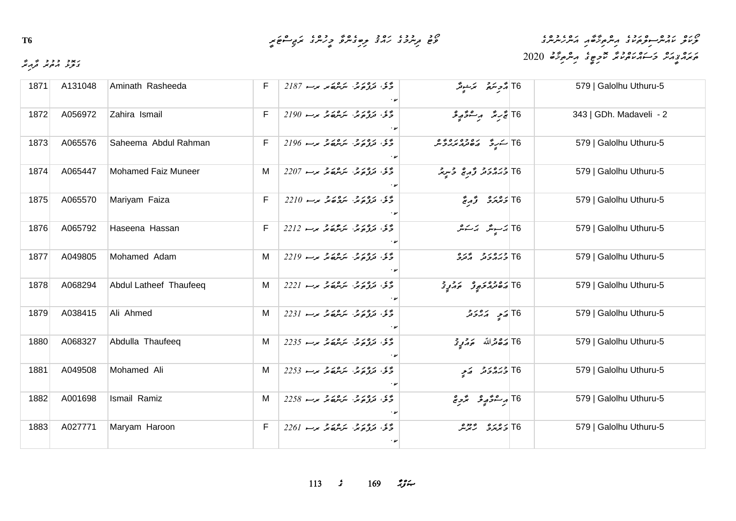| 1871 | A131048 | Aminath Rasheeda | F | ގާ. ދަޙަވަރު. ނަންބަރު ހަ 2187 . | T6 އާމިނަތު ރަޝީދާ | 579 \| Galolhu Uthuru-5 |
|---|---|---|---|---|---|---|
| 1872 | A056972 | Zahira Ismail | F | ގާ. ދަޙަވަރު. ނަންބަރު ހަ 2190 . | T6 ޒާހިރާ އިސްމާއީލް | 343 \| GDh. Madaveli - 2 |
| 1873 | A065576 | Saheema Abdul Rahman | F | ގާ. ދަޙަވަރު. ނަންބަރު ހަ 2196 . | T6 ސަހީމާ އަބްދުއްރަޙްމާން | 579 \| Galolhu Uthuru-5 |
| 1874 | A065447 | Mohamed Faiz Muneer | M | ގާ. ދަޙަވަރު. ނަންބަރު ހަ 2207 . | T6 މުޙައްމަދު ފާއިޒް މުނީރު | 579 \| Galolhu Uthuru-5 |
| 1875 | A065570 | Mariyam Faiza | F | ގާ. ދަޙަވަރު. ނަންބަރު ހަ 2210 . | T6 މަރިޔަމް ފާއިޒާ | 579 \| Galolhu Uthuru-5 |
| 1876 | A065792 | Haseena Hassan | F | ގާ. ދަޙަވަރު. ނަންބަރު ހަ 2212 . | T6 ހަސީނާ ހަސަން | 579 \| Galolhu Uthuru-5 |
| 1877 | A049805 | Mohamed Adam | M | ގާ. ދަޙަވަރު. ނަންބަރު ހަ 2219 . | T6 މުޙައްމަދު އާދަމް | 579 \| Galolhu Uthuru-5 |
| 1878 | A068294 | Abdul Latheef Thaufeeq | M | ގާ. ދަޙަވަރު. ނަންބަރު ހަ 2221 . | T6 އަބްދުއްލަޠީފް ތައުފީޤު | 579 \| Galolhu Uthuru-5 |
| 1879 | A038415 | Ali Ahmed | M | ގާ. ދަޙަވަރު. ނަންބަރު ހަ 2231 . | T6 އަލީ އަޙްމަދު | 579 \| Galolhu Uthuru-5 |
| 1880 | A068327 | Abdulla Thaufeeq | M | ގާ. ދަޙަވަރު. ނަންބަރު ހަ 2235 . | T6 އަބްދުﷲ ތައުފީޤު | 579 \| Galolhu Uthuru-5 |
| 1881 | A049508 | Mohamed Ali | M | ގާ. ދަޙަވަރު. ނަންބަރު ހަ 2253 . | T6 މުޙައްމަދު އަލީ | 579 \| Galolhu Uthuru-5 |
| 1882 | A001698 | Ismail Ramiz | M | ގާ. ދަޙަވަރު. ނަންބަރު ހަ 2258 . | T6 އިސްމާއީލް ރާމިޒް | 579 \| Galolhu Uthuru-5 |
| 1883 | A027771 | Maryam Haroon | F | ގާ. ދަޙަވަރު. ނަންބަރު ހަ 2261 . | T6 މަރިޔަމް ހާރޫން | 579 \| Galolhu Uthuru-5 |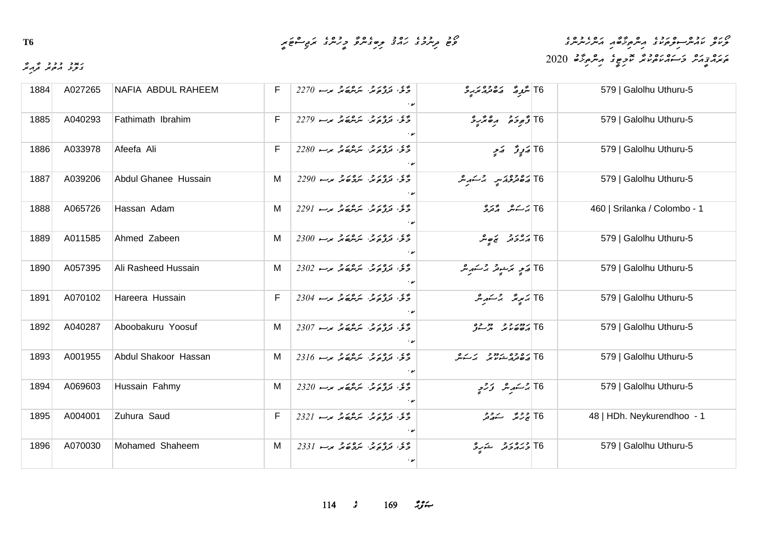| 1884 | A027265 | NAFIA ABDUL RAHEEM | F | 2270 ، ގާ، ދަޑުވަރު، ނަންބަރު ބަތަ | T6 ނާފިއާ އަބްދުއްރަޙީމް | 579 \| Galolhu Uthuru-5 |
|---|---|---|---|---|---|---|
| 1885 | A040293 | Fathimath Ibrahim | F | 2279 ، ގާ، ދަޑުވަރު، ނަންބަރު ބަތަ | T6 ފާތިމަތު އިބްރާހީމް | 579 \| Galolhu Uthuru-5 |
| 1886 | A033978 | Afeefa Ali | F | 2280 ، ގާ، ދަޑުވަރު، ނަންބަރު ބަތަ | T6 އަފީފާ އަލީ | 579 \| Galolhu Uthuru-5 |
| 1887 | A039206 | Abdul Ghanee Hussain | M | 2290 ، ގާ، ދަޑުވަރު، ނަންބަރު ބަތަ | T6 އަބްދުލްޣަނީ ހުސައިން | 579 \| Galolhu Uthuru-5 |
| 1888 | A065726 | Hassan Adam | M | 2291 ، ގާ، ދަޑުވަރު، ނަންބަރު ބަތަ | T6 ހަސަން އާދަމް | 460 \| Srilanka / Colombo - 1 |
| 1889 | A011585 | Ahmed Zabeen | M | 2300 ، ގާ، ދަޑުވަރު، ނަންބަރު ބަތަ | T6 އަހުމަދު ޒަބީން | 579 \| Galolhu Uthuru-5 |
| 1890 | A057395 | Ali Rasheed Hussain | M | 2302 ، ގާ، ދަޑުވަރު، ނަންބަރު ބަތަ | T6 އަލީ ރަޝީދު ހުސައިން | 579 \| Galolhu Uthuru-5 |
| 1891 | A070102 | Hareera Hussain | F | 2304 ، ގާ، ދަޑުވަރު، ނަންބަރު ބަތަ | T6 ހަރީރާ ހުސައިން | 579 \| Galolhu Uthuru-5 |
| 1892 | A040287 | Aboobakuru Yoosuf | M | 2307 ، ގާ، ދަޑުވަރު، ނަންބަރު ބަތަ | T6 އަބޫބަކުރު ޔޫސުފް | 579 \| Galolhu Uthuru-5 |
| 1893 | A001955 | Abdul Shakoor Hassan | M | 2316 ، ގާ، ދަޑުވަރު، ނަންބަރު ބަތަ | T6 އަބްދުއްޝަކޫރު ހަސަން | 579 \| Galolhu Uthuru-5 |
| 1894 | A069603 | Hussain Fahmy | M | 2320 ، ގާ، ދަޑުވަރު، ނަންބަރު ބަތަ | T6 ހުސައިން ފަހުމީ | 579 \| Galolhu Uthuru-5 |
| 1895 | A004001 | Zuhura Saud | F | 2321 ، ގާ، ދަޑުވަރު، ނަންބަރު ބަތަ | T6 ޒުހުރާ ސައުދު | 48 \| HDh. Neykurendhoo - 1 |
| 1896 | A070030 | Mohamed Shaheem | M | 2331 ، ގާ، ދަޑުވަރު، ނަންބަރު ބަތަ | T6 މުޙައްމަދު ޝަހީމް | 579 \| Galolhu Uthuru-5 |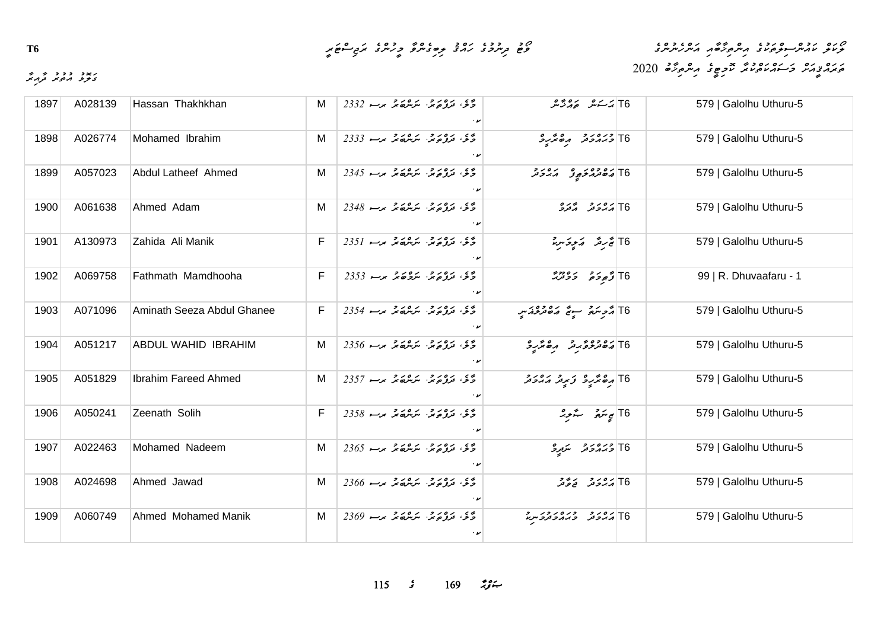| 1897 | A028139 | Hassan Thakhkhan | M | 2332 ގ. ދަރުބާރު. ނަންބަރ 2332 | T6 ހަސަން ތައްޚާން | 579 \| Galolhu Uthuru-5 |
|---|---|---|---|---|---|---|
| 1898 | A026774 | Mohamed Ibrahim | M | 2333 | T6 މުހައްމަދު އިބްރާހީމް | 579 \| Galolhu Uthuru-5 |
| 1899 | A057023 | Abdul Latheef Ahmed | M | 2345 | T6 އަބްދުއްލަތީފް އަޙްމަދު | 579 \| Galolhu Uthuru-5 |
| 1900 | A061638 | Ahmed Adam | M | 2348 | T6 އަޙްމަދު އާދަމް | 579 \| Galolhu Uthuru-5 |
| 1901 | A130973 | Zahida Ali Manik | F | 2351 | T6 ޒާހިދާ އަލިމަނިކު | 579 \| Galolhu Uthuru-5 |
| 1902 | A069758 | Fathmath Mamdhooha | F | 2353 | T6 ފާތިމަތު މަމްދޫހާ | 99 \| R. Dhuvaafaru - 1 |
| 1903 | A071096 | Aminath Seeza Abdul Ghanee | F | 2354 | T6 އާމިނަތު ސީޒާ އަބްދުލްޣަނީ | 579 \| Galolhu Uthuru-5 |
| 1904 | A051217 | ABDUL WAHID IBRAHIM | M | 2356 | T6 އަބްދުލްވާހިދު އިބްރާހީމް | 579 \| Galolhu Uthuru-5 |
| 1905 | A051829 | Ibrahim Fareed Ahmed | M | 2357 | T6 އިބްރާހީމް ފަރީދު އަޙްމަދު | 579 \| Galolhu Uthuru-5 |
| 1906 | A050241 | Zeenath Solih | F | 2358 | T6 ޒީނަތު ޞާލިހު | 579 \| Galolhu Uthuru-5 |
| 1907 | A022463 | Mohamed Nadeem | M | 2365 | T6 މުހައްމަދު ނަދީމް | 579 \| Galolhu Uthuru-5 |
| 1908 | A024698 | Ahmed Jawad | M | 2366 | T6 އަޙްމަދު ޖަވާދު | 579 \| Galolhu Uthuru-5 |
| 1909 | A060749 | Ahmed Mohamed Manik | M | 2369 | T6 އަޙްމަދު މުހައްމަދުމަނިކު | 579 \| Galolhu Uthuru-5 |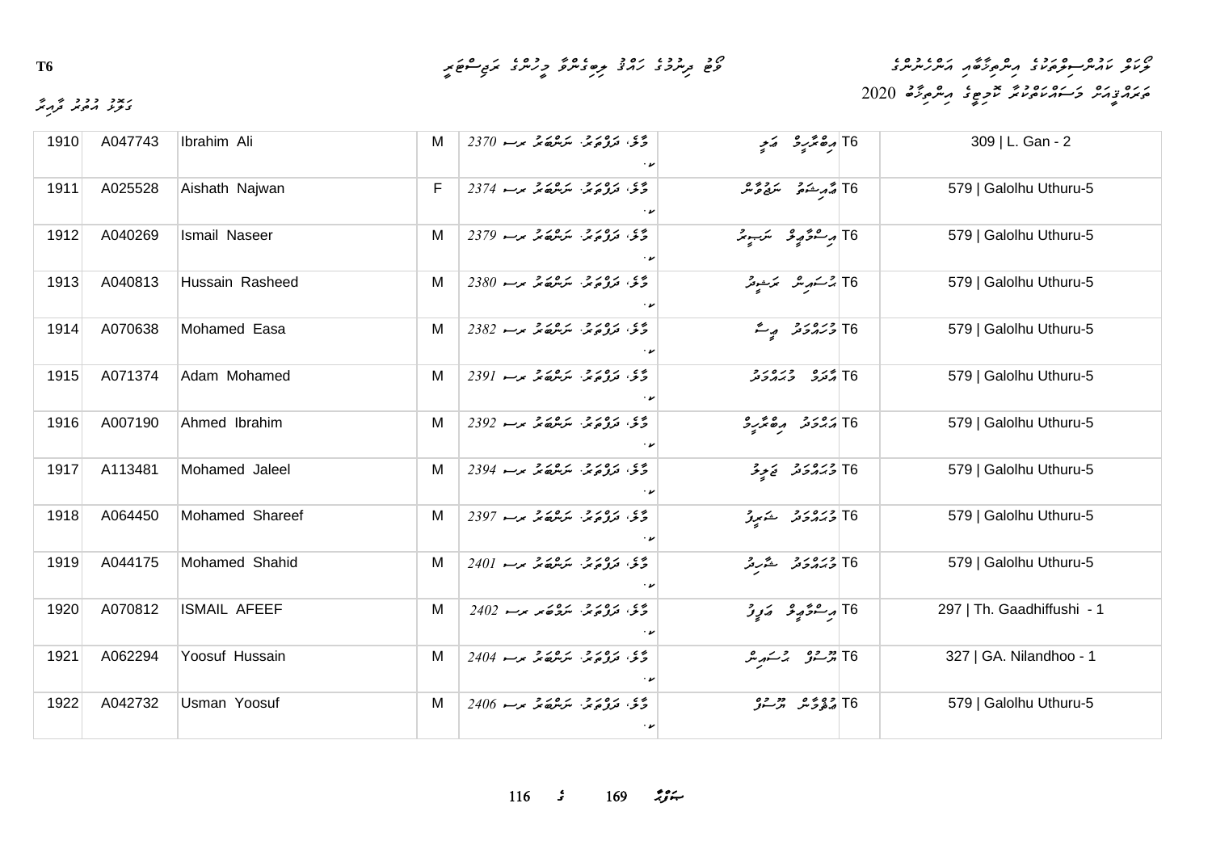| 1910 | A047743 | Ibrahim Ali | M | 2370 ގ.ގަލޮޅު ނަންބަރު 2370 | T6 އިބްރާހީމް  އަލީ | 309 \| L. Gan - 2 |
|---|---|---|---|---|---|---|
| 1911 | A025528 | Aishath Najwan | F | 2374 ގ.ގަލޮޅު ނަންބަރު 2374 | T6 އައިޝަތު  ނަޖްވާން | 579 \| Galolhu Uthuru-5 |
| 1912 | A040269 | Ismail Naseer | M | 2379 ގ.ގަލޮޅު ނަންބަރު 2379 | T6 އިސްމާއީލް  ނަސީރު | 579 \| Galolhu Uthuru-5 |
| 1913 | A040813 | Hussain Rasheed | M | 2380 ގ.ގަލޮޅު ނަންބަރު 2380 | T6 ހުސައިން  ރަޝީދު | 579 \| Galolhu Uthuru-5 |
| 1914 | A070638 | Mohamed Easa | M | 2382 ގ.ގަލޮޅު ނަންބަރު 2382 | T6 މުހައްމަދު  ޢީސާ | 579 \| Galolhu Uthuru-5 |
| 1915 | A071374 | Adam Mohamed | M | 2391 ގ.ގަލޮޅު ނަންބަރު 2391 | T6 އާދަމް  މުހައްމަދު | 579 \| Galolhu Uthuru-5 |
| 1916 | A007190 | Ahmed Ibrahim | M | 2392 ގ.ގަލޮޅު ނަންބަރު 2392 | T6 އަހްމަދު  އިބްރާހީމް | 579 \| Galolhu Uthuru-5 |
| 1917 | A113481 | Mohamed Jaleel | M | 2394 ގ.ގަލޮޅު ނަންބަރު 2394 | T6 މުހައްމަދު  ޖަލީލް | 579 \| Galolhu Uthuru-5 |
| 1918 | A064450 | Mohamed Shareef | M | 2397 ގ.ގަލޮޅު ނަންބަރު 2397 | T6 މުހައްމަދު  ޝަރީފް | 579 \| Galolhu Uthuru-5 |
| 1919 | A044175 | Mohamed Shahid | M | 2401 ގ.ގަލޮޅު ނަންބަރު 2401 | T6 މުހައްމަދު  ޝާހިދު | 579 \| Galolhu Uthuru-5 |
| 1920 | A070812 | ISMAIL AFEEF | M | 2402 ގ.ގަލޮޅު ނަންބަރު 2402 | T6 އިސްމާއީލް  އަފީފް | 297 \| Th. Gaadhiffushi - 1 |
| 1921 | A062294 | Yoosuf Hussain | M | 2404 ގ.ގަލޮޅު ނަންބަރު 2404 | T6 ޔޫސުފް  ހުސައިން | 327 \| GA. Nilandhoo - 1 |
| 1922 | A042732 | Usman Yoosuf | M | 2406 ގ.ގަލޮޅު ނަންބަރު 2406 | T6 އުސްމާން  ޔޫސުފް | 579 \| Galolhu Uthuru-5 |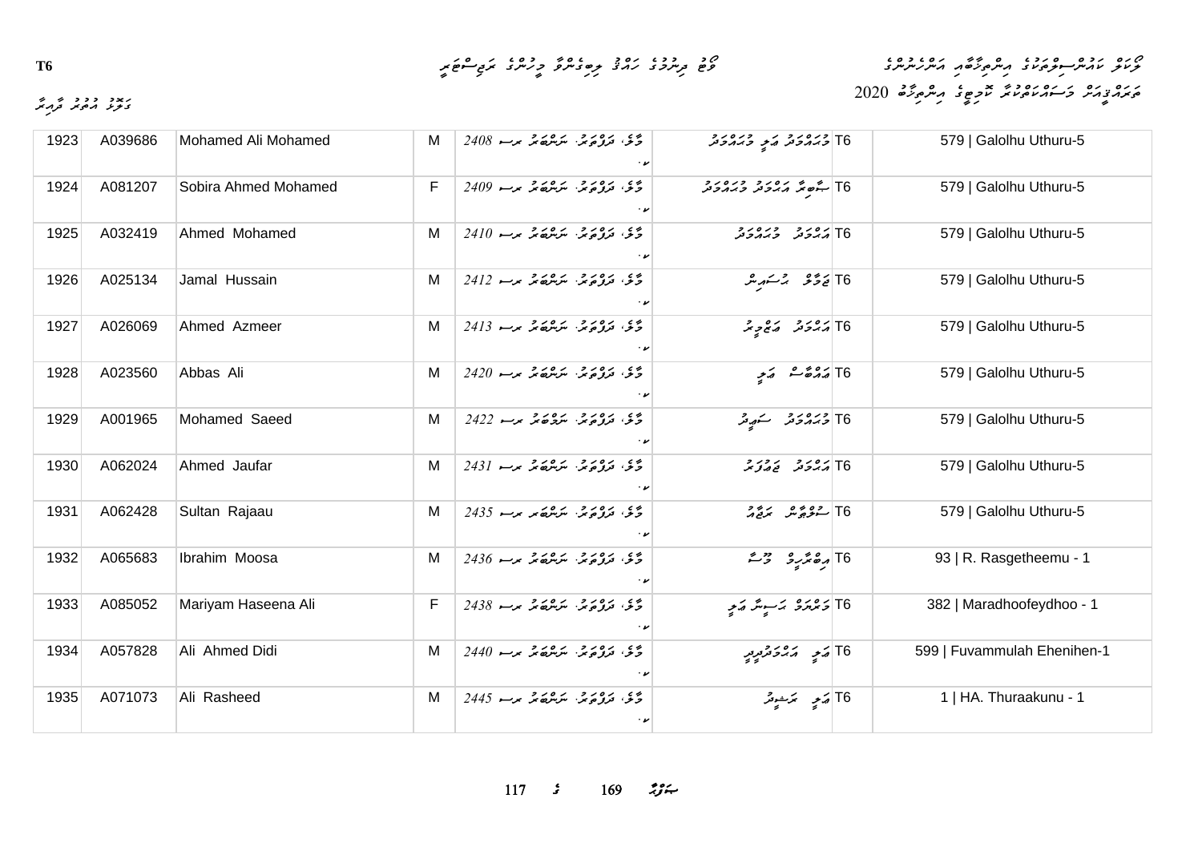| 1923 | A039686 | Mohamed Ali Mohamed | M | ގ.ގ، ރަމްބޯދާ، ރަށްޓެރަ ރިސ 2408 | T6 ވިހަމަދު ޢަލީ ވިހަމަދު | 579 \| Galolhu Uthuru-5 |
|---|---|---|---|---|---|---|
| 1924 | A081207 | Sobira Ahmed Mohamed | F | ގ.ގ، ރަމްބޯދާ، ރަށްޓެރަ ރިސ 2409 | T6 ސާބިރާ އަހްމަދު ވިހަމަދު | 579 \| Galolhu Uthuru-5 |
| 1925 | A032419 | Ahmed Mohamed | M | ގ.ގ، ރަމްބޯދާ، ރަށްޓެރަ ރިސ 2410 | T6 އަހްމަދު ވިހަމަދު | 579 \| Galolhu Uthuru-5 |
| 1926 | A025134 | Jamal Hussain | M | ގ.ގ، ރަމްބޯދާ، ރަށްޓެރަ ރިސ 2412 | T6 ޖަމާލް ހުސައިން | 579 \| Galolhu Uthuru-5 |
| 1927 | A026069 | Ahmed Azmeer | M | ގ.ގ، ރަމްބޯދާ، ރަށްޓެރަ ރިސ 2413 | T6 އަހްމަދު އަޒްމީރު | 579 \| Galolhu Uthuru-5 |
| 1928 | A023560 | Abbas Ali | M | ގ.ގ، ރަމްބޯދާ، ރަށްޓެރަ ރިސ 2420 | T6 އައްބާސް ޢަލީ | 579 \| Galolhu Uthuru-5 |
| 1929 | A001965 | Mohamed Saeed | M | ގ.ގ، ރަމްބޯދާ، ރަށްޓެރަ ރިސ 2422 | T6 ވިހަމަދު ސައީދު | 579 \| Galolhu Uthuru-5 |
| 1930 | A062024 | Ahmed Jaufar | M | ގ.ގ، ރަމްބޯދާ، ރަށްޓެރަ ރިސ 2431 | T6 އަހްމަދު ޖައުފަރު | 579 \| Galolhu Uthuru-5 |
| 1931 | A062428 | Sultan Rajaau | M | ގ.ގ، ރަމްބޯދާ، ރަށްޓެރަ ރިސ 2435 | T6 ސުލްޠާން ރަޖާއު | 579 \| Galolhu Uthuru-5 |
| 1932 | A065683 | Ibrahim Moosa | M | ގ.ގ، ރަމްބޯދާ، ރަށްޓެރަ ރިސ 2436 | T6 އިބްރާހީމް މޫސާ | 93 \| R. Rasgetheemu - 1 |
| 1933 | A085052 | Mariyam Haseena Ali | F | ގ.ގ، ރަމްބޯދާ، ރަށްޓެރަ ރިސ 2438 | T6 މަރިޔަމް ހަސީނާ ޢަލީ | 382 \| Maradhoofeydhoo - 1 |
| 1934 | A057828 | Ali Ahmed Didi | M | ގ.ގ، ރަމްބޯދާ، ރަށްޓެރަ ރިސ 2440 | T6 ޢަލީ އަހްމަދުދީދީ | 599 \| Fuvammulah Ehenihen-1 |
| 1935 | A071073 | Ali Rasheed | M | ގ.ގ، ރަމްބޯދާ، ރަށްޓެރަ ރިސ 2445 | T6 ޢަލީ ރަޝީދު | 1 \| HA. Thuraakunu - 1 |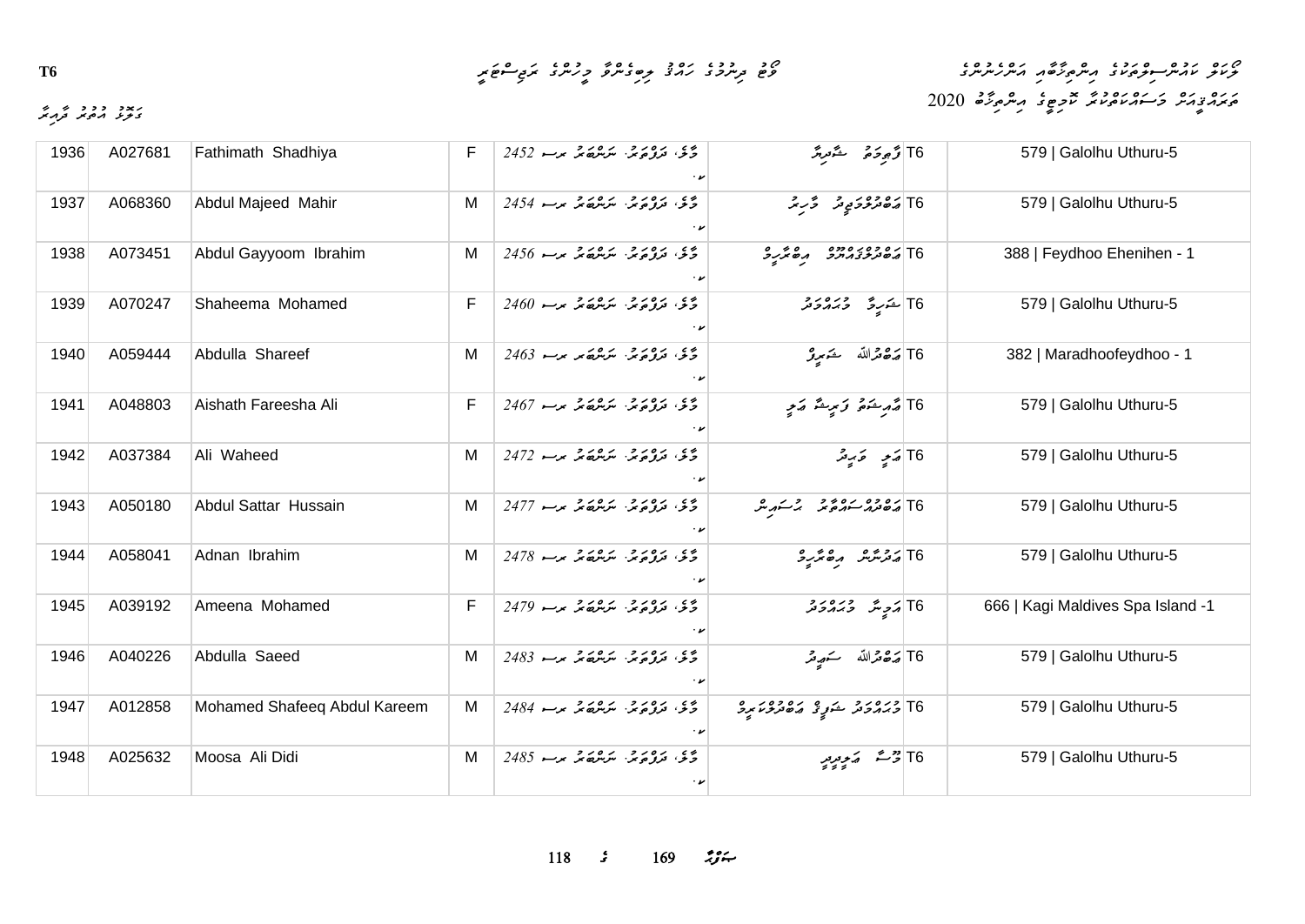| 1936 | A027681 | Fathimath Shadhiya | F | ގާ، ދަޑުވަރު. ނަންބަރު ނަ 2452 | ފާތިމަތު ޝާދިޔާ T6 | 579 \| Galolhu Uthuru-5 |
|---|---|---|---|---|---|---|
| 1937 | A068360 | Abdul Majeed Mahir | M | ގާ، ދަޑުވަރު. ނަންބަރު ނަ 2454 | އަބްދުލްމަޖީދު މާހިރު T6 | 579 \| Galolhu Uthuru-5 |
| 1938 | A073451 | Abdul Gayyoom Ibrahim | M | ގާ، ދަޑުވަރު. ނަންބަރު ނަ 2456 | އަބްދުލްގައްޔޫމް އިބްރާހީމް T6 | 388 \| Feydhoo Ehenihen - 1 |
| 1939 | A070247 | Shaheema Mohamed | F | ގާ، ދަޑުވަރު. ނަންބަރު ނަ 2460 | ޝަހީމާ މުޙައްމަދު T6 | 579 \| Galolhu Uthuru-5 |
| 1940 | A059444 | Abdulla Shareef | M | ގާ، ދަޑުވަރު. ނަންބަރު ނަ 2463 | އަބްދުﷲ ޝަރީފް T6 | 382 \| Maradhoofeydhoo - 1 |
| 1941 | A048803 | Aishath Fareesha Ali | F | ގާ، ދަޑުވަރު. ނަންބަރު ނަ 2467 | އާއިޝަތު ފަރީޝާ އަލި T6 | 579 \| Galolhu Uthuru-5 |
| 1942 | A037384 | Ali Waheed | M | ގާ، ދަޑުވަރު. ނަންބަރު ނަ 2472 | އަލި ވަހީދު T6 | 579 \| Galolhu Uthuru-5 |
| 1943 | A050180 | Abdul Sattar Hussain | M | ގާ، ދަޑުވަރު. ނަންބަރު ނަ 2477 | އަބްދުއްސައްތާރު ހުސައިން T6 | 579 \| Galolhu Uthuru-5 |
| 1944 | A058041 | Adnan Ibrahim | M | ގާ، ދަޑުވަރު. ނަންބަރު ނަ 2478 | އަދްނާން އިބްރާހީމް T6 | 579 \| Galolhu Uthuru-5 |
| 1945 | A039192 | Ameena Mohamed | F | ގާ، ދަޑުވަރު. ނަންބަރު ނަ 2479 | އަމީނާ މުޙައްމަދު T6 | 666 \| Kagi Maldives Spa Island -1 |
| 1946 | A040226 | Abdulla Saeed | M | ގާ، ދަޑުވަރު. ނަންބަރު ނަ 2483 | އަބްދުﷲ ސަޢީދު T6 | 579 \| Galolhu Uthuru-5 |
| 1947 | A012858 | Mohamed Shafeeq Abdul Kareem | M | ގާ، ދަޑުވަރު. ނަންބަރު ނަ 2484 | މުޙައްމަދު ޝަފީޤު އަބްދުލްކަރީމް T6 | 579 \| Galolhu Uthuru-5 |
| 1948 | A025632 | Moosa Ali Didi | M | ގާ، ދަޑުވަރު. ނަންބަރު ނަ 2485 | މޫސާ އަލިދީދީ T6 | 579 \| Galolhu Uthuru-5 |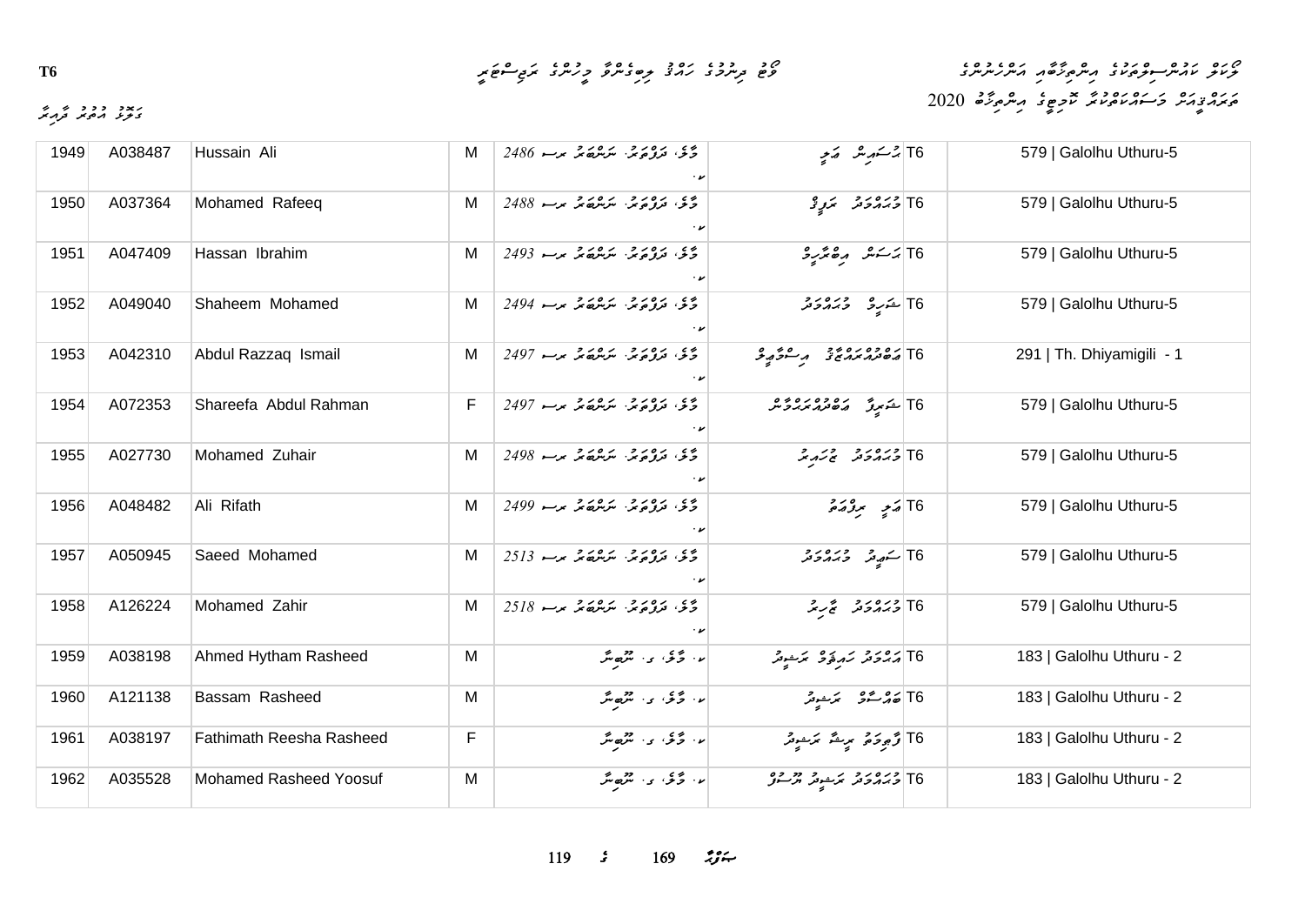| 1949 | A038487 | Hussain Ali | M | ގ.ގ، ދަރުވަރު. ނަންބަރު ނ 2486 | T6 ޙުސައިން ޢަލީ | 579 \| Galolhu Uthuru-5 |
|---|---|---|---|---|---|---|
| 1950 | A037364 | Mohamed Rafeeq | M | ގ.ގ، ދަރުވަރު. ނަންބަރު ނ 2488 | T6 މުޙައްމަދު ރަފީޤް | 579 \| Galolhu Uthuru-5 |
| 1951 | A047409 | Hassan Ibrahim | M | ގ.ގ، ދަރުވަރު. ނަންބަރު ނ 2493 | T6 ޙަސަން އިބްރާހީމް | 579 \| Galolhu Uthuru-5 |
| 1952 | A049040 | Shaheem Mohamed | M | ގ.ގ، ދަރުވަރު. ނަންބަރު ނ 2494 | T6 ޝަހީމް މުޙައްމަދު | 579 \| Galolhu Uthuru-5 |
| 1953 | A042310 | Abdul Razzaq Ismail | M | ގ.ގ، ދަރުވަރު. ނަންބަރު ނ 2497 | T6 އަބްދުއްރައްޒާޤް އިސްމާޢީލް | 291 \| Th. Dhiyamigili - 1 |
| 1954 | A072353 | Shareefa Abdul Rahman | F | ގ.ގ، ދަރުވަރު. ނަންބަރު ނ 2497 | T6 ޝަރީފާ އަބްދުއްރަޙްމާން | 579 \| Galolhu Uthuru-5 |
| 1955 | A027730 | Mohamed Zuhair | M | ގ.ގ، ދަރުވަރު. ނަންބަރު ނ 2498 | T6 މުޙައްމަދު ޒުހައިރު | 579 \| Galolhu Uthuru-5 |
| 1956 | A048482 | Ali Rifath | M | ގ.ގ، ދަރުވަރު. ނަންބަރު ނ 2499 | T6 ޢަލީ ރިފްޢަތު | 579 \| Galolhu Uthuru-5 |
| 1957 | A050945 | Saeed Mohamed | M | ގ.ގ، ދަރުވަރު. ނަންބަރު ނ 2513 | T6 ސަޢީދު މުޙައްމަދު | 579 \| Galolhu Uthuru-5 |
| 1958 | A126224 | Mohamed Zahir | M | ގ.ގ، ދަރުވަރު. ނަންބަރު ނ 2518 | T6 މުޙައްމަދު ޒާހިރު | 579 \| Galolhu Uthuru-5 |
| 1959 | A038198 | Ahmed Hytham Rasheed | M | ކ. މާލެ، ގ. ދޫރެސް | T6 އަޙްމަދު ހައިޘަމް ރަޝީދު | 183 \| Galolhu Uthuru - 2 |
| 1960 | A121138 | Bassam Rasheed | M | ކ. މާލެ، ގ. ދޫރެސް | T6 ބައްސާމް ރަޝީދު | 183 \| Galolhu Uthuru - 2 |
| 1961 | A038197 | Fathimath Reesha Rasheed | F | ކ. މާލެ، ގ. ދޫރެސް | T6 ފާތިމަތު ރީޝާ ރަޝީދު | 183 \| Galolhu Uthuru - 2 |
| 1962 | A035528 | Mohamed Rasheed Yoosuf | M | ކ. މާލެ، ގ. ދޫރެސް | T6 މުޙައްމަދު ރަޝީދު ޔޫސުފް | 183 \| Galolhu Uthuru - 2 |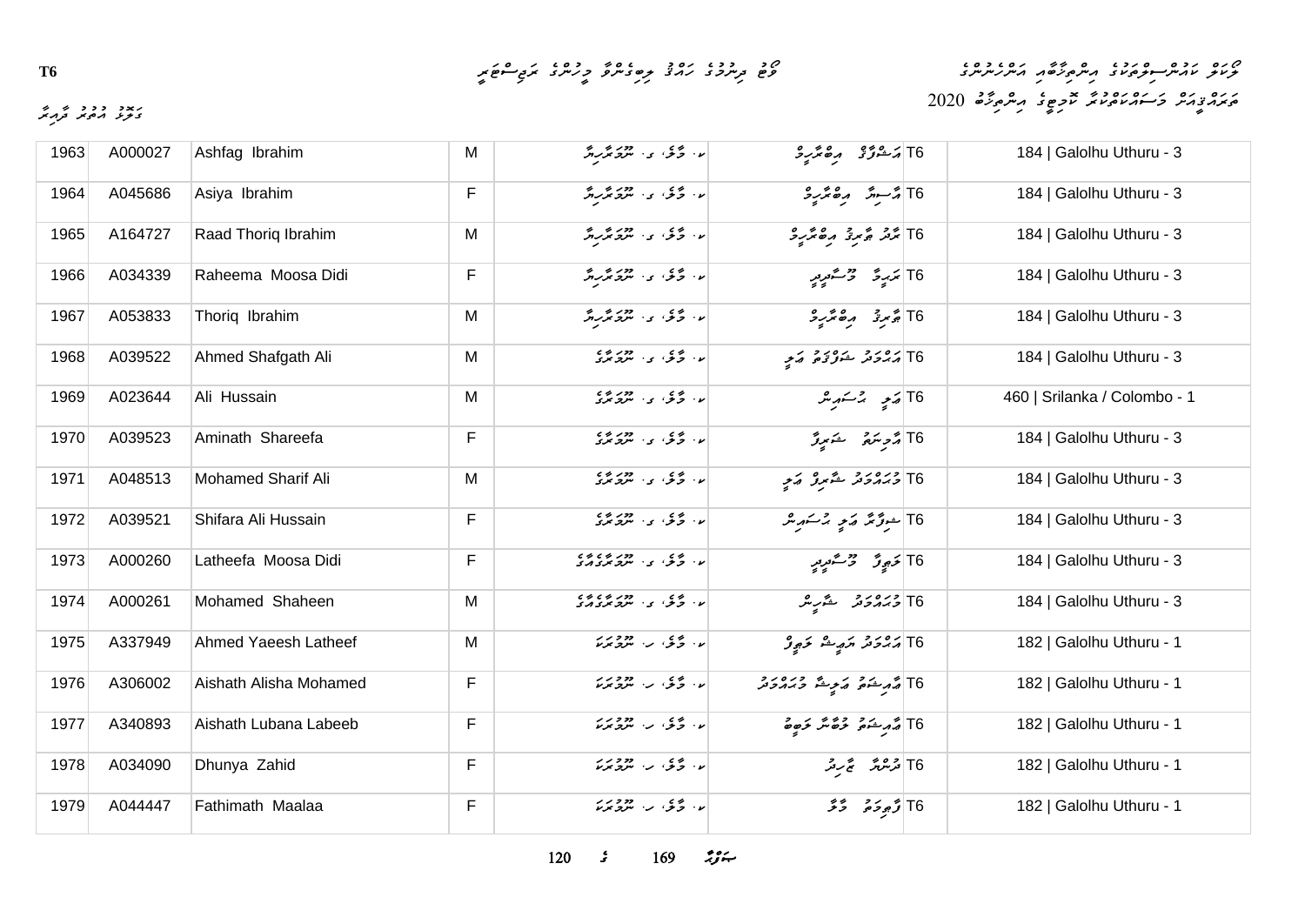| 1963 | A000027 | Ashfag Ibrahim | M | ء· ڏگ، ی· سربوترسر | T6 رَشْوَرْوْ رِەتْرَرِدْ | 184 \| Galolhu Uthuru - 3 |
|---|---|---|---|---|---|---|
| 1964 | A045686 | Asiya Ibrahim | F | ء· ڏگ، ی· سربوترسر | T6 رُسِرَ رِەتْرَرِدْ | 184 \| Galolhu Uthuru - 3 |
| 1965 | A164727 | Raad Thoriq Ibrahim | M | ء· ڏگ، ی· سربوترسر | T6 بَرُرْ جُّبِرِ رِەتْرَرِدْ | 184 \| Galolhu Uthuru - 3 |
| 1966 | A034339 | Raheema Moosa Didi | F | ء· ڏگ، ی· سربوترسر | T6 بَرِدَّ وُسَّورِ | 184 \| Galolhu Uthuru - 3 |
| 1967 | A053833 | Thoriq Ibrahim | M | ء· ڏگ، ی· سربوترسر | T6 جُّبِرِ رِەتْرَرِدْ | 184 \| Galolhu Uthuru - 3 |
| 1968 | A039522 | Ahmed Shafgath Ali | M | ء· ڏگ، ی· سربوتری | T6 رَبْرُوَتْر شَوْتَرَ رَمِ | 184 \| Galolhu Uthuru - 3 |
| 1969 | A023644 | Ali Hussain | M | ء· ڏگ، ی· سربوتری | T6 رَمِ بُرْسَرِسْ | 460 \| Srilanka / Colombo - 1 |
| 1970 | A039523 | Aminath Shareefa | F | ء· ڏگ، ی· سربوتری | T6 رُّجِسَعْ شَبِرُّ | 184 \| Galolhu Uthuru - 3 |
| 1971 | A048513 | Mohamed Sharif Ali | M | ء· ڏگ، ی· سربوتری | T6 وُبَرْدَوَتْر شَّبِرُو رَمِ | 184 \| Galolhu Uthuru - 3 |
| 1972 | A039521 | Shifara Ali Hussain | F | ء· ڏگ، ی· سربوتری | T6 شِوَّبَرَ رَمِ بُرْسَرِسْ | 184 \| Galolhu Uthuru - 3 |
| 1973 | A000260 | Latheefa Moosa Didi | F | ء· ڏگ، ی· سربوتریری | T6 تَرِوِرَّ وُسَّورِ | 184 \| Galolhu Uthuru - 3 |
| 1974 | A000261 | Mohamed Shaheen | M | ء· ڏگ، ی· سربوتریری | T6 وُبَرْدَوَتْر شَّرِسْ | 184 \| Galolhu Uthuru - 3 |
| 1975 | A337949 | Ahmed Yaeesh Latheef | M | ء· ڏگ، ر· سربوبری | T6 رَبْرُوَتْر بَرِرِسْ تَرِوِرْ | 182 \| Galolhu Uthuru - 1 |
| 1976 | A306002 | Aishath Alisha Mohamed | F | ء· ڏگ، ر· سربوبری | T6 رُّمِرْشَوَ رَمِرِسْ وُبَرْدَوَتْر | 182 \| Galolhu Uthuru - 1 |
| 1977 | A340893 | Aishath Lubana Labeeb | F | ء· ڏگ، ر· سربوبری | T6 رُّمِرْشَوَ تُرَّسَّ تَرِوْ | 182 \| Galolhu Uthuru - 1 |
| 1978 | A034090 | Dhunya Zahid | F | ء· ڏگ، ر· سربوبری | T6 تُرْسُرَّ جَّرِتْر | 182 \| Galolhu Uthuru - 1 |
| 1979 | A044447 | Fathimath Maalaa | F | ء· ڏگ، ر· سربوبری | T6 رُّجِرَوَ رَّرَّ | 182 \| Galolhu Uthuru - 1 |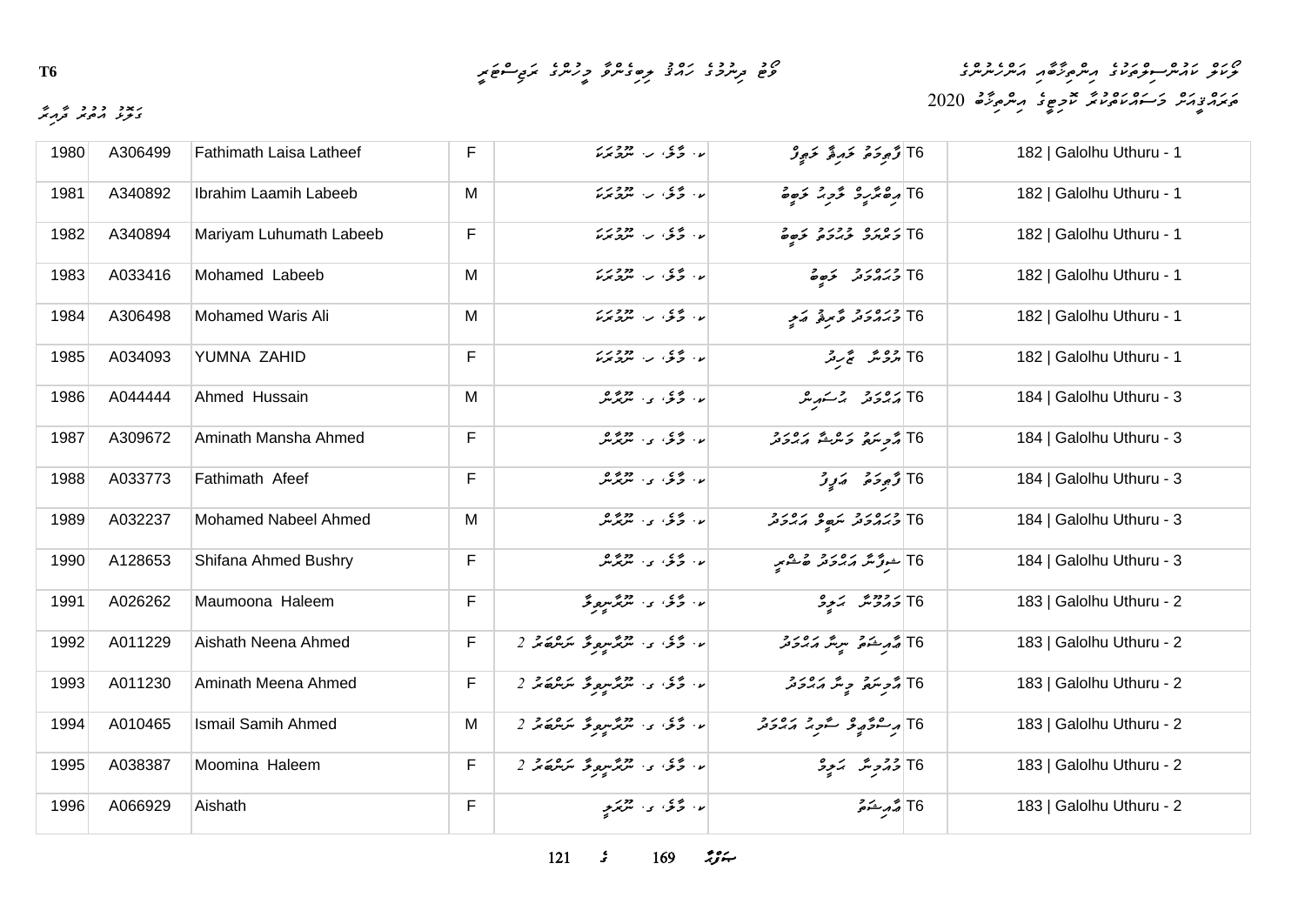| 1980 | A306499 | Fathimath Laisa Latheef | F | ب. ڈگ، ر. ندوبرہ | T6 وَّجِوحَۃ حَرِمَّۃ حَجِوِرْ | 182 \| Galolhu Uthuru - 1 |
|---|---|---|---|---|---|---|
| 1981 | A340892 | Ibrahim Laamih Labeeb | M | ب. ڈگ، ر. ندوبرہ | T6 مِەھْتَرِرْ وَّحِيُرُ حَصِرَّ | 182 \| Galolhu Uthuru - 1 |
| 1982 | A340894 | Mariyam Luhumath Labeeb | F | ب. ڈگ، ر. ندوبرہ | T6 وَبُرْمَرْۃ وُرْحَوۡ حَصِرَّ | 182 \| Galolhu Uthuru - 1 |
| 1983 | A033416 | Mohamed Labeeb | M | ب. ڈگ، ر. ندوبرہ | T6 وُبُرْمَرْوَرْ حَصِرَّ | 182 \| Galolhu Uthuru - 1 |
| 1984 | A306498 | Mohamed Waris Ali | M | ب. ڈگ، ر. ندوبرہ | T6 وُبُرْمَرْوَرْ وَّبِرِعْ مَرْمِ | 182 \| Galolhu Uthuru - 1 |
| 1985 | A034093 | YUMNA ZAHID | F | ب. ڈگ، ر. ندوبرہ | T6 مُرْوَّسَ تَجْرِيَرْ | 182 \| Galolhu Uthuru - 1 |
| 1986 | A044444 | Ahmed Hussain | M | ب. ڈگ، ی. نترترشر | T6 مَرُوَرْ بُرْسَمِرِیْر | 184 \| Galolhu Uthuru - 3 |
| 1987 | A309672 | Aminath Mansha Ahmed | F | ب. ڈگ، ی. نترترشر | T6 مُرْحِسَۃ وَسْرْشَۃ مَرُوَرْ | 184 \| Galolhu Uthuru - 3 |
| 1988 | A033773 | Fathimath Afeef | F | ب. ڈگ، ی. نترترشر | T6 وَّجِوحَۃ مَرِوِرْ | 184 \| Galolhu Uthuru - 3 |
| 1989 | A032237 | Mohamed Nabeel Ahmed | M | ب. ڈگ، ی. نترترشر | T6 وُبُرْمَرْوَرْ سَرِصِوْ مَرُوَرْ | 184 \| Galolhu Uthuru - 3 |
| 1990 | A128653 | Shifana Ahmed Bushry | F | ب. ڈگ، ی. نترترشر | T6 شِوَّسَّرْ مَرُوَرْ ھُشْمِرِ | 184 \| Galolhu Uthuru - 3 |
| 1991 | A026262 | Maumoona Haleem | F | ب. ڈگ، ی. نترترسِعِدُ | T6 وَمَرْوُسَّرْ بَرِوِرْ | 183 \| Galolhu Uthuru - 2 |
| 1992 | A011229 | Aishath Neena Ahmed | F | ب. ڈگ، ی. نترترسِعِدُ سَرْسَعِدُ 2 | T6 مُرْشَۃ سِرْسَ مَرُوَرْ | 183 \| Galolhu Uthuru - 2 |
| 1993 | A011230 | Aminath Meena Ahmed | F | ب. ڈگ، ی. نترترسِعِدُ سَرْسَعِدُ 2 | T6 مُرْحِسَۃ وِسَّرْ مَرُوَرْ | 183 \| Galolhu Uthuru - 2 |
| 1994 | A010465 | Ismail Samih Ahmed | M | ب. ڈگ، ی. نترترسِعِدُ سَرْسَعِدُ 2 | T6 مِرْسُوَّمِرِوْ سَّوِیْرُ مَرُوَرْ | 183 \| Galolhu Uthuru - 2 |
| 1995 | A038387 | Moomina Haleem | F | ب. ڈگ، ی. نترترسِعِدُ سَرْسَعِدُ 2 | T6 وُمُرْحِسَّرْ بَرِوِرْ | 183 \| Galolhu Uthuru - 2 |
| 1996 | A066929 | Aishath | F | ب. ڈگ، ی. نترترح | T6 مُرْشَۃ | 183 \| Galolhu Uthuru - 2 |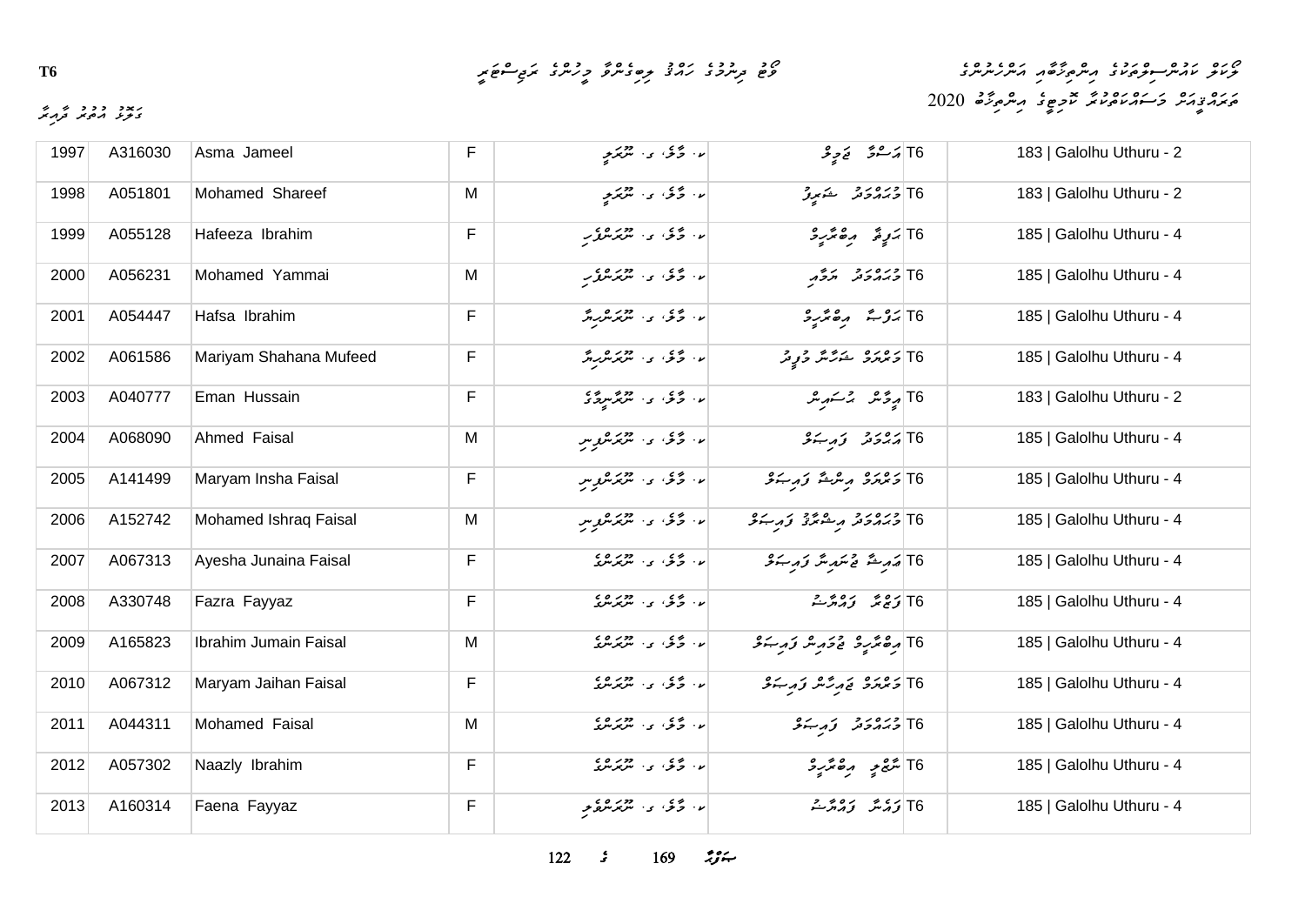| 1997 | A316030 | Asma Jameel | F | ށ. މާލެ، ގ. ނޫރަނީ | T6 އަސްމާ ޖަމީލް | 183 \| Galolhu Uthuru - 2 |
|---|---|---|---|---|---|---|
| 1998 | A051801 | Mohamed Shareef | M | ށ. މާލެ، ގ. ނޫރަނީ | T6 މުހައްމަދު ޝަރީފް | 183 \| Galolhu Uthuru - 2 |
| 1999 | A055128 | Hafeeza Ibrahim | F | ށ. މާލެ، ގ. ނޫރަންވިލާ | T6 ހަފީޒާ އިބްރާހީމް | 185 \| Galolhu Uthuru - 4 |
| 2000 | A056231 | Mohamed Yammai | M | ށ. މާލެ، ގ. ނޫރަންވިލާ | T6 މުހައްމަދު ޔައްމައި | 185 \| Galolhu Uthuru - 4 |
| 2001 | A054447 | Hafsa Ibrahim | F | ށ. މާލެ، ގ. ނޫރަންނިއާ | T6 ހަފްސާ އިބްރާހީމް | 185 \| Galolhu Uthuru - 4 |
| 2002 | A061586 | Mariyam Shahana Mufeed | F | ށ. މާލެ، ގ. ނޫރަންނިއާ | T6 މަރިޔަމް ޝަހާނާ މުފީދު | 185 \| Galolhu Uthuru - 4 |
| 2003 | A040777 | Eman Hussain | F | ށ. މާލެ، ގ. ނޫރާނީގެ | T6 އީމާން ހުސައިން | 183 \| Galolhu Uthuru - 2 |
| 2004 | A068090 | Ahmed Faisal | M | ށ. މާލެ، ގ. ނޫރަންދުވަސް | T6 އަހުމަދު ފައިސަލް | 185 \| Galolhu Uthuru - 4 |
| 2005 | A141499 | Maryam Insha Faisal | F | ށ. މާލެ، ގ. ނޫރަންދުވަސް | T6 މަރިޔަމް އިންޝާ ފައިސަލް | 185 \| Galolhu Uthuru - 4 |
| 2006 | A152742 | Mohamed Ishraq Faisal | M | ށ. މާލެ، ގ. ނޫރަންދުވަސް | T6 މުހައްމަދު އިޝްރާގު ފައިސަލް | 185 \| Galolhu Uthuru - 4 |
| 2007 | A067313 | Ayesha Junaina Faisal | F | ށ. މާލެ، ގ. ނޫރަންގެ | T6 އައިޝާ ޖުނައިނާ ފައިސަލް | 185 \| Galolhu Uthuru - 4 |
| 2008 | A330748 | Fazra Fayyaz | F | ށ. މާލެ، ގ. ނޫރަންގެ | T6 ފަޒްރާ ފައްޔާޒް | 185 \| Galolhu Uthuru - 4 |
| 2009 | A165823 | Ibrahim Jumain Faisal | M | ށ. މާލެ، ގ. ނޫރަންގެ | T6 އިބްރާހީމް ޖުމައިން ފައިސަލް | 185 \| Galolhu Uthuru - 4 |
| 2010 | A067312 | Maryam Jaihan Faisal | F | ށ. މާލެ، ގ. ނޫރަންގެ | T6 މަރިޔަމް ޖައިހާން ފައިސަލް | 185 \| Galolhu Uthuru - 4 |
| 2011 | A044311 | Mohamed Faisal | M | ށ. މާލެ، ގ. ނޫރަންގެ | T6 މުހައްމަދު ފައިސަލް | 185 \| Galolhu Uthuru - 4 |
| 2012 | A057302 | Naazly Ibrahim | F | ށ. މާލެ، ގ. ނޫރަންގެ | T6 ނާޒްލީ އިބްރާހީމް | 185 \| Galolhu Uthuru - 4 |
| 2013 | A160314 | Faena Fayyaz | F | ށ. މާލެ، ގ. ނޫރަންގެދޮ | T6 ފައިނާ ފައްޔާޒް | 185 \| Galolhu Uthuru - 4 |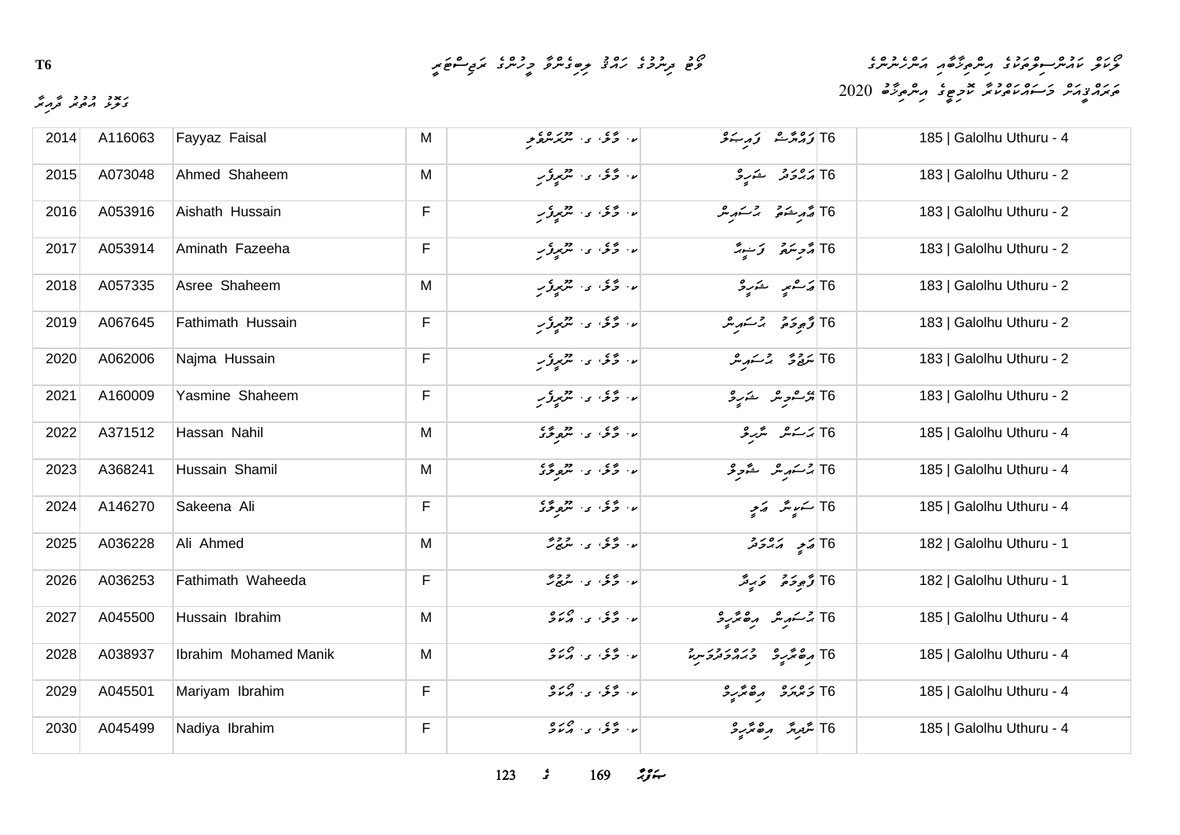| 2014 | A116063 | Fayyaz Faisal | M | ކ. މާލެ، ގ. ނޫރަންނުރެ | T6 ފައްޔާޒް ފައިސަލް | 185 \| Galolhu Uthuru - 4 |
|---|---|---|---|---|---|---|
| 2015 | A073048 | Ahmed Shaheem | M | ކ. މާލެ، ގ. ނޫރީވިލާ | T6 އަހްމަދު ޝަހީމް | 183 \| Galolhu Uthuru - 2 |
| 2016 | A053916 | Aishath Hussain | F | ކ. މާލެ، ގ. ނޫރީވިލާ | T6 އާއިޝަތު ހުސައިން | 183 \| Galolhu Uthuru - 2 |
| 2017 | A053914 | Aminath Fazeeha | F | ކ. މާލެ، ގ. ނޫރީވިލާ | T6 އާމިނަތު ފަޒީހާ | 183 \| Galolhu Uthuru - 2 |
| 2018 | A057335 | Asree Shaheem | M | ކ. މާލެ، ގ. ނޫރީވިލާ | T6 އަސްރީ ޝަހީމް | 183 \| Galolhu Uthuru - 2 |
| 2019 | A067645 | Fathimath Hussain | F | ކ. މާލެ، ގ. ނޫރީވިލާ | T6 ފާތިމަތު ހުސައިން | 183 \| Galolhu Uthuru - 2 |
| 2020 | A062006 | Najma Hussain | F | ކ. މާލެ، ގ. ނޫރީވިލާ | T6 ނަޖްމާ ހުސައިން | 183 \| Galolhu Uthuru - 2 |
| 2021 | A160009 | Yasmine Shaheem | F | ކ. މާލެ، ގ. ނޫރީވިލާ | T6 ޔާސްމިން ޝަހީމް | 183 \| Galolhu Uthuru - 2 |
| 2022 | A371512 | Hassan Nahil | M | ކ. މާލެ، ގ. ނޫރުވާގެ | T6 ހަސަން ނާހިލް | 185 \| Galolhu Uthuru - 4 |
| 2023 | A368241 | Hussain Shamil | M | ކ. މާލެ، ގ. ނޫރުވާގެ | T6 ހުސައިން ޝާމިލް | 185 \| Galolhu Uthuru - 4 |
| 2024 | A146270 | Sakeena Ali | F | ކ. މާލެ، ގ. ނޫރުވާގެ | T6 ސަކީނާ އަލި | 185 \| Galolhu Uthuru - 4 |
| 2025 | A036228 | Ali Ahmed | M | ކ. މާލެ، ގ. ނޫރުޖާ | T6 އަލި އަހްމަދު | 182 \| Galolhu Uthuru - 1 |
| 2026 | A036253 | Fathimath Waheeda | F | ކ. މާލެ، ގ. ނޫރުޖާ | T6 ފާތިމަތު ވަހީދާ | 182 \| Galolhu Uthuru - 1 |
| 2027 | A045500 | Hussain Ibrahim | M | ކ. މާލެ، ގ. އޮރަދު | T6 ހުސައިން އިބްރާހީމް | 185 \| Galolhu Uthuru - 4 |
| 2028 | A038937 | Ibrahim Mohamed Manik | M | ކ. މާލެ، ގ. އޮރަދު | T6 އިބްރާހީމް މުޙައްމަދުމަނިކު | 185 \| Galolhu Uthuru - 4 |
| 2029 | A045501 | Mariyam Ibrahim | F | ކ. މާލެ، ގ. އޮރަދު | T6 މަރިޔަމް އިބްރާހީމް | 185 \| Galolhu Uthuru - 4 |
| 2030 | A045499 | Nadiya Ibrahim | F | ކ. މާލެ، ގ. އޮރަދު | T6 ނާދިޔާ އިބްރާހީމް | 185 \| Galolhu Uthuru - 4 |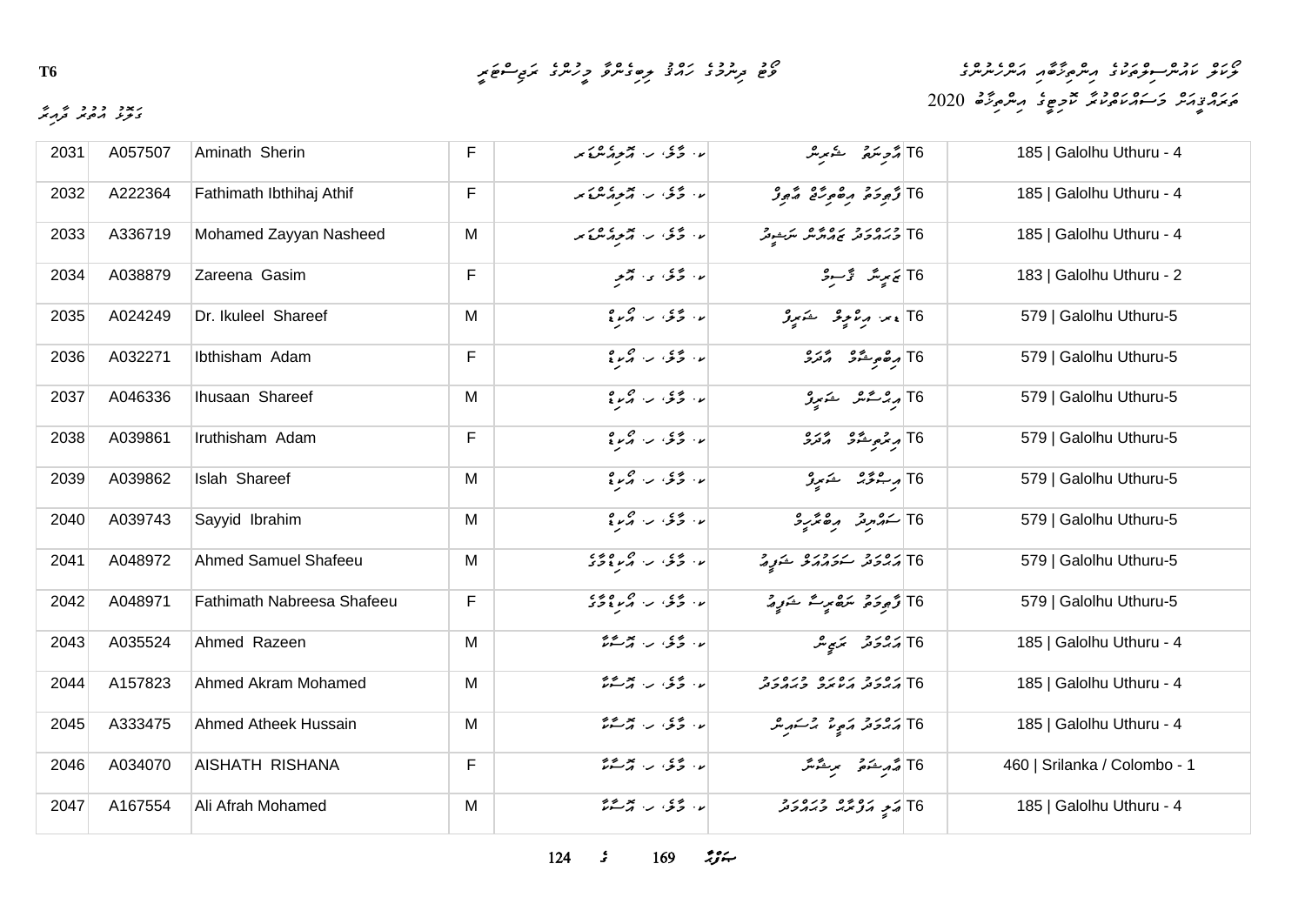| 2031 | A057507 | Aminath Sherin | F | ،، ވާދޫ، ސ. އޮރެޑްނެސަރ | T6 އާމިނަތު ޝެރިން | 185 \| Galolhu Uthuru - 4 |
|---|---|---|---|---|---|---|
| 2032 | A222364 | Fathimath Ibthihaj Athif | F | ،، ވާދޫ، ސ. އޮރެޑްނެސަރ | T6 ފާތިމަތު އިބްތިހާޖު އާތިފް | 185 \| Galolhu Uthuru - 4 |
| 2033 | A336719 | Mohamed Zayyan Nasheed | M | ،، ވާދޫ، ސ. އޮރެޑްނެސަރ | T6 މުހައްމަދު ޒައްޔާން ނަޝީދު | 185 \| Galolhu Uthuru - 4 |
| 2034 | A038879 | Zareena Gasim | F | ،، ވާދޫ، ގ. އޮރި | T6 ޒަރީނާ ޤާސިމް | 183 \| Galolhu Uthuru - 2 |
| 2035 | A024249 | Dr. Ikuleel Shareef | M | ،، ވާދޫ، ސ. އޮރެޖް | T6 ޑރ. އިކުލީލް ޝަރީފް | 579 \| Galolhu Uthuru-5 |
| 2036 | A032271 | Ibthisham Adam | F | ،، ވާދޫ، ސ. އޮރެޖް | T6 އިބްތިޝާމް އާދަމް | 579 \| Galolhu Uthuru-5 |
| 2037 | A046336 | Ihusaan Shareef | M | ،، ވާދޫ، ސ. އޮރެޖް | T6 އިހުސާން ޝަރީފް | 579 \| Galolhu Uthuru-5 |
| 2038 | A039861 | Iruthisham Adam | F | ،، ވާދޫ، ސ. އޮރެޖް | T6 އިރުތިޝާމް އާދަމް | 579 \| Galolhu Uthuru-5 |
| 2039 | A039862 | Islah Shareef | M | ،، ވާދޫ، ސ. އޮރެޖް | T6 އިސްލާހް ޝަރީފް | 579 \| Galolhu Uthuru-5 |
| 2040 | A039743 | Sayyid Ibrahim | M | ،، ވާދޫ، ސ. އޮރެޖް | T6 ސައްޔިދު އިބްރާހީމް | 579 \| Galolhu Uthuru-5 |
| 2041 | A048972 | Ahmed Samuel Shafeeu | M | ،، ވާދޫ، ސ. އޮރެޖްވިލާ | T6 އަހްމަދު ސަމުއަލް ޝަފީއު | 579 \| Galolhu Uthuru-5 |
| 2042 | A048971 | Fathimath Nabreesa Shafeeu | F | ،، ވާދޫ، ސ. އޮރެޖްވިލާ | T6 ފާތިމަތު ނަބްރީސާ ޝަފީއު | 579 \| Galolhu Uthuru-5 |
| 2043 | A035524 | Ahmed Razeen | M | ،، ވާދޫ، ސ. އޮސްކާ | T6 އަހްމަދު ރަޒީން | 185 \| Galolhu Uthuru - 4 |
| 2044 | A157823 | Ahmed Akram Mohamed | M | ،، ވާދޫ، ސ. އޮސްކާ | T6 އަހްމަދު އަކްރަމް މުހައްމަދު | 185 \| Galolhu Uthuru - 4 |
| 2045 | A333475 | Ahmed Atheek Hussain | M | ،، ވާދޫ، ސ. އޮސްކާ | T6 އަހްމަދު އަތީޤު ހުސައިން | 185 \| Galolhu Uthuru - 4 |
| 2046 | A034070 | AISHATH RISHANA | F | ،، ވާދޫ، ސ. އޮސްކާ | T6 އާއިޝަތު ރިޝާނާ | 460 \| Srilanka / Colombo - 1 |
| 2047 | A167554 | Ali Afrah Mohamed | M | ،، ވާދޫ، ސ. އޮސްކާ | T6 އަލި އަފްރާހް މުހައްމަދު | 185 \| Galolhu Uthuru - 4 |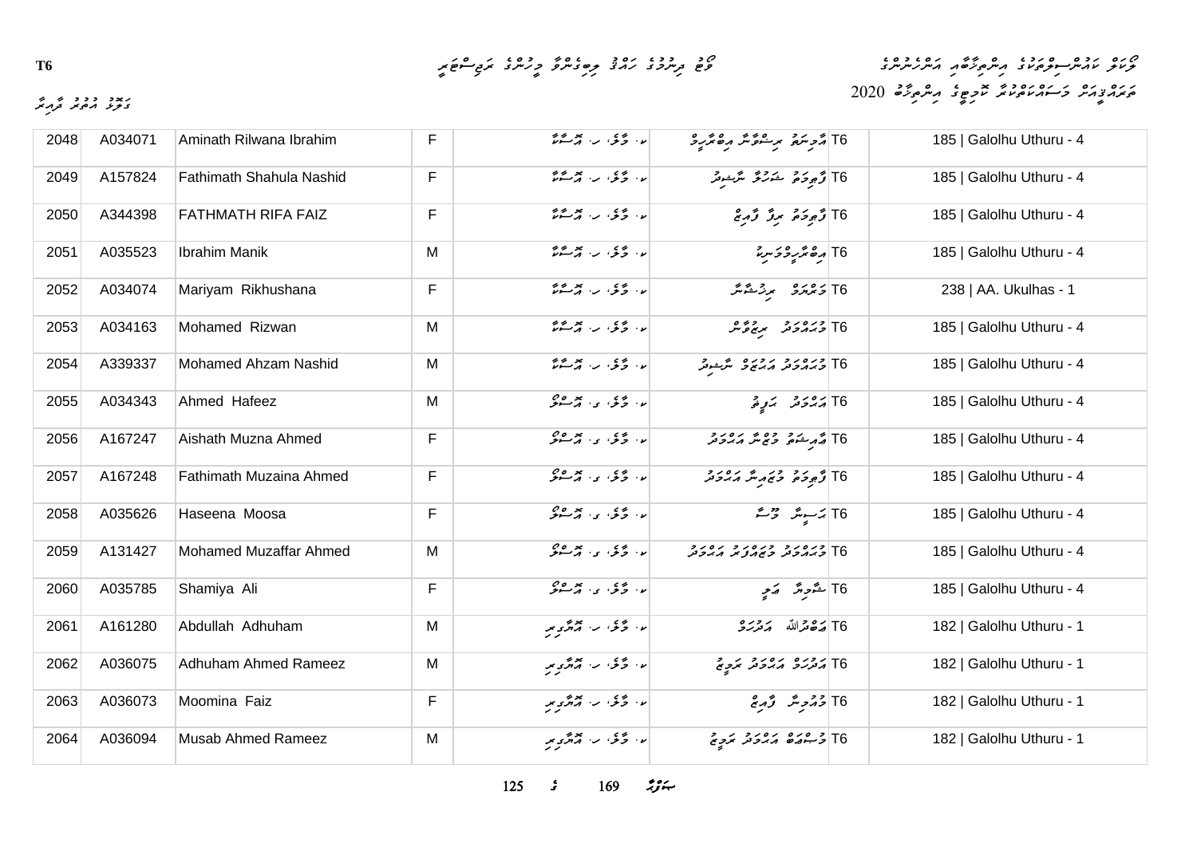| 2048 | A034071 | Aminath Rilwana Ibrahim | F | ، ގާލ، ހ، އ، ރަސްޓަ | T6 އަމިނަތު ރިލްވާނާ އިބްރާހިމް | 185 \| Galolhu Uthuru - 4 |
|---|---|---|---|---|---|---|
| 2049 | A157824 | Fathimath Shahula Nashid | F | ، ގާލ، ހ، އ، ރަސްޓަ | T6 ފާތިމަތު ޝަހުލާ ނާޝިދު | 185 \| Galolhu Uthuru - 4 |
| 2050 | A344398 | FATHMATH RIFA FAIZ | F | ، ގާލ، ހ، އ، ރަސްޓަ | T6 ފާތިމަތު ރިފާ ފާއިޒް | 185 \| Galolhu Uthuru - 4 |
| 2051 | A035523 | Ibrahim Manik | M | ، ގާލ، ހ، އ، ރަސްޓަ | T6 އިބްރާހިމްމަނިކު | 185 \| Galolhu Uthuru - 4 |
| 2052 | A034074 | Mariyam Rikhushana | F | ، ގާލ، ހ، އ، ރަސްޓަ | T6 މަރިޔަމް ރިޚުޝާނާ | 238 \| AA. Ukulhas - 1 |
| 2053 | A034163 | Mohamed Rizwan | M | ، ގާލ، ހ، އ، ރަސްޓަ | T6 މުޙައްމަދު ރިޒްވާން | 185 \| Galolhu Uthuru - 4 |
| 2054 | A339337 | Mohamed Ahzam Nashid | M | ، ގާލ، ހ، އ، ރަސްޓަ | T6 މުޙައްމަދު އަހުޒަމް ނާޝިދު | 185 \| Galolhu Uthuru - 4 |
| 2055 | A034343 | Ahmed Hafeez | M | ، ގާލ، ދ، އ، ރަސްވް | T6 އަޙްމަދު ހަފީޒު | 185 \| Galolhu Uthuru - 4 |
| 2056 | A167247 | Aishath Muzna Ahmed | F | ، ގާލ، ދ، އ، ރަސްވް | T6 އާއިޝަތު މުޒްނާ އަޙްމަދު | 185 \| Galolhu Uthuru - 4 |
| 2057 | A167248 | Fathimath Muzaina Ahmed | F | ، ގާލ، ދ، އ، ރަސްވް | T6 ފާތިމަތު މުޒައިނާ އަޙްމަދު | 185 \| Galolhu Uthuru - 4 |
| 2058 | A035626 | Haseena Moosa | F | ، ގާލ، ދ، އ، ރަސްވް | T6 ހަސީނާ މޫސާ | 185 \| Galolhu Uthuru - 4 |
| 2059 | A131427 | Mohamed Muzaffar Ahmed | M | ، ގާލ، ދ، އ، ރަސްވް | T6 މުޙައްމަދު މުޒައްފަރު އަޙްމަދު | 185 \| Galolhu Uthuru - 4 |
| 2060 | A035785 | Shamiya Ali | F | ، ގާލ، ދ، އ، ރަސްވް | T6 ޝާމިޔާ އަލި | 185 \| Galolhu Uthuru - 4 |
| 2061 | A161280 | Abdullah Adhuham | M | ، ގާލ، ހ، އަރޯވިރ | T6 އަބްދުﷲ އަދުހަމް | 182 \| Galolhu Uthuru - 1 |
| 2062 | A036075 | Adhuham Ahmed Rameez | M | ، ގާލ، ހ، އަރޯވިރ | T6 އަދުހަމް އަޙްމަދު ރަމީޒު | 182 \| Galolhu Uthuru - 1 |
| 2063 | A036073 | Moomina Faiz | F | ، ގާލ، ހ، އަރޯވިރ | T6 މުއުމިނާ ފާއިޒު | 182 \| Galolhu Uthuru - 1 |
| 2064 | A036094 | Musab Ahmed Rameez | M | ، ގާލ، ހ، އަރޯވިރ | T6 މުސްޢަބު އަޙްމަދު ރަމީޒު | 182 \| Galolhu Uthuru - 1 |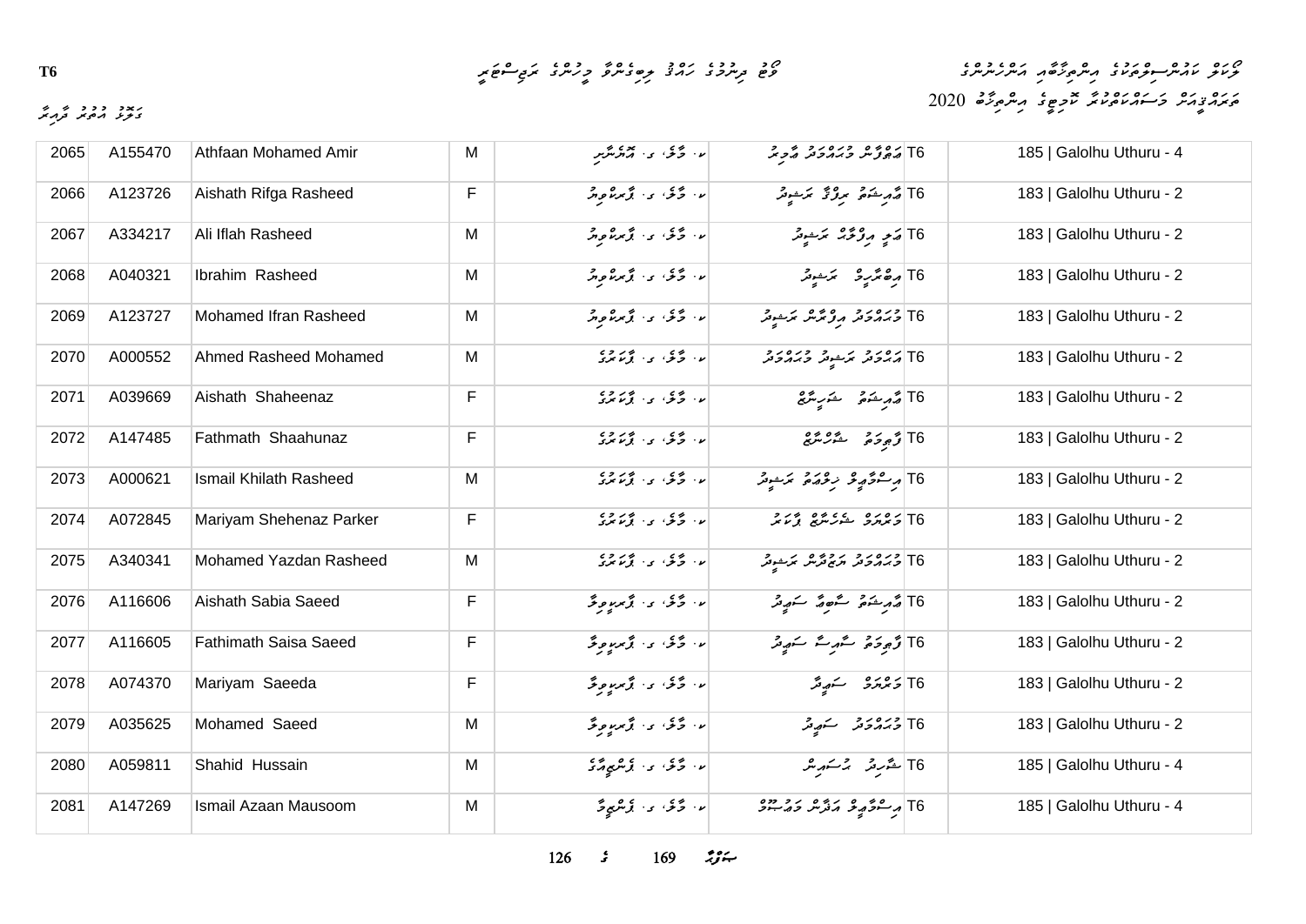| 2065 | A155470 | Athfaan Mohamed Amir | M | ށ. މާލް، ގ. އަރަށުގެ | T6 އަތުފާން މުޙައްމަދު އާމިރު | 185 \| Galolhu Uthuru - 4 |
|---|---|---|---|---|---|---|
| 2066 | A123726 | Aishath Rifga Rasheed | F | ށ. މާލް، ގ. ފްރެންޑްޝިޕް | T6 އާއިޝަތު ރިފްގާ ރަޝީދު | 183 \| Galolhu Uthuru - 2 |
| 2067 | A334217 | Ali Iflah Rasheed | M | ށ. މާލް، ގ. ފްރެންޑްޝިޕް | T6 އަލި އިފްލާޙް ރަޝީދު | 183 \| Galolhu Uthuru - 2 |
| 2068 | A040321 | Ibrahim Rasheed | M | ށ. މާލް، ގ. ފްރެންޑްޝިޕް | T6 އިބްރާހީމް ރަޝީދު | 183 \| Galolhu Uthuru - 2 |
| 2069 | A123727 | Mohamed Ifran Rasheed | M | ށ. މާލް، ގ. ފްރެންޑްޝިޕް | T6 މުޙައްމަދު އިފްރާން ރަޝީދު | 183 \| Galolhu Uthuru - 2 |
| 2070 | A000552 | Ahmed Rasheed Mohamed | M | ށ. މާލް، ގ. ފޮނިތަރި | T6 އަޙްމަދު ރަޝީދު މުޙައްމަދު | 183 \| Galolhu Uthuru - 2 |
| 2071 | A039669 | Aishath Shaheenaz | F | ށ. މާލް، ގ. ފޮނިތަރި | T6 އާއިޝަތު ޝަހީނާޒް | 183 \| Galolhu Uthuru - 2 |
| 2072 | A147485 | Fathmath Shaahunaz | F | ށ. މާލް، ގ. ފޮނިތަރި | T6 ފާތިމަތު ޝާހުނާޒް | 183 \| Galolhu Uthuru - 2 |
| 2073 | A000621 | Ismail Khilath Rasheed | M | ށ. މާލް، ގ. ފޮނިތަރި | T6 އިސްމާޢީލް ޚިލާފަތު ރަޝީދު | 183 \| Galolhu Uthuru - 2 |
| 2074 | A072845 | Mariyam Shehenaz Parker | F | ށ. މާލް، ގ. ފޮނިތަރި | T6 މަރިޔަމް ޝެހެނާޒް ޕާކަރ | 183 \| Galolhu Uthuru - 2 |
| 2075 | A340341 | Mohamed Yazdan Rasheed | M | ށ. މާލް، ގ. ފޮނިތަރި | T6 މުޙައްމަދު ޔަޒްދާން ރަޝީދު | 183 \| Galolhu Uthuru - 2 |
| 2076 | A116606 | Aishath Sabia Saeed | F | ށ. މާލް، ގ. ފްރިޒިއާ | T6 އާއިޝަތު ސާބިޢާ ސަޢީދު | 183 \| Galolhu Uthuru - 2 |
| 2077 | A116605 | Fathimath Saisa Saeed | F | ށ. މާލް، ގ. ފްރިޒިއާ | T6 ފާތިމަތު ސާއިސާ ސަޢީދު | 183 \| Galolhu Uthuru - 2 |
| 2078 | A074370 | Mariyam Saeeda | F | ށ. މާލް، ގ. ފްރިޒިއާ | T6 މަރިޔަމް ސަޢީދާ | 183 \| Galolhu Uthuru - 2 |
| 2079 | A035625 | Mohamed Saeed | M | ށ. މާލް، ގ. ފްރިޒިއާ | T6 މުޙައްމަދު ސަޢީދު | 183 \| Galolhu Uthuru - 2 |
| 2080 | A059811 | Shahid Hussain | M | ށ. މާލް، ގ. ފުލްބްރައިޓް | T6 ޝާހިދު ހުސައިން | 185 \| Galolhu Uthuru - 4 |
| 2081 | A147269 | Ismail Azaan Mausoom | M | ށ. މާލް، ގ. ފުލްބްރައިޓް | T6 އިސްމާޢީލް އަޒާން މައުސޫމް | 185 \| Galolhu Uthuru - 4 |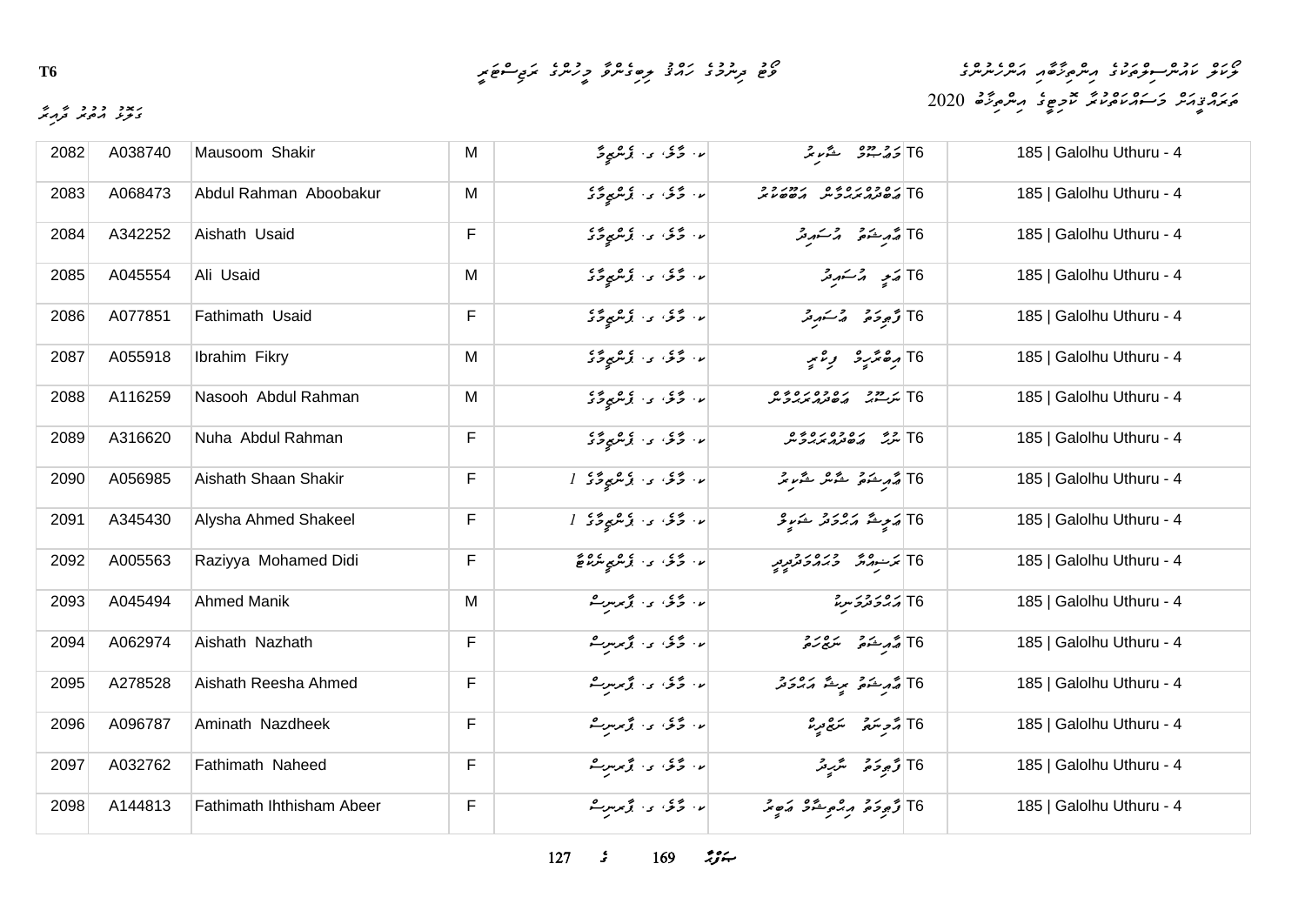| 2082 | A038740 | Mausoom Shakir | M | ، ގާފު، ގ، ގ. ފެންޗީ ވާ | T6 ވަޢުސޫމް ޝާކިރު | 185 \| Galolhu Uthuru - 4 |
|---|---|---|---|---|---|---|
| 2083 | A068473 | Abdul Rahman Aboobakur | M | ، ގާފު، ގ، ފެންޗީ ވާގެ | T6 އަބްދުއްރަޙްމާން އަބޫބަކުރު | 185 \| Galolhu Uthuru - 4 |
| 2084 | A342252 | Aishath Usaid | F | ، ގާފު، ގ، ފެންޗީ ވާގެ | T6 އާއިޝަތު އުސައިދު | 185 \| Galolhu Uthuru - 4 |
| 2085 | A045554 | Ali Usaid | M | ، ގާފު، ގ، ފެންޗީ ވާގެ | T6 އަލި އުސައިދު | 185 \| Galolhu Uthuru - 4 |
| 2086 | A077851 | Fathimath Usaid | F | ، ގާފު، ގ، ފެންޗީ ވާގެ | T6 ފާތިމަތު އުސައިދު | 185 \| Galolhu Uthuru - 4 |
| 2087 | A055918 | Ibrahim Fikry | M | ، ގާފު، ގ، ފެންޗީ ވާގެ | T6 އިބްރާހިމް ފިކްރީ | 185 \| Galolhu Uthuru - 4 |
| 2088 | A116259 | Nasooh Abdul Rahman | M | ، ގާފު، ގ، ފެންޗީ ވާގެ | T6 ނަސޫޙް އަބްދުއްރަޙްމާން | 185 \| Galolhu Uthuru - 4 |
| 2089 | A316620 | Nuha Abdul Rahman | F | ، ގާފު، ގ، ފެންޗީ ވާގެ | T6 ނުހާ އަބްދުއްރަޙްމާން | 185 \| Galolhu Uthuru - 4 |
| 2090 | A056985 | Aishath Shaan Shakir | F | ، ގާފު، ގ، ފެންޗީ ވާގެ 1 | T6 އާއިޝަތު ޝާން ޝާކިރު | 185 \| Galolhu Uthuru - 4 |
| 2091 | A345430 | Alysha Ahmed Shakeel | F | ، ގާފު، ގ، ފެންޗީ ވާގެ 1 | T6 އަލީޝާ އަޙްމަދު ޝަކީލް | 185 \| Galolhu Uthuru - 4 |
| 2092 | A005563 | Raziyya Mohamed Didi | F | ، ގާފު، ގ، ފެންޗީ ނަރުގީސް | T6 ރަޒިއްޔާ މުޙައްމަދުދީދީ | 185 \| Galolhu Uthuru - 4 |
| 2093 | A045494 | Ahmed Manik | M | ، ގާފު، ގ، ފޮރިނިސް | T6 އަޙްމަދުމަނިކު | 185 \| Galolhu Uthuru - 4 |
| 2094 | A062974 | Aishath Nazhath | F | ، ގާފު، ގ، ފޮރިނިސް | T6 އާއިޝަތު ނަޒްހަތު | 185 \| Galolhu Uthuru - 4 |
| 2095 | A278528 | Aishath Reesha Ahmed | F | ، ގާފު، ގ، ފޮރިނިސް | T6 އާއިޝަތު ރީޝާ އަޙްމަދު | 185 \| Galolhu Uthuru - 4 |
| 2096 | A096787 | Aminath Nazdheek | F | ، ގާފު، ގ، ފޮރިނިސް | T6 އާމިނަތު ނަޒްދީކު | 185 \| Galolhu Uthuru - 4 |
| 2097 | A032762 | Fathimath Naheed | F | ، ގާފު، ގ، ފޮރިނިސް | T6 ފާތިމަތު ނާހިދު | 185 \| Galolhu Uthuru - 4 |
| 2098 | A144813 | Fathimath Ihthisham Abeer | F | ، ގާފު، ގ، ފޮރިނިސް | T6 ފާތިމަތު އިޙްތިޝާމް އަބީރު | 185 \| Galolhu Uthuru - 4 |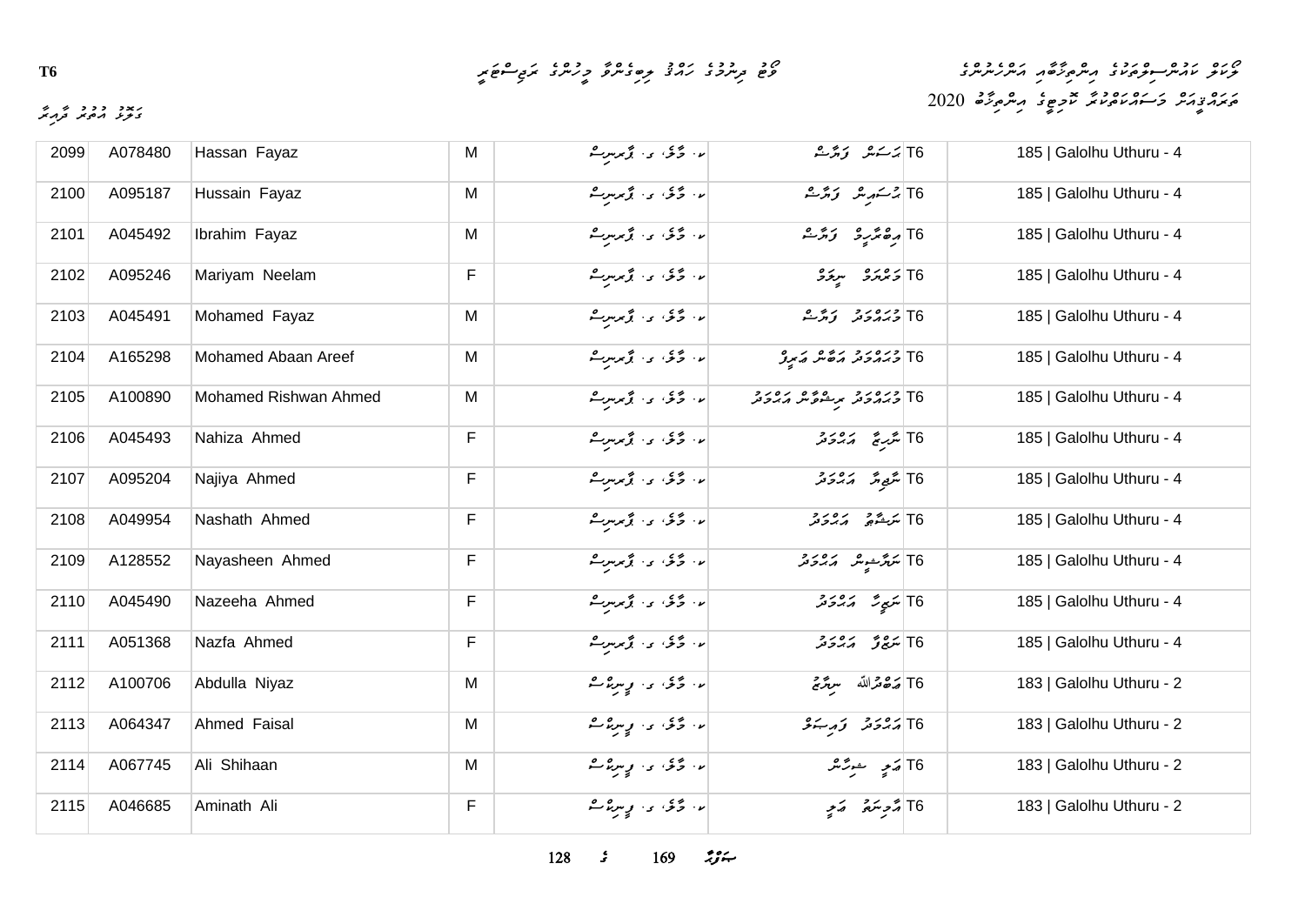| 2099 | A078480 | Hassan Fayaz | M | ކ. މާލެ، ގ. ފޮރެސްޓް | T6 ހަސަން ފައްޔާޒް | 185 \| Galolhu Uthuru - 4 |
|---|---|---|---|---|---|---|
| 2100 | A095187 | Hussain Fayaz | M | ކ. މާލެ، ގ. ފޮރެސްޓް | T6 ހުސައިން ފައްޔާޒް | 185 \| Galolhu Uthuru - 4 |
| 2101 | A045492 | Ibrahim Fayaz | M | ކ. މާލެ، ގ. ފޮރެސްޓް | T6 އިބްރާހީމް ފައްޔާޒް | 185 \| Galolhu Uthuru - 4 |
| 2102 | A095246 | Mariyam Neelam | F | ކ. މާލެ، ގ. ފޮރެސްޓް | T6 މަރިޔަމް ނީލަމް | 185 \| Galolhu Uthuru - 4 |
| 2103 | A045491 | Mohamed Fayaz | M | ކ. މާލެ، ގ. ފޮރެސްޓް | T6 މުހައްމަދު ފައްޔާޒް | 185 \| Galolhu Uthuru - 4 |
| 2104 | A165298 | Mohamed Abaan Areef | M | ކ. މާލެ، ގ. ފޮރެސްޓް | T6 މުހައްމަދު އަބާން އަރީފް | 185 \| Galolhu Uthuru - 4 |
| 2105 | A100890 | Mohamed Rishwan Ahmed | M | ކ. މާލެ، ގ. ފޮރެސްޓް | T6 މުހައްމަދު ރިޝްވާން އަހުމަދު | 185 \| Galolhu Uthuru - 4 |
| 2106 | A045493 | Nahiza Ahmed | F | ކ. މާލެ، ގ. ފޮރެސްޓް | T6 ނާހިޒާ އަހުމަދު | 185 \| Galolhu Uthuru - 4 |
| 2107 | A095204 | Najiya Ahmed | F | ކ. މާލެ، ގ. ފޮރެސްޓް | T6 ނާޖިޔާ އަހުމަދު | 185 \| Galolhu Uthuru - 4 |
| 2108 | A049954 | Nashath Ahmed | F | ކ. މާލެ، ގ. ފޮރެސްޓް | T6 ނަޝާތު އަހުމަދު | 185 \| Galolhu Uthuru - 4 |
| 2109 | A128552 | Nayasheen Ahmed | F | ކ. މާލެ، ގ. ފޮރެސްޓް | T6 ނަޔާޝީން އަހުމަދު | 185 \| Galolhu Uthuru - 4 |
| 2110 | A045490 | Nazeeha Ahmed | F | ކ. މާލެ، ގ. ފޮރެސްޓް | T6 ނަޒީހާ އަހުމަދު | 185 \| Galolhu Uthuru - 4 |
| 2111 | A051368 | Nazfa Ahmed | F | ކ. މާލެ، ގ. ފޮރެސްޓް | T6 ނަޒްފާ އަހުމަދު | 185 \| Galolhu Uthuru - 4 |
| 2112 | A100706 | Abdulla Niyaz | M | ކ. މާލެ، ގ. ފީނިކްސް | T6 އަބްދުﷲ ނިޔާޒު | 183 \| Galolhu Uthuru - 2 |
| 2113 | A064347 | Ahmed Faisal | M | ކ. މާލެ، ގ. ފީނިކްސް | T6 އަހުމަދު ފައިސަލް | 183 \| Galolhu Uthuru - 2 |
| 2114 | A067745 | Ali Shihaan | M | ކ. މާލެ، ގ. ފީނިކްސް | T6 އަލީ ޝިހާން | 183 \| Galolhu Uthuru - 2 |
| 2115 | A046685 | Aminath Ali | F | ކ. މާލެ، ގ. ފީނިކްސް | T6 އާމިނަތު އަލީ | 183 \| Galolhu Uthuru - 2 |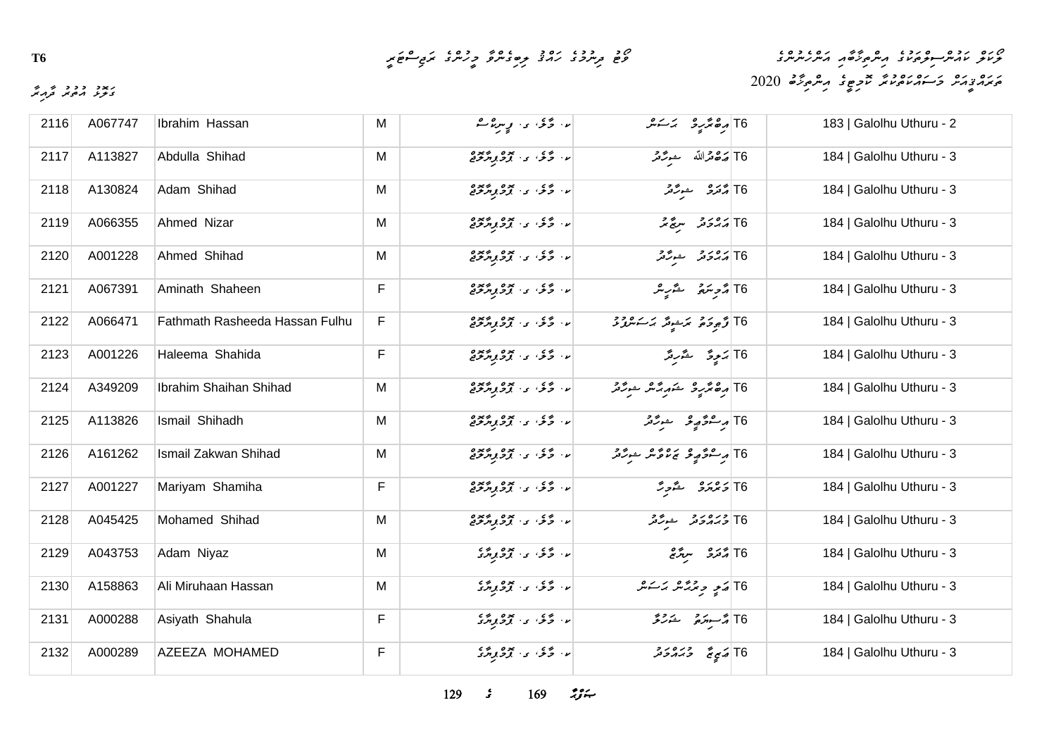| 2116 | A067747 | Ibrahim Hassan | M | ށ. މާރަ، ގ. ވީނަސް | T6 ރިބޯރިމް ހަސަން | 183 \| Galolhu Uthuru - 2 |
|---|---|---|---|---|---|---|
| 2117 | A113827 | Abdulla Shihad | M | ށ. މާރަ، ގ. ގުލްމާރާއްޖެ | T6 އަބްދުﷲ ޝިހާދު | 184 \| Galolhu Uthuru - 3 |
| 2118 | A130824 | Adam Shihad | M | ށ. މާރަ، ގ. ގުލްމާރާއްޖެ | T6 އާދަމް ޝިހާދު | 184 \| Galolhu Uthuru - 3 |
| 2119 | A066355 | Ahmed Nizar | M | ށ. މާރަ، ގ. ގުލްމާރާއްޖެ | T6 އަހުމަދު ނިޒާރު | 184 \| Galolhu Uthuru - 3 |
| 2120 | A001228 | Ahmed Shihad | M | ށ. މާރަ، ގ. ގުލްމާރާއްޖެ | T6 އަހުމަދު ޝިހާދު | 184 \| Galolhu Uthuru - 3 |
| 2121 | A067391 | Aminath Shaheen | F | ށ. މާރަ، ގ. ގުލްމާރާއްޖެ | T6 އާމިނަތު ޝާހީން | 184 \| Galolhu Uthuru - 3 |
| 2122 | A066471 | Fathmath Rasheeda Hassan Fulhu | F | ށ. މާރަ، ގ. ގުލްމާރާއްޖެ | T6 ފާތިމަތު ރަޝީދާ ހަސަންފުޅު | 184 \| Galolhu Uthuru - 3 |
| 2123 | A001226 | Haleema Shahida | F | ށ. މާރަ، ގ. ގުލްމާރާއްޖެ | T6 ހަލީމާ ޝާހިދާ | 184 \| Galolhu Uthuru - 3 |
| 2124 | A349209 | Ibrahim Shaihan Shihad | M | ށ. މާރަ، ގ. ގުލްމާރާއްޖެ | T6 އިބްރާހީމް ޝައިހާން ޝިހާދު | 184 \| Galolhu Uthuru - 3 |
| 2125 | A113826 | Ismail Shihadh | M | ށ. މާރަ، ގ. ގުލްމާރާއްޖެ | T6 އިސްމާޢީލް ޝިހާދު | 184 \| Galolhu Uthuru - 3 |
| 2126 | A161262 | Ismail Zakwan Shihad | M | ށ. މާރަ، ގ. ގުލްމާރާއްޖެ | T6 އިސްމާޢީލް ޒަކްވާން ޝިހާދު | 184 \| Galolhu Uthuru - 3 |
| 2127 | A001227 | Mariyam Shamiha | F | ށ. މާރަ، ގ. ގުލްމާރާއްޖެ | T6 މަރިޔަމް ޝާމިހާ | 184 \| Galolhu Uthuru - 3 |
| 2128 | A045425 | Mohamed Shihad | M | ށ. މާރަ، ގ. ގުލްމާރާއްޖެ | T6 މުޙައްމަދު ޝިހާދު | 184 \| Galolhu Uthuru - 3 |
| 2129 | A043753 | Adam Niyaz | M | ށ. މާރަ، ގ. ގުލްމާރާގެ | T6 އާދަމް ނިޔާޒު | 184 \| Galolhu Uthuru - 3 |
| 2130 | A158863 | Ali Miruhaan Hassan | M | ށ. މާރަ، ގ. ގުލްމާރާގެ | T6 އަލި މިރުހާން ހަސަން | 184 \| Galolhu Uthuru - 3 |
| 2131 | A000288 | Asiyath Shahula | F | ށ. މާރަ، ގ. ގުލްމާރާގެ | T6 އާސިޔަތު ޝަހުލާ | 184 \| Galolhu Uthuru - 3 |
| 2132 | A000289 | AZEEZA MOHAMED | F | ށ. މާރަ، ގ. ގުލްމާރާގެ | T6 އަޒީޒާ މުޙައްމަދު | 184 \| Galolhu Uthuru - 3 |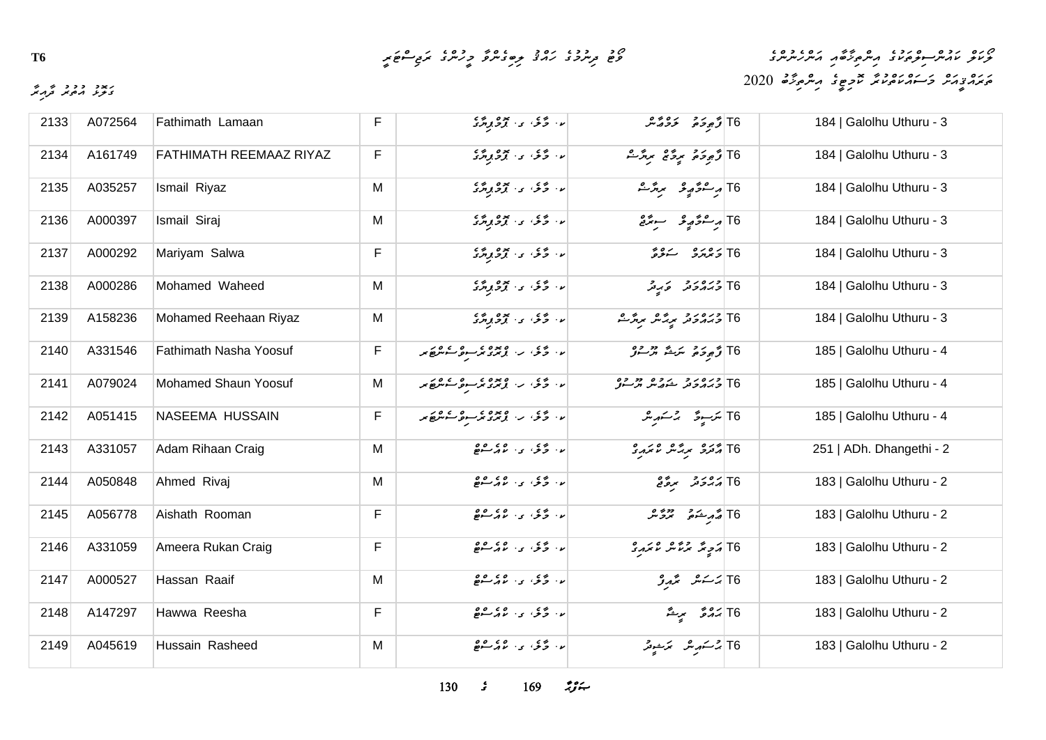| 2133 | A072564 | Fathimath Lamaan | F | ء· ڈ ڈ، ى· ہ ذ ذ ورڈ ى | T6 ڈ ہو ذ ہ ذ ذ ہ ہ | 184 \| Galolhu Uthuru - 3 |
|---|---|---|---|---|---|---|
| 2134 | A161749 | FATHIMATH REEMAAZ RIYAZ | F | ء· ڈ ڈ، ى· ہ ذ ذ ورڈ ى | T6 ڈ ہو ذ ہ ہو ڈ ہ ہو ہ ہ | 184 \| Galolhu Uthuru - 3 |
| 2135 | A035257 | Ismail Riyaz | M | ء· ڈ ڈ، ى· ہ ذ ذ ورڈ ى | T6 ہر ہ ڈ ہو ڈ ہو ہ ہ | 184 \| Galolhu Uthuru - 3 |
| 2136 | A000397 | Ismail Siraj | M | ء· ڈ ڈ، ى· ہ ذ ذ ورڈ ى | T6 ہر ہ ڈ ہو ڈ سو ہ ہ | 184 \| Galolhu Uthuru - 3 |
| 2137 | A000292 | Mariyam Salwa | F | ء· ڈ ڈ، ى· ہ ذ ذ ورڈ ى | T6 ذ ہ ہ ذ سە ذ ڈ | 184 \| Galolhu Uthuru - 3 |
| 2138 | A000286 | Mohamed Waheed | M | ء· ڈ ڈ، ى· ہ ذ ذ ورڈ ى | T6 ذ ہ ہ ذ ہ ذ ہو ہ | 184 \| Galolhu Uthuru - 3 |
| 2139 | A158236 | Mohamed Reehaan Riyaz | M | ء· ڈ ڈ، ى· ہ ذ ذ ورڈ ى | T6 ذ ہ ہ ذ ہ ہو ہ ہ ہو ہ ہ | 184 \| Galolhu Uthuru - 3 |
| 2140 | A331546 | Fathimath Nasha Yoosuf | F | ء· ڈ ڈ، ر· ہ ذ ذ ہ سو ہ ہ ہ ہ | T6 ڈ ہو ذ ہ ہ ہ ہ ہ ذ | 185 \| Galolhu Uthuru - 4 |
| 2141 | A079024 | Mohamed Shaun Yoosuf | M | ء· ڈ ڈ، ر· ہ ذ ذ ہ سو ہ ہ ہ ہ | T6 ذ ہ ہ ذ ہ ہ ہ ہ ہ ہ ذ | 185 \| Galolhu Uthuru - 4 |
| 2142 | A051415 | NASEEMA HUSSAIN | F | ء· ڈ ڈ، ر· ہ ذ ذ ہ سو ہ ہ ہ ہ | T6 ہ سو ڈ ہ ہ ہو ہ | 185 \| Galolhu Uthuru - 4 |
| 2143 | A331057 | Adam Rihaan Craig | M | ء· ڈ ڈ، ى· ہ ہ ہ ہ | T6 ہ ہ ذ ہو ہ ہ ہ ہ ہو ہ | 251 \| ADh. Dhangethi - 2 |
| 2144 | A050848 | Ahmed Rivaj | M | ء· ڈ ڈ، ى· ہ ہ ہ ہ | T6 ہ ہ ذ ہ ہو ڈ ہ | 183 \| Galolhu Uthuru - 2 |
| 2145 | A056778 | Aishath Rooman | F | ء· ڈ ڈ، ى· ہ ہ ہ ہ | T6 ہ ہو ہ ہ ہ ذ ہ | 183 \| Galolhu Uthuru - 2 |
| 2146 | A331059 | Ameera Rukan Craig | F | ء· ڈ ڈ، ى· ہ ہ ہ ہ | T6 ہ ہو ہ ہ ہ ہ ہ ہو ہ | 183 \| Galolhu Uthuru - 2 |
| 2147 | A000527 | Hassan Raaif | M | ء· ڈ ڈ، ى· ہ ہ ہ ہ | T6 ہ سە ہ ہ ہو ڈ | 183 \| Galolhu Uthuru - 2 |
| 2148 | A147297 | Hawwa Reesha | F | ء· ڈ ڈ، ى· ہ ہ ہ ہ | T6 ہ ہ ڈ ہو ہ | 183 \| Galolhu Uthuru - 2 |
| 2149 | A045619 | Hussain Rasheed | M | ء· ڈ ڈ، ى· ہ ہ ہ ہ | T6 ہ سە ہو ہ ہ ہو ہ | 183 \| Galolhu Uthuru - 2 |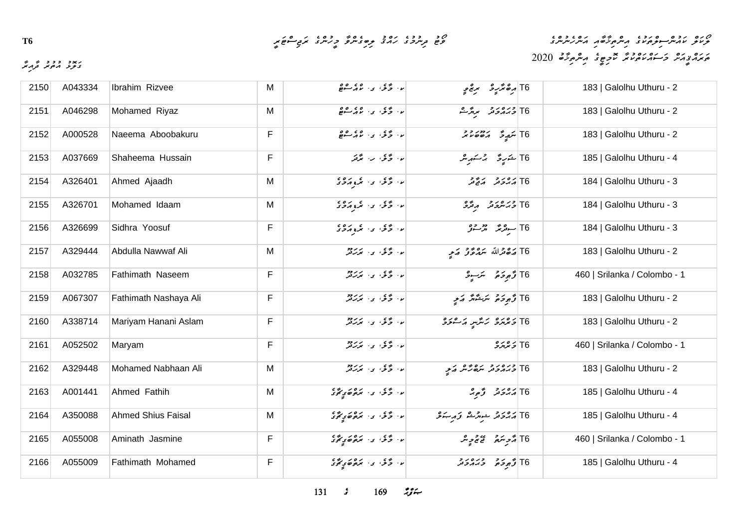| 2150 | A043334 | Ibrahim Rizvee | M | ، دَّتْ، ی، عادِسْعِ | T6 مِرْهُ مَّرِيْر مِرِيْحِ | 183 \| Galolhu Uthuru - 2 |
|---|---|---|---|---|---|---|
| 2151 | A046298 | Mohamed Riyaz | M | ، دَّتْ، ی، عادِسْعِ | T6 وَبَرْدَدَتْر مِرَّسْ | 183 \| Galolhu Uthuru - 2 |
| 2152 | A000528 | Naeema Aboobakuru | F | ، دَّتْ، ی، عادِسْعِ | T6 سَمِرِدَّ رَحْمَةُ مَر | 183 \| Galolhu Uthuru - 2 |
| 2153 | A037669 | Shaheema Hussain | F | ، دَّتْ، ر، مَّرَمَر | T6 خَرِدَّ بِرْسَمرِسْ | 185 \| Galolhu Uthuru - 4 |
| 2154 | A326401 | Ahmed Ajaadh | M | ، دَّتْ، ی، مَّرِيرَهِ | T6 رَبْرِدَتْر رَيَّتْر | 184 \| Galolhu Uthuru - 3 |
| 2155 | A326701 | Mohamed Idaam | M | ، دَّتْ، ی، مَّرِيرَهِ | T6 وَبَرْمَرْدَتْر مِرَّدُ | 184 \| Galolhu Uthuru - 3 |
| 2156 | A326699 | Sidhra Yoosuf | F | ، دَّتْ، ی، مَّرِيرَهِ | T6 سِفْرَمَّ بِرْسُو | 184 \| Galolhu Uthuru - 3 |
| 2157 | A329444 | Abdulla Nawwaf Ali | M | ، دَّتْ، ی، مَرَرَتْر | T6 رَهْ قَرْاللّه سَرْدَّقْ رَمِ | 183 \| Galolhu Uthuru - 2 |
| 2158 | A032785 | Fathimath Naseem | F | ، دَّتْ، ی، مَرَرَتْر | T6 قَّهِرَمْ سَرَسِوْ | 460 \| Srilanka / Colombo - 1 |
| 2159 | A067307 | Fathimath Nashaya Ali | F | ، دَّتْ، ی، مَرَرَتْر | T6 قَّهِرَمْ سَرَشَدَّ رَمِ | 183 \| Galolhu Uthuru - 2 |
| 2160 | A338714 | Mariyam Hanani Aslam | F | ، دَّتْ، ی، مَرَرَتْر | T6 دَمَرْدُ رَسْرِ رَسْوَدْ | 183 \| Galolhu Uthuru - 2 |
| 2161 | A052502 | Maryam | F | ، دَّتْ، ی، مَرَرَتْر | T6 دَمَرْدُ | 460 \| Srilanka / Colombo - 1 |
| 2162 | A329448 | Mohamed Nabhaan Ali | M | ، دَّتْ، ی، مَرَرَتْر | T6 وَبَرْدَدَتْر سَرْهَرْسْ رَمِ | 183 \| Galolhu Uthuru - 2 |
| 2163 | A001441 | Ahmed Fathih | M | ، دَّتْ، ی، مَرْهَرِيْدَّ | T6 رَبْرِدَتْر قَّهِرْ | 185 \| Galolhu Uthuru - 4 |
| 2164 | A350088 | Ahmed Shius Faisal | M | ، دَّتْ، ی، مَرْهَرِيْدَّ | T6 رَبْرِدَتْر شِرْشْ تَرِسَرْ | 185 \| Galolhu Uthuru - 4 |
| 2165 | A055008 | Aminath Jasmine | F | ، دَّتْ، ی، مَرْهَرِيْدَّ | T6 رَّحِ سَرَمْ يَجْ جِسْ | 460 \| Srilanka / Colombo - 1 |
| 2166 | A055009 | Fathimath Mohamed | F | ، دَّتْ، ی، مَرْهَرِيْدَّ | T6 قَّهِرَمْ وَبَرْدَدَتْر | 185 \| Galolhu Uthuru - 4 |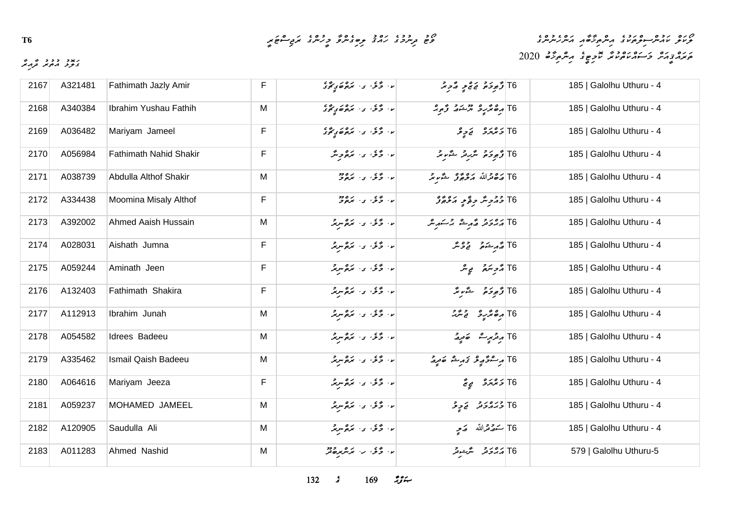| 2167 | A321481 | Fathimath Jazly Amir | F | ،. ގާފު، ގ. ރަތްމަލީހާގެ | T6 ފާތިމަތު ޖަޒްލީ އާމިރު | 185 \| Galolhu Uthuru - 4 |
|---|---|---|---|---|---|---|
| 2168 | A340384 | Ibrahim Yushau Fathih | M | ،. ގާފު، ގ. ރަތްމަލީހާގެ | T6 އިބްރާހީމް ޔޫޝައު ފާތިހް | 185 \| Galolhu Uthuru - 4 |
| 2169 | A036482 | Mariyam Jameel | F | ،. ގާފު، ގ. ރަތްމަލީހާގެ | T6 މަރިޔަމް ޖަމީލް | 185 \| Galolhu Uthuru - 4 |
| 2170 | A056984 | Fathimath Nahid Shakir | F | ،. ގާފު، ގ. ރަތްމަލީން | T6 ފާތިމަތު ނާހިދު ޝާކިރު | 185 \| Galolhu Uthuru - 4 |
| 2171 | A038739 | Abdulla Althof Shakir | M | ،. ގާފު، ގ. ރަތްމަލް | T6 އަބްދުالله އަލްތޯފް ޝާކިރު | 185 \| Galolhu Uthuru - 4 |
| 2172 | A334438 | Moomina Misaly Althof | F | ،. ގާފު، ގ. ރަތްމަލް | T6 މޫމިނާ މިޘާލީ އަލްތޯފް | 185 \| Galolhu Uthuru - 4 |
| 2173 | A392002 | Ahmed Aaish Hussain | M | ،. ގާފު، ގ. ރަތްމަސިރީ | T6 އަޙްމަދު އާއިޝް ހުސައިން | 185 \| Galolhu Uthuru - 4 |
| 2174 | A028031 | Aishath Jumna | F | ،. ގާފު، ގ. ރަތްމަސިރީ | T6 އާއިޝަތު ޖުމްނާ | 185 \| Galolhu Uthuru - 4 |
| 2175 | A059244 | Aminath Jeen | F | ،. ގާފު، ގ. ރަތްމަސިރީ | T6 އާމިނަތު ޖީން | 185 \| Galolhu Uthuru - 4 |
| 2176 | A132403 | Fathimath Shakira | F | ،. ގާފު، ގ. ރަތްމަސިރީ | T6 ފާތިމަތު ޝާކިރާ | 185 \| Galolhu Uthuru - 4 |
| 2177 | A112913 | Ibrahim Junah | M | ،. ގާފު، ގ. ރަތްމަސިރީ | T6 އިބްރާހީމް ޖުނާހް | 185 \| Galolhu Uthuru - 4 |
| 2178 | A054582 | Idrees Badeeu | M | ،. ގާފު، ގ. ރަތްމަސިރީ | T6 އިދްރީސް ބަދީއު | 185 \| Galolhu Uthuru - 4 |
| 2179 | A335462 | Ismail Qaish Badeeu | M | ،. ގާފު، ގ. ރަތްމަސިރީ | T6 އިސްމާޢީލް ޤައިޝް ބަދީއު | 185 \| Galolhu Uthuru - 4 |
| 2180 | A064616 | Mariyam Jeeza | F | ،. ގާފު، ގ. ރަތްމަސިރީ | T6 މަރިޔަމް ޖީޒާ | 185 \| Galolhu Uthuru - 4 |
| 2181 | A059237 | MOHAMED JAMEEL | M | ،. ގާފު، ގ. ރަތްމަސިރީ | T6 މުޙައްމަދު ޖަމީލް | 185 \| Galolhu Uthuru - 4 |
| 2182 | A120905 | Saudulla Ali | M | ،. ގާފު، ގ. ރަތްމަސިރީ | T6 ސައުދުالله ޢަލީ | 185 \| Galolhu Uthuru - 4 |
| 2183 | A011283 | Ahmed Nashid | M | ،. ގާފު، ނ. ރަންނަބަދު | T6 އަޙްމަދު ނާޝިދު | 579 \| Galolhu Uthuru-5 |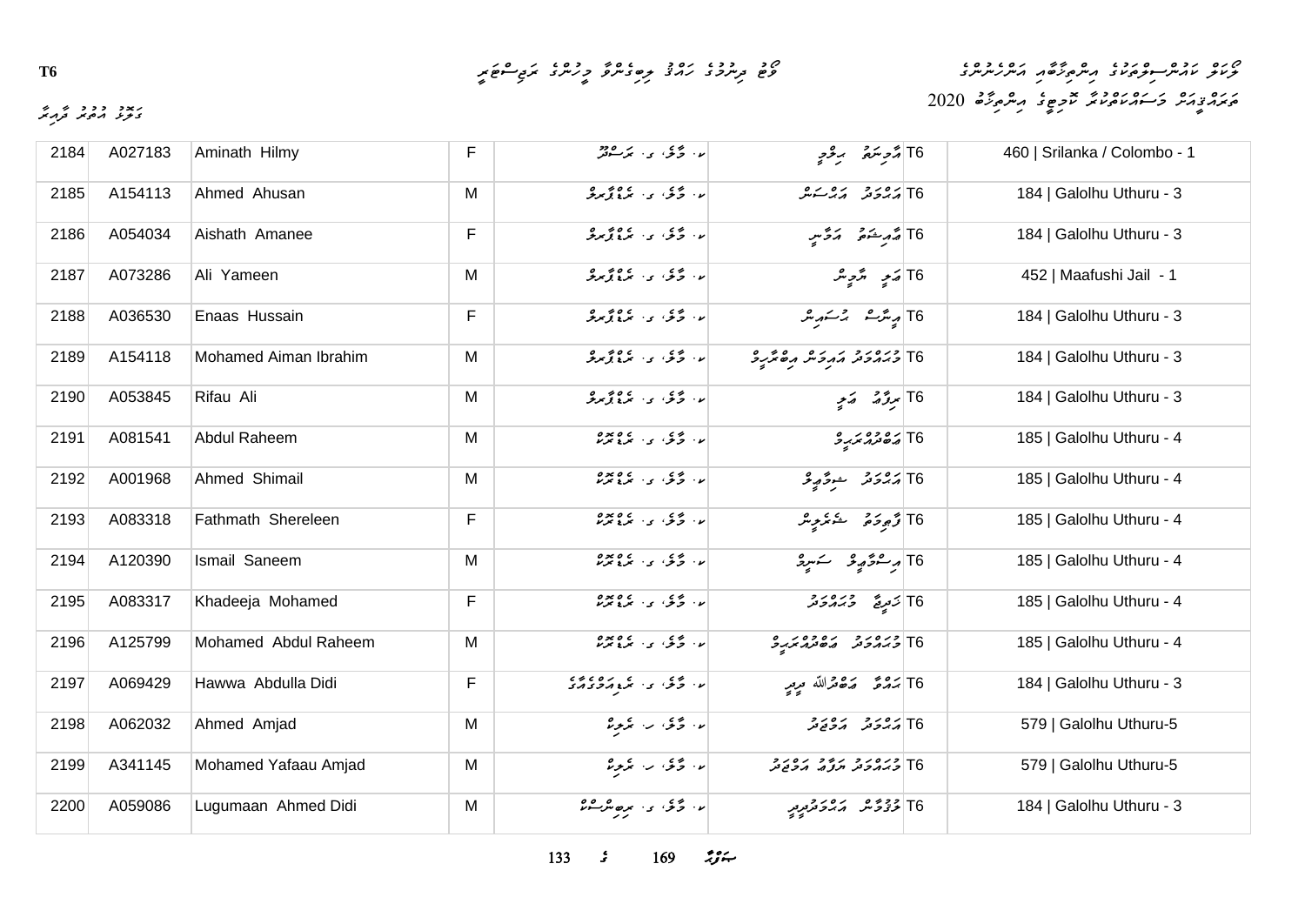| 2184 | A027183 | Aminath Hilmy | F | ޅ. މާލެ، ގ. ރަސްފަ | T6 އާމިނަތު ހިލްމީ | 460 \| Srilanka / Colombo - 1 |
|---|---|---|---|---|---|---|
| 2185 | A154113 | Ahmed Ahusan | M | ޅ. މާލެ، ގ. ރަޔުވާރު | T6 އަހުމަދު އަހުސަން | 184 \| Galolhu Uthuru - 3 |
| 2186 | A054034 | Aishath Amanee | F | ޅ. މާލެ، ގ. ރަޔުވާރު | T6 އާއިޝަތު އަމާނީ | 184 \| Galolhu Uthuru - 3 |
| 2187 | A073286 | Ali Yameen | M | ޅ. މާލެ، ގ. ރަޔުވާރު | T6 އަލި ޔާމީން | 452 \| Maafushi Jail - 1 |
| 2188 | A036530 | Enaas Hussain | F | ޅ. މާލެ، ގ. ރަޔުވާރު | T6 އިނާސް ހުސައިން | 184 \| Galolhu Uthuru - 3 |
| 2189 | A154118 | Mohamed Aiman Ibrahim | M | ޅ. މާލެ، ގ. ރަޔުވާރު | T6 މުހައްމަދު އައިމަން އިބްރާހީމް | 184 \| Galolhu Uthuru - 3 |
| 2190 | A053845 | Rifau Ali | M | ޅ. މާލެ، ގ. ރަޔުވާރު | T6 ރިފާއު އަލި | 184 \| Galolhu Uthuru - 3 |
| 2191 | A081541 | Abdul Raheem | M | ޅ. މާލެ، ގ. ރަޔުރަ | T6 އަބްދުއްރަހީމް | 185 \| Galolhu Uthuru - 4 |
| 2192 | A001968 | Ahmed Shimail | M | ޅ. މާލެ، ގ. ރަޔުރަ | T6 އަހުމަދު ޝިމާއިލް | 185 \| Galolhu Uthuru - 4 |
| 2193 | A083318 | Fathmath Shereleen | F | ޅ. މާލެ، ގ. ރަޔުރަ | T6 ފާތިމަތު ޝެރެލީން | 185 \| Galolhu Uthuru - 4 |
| 2194 | A120390 | Ismail Saneem | M | ޅ. މާލެ، ގ. ރަޔުރަ | T6 އިސްމާއިލް ސަނީމް | 185 \| Galolhu Uthuru - 4 |
| 2195 | A083317 | Khadeeja Mohamed | F | ޅ. މާލެ، ގ. ރަޔުރަ | T6 ޚަދީޖާ މުހައްމަދު | 185 \| Galolhu Uthuru - 4 |
| 2196 | A125799 | Mohamed Abdul Raheem | M | ޅ. މާލެ، ގ. ރަޔުރަ | T6 މުހައްމަދު އަބްދުއްރަހީމް | 185 \| Galolhu Uthuru - 4 |
| 2197 | A069429 | Hawwa Abdulla Didi | F | ޅ. މާލެ، ގ. ރަތްއަމަލުގޭ | T6 ހައްވާ އަބްދުﷲ ދީދީ | 184 \| Galolhu Uthuru - 3 |
| 2198 | A062032 | Ahmed Amjad | M | ޅ. މާލެ، ސ. ރަނިން | T6 އަހުމަދު އަމްޖަދު | 579 \| Galolhu Uthuru-5 |
| 2199 | A341145 | Mohamed Yafaau Amjad | M | ޅ. މާލެ، ސ. ރަނިން | T6 މުހައްމަދު ޔަފާއު އަމްޖަދު | 579 \| Galolhu Uthuru-5 |
| 2200 | A059086 | Lugumaan Ahmed Didi | M | ޅ. މާލެ، ގ. ރިބުންސްޓް | T6 ލުގުމާން އަހުމަދުދީދީ | 184 \| Galolhu Uthuru - 3 |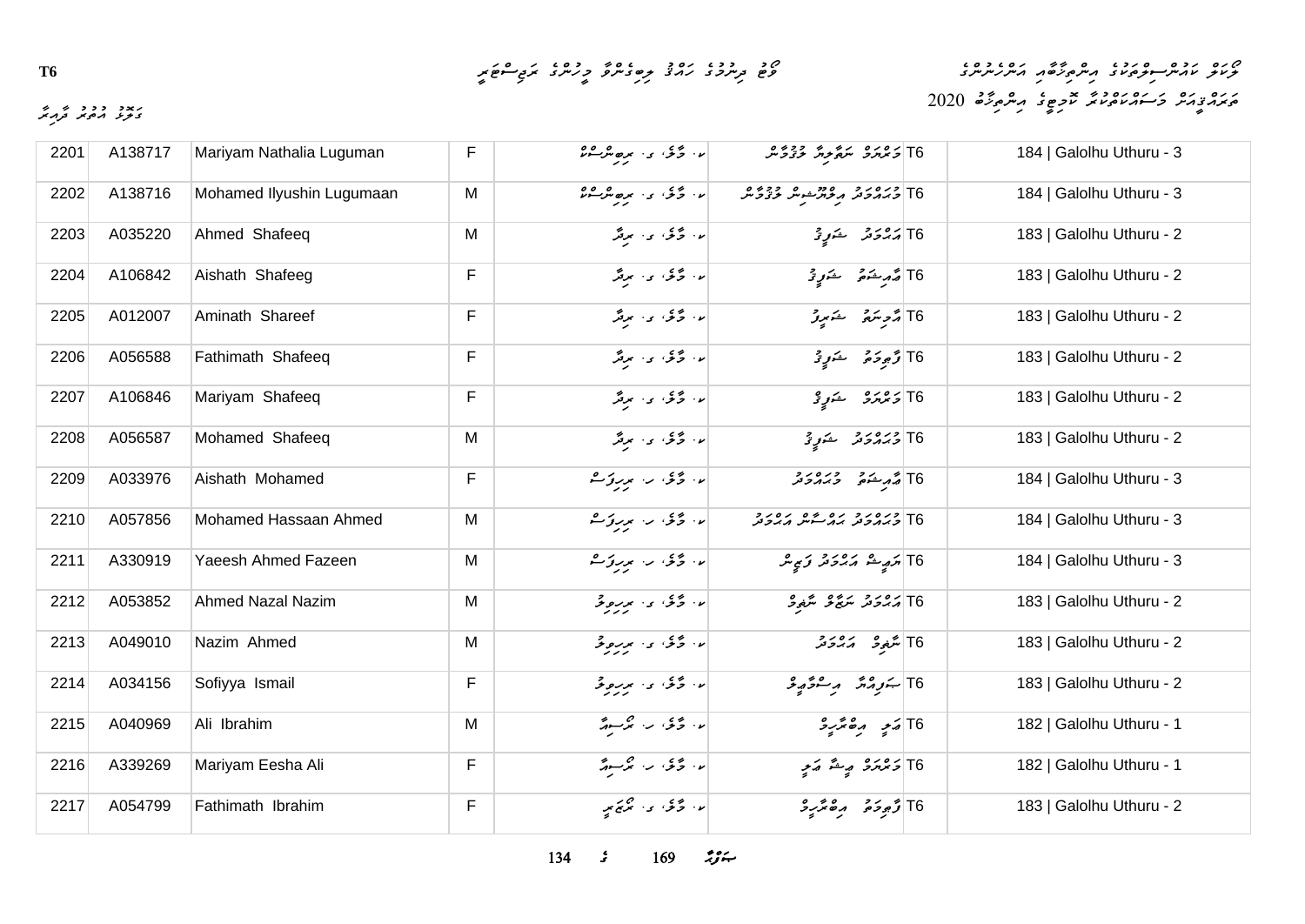| 2201 | A138717 | Mariyam Nathalia Luguman | F | ލ. މާލެ، ގ. ރިތަރުވާ | T6 މަރިޔަމް ނަތާލިއާ ލުގުމާން | 184 \| Galolhu Uthuru - 3 |
|---|---|---|---|---|---|---|
| 2202 | A138716 | Mohamed Ilyushin Lugumaan | M | ލ. މާލެ، ގ. ރިތަރުވާ | T6 މުހައްމަދު އިލްޔޫޝިން ލުގުމާން | 184 \| Galolhu Uthuru - 3 |
| 2203 | A035220 | Ahmed Shafeeq | M | ލ. މާލެ، ގ. ރިދާ | T6 އަހްމަދު ޝަފީޤު | 183 \| Galolhu Uthuru - 2 |
| 2204 | A106842 | Aishath Shafeeg | F | ލ. މާލެ، ގ. ރިދާ | T6 އާއިޝަތު ޝަފީޤު | 183 \| Galolhu Uthuru - 2 |
| 2205 | A012007 | Aminath Shareef | F | ލ. މާލެ، ގ. ރިދާ | T6 އާމިނަތު ޝަރީފު | 183 \| Galolhu Uthuru - 2 |
| 2206 | A056588 | Fathimath Shafeeq | F | ލ. މާލެ، ގ. ރިދާ | T6 ފާތިމަތު ޝަފީޤު | 183 \| Galolhu Uthuru - 2 |
| 2207 | A106846 | Mariyam Shafeeq | F | ލ. މާލެ، ގ. ރިދާ | T6 މަރިޔަމް ޝަފީޤު | 183 \| Galolhu Uthuru - 2 |
| 2208 | A056587 | Mohamed Shafeeq | M | ލ. މާލެ، ގ. ރިދާ | T6 މުހައްމަދު ޝަފީޤު | 183 \| Galolhu Uthuru - 2 |
| 2209 | A033976 | Aishath Mohamed | F | ލ. މާލެ، ހ. ރިރިވަސް | T6 އާއިޝަތު މުހައްމަދު | 184 \| Galolhu Uthuru - 3 |
| 2210 | A057856 | Mohamed Hassaan Ahmed | M | ލ. މާލެ، ހ. ރިރިވަސް | T6 މުހައްމަދު ހައްސާން އަހްމަދު | 184 \| Galolhu Uthuru - 3 |
| 2211 | A330919 | Yaeesh Ahmed Fazeen | M | ލ. މާލެ، ހ. ރިރިވަސް | T6 ޔައީޝް އަހްމަދު ފަޒީން | 184 \| Galolhu Uthuru - 3 |
| 2212 | A053852 | Ahmed Nazal Nazim | M | ލ. މާލެ، ގ. ރިރިއިލާ | T6 އަހްމަދު ނަޒަލް ނާޒިމް | 183 \| Galolhu Uthuru - 2 |
| 2213 | A049010 | Nazim Ahmed | M | ލ. މާލެ، ގ. ރިރިއިލާ | T6 ނާޒިމް އަހްމަދު | 183 \| Galolhu Uthuru - 2 |
| 2214 | A034156 | Sofiyya Ismail | F | ލ. މާލެ، ގ. ރިރިއިލާ | T6 ސޯފިއްޔާ އިސްމާއީލް | 183 \| Galolhu Uthuru - 2 |
| 2215 | A040969 | Ali Ibrahim | M | ލ. މާލެ، ހ. ރޯސްމާ | T6 އަލި އިބްރާހީމް | 182 \| Galolhu Uthuru - 1 |
| 2216 | A339269 | Mariyam Eesha Ali | F | ލ. މާލެ، ހ. ރޯސްމާ | T6 މަރިޔަމް އީޝާ އަލި | 182 \| Galolhu Uthuru - 1 |
| 2217 | A054799 | Fathimath Ibrahim | F | ލ. މާލެ، ގ. ރޯޒަރީ | T6 ފާތިމަތު އިބްރާހީމް | 183 \| Galolhu Uthuru - 2 |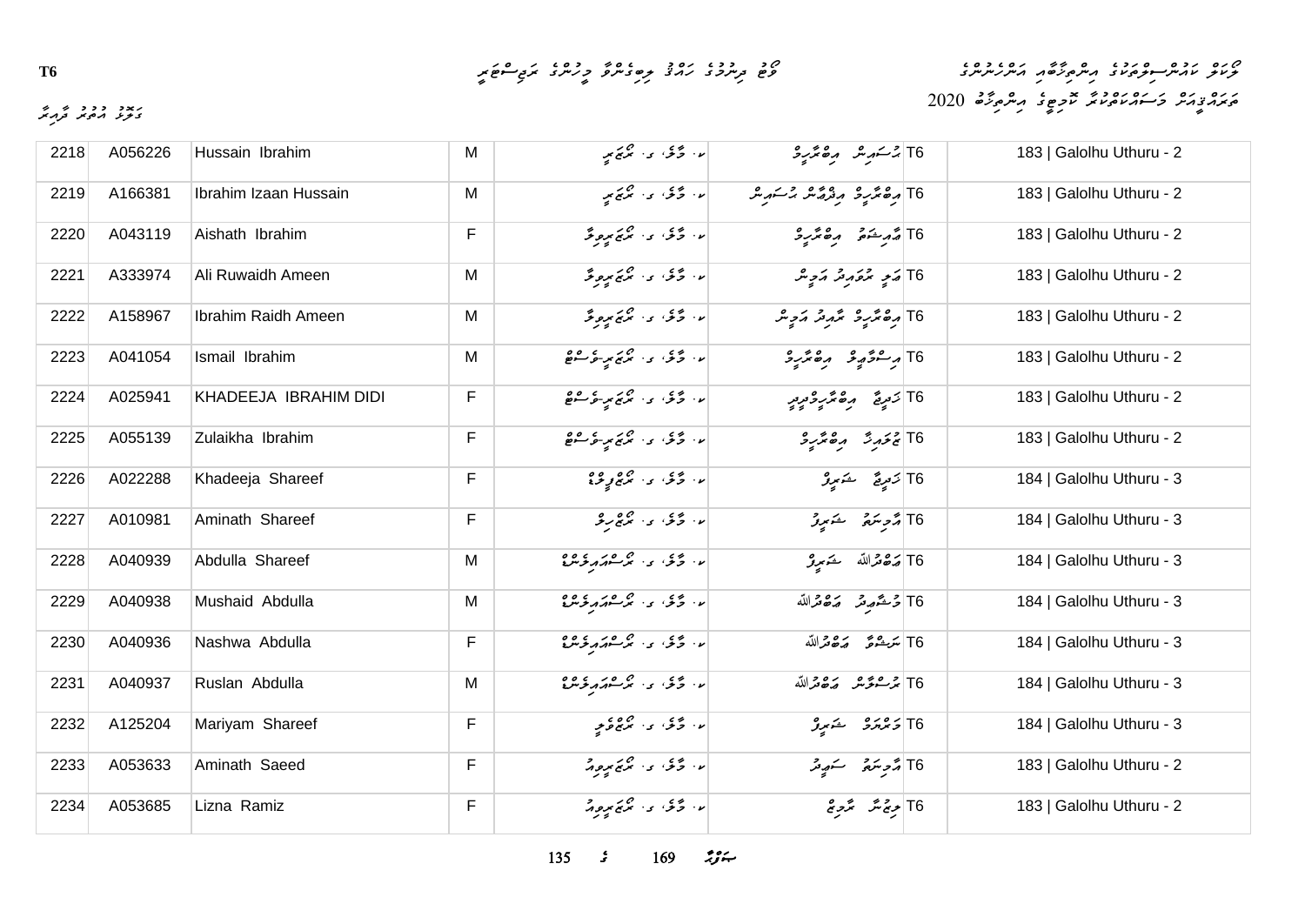| 2218 | A056226 | Hussain Ibrahim | M | ކ. މާތޮޅު، ގ. ރޫޒާނިީ | T6 ހުސައިން އިބްރާހީމް | 183 \| Galolhu Uthuru - 2 |
|---|---|---|---|---|---|---|
| 2219 | A166381 | Ibrahim Izaan Hussain | M | ކ. މާތޮޅު، ގ. ރޫޒާނިީ | T6 އިބްރާހީމް އިޒާން ހުސައިން | 183 \| Galolhu Uthuru - 2 |
| 2220 | A043119 | Aishath Ibrahim | F | ކ. މާތޮޅު، ގ. ރޫޒްނިރިވާ | T6 އާއިޝަތު އިބްރާހީމް | 183 \| Galolhu Uthuru - 2 |
| 2221 | A333974 | Ali Ruwaidh Ameen | M | ކ. މާތޮޅު، ގ. ރޫޒްނިރިވާ | T6 އަލި ރުވައިދު އަމީން | 183 \| Galolhu Uthuru - 2 |
| 2222 | A158967 | Ibrahim Raidh Ameen | M | ކ. މާތޮޅު، ގ. ރޫޒްނިރިވާ | T6 އިބްރާހީމް ރާއިދު އަމީން | 183 \| Galolhu Uthuru - 2 |
| 2223 | A041054 | Ismail Ibrahim | M | ކ. މާތޮޅު، ގ. ރޫޒްނިވިލާސް | T6 އިސްމާޢީލް އިބްރާހީމް | 183 \| Galolhu Uthuru - 2 |
| 2224 | A025941 | KHADEEJA IBRAHIM DIDI | F | ކ. މާތޮޅު، ގ. ރޫޒްނިވިލާސް | T6 ޚަދީޖާ އިބްރާހީމްދީދީ | 183 \| Galolhu Uthuru - 2 |
| 2225 | A055139 | Zulaikha Ibrahim | F | ކ. މާތޮޅު، ގ. ރޫޒްނިވިލާސް | T6 ޒުލައިޚާ އިބްރާހީމް | 183 \| Galolhu Uthuru - 2 |
| 2226 | A022288 | Khadeeja Shareef | F | ކ. މާތޮޅު، ގ. ރޫޒްވިލާ | T6 ޚަދީޖާ ޝަރީފް | 184 \| Galolhu Uthuru - 3 |
| 2227 | A010981 | Aminath Shareef | F | ކ. މާތޮޅު، ގ. ރޫޒްލޭނ | T6 އާމިނަތު ޝަރީފް | 184 \| Galolhu Uthuru - 3 |
| 2228 | A040939 | Abdulla Shareef | M | ކ. މާތޮޅު، ގ. ރޮސްމައިލްނުގެ | T6 އަބްދުﷲ ޝަރީފް | 184 \| Galolhu Uthuru - 3 |
| 2229 | A040938 | Mushaid Abdulla | M | ކ. މާތޮޅު، ގ. ރޮސްމައިލްނުގެ | T6 މުޝާހިދު އަބްދުﷲ | 184 \| Galolhu Uthuru - 3 |
| 2230 | A040936 | Nashwa Abdulla | F | ކ. މާތޮޅު، ގ. ރޮސްމައިލްނުގެ | T6 ނަޝްވާ އަބްދުﷲ | 184 \| Galolhu Uthuru - 3 |
| 2231 | A040937 | Ruslan Abdulla | M | ކ. މާތޮޅު، ގ. ރޮސްމައިލްނުގެ | T6 ރުސްލާން އަބްދުﷲ | 184 \| Galolhu Uthuru - 3 |
| 2232 | A125204 | Mariyam Shareef | F | ކ. މާތޮޅު، ގ. ރޫޒްބެލް | T6 މަރިޔަމް ޝަރީފް | 184 \| Galolhu Uthuru - 3 |
| 2233 | A053633 | Aminath Saeed | F | ކ. މާތޮޅު، ގ. ރޫޒްނިރިވާޑް | T6 އާމިނަތު ސަޢީދު | 183 \| Galolhu Uthuru - 2 |
| 2234 | A053685 | Lizna Ramiz | F | ކ. މާތޮޅު، ގ. ރޫޒްނިރިވާޑް | T6 ލިޒްނާ ރާމިޒް | 183 \| Galolhu Uthuru - 2 |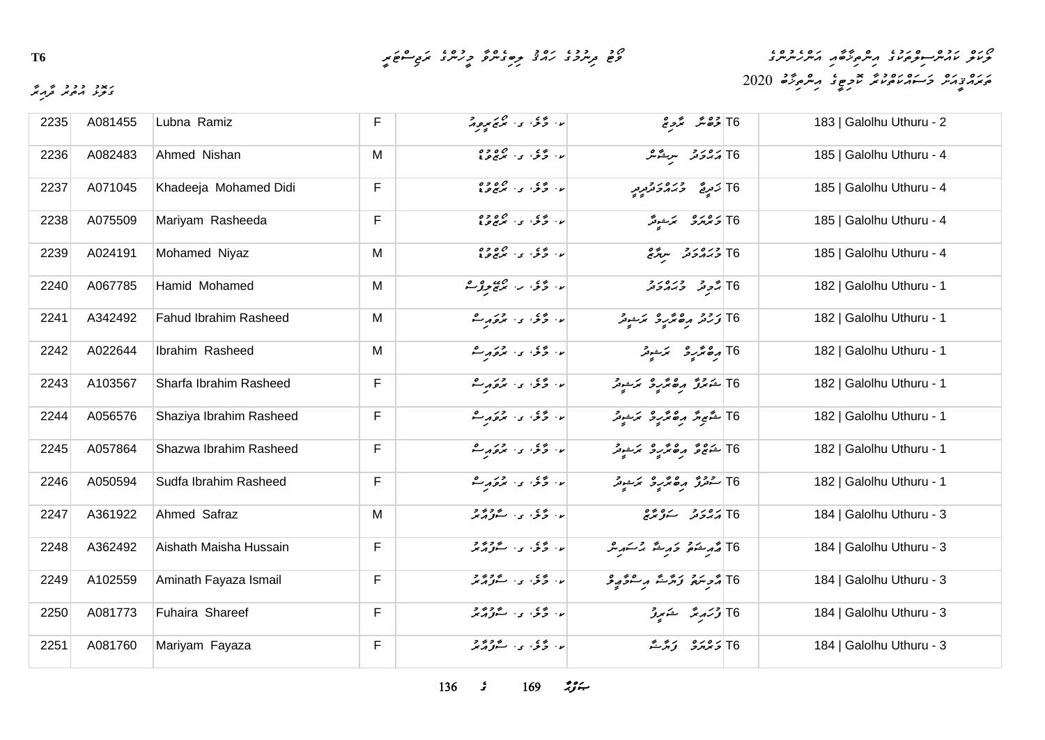| 2235 | A081455 | Lubna Ramiz | F | ޅ. މާލެ، ގ. ރޯޒްރިވިއު | T6 ލުބުނާ ރާމިޒް | 183 \| Galolhu Uthuru - 2 |
|---|---|---|---|---|---|---|
| 2236 | A082483 | Ahmed Nishan | M | ޅ. މާލެ، ގ. ރޯޒްވުޑް | T6 އަޙްމަދު ނިޝާން | 185 \| Galolhu Uthuru - 4 |
| 2237 | A071045 | Khadeeja Mohamed Didi | F | ޅ. މާލެ، ގ. ރޯޒްވުޑް | T6 ޚަދީޖާ މުޙައްމަދުދީދީ | 185 \| Galolhu Uthuru - 4 |
| 2238 | A075509 | Mariyam Rasheeda | F | ޅ. މާލެ، ގ. ރޯޒްވުޑް | T6 މަރިޔަމް ރަޝީދާ | 185 \| Galolhu Uthuru - 4 |
| 2239 | A024191 | Mohamed Niyaz | M | ޅ. މާލެ، ގ. ރޯޒްވުޑް | T6 މުޙައްމަދު ނިޔާޒް | 185 \| Galolhu Uthuru - 4 |
| 2240 | A067785 | Hamid Mohamed | M | ޅ. މާލެ، ހ. ރޯޒްވިލާ | T6 ހާމިދު މުޙައްމަދު | 182 \| Galolhu Uthuru - 1 |
| 2241 | A342492 | Fahud Ibrahim Rasheed | M | ޅ. މާލެ، ގ. ރެޑްރިސް | T6 ފަހުދު އިބްރާހީމް ރަޝީދު | 182 \| Galolhu Uthuru - 1 |
| 2242 | A022644 | Ibrahim Rasheed | M | ޅ. މާލެ، ގ. ރެޑްރިސް | T6 އިބްރާހީމް ރަޝީދު | 182 \| Galolhu Uthuru - 1 |
| 2243 | A103567 | Sharfa Ibrahim Rasheed | F | ޅ. މާލެ، ގ. ރެޑްރިސް | T6 ޝަރުފާ އިބްރާހީމް ރަޝީދު | 182 \| Galolhu Uthuru - 1 |
| 2244 | A056576 | Shaziya Ibrahim Rasheed | F | ޅ. މާލެ، ގ. ރެޑްރިސް | T6 ޝާޒިޔާ އިބްރާހީމް ރަޝީދު | 182 \| Galolhu Uthuru - 1 |
| 2245 | A057864 | Shazwa Ibrahim Rasheed | F | ޅ. މާލެ، ގ. ރެޑްރިސް | T6 ޝަޒްވާ އިބްރާހީމް ރަޝީދު | 182 \| Galolhu Uthuru - 1 |
| 2246 | A050594 | Sudfa Ibrahim Rasheed | F | ޅ. މާލެ، ގ. ރެޑްރިސް | T6 ސުދުފާ އިބްރާހީމް ރަޝީދު | 182 \| Galolhu Uthuru - 1 |
| 2247 | A361922 | Ahmed Safraz | M | ޅ. މާލެ، ގ. ސާފްއާރު | T6 އަޙްމަދު ސަފްރާޒް | 184 \| Galolhu Uthuru - 3 |
| 2248 | A362492 | Aishath Maisha Hussain | F | ޅ. މާލެ، ގ. ސާފްއާރު | T6 އާއިޝަތު މައިޝާ ހުސައިން | 184 \| Galolhu Uthuru - 3 |
| 2249 | A102559 | Aminath Fayaza Ismail | F | ޅ. މާލެ، ގ. ސާފްއާރު | T6 އާމިނަތު ފައްޔާޒާ އިސްމާއިލް | 184 \| Galolhu Uthuru - 3 |
| 2250 | A081773 | Fuhaira Shareef | F | ޅ. މާލެ، ގ. ސާފްއާރު | T6 ފުހައިރާ ޝަރީފް | 184 \| Galolhu Uthuru - 3 |
| 2251 | A081760 | Mariyam Fayaza | F | ޅ. މާލެ، ގ. ސާފްއާރު | T6 މަރިޔަމް ފައްޔާޒާ | 184 \| Galolhu Uthuru - 3 |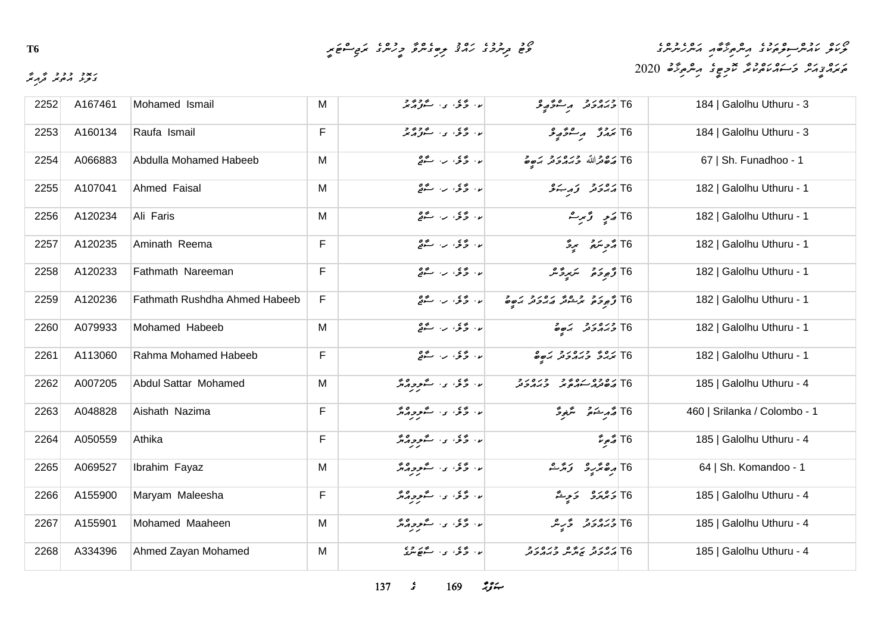| 2252 | A167461 | Mohamed Ismail | M | ކ. މާލެ، ގ. ސަވޯއީރު | T6 މުޙައްމަދު އިސްމާޢީލް | 184 \| Galolhu Uthuru - 3 |
|---|---|---|---|---|---|---|
| 2253 | A160134 | Raufa Ismail | F | ކ. މާލެ، ގ. ސަވޯއީރު | T6 ރައުފާ އިސްމާޢީލް | 184 \| Galolhu Uthuru - 3 |
| 2254 | A066883 | Abdulla Mohamed Habeeb | M | ކ. މާލެ، ހ. ސާޖް | T6 އަބްދުﷲ މުޙައްމަދު ހަބީބު | 67 \| Sh. Funadhoo - 1 |
| 2255 | A107041 | Ahmed Faisal | M | ކ. މާލެ، ހ. ސާޖް | T6 އަޙްމަދު ފައިސަލް | 182 \| Galolhu Uthuru - 1 |
| 2256 | A120234 | Ali Faris | M | ކ. މާލެ، ހ. ސާޖް | T6 އަލި ފާރިސް | 182 \| Galolhu Uthuru - 1 |
| 2257 | A120235 | Aminath Reema | F | ކ. މާލެ، ހ. ސާޖް | T6 އާމިނަތު ރީމާ | 182 \| Galolhu Uthuru - 1 |
| 2258 | A120233 | Fathmath Nareeman | F | ކ. މާލެ، ހ. ސާޖް | T6 ފާތިމަތު ނަރީމާން | 182 \| Galolhu Uthuru - 1 |
| 2259 | A120236 | Fathmath Rushdha Ahmed Habeeb | F | ކ. މާލެ، ހ. ސާޖް | T6 ފާތިމަތު ރުޝްދާ އަޙްމަދު ހަބީބު | 182 \| Galolhu Uthuru - 1 |
| 2260 | A079933 | Mohamed Habeeb | M | ކ. މާލެ، ހ. ސާޖް | T6 މުޙައްމަދު ހަބީބު | 182 \| Galolhu Uthuru - 1 |
| 2261 | A113060 | Rahma Mohamed Habeeb | F | ކ. މާލެ، ހ. ސާޖް | T6 ރަޙްމާ މުޙައްމަދު ހަބީބު | 182 \| Galolhu Uthuru - 1 |
| 2262 | A007205 | Abdul Sattar Mohamed | M | ކ. މާލެ، ގ. ސާވިލިއަން | T6 އަބްދުއްސައްތާރު މުޙައްމަދު | 185 \| Galolhu Uthuru - 4 |
| 2263 | A048828 | Aishath Nazima | F | ކ. މާލެ، ގ. ސާވިލިއަން | T6 އާއިޝަތު ނާޒިމާ | 460 \| Srilanka / Colombo - 1 |
| 2264 | A050559 | Athika | F | ކ. މާލެ، ގ. ސާވިލިއަން | T6 އާތިކާ | 185 \| Galolhu Uthuru - 4 |
| 2265 | A069527 | Ibrahim Fayaz | M | ކ. މާލެ، ގ. ސާވިލިއަން | T6 އިބްރާހީމް ފައްޔާޒް | 64 \| Sh. Komandoo - 1 |
| 2266 | A155900 | Maryam Maleesha | F | ކ. މާލެ، ގ. ސާވިލިއަން | T6 މަރްޔަމް މަލީޝާ | 185 \| Galolhu Uthuru - 4 |
| 2267 | A155901 | Mohamed Maaheen | M | ކ. މާލެ، ގ. ސާވިލިއަން | T6 މުޙައްމަދު މާހީން | 185 \| Galolhu Uthuru - 4 |
| 2268 | A334396 | Ahmed Zayan Mohamed | M | ކ. މާލެ، ގ. ސާބަނޫ | T6 އަޙްމަދު ޒަޔާން މުޙައްމަދު | 185 \| Galolhu Uthuru - 4 |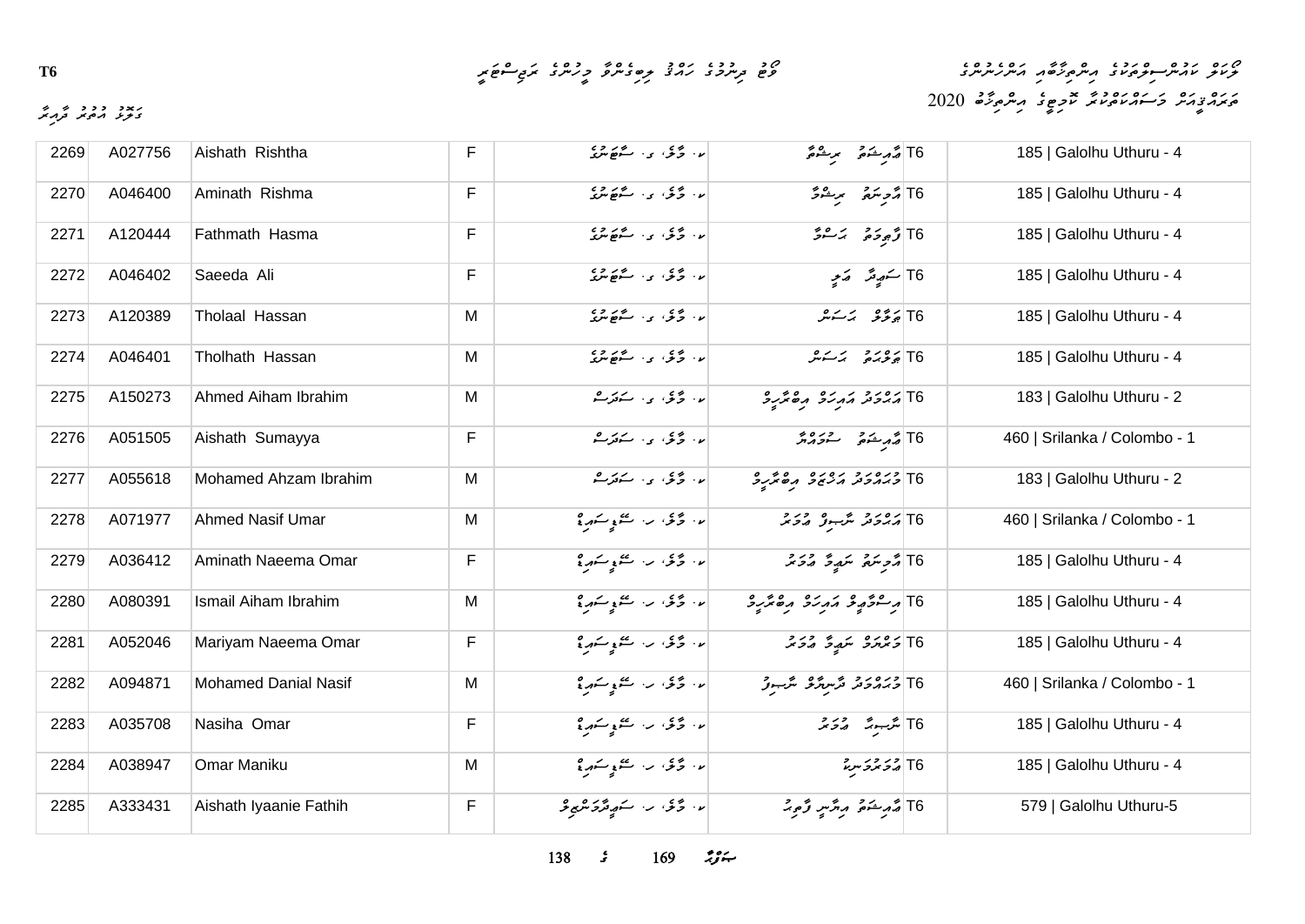| 2269 | A027756 | Aishath Rishtha | F | ر. گ‌ثر، ی. سگھ مری | T6 مُ‌ہر شَہُو برشۃ | 185 \| Galolhu Uthuru - 4 |
|---|---|---|---|---|---|---|
| 2270 | A046400 | Aminath Rishma | F | ر. گ‌ثر، ی. سگھ مری | T6 مُ‌جِ سَمَہُ برِشۃ | 185 \| Galolhu Uthuru - 4 |
| 2271 | A120444 | Fathmath Hasma | F | ر. گ‌ثر، ی. سگھ مری | T6 وَّجِ وَحَمُ بَرَ سْوَّ | 185 \| Galolhu Uthuru - 4 |
| 2272 | A046402 | Saeeda Ali | F | ر. گ‌ثر، ی. سگھ مری | T6 سَہِ پِدَّ ہَ بِ | 185 \| Galolhu Uthuru - 4 |
| 2273 | A120389 | Tholaal Hassan | M | ر. گ‌ثر، ی. سگھ مری | T6 ہُوَ گُوْ بَرَسَہْر | 185 \| Galolhu Uthuru - 4 |
| 2274 | A046401 | Tholhath Hassan | M | ر. گ‌ثر، ی. سگھ مری | T6 ہُوَ بَرَحَ بَرَسَہْر | 185 \| Galolhu Uthuru - 4 |
| 2275 | A150273 | Ahmed Aiham Ibrahim | M | ر. گ‌ثر، ی. سکھرے | T6 مَرْدَدَ مَہرَرْدَ مِرْھُرِّرِدْ | 183 \| Galolhu Uthuru - 2 |
| 2276 | A051505 | Aishath Sumayya | F | ر. گ‌ثر، ی. سکھرے | T6 مُ‌ہر شَہُو سْوَدْہُرَّ | 460 \| Srilanka / Colombo - 1 |
| 2277 | A055618 | Mohamed Ahzam Ibrahim | M | ر. گ‌ثر، ی. سکھرے | T6 وَبَرْدَدَ مَرْبَحْ مِرْھُرِّرِدْ | 183 \| Galolhu Uthuru - 2 |
| 2278 | A071977 | Ahmed Nasif Umar | M | ر. گ‌ثر، ر. سگھ ویسکہ | T6 مَرْدَدَ سَّرْبِوْ مِرْدَدَ | 460 \| Srilanka / Colombo - 1 |
| 2279 | A036412 | Aminath Naeema Omar | F | ر. گ‌ثر، ر. سگھ ویسکہ | T6 مُ‌جِ سَمَہُ سَمِدَّ مِرْدَدَ | 185 \| Galolhu Uthuru - 4 |
| 2280 | A080391 | Ismail Aiham Ibrahim | M | ر. گ‌ثر، ر. سگھ ویسکہ | T6 مِرْسُوَّمِوْ مَہرَرْدَ مِرْھُرِّرِدْ | 185 \| Galolhu Uthuru - 4 |
| 2281 | A052046 | Mariyam Naeema Omar | F | ر. گ‌ثر، ر. سگھ ویسکہ | T6 وَبْرْمَرْدَ سَمِدَّ مِرْدَدَ | 185 \| Galolhu Uthuru - 4 |
| 2282 | A094871 | Mohamed Danial Nasif | M | ر. گ‌ثر، ر. سگھ ویسکہ | T6 وَبَرْدَدَ مَرْسِرْمَرْ سَّرْبِوْ | 460 \| Srilanka / Colombo - 1 |
| 2283 | A035708 | Nasiha Omar | F | ر. گ‌ثر، ر. سگھ ویسکہ | T6 سَّرْبِرْ مِرْدَدَ | 185 \| Galolhu Uthuru - 4 |
| 2284 | A038947 | Omar Maniku | M | ر. گ‌ثر، ر. سگھ ویسکہ | T6 مِرْدَدَ دَسِرْ | 185 \| Galolhu Uthuru - 4 |
| 2285 | A333431 | Aishath Iyaanie Fathih | F | ر. گ‌ثر، ر. سکہودّوسی و | T6 مُ‌ہر شَہُو مِرْمَرْسِ وَّہُورْ | 579 \| Galolhu Uthuru-5 |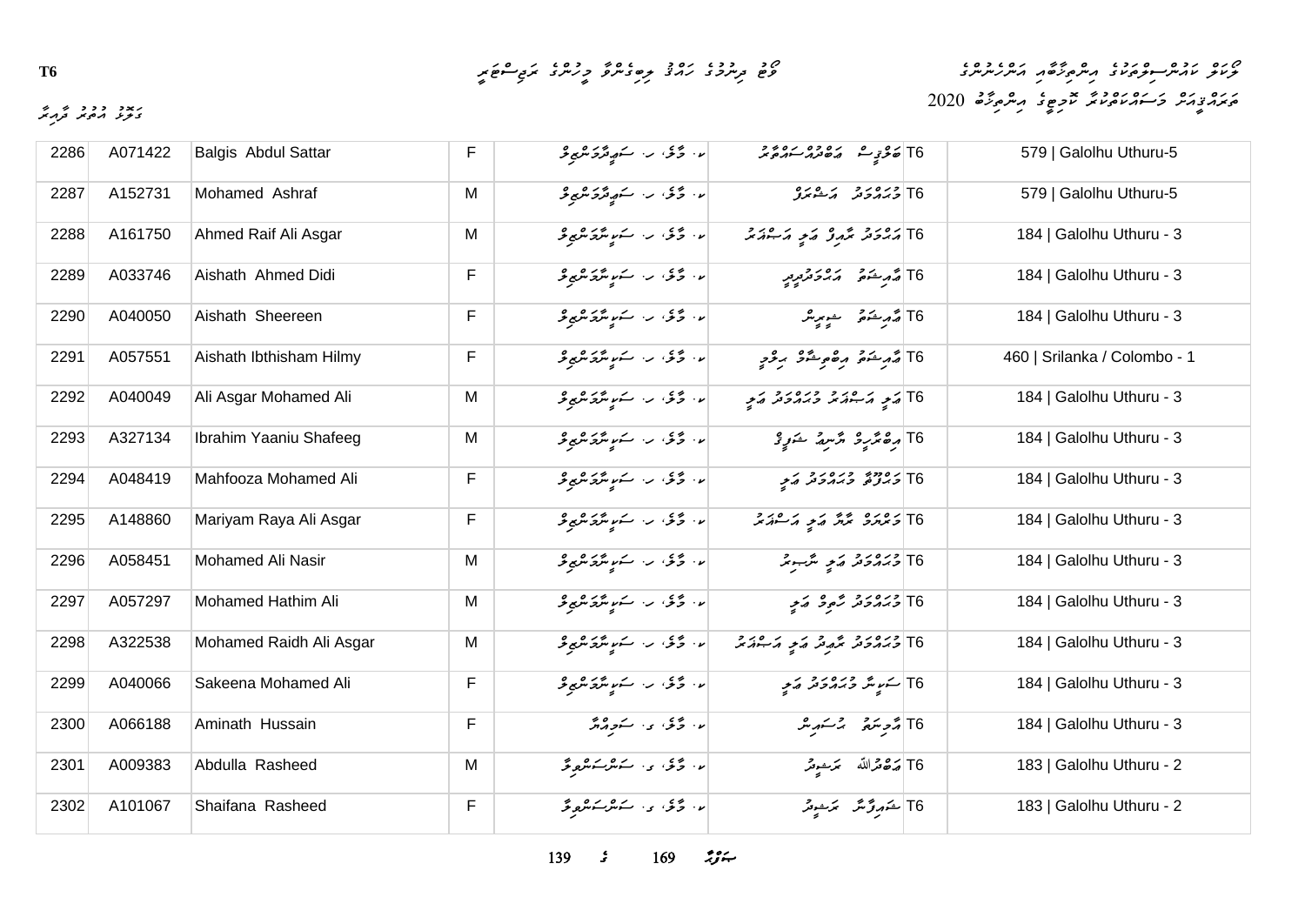| 2286 | A071422 | Balgis Abdul Sattar | F | ކ. މާލެ، ހ. ސަލީމާމަންޒިލް | T6 ބަލްޤީސް އަބްދުއްސައްތާރު | 579 \| Galolhu Uthuru-5 |
|---|---|---|---|---|---|---|
| 2287 | A152731 | Mohamed Ashraf | M | ކ. މާލެ، ހ. ސަލީމާމަންޒިލް | T6 މުހައްމަދު އަޝްރަފް | 579 \| Galolhu Uthuru-5 |
| 2288 | A161750 | Ahmed Raif Ali Asgar | M | ކ. މާލެ، ހ. ސަކީނާމަންޒިލް | T6 އަހުމަދު ރާއިފް އަލީ އަސްގަރު | 184 \| Galolhu Uthuru - 3 |
| 2289 | A033746 | Aishath Ahmed Didi | F | ކ. މާލެ، ހ. ސަކީނާމަންޒިލް | T6 އާއިޝަތު އަހުމަދުދީދީ | 184 \| Galolhu Uthuru - 3 |
| 2290 | A040050 | Aishath Sheereen | F | ކ. މާލެ، ހ. ސަކީނާމަންޒިލް | T6 އާއިޝަތު ޝީރީން | 184 \| Galolhu Uthuru - 3 |
| 2291 | A057551 | Aishath Ibthisham Hilmy | F | ކ. މާލެ، ހ. ސަކީނާމަންޒިލް | T6 އާއިޝަތު އިބްތިޝާމް ހިލްމީ | 460 \| Srilanka / Colombo - 1 |
| 2292 | A040049 | Ali Asgar Mohamed Ali | M | ކ. މާލެ، ހ. ސަކީނާމަންޒިލް | T6 އަލީ އަސްގަރު މުހައްމަދު އަލީ | 184 \| Galolhu Uthuru - 3 |
| 2293 | A327134 | Ibrahim Yaaniu Shafeeg | M | ކ. މާލެ، ހ. ސަކީނާމަންޒިލް | T6 އިބްރާހީމް ޔާނިއު ޝަފީގު | 184 \| Galolhu Uthuru - 3 |
| 2294 | A048419 | Mahfooza Mohamed Ali | F | ކ. މާލެ، ހ. ސަކީނާމަންޒިލް | T6 މަޙްފޫޒާ މުހައްމަދު އަލީ | 184 \| Galolhu Uthuru - 3 |
| 2295 | A148860 | Mariyam Raya Ali Asgar | F | ކ. މާލެ، ހ. ސަކީނާމަންޒިލް | T6 މަރިޔަމް ރާޔާ އަލީ އަސްގަރު | 184 \| Galolhu Uthuru - 3 |
| 2296 | A058451 | Mohamed Ali Nasir | M | ކ. މާލެ، ހ. ސަކީނާމަންޒިލް | T6 މުހައްމަދު އަލީ ނާޞިރު | 184 \| Galolhu Uthuru - 3 |
| 2297 | A057297 | Mohamed Hathim Ali | M | ކ. މާލެ، ހ. ސަކީނާމަންޒިލް | T6 މުހައްމަދު ހާތިމް އަލީ | 184 \| Galolhu Uthuru - 3 |
| 2298 | A322538 | Mohamed Raidh Ali Asgar | M | ކ. މާލެ، ހ. ސަކީނާމަންޒިލް | T6 މުހައްމަދު ރާއިދު އަލީ އަސްގަރު | 184 \| Galolhu Uthuru - 3 |
| 2299 | A040066 | Sakeena Mohamed Ali | F | ކ. މާލެ، ހ. ސަކީނާމަންޒިލް | T6 ސަކީނާ މުހައްމަދު އަލީ | 184 \| Galolhu Uthuru - 3 |
| 2300 | A066188 | Aminath Hussain | F | ކ. މާލެ، ގ. ސަވީއާނާ | T6 އާމިނަތު ހުސައިން | 184 \| Galolhu Uthuru - 3 |
| 2301 | A009383 | Abdulla Rasheed | M | ކ. މާލެ، ގ. ސަންސަންވިލާ | T6 އަބްދުﷲ ރަޝީދު | 183 \| Galolhu Uthuru - 2 |
| 2302 | A101067 | Shaifana Rasheed | F | ކ. މާލެ، ގ. ސަންސަންވިލާ | T6 ޝައިފާނާ ރަޝީދު | 183 \| Galolhu Uthuru - 2 |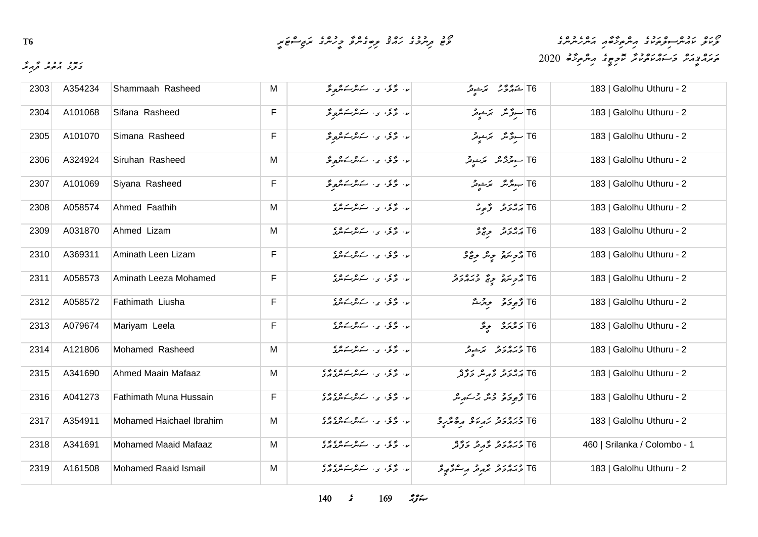| 2303 | A354234 | Shammaah Rasheed | M | ރ. މާލެ، ގ. ސަންސަނީވާ | T6 ޝައްމާޙް ރަޝީދު | 183 \| Galolhu Uthuru - 2 |
|---|---|---|---|---|---|---|
| 2304 | A101068 | Sifana Rasheed | F | ރ. މާލެ، ގ. ސަންސަނީވާ | T6 ސިފާނާ ރަޝީދު | 183 \| Galolhu Uthuru - 2 |
| 2305 | A101070 | Simana Rasheed | F | ރ. މާލެ، ގ. ސަންސަނީވާ | T6 ސިމާނާ ރަޝީދު | 183 \| Galolhu Uthuru - 2 |
| 2306 | A324924 | Siruhan Rasheed | M | ރ. މާލެ، ގ. ސަންސަނީވާ | T6 ސިރުހާން ރަޝީދު | 183 \| Galolhu Uthuru - 2 |
| 2307 | A101069 | Siyana Rasheed | F | ރ. މާލެ، ގ. ސަންސަނީވާ | T6 ސިޔާނާ ރަޝީދު | 183 \| Galolhu Uthuru - 2 |
| 2308 | A058574 | Ahmed Faathih | M | ރ. މާލެ، ގ. ސަންސަނީ | T6 އަހްމަދު ފާތިހު | 183 \| Galolhu Uthuru - 2 |
| 2309 | A031870 | Ahmed Lizam | M | ރ. މާލެ، ގ. ސަންސަނީ | T6 އަހްމަދު ލިޒާމް | 183 \| Galolhu Uthuru - 2 |
| 2310 | A369311 | Aminath Leen Lizam | F | ރ. މާލެ، ގ. ސަންސަނީ | T6 އާމިނަތު ލީން ލިޒާމް | 183 \| Galolhu Uthuru - 2 |
| 2311 | A058573 | Aminath Leeza Mohamed | F | ރ. މާލެ، ގ. ސަންސަނީ | T6 އާމިނަތު ލީޒާ މުޙައްމަދު | 183 \| Galolhu Uthuru - 2 |
| 2312 | A058572 | Fathimath Liusha | F | ރ. މާލެ، ގ. ސަންސަނީ | T6 ފާތިމަތު ލިއުޝާ | 183 \| Galolhu Uthuru - 2 |
| 2313 | A079674 | Mariyam Leela | F | ރ. މާލެ، ގ. ސަންސަނީ | T6 މަރިޔަމް ލީލާ | 183 \| Galolhu Uthuru - 2 |
| 2314 | A121806 | Mohamed Rasheed | M | ރ. މާލެ، ގ. ސަންސަނީ | T6 މުޙައްމަދު ރަޝީދު | 183 \| Galolhu Uthuru - 2 |
| 2315 | A341690 | Ahmed Maain Mafaaz | M | ރ. މާލެ، ގ. ސަންސަނީގެ | T6 އަހްމަދު މާއިން މަފާޒު | 183 \| Galolhu Uthuru - 2 |
| 2316 | A041273 | Fathimath Muna Hussain | F | ރ. މާލެ، ގ. ސަންސަނީގެ | T6 ފާތިމަތު މުނާ ހުސައިން | 183 \| Galolhu Uthuru - 2 |
| 2317 | A354911 | Mohamed Haichael Ibrahim | M | ރ. މާލެ، ގ. ސަންސަނީގެ | T6 މުޙައްމަދު ހައިކަލް އިބްރާހީމް | 183 \| Galolhu Uthuru - 2 |
| 2318 | A341691 | Mohamed Maaid Mafaaz | M | ރ. މާލެ، ގ. ސަންސަނީގެ | T6 މުޙައްމަދު މާއިދު މަފާޒު | 460 \| Srilanka / Colombo - 1 |
| 2319 | A161508 | Mohamed Raaid Ismail | M | ރ. މާލެ، ގ. ސަންސަނީގެ | T6 މުޙައްމަދު ރާއިދު އިސްމާއީލް | 183 \| Galolhu Uthuru - 2 |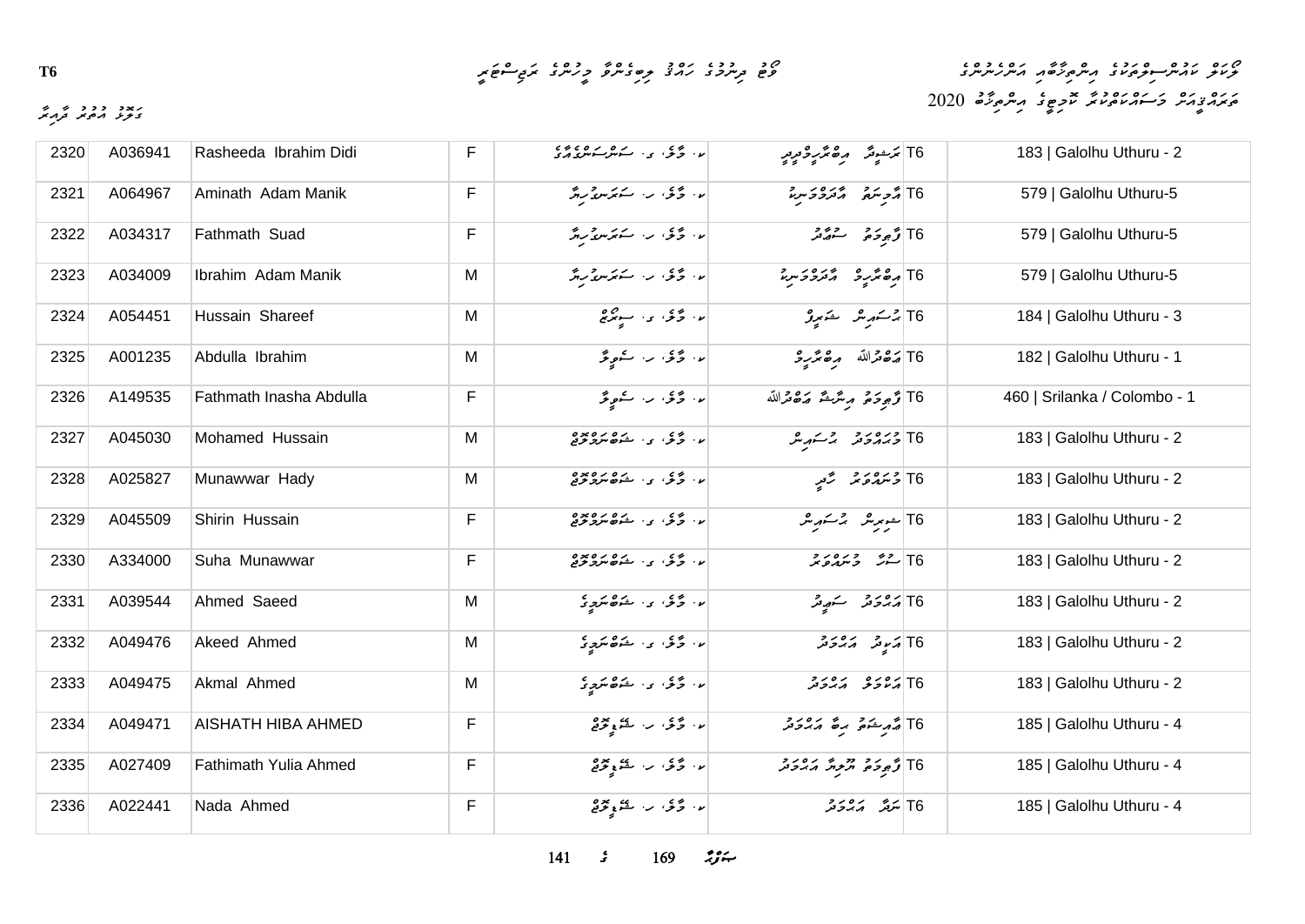| 2320 | A036941 | Rasheeda Ibrahim Didi | F | ކ. މާލެ، ގ. ސަންސަންގާޑަން | T6 ރަޝީދާ އިބްރާހީމްދީދީ | 183 \| Galolhu Uthuru - 2 |
|---|---|---|---|---|---|---|
| 2321 | A064967 | Aminath Adam Manik | F | ކ. މާލެ، ހ. ސަރަހައްދުހިޔާ | T6 އާމިނަތު އާދަމްމަނިކު | 579 \| Galolhu Uthuru-5 |
| 2322 | A034317 | Fathmath Suad | F | ކ. މާލެ، ހ. ސަރަހައްދުހިޔާ | T6 ފާތިމަތު ސުޢާދު | 579 \| Galolhu Uthuru-5 |
| 2323 | A034009 | Ibrahim Adam Manik | M | ކ. މާލެ، ހ. ސަރަހައްދުހިޔާ | T6 އިބްރާހީމް އާދަމްމަނިކު | 579 \| Galolhu Uthuru-5 |
| 2324 | A054451 | Hussain Shareef | M | ކ. މާލެ، ގ. ސިލްކް | T6 ހުސައިން ޝަރީފު | 184 \| Galolhu Uthuru - 3 |
| 2325 | A001235 | Abdulla Ibrahim | M | ކ. މާލެ، ހ. ސޯލިޔާ | T6 އަބްދުﷲ އިބްރާހީމް | 182 \| Galolhu Uthuru - 1 |
| 2326 | A149535 | Fathmath Inasha Abdulla | F | ކ. މާލެ، ހ. ސޯލިޔާ | T6 ފާތިމަތު އިނާޝާ އަބްދުﷲ | 460 \| Srilanka / Colombo - 1 |
| 2327 | A045030 | Mohamed Hussain | M | ކ. މާލެ، ގ. ޝަބްނަމްވިލާ | T6 މުޙައްމަދު ހުސައިން | 183 \| Galolhu Uthuru - 2 |
| 2328 | A025827 | Munawwar Hady | M | ކ. މާލެ، ގ. ޝަބްނަމްވިލާ | T6 މުނައްވަރު ހާދީ | 183 \| Galolhu Uthuru - 2 |
| 2329 | A045509 | Shirin Hussain | F | ކ. މާލެ، ގ. ޝަބްނަމްވިލާ | T6 ޝިރީން ހުސައިން | 183 \| Galolhu Uthuru - 2 |
| 2330 | A334000 | Suha Munawwar | F | ކ. މާލެ، ގ. ޝަބްނަމްވިލާ | T6 ސުހާ މުނައްވަރު | 183 \| Galolhu Uthuru - 2 |
| 2331 | A039544 | Ahmed Saeed | M | ކ. މާލެ، ގ. ޝަބްނަމްގެ | T6 އަޙްމަދު ސަޢީދު | 183 \| Galolhu Uthuru - 2 |
| 2332 | A049476 | Akeed Ahmed | M | ކ. މާލެ، ގ. ޝަބްނަމްގެ | T6 އަކީދު އަޙްމަދު | 183 \| Galolhu Uthuru - 2 |
| 2333 | A049475 | Akmal Ahmed | M | ކ. މާލެ، ގ. ޝަބްނަމްގެ | T6 އަކްމަލް އަޙްމަދު | 183 \| Galolhu Uthuru - 2 |
| 2334 | A049471 | AISHATH HIBA AHMED | F | ކ. މާލެ، ހ. ޝާހިލާ | T6 އާއިޝަތު ހިބާ އަޙްމަދު | 185 \| Galolhu Uthuru - 4 |
| 2335 | A027409 | Fathimath Yulia Ahmed | F | ކ. މާލެ، ހ. ޝާހިލާ | T6 ފާތިމަތު ޔޫލިއާ އަޙްމަދު | 185 \| Galolhu Uthuru - 4 |
| 2336 | A022441 | Nada Ahmed | F | ކ. މާލެ، ހ. ޝާހިލާ | T6 ނަދާ އަޙްމަދު | 185 \| Galolhu Uthuru - 4 |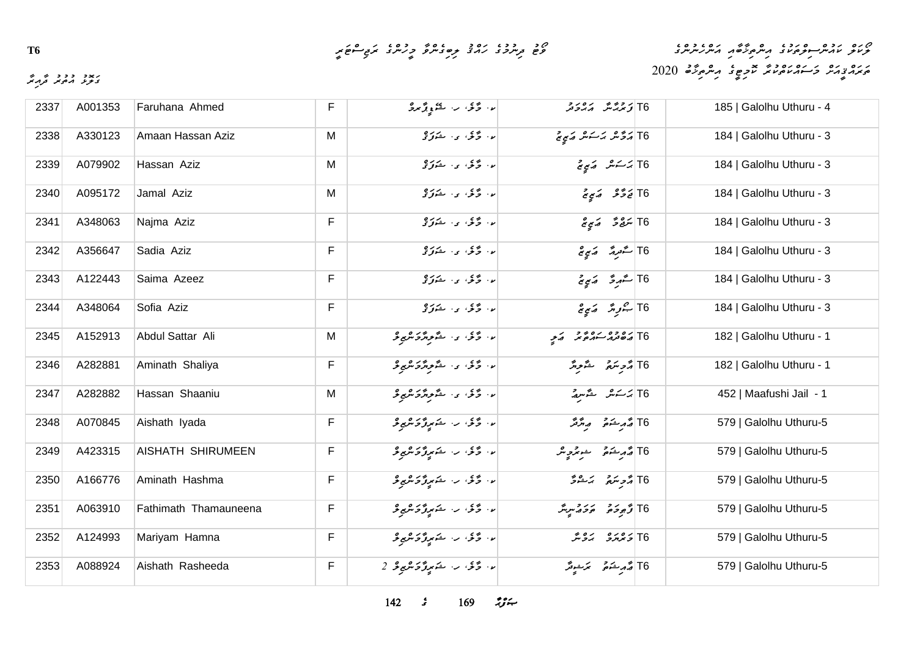| 2337 | A001353 | Faruhana Ahmed | F | ،. ގާފު، ހ. ސޭޖިފަރި | T6 ފަރުހާނާ އަޙްމަދު | 185 \| Galolhu Uthuru - 4 |
|---|---|---|---|---|---|---|
| 2338 | A330123 | Amaan Hassan Aziz | M | ،. ގާފު، ގ. ޝަފަގު | T6 އަމާން ހަސަން އަޒީޒު | 184 \| Galolhu Uthuru - 3 |
| 2339 | A079902 | Hassan Aziz | M | ،. ގާފު، ގ. ޝަފަގު | T6 ހަސަން އަޒީޒު | 184 \| Galolhu Uthuru - 3 |
| 2340 | A095172 | Jamal Aziz | M | ،. ގާފު، ގ. ޝަފަގު | T6 ޖަމާލް އަޒީޒު | 184 \| Galolhu Uthuru - 3 |
| 2341 | A348063 | Najma Aziz | F | ،. ގާފު، ގ. ޝަފަގު | T6 ނަޖްމާ އަޒީޒު | 184 \| Galolhu Uthuru - 3 |
| 2342 | A356647 | Sadia Aziz | F | ،. ގާފު، ގ. ޝަފަގު | T6 ސާދިޔާ އަޒީޒު | 184 \| Galolhu Uthuru - 3 |
| 2343 | A122443 | Saima Azeez | F | ،. ގާފު، ގ. ޝަފަގު | T6 ސާއިމާ އަޒީޒު | 184 \| Galolhu Uthuru - 3 |
| 2344 | A348064 | Sofia Aziz | F | ،. ގާފު، ގ. ޝަފަގު | T6 ސޮފިއާ އަޒީޒު | 184 \| Galolhu Uthuru - 3 |
| 2345 | A152913 | Abdul Sattar Ali | M | ،. ގާފު، ގ. ޝާތިރުފަރުވެލި | T6 އަބްދުއްސައްތާރު އަލި | 182 \| Galolhu Uthuru - 1 |
| 2346 | A282881 | Aminath Shaliya | F | ،. ގާފު، ގ. ޝާތިރުފަރުވެލި | T6 އާމިނަތު ޝާލިޔާ | 182 \| Galolhu Uthuru - 1 |
| 2347 | A282882 | Hassan Shaaniu | M | ،. ގާފު، ގ. ޝާތިރުފަރުވެލި | T6 ހަސަން ޝާނިޢު | 452 \| Maafushi Jail - 1 |
| 2348 | A070845 | Aishath Iyada | F | ،. ގާފު، ގ. ޝަރިފުފަރުވެލި | T6 އައިޝަތު ޢިޔާދާ | 579 \| Galolhu Uthuru-5 |
| 2349 | A423315 | AISHATH SHIRUMEEN | F | ،. ގާފު، ހ. ޝަރިފުފަރުވެލި | T6 އައިޝަތު ޝިރުމީން | 579 \| Galolhu Uthuru-5 |
| 2350 | A166776 | Aminath Hashma | F | ،. ގާފު، ހ. ޝަރިފުފަރުވެލި | T6 އާމިނަތު ހަޝްމާ | 579 \| Galolhu Uthuru-5 |
| 2351 | A063910 | Fathimath Thamauneena | F | ،. ގާފު، ހ. ޝަރިފުފަރުވެލި | T6 ފާތިމަތު ތަމައުނީނާ | 579 \| Galolhu Uthuru-5 |
| 2352 | A124993 | Mariyam Hamna | F | ،. ގާފު، ހ. ޝަރިފުފަރުވެލި | T6 މަރިޔަމް ހަމްނާ | 579 \| Galolhu Uthuru-5 |
| 2353 | A088924 | Aishath Rasheeda | F | ،. ގާފު، ހ. ޝަރިފުފަރުވެލި 2 | T6 އައިޝަތު ރަޝީދާ | 579 \| Galolhu Uthuru-5 |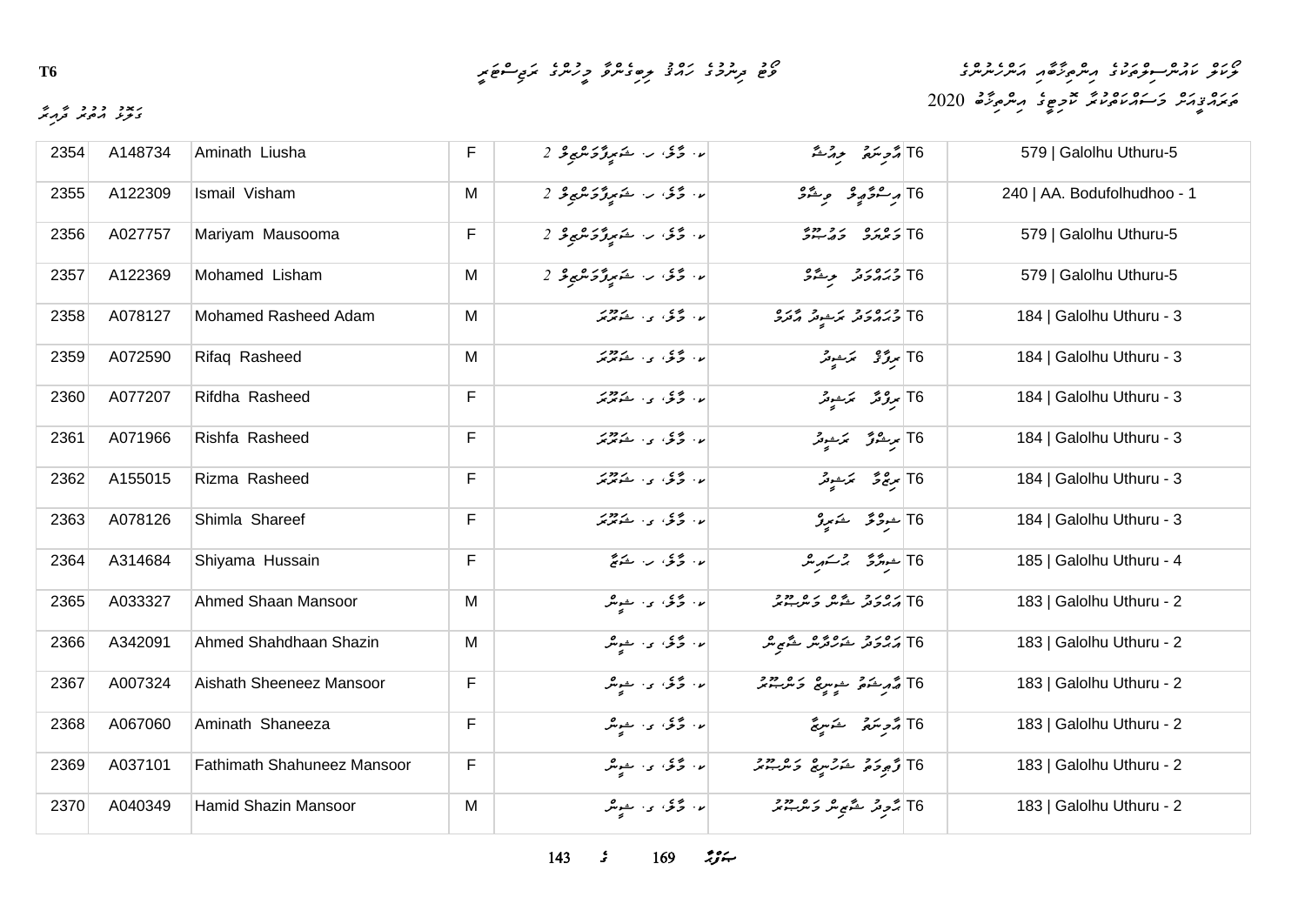| 2354 | A148734 | Aminath Liusha | F | ށ. ގާދޫ، ހ. ސަރީފާމަންޒިލް 2 | T6 އާމިނަތު ލިއުޝާ | 579 \| Galolhu Uthuru-5 |
|---|---|---|---|---|---|---|
| 2355 | A122309 | Ismail Visham | M | ށ. ގާދޫ، ހ. ސަރީފާމަންޒިލް 2 | T6 އިސްމާއިލް ވިޝާމް | 240 \| AA. Bodufolhudhoo - 1 |
| 2356 | A027757 | Mariyam Mausooma | F | ށ. ގާދޫ، ހ. ސަރީފާމަންޒިލް 2 | T6 މަރިޔަމް މައުސޫމާ | 579 \| Galolhu Uthuru-5 |
| 2357 | A122369 | Mohamed Lisham | M | ށ. ގާދޫ، ހ. ސަރީފާމަންޒިލް 2 | T6 މުހައްމަދު ލިޝާމް | 579 \| Galolhu Uthuru-5 |
| 2358 | A078127 | Mohamed Rasheed Adam | M | ށ. ގާދޫ، ގ. ސަރޫރަ | T6 މުހައްމަދު ރަޝީދު އާދަމް | 184 \| Galolhu Uthuru - 3 |
| 2359 | A072590 | Rifaq Rasheed | M | ށ. ގާދޫ، ގ. ސަރޫރަ | T6 ރިފާގު ރަޝީދު | 184 \| Galolhu Uthuru - 3 |
| 2360 | A077207 | Rifdha Rasheed | F | ށ. ގާދޫ، ގ. ސަރޫރަ | T6 ރިފްދާ ރަޝީދު | 184 \| Galolhu Uthuru - 3 |
| 2361 | A071966 | Rishfa Rasheed | F | ށ. ގާދޫ، ގ. ސަރޫރަ | T6 ރިޝްފާ ރަޝީދު | 184 \| Galolhu Uthuru - 3 |
| 2362 | A155015 | Rizma Rasheed | F | ށ. ގާދޫ، ގ. ސަރޫރަ | T6 ރިޒްމާ ރަޝީދު | 184 \| Galolhu Uthuru - 3 |
| 2363 | A078126 | Shimla Shareef | F | ށ. ގާދޫ، ގ. ސަރޫރަ | T6 ޝިމްލާ ޝަރީފް | 184 \| Galolhu Uthuru - 3 |
| 2364 | A314684 | Shiyama Hussain | F | ށ. ގާދޫ، ހ. ސަބާ | T6 ޝިޔާމާ ހުސައިން | 185 \| Galolhu Uthuru - 4 |
| 2365 | A033327 | Ahmed Shaan Mansoor | M | ށ. ގާދޫ، ގ. ޝިރީން | T6 އަހްމަދު ޝާން މަންސޫރު | 183 \| Galolhu Uthuru - 2 |
| 2366 | A342091 | Ahmed Shahdhaan Shazin | M | ށ. ގާދޫ، ގ. ޝިރީން | T6 އަހްމަދު ޝަހްދާން ޝާޒިން | 183 \| Galolhu Uthuru - 2 |
| 2367 | A007324 | Aishath Sheeneez Mansoor | F | ށ. ގާދޫ، ގ. ޝިރީން | T6 އާއިޝަތު ޝީނީޒް މަންސޫރު | 183 \| Galolhu Uthuru - 2 |
| 2368 | A067060 | Aminath Shaneeza | F | ށ. ގާދޫ، ގ. ޝިރީން | T6 އާމިނަތު ޝަނީޒާ | 183 \| Galolhu Uthuru - 2 |
| 2369 | A037101 | Fathimath Shahuneez Mansoor | F | ށ. ގާދޫ، ގ. ޝިރީން | T6 ފާތިމަތު ޝަހުނީޒް މަންސޫރު | 183 \| Galolhu Uthuru - 2 |
| 2370 | A040349 | Hamid Shazin Mansoor | M | ށ. ގާދޫ، ގ. ޝިރީން | T6 ހާމިދު ޝާޒިން މަންސޫރު | 183 \| Galolhu Uthuru - 2 |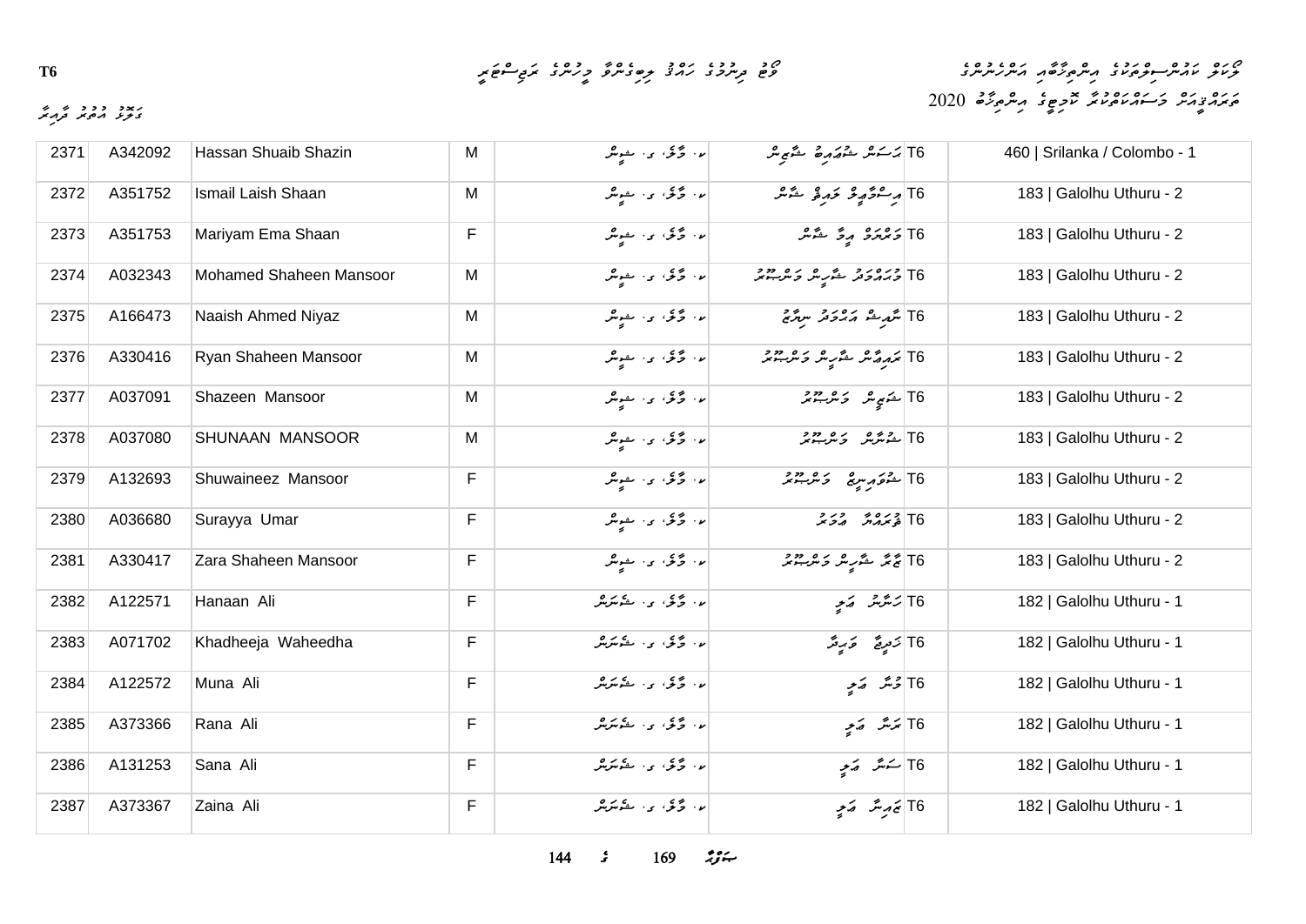| 2371 | A342092 | Hassan Shuaib Shazin | M | ކ. ގާފު، ގ. ޝިފާ | T6 ހަސަން ޝުޢައިބު ޝާޒިން | 460 \| Srilanka / Colombo - 1 |
|---|---|---|---|---|---|---|
| 2372 | A351752 | Ismail Laish Shaan | M | ކ. ގާފު، ގ. ޝިފާ | T6 އިސްމާޢީލް ލައިޝް ޝާން | 183 \| Galolhu Uthuru - 2 |
| 2373 | A351753 | Mariyam Ema Shaan | F | ކ. ގާފު، ގ. ޝިފާ | T6 މަރިޔަމް އީމާ ޝާން | 183 \| Galolhu Uthuru - 2 |
| 2374 | A032343 | Mohamed Shaheen Mansoor | M | ކ. ގާފު، ގ. ޝިފާ | T6 މުޙައްމަދު ޝާހީން މަންސޫރު | 183 \| Galolhu Uthuru - 2 |
| 2375 | A166473 | Naaish Ahmed Niyaz | M | ކ. ގާފު، ގ. ޝިފާ | T6 ނާއިޝް އަޙްމަދު ނިޔާޒު | 183 \| Galolhu Uthuru - 2 |
| 2376 | A330416 | Ryan Shaheen Mansoor | M | ކ. ގާފު، ގ. ޝިފާ | T6 ރަޔާން ޝާހީން މަންސޫރު | 183 \| Galolhu Uthuru - 2 |
| 2377 | A037091 | Shazeen Mansoor | M | ކ. ގާފު، ގ. ޝިފާ | T6 ޝަޒީން މަންސޫރު | 183 \| Galolhu Uthuru - 2 |
| 2378 | A037080 | SHUNAAN MANSOOR | M | ކ. ގާފު، ގ. ޝިފާ | T6 ޝުނާން މަންސޫރު | 183 \| Galolhu Uthuru - 2 |
| 2379 | A132693 | Shuwaineez Mansoor | F | ކ. ގާފު، ގ. ޝިފާ | T6 ޝުވައިނީޒް މަންސޫރު | 183 \| Galolhu Uthuru - 2 |
| 2380 | A036680 | Surayya Umar | F | ކ. ގާފު، ގ. ޝިފާ | T6 ޘުރައްޔާ ޢުމަރު | 183 \| Galolhu Uthuru - 2 |
| 2381 | A330417 | Zara Shaheen Mansoor | F | ކ. ގާފު، ގ. ޝިފާ | T6 ޒާރާ ޝާހީން މަންސޫރު | 183 \| Galolhu Uthuru - 2 |
| 2382 | A122571 | Hanaan Ali | F | ކ. ގާފު، ގ. ޝަނަން | T6 ހަނާން ޢަލީ | 182 \| Galolhu Uthuru - 1 |
| 2383 | A071702 | Khadheeja Waheedha | F | ކ. ގާފު، ގ. ޝަނަން | T6 ޚަދީޖާ ވަހީދާ | 182 \| Galolhu Uthuru - 1 |
| 2384 | A122572 | Muna Ali | F | ކ. ގާފު، ގ. ޝަނަން | T6 މުނާ ޢަލީ | 182 \| Galolhu Uthuru - 1 |
| 2385 | A373366 | Rana Ali | F | ކ. ގާފު، ގ. ޝަނަން | T6 ރަނާ ޢަލީ | 182 \| Galolhu Uthuru - 1 |
| 2386 | A131253 | Sana Ali | F | ކ. ގާފު، ގ. ޝަނަން | T6 ސަނާ ޢަލީ | 182 \| Galolhu Uthuru - 1 |
| 2387 | A373367 | Zaina Ali | F | ކ. ގާފު، ގ. ޝަނަން | T6 ޒައިނާ ޢަލީ | 182 \| Galolhu Uthuru - 1 |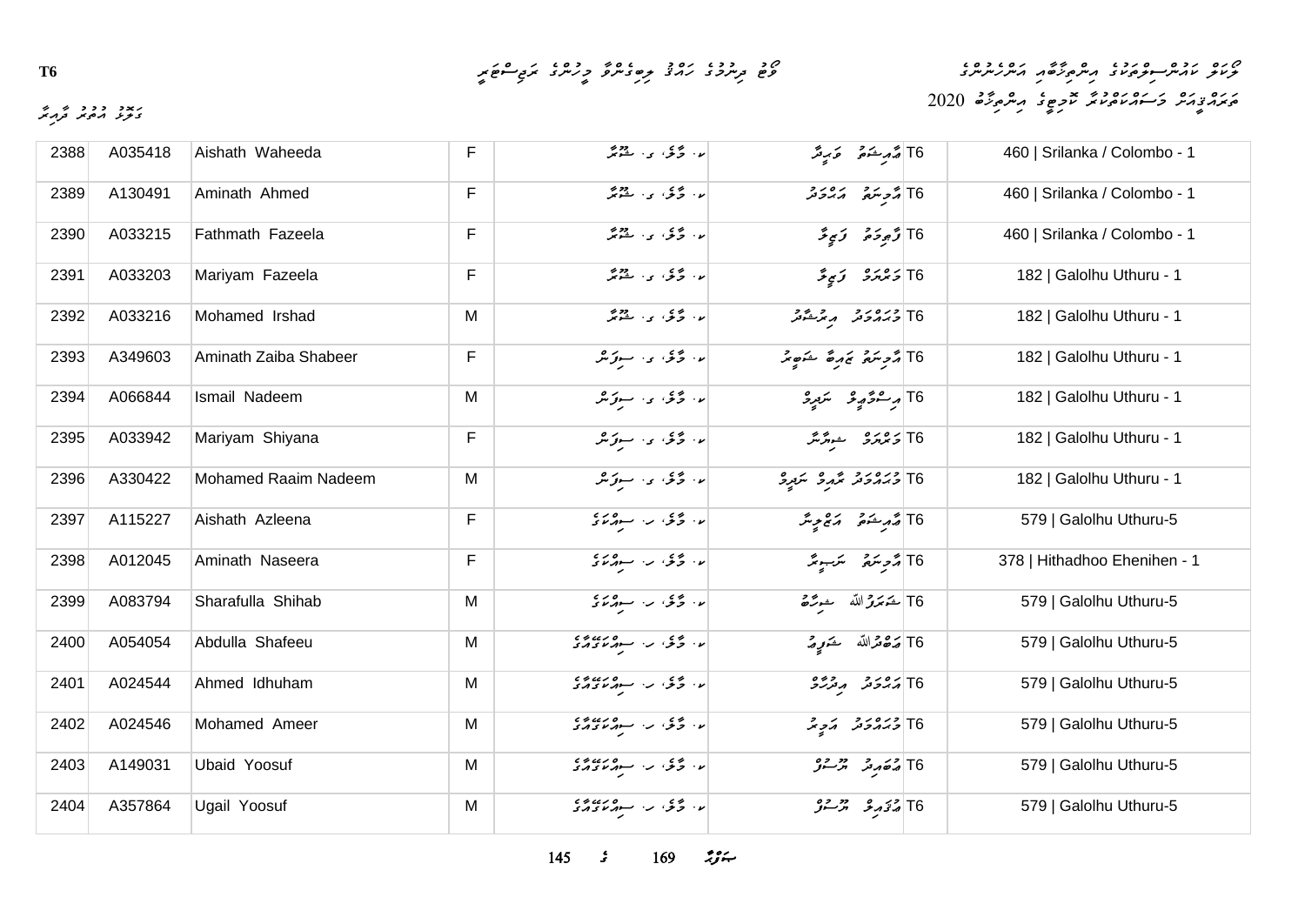| 2388 | A035418 | Aishath Waheeda | F | ރ. މާލެ، ގ. ނ. ޝޫލާ | T6 ޢާއިޝަތު ވަހީދާ | 460 \| Srilanka / Colombo - 1 |
|---|---|---|---|---|---|---|
| 2389 | A130491 | Aminath Ahmed | F | ރ. މާލެ، ގ. ނ. ޝޫލާ | T6 އާމިނަތު އަޙްމަދު | 460 \| Srilanka / Colombo - 1 |
| 2390 | A033215 | Fathmath Fazeela | F | ރ. މާލެ، ގ. ނ. ޝޫލާ | T6 ފާތިމަތު ފަޟީލާ | 460 \| Srilanka / Colombo - 1 |
| 2391 | A033203 | Mariyam Fazeela | F | ރ. މާލެ، ގ. ނ. ޝޫލާ | T6 މަރިޔަމް ފަޟީލާ | 182 \| Galolhu Uthuru - 1 |
| 2392 | A033216 | Mohamed Irshad | M | ރ. މާލެ، ގ. ނ. ޝޫލާ | T6 މުޙައްމަދު އިރުޝާދު | 182 \| Galolhu Uthuru - 1 |
| 2393 | A349603 | Aminath Zaiba Shabeer | F | ރ. މާލެ، ގ. ސިލްވަން | T6 އާމިނަތު ޒައިބާ ޝަބީރު | 182 \| Galolhu Uthuru - 1 |
| 2394 | A066844 | Ismail Nadeem | M | ރ. މާލެ، ގ. ސިލްވަން | T6 އިސްމާޢީލް ނަދީމް | 182 \| Galolhu Uthuru - 1 |
| 2395 | A033942 | Mariyam Shiyana | F | ރ. މާލެ، ގ. ސިލްވަން | T6 މަރިޔަމް ޝިޔާނާ | 182 \| Galolhu Uthuru - 1 |
| 2396 | A330422 | Mohamed Raaim Nadeem | M | ރ. މާލެ، ގ. ސިލްވަން | T6 މުޙައްމަދު ރާއިމް ނަދީމް | 182 \| Galolhu Uthuru - 1 |
| 2397 | A115227 | Aishath Azleena | F | ރ. މާލެ، ހ. ސިލްކީ | T6 ޢާއިޝަތު އަޒްލީނާ | 579 \| Galolhu Uthuru-5 |
| 2398 | A012045 | Aminath Naseera | F | ރ. މާލެ، ހ. ސިލްކީ | T6 އާމިނަތު ނަސީރާ | 378 \| Hithadhoo Ehenihen - 1 |
| 2399 | A083794 | Sharafulla Shihab | M | ރ. މާލެ، ހ. ސިލްކީ | T6 ޝަރަފުﷲ ޝިހާބު | 579 \| Galolhu Uthuru-5 |
| 2400 | A054054 | Abdulla Shafeeu | M | ރ. މާލެ، ހ. ސިލްކީވިލާ | T6 އަބްދުﷲ ޝަފީޢު | 579 \| Galolhu Uthuru-5 |
| 2401 | A024544 | Ahmed Idhuham | M | ރ. މާލެ، ހ. ސިލްކީވިލާ | T6 އަޙްމަދު އިދުހާމް | 579 \| Galolhu Uthuru-5 |
| 2402 | A024546 | Mohamed Ameer | M | ރ. މާލެ، ހ. ސިލްކީވިލާ | T6 މުޙައްމަދު އަމީރު | 579 \| Galolhu Uthuru-5 |
| 2403 | A149031 | Ubaid Yoosuf | M | ރ. މާލެ، ހ. ސިލްކީވިލާ | T6 އުބައިދު ޔޫސުފް | 579 \| Galolhu Uthuru-5 |
| 2404 | A357864 | Ugail Yoosuf | M | ރ. މާލެ، ހ. ސިލްކީވިލާ | T6 އުގައިލް ޔޫސުފް | 579 \| Galolhu Uthuru-5 |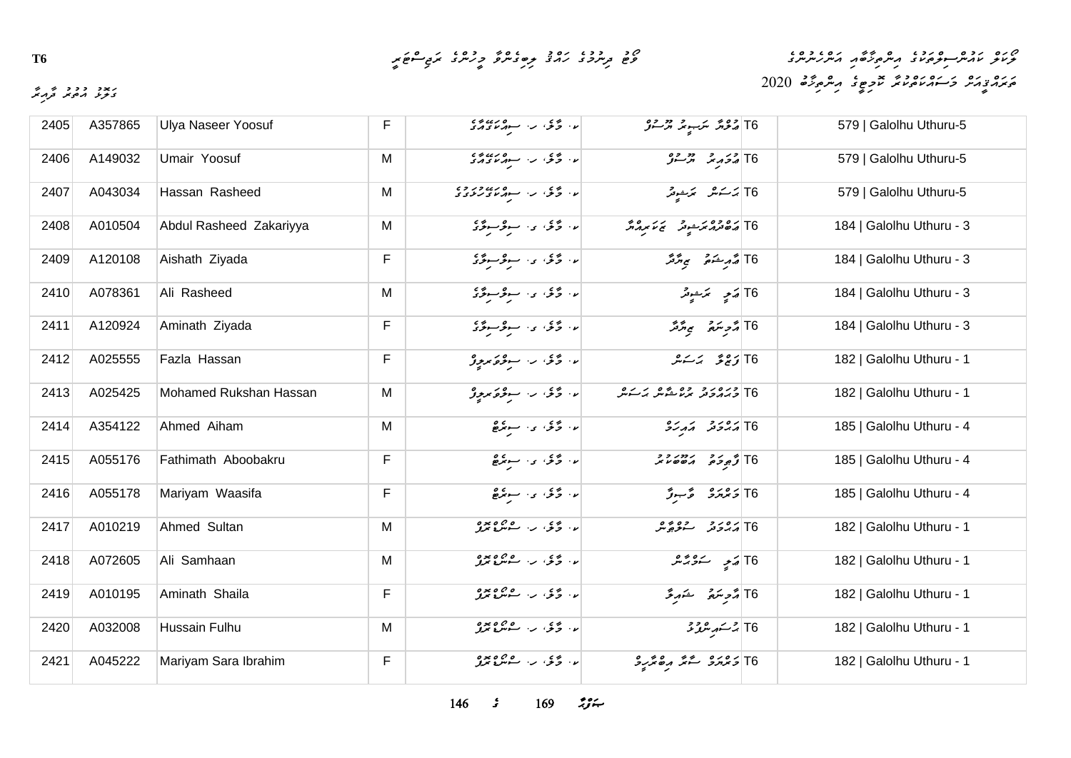| 2405 | A357865 | Ulya Naseer Yoosuf | F | ل· گُگِ، ر· ﺳﻮﻣﺮﻧﻮﻣﺮﻯ | T6 ﻣﻮﻣﺮ ﺳﺮﺳﻮﻣﺮ ﻣﺮﺳﻮﻣﺮ | 579 \| Galolhu Uthuru-5 |
|---|---|---|---|---|---|---|
| 2406 | A149032 | Umair Yoosuf | M | ل· گُگِ، ر· ﺳﻮﻣﺮﻧﻮﻣﺮﻯ | T6 ﻣﻮﻣﺮﻣﺮ ﻣﺮﺳﻮﻣﺮ | 579 \| Galolhu Uthuru-5 |
| 2407 | A043034 | Hassan Rasheed | M | ل· گُگِ، ر· ﺳﻮﻣﺮﻧﻮﻣﺮﻯ | T6 ﺑﺮﺳﻮﻣﺮ ﻣﺮﺳﻮﻣﺮ | 579 \| Galolhu Uthuru-5 |
| 2408 | A010504 | Abdul Rasheed Zakariyya | M | ل· گُگِ، ى· ﺳﻮﻣﺮﺳﻮﻣﺮ | T6 ﻣﻮﻣﺮﻣﺮ ﻣﺮﺳﻮﻣﺮ ﻣﺮﺳﻮﻣﺮ | 184 \| Galolhu Uthuru - 3 |
| 2409 | A120108 | Aishath Ziyada | F | ل· گُگِ، ى· ﺳﻮﻣﺮﺳﻮﻣﺮ | T6 ﻣﻮﻣﺮﺳﻮﻣﺮ ﻣﺮﻣﺮ | 184 \| Galolhu Uthuru - 3 |
| 2410 | A078361 | Ali Rasheed | M | ل· گُگِ، ى· ﺳﻮﻣﺮﺳﻮﻣﺮ | T6 ﻣﻮﻣﺮ ﻣﺮﺳﻮﻣﺮ | 184 \| Galolhu Uthuru - 3 |
| 2411 | A120924 | Aminath Ziyada | F | ل· گُگِ، ى· ﺳﻮﻣﺮﺳﻮﻣﺮ | T6 ﻣﻮﻣﺮﺳﻮﻣﺮ ﻣﺮﻣﺮ | 184 \| Galolhu Uthuru - 3 |
| 2412 | A025555 | Fazla Hassan | F | ل· گُگِ، ر· ﺳﻮﻣﺮﻣﺮﻣﺮ | T6 ﻣﻮﻣﺮ ﺑﺮﺳﻮﻣﺮ | 182 \| Galolhu Uthuru - 1 |
| 2413 | A025425 | Mohamed Rukshan Hassan | M | ل· گُگِ، ر· ﺳﻮﻣﺮﻣﺮﻣﺮ | T6 ﻣﻮﻣﺮﻣﺮ ﻣﺮﺳﻮﻣﺮ ﺑﺮﺳﻮﻣﺮ | 182 \| Galolhu Uthuru - 1 |
| 2414 | A354122 | Ahmed Aiham | M | ل· گُگِ، ى· ﺳﻮﻣﺮ | T6 ﻣﻮﻣﺮﻣﺮ ﻣﺮﻣﺮ | 185 \| Galolhu Uthuru - 4 |
| 2415 | A055176 | Fathimath Aboobakru | F | ل· گُگِ، ى· ﺳﻮﻣﺮ | T6 ﻣﻮﻣﺮﻣﺮ ﻣﺮﻣﺮﻣﺮ | 185 \| Galolhu Uthuru - 4 |
| 2416 | A055178 | Mariyam Waasifa | F | ل· گُگِ، ى· ﺳﻮﻣﺮ | T6 ﻣﻮﻣﺮﻣﺮ ﻣﺮﺳﻮﻣﺮ | 185 \| Galolhu Uthuru - 4 |
| 2417 | A010219 | Ahmed Sultan | M | ل· گُگِ، ر· ﺳﻮﻣﺮﻣﺮ | T6 ﻣﻮﻣﺮﻣﺮ ﺳﻮﻣﺮﻣﺮ | 182 \| Galolhu Uthuru - 1 |
| 2418 | A072605 | Ali Samhaan | M | ل· گُگِ، ر· ﺳﻮﻣﺮﻣﺮ | T6 ﻣﻮﻣﺮ ﺳﻮﻣﺮﻣﺮ | 182 \| Galolhu Uthuru - 1 |
| 2419 | A010195 | Aminath Shaila | F | ل· گُگِ، ر· ﺳﻮﻣﺮﻣﺮ | T6 ﻣﻮﻣﺮﺳﻮﻣﺮ ﺷﻮﻣﺮ | 182 \| Galolhu Uthuru - 1 |
| 2420 | A032008 | Hussain Fulhu | M | ل· گُگِ، ر· ﺳﻮﻣﺮﻣﺮ | T6 ﺑﺮﺳﻮﻣﺮﻣﺮ | 182 \| Galolhu Uthuru - 1 |
| 2421 | A045222 | Mariyam Sara Ibrahim | F | ل· گُگِ، ر· ﺳﻮﻣﺮﻣﺮ | T6 ﻣﻮﻣﺮﻣﺮ ﺳﻮﻣﺮ ﻣﺮﻣﺮﻣﺮ | 182 \| Galolhu Uthuru - 1 |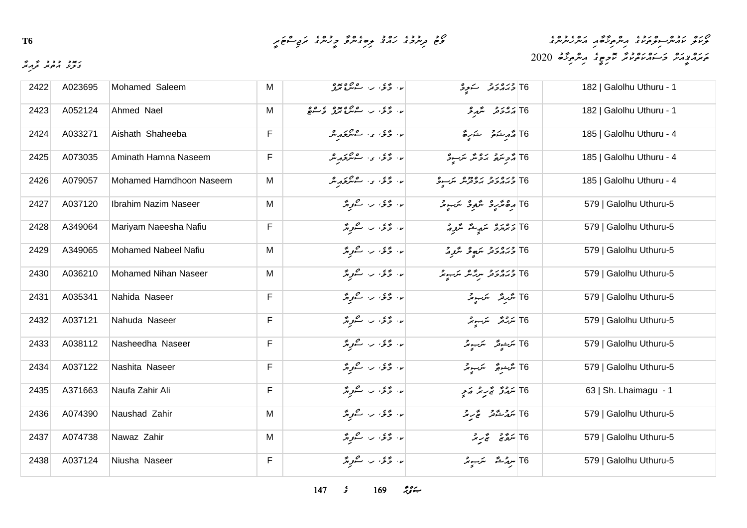| 2422 | A023695 | Mohamed  Saleem | M | ށ. ގޯލި، ހ. ސަންސެޓްވިއު | T6 މުޙައްމަދު  ސަލީމް | 182 \| Galolhu Uthuru - 1 |
|---|---|---|---|---|---|---|
| 2423 | A052124 | Ahmed  Nael | M | ށ. ގޯލި، ހ. ސަންސެޓްވިއު ވ.ސ.ޓ | T6 އަހުމަދު  ނާއިލް | 182 \| Galolhu Uthuru - 1 |
| 2424 | A033271 | Aishath  Shaheeba | F | ށ. ގޯލި، ގ. ސަންރައިޒް | T6 އާއިޝަތު  ޝަހީބާ | 185 \| Galolhu Uthuru - 4 |
| 2425 | A073035 | Aminath Hamna Naseem | F | ށ. ގޯލި، ގ. ސަންރައިޒް | T6 އާމިނަތު ހަމްނާ ނަސީމް | 185 \| Galolhu Uthuru - 4 |
| 2426 | A079057 | Mohamed Hamdhoon Naseem | M | ށ. ގޯލި، ގ. ސަންރައިޒް | T6 މުޙައްމަދު ހަމްދޫން ނަސީމް | 185 \| Galolhu Uthuru - 4 |
| 2427 | A037120 | Ibrahim Nazim Naseer | M | ށ. ގޯލި، ހ. ސޯލިޑާ | T6 އިބްރާހިމް ނާޒިމް ނަސީރު | 579 \| Galolhu Uthuru-5 |
| 2428 | A349064 | Mariyam Naeesha Nafiu | F | ށ. ގޯލި، ހ. ސޯލިޑާ | T6 މަރިޔަމް ނައީޝާ ނާފިއު | 579 \| Galolhu Uthuru-5 |
| 2429 | A349065 | Mohamed Nabeel Nafiu | M | ށ. ގޯލި، ހ. ސޯލިޑާ | T6 މުޙައްމަދު ނަބީލް ނާފިއު | 579 \| Galolhu Uthuru-5 |
| 2430 | A036210 | Mohamed Nihan Naseer | M | ށ. ގޯލި، ހ. ސޯލިޑާ | T6 މުޙައްމަދު ނިހާން ނަސީރު | 579 \| Galolhu Uthuru-5 |
| 2431 | A035341 | Nahida  Naseer | F | ށ. ގޯލި، ހ. ސޯލިޑާ | T6 ނާހިދާ  ނަސީރު | 579 \| Galolhu Uthuru-5 |
| 2432 | A037121 | Nahuda  Naseer | F | ށ. ގޯލި، ހ. ސޯލިޑާ | T6 ނަހުދާ  ނަސީރު | 579 \| Galolhu Uthuru-5 |
| 2433 | A038112 | Nasheedha  Naseer | F | ށ. ގޯލި، ހ. ސޯލިޑާ | T6 ނަޝީދާ  ނަސީރު | 579 \| Galolhu Uthuru-5 |
| 2434 | A037122 | Nashita  Naseer | F | ށ. ގޯލި، ހ. ސޯލިޑާ | T6 ނާޝިތާ  ނަސީރު | 579 \| Galolhu Uthuru-5 |
| 2435 | A371663 | Naufa Zahir Ali | F | ށ. ގޯލި، ހ. ސޯލިޑާ | T6 ނައުފާ ޒާހިރު ޢަލީ | 63 \| Sh. Lhaimagu  - 1 |
| 2436 | A074390 | Naushad  Zahir | M | ށ. ގޯލި، ހ. ސޯލިޑާ | T6 ނައުޝާދު  ޒާހިރު | 579 \| Galolhu Uthuru-5 |
| 2437 | A074738 | Nawaz  Zahir | M | ށ. ގޯލި، ހ. ސޯލިޑާ | T6 ނަވާޒު  ޒާހިރު | 579 \| Galolhu Uthuru-5 |
| 2438 | A037124 | Niusha  Naseer | F | ށ. ގޯލި، ހ. ސޯލިޑާ | T6 ނިއުޝާ  ނަސީރު | 579 \| Galolhu Uthuru-5 |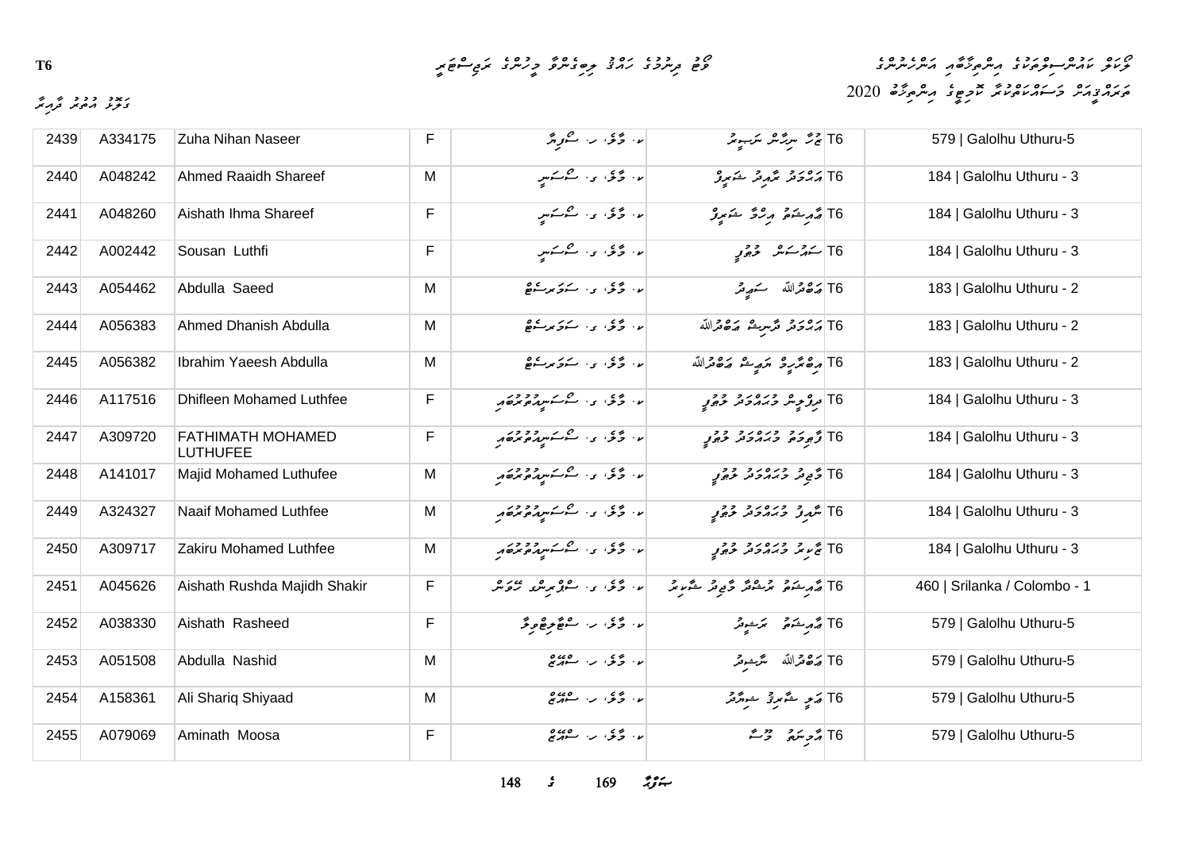| 2439 | A334175 | Zuha Nihan Naseer | F | ނ. މާލެ، ހ. ސާވިޔާ | T6 ޒުހާ ނިހާން ނަސީރު | 579 \| Galolhu Uthuru-5 |
|---|---|---|---|---|---|---|
| 2440 | A048242 | Ahmed Raaidh Shareef | M | ނ. މާލެ، ގ. ސާސަނީ | T6 އަހުމަދު ރާއިދު ޝަރީފު | 184 \| Galolhu Uthuru - 3 |
| 2441 | A048260 | Aishath Ihma Shareef | F | ނ. މާލެ، ގ. ސާސަނީ | T6 އާއިޝަތު އިހުމާ ޝަރީފު | 184 \| Galolhu Uthuru - 3 |
| 2442 | A002442 | Sousan Luthfi | F | ނ. މާލެ، ގ. ސާސަނީ | T6 ސައުސަން ލުތުފީ | 184 \| Galolhu Uthuru - 3 |
| 2443 | A054462 | Abdulla Saeed | M | ނ. މާލެ، ގ. ސަމަރަސެޓް | T6 އަބްދުاللّه ސަޢީދު | 183 \| Galolhu Uthuru - 2 |
| 2444 | A056383 | Ahmed Dhanish Abdulla | M | ނ. މާލެ، ގ. ސަމަރަސެޓް | T6 އަހުމަދު ދާނިޝް އަބްދުاللّه | 183 \| Galolhu Uthuru - 2 |
| 2445 | A056382 | Ibrahim Yaeesh Abdulla | M | ނ. މާލެ، ގ. ސަމަރަސެޓް | T6 އިބްރާހީމް ޔައީޝް އަބްދުاللّه | 183 \| Galolhu Uthuru - 2 |
| 2446 | A117516 | Dhifleen Mohamed Luthfee | F | ނ. މާލެ، ގ. ސާސަނިޔާގުލްޝަން | T6 ދިފްލީން މުހައްމަދު ލުތުފީ | 184 \| Galolhu Uthuru - 3 |
| 2447 | A309720 | FATHIMATH MOHAMED LUTHUFEE | F | ނ. މާލެ، ގ. ސާސަނިޔާގުލްޝަން | T6 ފާތިމަތު މުހައްމަދު ލުތުފީ | 184 \| Galolhu Uthuru - 3 |
| 2448 | A141017 | Majid Mohamed Luthufee | M | ނ. މާލެ، ގ. ސާސަނިޔާގުލްޝަން | T6 މާޖިދު މުހައްމަދު ލުތުފީ | 184 \| Galolhu Uthuru - 3 |
| 2449 | A324327 | Naaif Mohamed Luthfee | M | ނ. މާލެ، ގ. ސާސަނިޔާގުލްޝަން | T6 ނާއިފް މުހައްމަދު ލުތުފީ | 184 \| Galolhu Uthuru - 3 |
| 2450 | A309717 | Zakiru Mohamed Luthfee | M | ނ. މާލެ، ގ. ސާސަނިޔާގުލްޝަން | T6 ޒާކިރު މުހައްމަދު ލުތުފީ | 184 \| Galolhu Uthuru - 3 |
| 2451 | A045626 | Aishath Rushda Majidh Shakir | F | ނ. މާލެ، ގ. ސްރީލަންކާ ކޮޅަން | T6 އާއިޝަތު ރުޝްދާ މާޖިދު ޝާކިރު | 460 \| Srilanka / Colombo - 1 |
| 2452 | A038330 | Aishath Rasheed | F | ނ. މާލެ، ހ. ސާބިތުވިލާ | T6 އާއިޝަތު ރަޝީދު | 579 \| Galolhu Uthuru-5 |
| 2453 | A051508 | Abdulla Nashid | M | ނ. މާލެ، ހ. ސަރުޖު | T6 އަބްދުاللّه ނާޝިދު | 579 \| Galolhu Uthuru-5 |
| 2454 | A158361 | Ali Shariq Shiyaad | M | ނ. މާލެ، ހ. ސަރުޖު | T6 އަލި ޝާރިޤު ޝިޔާދު | 579 \| Galolhu Uthuru-5 |
| 2455 | A079069 | Aminath Moosa | F | ނ. މާލެ، ހ. ސަރުޖު | T6 އާމިނަތު މޫސާ | 579 \| Galolhu Uthuru-5 |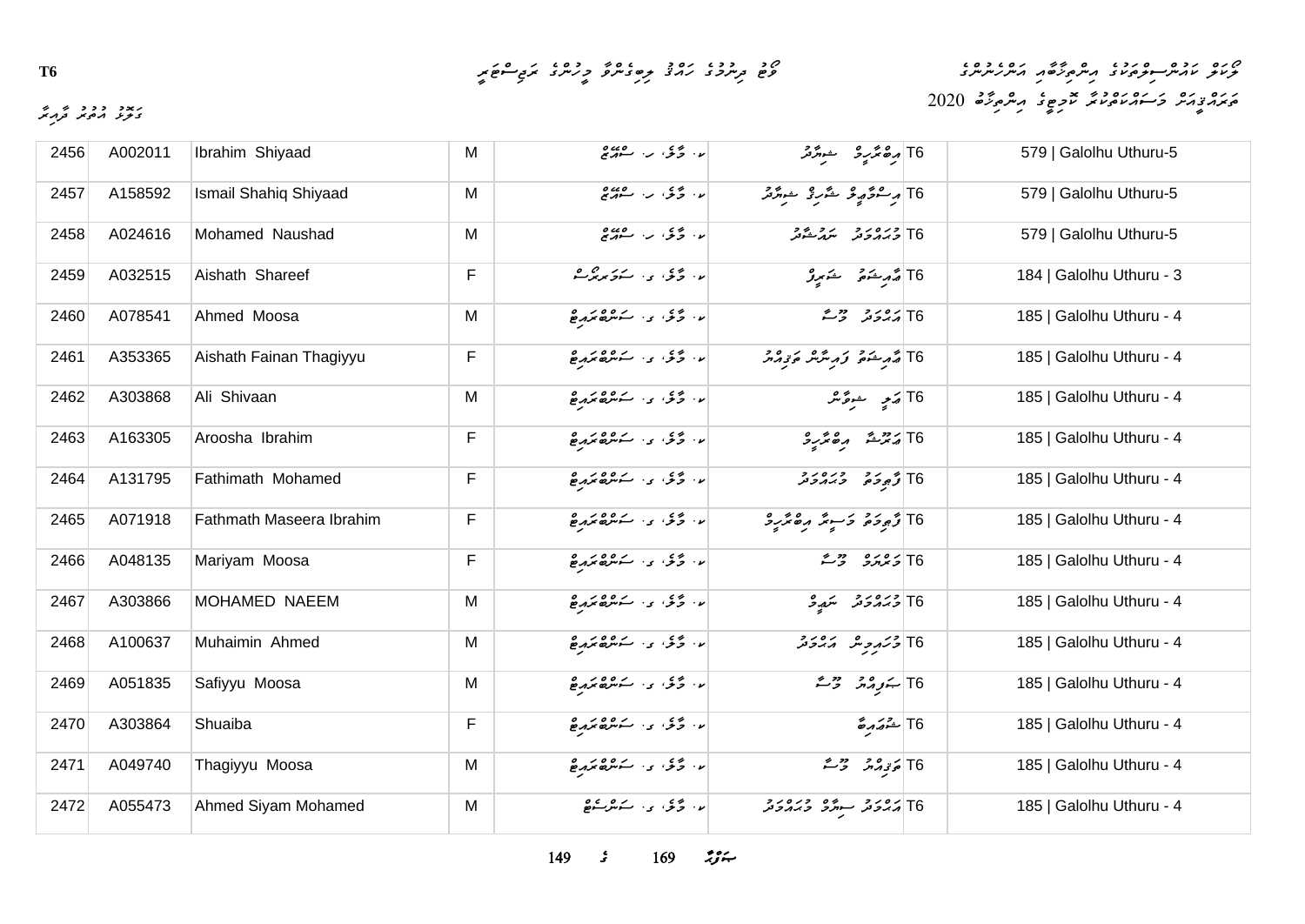| 2456 | A002011 | Ibrahim Shiyaad | M | ، ގޯ، ހ. ސަރަޒ | T6 ޢިބްރާހީމް ޝިޔާދު | 579 \| Galolhu Uthuru-5 |
|---|---|---|---|---|---|---|
| 2457 | A158592 | Ismail Shahiq Shiyaad | M | ، ގޯ، ހ. ސަރަޒ | T6 އިސްމާއިލް ޝާހިޤް ޝިޔާދު | 579 \| Galolhu Uthuru-5 |
| 2458 | A024616 | Mohamed Naushad | M | ، ގޯ، ހ. ސަރަޒ | T6 މުޙައްމަދު ނައުޝާދު | 579 \| Galolhu Uthuru-5 |
| 2459 | A032515 | Aishath Shareef | F | ، ގޯ، ގ. ސަމަރކަންދު | T6 އައިޝަތު ޝަރީފު | 184 \| Galolhu Uthuru - 3 |
| 2460 | A078541 | Ahmed Moosa | M | ، ގޯ، ގ. ސަންބަރީޖު | T6 އަޙްމަދު މޫސާ | 185 \| Galolhu Uthuru - 4 |
| 2461 | A353365 | Aishath Fainan Thagiyyu | F | ، ގޯ، ގ. ސަންބަރީޖު | T6 އައިޝަތު ފައިނާން ތަޤިއްޔު | 185 \| Galolhu Uthuru - 4 |
| 2462 | A303868 | Ali Shivaan | M | ، ގޯ، ގ. ސަންބަރީޖު | T6 އަލި ޝިވާން | 185 \| Galolhu Uthuru - 4 |
| 2463 | A163305 | Aroosha Ibrahim | F | ، ގޯ، ގ. ސަންބަރީޖު | T6 އަރޫޝާ އިބްރާހީމް | 185 \| Galolhu Uthuru - 4 |
| 2464 | A131795 | Fathimath Mohamed | F | ، ގޯ، ގ. ސަންބަރީޖު | T6 ފާތިމަތު މުޙައްމަދު | 185 \| Galolhu Uthuru - 4 |
| 2465 | A071918 | Fathmath Maseera Ibrahim | F | ، ގޯ، ގ. ސަންބަރީޖު | T6 ފާތިމަތު މަސީރާ އިބްރާހީމް | 185 \| Galolhu Uthuru - 4 |
| 2466 | A048135 | Mariyam Moosa | F | ، ގޯ، ގ. ސަންބަރީޖު | T6 މަރިޔަމް މޫސާ | 185 \| Galolhu Uthuru - 4 |
| 2467 | A303866 | MOHAMED NAEEM | M | ، ގޯ، ގ. ސަންބަރީޖު | T6 މުޙައްމަދު ނައީމް | 185 \| Galolhu Uthuru - 4 |
| 2468 | A100637 | Muhaimin Ahmed | M | ، ގޯ، ގ. ސަންބަރީޖު | T6 މުހައިމިން އަޙްމަދު | 185 \| Galolhu Uthuru - 4 |
| 2469 | A051835 | Safiyyu Moosa | M | ، ގޯ، ގ. ސަންބަރީޖު | T6 ޞަފިއްޔު މޫސާ | 185 \| Galolhu Uthuru - 4 |
| 2470 | A303864 | Shuaiba | F | ، ގޯ، ގ. ސަންބަރީޖު | T6 ޝުޢައިބާ | 185 \| Galolhu Uthuru - 4 |
| 2471 | A049740 | Thagiyyu Moosa | M | ، ގޯ، ގ. ސަންބަރީޖު | T6 ތަޤިއްޔު މޫސާ | 185 \| Galolhu Uthuru - 4 |
| 2472 | A055473 | Ahmed Siyam Mohamed | M | ، ގޯ، ގ. ސަންސެޓު | T6 އަޙްމަދު ސިޔާމް މުޙައްމަދު | 185 \| Galolhu Uthuru - 4 |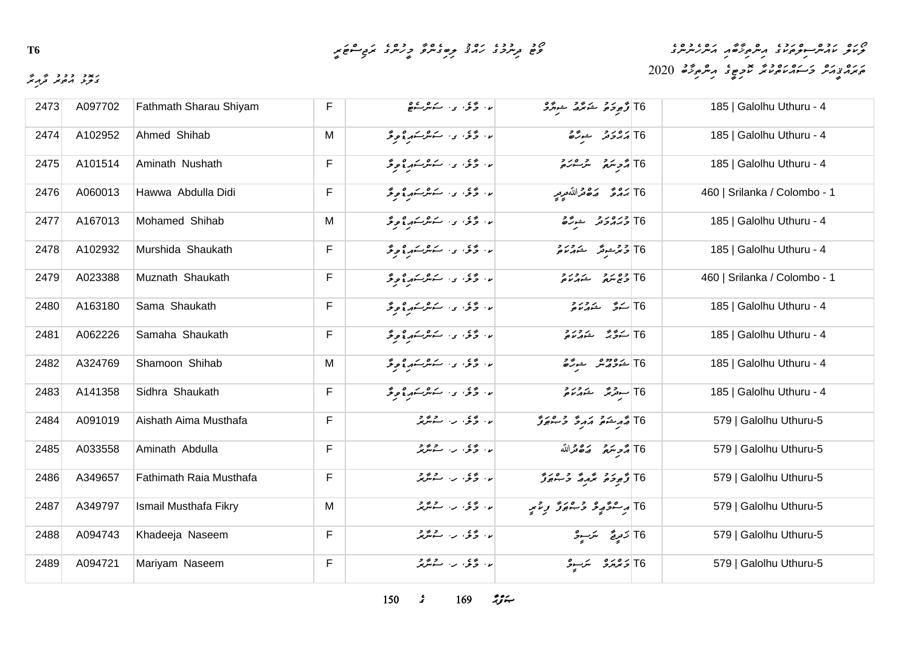| 2473 | A097702 | Fathmath Sharau Shiyam | F | ށ. މާލެ، ގ. ސަންސެޓް | T6 ފާތިމަތު ޝަރައު ޝިޔާމް | 185 \| Galolhu Uthuru - 4 |
|---|---|---|---|---|---|---|
| 2474 | A102952 | Ahmed Shihab | M | ށ. މާލެ، ގ. ސަންސަރއިޒްވިލާ | T6 އަޙްމަދު ޝިހާބް | 185 \| Galolhu Uthuru - 4 |
| 2475 | A101514 | Aminath Nushath | F | ށ. މާލެ، ގ. ސަންސަރއިޒްވިލާ | T6 އާމިނަތު ނުޝާތު | 185 \| Galolhu Uthuru - 4 |
| 2476 | A060013 | Hawwa Abdulla Didi | F | ށ. މާލެ، ގ. ސަންސަރއިޒްވިލާ | T6 ހައްވާ ޢަބްދުاللهދީދީ | 460 \| Srilanka / Colombo - 1 |
| 2477 | A167013 | Mohamed Shihab | M | ށ. މާލެ، ގ. ސަންސަރއިޒްވިލާ | T6 މުޙައްމަދު ޝިހާބް | 185 \| Galolhu Uthuru - 4 |
| 2478 | A102932 | Murshida Shaukath | F | ށ. މާލެ، ގ. ސަންސަރއިޒްވިލާ | T6 މުރުޝިދާ ޝައުކަތު | 185 \| Galolhu Uthuru - 4 |
| 2479 | A023388 | Muznath Shaukath | F | ށ. މާލެ، ގ. ސަންސަރއިޒްވިލާ | T6 މުޒްނަތު ޝައުކަތު | 460 \| Srilanka / Colombo - 1 |
| 2480 | A163180 | Sama Shaukath | F | ށ. މާލެ، ގ. ސަންސަރއިޒްވިލާ | T6 ސަމާ ޝައުކަތު | 185 \| Galolhu Uthuru - 4 |
| 2481 | A062226 | Samaha Shaukath | F | ށ. މާލެ، ގ. ސަންސަރއިޒްވިލާ | T6 ސަމާހާ ޝައުކަތު | 185 \| Galolhu Uthuru - 4 |
| 2482 | A324769 | Shamoon Shihab | M | ށ. މާލެ، ގ. ސަންސަރއިޒްވިލާ | T6 ޝަމްޢޫން ޝިހާބް | 185 \| Galolhu Uthuru - 4 |
| 2483 | A141358 | Sidhra Shaukath | F | ށ. މާލެ، ގ. ސަންސަރއިޒްވިލާ | T6 ސިދްރާ ޝައުކަތު | 185 \| Galolhu Uthuru - 4 |
| 2484 | A091019 | Aishath Aima Musthafa | F | ށ. މާލެ، ރ. ސޯނާރު | T6 އާއިޝަތު އައިމާ މުސްތަފާ | 579 \| Galolhu Uthuru-5 |
| 2485 | A033558 | Aminath Abdulla | F | ށ. މާލެ، ރ. ސޯނާރު | T6 އާމިނަތު ޢަބްދުالله | 579 \| Galolhu Uthuru-5 |
| 2486 | A349657 | Fathimath Raia Musthafa | F | ށ. މާލެ، ރ. ސޯނާރު | T6 ފާތިމަތު ރާއިޔާ މުސްތަފާ | 579 \| Galolhu Uthuru-5 |
| 2487 | A349797 | Ismail Musthafa Fikry | M | ށ. މާލެ، ރ. ސޯނާރު | T6 އިސްމާއީލް މުސްތަފާ ފިކްރީ | 579 \| Galolhu Uthuru-5 |
| 2488 | A094743 | Khadeeja Naseem | F | ށ. މާލެ، ރ. ސޯނާރު | T6 ޚަދީޖާ ނަސީމް | 579 \| Galolhu Uthuru-5 |
| 2489 | A094721 | Mariyam Naseem | F | ށ. މާލެ، ރ. ސޯނާރު | T6 މަރިޔަމް ނަސީމް | 579 \| Galolhu Uthuru-5 |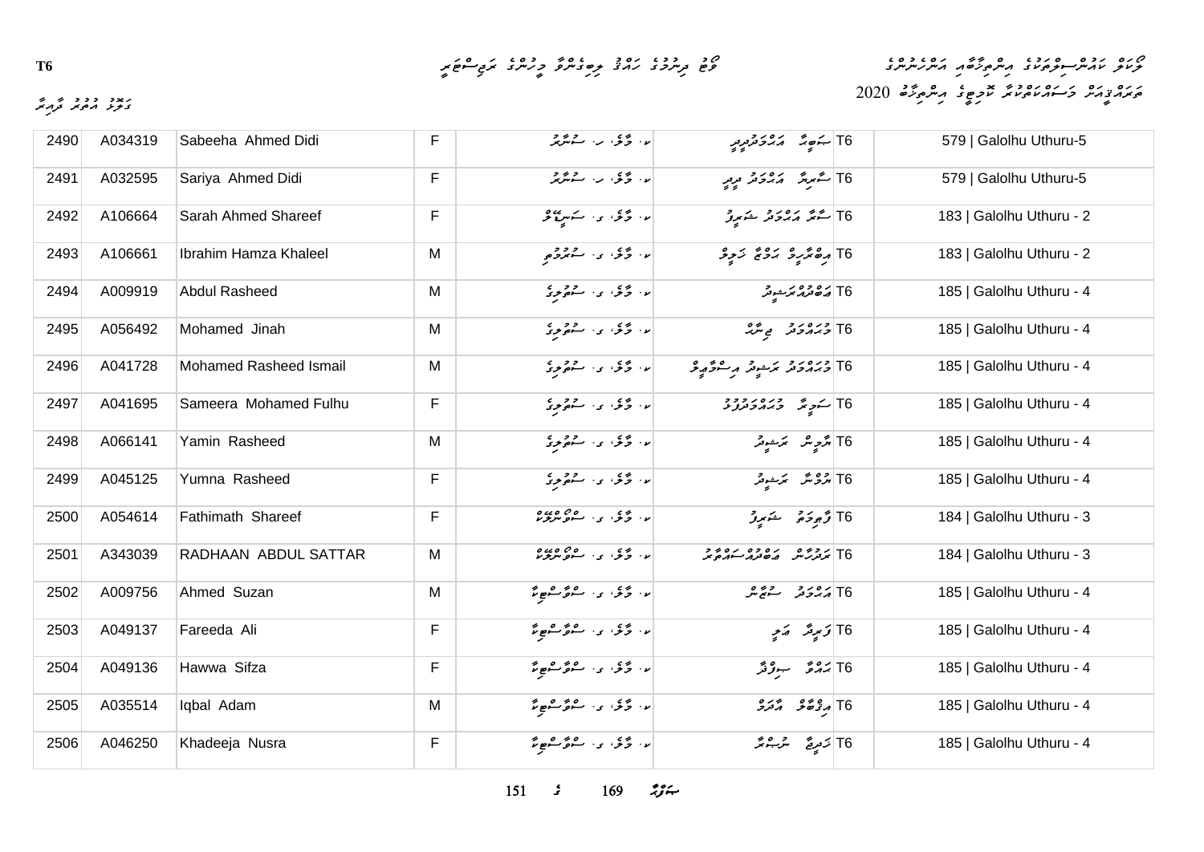| 2490 | A034319 | Sabeeha Ahmed Didi | F | ﻻ، ޅާލު، ރ، ސުނބުރު | T6 ސަބީހާ އަހުމަދުދީދީ | 579 \| Galolhu Uthuru-5 |
|---|---|---|---|---|---|---|
| 2491 | A032595 | Sariya Ahmed Didi | F | ﻻ، ޅާލު، ރ، ސުނބުރު | T6 ސާރިޔާ އަހުމަދު ދީދީ | 579 \| Galolhu Uthuru-5 |
| 2492 | A106664 | Sarah Ahmed Shareef | F | ﻻ، ޅާލު، ގ، ސަނީޒުވް | T6 ސާރާ އަހުމަދު ޝަރީފް | 183 \| Galolhu Uthuru - 2 |
| 2493 | A106661 | Ibrahim Hamza Khaleel | M | ﻻ، ޅާލު، ގ، ސުނުދުމް | T6 އިބްރާހީމް ހަމްޒާ ޚަލީލް | 183 \| Galolhu Uthuru - 2 |
| 2494 | A009919 | Abdul Rasheed | M | ﻻ، ޅާލު، ގ، ސޮލްފުގެ | T6 އަބްދުއްރަޝީދު | 185 \| Galolhu Uthuru - 4 |
| 2495 | A056492 | Mohamed Jinah | M | ﻻ، ޅާލު، ގ، ސޮލްފުގެ | T6 މުހައްމަދު ޖިނާހް | 185 \| Galolhu Uthuru - 4 |
| 2496 | A041728 | Mohamed Rasheed Ismail | M | ﻻ، ޅާލު، ގ، ސޮލްފުގެ | T6 މުހައްމަދު ރަޝީދު އިސްމާޢީލް | 185 \| Galolhu Uthuru - 4 |
| 2497 | A041695 | Sameera Mohamed Fulhu | F | ﻻ، ޅާލު، ގ، ސޮލްފުގެ | T6 ސަމީރާ މުހައްމަދުފުޅު | 185 \| Galolhu Uthuru - 4 |
| 2498 | A066141 | Yamin Rasheed | M | ﻻ، ޅާލު، ގ، ސޮލްފުގެ | T6 ޔާމިން ރަޝީދު | 185 \| Galolhu Uthuru - 4 |
| 2499 | A045125 | Yumna Rasheed | F | ﻻ، ޅާލު، ގ، ސޮލްފުގެ | T6 ޔުމްނާ ރަޝީދު | 185 \| Galolhu Uthuru - 4 |
| 2500 | A054614 | Fathimath Shareef | F | ﻻ، ޅާލު، ގ، ސޯލިންޓާޑް | T6 ފާތިމަތު ޝަރީފް | 184 \| Galolhu Uthuru - 3 |
| 2501 | A343039 | RADHAAN ABDUL SATTAR | M | ﻻ، ޅާލު، ގ، ސޯލިންޓާޑް | T6 ރަދާން އަބްދުއްސައްތާރު | 184 \| Galolhu Uthuru - 3 |
| 2502 | A009756 | Ahmed Suzan | M | ﻻ، ޅާލު، ގ، ސޮލްސްޓިސް | T6 އަހުމަދު ސޫޒަން | 185 \| Galolhu Uthuru - 4 |
| 2503 | A049137 | Fareeda Ali | F | ﻻ، ޅާލު، ގ، ސޮލްސްޓިސް | T6 ފަރީދާ އަލި | 185 \| Galolhu Uthuru - 4 |
| 2504 | A049136 | Hawwa Sifza | F | ﻻ، ޅާލު، ގ، ސޮލްސްޓިސް | T6 ހައްވާ ސިފްޒާ | 185 \| Galolhu Uthuru - 4 |
| 2505 | A035514 | Iqbal Adam | M | ﻻ، ޅާލު، ގ، ސޮލްސްޓިސް | T6 އިޤްބާލް އާދަމް | 185 \| Galolhu Uthuru - 4 |
| 2506 | A046250 | Khadeeja Nusra | F | ﻻ، ޅާލު، ގ، ސޮލްސްޓިސް | T6 ޚަދީޖާ ނުސްރާ | 185 \| Galolhu Uthuru - 4 |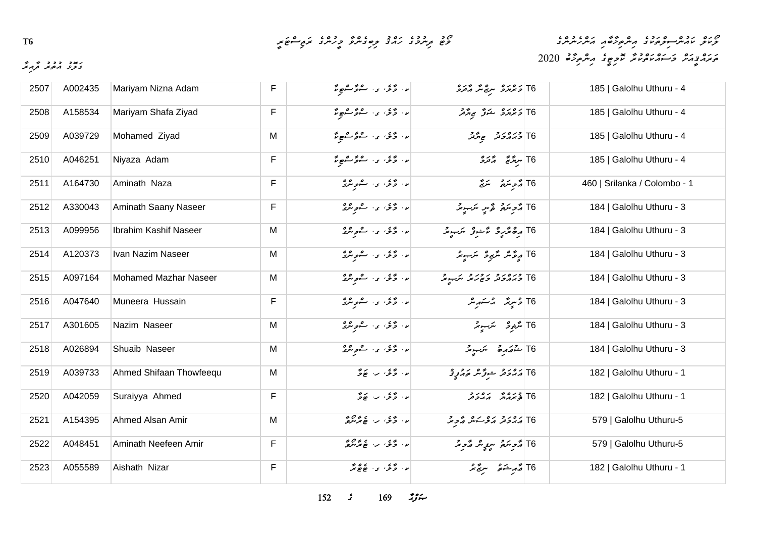| 2507 | A002435 | Mariyam Nizna Adam | F | ޅ. ގާދޫ، ގ. ސުވާސާނީ | T6  މަރިޔަމް ނިޒްނާ އާދަމް | 185 \| Galolhu Uthuru - 4 |
|---|---|---|---|---|---|---|
| 2508 | A158534 | Mariyam Shafa Ziyad | F | ޅ. ގާދޫ، ގ. ސުވާސާނީ | T6 މަރިޔަމް ޝަފާ ޒިޔާދު | 185 \| Galolhu Uthuru - 4 |
| 2509 | A039729 | Mohamed Ziyad | M | ޅ. ގާދޫ، ގ. ސުވާސާނީ | T6 މުޙައްމަދު ޒިޔާދު | 185 \| Galolhu Uthuru - 4 |
| 2510 | A046251 | Niyaza Adam | F | ޅ. ގާދޫ، ގ. ސުވާސާނީ | T6 ނިޔާޒާ އާދަމް | 185 \| Galolhu Uthuru - 4 |
| 2511 | A164730 | Aminath Naza | F | ޅ. ގާދޫ، ގ. ސުވިންސް | T6 އާމިނަތު ނަޒާ | 460 \| Srilanka / Colombo - 1 |
| 2512 | A330043 | Aminath Saany Naseer | F | ޅ. ގާދޫ، ގ. ސުވިންސް | T6 އާމިނަތު ސާނީ ނަސީރު | 184 \| Galolhu Uthuru - 3 |
| 2513 | A099956 | Ibrahim Kashif Naseer | M | ޅ. ގާދޫ، ގ. ސުވިންސް | T6 އިބްރާހީމް ކާޝިފް ނަސީރު | 184 \| Galolhu Uthuru - 3 |
| 2514 | A120373 | Ivan Nazim Naseer | M | ޅ. ގާދޫ، ގ. ސުވިންސް | T6 އިވާން ނާޒިމް ނަސީރު | 184 \| Galolhu Uthuru - 3 |
| 2515 | A097164 | Mohamed Mazhar Naseer | M | ޅ. ގާދޫ، ގ. ސުވިންސް | T6 މުޙައްމަދު މަޒްހަރު ނަސީރު | 184 \| Galolhu Uthuru - 3 |
| 2516 | A047640 | Muneera Hussain | F | ޅ. ގާދޫ، ގ. ސުވިންސް | T6 މުނީރާ ހުސައިން | 184 \| Galolhu Uthuru - 3 |
| 2517 | A301605 | Nazim Naseer | M | ޅ. ގާދޫ، ގ. ސުވިންސް | T6 ނާޒިމް ނަސީރު | 184 \| Galolhu Uthuru - 3 |
| 2518 | A026894 | Shuaib Naseer | M | ޅ. ގާދޫ، ގ. ސުވިންސް | T6 ޝުޢައިބު ނަސީރު | 184 \| Galolhu Uthuru - 3 |
| 2519 | A039733 | Ahmed Shifaan Thowfeequ | M | ޅ. ގާދޫ، ރ. ޒަވާ | T6 އަޙްމަދު ޝިފާން ތައުފީޤު | 182 \| Galolhu Uthuru - 1 |
| 2520 | A042059 | Suraiyya Ahmed | F | ޅ. ގާދޫ، ރ. ޒަވާ | T6 ޘުރައްޔާ އަޙްމަދު | 182 \| Galolhu Uthuru - 1 |
| 2521 | A154395 | Ahmed Alsan Amir | M | ޅ. ގާދޫ، ރ. ޒުހުރާ | T6 އަޙްމަދު އަލްސަން އާމިރު | 579 \| Galolhu Uthuru-5 |
| 2522 | A048451 | Aminath Neefeen Amir | F | ޅ. ގާދޫ، ރ. ޒުހުރާ | T6 އާމިނަތު ނީފީން އާމިރު | 579 \| Galolhu Uthuru-5 |
| 2523 | A055589 | Aishath Nizar | F | ޅ. ގާދޫ، ގ. ޒަޒާރ | T6 އާއިޝަތު ނިޒާރު | 182 \| Galolhu Uthuru - 1 |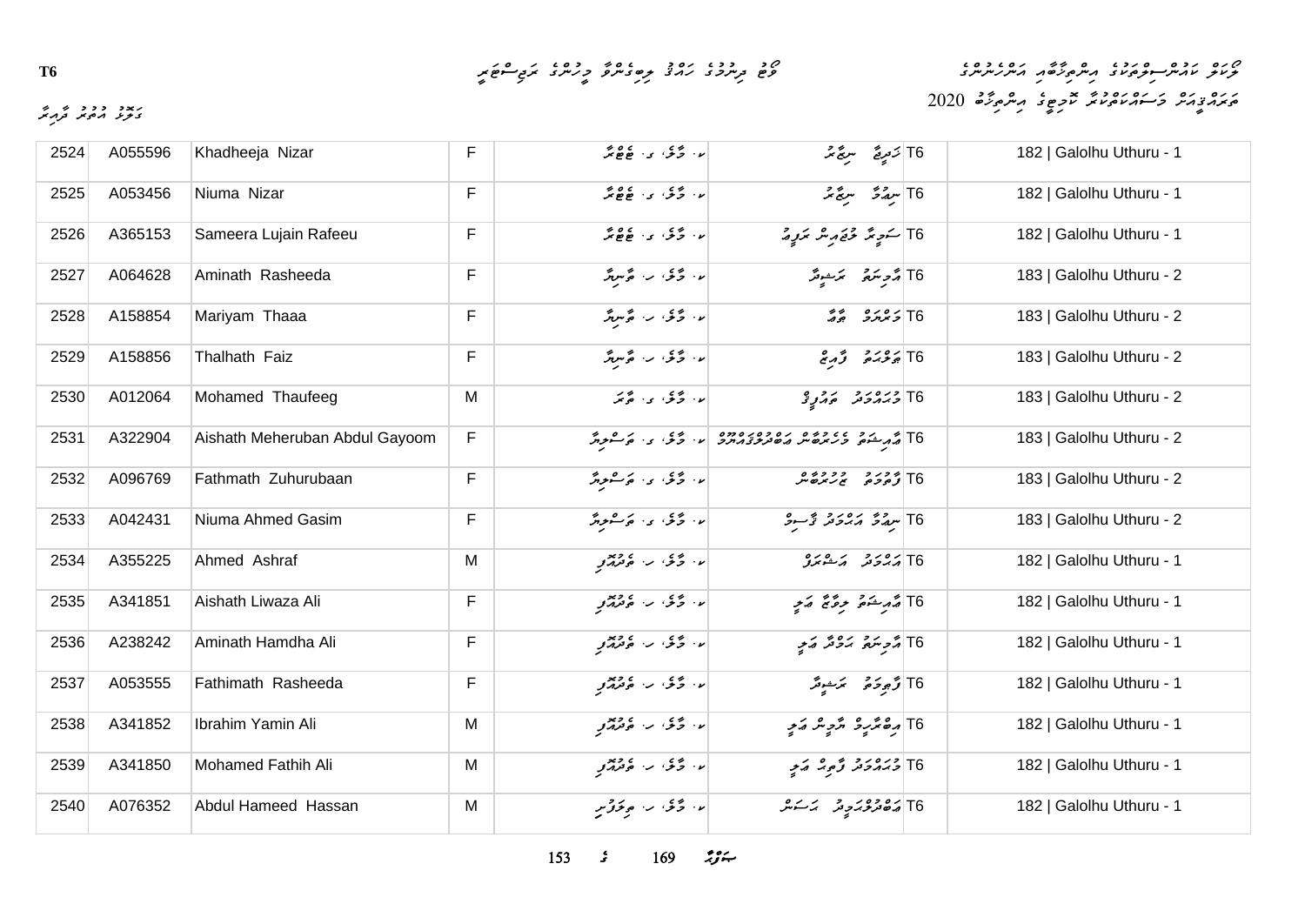| 2524 | A055596 | Khadheeja Nizar | F | ، دَگ، ی، ھُ ھُ تَر | T6 زَمرِيَّ سِيِّ تَر | 182 \| Galolhu Uthuru - 1 |
|---|---|---|---|---|---|---|
| 2525 | A053456 | Niuma Nizar | F | ، دَگ، ی، ھُ ھُ تَر | T6 سِدَّ سِيِّ تَر | 182 \| Galolhu Uthuru - 1 |
| 2526 | A365153 | Sameera Lujain Rafeeu | F | ، دَگ، ی، ھُ ھُ تَر | T6 سَوِيرَ دُوَرِيرَ سَرِوِ | 182 \| Galolhu Uthuru - 1 |
| 2527 | A064628 | Aminath Rasheeda | F | ، دَگ، ر، گَسِرَ | T6 مُرْحِسَمْ بَرَسْوِيرْ | 183 \| Galolhu Uthuru - 2 |
| 2528 | A158854 | Mariyam Thaaa | F | ، دَگ، ر، گَسِرَ | T6 وَمَرْدَ وَمَّ | 183 \| Galolhu Uthuru - 2 |
| 2529 | A158856 | Thalhath Faiz | F | ، دَگ، ر، گَسِرَ | T6 مُوْبَرْمَ وَّرِيح | 183 \| Galolhu Uthuru - 2 |
| 2530 | A012064 | Mohamed Thaufeeg | M | ، دَگ، ی، گَمَر | T6 وَبَرْدَوَرْ ہَرُورِ | 183 \| Galolhu Uthuru - 2 |
| 2531 | A322904 | Aishath Meheruban Abdul Gayoom | F | ، دَگ، ی، مَرْسُورَ | T6 مُرِسْوَمْ وَبَرْمَسْ مَعَدَرْدَنْ مَعَدَرْدَنْ | 183 \| Galolhu Uthuru - 2 |
| 2532 | A096769 | Fathmath Zuhurubaan | F | ، دَگ، ی، مَرْسُورَ | T6 وَجِوَمْ دَرْسُرَسْ | 183 \| Galolhu Uthuru - 2 |
| 2533 | A042431 | Niuma Ahmed Gasim | F | ، دَگ، ی، مَرْسُورَ | T6 سِدَّ مَرْدَوَر وَّسِوْ | 183 \| Galolhu Uthuru - 2 |
| 2534 | A355225 | Ahmed Ashraf | M | ، دَگ، ر، ہُوُرْمُرَ | T6 مَرْدَوَر مَسْوَمَرُو | 182 \| Galolhu Uthuru - 1 |
| 2535 | A341851 | Aishath Liwaza Ali | F | ، دَگ، ر، ہُوُرْمُرَ | T6 مُرِسْوَمْ وِوَمَ مَرِ | 182 \| Galolhu Uthuru - 1 |
| 2536 | A238242 | Aminath Hamdha Ali | F | ، دَگ، ر، ہُوُرْمُرَ | T6 مُرْحِسَمْ بَرْدَرَ مَرِ | 182 \| Galolhu Uthuru - 1 |
| 2537 | A053555 | Fathimath Rasheeda | F | ، دَگ، ر، ہُوُرْمُرَ | T6 وَجِوَمْ بَرَسْوِيرْ | 182 \| Galolhu Uthuru - 1 |
| 2538 | A341852 | Ibrahim Yamin Ali | M | ، دَگ، ر، ہُوُرْمُرَ | T6 مِرْهَمَرِدْ مُرْحِسْ مَرِ | 182 \| Galolhu Uthuru - 1 |
| 2539 | A341850 | Mohamed Fathih Ali | M | ، دَگ، ر، ہُوُرْمُرَ | T6 وَبَرْدَوَرْ وَّمِرْ مَرِ | 182 \| Galolhu Uthuru - 1 |
| 2540 | A076352 | Abdul Hameed Hassan | M | ، دَگ، ر، ہِوَرْمِر | T6 مَعَدَرْدَبَرِدْ بَرَسَسْ | 182 \| Galolhu Uthuru - 1 |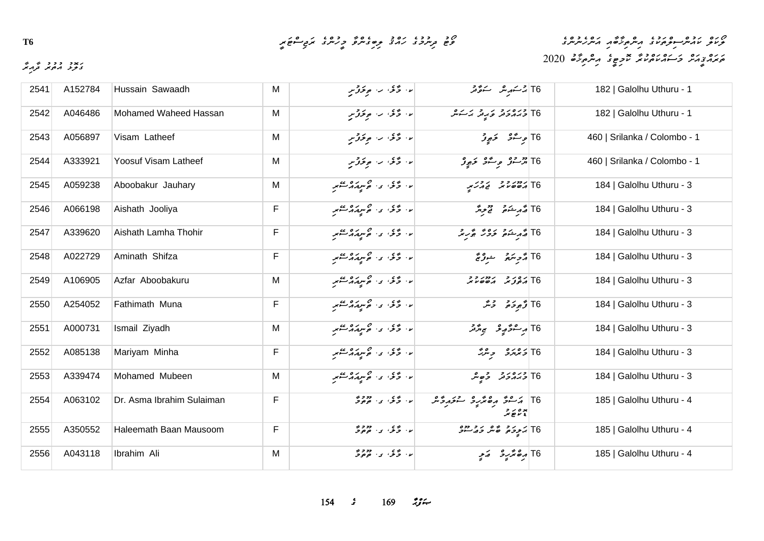| 2541 | A152784 | Hussain Sawaadh | M | ޅ. މާލެ، ހ. ތިލަފުށި | T6 ހުސައިން ސަވާދު | 182 \| Galolhu Uthuru - 1 |
|---|---|---|---|---|---|---|
| 2542 | A046486 | Mohamed Waheed Hassan | M | ޅ. މާލެ، ހ. ތިލަފުށި | T6 މުހައްމަދު ވަހީދު ހަސަން | 182 \| Galolhu Uthuru - 1 |
| 2543 | A056897 | Visam Latheef | M | ޅ. މާލެ، ހ. ތިލަފުށި | T6 ވިސާމް ލަތީފް | 460 \| Srilanka / Colombo - 1 |
| 2544 | A333921 | Yoosuf Visam Latheef | M | ޅ. މާލެ، ހ. ތިލަފުށި | T6 ޔޫސުފް ވިސާމް ލަތީފް | 460 \| Srilanka / Colombo - 1 |
| 2545 | A059238 | Aboobakur Jauhary | M | ޅ. މާލެ، ގ. ޓޮޕިކަލްސަން | T6 އަބޫބަކުރު ޖައުހަރީ | 184 \| Galolhu Uthuru - 3 |
| 2546 | A066198 | Aishath Jooliya | F | ޅ. މާލެ، ގ. ޓޮޕިކަލްސަން | T6 އާއިޝަތު ޖޫލިޔާ | 184 \| Galolhu Uthuru - 3 |
| 2547 | A339620 | Aishath Lamha Thohir | F | ޅ. މާލެ، ގ. ޓޮޕިކަލްސަން | T6 އާއިޝަތު ލަމްހާ ޠާހިރު | 184 \| Galolhu Uthuru - 3 |
| 2548 | A022729 | Aminath Shifza | F | ޅ. މާލެ، ގ. ޓޮޕިކަލްސަން | T6 އާމިނަތު ޝިފްޒާ | 184 \| Galolhu Uthuru - 3 |
| 2549 | A106905 | Azfar Aboobakuru | M | ޅ. މާލެ، ގ. ޓޮޕިކަލްސަން | T6 އަޒްފަރު އަބޫބަކުރު | 184 \| Galolhu Uthuru - 3 |
| 2550 | A254052 | Fathimath Muna | F | ޅ. މާލެ، ގ. ޓޮޕިކަލްސަން | T6 ފާތިމަތު މުނާ | 184 \| Galolhu Uthuru - 3 |
| 2551 | A000731 | Ismail Ziyadh | M | ޅ. މާލެ، ގ. ޓޮޕިކަލްސަން | T6 އިސްމާޢީލް ޒިޔާދު | 184 \| Galolhu Uthuru - 3 |
| 2552 | A085138 | Mariyam Minha | F | ޅ. މާލެ، ގ. ޓޮޕިކަލްސަން | T6 މަރިޔަމް މިންހާ | 184 \| Galolhu Uthuru - 3 |
| 2553 | A339474 | Mohamed Mubeen | M | ޅ. މާލެ، ގ. ޓޮޕިކަލްސަން | T6 މުހައްމަދު މުބީން | 184 \| Galolhu Uthuru - 3 |
| 2554 | A063102 | Dr. Asma Ibrahim Sulaiman | F | ޅ. މާލެ، ގ. ޓޫޓޫމް | T6 އަސްމާ އިބްރާހީމް ސުލައިމާން ޑރ | 185 \| Galolhu Uthuru - 4 |
| 2555 | A350552 | Haleemath Baan Mausoom | F | ޅ. މާލެ، ގ. ޓޫޓޫމް | T6 ހަލީމަތު ބާން މައުސޫމް | 185 \| Galolhu Uthuru - 4 |
| 2556 | A043118 | Ibrahim Ali | M | ޅ. މާލެ، ގ. ޓޫޓޫމް | T6 އިބްރާހީމް އަލީ | 185 \| Galolhu Uthuru - 4 |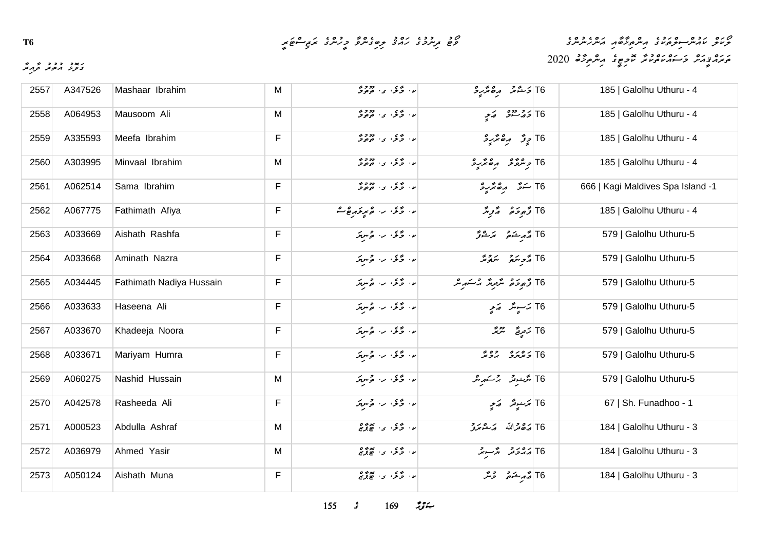| 2557 | A347526 | Mashaar Ibrahim | M | ށ. މާޅ، ގ. ތުތުމާ | T6 މަޝާރު އިބްރާހީމް | 185 \| Galolhu Uthuru - 4 |
|---|---|---|---|---|---|---|
| 2558 | A064953 | Mausoom Ali | M | ށ. މާޅ، ގ. ތުތުމާ | T6 މައުސޫމް ޢަލީ | 185 \| Galolhu Uthuru - 4 |
| 2559 | A335593 | Meefa Ibrahim | F | ށ. މާޅ، ގ. ތުތުމާ | T6 މީފާ އިބްރާހީމް | 185 \| Galolhu Uthuru - 4 |
| 2560 | A303995 | Minvaal Ibrahim | M | ށ. މާޅ، ގ. ތުތުމާ | T6 މިންވާލް އިބްރާހީމް | 185 \| Galolhu Uthuru - 4 |
| 2561 | A062514 | Sama Ibrahim | F | ށ. މާޅ، ގ. ތުތުމާ | T6 ސަމާ އިބްރާހީމް | 666 \| Kagi Maldives Spa Island -1 |
| 2562 | A067775 | Fathimath Afiya | F | ށ. މާޅ، ހ. ތިރީގަސްދޮށް | T6 ފާތިމަތު އާފިޔާ | 185 \| Galolhu Uthuru - 4 |
| 2563 | A033669 | Aishath Rashfa | F | ށ. މާޅ، ހ. ތުނިބަ | T6 އާއިޝަތު ރަޝްފާ | 579 \| Galolhu Uthuru-5 |
| 2564 | A033668 | Aminath Nazra | F | ށ. މާޅ، ހ. ތުނިބަ | T6 އާމިނަތު ނަޒްރާ | 579 \| Galolhu Uthuru-5 |
| 2565 | A034445 | Fathimath Nadiya Hussain | F | ށ. މާޅ، ހ. ތުނިބަ | T6 ފާތިމަތު ނާދިޔާ ހުސައިން | 579 \| Galolhu Uthuru-5 |
| 2566 | A033633 | Haseena Ali | F | ށ. މާޅ، ހ. ތުނިބަ | T6 ހަސީނާ ޢަލީ | 579 \| Galolhu Uthuru-5 |
| 2567 | A033670 | Khadeeja Noora | F | ށ. މާޅ، ހ. ތުނިބަ | T6 ޚަދީޖާ ނޫރާ | 579 \| Galolhu Uthuru-5 |
| 2568 | A033671 | Mariyam Humra | F | ށ. މާޅ، ހ. ތުނިބަ | T6 މަރިޔަމް ހުމްރާ | 579 \| Galolhu Uthuru-5 |
| 2569 | A060275 | Nashid Hussain | M | ށ. މާޅ، ހ. ތުނިބަ | T6 ނާޝިދު ހުސައިން | 579 \| Galolhu Uthuru-5 |
| 2570 | A042578 | Rasheeda Ali | F | ށ. މާޅ، ހ. ތުނިބަ | T6 ރަޝީދާ ޢަލީ | 67 \| Sh. Funadhoo - 1 |
| 2571 | A000523 | Abdulla Ashraf | M | ށ. މާޅ، ގ. ޗަނބޭލި | T6 އަބްދުﷲ އަޝްރަފް | 184 \| Galolhu Uthuru - 3 |
| 2572 | A036979 | Ahmed Yasir | M | ށ. މާޅ، ގ. ޗަނބޭލި | T6 އަޙްމަދު ޔާސިރު | 184 \| Galolhu Uthuru - 3 |
| 2573 | A050124 | Aishath Muna | F | ށ. މާޅ، ގ. ޗަނބޭލި | T6 އާއިޝަތު މުނާ | 184 \| Galolhu Uthuru - 3 |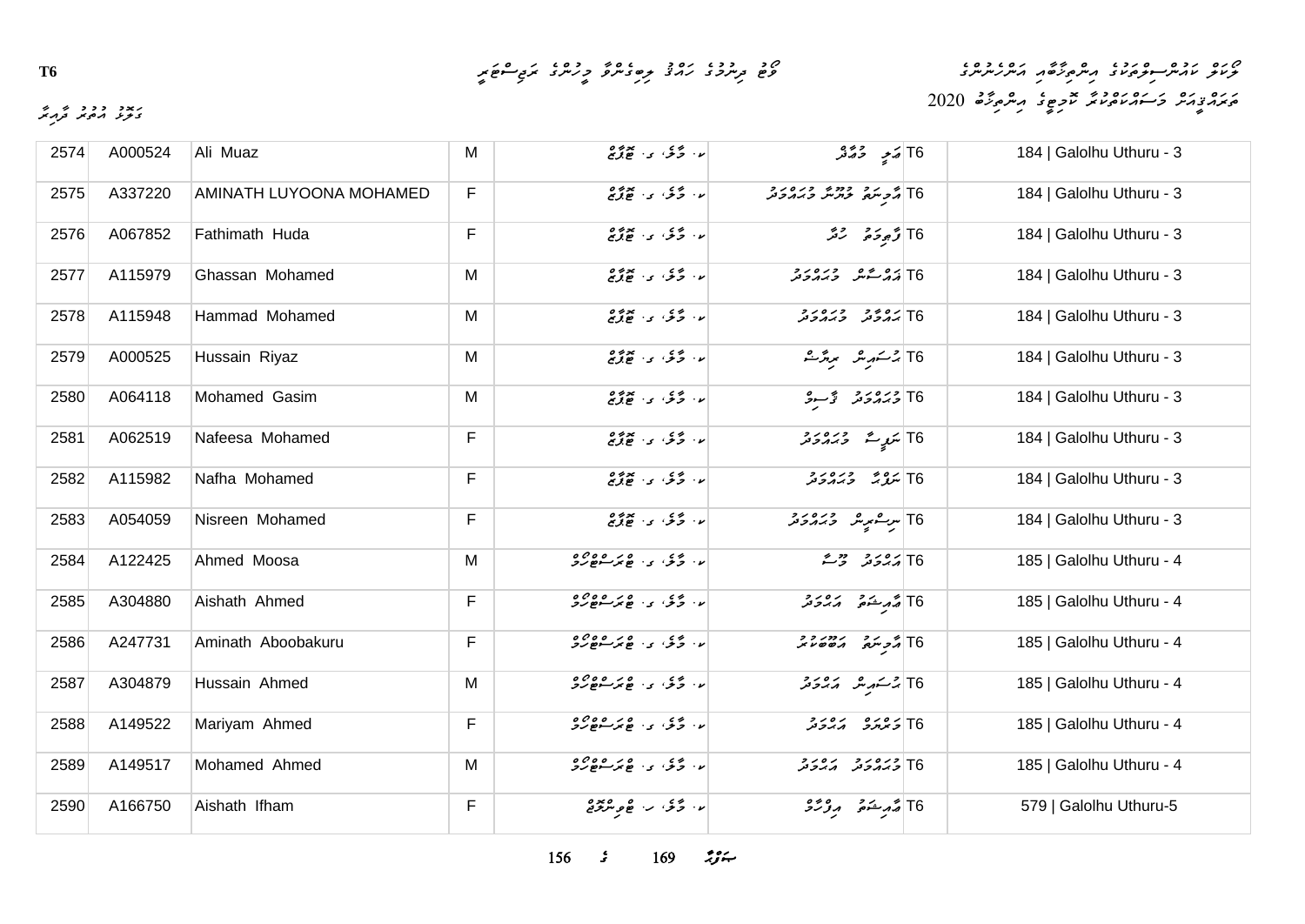| 2574 | A000524 | Ali Muaz | M | ، ގ، ގ، ޖ | T6 | 184 \| Galolhu Uthuru - 3 |
|---|---|---|---|---|---|---|
| 2575 | A337220 | AMINATH LUYOONA MOHAMED | F | ، ގ، ގ، ޖ | T6 | 184 \| Galolhu Uthuru - 3 |
| 2576 | A067852 | Fathimath Huda | F | ، ގ، ގ، ޖ | T6 | 184 \| Galolhu Uthuru - 3 |
| 2577 | A115979 | Ghassan Mohamed | M | ، ގ، ގ، ޖ | T6 | 184 \| Galolhu Uthuru - 3 |
| 2578 | A115948 | Hammad Mohamed | M | ، ގ، ގ، ޖ | T6 | 184 \| Galolhu Uthuru - 3 |
| 2579 | A000525 | Hussain Riyaz | M | ، ގ، ގ، ޖ | T6 | 184 \| Galolhu Uthuru - 3 |
| 2580 | A064118 | Mohamed Gasim | M | ، ގ، ގ، ޖ | T6 | 184 \| Galolhu Uthuru - 3 |
| 2581 | A062519 | Nafeesa Mohamed | F | ، ގ، ގ، ޖ | T6 | 184 \| Galolhu Uthuru - 3 |
| 2582 | A115982 | Nafha Mohamed | F | ، ގ، ގ، ޖ | T6 | 184 \| Galolhu Uthuru - 3 |
| 2583 | A054059 | Nisreen Mohamed | F | ، ގ، ގ، ޖ | T6 | 184 \| Galolhu Uthuru - 3 |
| 2584 | A122425 | Ahmed Moosa | M | ، ގ، ގ، | T6 | 185 \| Galolhu Uthuru - 4 |
| 2585 | A304880 | Aishath Ahmed | F | ، ގ، ގ، | T6 | 185 \| Galolhu Uthuru - 4 |
| 2586 | A247731 | Aminath Aboobakuru | F | ، ގ، ގ، | T6 | 185 \| Galolhu Uthuru - 4 |
| 2587 | A304879 | Hussain Ahmed | M | ، ގ، ގ، | T6 | 185 \| Galolhu Uthuru - 4 |
| 2588 | A149522 | Mariyam Ahmed | F | ، ގ، ގ، | T6 | 185 \| Galolhu Uthuru - 4 |
| 2589 | A149517 | Mohamed Ahmed | M | ، ގ، ގ، | T6 | 185 \| Galolhu Uthuru - 4 |
| 2590 | A166750 | Aishath Ifham | F | ، ގ، ހ، | T6 | 579 \| Galolhu Uthuru-5 |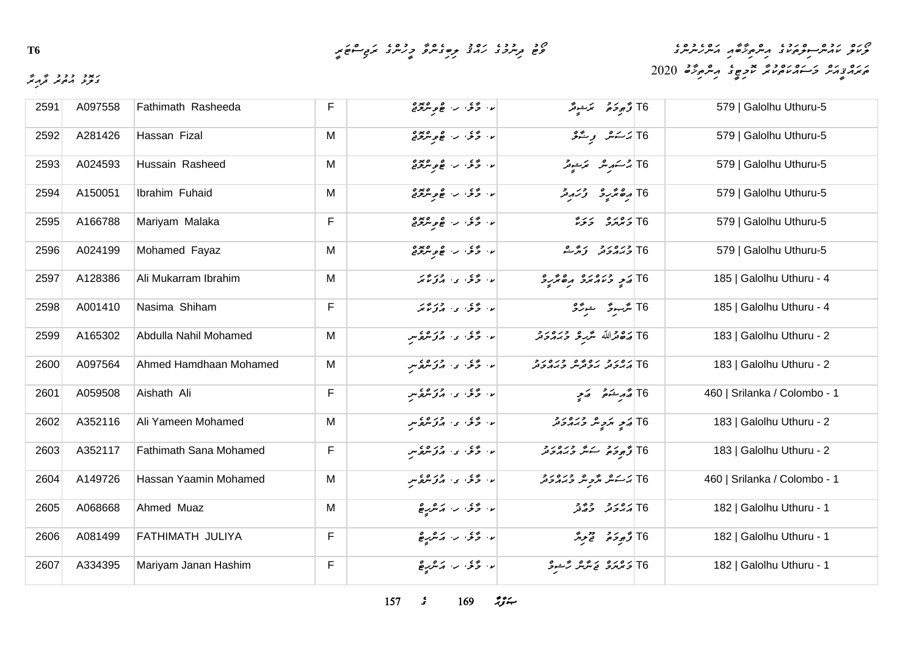| 2591 | A097558 | Fathimath Rasheeda | F | ށ. މާޅޮ، ހ. ޖާތިންދާޖް | T6 ފާތިމަތު ރަޝީދާ | 579 \| Galolhu Uthuru-5 |
|---|---|---|---|---|---|---|
| 2592 | A281426 | Hassan Fizal | M | ށ. މާޅޮ، ހ. ޖާތިންދާޖް | T6 ހަސަން ފިޒާލް | 579 \| Galolhu Uthuru-5 |
| 2593 | A024593 | Hussain Rasheed | M | ށ. މާޅޮ، ހ. ޖާތިންދާޖް | T6 ހުސައިން ރަޝީދު | 579 \| Galolhu Uthuru-5 |
| 2594 | A150051 | Ibrahim Fuhaid | M | ށ. މާޅޮ، ހ. ޖާތިންދާޖް | T6 އިބްރާހީމް ފުހައިދު | 579 \| Galolhu Uthuru-5 |
| 2595 | A166788 | Mariyam Malaka | F | ށ. މާޅޮ، ހ. ޖާތިންދާޖް | T6 މަރިޔަމް މަލަކާ | 579 \| Galolhu Uthuru-5 |
| 2596 | A024199 | Mohamed Fayaz | M | ށ. މާޅޮ، ހ. ޖާތިންދާޖް | T6 މުހައްމަދު ފައްޔާޒް | 579 \| Galolhu Uthuru-5 |
| 2597 | A128386 | Ali Mukarram Ibrahim | M | ށ. މާޅޮ، ގ. އުފާކަރ | T6 އަލީ މުކައްރަމް އިބްރާހީމް | 185 \| Galolhu Uthuru - 4 |
| 2598 | A001410 | Nasima Shiham | F | ށ. މާޅޮ، ގ. އުފާކަރ | T6 ނާސިމާ ޝިހާމް | 185 \| Galolhu Uthuru - 4 |
| 2599 | A165302 | Abdulla Nahil Mohamed | M | ށ. މާޅޮ، ގ. އުފާސްދާސް | T6 އަބްދުﷲ ނާހިލް މުހައްމަދު | 183 \| Galolhu Uthuru - 2 |
| 2600 | A097564 | Ahmed Hamdhaan Mohamed | M | ށ. މާޅޮ، ގ. އުފާސްދާސް | T6 އަހްމަދު ހަމްދާން މުހައްމަދު | 183 \| Galolhu Uthuru - 2 |
| 2601 | A059508 | Aishath Ali | F | ށ. މާޅޮ، ގ. އުފާސްދާސް | T6 އާއިޝަތު އަލީ | 460 \| Srilanka / Colombo - 1 |
| 2602 | A352116 | Ali Yameen Mohamed | M | ށ. މާޅޮ، ގ. އުފާސްދާސް | T6 އަލީ ޔަމީން މުހައްމަދު | 183 \| Galolhu Uthuru - 2 |
| 2603 | A352117 | Fathimath Sana Mohamed | F | ށ. މާޅޮ، ގ. އުފާސްދާސް | T6 ފާތިމަތު ސަނާ މުހައްމަދު | 183 \| Galolhu Uthuru - 2 |
| 2604 | A149726 | Hassan Yaamin Mohamed | M | ށ. މާޅޮ، ގ. އުފާސްދާސް | T6 ހަސަން ޔާމިން މުހައްމަދު | 460 \| Srilanka / Colombo - 1 |
| 2605 | A068668 | Ahmed Muaz | M | ށ. މާޅޮ، ހ. އަންބަރީޖް | T6 އަހްމަދު މުއާޒު | 182 \| Galolhu Uthuru - 1 |
| 2606 | A081499 | FATHIMATH JULIYA | F | ށ. މާޅޮ، ހ. އަންބަރީޖް | T6 ފާތިމަތު ޖޫލިޔާ | 182 \| Galolhu Uthuru - 1 |
| 2607 | A334395 | Mariyam Janan Hashim | F | ށ. މާޅޮ، ހ. އަންބަރީޖް | T6 މަރިޔަމް ޖަނާން ހާޝިމް | 182 \| Galolhu Uthuru - 1 |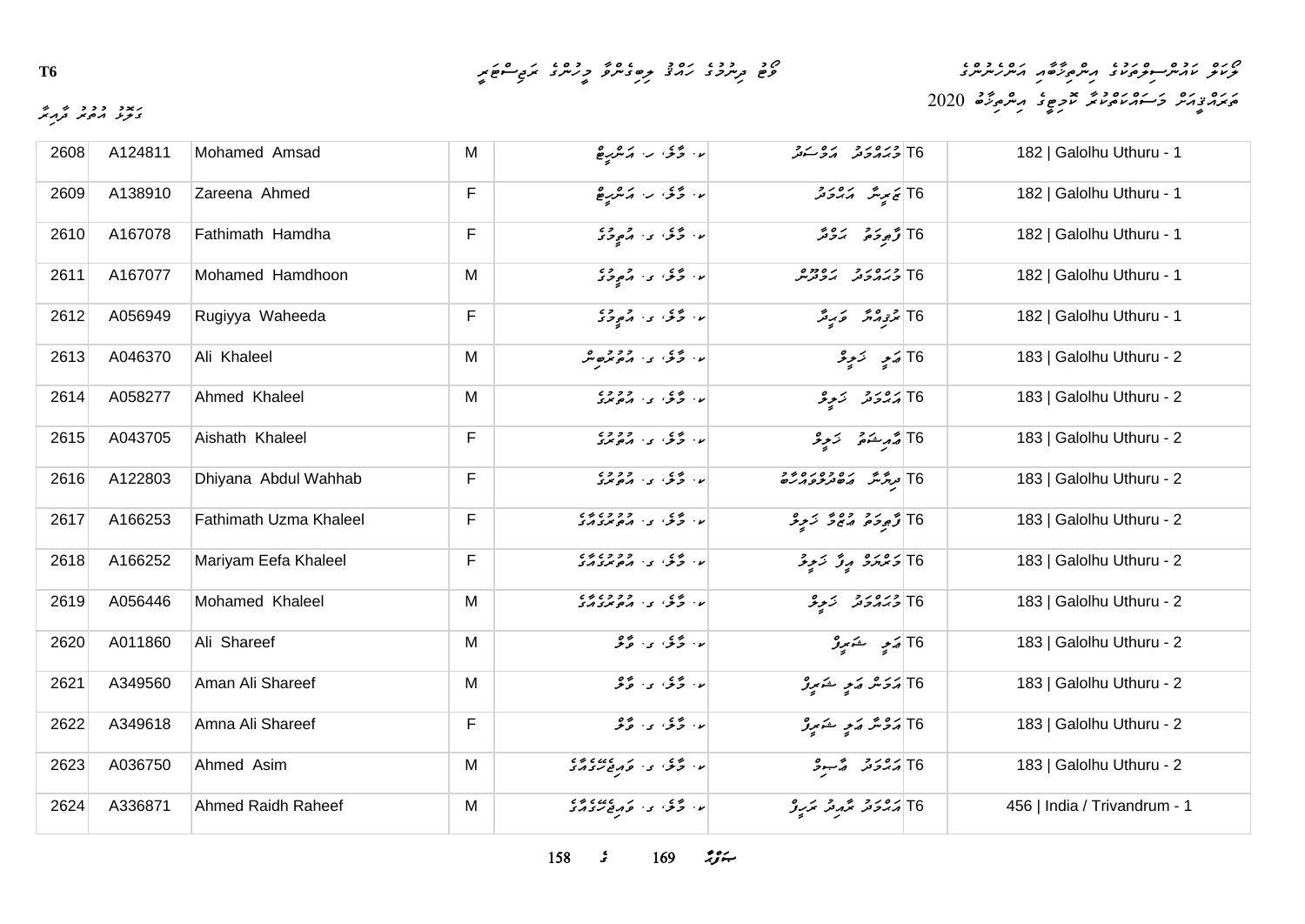| 2608 | A124811 | Mohamed Amsad | M | ށ. މާލެ، ހ. އަންނިޒާ | T6 މުހައްމަދު އަމްސަދު | 182 \| Galolhu Uthuru - 1 |
|---|---|---|---|---|---|---|
| 2609 | A138910 | Zareena Ahmed | F | ށ. މާލެ، ހ. އަންނިޒާ | T6 ޒަރީނާ އަޙްމަދު | 182 \| Galolhu Uthuru - 1 |
| 2610 | A167078 | Fathimath Hamdha | F | ށ. މާލެ، ގ. އުތީމުގެ | T6 ފާތިމަތު ހަމްދާ | 182 \| Galolhu Uthuru - 1 |
| 2611 | A167077 | Mohamed Hamdhoon | M | ށ. މާލެ، ގ. އުތީމުގެ | T6 މުހައްމަދު ހަމްދޫން | 182 \| Galolhu Uthuru - 1 |
| 2612 | A056949 | Rugiyya Waheeda | F | ށ. މާލެ، ގ. އުތީމުގެ | T6 ރުގިއްޔާ ވަހީދާ | 182 \| Galolhu Uthuru - 1 |
| 2613 | A046370 | Ali Khaleel | M | ށ. މާލެ، ގ. އުތުރުބަން | T6 އަލި ޚަލީލު | 183 \| Galolhu Uthuru - 2 |
| 2614 | A058277 | Ahmed Khaleel | M | ށ. މާލެ، ގ. އުތުރުގެ | T6 އަޙްމަދު ޚަލީލު | 183 \| Galolhu Uthuru - 2 |
| 2615 | A043705 | Aishath Khaleel | F | ށ. މާލެ، ގ. އުތުރުގެ | T6 އާއިޝަތު ޚަލީލު | 183 \| Galolhu Uthuru - 2 |
| 2616 | A122803 | Dhiyana Abdul Wahhab | F | ށ. މާލެ، ގ. އުތުރުގެ | T6 ދިޔާނާ އަބްދުލްވައްހާބު | 183 \| Galolhu Uthuru - 2 |
| 2617 | A166253 | Fathimath Uzma Khaleel | F | ށ. މާލެ، ގ. އުތުރުގެއާގެ | T6 ފާތިމަތު އުޒްމާ ޚަލީލު | 183 \| Galolhu Uthuru - 2 |
| 2618 | A166252 | Mariyam Eefa Khaleel | F | ށ. މާލެ، ގ. އުތުރުގެއާގެ | T6 މަރިޔަމް އީފާ ޚަލީލު | 183 \| Galolhu Uthuru - 2 |
| 2619 | A056446 | Mohamed Khaleel | M | ށ. މާލެ، ގ. އުތުރުގެއާގެ | T6 މުހައްމަދު ޚަލީލު | 183 \| Galolhu Uthuru - 2 |
| 2620 | A011860 | Ali Shareef | M | ށ. މާލެ، ގ. ވާވު | T6 އަލި ޝަރީފު | 183 \| Galolhu Uthuru - 2 |
| 2621 | A349560 | Aman Ali Shareef | M | ށ. މާލެ، ގ. ވާވު | T6 އަމަން އަލި ޝަރީފު | 183 \| Galolhu Uthuru - 2 |
| 2622 | A349618 | Amna Ali Shareef | F | ށ. މާލެ، ގ. ވާވު | T6 އަމްނާ އަލި ޝަރީފު | 183 \| Galolhu Uthuru - 2 |
| 2623 | A036750 | Ahmed Asim | M | ށ. މާލެ، ގ. ވައިޓްރޯޒްއާގެ | T6 އަޙްމަދު އާސިމް | 183 \| Galolhu Uthuru - 2 |
| 2624 | A336871 | Ahmed Raidh Raheef | M | ށ. މާލެ، ގ. ވައިޓްރޯޒްއާގެ | T6 އަޙްމަދު ރާއިދު ރަހީފު | 456 \| India / Trivandrum - 1 |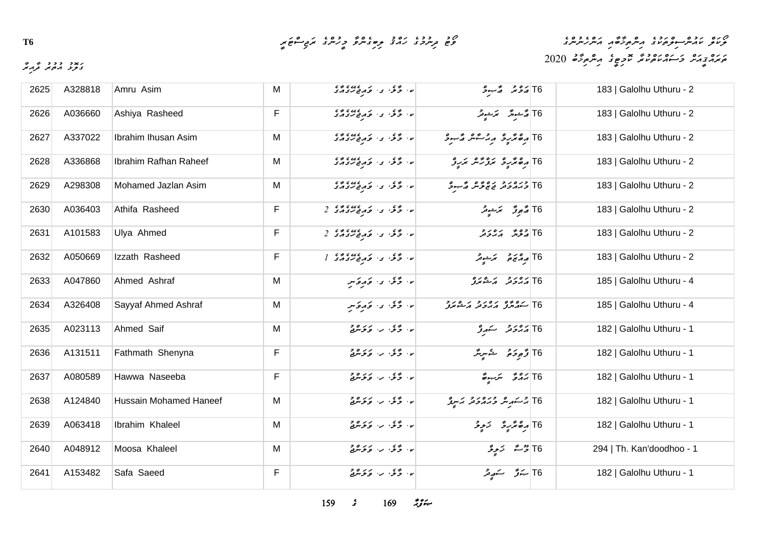| 2625 | A328818 | Amru Asim | M | ޅ. މާލެ، ގ. ގަލޮޅުހަވީރުމާގެ | T6 އަމްރު އާސިމް | 183 \| Galolhu Uthuru - 2 |
|---|---|---|---|---|---|---|
| 2626 | A036660 | Ashiya Rasheed | F | ޅ. މާލެ، ގ. ގަލޮޅުހަވީރުމާގެ | T6 އާޝިޔާ ރަޝީދު | 183 \| Galolhu Uthuru - 2 |
| 2627 | A337022 | Ibrahim Ihusan Asim | M | ޅ. މާލެ، ގ. ގަލޮޅުހަވީރުމާގެ | T6 އިބްރާހީމް އިހުސާން އާސިމް | 183 \| Galolhu Uthuru - 2 |
| 2628 | A336868 | Ibrahim Rafhan Raheef | M | ޅ. މާލެ، ގ. ގަލޮޅުހަވީރުމާގެ | T6 އިބްރާހީމް ރަފްހާން ރަހީފް | 183 \| Galolhu Uthuru - 2 |
| 2629 | A298308 | Mohamed Jazlan Asim | M | ޅ. މާލެ، ގ. ގަލޮޅުހަވީރުމާގެ | T6 މުހައްމަދު ޖަޒްލާން އާސިމް | 183 \| Galolhu Uthuru - 2 |
| 2630 | A036403 | Athifa Rasheed | F | ޅ. މާލެ، ގ. ގަލޮޅުހަވީރުމާގެ 2 | T6 އާތިފާ ރަޝީދު | 183 \| Galolhu Uthuru - 2 |
| 2631 | A101583 | Ulya Ahmed | F | ޅ. މާލެ، ގ. ގަލޮޅުހަވީރުމާގެ 2 | T6 ޢުލްޔާ އަހްމަދު | 183 \| Galolhu Uthuru - 2 |
| 2632 | A050669 | Izzath Rasheed | F | ޅ. މާލެ، ގ. ގަލޮޅުހަވީރުމާގެ 1 | T6 އިއްޒަތު ރަޝީދު | 183 \| Galolhu Uthuru - 2 |
| 2633 | A047860 | Ahmed Ashraf | M | ޅ. މާލެ، ގ. ގަލިޔަސް | T6 އަހްމަދު އަޝްރަފް | 185 \| Galolhu Uthuru - 4 |
| 2634 | A326408 | Sayyaf Ahmed Ashraf | M | ޅ. މާލެ، ގ. ގަލިޔަސް | T6 ސައްޔާފް އަހްމަދު އަޝްރަފް | 185 \| Galolhu Uthuru - 4 |
| 2635 | A023113 | Ahmed Saif | M | ޅ. މާލެ، ހ. ގަލަންޖު | T6 އަހްމަދު ސައިފް | 182 \| Galolhu Uthuru - 1 |
| 2636 | A131511 | Fathmath Shenyna | F | ޅ. މާލެ، ހ. ގަލަންޖު | T6 ފާތިމަތު ޝެނީނާ | 182 \| Galolhu Uthuru - 1 |
| 2637 | A080589 | Hawwa Naseeba | F | ޅ. މާލެ، ހ. ގަލަންޖު | T6 ހައްވާ ނަސީބާ | 182 \| Galolhu Uthuru - 1 |
| 2638 | A124840 | Hussain Mohamed Haneef | M | ޅ. މާލެ، ހ. ގަލަންޖު | T6 ހުސައިން މުހައްމަދު ހަނީފް | 182 \| Galolhu Uthuru - 1 |
| 2639 | A063418 | Ibrahim Khaleel | M | ޅ. މާލެ، ހ. ގަލަންޖު | T6 އިބްރާހީމް ޚަލީލް | 182 \| Galolhu Uthuru - 1 |
| 2640 | A048912 | Moosa Khaleel | M | ޅ. މާލެ، ހ. ގަލަންޖު | T6 މޫސާ ޚަލީލް | 294 \| Th. Kan'doodhoo - 1 |
| 2641 | A153482 | Safa Saeed | F | ޅ. މާލެ، ހ. ގަލަންޖު | T6 ސަފާ ސަޢީދު | 182 \| Galolhu Uthuru - 1 |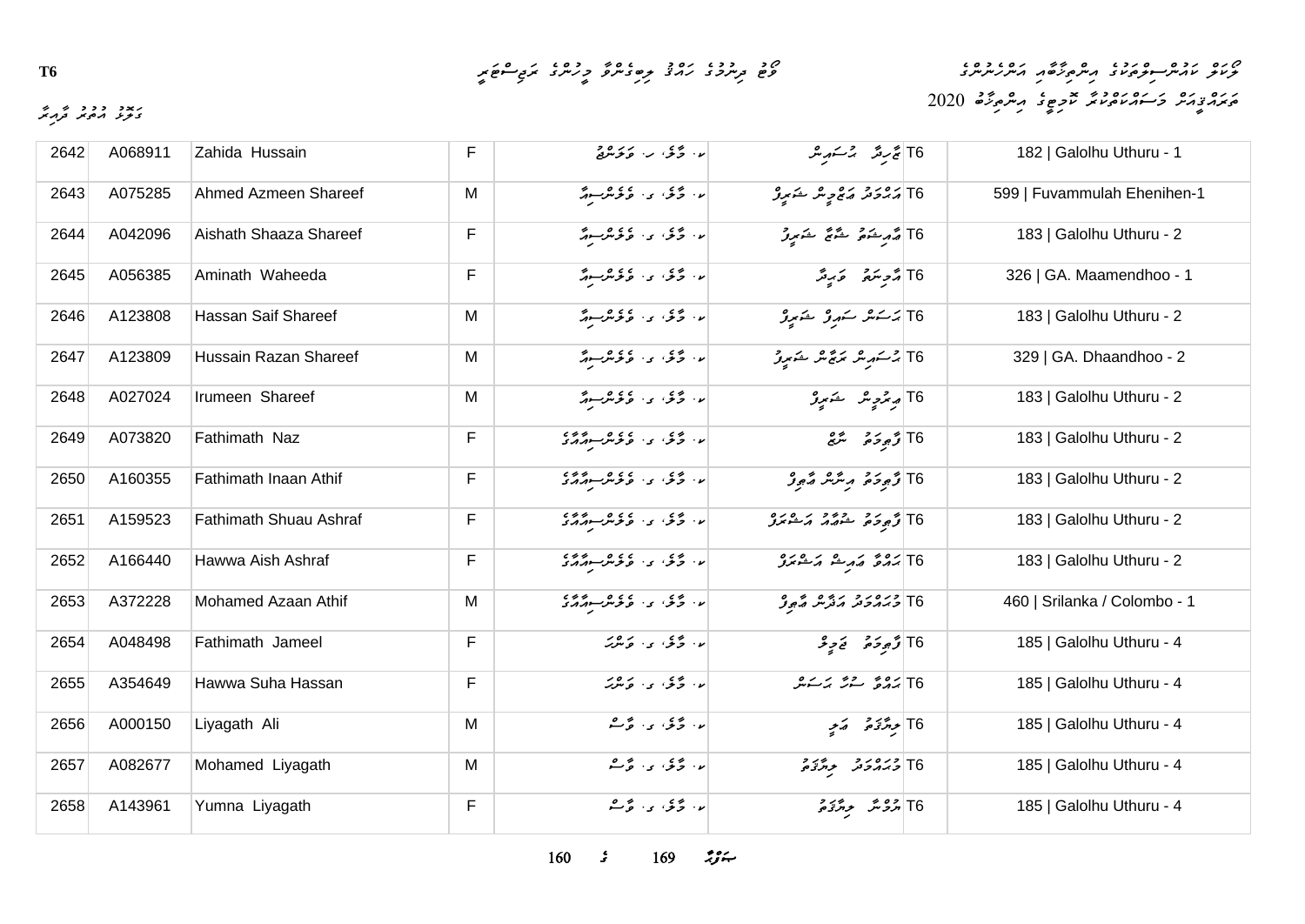| 2642 | A068911 | Zahida Hussain | F | ށ. މާޅ، ހ. ގަމަރުދޫ | ޒާހިދާ ހުސައިން T6 | 182 \| Galolhu Uthuru - 1 |
|---|---|---|---|---|---|---|
| 2643 | A075285 | Ahmed Azmeen Shareef | M | ށ. މާޅ، ގ. ވެވެންސިއާ | އަހުމަދު އަޒްމީން ޝަރީފް T6 | 599 \| Fuvammulah Ehenihen-1 |
| 2644 | A042096 | Aishath Shaaza Shareef | F | ށ. މާޅ، ގ. ވެވެންސިއާ | އައިޝަތު ޝާޒާ ޝަރީފް T6 | 183 \| Galolhu Uthuru - 2 |
| 2645 | A056385 | Aminath Waheeda | F | ށ. މާޅ، ގ. ވެވެންސިއާ | އާމިނަތު ވަހީދާ T6 | 326 \| GA. Maamendhoo - 1 |
| 2646 | A123808 | Hassan Saif Shareef | M | ށ. މާޅ، ގ. ވެވެންސިއާ | ހަސަން ސައިފު ޝަރީފް T6 | 183 \| Galolhu Uthuru - 2 |
| 2647 | A123809 | Hussain Razan Shareef | M | ށ. މާޅ، ގ. ވެވެންސިއާ | ހުސައިން ރަޒާން ޝަރީފް T6 | 329 \| GA. Dhaandhoo - 2 |
| 2648 | A027024 | Irumeen Shareef | M | ށ. މާޅ، ގ. ވެވެންސިއާ | އިރުމީން ޝަރީފް T6 | 183 \| Galolhu Uthuru - 2 |
| 2649 | A073820 | Fathimath Naz | F | ށ. މާޅ، ގ. ވެވެންސިއާއުގެ | ފާތިމަތު ނާޒް T6 | 183 \| Galolhu Uthuru - 2 |
| 2650 | A160355 | Fathimath Inaan Athif | F | ށ. މާޅ، ގ. ވެވެންސިއާއުގެ | ފާތިމަތު އިނާން އާތިފް T6 | 183 \| Galolhu Uthuru - 2 |
| 2651 | A159523 | Fathimath Shuau Ashraf | F | ށ. މާޅ، ގ. ވެވެންސިއާއުގެ | ފާތިމަތު ޝުޢާއު އަޝްރަފް T6 | 183 \| Galolhu Uthuru - 2 |
| 2652 | A166440 | Hawwa Aish Ashraf | F | ށ. މާޅ، ގ. ވެވެންސިއާއުގެ | ހައްވާ އައިޝް އަޝްރަފް T6 | 183 \| Galolhu Uthuru - 2 |
| 2653 | A372228 | Mohamed Azaan Athif | M | ށ. މާޅ، ގ. ވެވެންސިއާއުގެ | މުހައްމަދު އަޒާން އާތިފް T6 | 460 \| Srilanka / Colombo - 1 |
| 2654 | A048498 | Fathimath Jameel | F | ށ. މާޅ، ގ. ވަންނަ | ފާތިމަތު ޖަމީލް T6 | 185 \| Galolhu Uthuru - 4 |
| 2655 | A354649 | Hawwa Suha Hassan | F | ށ. މާޅ، ގ. ވަންނަ | ހައްވާ ސުހާ ހަސަން T6 | 185 \| Galolhu Uthuru - 4 |
| 2656 | A000150 | Liyagath Ali | M | ށ. މާޅ، ގ. ވާސް | ލިޔާޤަތު އަލި T6 | 185 \| Galolhu Uthuru - 4 |
| 2657 | A082677 | Mohamed Liyagath | M | ށ. މާޅ، ގ. ވާސް | މުހައްމަދު ލިޔާޤަތު T6 | 185 \| Galolhu Uthuru - 4 |
| 2658 | A143961 | Yumna Liyagath | F | ށ. މާޅ، ގ. ވާސް | ޔުމްނާ ލިޔާޤަތު T6 | 185 \| Galolhu Uthuru - 4 |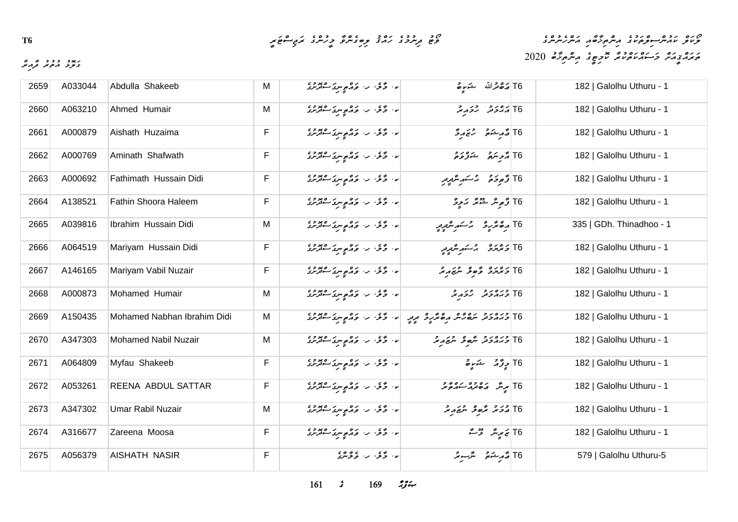| 2659 | A033044 | Abdulla Shakeeb | M | ، ގާފު، ނ. ގުޅީފިނޮޅު ސަރަހައްދު | T6 އަބްދުﷲ ޝަކީބު | 182 \| Galolhu Uthuru - 1 |
|---|---|---|---|---|---|---|
| 2660 | A063210 | Ahmed Humair | M | ، ގާފު، ނ. ގުޅީފިނޮޅު ސަރަހައްދު | T6 އަހުމަދު ހުމައިރު | 182 \| Galolhu Uthuru - 1 |
| 2661 | A000879 | Aishath Huzaima | F | ، ގާފު، ނ. ގުޅީފިނޮޅު ސަރަހައްދު | T6 އާއިޝަތު ހުޒައިމާ | 182 \| Galolhu Uthuru - 1 |
| 2662 | A000769 | Aminath Shafwath | F | ، ގާފު، ނ. ގުޅީފިނޮޅު ސަރަހައްދު | T6 އާމިނަތު ޝަފްވަތު | 182 \| Galolhu Uthuru - 1 |
| 2663 | A000692 | Fathimath Hussain Didi | F | ، ގާފު، ނ. ގުޅީފިނޮޅު ސަރަހައްދު | T6 ފާތިމަތު ހުސައިންދީދީ | 182 \| Galolhu Uthuru - 1 |
| 2664 | A138521 | Fathin Shoora Haleem | F | ، ގާފު، ނ. ގުޅީފިނޮޅު ސަރަހައްދު | T6 ފާތިން ޝޫރާ ހަލީމް | 182 \| Galolhu Uthuru - 1 |
| 2665 | A039816 | Ibrahim Hussain Didi | M | ، ގާފު، ނ. ގުޅީފިނޮޅު ސަރަހައްދު | T6 އިބްރާހީމް ހުސައިންދީދީ | 335 \| GDh. Thinadhoo - 1 |
| 2666 | A064519 | Mariyam Hussain Didi | F | ، ގާފު، ނ. ގުޅީފިނޮޅު ސަރަހައްދު | T6 މަރިޔަމް ހުސައިންދީދީ | 182 \| Galolhu Uthuru - 1 |
| 2667 | A146165 | Mariyam Vabil Nuzair | F | ، ގާފު، ނ. ގުޅީފިނޮޅު ސަރަހައްދު | T6 މަރިޔަމް ވާބިލް ނުޒައިރު | 182 \| Galolhu Uthuru - 1 |
| 2668 | A000873 | Mohamed Humair | M | ، ގާފު، ނ. ގުޅީފިނޮޅު ސަރަހައްދު | T6 މުހައްމަދު ހުމައިރު | 182 \| Galolhu Uthuru - 1 |
| 2669 | A150435 | Mohamed Nabhan Ibrahim Didi | M | ، ގާފު، ނ. ގުޅީފިނޮޅު ސަރަހައްދު | T6 މުހައްމަދު ނަބްހާން އިބްރާހީމް ދީދީ | 182 \| Galolhu Uthuru - 1 |
| 2670 | A347303 | Mohamed Nabil Nuzair | M | ، ގާފު، ނ. ގުޅީފިނޮޅު ސަރަހައްދު | T6 މުހައްމަދު ނާބިލް ނުޒައިރު | 182 \| Galolhu Uthuru - 1 |
| 2671 | A064809 | Myfau Shakeeb | F | ، ގާފު، ނ. ގުޅީފިނޮޅު ސަރަހައްދު | T6 މީފާއު ޝަކީބު | 182 \| Galolhu Uthuru - 1 |
| 2672 | A053261 | REENA ABDUL SATTAR | F | ، ގާފު، ނ. ގުޅީފިނޮޅު ސަރަހައްދު | T6 ރީނާ އަބްދުލްސައްތާރު | 182 \| Galolhu Uthuru - 1 |
| 2673 | A347302 | Umar Rabil Nuzair | M | ، ގާފު، ނ. ގުޅީފިނޮޅު ސަރަހައްދު | T6 އުމަރު ރާބިލް ނުޒައިރު | 182 \| Galolhu Uthuru - 1 |
| 2674 | A316677 | Zareena Moosa | F | ، ގާފު، ނ. ގުޅީފިނޮޅު ސަރަހައްދު | T6 ޒަރީނާ މޫސާ | 182 \| Galolhu Uthuru - 1 |
| 2675 | A056379 | AISHATH NASIR | F | ، ގާފު، ނ. ގުލާބީގެ | T6 އާއިޝަތު ނާސިރު | 579 \| Galolhu Uthuru-5 |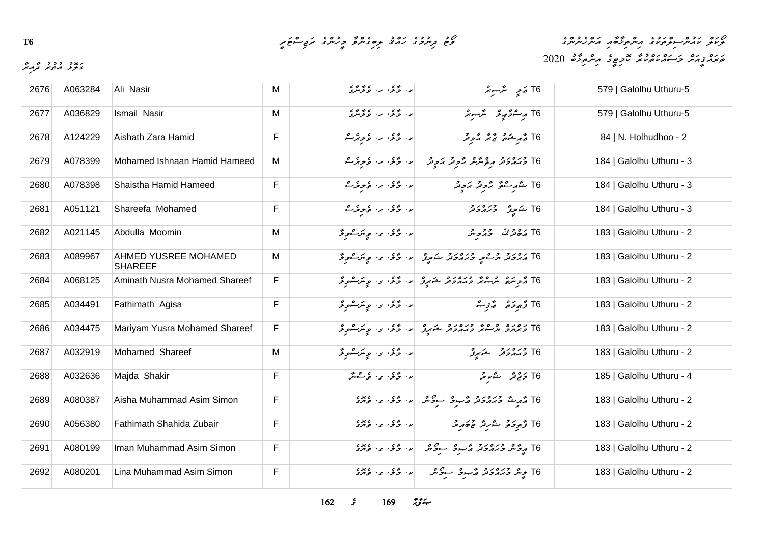| 2676 | A063284 | Ali Nasir | M | ޅ. މާލެ، ހ. ވެލާނާގެ | T6 އަލި ނާސިރު | 579 \| Galolhu Uthuru-5 |
|---|---|---|---|---|---|---|
| 2677 | A036829 | Ismail Nasir | M | ޅ. މާލެ، ހ. ވެލާނާގެ | T6 އިސްމާޢީލް ނާސިރު | 579 \| Galolhu Uthuru-5 |
| 2678 | A124229 | Aishath Zara Hamid | F | ޅ. މާލެ، ހ. ވެލިދޮށް | T6 އައިޝަތު ޒާރާ ހާމިދު | 84 \| N. Holhudhoo - 2 |
| 2679 | A078399 | Mohamed Ishnaan Hamid Hameed | M | ޅ. މާލެ، ހ. ވެލިދޮށް | T6 މުހައްމަދު އިޝްނާން ހާމިދު ހަމީދު | 184 \| Galolhu Uthuru - 3 |
| 2680 | A078398 | Shaistha Hamid Hameed | F | ޅ. މާލެ، ހ. ވެލިދޮށް | T6 ޝައިސްތާ ހާމިދު ހަމީދު | 184 \| Galolhu Uthuru - 3 |
| 2681 | A051121 | Shareefa Mohamed | F | ޅ. މާލެ، ހ. ވެލިދޮށް | T6 ޝަރީފާ މުހައްމަދު | 184 \| Galolhu Uthuru - 3 |
| 2682 | A021145 | Abdulla Moomin | M | ޅ. މާލެ، ގ. ވިނަސްވިލާ | T6 އަބްދުﷲ މޫމިން | 183 \| Galolhu Uthuru - 2 |
| 2683 | A089967 | AHMED YUSREE MOHAMED SHAREEF | M | ޅ. މާލެ، ގ. ވިނަސްވިލާ | T6 އަހުމަދު ޔުސްރީ މުހައްމަދު ޝަރީފު | 183 \| Galolhu Uthuru - 2 |
| 2684 | A068125 | Aminath Nusra Mohamed Shareef | F | ޅ. މާލެ، ގ. ވިނަސްވިލާ | T6 އާމިނަތު ނުސްރާ މުހައްމަދު ޝަރީފު | 183 \| Galolhu Uthuru - 2 |
| 2685 | A034491 | Fathimath Agisa | F | ޅ. މާލެ، ގ. ވިނަސްވިލާ | T6 ފާތިމަތު އާގިސާ | 183 \| Galolhu Uthuru - 2 |
| 2686 | A034475 | Mariyam Yusra Mohamed Shareef | F | ޅ. މާލެ، ގ. ވިނަސްވިލާ | T6 މަރިޔަމް ޔުސްރާ މުހައްމަދު ޝަރީފު | 183 \| Galolhu Uthuru - 2 |
| 2687 | A032919 | Mohamed Shareef | M | ޅ. މާލެ، ގ. ވިނަސްވިލާ | T6 މުހައްމަދު ޝަރީފު | 183 \| Galolhu Uthuru - 2 |
| 2688 | A032636 | Majda Shakir | F | ޅ. މާލެ، ގ. ވެސްޓަން | T6 މަޖްދާ ޝާކިރު | 185 \| Galolhu Uthuru - 4 |
| 2689 | A080387 | Aisha Muhammad Asim Simon | F | ޅ. މާލެ، ގ. ވެރީގެ | T6 އާއިޝާ މުހައްމަދު އާސިމް ސިމޯން | 183 \| Galolhu Uthuru - 2 |
| 2690 | A056380 | Fathimath Shahida Zubair | F | ޅ. މާލެ، ގ. ވެރީގެ | T6 ފާތިމަތު ޝާހިދާ ޒުބައިރު | 183 \| Galolhu Uthuru - 2 |
| 2691 | A080199 | Iman Muhammad Asim Simon | F | ޅ. މާލެ، ގ. ވެރީގެ | T6 އީމާން މުހައްމަދު އާސިމް ސިމޯން | 183 \| Galolhu Uthuru - 2 |
| 2692 | A080201 | Lina Muhammad Asim Simon | F | ޅ. މާލެ، ގ. ވެރީގެ | T6 ލީނާ މުހައްމަދު އާސިމް ސިމޯން | 183 \| Galolhu Uthuru - 2 |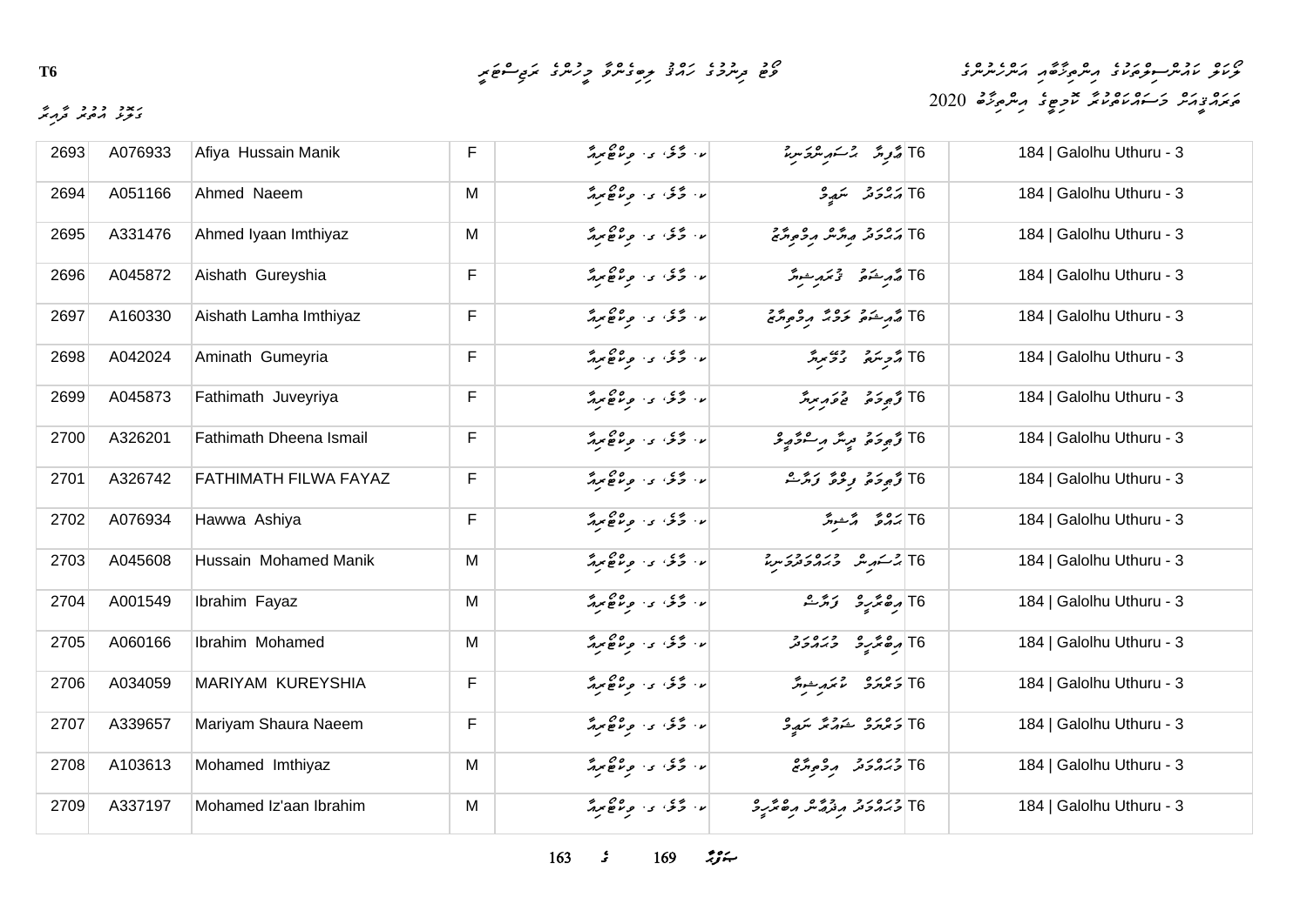| 2693 | A076933 | Afiya Hussain Manik | F | ،، ގާލޮ، ގ. ވިލުނޫޅިދޫ | T6 އާފިޔާ ހުސައިންމަނިކު | 184 \| Galolhu Uthuru - 3 |
|---|---|---|---|---|---|---|
| 2694 | A051166 | Ahmed Naeem | M | ،، ގާލޮ، ގ. ވިލުނޫޅިދޫ | T6 އަހުމަދު ނައީމް | 184 \| Galolhu Uthuru - 3 |
| 2695 | A331476 | Ahmed Iyaan Imthiyaz | M | ،، ގާލޮ، ގ. ވިލުނޫޅިދޫ | T6 އަހުމަދު އިޔާން އިމްތިޔާޒު | 184 \| Galolhu Uthuru - 3 |
| 2696 | A045872 | Aishath Gureyshia | F | ،، ގާލޮ، ގ. ވިލުނޫޅިދޫ | T6 އާއިޝަތު ގުރައިޝިއާ | 184 \| Galolhu Uthuru - 3 |
| 2697 | A160330 | Aishath Lamha Imthiyaz | F | ،، ގާލޮ، ގ. ވިލުނޫޅިދޫ | T6 އާއިޝަތު ލަމްހާ އިމްތިޔާޒު | 184 \| Galolhu Uthuru - 3 |
| 2698 | A042024 | Aminath Gumeyria | F | ،، ގާލޮ، ގ. ވިލުނޫޅިދޫ | T6 އާމިނަތު ގުމޭރިއާ | 184 \| Galolhu Uthuru - 3 |
| 2699 | A045873 | Fathimath Juveyriya | F | ،، ގާލޮ، ގ. ވިލުނޫޅިދޫ | T6 ފާތިމަތު ޖުވައިރިޔާ | 184 \| Galolhu Uthuru - 3 |
| 2700 | A326201 | Fathimath Dheena Ismail | F | ،، ގާލޮ، ގ. ވިލުނޫޅިދޫ | T6 ފާތިމަތު ދީނާ އިސްމާއީލް | 184 \| Galolhu Uthuru - 3 |
| 2701 | A326742 | FATHIMATH FILWA FAYAZ | F | ،، ގާލޮ، ގ. ވިލުނޫޅިދޫ | T6 ފާތިމަތު ފިލްވާ ފަޔާޒު | 184 \| Galolhu Uthuru - 3 |
| 2702 | A076934 | Hawwa Ashiya | F | ،، ގާލޮ، ގ. ވިލުނޫޅިދޫ | T6 ހައްވާ އާޝިޔާ | 184 \| Galolhu Uthuru - 3 |
| 2703 | A045608 | Hussain Mohamed Manik | M | ،، ގާލޮ، ގ. ވިލުނޫޅިދޫ | T6 ހުސައިން މުހައްމަދުމަނިކު | 184 \| Galolhu Uthuru - 3 |
| 2704 | A001549 | Ibrahim Fayaz | M | ،، ގާލޮ، ގ. ވިލުނޫޅިދޫ | T6 އިބްރާހީމް ފަޔާޒު | 184 \| Galolhu Uthuru - 3 |
| 2705 | A060166 | Ibrahim Mohamed | M | ،، ގާލޮ، ގ. ވިލުނޫޅިދޫ | T6 އިބްރާހީމް މުހައްމަދު | 184 \| Galolhu Uthuru - 3 |
| 2706 | A034059 | MARIYAM KUREYSHIA | F | ،، ގާލޮ، ގ. ވިލުނޫޅިދޫ | T6 މަރިޔަމް ކުރައިޝިއާ | 184 \| Galolhu Uthuru - 3 |
| 2707 | A339657 | Mariyam Shaura Naeem | F | ،، ގާލޮ، ގ. ވިލުނޫޅިދޫ | T6 މަރިޔަމް ޝައުރާ ނައީމް | 184 \| Galolhu Uthuru - 3 |
| 2708 | A103613 | Mohamed Imthiyaz | M | ،، ގާލޮ، ގ. ވިލުނޫޅިދޫ | T6 މުހައްމަދު އިމްތިޔާޒު | 184 \| Galolhu Uthuru - 3 |
| 2709 | A337197 | Mohamed Iz'aan Ibrahim | M | ،، ގާލޮ، ގ. ވިލުނޫޅިދޫ | T6 މުހައްމަދު އިޒްޢާން އިބްރާހީމް | 184 \| Galolhu Uthuru - 3 |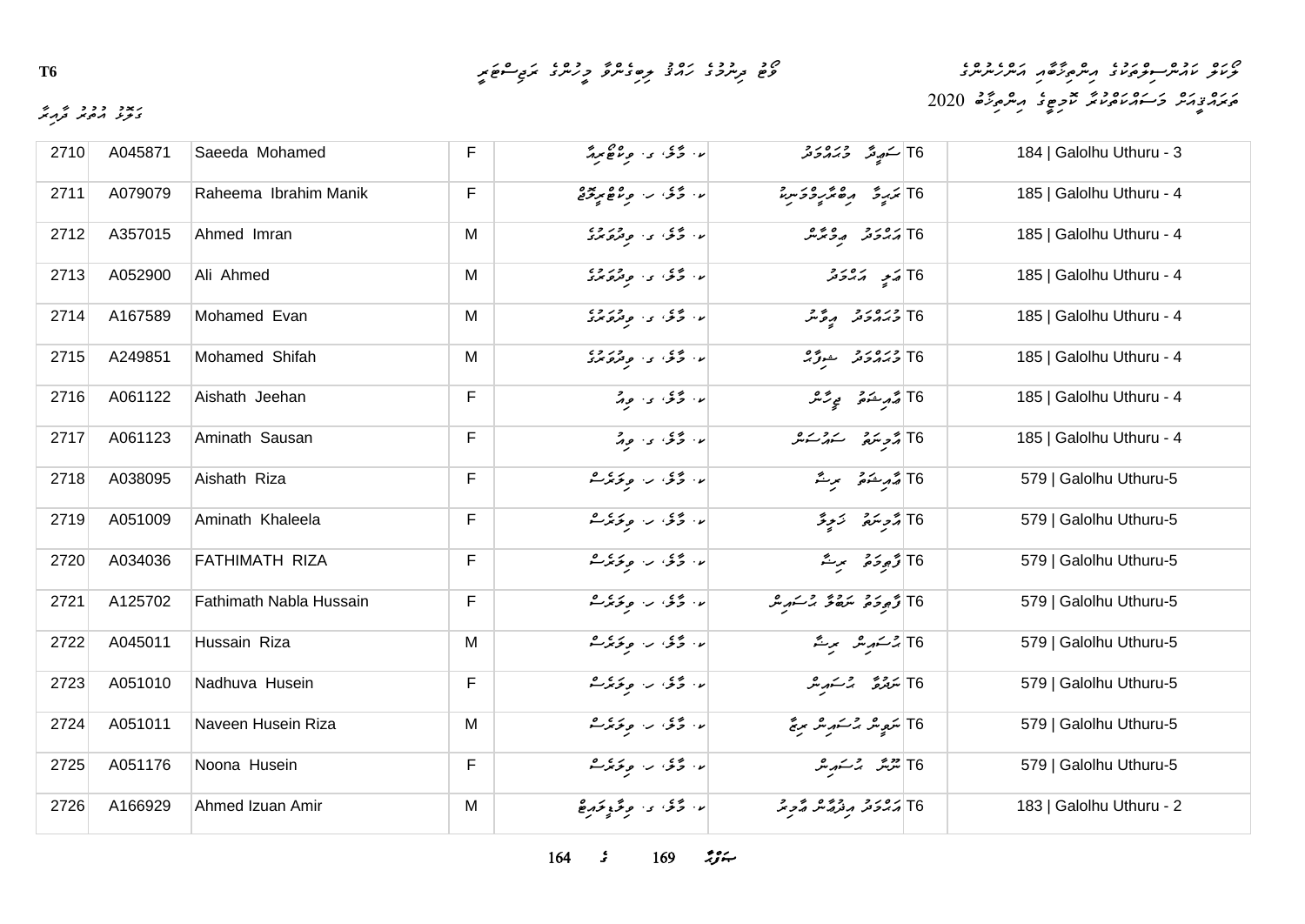| 2710 | A045871 | Saeeda Mohamed | F | ، وَّتْ، ی، ویرع بروژ | T6 سَمرِمَّد وَبَرْدُونَرْ | 184 \| Galolhu Uthuru - 3 |
|---|---|---|---|---|---|---|
| 2711 | A079079 | Raheema Ibrahim Manik | F | ، وَّتْ، ر، وِیرع برِوَّرْعْ | T6 بَربِرَّ مِرْھَمَّرِدِدَسِرِ | 185 \| Galolhu Uthuru - 4 |
| 2712 | A357015 | Ahmed Imran | M | ، وَّتْ، ی، وِتْروَبْری | T6 مَدْدَوْتَر مِدْمَّرْشْ | 185 \| Galolhu Uthuru - 4 |
| 2713 | A052900 | Ali Ahmed | M | ، وَّتْ، ی، وِتْروَبْری | T6 مَعِ مَدْدَوْتَر | 185 \| Galolhu Uthuru - 4 |
| 2714 | A167589 | Mohamed Evan | M | ، وَّتْ، ی، وِتْروَبْری | T6 وَبَرْدُونَرْ مِدَّسْ | 185 \| Galolhu Uthuru - 4 |
| 2715 | A249851 | Mohamed Shifah | M | ، وَّتْ، ی، وِتْروَبْری | T6 وَبَرْدُونَرْ شِرْوَّرْ | 185 \| Galolhu Uthuru - 4 |
| 2716 | A061122 | Aishath Jeehan | F | ، وَّتْ، ی، وِرْ | T6 مَّرِسْنَعْ مِرِّسْ | 185 \| Galolhu Uthuru - 4 |
| 2717 | A061123 | Aminath Sausan | F | ، وَّتْ، ی، وِرْ | T6 مَّرِسَعْ سَمْرُسَسْ | 185 \| Galolhu Uthuru - 4 |
| 2718 | A038095 | Aishath Riza | F | ، وَّتْ، ر، وِوَبَرْسْ | T6 مَّرِسْنَعْ مِرِسَّ | 579 \| Galolhu Uthuru-5 |
| 2719 | A051009 | Aminath Khaleela | F | ، وَّتْ، ر، وِوَبَرْسْ | T6 مَّرِسَعْ زَرِوَّ | 579 \| Galolhu Uthuru-5 |
| 2720 | A034036 | FATHIMATH RIZA | F | ، وَّتْ، ر، وِوَبَرْسْ | T6 وَّجِوَعْ مِرِسَّ | 579 \| Galolhu Uthuru-5 |
| 2721 | A125702 | Fathimath Nabla Hussain | F | ، وَّتْ، ر، وِوَبَرْسْ | T6 وَّجِوَعْ سَرْھَوَّ بُرْسَمرِسْ | 579 \| Galolhu Uthuru-5 |
| 2722 | A045011 | Hussain Riza | M | ، وَّتْ، ر، وِوَبَرْسْ | T6 بُرْسَمرِسْ مِرِسَّ | 579 \| Galolhu Uthuru-5 |
| 2723 | A051010 | Nadhuva Husein | F | ، وَّتْ، ر، وِوَبَرْسْ | T6 سَرْتَرَّ بُرْسَمرِسْ | 579 \| Galolhu Uthuru-5 |
| 2724 | A051011 | Naveen Husein Riza | M | ، وَّتْ، ر، وِوَبَرْسْ | T6 سَمِسْ بُرْسَمرِسْ مِرِجَّ | 579 \| Galolhu Uthuru-5 |
| 2725 | A051176 | Noona Husein | F | ، وَّتْ، ر، وِوَبَرْسْ | T6 تْرْسَّ بُرْسَمرِسْ | 579 \| Galolhu Uthuru-5 |
| 2726 | A166929 | Ahmed Izuan Amir | M | ، وَّتْ، ی، وِوَّجِوَمرِعْ | T6 مَدْدَوْتَر مِتْرَمَّسْ مَّوِبْر | 183 \| Galolhu Uthuru - 2 |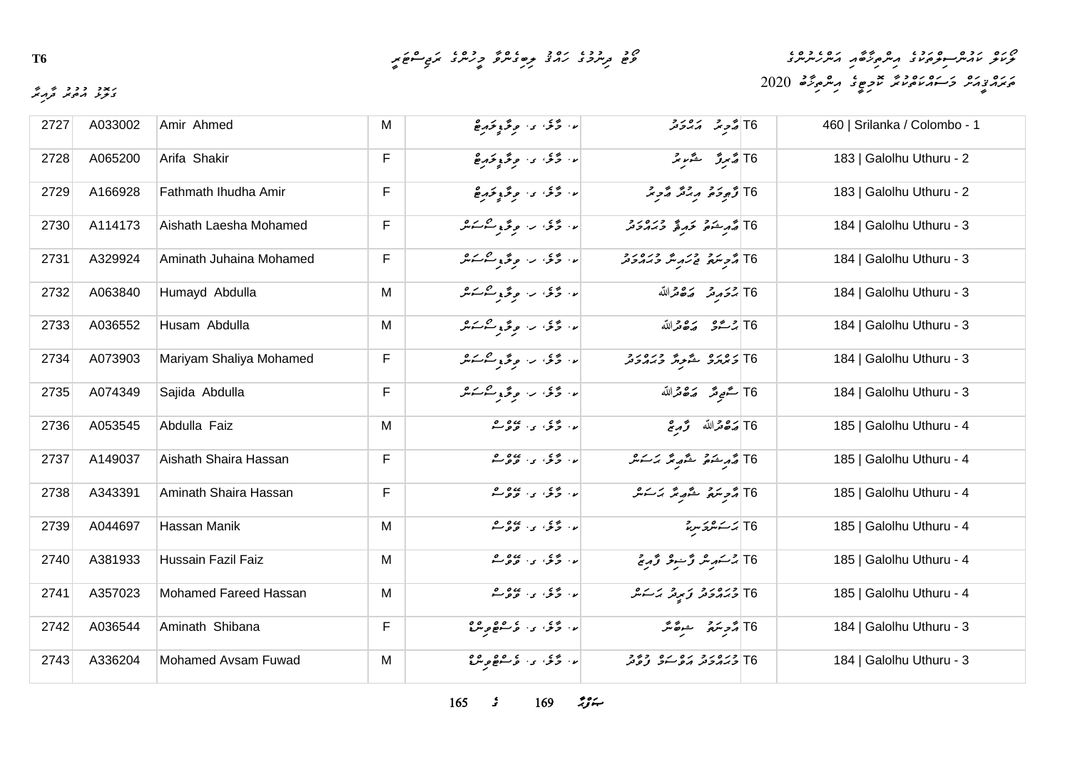| 2727 | A033002 | Amir Ahmed | M | ޅ. މާލެ، ގ. ވިލާފަރުވާ | T6 އާމިރު އަޙްމަދު | 460 \| Srilanka / Colombo - 1 |
|---|---|---|---|---|---|---|
| 2728 | A065200 | Arifa Shakir | F | ޅ. މާލެ، ގ. ވިލާފަރުވާ | T6 އާރިފާ ޝާކިރު | 183 \| Galolhu Uthuru - 2 |
| 2729 | A166928 | Fathmath Ihudha Amir | F | ޅ. މާލެ، ގ. ވިލާފަރުވާ | T6 ފާތިމަތު އިހުދާ އާމިރު | 183 \| Galolhu Uthuru - 2 |
| 2730 | A114173 | Aishath Laesha Mohamed | F | ޅ. މާލެ، ހ. ވިލާވިސްޓަން | T6 އާއިޝަތު ލައިޝާ މުޙައްމަދު | 184 \| Galolhu Uthuru - 3 |
| 2731 | A329924 | Aminath Juhaina Mohamed | F | ޅ. މާލެ، ހ. ވިލާވިސްޓަން | T6 އާމިނަތު ޖުހައިނާ މުޙައްމަދު | 184 \| Galolhu Uthuru - 3 |
| 2732 | A063840 | Humayd Abdulla | M | ޅ. މާލެ، ހ. ވިލާވިސްޓަން | T6 ހުމައިދު އަބްދުﷲ | 184 \| Galolhu Uthuru - 3 |
| 2733 | A036552 | Husam Abdulla | M | ޅ. މާލެ، ހ. ވިލާވިސްޓަން | T6 ހުސާމް އަބްދުﷲ | 184 \| Galolhu Uthuru - 3 |
| 2734 | A073903 | Mariyam Shaliya Mohamed | F | ޅ. މާލެ، ހ. ވިލާވިސްޓަން | T6 މަރިޔަމް ޝާލިޔާ މުޙައްމަދު | 184 \| Galolhu Uthuru - 3 |
| 2735 | A074349 | Sajida Abdulla | F | ޅ. މާލެ، ހ. ވިލާވިސްޓަން | T6 ސާޖިދާ އަބްދުﷲ | 184 \| Galolhu Uthuru - 3 |
| 2736 | A053545 | Abdulla Faiz | M | ޅ. މާލެ، ގ. ވޮވޮސް | T6 އަބްދުﷲ ފާއިޒު | 185 \| Galolhu Uthuru - 4 |
| 2737 | A149037 | Aishath Shaira Hassan | F | ޅ. މާލެ، ގ. ވޮވޮސް | T6 އާއިޝަތު ޝާއިރާ ހަސަން | 185 \| Galolhu Uthuru - 4 |
| 2738 | A343391 | Aminath Shaira Hassan | F | ޅ. މާލެ، ގ. ވޮވޮސް | T6 އާމިނަތު ޝާއިރާ ހަސަން | 185 \| Galolhu Uthuru - 4 |
| 2739 | A044697 | Hassan Manik | M | ޅ. މާލެ، ގ. ވޮވޮސް | T6 ހަސަންމަނިކު | 185 \| Galolhu Uthuru - 4 |
| 2740 | A381933 | Hussain Fazil Faiz | M | ޅ. މާލެ، ގ. ވޮވޮސް | T6 ހުސައިން ފާޒިލް ފާއިޒު | 185 \| Galolhu Uthuru - 4 |
| 2741 | A357023 | Mohamed Fareed Hassan | M | ޅ. މާލެ، ގ. ވޮވޮސް | T6 މުޙައްމަދު ފަރީދު ހަސަން | 185 \| Galolhu Uthuru - 4 |
| 2742 | A036544 | Aminath Shibana | F | ޅ. މާލެ، ގ. ވެސްޓްވިންޑް | T6 އާމިނަތު ޝިބާނާ | 184 \| Galolhu Uthuru - 3 |
| 2743 | A336204 | Mohamed Avsam Fuwad | M | ޅ. މާލެ، ގ. ވެސްޓްވިންޑް | T6 މުޙައްމަދު އަވްސަމް ފުވާދު | 184 \| Galolhu Uthuru - 3 |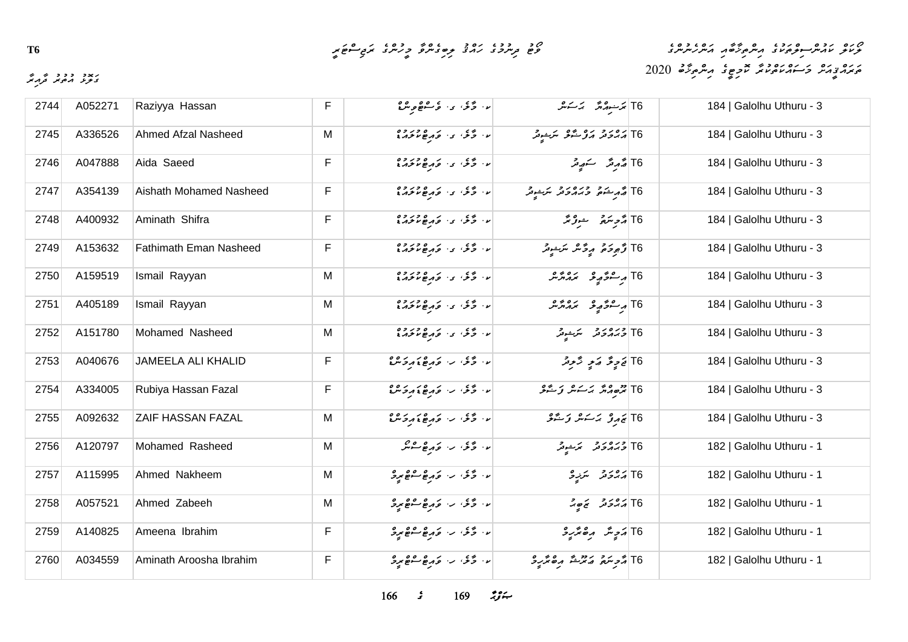| 2744 | A052271 | Raziyya Hassan | F | ޅ. މާލެ، ގ. ވާސްތުވިންޑް | T6 ރަޒިއްޔާ ޙަސަން | 184 \| Galolhu Uthuru - 3 |
|---|---|---|---|---|---|---|
| 2745 | A336526 | Ahmed Afzal Nasheed | M | ޅ. މާލެ، ގ. ވައިޓްކޯރަލް | T6 އަޙްމަދު އަފްޟަލް ނަޝީދު | 184 \| Galolhu Uthuru - 3 |
| 2746 | A047888 | Aida Saeed | F | ޅ. މާލެ، ގ. ވައިޓްކޯރަލް | T6 އާއިދާ ސައީދު | 184 \| Galolhu Uthuru - 3 |
| 2747 | A354139 | Aishath Mohamed Nasheed | F | ޅ. މާލެ، ގ. ވައިޓްކޯރަލް | T6 އާއިޝަތު މުޙައްމަދު ނަޝީދު | 184 \| Galolhu Uthuru - 3 |
| 2748 | A400932 | Aminath Shifra | F | ޅ. މާލެ، ގ. ވައިޓްކޯރަލް | T6 އާމިނަތު ޝިފްރާ | 184 \| Galolhu Uthuru - 3 |
| 2749 | A153632 | Fathimath Eman Nasheed | F | ޅ. މާލެ، ގ. ވައިޓްކޯރަލް | T6 ފާތިމަތު އީމާން ނަޝީދު | 184 \| Galolhu Uthuru - 3 |
| 2750 | A159519 | Ismail Rayyan | M | ޅ. މާލެ، ގ. ވައިޓްކޯރަލް | T6 އިސްމާޢީލް ރައްޔާން | 184 \| Galolhu Uthuru - 3 |
| 2751 | A405189 | Ismail Rayyan | M | ޅ. މާލެ، ގ. ވައިޓްކޯރަލް | T6 އިސްމާޢީލް ރައްޔާން | 184 \| Galolhu Uthuru - 3 |
| 2752 | A151780 | Mohamed Nasheed | M | ޅ. މާލެ، ގ. ވައިޓްކޯރަލް | T6 މުޙައްމަދު ނަޝީދު | 184 \| Galolhu Uthuru - 3 |
| 2753 | A040676 | JAMEELA ALI KHALID | F | ޅ. މާލެ، ހ. ވައިޓްޑައިމަންޑް | T6 ޖަމީލާ އަލީ ޚާލިދު | 184 \| Galolhu Uthuru - 3 |
| 2754 | A334005 | Rubiya Hassan Fazal | F | ޅ. މާލެ، ހ. ވައިޓްޑައިމަންޑް | T6 ރުބިއްޔާ ޙަސަން ފަޟަލް | 184 \| Galolhu Uthuru - 3 |
| 2755 | A092632 | ZAIF HASSAN FAZAL | M | ޅ. މާލެ، ހ. ވައިޓްޑައިމަންޑް | T6 ޒައިފު ޙަސަން ފަޟަލް | 184 \| Galolhu Uthuru - 3 |
| 2756 | A120797 | Mohamed Rasheed | M | ޅ. މާލެ، ހ. ވައިޓްސަން | T6 މުޙައްމަދު ރަޝީދު | 182 \| Galolhu Uthuru - 1 |
| 2757 | A115995 | Ahmed Nakheem | M | ޅ. މާލެ، ހ. ވައިޓްސްޓޯރމް | T6 އަޙްމަދު ނަޚީމް | 182 \| Galolhu Uthuru - 1 |
| 2758 | A057521 | Ahmed Zabeeh | M | ޅ. މާލެ، ހ. ވައިޓްސްޓޯރމް | T6 އަޙްމަދު ޒަބީޙް | 182 \| Galolhu Uthuru - 1 |
| 2759 | A140825 | Ameena Ibrahim | F | ޅ. މާލެ، ހ. ވައިޓްސްޓޯރމް | T6 އަމީނާ އިބްރާހީމް | 182 \| Galolhu Uthuru - 1 |
| 2760 | A034559 | Aminath Aroosha Ibrahim | F | ޅ. މާލެ، ހ. ވައިޓްސްޓޯރމް | T6 އާމިނަތު އަރޫޝާ އިބްރާހީމް | 182 \| Galolhu Uthuru - 1 |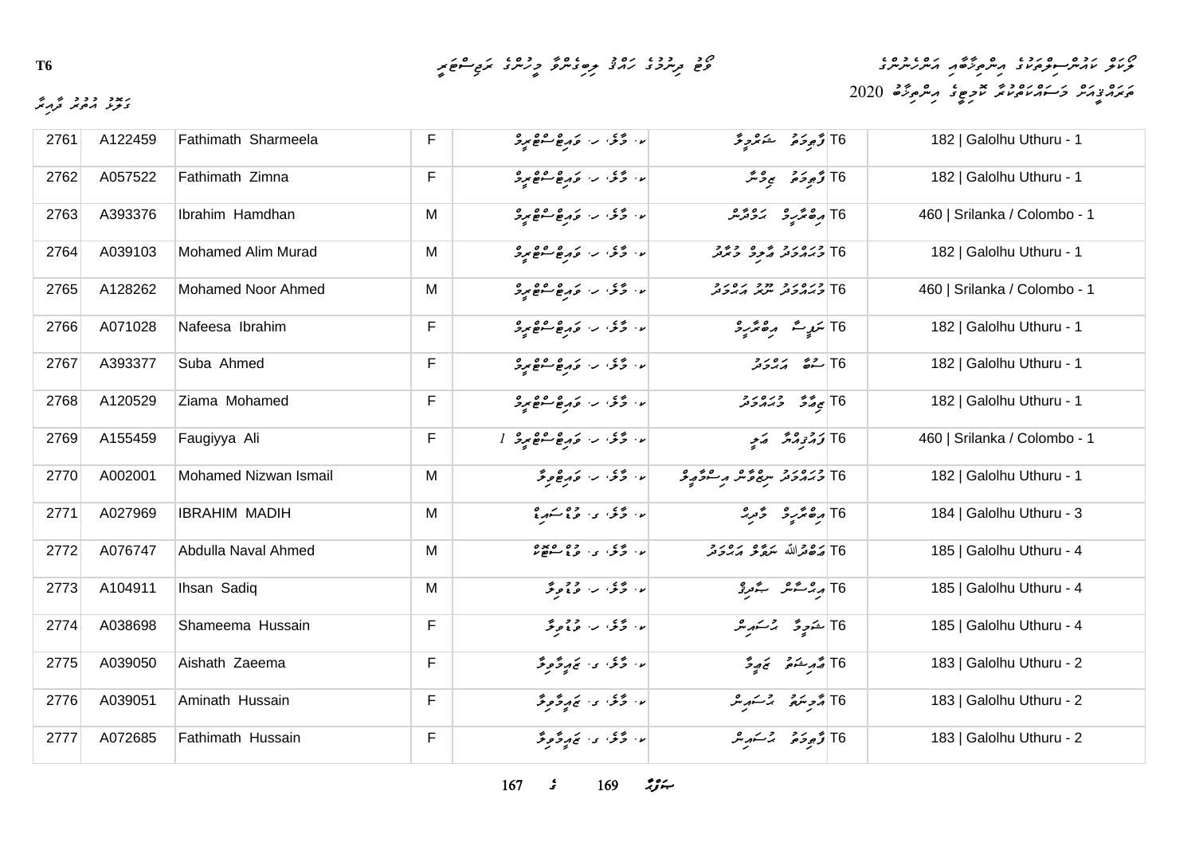| 2761 | A122459 | Fathimath Sharmeela | F | ށ. މާޅ، ހ. ގައިރޯސްބީވް | T6 ފާތިމަތު ޝަރުމީލާ | 182 \| Galolhu Uthuru - 1 |
|---|---|---|---|---|---|---|
| 2762 | A057522 | Fathimath Zimna | F | ށ. މާޅ، ހ. ގައިރޯސްބީވް | T6 ފާތިމަތު ޒިމްނާ | 182 \| Galolhu Uthuru - 1 |
| 2763 | A393376 | Ibrahim Hamdhan | M | ށ. މާޅ، ހ. ގައިރޯސްބީވް | T6 އިބްރާހީމް ހަމްދާން | 460 \| Srilanka / Colombo - 1 |
| 2764 | A039103 | Mohamed Alim Murad | M | ށ. މާޅ، ހ. ގައިރޯސްބީވް | T6 މުހައްމަދު އާލިމް މުރާދު | 182 \| Galolhu Uthuru - 1 |
| 2765 | A128262 | Mohamed Noor Ahmed | M | ށ. މާޅ، ހ. ގައިރޯސްބީވް | T6 މުހައްމަދު ނޫރު އަހުމަދު | 460 \| Srilanka / Colombo - 1 |
| 2766 | A071028 | Nafeesa Ibrahim | F | ށ. މާޅ، ހ. ގައިރޯސްބީވް | T6 ނަފީސާ އިބްރާހީމް | 182 \| Galolhu Uthuru - 1 |
| 2767 | A393377 | Suba Ahmed | F | ށ. މާޅ، ހ. ގައިރޯސްބީވް | T6 ސުބާ އަހުމަދު | 182 \| Galolhu Uthuru - 1 |
| 2768 | A120529 | Ziama Mohamed | F | ށ. މާޅ، ހ. ގައިރޯސްބީވް | T6 ޒިއާމާ މުހައްމަދު | 182 \| Galolhu Uthuru - 1 |
| 2769 | A155459 | Faugiyya Ali | F | ށ. މާޅ، ހ. ގައިރޯސްބީވް 1 | T6 ފައުޤިއްޔާ ޢަލީ | 460 \| Srilanka / Colombo - 1 |
| 2770 | A002001 | Mohamed Nizwan Ismail | M | ށ. މާޅ، ހ. ގައިރޯވިލާ | T6 މުހައްމަދު ނިޒްވާން އިސްމާޢީލް | 182 \| Galolhu Uthuru - 1 |
| 2771 | A027969 | IBRAHIM MADIH | M | ށ. މާޅ، ގ. މޫނުސަރައި | T6 އިބްރާހީމް މާދިޙް | 184 \| Galolhu Uthuru - 3 |
| 2772 | A076747 | Abdulla Naval Ahmed | M | ށ. މާޅ، ގ. މޫނުސްޓޯރ | T6 އަބްދުﷲ ނަވާލް އަހުމަދު | 185 \| Galolhu Uthuru - 4 |
| 2773 | A104911 | Ihsan Sadiq | M | ށ. މާޅ، ހ. މޫނުވިލާ | T6 އިޙްސާން ޞާދިޤް | 185 \| Galolhu Uthuru - 4 |
| 2774 | A038698 | Shameema Hussain | F | ށ. މާޅ، ހ. މޫނުވިލާ | T6 ޝަމީމާ ޙުސައިން | 185 \| Galolhu Uthuru - 4 |
| 2775 | A039050 | Aishath Zaeema | F | ށ. މާޅ، ގ. ޖަމީލާވިލާ | T6 އާއިޝަތު ޒަޢީމާ | 183 \| Galolhu Uthuru - 2 |
| 2776 | A039051 | Aminath Hussain | F | ށ. މާޅ، ގ. ޖަމީލާވިލާ | T6 އާމިނަތު ޙުސައިން | 183 \| Galolhu Uthuru - 2 |
| 2777 | A072685 | Fathimath Hussain | F | ށ. މާޅ، ގ. ޖަމީލާވިލާ | T6 ފާތިމަތު ޙުސައިން | 183 \| Galolhu Uthuru - 2 |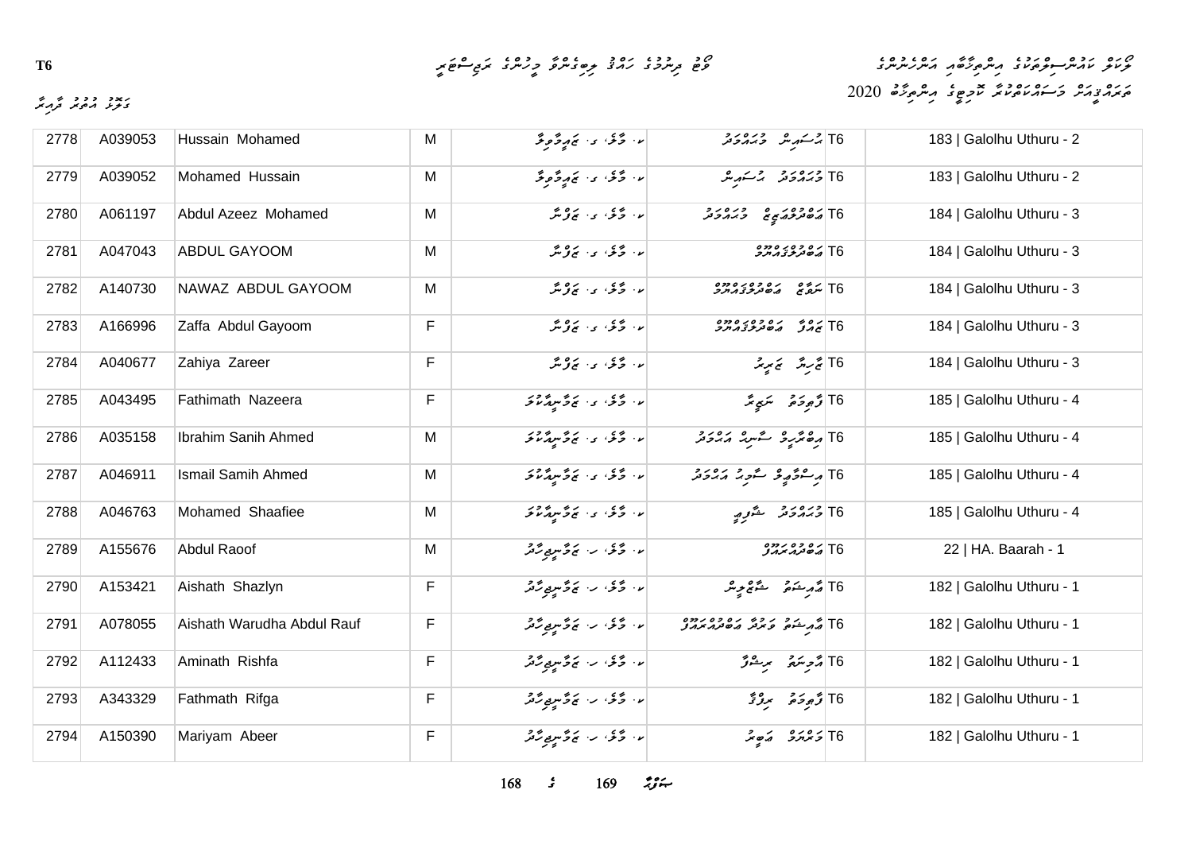| 2778 | A039053 | Hussain Mohamed | M | ނ. މާލެ، ގ. ޗަނދާނީގެ | T6 ހުސައިން މުހައްމަދު | 183 \| Galolhu Uthuru - 2 |
|---|---|---|---|---|---|---|
| 2779 | A039052 | Mohamed Hussain | M | ނ. މާލެ، ގ. ޗަނދާނީގެ | T6 މުހައްމަދު ހުސައިން | 183 \| Galolhu Uthuru - 2 |
| 2780 | A061197 | Abdul Azeez Mohamed | M | ނ. މާލެ، ގ. ޗަވާން | T6 އަބްދުލްއަޒީޒު މުހައްމަދު | 184 \| Galolhu Uthuru - 3 |
| 2781 | A047043 | ABDUL GAYOOM | M | ނ. މާލެ، ގ. ޗަވާން | T6 އަބްދުލްގައްޔޫމް | 184 \| Galolhu Uthuru - 3 |
| 2782 | A140730 | NAWAZ ABDUL GAYOOM | M | ނ. މާލެ، ގ. ޗަވާން | T6 ނަވާޒް އަބްދުލްގައްޔޫމް | 184 \| Galolhu Uthuru - 3 |
| 2783 | A166996 | Zaffa Abdul Gayoom | F | ނ. މާލެ، ގ. ޗަވާން | T6 ޒައްފާ އަބްދުލްގައްޔޫމް | 184 \| Galolhu Uthuru - 3 |
| 2784 | A040677 | Zahiya Zareer | F | ނ. މާލެ، ގ. ޗަވާން | T6 ޒާހިޔާ ޒަރީރު | 184 \| Galolhu Uthuru - 3 |
| 2785 | A043495 | Fathimath Nazeera | F | ނ. މާލެ، ގ. ޗަމްޕިއަންސް | T6 ފާތިމަތު ނަޒީރާ | 185 \| Galolhu Uthuru - 4 |
| 2786 | A035158 | Ibrahim Sanih Ahmed | M | ނ. މާލެ، ގ. ޗަމްޕިއަންސް | T6 އިބްރާހީމް ސާނިހް އަހުމަދު | 185 \| Galolhu Uthuru - 4 |
| 2787 | A046911 | Ismail Samih Ahmed | M | ނ. މާލެ، ގ. ޗަމްޕިއަންސް | T6 އިސްމާޢީލް ސާމިހު އަހުމަދު | 185 \| Galolhu Uthuru - 4 |
| 2788 | A046763 | Mohamed Shaafiee | M | ނ. މާލެ، ގ. ޗަމްޕިއަންސް | T6 މުހައްމަދު ޝާފިޢީ | 185 \| Galolhu Uthuru - 4 |
| 2789 | A155676 | Abdul Raoof | M | ނ. މާލެ، ހ. ޗަމްޕިއަންޑް | T6 އަބްދުއްރައޫފް | 22 \| HA. Baarah - 1 |
| 2790 | A153421 | Aishath Shazlyn | F | ނ. މާލެ، ހ. ޗަމްޕިއަންޑް | T6 އައިޝަތު ޝަޒްލިން | 182 \| Galolhu Uthuru - 1 |
| 2791 | A078055 | Aishath Warudha Abdul Rauf | F | ނ. މާލެ، ހ. ޗަމްޕިއަންޑް | T6 އައިޝަތު ވަރުދާ އަބްދުއްރައޫފް | 182 \| Galolhu Uthuru - 1 |
| 2792 | A112433 | Aminath Rishfa | F | ނ. މާލެ، ހ. ޗަމްޕިއަންޑް | T6 އާމިނަތު ރިޝްފާ | 182 \| Galolhu Uthuru - 1 |
| 2793 | A343329 | Fathmath Rifga | F | ނ. މާލެ، ހ. ޗަމްޕިއަންޑް | T6 ފާތިމަތު ރިފްގާ | 182 \| Galolhu Uthuru - 1 |
| 2794 | A150390 | Mariyam Abeer | F | ނ. މާލެ، ހ. ޗަމްޕިއަންޑް | T6 މަރިޔަމް އަބީރު | 182 \| Galolhu Uthuru - 1 |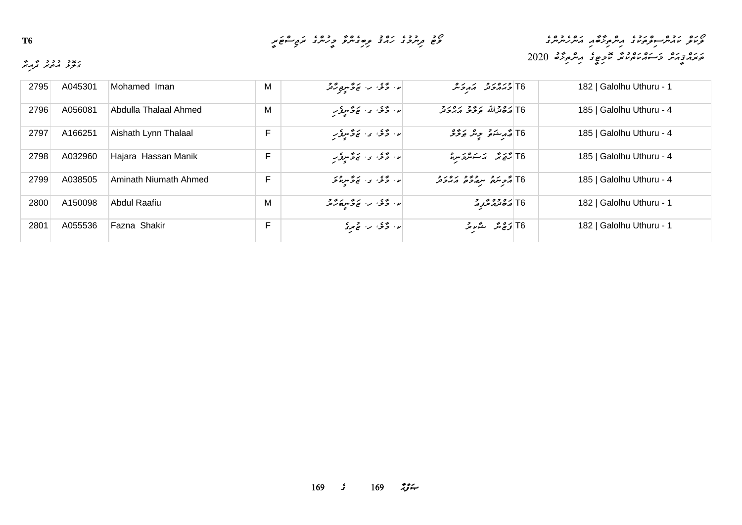ވޯޓަރުން ކަރުދާސް ލިބިގަންނަ ރަށްތަކުގެ ބޭރުން ވޯޓު ލާން ރަޖިސްޓަރީ ކުރި ފަރާތްތަކުގެ ލިސްޓު 2020 ވަނަ އަހަރު ބާއްވާ ޖަޒީރާ ކައުންސިލް އިންތިޚާބު T6

ގަލޮޅު އުތުރު ދާއިރާ

| | | | | | | | |
|---|---|---|---|---|---|---|---|
| 2795 | A045301 | Mohamed Iman | M | ކ. މާލެ، ހ. ޖަވާހިރުމާގެ | ޝަމްނާޒް ސަލީމް T6 | 182 \| Galolhu Uthuru - 1 |
| 2796 | A056081 | Abdulla Thalaal Ahmed | M | ކ. މާލެ، ގ. ޖަވާހިރުގެ | އަބްދުﷲ ތަލާލް އަޙްމަދު T6 | 185 \| Galolhu Uthuru - 4 |
| 2797 | A166251 | Aishath Lynn Thalaal | F | ކ. މާލެ، ގ. ޖަވާހިރުގެ | އައިށަތު ލިން ތަލާލް T6 | 185 \| Galolhu Uthuru - 4 |
| 2798 | A032960 | Hajara Hassan Manik | F | ކ. މާލެ، ގ. ޖަވާހިރުގެ | ހާޖަރާ ޙަސަންމަނިކު T6 | 185 \| Galolhu Uthuru - 4 |
| 2799 | A038505 | Aminath Niumath Ahmed | F | ކ. މާލެ، ގ. ޖަވާހިރުވަތަ | އާމިނަތު ނިޢުމަތު އަޙްމަދު T6 | 185 \| Galolhu Uthuru - 4 |
| 2800 | A150098 | Abdul Raafiu | M | ކ. މާލެ، ހ. ޖަވާހިރުބަހާރު | އަބްދުއްރާފިޢު T6 | 182 \| Galolhu Uthuru - 1 |
| 2801 | A055536 | Fazna Shakir | F | ކ. މާލެ، ހ. ޖެހިލީ | ފަޒްނާ ޝާކިރު T6 | 182 \| Galolhu Uthuru - 1 |